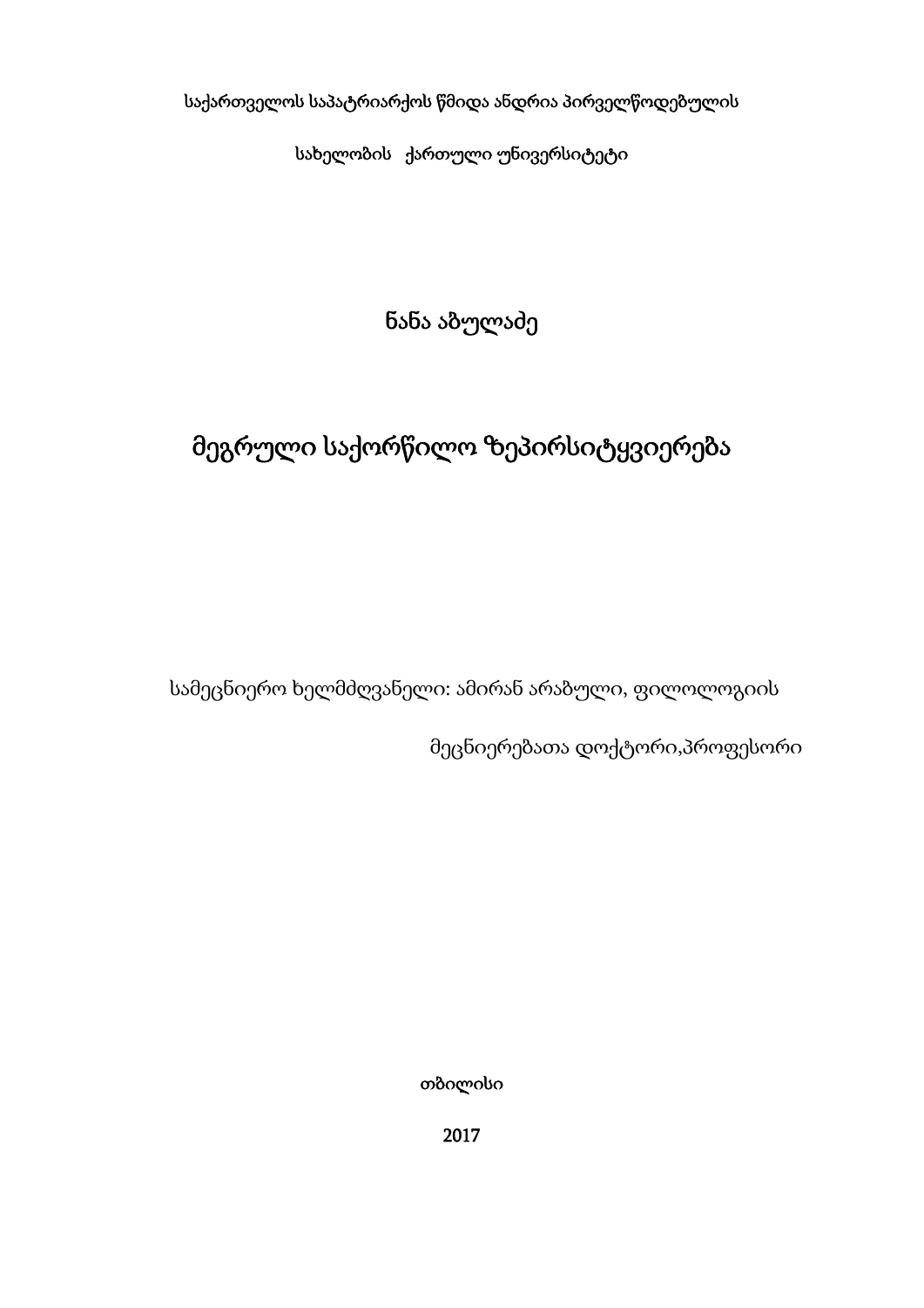საქართველოს საპატრიარქოს წმიდა ანდრია პირველწოდებულის

სახელობის ქართული უნივერსიტეტი

ნანა აბულაძე

# მეგრული საქორწილო ზეპირსიტყვიერება

სამეცნიერო ხელმძღვანელი: ამირან არაბული, ფილოლოგიის

მეცნიერებათა დოქტორი,პროფესორი

თბილისი

2017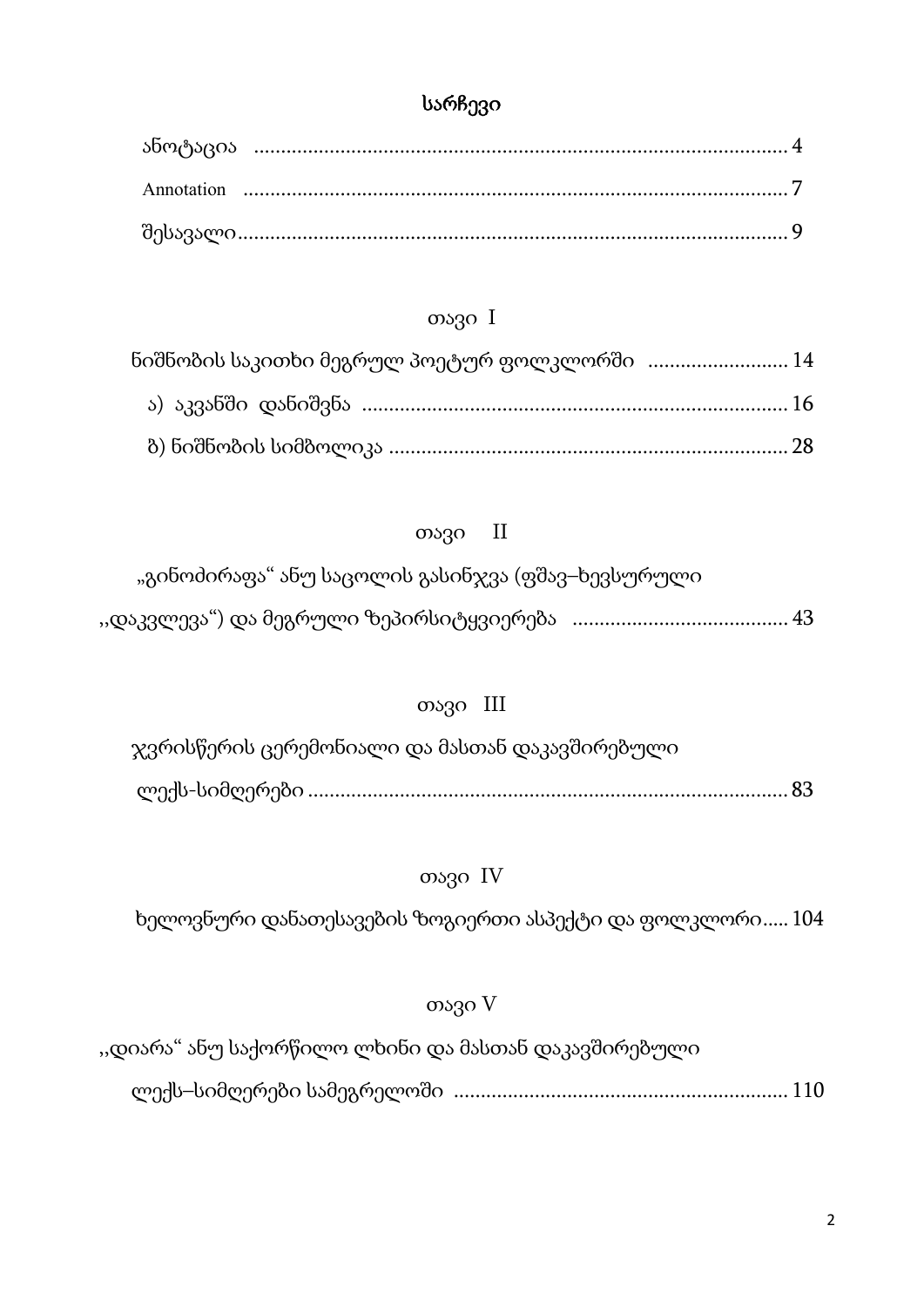# სარჩევი

ანოტაცია ....................................................................................................... 4

Annotation ..................................................................................................... 7

შესავალი........................................................................................................ 9

თავი I

ნიშნობის საკითხი მეგრულ პოეტურ ფოლკლორში .......................... 14

ა) აკვანში დანიშვნა .............................................................................. 16

ბ) ნიშნობის სიმბოლიკა ......................................................................... 28

თავი II

„გინოძირაფა“ ანუ საცოლის გასინჯვა (ფშავ–ხევსურული ,,დაკვლევა“) და მეგრული ზეპირსიტყვიერება ....................................... 43

თავი III

ჯვრისწერის ცერემონიალი და მასთან დაკავშირებული ლექს-სიმღერები ....................................................................................... 83

თავი IV

ხელოვნური დანათესავების ზოგიერთი ასპექტი და ფოლკლორი..... 104

თავი V

,,დიარა“ ანუ საქორწილო ლხინი და მასთან დაკავშირებული ლექს–სიმღერები სამეგრელოში ............................................................ 110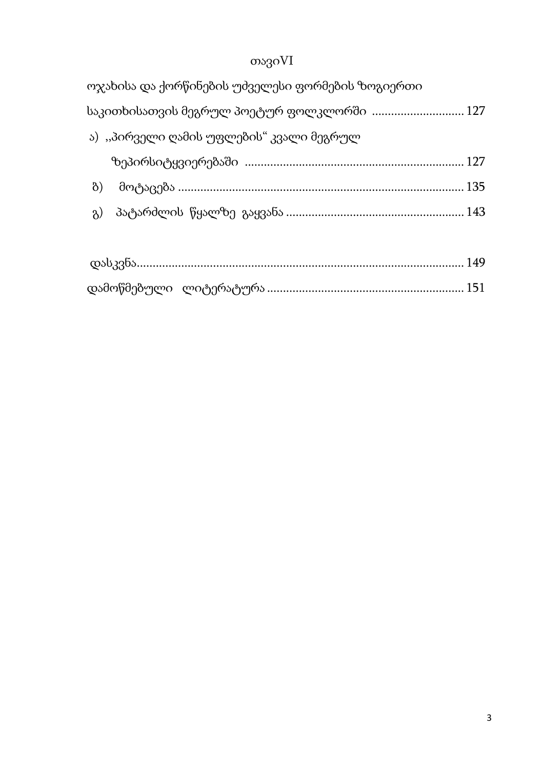თავიVI

ოჯახისა და ქორწინების უძველესი ფორმების ზოგიერთი საკითხისათვის მეგრულ პოეტურ ფოლკლორში ............................ 127

ა) ,,პირველი ღამის უფლების" კვალი მეგრულ ზეპირსიტყვიერებაში ..................................................................... 127

ბ) მოტაცება ......................................................................................... 135

გ) პატარძლის წყალზე გაყვანა ......................................................... 143

დასკვნა...................................................................................................... 149

დამოწმებული ლიტერატურა ............................................................. 151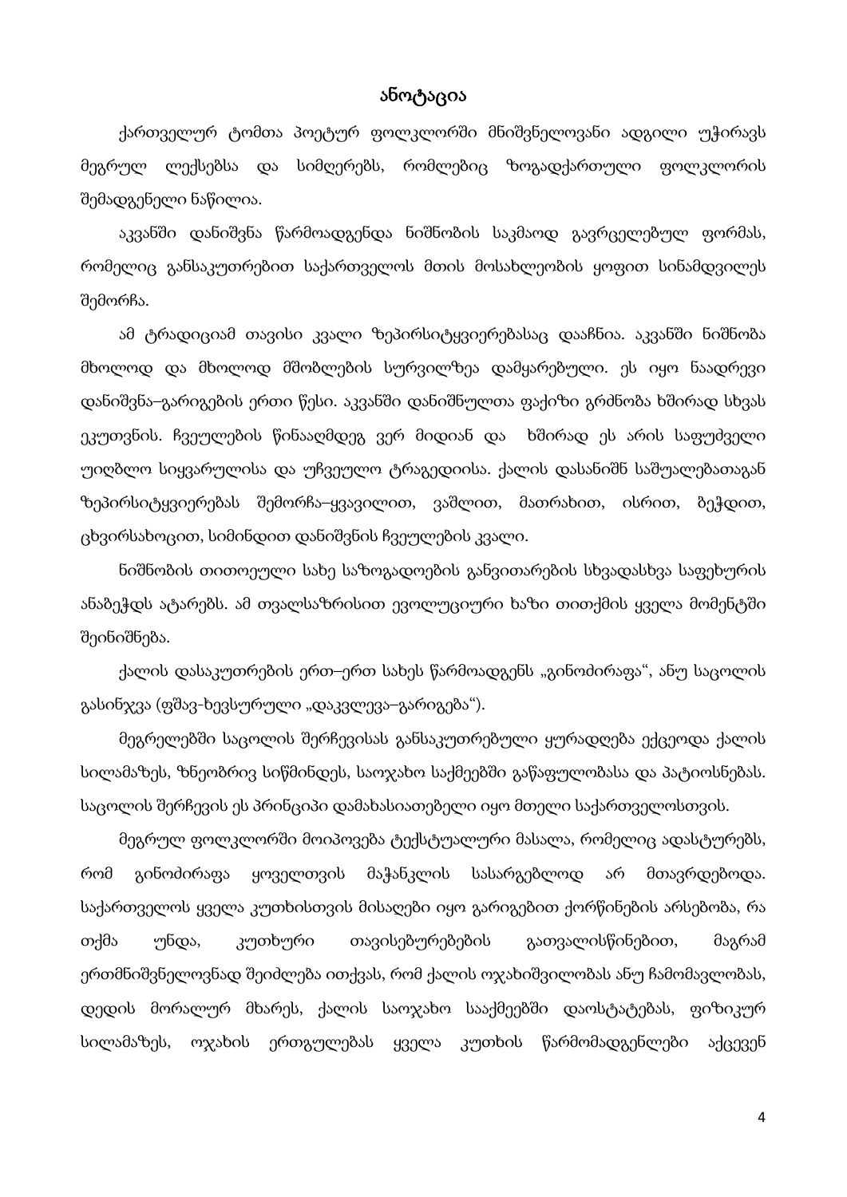# ანოტაცია

ქართველურ ტომთა პოეტურ ფოლკლორში მნიშვნელოვანი ადგილი უჭირავს მეგრულ ლექსებსა და სიმღერებს, რომლებიც ზოგადქართული ფოლკლორის შემადგენელი ნაწილია.

აკვანში დანიშვნა წარმოადგენდა ნიშნობის საკმაოდ გავრცელებულ ფორმას, რომელიც განსაკუთრებით საქართველოს მთის მოსახლეობის ყოფით სინამდვილეს შემორჩა.

ამ ტრადიციამ თავისი კვალი ზეპირსიტყვიერებასაც დააჩნია. აკვანში ნიშნობა მხოლოდ და მხოლოდ მშობლების სურვილზეა დამყარებული. ეს იყო ნაადრევი დანიშვნა–გარიგების ერთი წესი. აკვანში დანიშნულთა ფაქიზი გრძნობა ხშირად სხვას ეკუთვნის. ჩვეულების წინააღმდეგ ვერ მიდიან და ხშირად ეს არის საფუძველი უიღბლო სიყვარულისა და უჩვეულო ტრაგედიისა. ქალის დასანიშნ საშუალებათაგან ზეპირსიტყვიერებას შემორჩა–ყვავილით, ვაშლით, მათრახით, ისრით, ბეჭდით, ცხვირსახოცით, სიმინდით დანიშვნის ჩვეულების კვალი.

ნიშნობის თითოეული სახე საზოგადოების განვითარების სხვადასხვა საფეხურის ანაბეჭდს ატარებს. ამ თვალსაზრისით ევოლუციური ხაზი თითქმის ყველა მომენტში შეინიშნება.

ქალის დასაკუთრების ერთ–ერთ სახეს წარმოადგენს „გინოძირაფა“, ანუ საცოლის გასინჯვა (ფშავ-ხევსურული „დაკვლევა–გარიგება“).

მეგრელებში საცოლის შერჩევისას განსაკუთრებული ყურადღება ექცეოდა ქალის სილამაზეს, ზნეობრივ სიწმინდეს, საოჯახო საქმეებში გაწაფულობასა და პატიოსნებას. საცოლის შერჩევის ეს პრინციპი დამახასიათებელი იყო მთელი საქართველოსთვის.

მეგრულ ფოლკლორში მოიპოვება ტექსტუალური მასალა, რომელიც ადასტურებს, რომ გინოძირაფა ყოველთვის მაჭანკლის სასარგებლოდ არ მთავრდებოდა. საქართველოს ყველა კუთხისთვის მისაღები იყო გარიგებით ქორწინების არსებობა, რა თქმა უნდა, კუთხური თავისებურებების გათვალისწინებით, მაგრამ ერთმნიშვნელოვნად შეიძლება ითქვას, რომ ქალის ოჯახიშვილობას ანუ ჩამომავლობას, დედის მორალურ მხარეს, ქალის საოჯახო სააქმეებში დაოსტატებას, ფიზიკურ სილამაზეს, ოჯახის ერთგულებას ყველა კუთხის წარმომადგენლები აქცევენ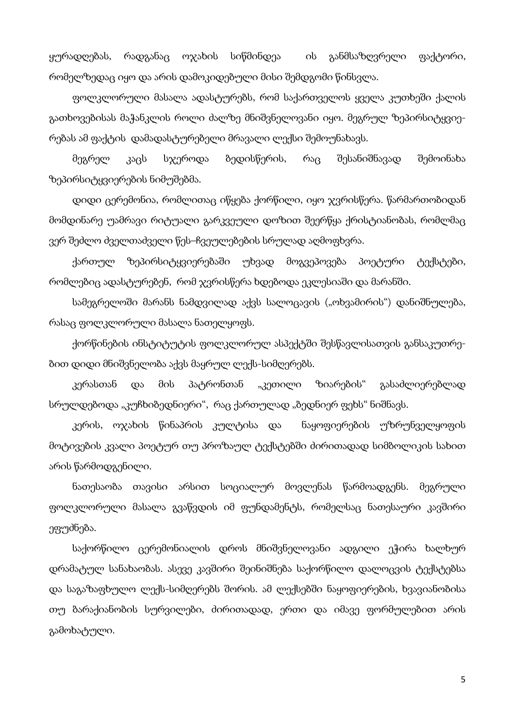ყურადღებას, რადგანაც ოჯახის სიწმინდეა ის განმსაზღვრელი ფაქტორი, რომელზედაც იყო და არის დამოკიდებული მისი შემდგომი წინსვლა.

ფოლკლორული მასალა ადასტურებს, რომ საქართველოს ყველა კუთხეში ქალის გათხოვებისას მაჭანკლის როლი ძალზე მნიშვნელოვანი იყო. მეგრულ ზეპირსიტყვიერებას ამ ფაქტის დამადასტურებელი მრავალი ლექსი შემოუნახავს.

მეგრელ კაცს სჯეროდა ბედისწერის, რაც შესანიშნავად შემოინახა ზეპირსიტყვიერების ნიმუშებმა.

დიდი ცერემონია, რომლითაც იწყება ქორწილი, იყო ჯვრისწერა. წარმართობიდან მომდინარე უამრავი რიტუალი გარკვეული დოზით შეერწყა ქრისტიანობას, რომლმაც ვერ შეძლო ძველთაძველი წეს–ჩვეულებების სრულად აღმოფხვრა.

ქართულ ზეპირსიტყვიერებაში უხვად მოგვეპოვება პოეტური ტექსტები, რომლებიც ადასტურებენ, რომ ჯვრისწერა ხდებოდა ეკლესიაში და მარანში.

სამეგრელოში მარანს ნამდვილად აქვს სალოცავის („ოხვამირის“) დანიშნულება, რასაც ფოლკლორული მასალა ნათელყოფს.

ქორწინების ინსტიტუტის ფოლკლორულ ასპექტში შესწავლისათვის განსაკუთრებით დიდი მნიშვნელობა აქვს მაყრულ ლექს-სიმღერებს.

კერასთან და მის პატრონთან „კეთილი ზიარების“ გასაძლიერებლად სრულდებოდა „კუჩხიბედნიერი“, რაც ქართულად „ბედნიერ ფეხს“ ნიშნავს.

კერის, ოჯახის წინაპრის კულტისა და ნაყოფიერების უზრუნველყოფის მოტივების კვალი პოეტურ თუ პროზაულ ტექსტებში ძირითადად სიმბოლიკის სახით არის წარმოდგენილი.

ნათესაობა თავისი არსით სოციალურ მოვლენას წარმოადგენს. მეგრული ფოლკლორული მასალა გვაწვდის იმ ფუნდამენტს, რომელსაც ნათესაური კავშირი ეფუძნება.

საქორწილო ცერემონიალის დროს მნიშვნელოვანი ადგილი ეჭირა ხალხურ დრამატულ სანახაობას. ასევე კავშირი შეინიშნება საქორწილო დალოცვის ტექსტებსა და საგაზაფხულო ლექს-სიმღერებს შორის. ამ ლექსებში ნაყოფიერების, ხვავიანობისა თუ ბარაქიანობის სურვილები, ძირითადად, ერთი და იმავე ფორმულებით არის გამოხატული.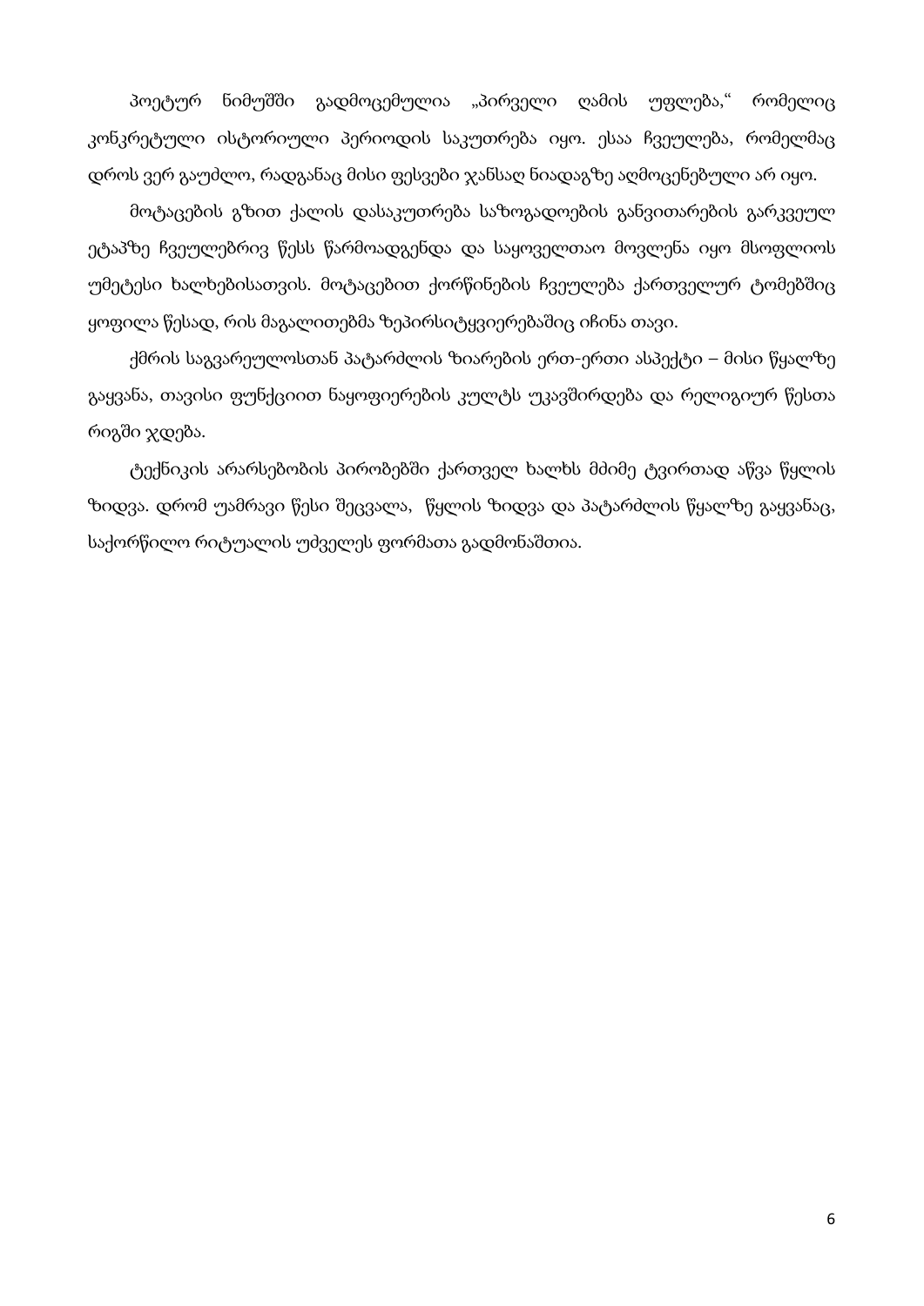პოეტურ ნიმუშში გადმოცემულია „პირველი ღამის უფლება," რომელიც კონკრეტული ისტორიული პერიოდის საკუთრება იყო. ესაა ჩვეულება, რომელმაც დროს ვერ გაუძლო, რადგანაც მისი ფესვები ჯანსაღ ნიადაგზე აღმოცენებული არ იყო.

მოტაცების გზით ქალის დასაკუთრება საზოგადოების განვითარების გარკვეულ ეტაპზე ჩვეულებრივ წესს წარმოადგენდა და საყოველთაო მოვლენა იყო მსოფლიოს უმეტესი ხალხებისათვის. მოტაცებით ქორწინების ჩვეულება ქართველურ ტომებშიც ყოფილა წესად, რის მაგალითებმა ზეპირსიტყვიერებაშიც იჩინა თავი.

ქმრის საგვარეულოსთან პატარძლის ზიარების ერთ-ერთი ასპექტი – მისი წყალზე გაყვანა, თავისი ფუნქციით ნაყოფიერების კულტს უკავშირდება და რელიგიურ წესთა რიგში ჯდება.

ტექნიკის არარსებობის პირობებში ქართველ ხალხს მძიმე ტვირთად აწვა წყლის ზიდვა. დრომ უამრავი წესი შეცვალა, წყლის ზიდვა და პატარძლის წყალზე გაყვანაც, საქორწილო რიტუალის უძველეს ფორმათა გადმონაშთია.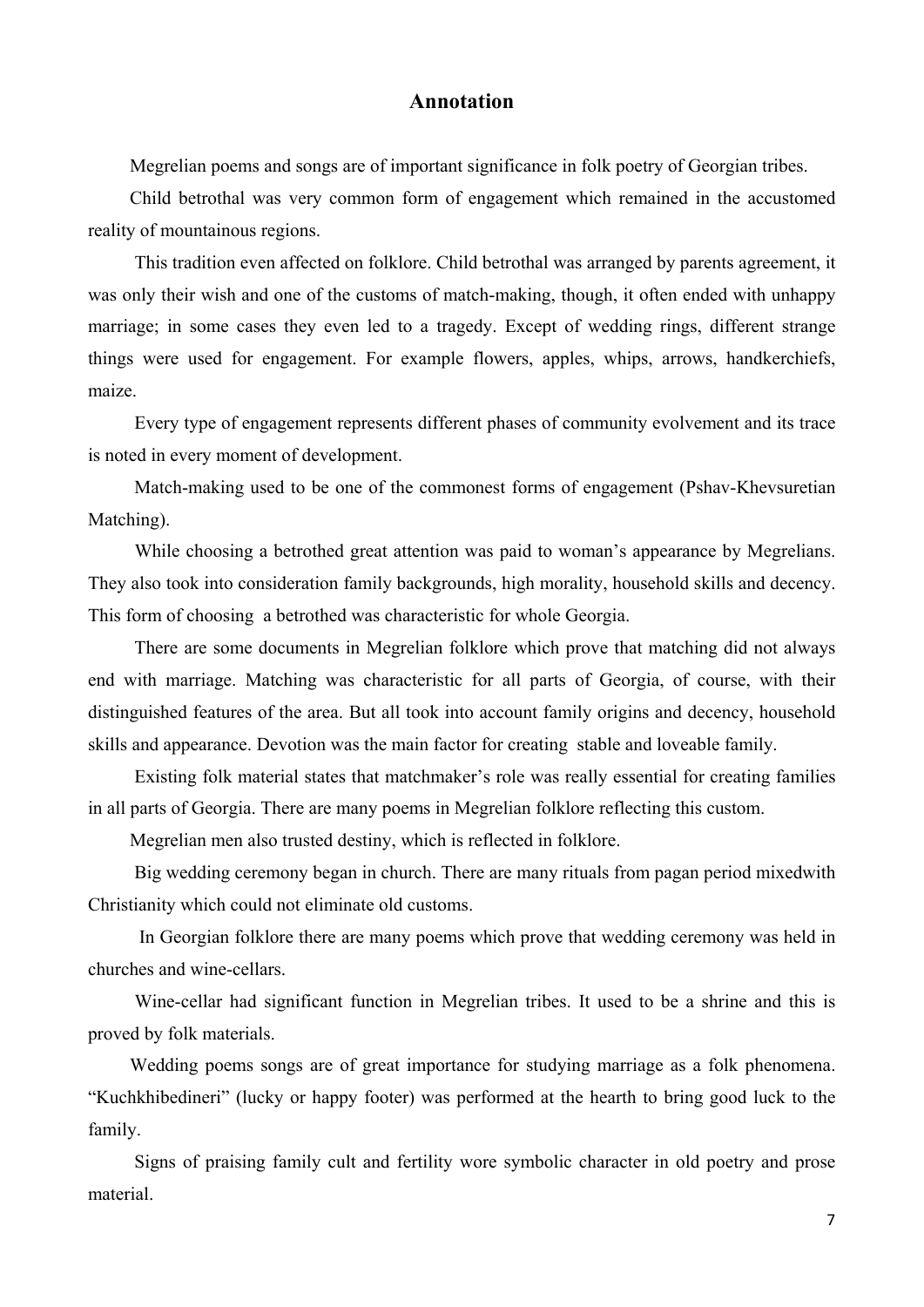# Annotation

Megrelian poems and songs are of important significance in folk poetry of Georgian tribes.

Child betrothal was very common form of engagement which remained in the accustomed reality of mountainous regions.

This tradition even affected on folklore. Child betrothal was arranged by parents agreement, it was only their wish and one of the customs of match-making, though, it often ended with unhappy marriage; in some cases they even led to a tragedy. Except of wedding rings, different strange things were used for engagement. For example flowers, apples, whips, arrows, handkerchiefs, maize.

Every type of engagement represents different phases of community evolvement and its trace is noted in every moment of development.

Match-making used to be one of the commonest forms of engagement (Pshav-Khevsuretian Matching).

While choosing a betrothed great attention was paid to woman's appearance by Megrelians. They also took into consideration family backgrounds, high morality, household skills and decency. This form of choosing a betrothed was characteristic for whole Georgia.

There are some documents in Megrelian folklore which prove that matching did not always end with marriage. Matching was characteristic for all parts of Georgia, of course, with their distinguished features of the area. But all took into account family origins and decency, household skills and appearance. Devotion was the main factor for creating stable and loveable family.

Existing folk material states that matchmaker's role was really essential for creating families in all parts of Georgia. There are many poems in Megrelian folklore reflecting this custom.

Megrelian men also trusted destiny, which is reflected in folklore.

Big wedding ceremony began in church. There are many rituals from pagan period mixedwith Christianity which could not eliminate old customs.

In Georgian folklore there are many poems which prove that wedding ceremony was held in churches and wine-cellars.

Wine-cellar had significant function in Megrelian tribes. It used to be a shrine and this is proved by folk materials.

Wedding poems songs are of great importance for studying marriage as a folk phenomena. "Kuchkhibedineri" (lucky or happy footer) was performed at the hearth to bring good luck to the family.

Signs of praising family cult and fertility wore symbolic character in old poetry and prose material.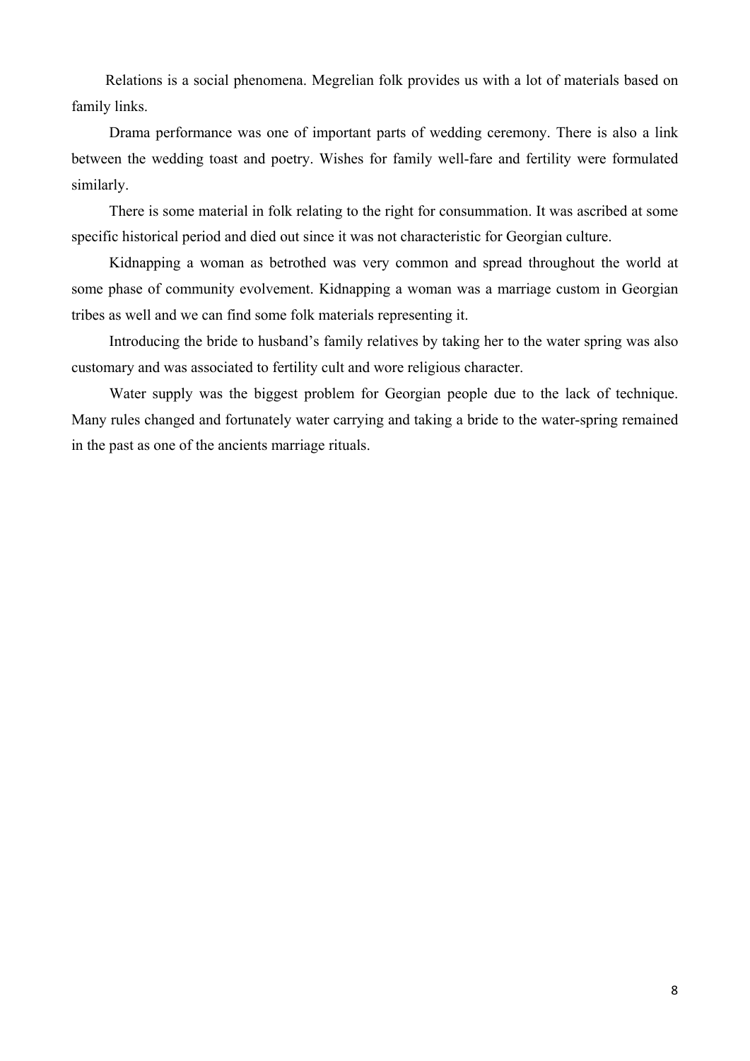Relations is a social phenomena. Megrelian folk provides us with a lot of materials based on family links.

Drama performance was one of important parts of wedding ceremony. There is also a link between the wedding toast and poetry. Wishes for family well-fare and fertility were formulated similarly.

There is some material in folk relating to the right for consummation. It was ascribed at some specific historical period and died out since it was not characteristic for Georgian culture.

Kidnapping a woman as betrothed was very common and spread throughout the world at some phase of community evolvement. Kidnapping a woman was a marriage custom in Georgian tribes as well and we can find some folk materials representing it.

Introducing the bride to husband's family relatives by taking her to the water spring was also customary and was associated to fertility cult and wore religious character.

Water supply was the biggest problem for Georgian people due to the lack of technique. Many rules changed and fortunately water carrying and taking a bride to the water-spring remained in the past as one of the ancients marriage rituals.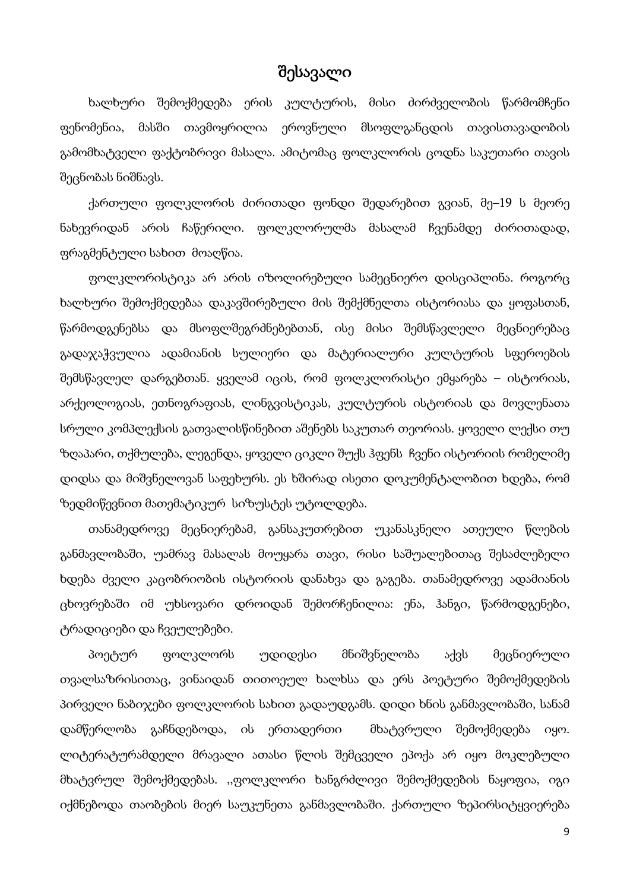# შესავალი

ხალხური შემოქმედება ერის კულტურის, მისი ძირძველობის წარმომჩენი ფენომენია, მასში თავმოყრილია ეროვნული მსოფლგანცდის თავისთავადობის გამომხატველი ფაქტობრივი მასალა. ამიტომაც ფოლკლორის ცოდნა საკუთარი თავის შეცნობას ნიშნავს.

ქართული ფოლკლორის ძირითადი ფონდი შედარებით გვიან, მე–19 ს მეორე ნახევრიდან არის ჩაწერილი. ფოლკლორულმა მასალამ ჩვენამდე ძირითადად, ფრაგმენტული სახით მოაღწია.

ფოლკლორისტიკა არ არის იზოლირებული სამეცნიერო დისციპლინა. როგორც ხალხური შემოქმედებაა დაკავშირებული მის შემქმნელთა ისტორიასა და ყოფასთან, წარმოდგენებსა და მსოფლშეგრძნებებთან, ისე მისი შემსწავლელი მეცნიერებაც გადაჯაჭვულია ადამიანის სულიერი და მატერიალური კულტურის სფეროების შემსწავლელ დარგებთან. ყველამ იცის, რომ ფოლკლორისტი ემყარება – ისტორიას, არქეოლოგიას, ეთნოგრაფიას, ლინგვისტიკას, კულტურის ისტორიას და მოვლენათა სრული კომპლექსის გათვალისწინებით აშენებს საკუთარ თეორიას. ყოველი ლექსი თუ ზღაპარი, თქმულება, ლეგენდა, ყოველი ციკლი შუქს ჰფენს ჩვენი ისტორიის რომელიმე დიდსა და მიშვნელოვან საფეხურს. ეს ხშირად ისეთი დოკუმენტალობით ხდება, რომ ზედმიწევნით მათემატიკურ სიზუსტეს უტოლდება.

თანამედროვე მეცნიერებამ, განსაკუთრებით უკანასკნელი ათეული წლების განმავლობაში, უამრავ მასალას მოუყარა თავი, რისი საშუალებითაც შესაძლებელი ხდება ძველი კაცობრიობის ისტორიის დანახვა და გაგება. თანამედროვე ადამიანის ცხოვრებაში იმ უხსოვარი დროიდან შემორჩენილია: ენა, ჰანგი, წარმოდგენები, ტრადიციები და ჩვეულებები.

პოეტურ ფოლკლორს უდიდესი მნიშვნელობა აქვს მეცნიერული თვალსაზრისითაც, ვინაიდან თითოეულ ხალხსა და ერს პოეტური შემოქმედების პირველი ნაბიჯები ფოლკლორის სახით გადაუდგამს. დიდი ხნის განმავლობაში, სანამ დამწერლობა გაჩნდებოდა, ის ერთადერთი მხატვრული შემოქმედება იყო. ლიტერატურამდელი მრავალი ათასი წლის შემცველი ეპოქა არ იყო მოკლებული მხატვრულ შემოქმედებას. ,,ფოლკლორი ხანგრძლივი შემოქმედების ნაყოფია, იგი იქმნებოდა თაობების მიერ საუკუნეთა განმავლობაში. ქართული ზეპირსიტყვიერება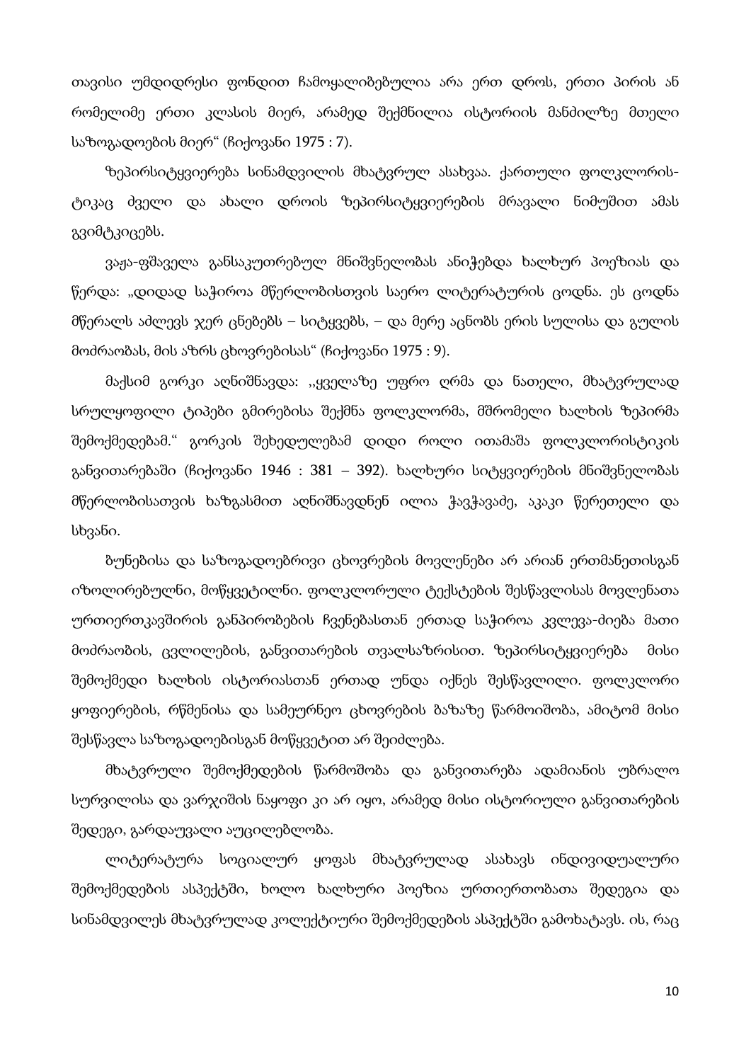თავისი უმდიდრესი ფონდით ჩამოყალიბებულია არა ერთ დროს, ერთი პირის ან რომელიმე ერთი კლასის მიერ, არამედ შექმნილია ისტორიის მანძილზე მთელი საზოგადოების მიერ" (ჩიქოვანი 1975 : 7).

ზეპირსიტყვიერება სინამდვილის მხატვრულ ასახვაა. ქართული ფოლკლორისტიკაც ძველი და ახალი დროის ზეპირსიტყვიერების მრავალი ნიმუშით ამას გვიმტკიცებს.

ვაჟა-ფშაველა განსაკუთრებულ მნიშვნელობას ანიჭებდა ხალხურ პოეზიას და წერდა: „დიდად საჭიროა მწერლობისთვის საერო ლიტერატურის ცოდნა. ეს ცოდნა მწერალს აძლევს ჯერ ცნებებს – სიტყვებს, – და მერე აცნობს ერის სულისა და გულის მოძრაობას, მის აზრს ცხოვრებისას" (ჩიქოვანი 1975 : 9).

მაქსიმ გორკი აღნიშნავდა: ,,ყველაზე უფრო ღრმა და ნათელი, მხატვრულად სრულყოფილი ტიპები გმირებისა შექმნა ფოლკლორმა, მშრომელი ხალხის ზეპირმა შემოქმედებამ." გორკის შეხედულებამ დიდი როლი ითამაშა ფოლკლორისტიკის განვითარებაში (ჩიქოვანი 1946 : 381 – 392). ხალხური სიტყვიერების მნიშვნელობას მწერლობისათვის ხაზგასმით აღნიშნავდნენ ილია ჭავჭავაძე, აკაკი წერეთელი და სხვანი.

ბუნებისა და საზოგადოებრივი ცხოვრების მოვლენები არ არიან ერთმანეთისგან იზოლირებულნი, მოწყვეტილნი. ფოლკლორული ტექსტების შესწავლისას მოვლენათა ურთიერთკავშირის განპირობების ჩვენებასთან ერთად საჭიროა კვლევა-ძიება მათი მოძრაობის, ცვლილების, განვითარების თვალსაზრისით. ზეპირსიტყვიერება მისი შემოქმედი ხალხის ისტორიასთან ერთად უნდა იქნეს შესწავლილი. ფოლკლორი ყოფიერების, რწმენისა და სამეურნეო ცხოვრების ბაზაზე წარმოიშობა, ამიტომ მისი შესწავლა საზოგადოებისგან მოწყვეტით არ შეიძლება.

მხატვრული შემოქმედების წარმოშობა და განვითარება ადამიანის უბრალო სურვილისა და ვარჯიშის ნაყოფი კი არ იყო, არამედ მისი ისტორიული განვითარების შედეგი, გარდაუვალი აუცილებლობა.

ლიტერატურა სოციალურ ყოფას მხატვრულად ასახავს ინდივიდუალური შემოქმედების ასპექტში, ხოლო ხალხური პოეზია ურთიერთობათა შედეგია და სინამდვილეს მხატვრულად კოლექტიური შემოქმედების ასპექტში გამოხატავს. ის, რაც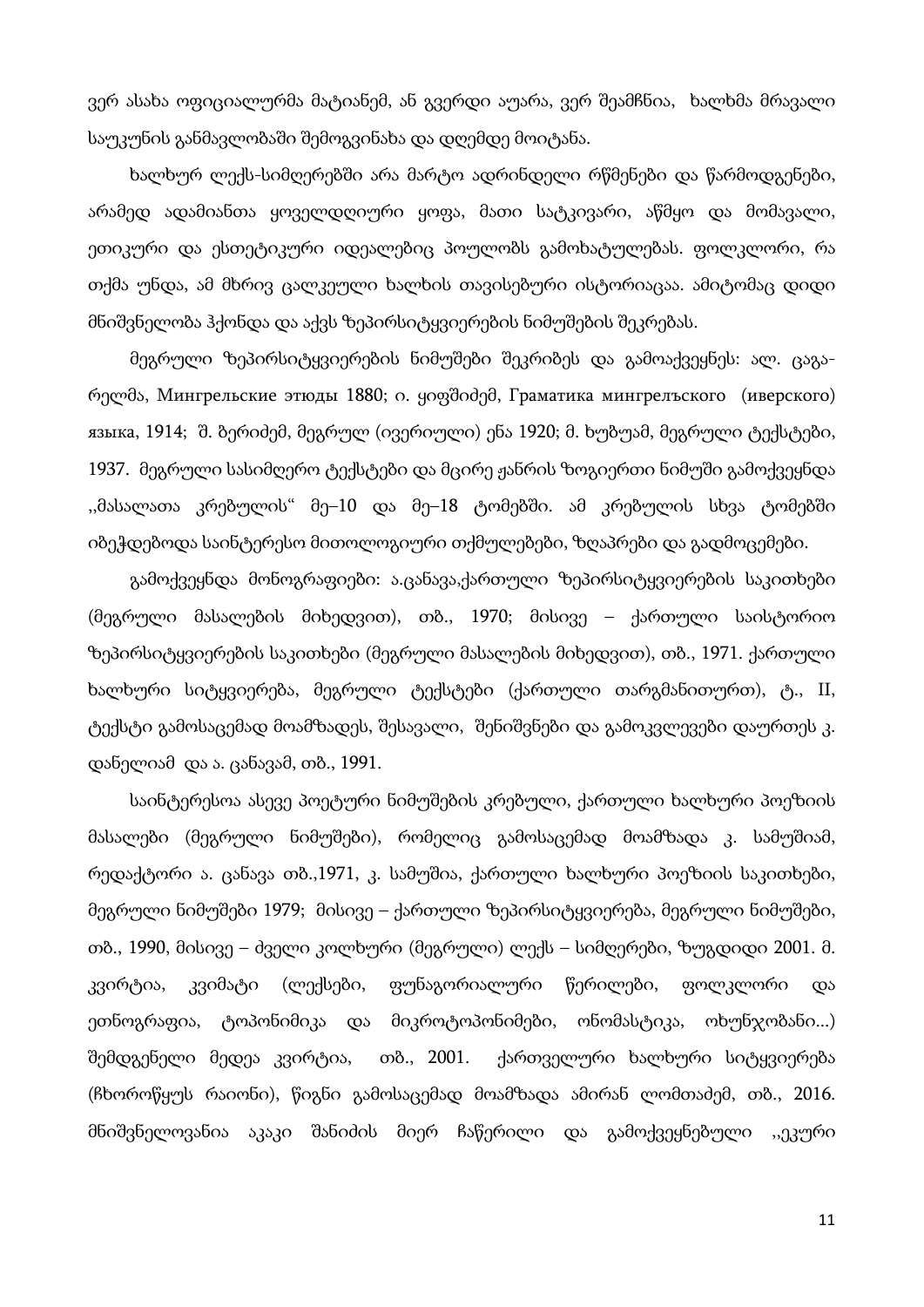ვერ ასახა ოფიციალურმა მატიანემ, ან გვერდი აუარა, ვერ შეამჩნია, ხალხმა მრავალი საუკუნის განმავლობაში შემოგვინახა და დღემდე მოიტანა.

ხალხურ ლექს-სიმღერებში არა მარტო ადრინდელი რწმენები და წარმოდგენები, არამედ ადამიანთა ყოველდღიური ყოფა, მათი სატკივარი, აწმყო და მომავალი, ეთიკური და ესთეტიკური იდეალებიც პოულობს გამოხატულებას. ფოლკლორი, რა თქმა უნდა, ამ მხრივ ცალკეული ხალხის თავისებური ისტორიაცაა. ამიტომაც დიდი მნიშვნელობა ჰქონდა და აქვს ზეპირსიტყვიერების ნიმუშების შეკრებას.

მეგრული ზეპირსიტყვიერების ნიმუშები შეკრიბეს და გამოაქვეყნეს: ალ. ცაგარელმა, Мингрельские этюды 1880; ი. ყიფშიძემ, Граматика мингрелъского (иверского) языка, 1914; შ. ბერიძემ, მეგრულ (ივერიული) ენა 1920; მ. ხუბუამ, მეგრული ტექსტები, 1937. მეგრული სასიმღერო ტექსტები და მცირე ჟანრის ზოგიერთი ნიმუში გამოქვეყნდა ,,მასალათა კრებულის" მე–10 და მე–18 ტომებში. ამ კრებულის სხვა ტომებში იბეჭდებოდა საინტერესო მითოლოგიური თქმულებები, ზღაპრები და გადმოცემები.

გამოქვეყნდა მონოგრაფიები: ა.ცანავა,ქართული ზეპირსიტყვიერების საკითხები (მეგრული მასალების მიხედვით), თბ., 1970; მისივე – ქართული საისტორიო ზეპირსიტყვიერების საკითხები (მეგრული მასალების მიხედვით), თბ., 1971. ქართული ხალხური სიტყვიერება, მეგრული ტექსტები (ქართული თარგმანითურთ), ტ., II, ტექსტი გამოსაცემად მოამზადეს, შესავალი, შენიშვნები და გამოკვლევები დაურთეს კ. დანელიამ და ა. ცანავამ, თბ., 1991.

საინტერესოა ასევე პოეტური ნიმუშების კრებული, ქართული ხალხური პოეზიის მასალები (მეგრული ნიმუშები), რომელიც გამოსაცემად მოამზადა კ. სამუშიამ, რედაქტორი ა. ცანავა თბ.,1971, კ. სამუშია, ქართული ხალხური პოეზიის საკითხები, მეგრული ნიმუშები 1979; მისივე – ქართული ზეპირსიტყვიერება, მეგრული ნიმუშები, თბ., 1990, მისივე – ძველი კოლხური (მეგრული) ლექს – სიმღერები, ზუგდიდი 2001. მ. კვირტია, კვიმატი (ლექსები, ფუნაგორიალური წერილები, ფოლკლორი და ეთნოგრაფია, ტოპონიმიკა და მიკროტოპონიმები, ონომასტიკა, ოხუნჯობანი...) შემდგენელი მედეა კვირტია, თბ., 2001. ქართველური ხალხური სიტყვიერება (ჩხოროწყუს რაიონი), წიგნი გამოსაცემად მოამზადა ამირან ლომთაძემ, თბ., 2016. მნიშვნელოვანია აკაკი შანიძის მიერ ჩაწერილი და გამოქვეყნებული ,,ეკური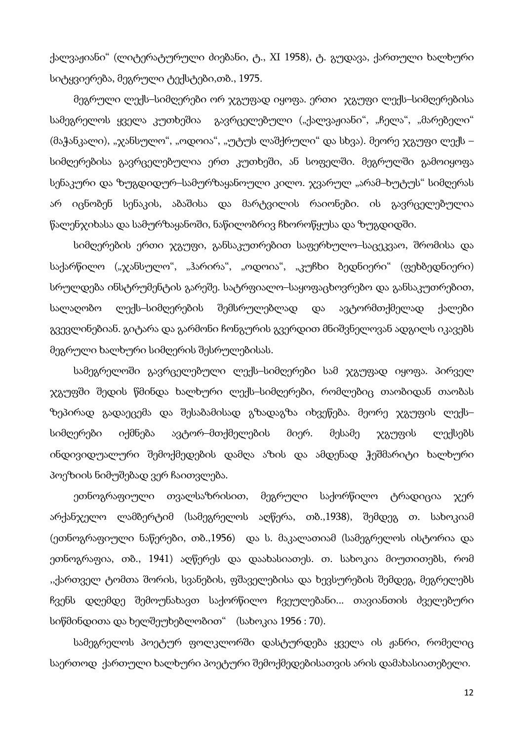ქალვაჟიანი“ (ლიტერატურული ძიებანი, ტ., XI 1958), ტ. გუდავა, ქართული ხალხური სიტყვიერება, მეგრული ტექსტები,თბ., 1975.

მეგრული ლექს–სიმღერები ორ ჯგუფად იყოფა. ერთი ჯგუფი ლექს–სიმღერებისა სამეგრელოს ყველა კუთხეშია გავრცელებული („ქალვაჟიანი“, „ჩელა“, „მარებელი“ (მაჭანკალი), „ჯანსულო“, „ოდოია“, „უტუს ლაშქრული“ და სხვა). მეორე ჯგუფი ლექს – სიმღერებისა გავრცელებულია ერთ კუთხეში, ან სოფელში. მეგრულში გამოიყოფა სენაკური და ზუგდიდურ–სამურზაყანოული კილო. ჯვარულ „არამ–ხუტუს“ სიმღერას არ იცნობენ სენაკის, აბაშისა და მარტვილის რაიონები. ის გავრცელებულია წალენჯიხასა და სამურზაყანოში, ნაწილობრივ ჩხოროწყუსა და ზუგდიდში.

სიმღერების ერთი ჯგუფი, განსაკუთრებით საფერხულო–საცეკვაო, შრომისა და საქარწილო („ჯანსულო“, „ჰარირა“, „ოდოია“, „კუჩხი ბედნიერი“ (ფეხბედნიერი) სრულდება ინსტრუმენტის გარეშე. სატრფიალო–საყოფაცხოვრებო და განსაკუთრებით, სალაღობო ლექს–სიმღერების შემსრულებლად და ავტორმთქმელად ქალები გვევლინებიან. გიტარა და გარმონი ჩონგურის გვერდით მნიშვნელოვან ადგილს იკავებს მეგრული ხალხური სიმღერის შესრულებისას.

სამეგრელოში გავრცელებული ლექს–სიმღერები სამ ჯგუფად იყოფა. პირველ ჯგუფში შედის წმინდა ხალხური ლექს–სიმღერები, რომლებიც თაობიდან თაობას ზეპირად გადაეცემა და შესაბამისად გზადაგზა იხვეწება. მეორე ჯგუფის ლექს–სიმღერები იქმნება ავტორ–მთქმელების მიერ. მესამე ჯგუფის ლექსებს ინდივიდუალური შემოქმედების დამღა აზის და ამდენად ჭეშმარიტი ხალხური პოეზიის ნიმუშებად ვერ ჩაითვლება.

ეთნოგრაფიული თვალსაზრისით, მეგრული საქორწილო ტრადიცია ჯერ არქანჯელო ლამბერტიმ (სამეგრელოს აღწერა, თბ.,1938), შემდეგ თ. სახოკიამ (ეთნოგრაფიული ნაწერები, თბ.,1956) და ს. მაკალათიამ (სამეგრელოს ისტორია და ეთნოგრაფია, თბ., 1941) აღწერეს და დაახასიათეს. თ. სახოკია მიუთითებს, რომ ,,ქართველ ტომთა შორის, სვანების, ფშაველებისა და ხევსურების შემდეგ, მეგრელებს ჩვენს დღემდე შემოუნახავთ საქორწილო ჩვეულებანი... თავიანთის ძველებური სიწმინდითა და ხელშეუხებლობით“ (სახოკია 1956 : 70).

სამეგრელოს პოეტურ ფოლკლორში დასტურდება ყველა ის ჟანრი, რომელიც საერთოდ ქართული ხალხური პოეტური შემოქმედებისათვის არის დამახასიათებელი.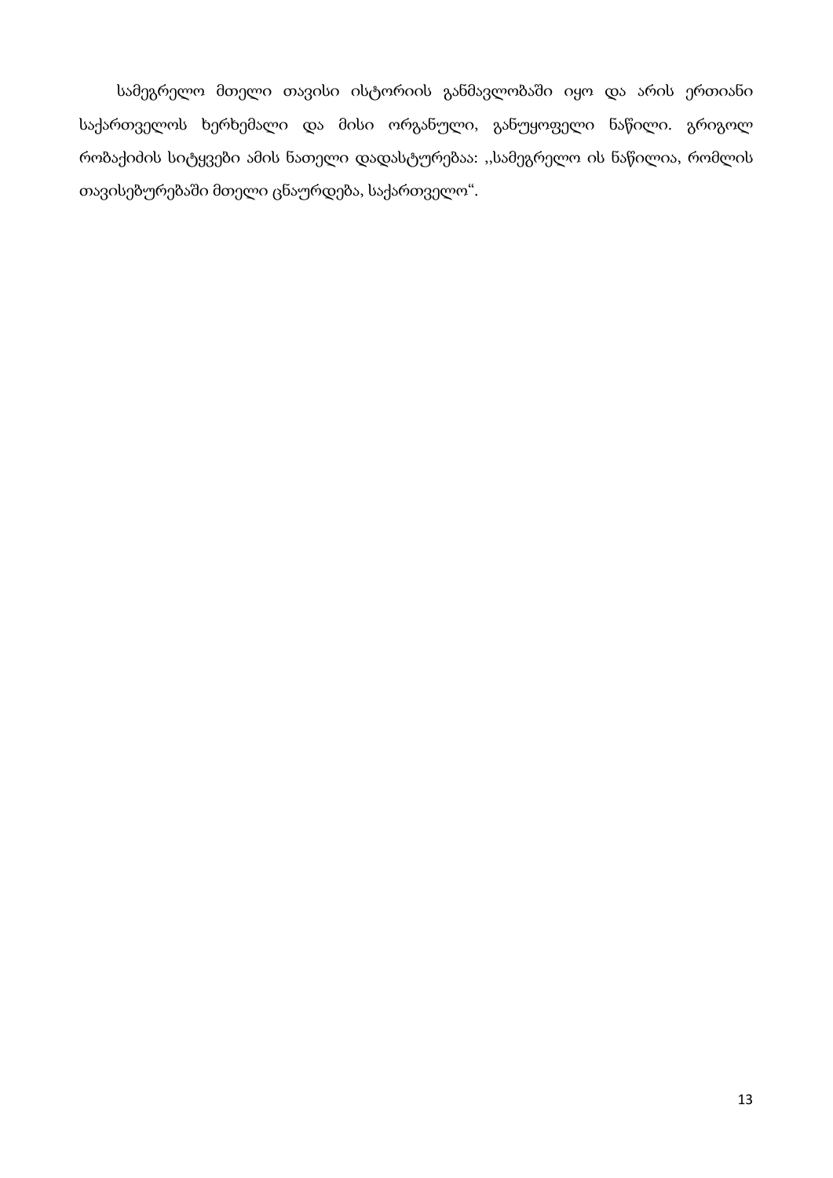სამეგრელო მთელი თავისი ისტორიის განმავლობაში იყო და არის ერთიანი საქართველოს ხერხემალი და მისი ორგანული, განუყოფელი ნაწილი. გრიგოლ რობაქიძის სიტყვები ამის ნათელი დადასტურებაა: ,,სამეგრელო ის ნაწილია, რომლის თავისებურებაში მთელი ცნაურდება, საქართველო“.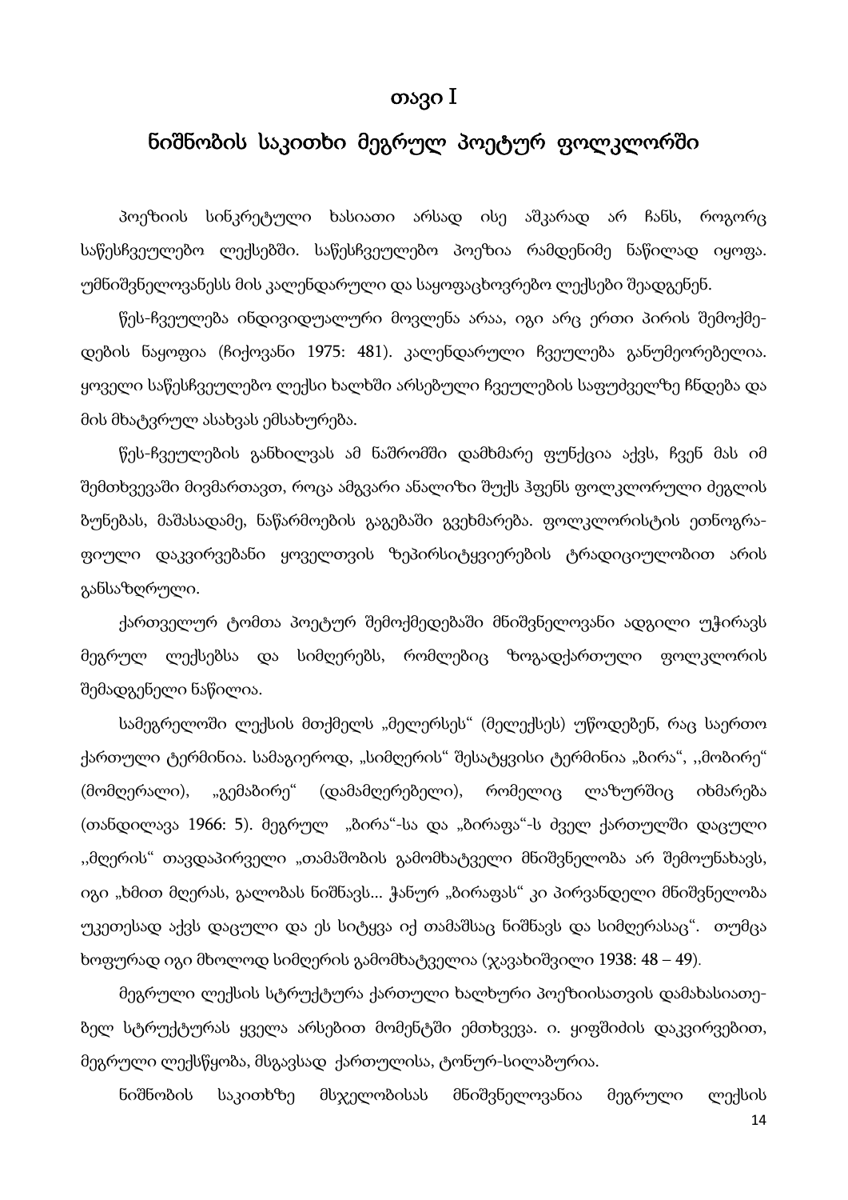# თავი I

## ნიშნობის საკითხი მეგრულ პოეტურ ფოლკლორში

პოეზიის სინკრეტული ხასიათი არსად ისე აშკარად არ ჩანს, როგორც საწესჩვეულებო ლექსებში. საწესჩვეულებო პოეზია რამდენიმე ნაწილად იყოფა. უმნიშვნელოვანესს მის კალენდარული და საყოფაცხოვრებო ლექსები შეადგენენ.

წეს-ჩვეულება ინდივიდუალური მოვლენა არაა, იგი არც ერთი პირის შემოქმედების ნაყოფია (ჩიქოვანი 1975: 481). კალენდარული ჩვეულება განუმეორებელია. ყოველი საწესჩვეულებო ლექსი ხალხში არსებული ჩვეულების საფუძველზე ჩნდება და მის მხატვრულ ასახვას ემსახურება.

წეს-ჩვეულების განხილვას ამ ნაშრომში დამხმარე ფუნქცია აქვს, ჩვენ მას იმ შემთხვევაში მივმართავთ, როცა ამგვარი ანალიზი შუქს ჰფენს ფოლკლორული ძეგლის ბუნებას, მაშასადამე, ნაწარმოების გაგებაში გვეხმარება. ფოლკლორისტის ეთნოგრაფიული დაკვირვებანი ყოველთვის ზეპირსიტყვიერების ტრადიციულობით არის განსაზღრული.

ქართველურ ტომთა პოეტურ შემოქმედებაში მნიშვნელოვანი ადგილი უჭირავს მეგრულ ლექსებსა და სიმღერებს, რომლებიც ზოგადქართული ფოლკლორის შემადგენელი ნაწილია.

სამეგრელოში ლექსის მთქმელს „მელერსეს" (მელექსეს) უწოდებენ, რაც საერთო ქართული ტერმინია. სამაგიეროდ, „სიმღერის" შესატყვისი ტერმინია „ბირა", ,,მობირე" (მომღერალი), „გემაბირე" (დამამღერებელი), რომელიც ლაზურშიც იხმარება (თანდილავა 1966: 5). მეგრულ „ბირა"-სა და „ბირაფა"-ს ძველ ქართულში დაცული ,,მღერის" თავდაპირველი „თამაშობის გამომხატველი მნიშვნელობა არ შემოუნახავს, იგი „ხმით მღერას, გალობას ნიშნავს... ჭანურ „ბირაფას" კი პირვანდელი მნიშვნელობა უკეთესად აქვს დაცული და ეს სიტყვა იქ თამაშსაც ნიშნავს და სიმღერასაც". თუმცა ხოფურად იგი მხოლოდ სიმღერის გამომხატველია (ჯავახიშვილი 1938: 48 – 49).

მეგრული ლექსის სტრუქტურა ქართული ხალხური პოეზიისათვის დამახასიათებელ სტრუქტურას ყველა არსებით მომენტში ემთხვევა. ი. ყიფშიძის დაკვირვებით, მეგრული ლექსწყობა, მსგავსად ქართულისა, ტონურ-სილაბურია.

ნიშნობის საკითხზე მსჯელობისას მნიშვნელოვანია მეგრული ლექსის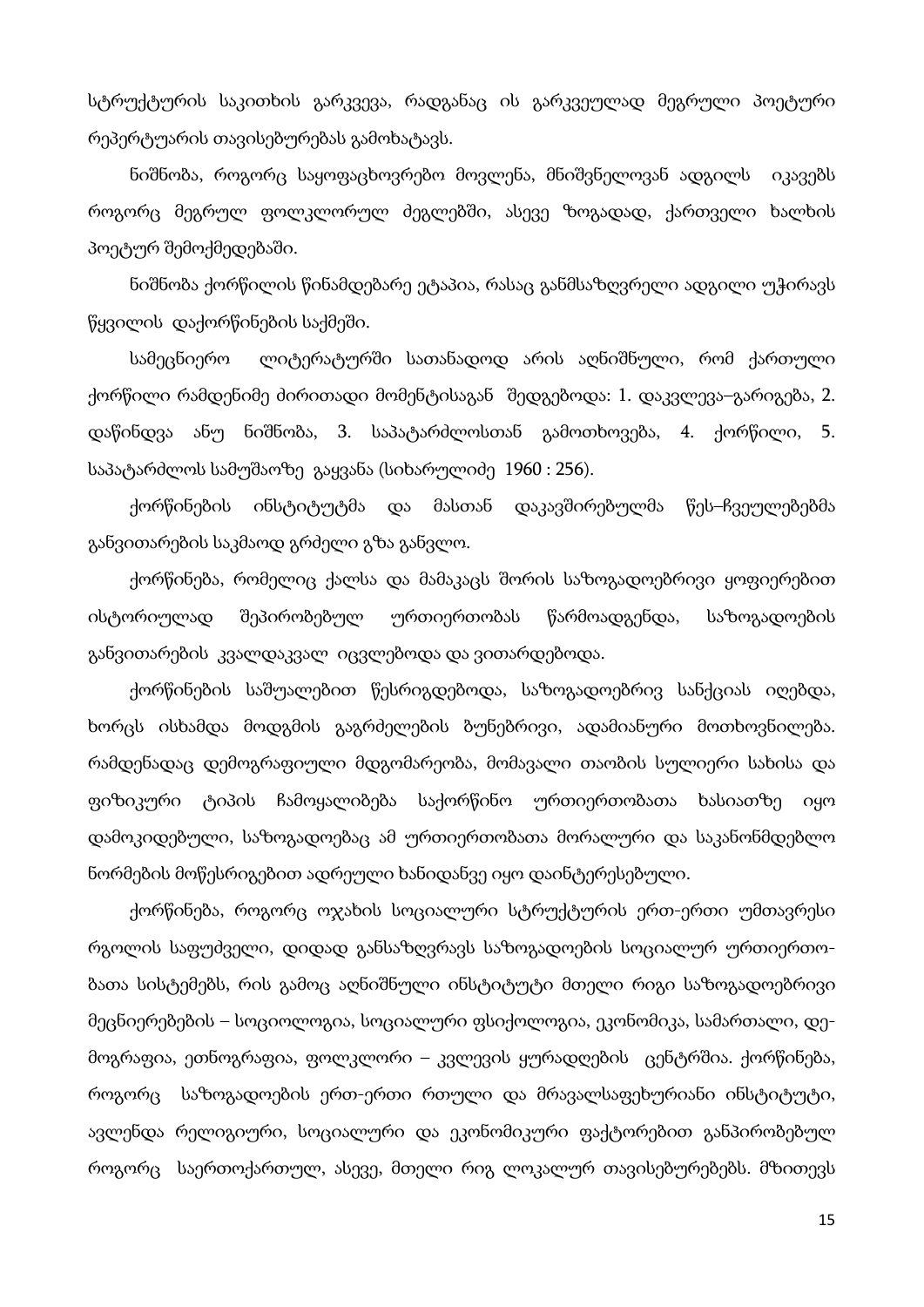სტრუქტურის საკითხის გარკვევა, რადგანაც ის გარკვეულად მეგრული პოეტური რეპერტუარის თავისებურებას გამოხატავს.

ნიშნობა, როგორც საყოფაცხოვრებო მოვლენა, მნიშვნელოვან ადგილს იკავებს როგორც მეგრულ ფოლკლორულ ძეგლებში, ასევე ზოგადად, ქართველი ხალხის პოეტურ შემოქმედებაში.

ნიშნობა ქორწილის წინამდებარე ეტაპია, რასაც განმსაზღვრელი ადგილი უჭირავს წყვილის დაქორწინების საქმეში.

სამეცნიერო ლიტერატურში სათანადოდ არის აღნიშნული, რომ ქართული ქორწილი რამდენიმე ძირითადი მომენტისაგან შედგებოდა: 1. დაკვლევა–გარიგება, 2. დაწინდვა ანუ ნიშნობა, 3. საპატარძლოსთან გამოთხოვება, 4. ქორწილი, 5. საპატარძლოს სამუშაოზე გაყვანა (სიხარულიძე 1960 : 256).

ქორწინების ინსტიტუტმა და მასთან დაკავშირებულმა წეს–ჩვეულებებმა განვითარების საკმაოდ გრძელი გზა განვლო.

ქორწინება, რომელიც ქალსა და მამაკაცს შორის საზოგადოებრივი ყოფიერებით ისტორიულად შეპირობებულ ურთიერთობას წარმოადგენდა, საზოგადოების განვითარების კვალდაკვალ იცვლებოდა და ვითარდებოდა.

ქორწინების საშუალებით წესრიგდებოდა, საზოგადოებრივ სანქციას იღებდა, ხორცს ისხამდა მოდგმის გაგრძელების ბუნებრივი, ადამიანური მოთხოვნილება. რამდენადაც დემოგრაფიული მდგომარეობა, მომავალი თაობის სულიერი სახისა და ფიზიკური ტიპის ჩამოყალიბება საქორწინო ურთიერთობათა ხასიათზე იყო დამოკიდებული, საზოგადოებაც ამ ურთიერთობათა მორალური და საკანონმდებლო ნორმების მოწესრიგებით ადრეული ხანიდანვე იყო დაინტერესებული.

ქორწინება, როგორც ოჯახის სოციალური სტრუქტურის ერთ-ერთი უმთავრესი რგოლის საფუძველი, დიდად განსაზღვრავს საზოგადოების სოციალურ ურთიერთობათა სისტემებს, რის გამოც აღნიშნული ინსტიტუტი მთელი რიგი საზოგადოებრივი მეცნიერებების – სოციოლოგია, სოციალური ფსიქოლოგია, ეკონომიკა, სამართალი, დემოგრაფია, ეთნოგრაფია, ფოლკლორი – კვლევის ყურადღების ცენტრშია. ქორწინება, როგორც საზოგადოების ერთ-ერთი რთული და მრავალსაფეხურიანი ინსტიტუტი, ავლენდა რელიგიური, სოციალური და ეკონომიკური ფაქტორებით განპირობებულ როგორც საერთოქართულ, ასევე, მთელი რიგ ლოკალურ თავისებურებებს. მზითევს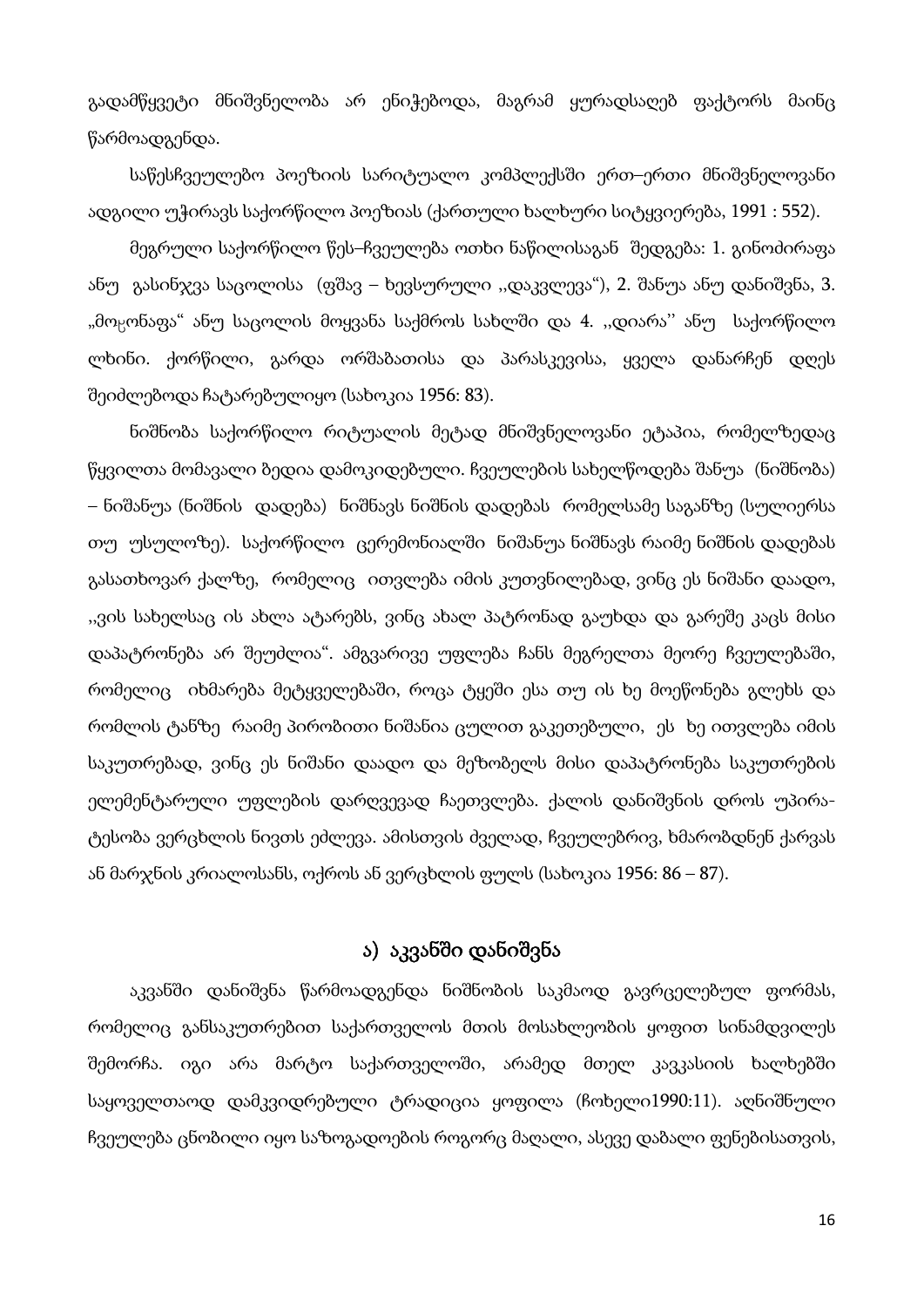გადამწყვეტი მნიშვნელობა არ ენიჭებოდა, მაგრამ ყურადსაღებ ფაქტორს მაინც წარმოადგენდა.

საწესჩვეულებო პოეზიის სარიტუალო კომპლექსში ერთ–ერთი მნიშვნელოვანი ადგილი უჭირავს საქორწილო პოეზიას (ქართული ხალხური სიტყვიერება, 1991 : 552).

მეგრული საქორწილო წეს–ჩვეულება ოთხი ნაწილისაგან შედგება: 1. გინოძირაფა ანუ გასინჯვა საცოლისა (ფშავ – ხევსურული ,,დაკვლევა“), 2. შანუა ანუ დანიშვნა, 3. „მოჸონაფა“ ანუ საცოლის მოყვანა საქმროს სახლში და 4. ,,დიარა’’ ანუ საქორწილო ლხინი. ქორწილი, გარდა ორშაბათისა და პარასკევისა, ყველა დანარჩენ დღეს შეიძლებოდა ჩატარებულიყო (სახოკია 1956: 83).

ნიშნობა საქორწილო რიტუალის მეტად მნიშვნელოვანი ეტაპია, რომელზედაც წყვილთა მომავალი ბედია დამოკიდებული. ჩვეულების სახელწოდება შანუა (ნიშნობა) – ნიშანუა (ნიშნის დადება) ნიშნავს ნიშნის დადებას რომელსამე საგანზე (სულიერსა თუ უსულოზე). საქორწილო ცერემონიალში ნიშანუა ნიშნავს რაიმე ნიშნის დადებას გასათხოვარ ქალზე, რომელიც ითვლება იმის კუთვნილებად, ვინც ეს ნიშანი დაადო, ,,ვის სახელსაც ის ახლა ატარებს, ვინც ახალ პატრონად გაუხდა და გარეშე კაცს მისი დაპატრონება არ შეუძლია“. ამგვარივე უფლება ჩანს მეგრელთა მეორე ჩვეულებაში, რომელიც იხმარება მეტყველებაში, როცა ტყეში ესა თუ ის ხე მოეწონება გლეხს და რომლის ტანზე რაიმე პირობითი ნიშანია ცულით გაკეთებული, ეს ხე ითვლება იმის საკუთრებად, ვინც ეს ნიშანი დაადო და მეზობელს მისი დაპატრონება საკუთრების ელემენტარული უფლების დარღვევად ჩაეთვლება. ქალის დანიშვნის დროს უპირა-ტესობა ვერცხლის ნივთს ეძლევა. ამისთვის ძველად, ჩვეულებრივ, ხმარობდნენ ქარვას ან მარჯნის კრიალოსანს, ოქროს ან ვერცხლის ფულს (სახოკია 1956: 86 – 87).

## ა) აკვანში დანიშვნა

აკვანში დანიშვნა წარმოადგენდა ნიშნობის საკმაოდ გავრცელებულ ფორმას, რომელიც განსაკუთრებით საქართველოს მთის მოსახლეობის ყოფით სინამდვილეს შემორჩა. იგი არა მარტო საქართველოში, არამედ მთელ კავკასიის ხალხებში საყოველთაოდ დამკვიდრებული ტრადიცია ყოფილა (ჩოხელი1990:11). აღნიშნული ჩვეულება ცნობილი იყო საზოგადოების როგორც მაღალი, ასევე დაბალი ფენებისათვის,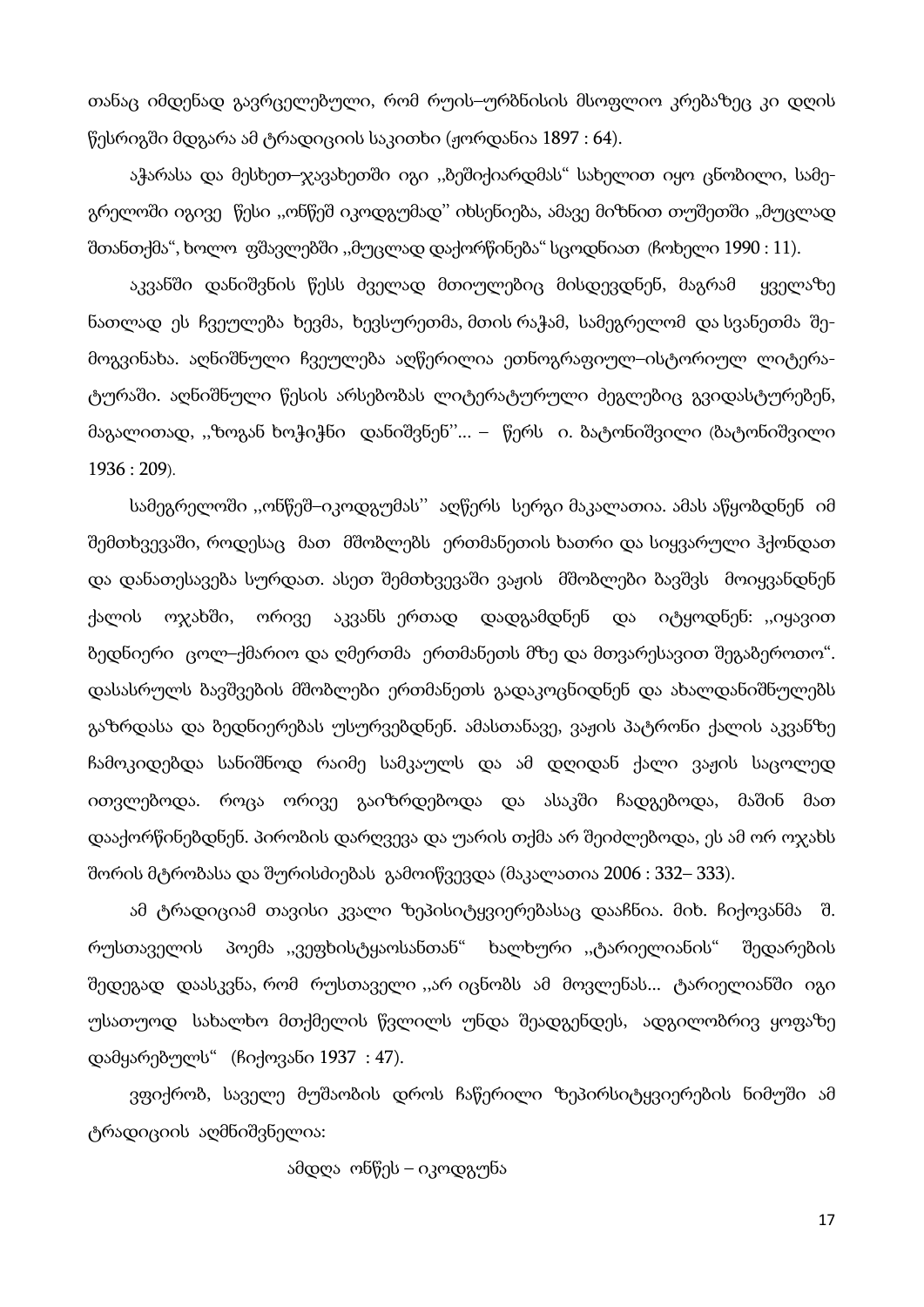თანაც იმდენად გავრცელებული, რომ რუის–ურბნისის მსოფლიო კრებაზეც კი დღის წესრიგში მდგარა ამ ტრადიციის საკითხი (ჟორდანია 1897 : 64).

აჭარასა და მესხეთ–ჯავახეთში იგი ,,ბეშიქიარდმას" სახელით იყო ცნობილი, სამეგრელოში იგივე წესი ,,ონწეშ იკოდგუმად" იხსენიება, ამავე მიზნით თუშეთში „მუცლად შთანთქმა", ხოლო ფშავლებში ,,მუცლად დაქორწინება" სცოდნიათ (ჩოხელი 1990 : 11).

აკვანში დანიშვნის წესს ძველად მთიულებიც მისდევდნენ, მაგრამ ყველაზე ნათლად ეს ჩვეულება ხევმა, ხევსურეთმა, მთის რაჭამ, სამეგრელომ და სვანეთმა შემოგვინახა. აღნიშნული ჩვეულება აღწერილია ეთნოგრაფიულ–ისტორიულ ლიტერატურაში. აღნიშნული წესის არსებობას ლიტერატურული ძეგლებიც გვიდასტურებენ, მაგალითად, ,,ზოგან ხოჭიჭნი დანიშვნენ''... – წერს ი. ბატონიშვილი (ბატონიშვილი 1936 : 209).

სამეგრელოში ,,ონწეშ–იკოდგუმას'' აღწერს სერგი მაკალათია. ამას აწყობდნენ იმ შემთხვევაში, როდესაც მათ მშობლებს ერთმანეთის ხათრი და სიყვარული ჰქონდათ და დანათესავება სურდათ. ასეთ შემთხვევაში ვაჟის მშობლები ბავშვს მოიყვანდნენ ქალის ოჯახში, ორივე აკვანს ერთად დადგამდნენ და იტყოდნენ: ,,იყავით ბედნიერი ცოლ–ქმარიო და ღმერთმა ერთმანეთს მზე და მთვარესავით შეგაბეროთო". დასასრულს ბავშვების მშობლები ერთმანეთს გადაკოცნიდნენ და ახალდანიშნულებს გაზრდასა და ბედნიერებას უსურვებდნენ. ამასთანავე, ვაჟის პატრონი ქალის აკვანზე ჩამოკიდებდა სანიშნოდ რაიმე სამკაულს და ამ დღიდან ქალი ვაჟის საცოლედ ითვლებოდა. როცა ორივე გაიზრდებოდა და ასაკში ჩადგებოდა, მაშინ მათ დააქორწინებდნენ. პირობის დარღვევა და უარის თქმა არ შეიძლებოდა, ეს ამ ორ ოჯახს შორის მტრობასა და შურისძიებას გამოიწვევდა (მაკალათია 2006 : 332– 333).

ამ ტრადიციამ თავისი კვალი ზეპისიტყვიერებასაც დააჩნია. მიხ. ჩიქოვანმა შ. რუსთაველის პოემა ,,ვეფხისტყაოსანთან" ხალხური ,,ტარიელიანის" შედარების შედეგად დაასკვნა, რომ რუსთაველი ,,არ იცნობს ამ მოვლენას... ტარიელიანში იგი უსათუოდ სახალხო მთქმელის წვლილს უნდა შეადგენდეს, ადგილობრივ ყოფაზე დამყარებულს" (ჩიქოვანი 1937 : 47).

ვფიქრობ, საველე მუშაობის დროს ჩაწერილი ზეპირსიტყვიერების ნიმუში ამ ტრადიციის აღმნიშვნელია:

ამდღა ონწეს – იკოდგუნა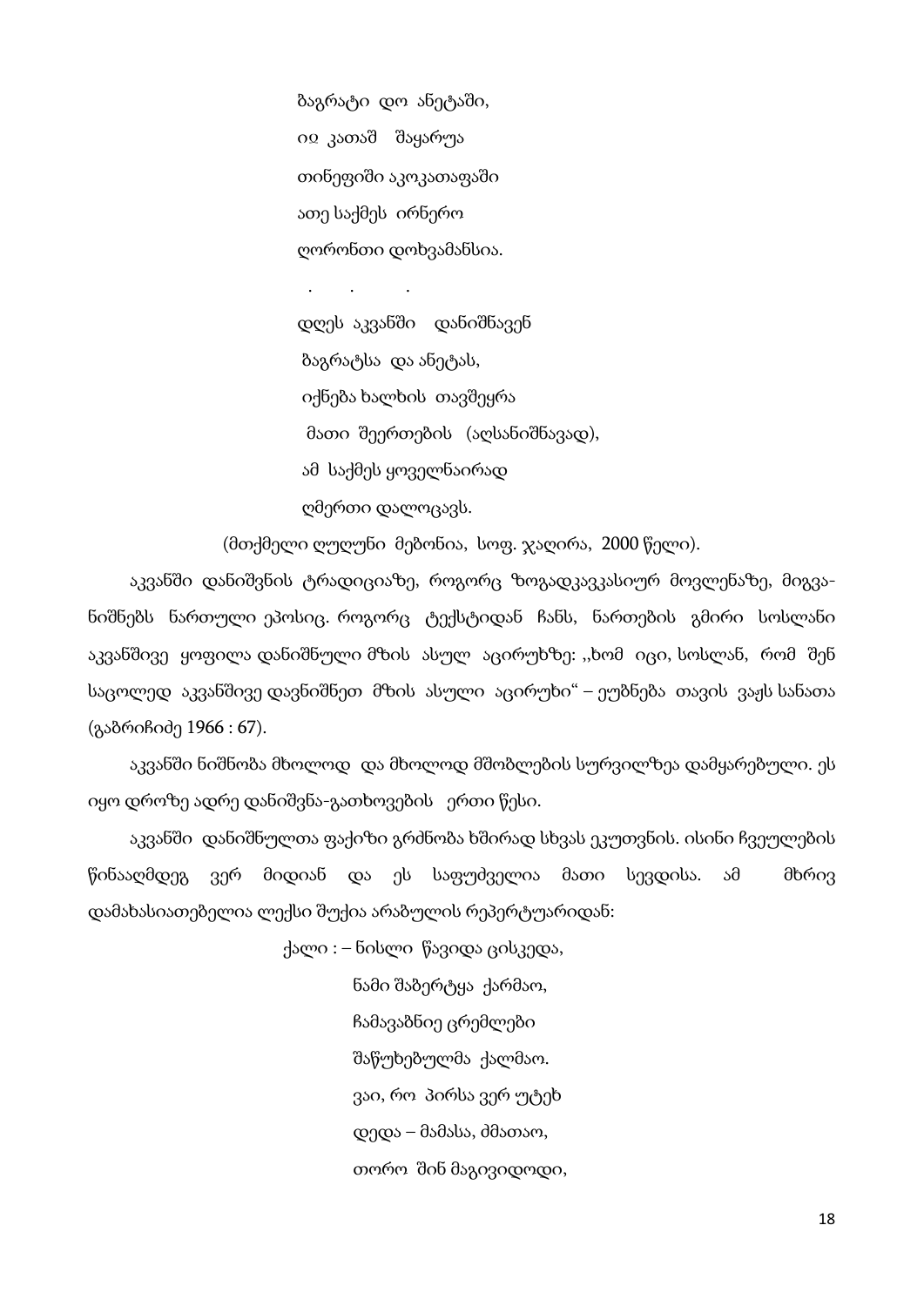ბაგრატი დო ანეტაში,

იჲ კათაშ შაყარუა

თინეფიში აკოკათაფაში

ათე საქმეს ირნერო

ღორონთი დოხვამანსია.

. . .

დღეს აკვანში დანიშნავენ

ბაგრატსა და ანეტას,

იქნება ხალხის თავშეყრა

მათი შეერთების (აღსანიშნავად),

ამ საქმეს ყოველნაირად

ღმერთი დალოცავს.

(მთქმელი ღუღუნი მებონია, სოფ. ჯაღირა, 2000 წელი).

აკვანში დანიშვნის ტრადიციაზე, როგორც ზოგადკავკასიურ მოვლენაზე, მიგვანიშნებს ნართული ეპოსიც. როგორც ტექსტიდან ჩანს, ნართების გმირი სოსლანი აკვანშივე ყოფილა დანიშნული მზის ასულ აცირუხზე: ,,ხომ იცი, სოსლან, რომ შენ საცოლედ აკვანშივე დავნიშნეთ მზის ასული აცირუხი“ – ეუბნება თავის ვაჟს სანათა (გაბრიჩიძე 1966 : 67).

აკვანში ნიშნობა მხოლოდ და მხოლოდ მშობლების სურვილზეა დამყარებული. ეს იყო დროზე ადრე დანიშვნა-გათხოვების ერთი წესი.

აკვანში დანიშნულთა ფაქიზი გრძნობა ხშირად სხვას ეკუთვნის. ისინი ჩვეულების წინააღმდეგ ვერ მიდიან და ეს საფუძველია მათი სევდისა. ამ მხრივ დამახასიათებელია ლექსი შუქია არაბულის რეპერტუარიდან:

ქალი : – ნისლი წავიდა ცისკედა,

ნამი შაზერტყა ქარმაო,

ჩამავაბნიე ცრემლები

შაწუხებულმა ქალმაო.

ვაი, რო პირსა ვერ უტეხ

დედა – მამასა, ძმათაო,

თორო შინ მაგივიდოდი,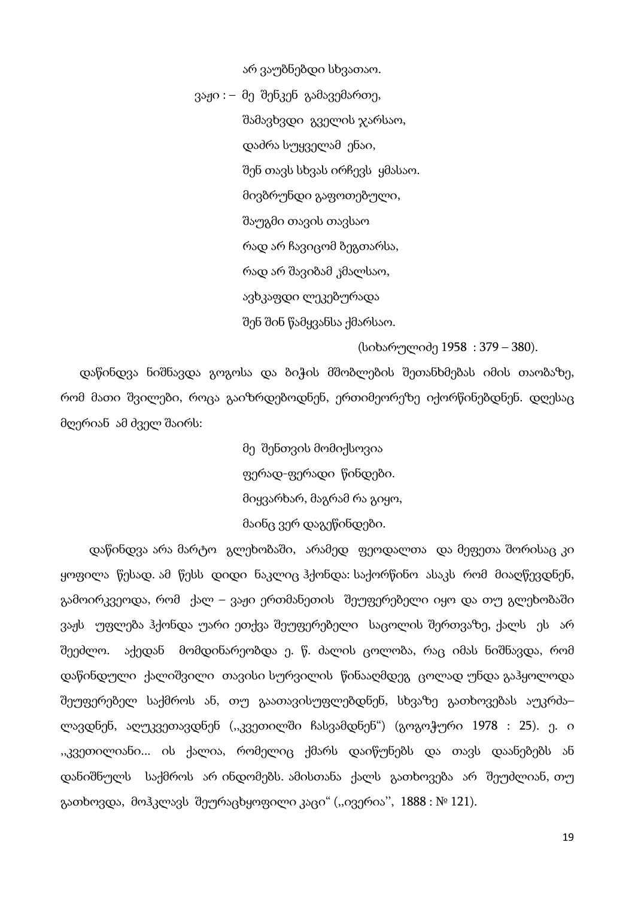არ ვაუბნებდი სხვათაო.

ვაჟი : – მე შენკენ გამავემართე,
შამავხვდი გველის ჯარსაო,
დაძრა სუყველამ ენაი,
შენ თავს სხვას ირჩევს ყმასაო.
მივბრუნდი გაფოთებული,
შაუგმი თავის თავსაო
რად არ ჩავიცომ ბეგთარსა,
რად არ შავიბამ ჴმალსაო,
ავხკაფდი ლეკებურადა
შენ შინ წამყვანსა ქმარსაო.

(სიხარულიძე 1958 : 379 – 380).

დაწინდვა ნიშნავდა გოგოსა და ბიჭის მშობლების შეთანხმებას იმის თაობაზე, რომ მათი შვილები, როცა გაიზრდებოდნენ, ერთიმეორეზე იქორწინებდნენ. დღესაც მღერიან ამ ძველ შაირს:

მე შენთვის მომიქსოვია
ფერად-ფერადი წინდები.
მიყვარხარ, მაგრამ რა გიყო,
მაინც ვერ დაგეწინდები.

დაწინდვა არა მარტო გლეხობაში, არამედ ფეოდალთა და მეფეთა შორისაც კი ყოფილა წესად. ამ წესს დიდი ნაკლიც ჰქონდა: საქორწინო ასაკს რომ მიაღწევდნენ, გამოირკვეოდა, რომ ქალ – ვაჟი ერთმანეთის შეუფერებელი იყო და თუ გლეხობაში ვაჟს უფლება ჰქონდა უარი ეთქვა შეუფერებელი საცოლის შერთვაზე, ქალს ეს არ შეეძლო. აქედან მომდინარეობდა ე. წ. ძალის ცოლობა, რაც იმას ნიშნავდა, რომ დაწინდული ქალიშვილი თავისი სურვილის წინააღმდეგ ცოლად უნდა გაჰყოლოდა შეუფერებელ საქმროს ან, თუ გაათავისუფლებდნენ, სხვაზე გათხოვებას აუკრძა–ლავდნენ, აღუკვეთავდნენ (,,კვეთილში ჩასვამდნენ“) (გოგოჭური 1978 : 25). ე. ი ,,კვეთილიანი... ის ქალია, რომელიც ქმარს დაიწუნებს და თავს დაანებებს ან დანიშნულს საქმროს არ ინდომებს. ამისთანა ქალს გათხოვება არ შეუძლიან, თუ გათხოვდა, მოჰკლავს შეურაცხყოფილი კაცი“ (,,ივერია'', 1888 : № 121).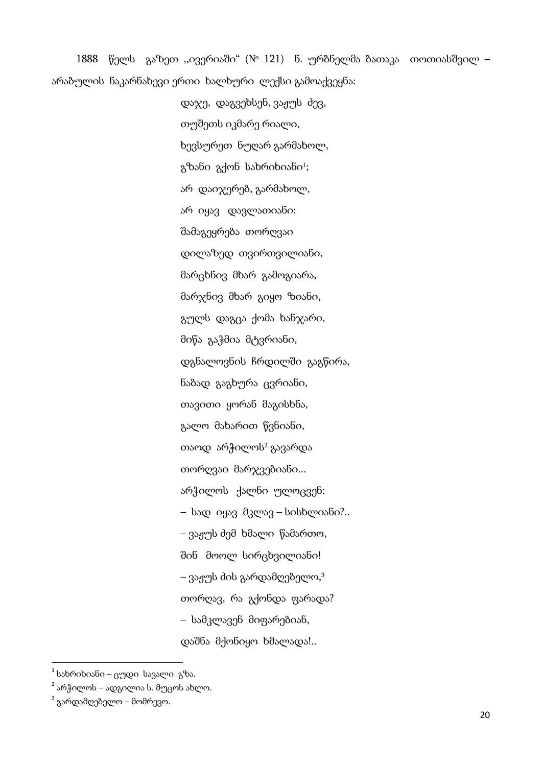1888 წელს გაზეთ ,,ივერიაში“ (№ 121) ნ. ურბნელმა ბათაკა თოთიასშვილ – არაბულის ნაკარნახევი ერთი ხალხური ლექსი გამოაქვეყნა:

დაჯე, დაგვეხსენ, ვაჟუს ძევ,
თუშეთს იკმარე რიალი,
ხევსურეთ ნუღარ გარმახოლ,
გზანი გქონ სახრიხიანი[1];
არ დაიჯერებ, გარმახოლ,
არ იყავ დავლათიანი:
შამაგეყრება თორღვაი
დილაზედ თვირთვილიანი,
მარცხნივ მხარ გამოგიარა,
მარჯნივ მხარ გიყო ზიანი,
გულს დაგცა ქომა ხანჯარი,
მიწა გაჭმია მტვრიანი,
დგნალოვნის ჩრდილში გაგწირა,
ნაბად გაგხურა ცვრიანი,
თავითი ყორან მაგისხნა,
გალო მახარით წვნიანი,
თაოდ არჭილოს[2] გავარდა
თორღვაი მარჯვეზიანი...
არჭილოს ქალნი ულოცვენ:
– სად იყავ მკლავ – სისხლიანი?..
– ვაჟუს ძემ ხმალი წამართო,
შინ მოოლ სირცხვილიანი!
– ვაჟუს ძის გარდამღებელო,[3]
თორღავ, რა გქონდა ფარადა?
– სამკლავენ მიფარებიან,
დაშნა მქონიყო ხმალადა!..

---

[1] სახრიხიანი – ცუდი სავალი გზა.
[2] არჭილოს – ადგილია ს. მუცოს ახლო.
[3] გარდამღებელო – მომრევო.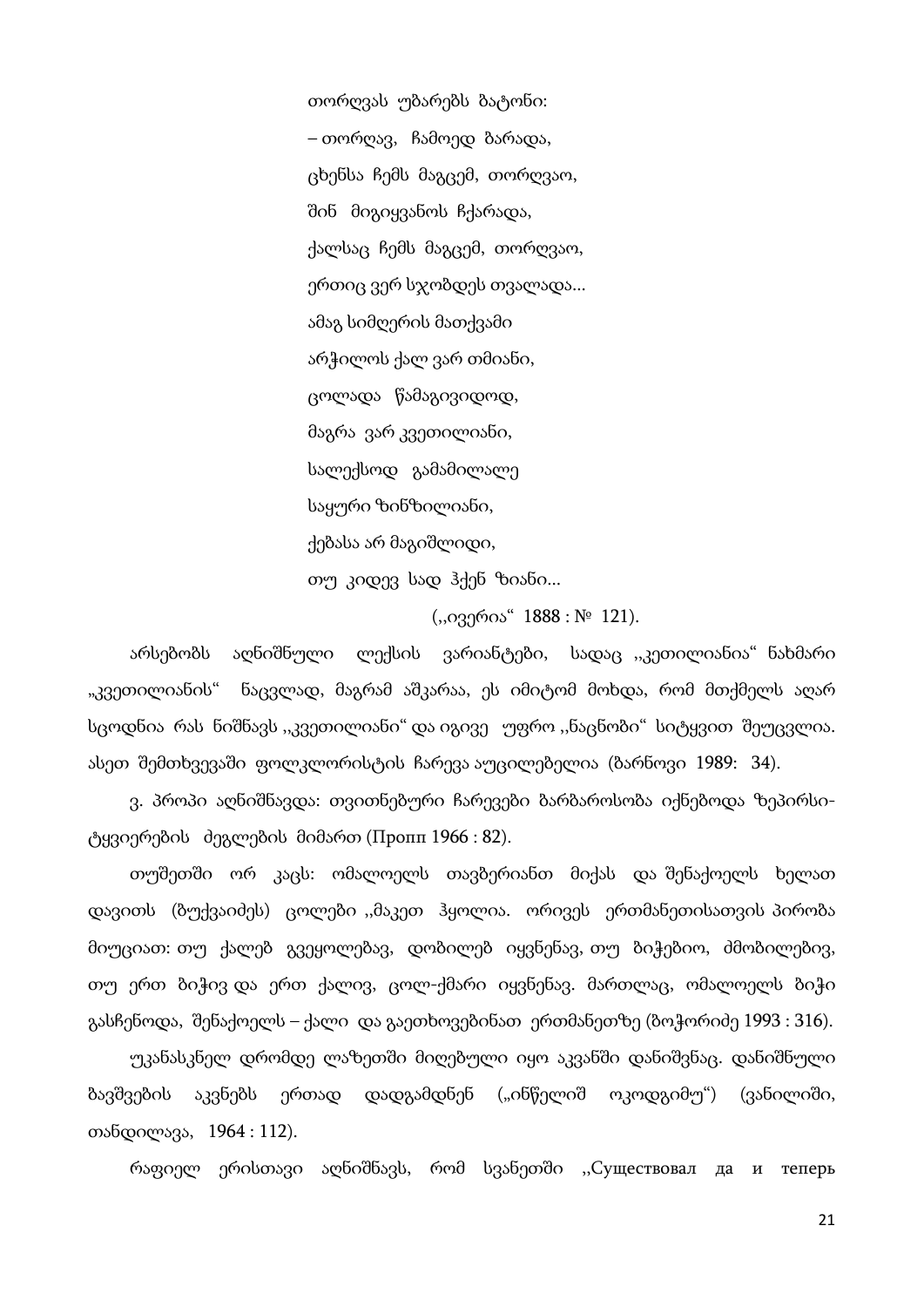თორღვას უბარებს ბატონი:

– თორღავ, ჩამოედ ბარადა,

ცხენსა ჩემს მაგცემ, თორღვაო,

შინ მიგიყვანოს ჩქარადა,

ქალსაც ჩემს მაგცემ, თორღვაო,

ერთიც ვერ სჯობდეს თვალადა...

ამაგ სიმღერის მათქვამი

არჭილოს ქალ ვარ თმიანი,

ცოლადა წამაგივიდოდ,

მაგრა ვარ კვეთილიანი,

სალექსოდ გამამილალე

საყური ზინზილიანი,

ქებასა არ მაგიშლიდი,

თუ კიდევ სად ჰქენ ზიანი...

(,,ივერია" 1888 : № 121).

არსებობს აღნიშნული ლექსის ვარიანტები, სადაც ,,კეთილიანია" ნახმარი „კვეთილიანის" ნაცვლად, მაგრამ აშკარაა, ეს იმიტომ მოხდა, რომ მთქმელს აღარ სცოდნია რას ნიშნავს ,,კვეთილიანი" და იგივე უფრო ,,ნაცნობი" სიტყვით შეუცვლია. ასეთ შემთხვევაში ფოლკლორისტის ჩარევა აუცილებელია (ბარნოვი 1989: 34).

ვ. პროპი აღნიშნავდა: თვითნებური ჩარევები ბარბაროსობა იქნებოდა ზეპირსიტყვიერების ძეგლების მიმართ (Пропп 1966 : 82).

თუშეთში ორ კაცს: ომალოელს თავზერიანთ მიქას და შენაქოელს ხელათ დავითს (ბუქვაიძეს) ცოლები ,,მაკეთ ჰყოლია. ორივეს ერთმანეთისათვის პირობა მიუციათ: თუ ქალებ გვეყოლებავ, დობილებ იყვნენავ, თუ ბიჭებიო, ძმობილებივ, თუ ერთ ბიჭივ და ერთ ქალივ, ცოლ-ქმარი იყვნენავ. მართლაც, ომალოელს ბიჭი გასჩენოდა, შენაქოელს – ქალი და გაეთხოვებინათ ერთმანეთზე (ბოჭორიძე 1993 : 316).

უკანასკნელ დრომდე ლაზეთში მიღებული იყო აკვანში დანიშვნაც. დანიშნული ბავშვების აკვნებს ერთად დადგამდნენ („ინწელიშ ოკოდგიმუ") (ვანილიში, თანდილავა, 1964 : 112).

რაფიელ ერისთავი აღნიშნავს, რომ სვანეთში ,,Существовал да и теперь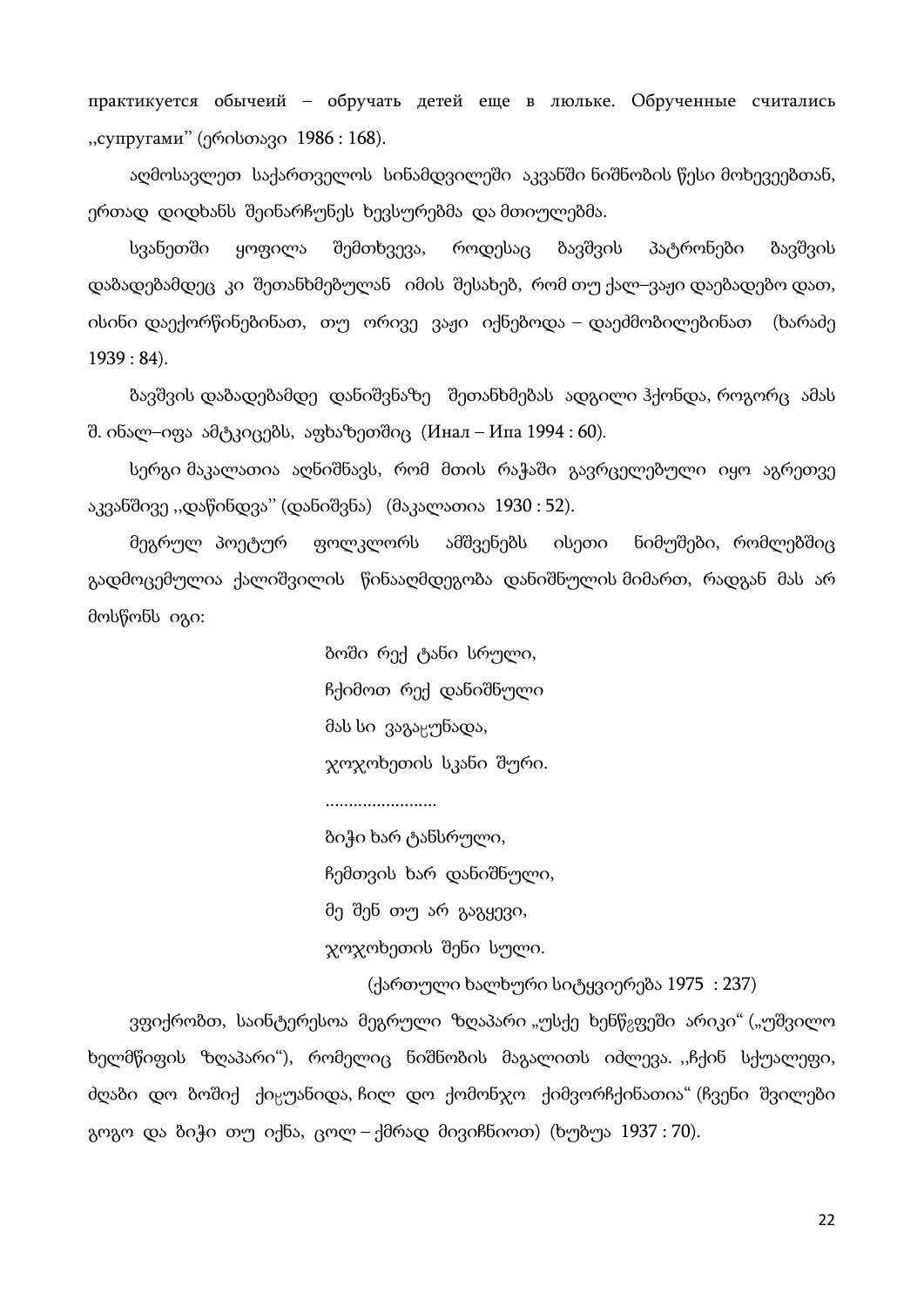практикуется обычеий – обручать детей еще в люльке. Обрученные считались ,,супругами'' (ერისთავი 1986 : 168).

აღმოსავლეთ საქართველოს სინამდვილეში აკვანში ნიშნობის წესი მოხევეებთან, ერთად დიდხანს შეინარჩუნეს ხევსურებმა და მთიულებმა.

სვანეთში ყოფილა შემთხვევა, როდესაც ბავშვის პატრონები ბავშვის დაბადებამდეც კი შეთანხმებულან იმის შესახებ, რომ თუ ქალ–ვაჟი დაებადებო დათ, ისინი დაექორწინებინათ, თუ ორივე ვაჟი იქნებოდა – დაეძმობილებინათ (ხარაძე 1939 : 84).

ბავშვის დაბადებამდე დანიშვნაზე შეთანხმებას ადგილი ჰქონდა, როგორც ამას შ. ინალ–იფა ამტკიცებს, აფხაზეთშიც (Инал – Ипа 1994 : 60).

სერგი მაკალათია აღნიშნავს, რომ მთის რაჭაში გავრცელებული იყო აგრეთვე აკვანშივე ,,დაწინდვა'' (დანიშვნა) (მაკალათია 1930 : 52).

მეგრულ პოეტურ ფოლკლორს ამშვენებს ისეთი ნიმუშები, რომლებშიც გადმოცემულია ქალიშვილის წინააღმდეგობა დანიშნულის მიმართ, რადგან მას არ მოსწონს იგი:

> ბოში რექ ტანი სრული,
> ჩქიმოთ რექ დანიშნული
> მას სი ვაგაჸუნადა,
> ჯოჯოხეთის სკანი შური.
> ........................
> ბიჭი ხარ ტანსრული,
> ჩემთვის ხარ დანიშნული,
> მე შენ თუ არ გაგყევი,
> ჯოჯოხეთის შენი სული.
>
> (ქართული ხალხური სიტყვიერება 1975 : 237)

ვფიქრობთ, საინტერესოა მეგრული ზღაპარი „უსქე ხენწჷფეში არიკი“ („უშვილო ხელმწიფის ზღაპარი“), რომელიც ნიშნობის მაგალითს იძლევა. ,,ჩქინ სქუალეფი, ძღაბი დო ბოშიქ ქიჸუანიდა, ჩილ დო ქომონჯო ქიმვორჩქინათია“ (ჩვენი შვილები გოგო და ბიჭი თუ იქნა, ცოლ – ქმრად მივიჩნიოთ) (ხუბუა 1937 : 70).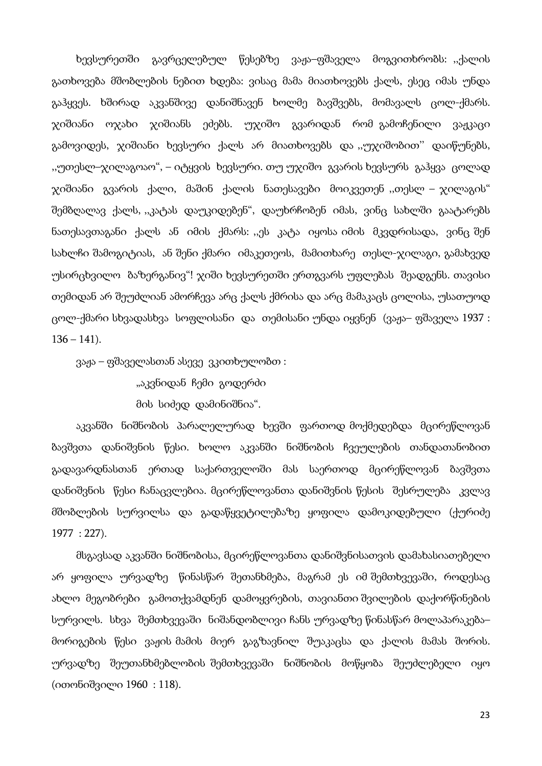ხევსურეთში გავრცელებულ წესებზე ვაჟა–ფშაველა მოგვითხრობს: ,,ქალის გათხოვება მშობლების ნებით ხდება: ვისაც მამა მიათხოვებს ქალს, ესეც იმას უნდა გაჰყვეს. ხშირად აკვანშივე დანიშნავენ ხოლმე ბავშვებს, მომავალს ცოლ-ქმარს. ჯიშიანი ოჯახი ჯიშიანს ეძებს. უჯიშო გვარიდან რომ გამოჩენილი ვაჟკაცი გამოვიდეს, ჯიშიანი ხევსური ქალს არ მიათხოვებს და ,,უჯიშობით'' დაიწუნებს, ,,უთესლ–ჯილაგოაო", – იტყვის ხევსური. თუ უჯიშო გვარის ხევსურს გაჰყვა ცოლად ჯიშიანი გვარის ქალი, მაშინ ქალის ნათესავები მოიკვეთენ ,,თესლ – ჯილაგის" შემბღალავ ქალს, ,,კატას დაუკიდებენ", დაუხრჩობენ იმას, ვინც სახლში გაატარებს ნათესავთაგანი ქალს ან იმის ქმარს: ,,ეს კატა იყოსა იმის მკვდრისადა, ვინც შენ სახლჩი შამოგიტიას, ან შენი ქმარი იმაკეთეოს, მამითხარე თესლ-ჯილაგი, გამახჳედ უსირცხვილო ბაზერგანივ"! ჯიში ხევსურეთში ერთგვარს უფლებას შეადგენს. თავისი თემიდან არ შეუძლიან ამორჩევა არც ქალს ქმრისა და არც მამაკაცს ცოლისა, უსათუოდ ცოლ-ქმარი სხვადასხვა სოფლისანი და თემისანი უნდა იყვნენ (ვაჟა– ფშაველა 1937 : 136 – 141).

ვაჟა – ფშაველასთან ასევე ვკითხულობთ :

„აკვნიდან ჩემი გოდერძი
მის სიძედ დამინიშნია".

აკვანში ნიშნობის პარალელურად ხევში ფართოდ მოქმედებდა მცირეწლოვან ბავშვთა დანიშვნის წესი. ხოლო აკვანში ნიშნობის ჩვეულების თანდათანობით გადავარდნასთან ერთად საქართველოში მას საერთოდ მცირეწლოვან ბავშვთა დანიშვნის წესი ჩანაცვლებია. მცირეწლოვანთა დანიშვნის წესის შესრულება კვლავ მშობლების სურვილსა და გადაწყვეტილებაზე ყოფილა დამოკიდებული (ქურიძე 1977 : 227).

მსგავსად აკვანში ნიშნობისა, მცირეწლოვანთა დანიშვნისათვის დამახასიათებელი არ ყოფილა ურვადზე წინასწარ შეთანხმება, მაგრამ ეს იმ შემთხვევაში, როდესაც ახლო მეგობრები გამოთქვამდნენ დამოყვრების, თავიანთი შვილების დაქორწინების სურვილს. სხვა შემთხვევაში ნიშანდობლივი ჩანს ურვადზე წინასწარ მოლაპარაკება–მორიგების წესი ვაჟის მამის მიერ გაგზავნილ შუაკაცსა და ქალის მამას შორის. ურვადზე შეუთანხმებლობის შემთხვევაში ნიშნობის მოწყობა შეუძლებელი იყო (ითონიშვილი 1960 : 118).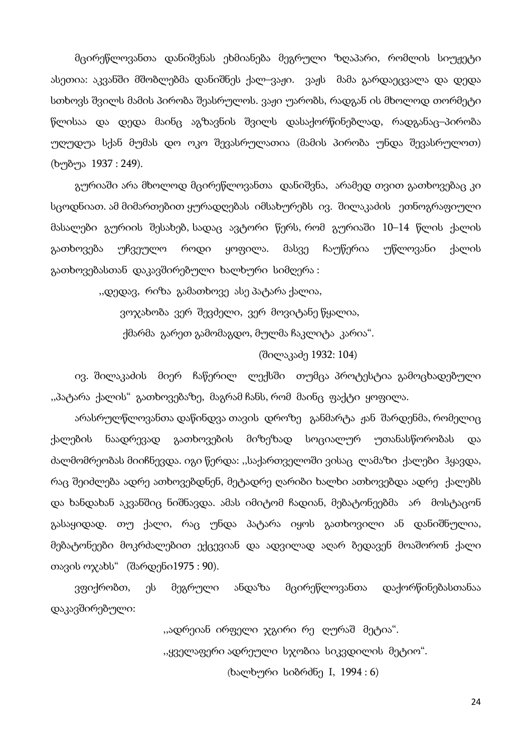მცირეწლოვანთა დანიშვნას ეხმიანება მეგრული ზღაპარი, რომლის სიუჟეტი ასეთია: აკვანში მშობლებმა დანიშნეს ქალ–ვაჟი. ვაჟს მამა გარდაეცვალა და დედა სთხოვს შვილს მამის პირობა შეასრულოს. ვაჟი უარობს, რადგან ის მხოლოდ თორმეტი წლისაა და დედა მაინც აგზავნის შვილს დასაქორწინებლად, რადგანაც–პირობა უღუდუა სქან მუმას დო ოკო შევასრულათია (მამის პირობა უნდა შევასრულოთ) (ხუბუა 1937 : 249).

გურიაში არა მხოლოდ მცირეწლოვანთა დანიშვნა, არამედ თვით გათხოვებაც კი სცოდნიათ. ამ მიმართებით ყურადღებას იმსახურებს ივ. შილაკაძის ეთნოგრაფიული მასალები გურიის შესახებ, სადაც ავტორი წერს, რომ გურიაში 10–14 წლის ქალის გათხოვება უჩვეულო როდი ყოფილა. მასვე ჩაუწერია უწლოვანი ქალის გათხოვებასთან დაკავშირებული ხალხური სიმღერა :

> ,,დედავ, რიზა გამათხოვე ასე პატარა ქალია,
> ვოჯახობა ვერ შევძელი, ვერ მოვიტანე წყალია,
> ქმარმა გარეთ გამომაგდო, მულმა ჩაკლიტა კარია".
>
> (შილაკაძე 1932: 104)

ივ. შილაკაძის მიერ ჩაწერილ ლექსში თუმცა პროტესტია გამოცხადებული ,,პატარა ქალის" გათხოვებაზე, მაგრამ ჩანს, რომ მაინც ფაქტი ყოფილა.

არასრულწლოვანთა დაწინდვა თავის დროზე განმარტა ჟან შარდენმა, რომელიც ქალების ნაადრევად გათხოვების მიზეზად სოციალურ უთანასწორობას და ძალმომრეობას მიიჩნევდა. იგი წერდა: ,,საქართველოში ვისაც ლამაზი ქალები ჰყავდა, რაც შეიძლება ადრე ათხოვებდნენ, მეტადრე ღარიბი ხალხი ათხოვებდა ადრე ქალებს და ხანდახან აკვანშიც ნიშნავდა. ამას იმიტომ ჩადიან, მებატონეებმა არ მოსტაცონ გასაყიდად. თუ ქალი, რაც უნდა პატარა იყოს გათხოვილი ან დანიშნულია, მებატონეები მოკრძალებით ექცევიან და ადვილად აღარ ბედავენ მოაშორონ ქალი თავის ოჯახს" (შარდენი1975 : 90).

ვფიქრობთ, ეს მეგრული ანდაზა მცირეწლოვანთა დაქორწინებასთანაა დაკავშირებული:

> ,,ადრეიან ირფელი ჯგირი რე ღურაშ მეტია".
> ,,ყველაფერი ადრეული სჯობია სიკვდილის მეტიო".
>
> (ხალხური სიბრძნე I, 1994 : 6)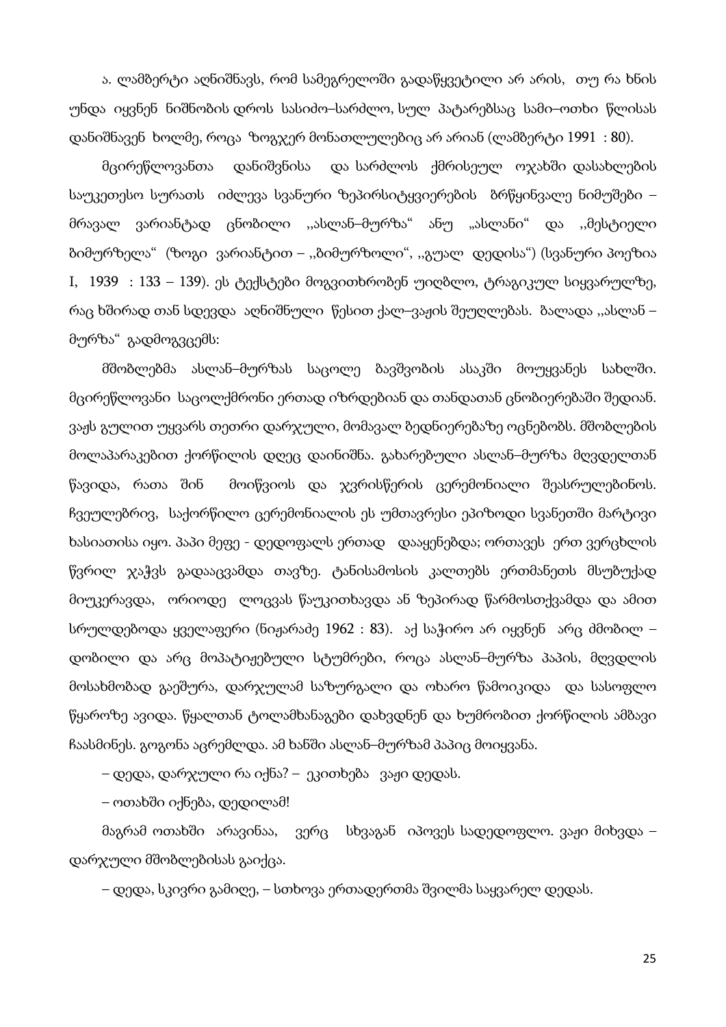ა. ლამბერტი აღნიშნავს, რომ სამეგრელოში გადაწყვეტილი არ არის, თუ რა ხნის უნდა იყვნენ ნიშნობის დროს სასიძო–სარძლო, სულ პატარებსაც სამი–ოთხი წლისას დანიშნავენ ხოლმე, როცა ზოგჯერ მონათლულებიც არ არიან (ლამბერტი 1991 : 80).

მცირეწლოვანთა დანიშვნისა და სარძლოს ქმრისეულ ოჯახში დასახლების საუკეთესო სურათს იძლევა სვანური ზეპირსიტყვიერების ბრწყინვალე ნიმუშები – მრავალ ვარიანტად ცნობილი ,,ასლან–მურზა“ ანუ „ასლანი“ და ,,მესტიელი ბიმურზელა“ (ზოგი ვარიანტით – ,,ბიმურზოლი“, ,,გუალ დედისა“) (სვანური პოეზია I, 1939 : 133 – 139). ეს ტექსტები მოგვითხრობენ უიღბლო, ტრაგიკულ სიყვარულზე, რაც ხშირად თან სდევდა აღნიშნული წესით ქალ–ვაჟის შეუღლებას. ბალადა ,,ასლან – მურზა“ გადმოგვცემს:

მშობლებმა ასლან–მურზას საცოლე ბავშვობის ასაკში მოუყვანეს სახლში. მცირეწლოვანი საცოლქმრონი ერთად იზრდებიან და თანდათან ცნობიერებაში შედიან. ვაჟს გულით უყვარს თეთრი დარჯული, მომავალ ბედნიერებაზე ოცნებობს. მშობლების მოლაპარაკებით ქორწილის დღეც დაინიშნა. გახარებული ასლან–მურზა მღვდელთან წავიდა, რათა შინ მოიწვიოს და ჯვრისწერის ცერემონიალი შეასრულებინოს. ჩვეულებრივ, საქორწილო ცერემონიალის ეს უმთავრესი ეპიზოდი სვანეთში მარტივი ხასიათისა იყო. პაპი მეფე - დედოფალს ერთად დააყენებდა; ორთავეს ერთ ვერცხლის წვრილ ჯაჭვს გადააცვამდა თავზე. ტანისამოსის კალთებს ერთმანეთს მსუბუქად მიუკერავდა, ორიოდე ლოცვას წაუკითხავდა ან ზეპირად წარმოსთქვამდა და ამით სრულდებოდა ყველაფერი (ნიჟარაძე 1962 : 83). აქ საჭირო არ იყვნენ არც ძმობილ – დობილი და არც მოპატიჟებული სტუმრები, როცა ასლან–მურზა პაპის, მღვდლის მოსახმობად გაეშურა, დარჯულამ საზურგალი და ოხარო წამოიკიდა და სასოფლო წყაროზე ავიდა. წყალთან ტოლამხანაგები დახვდნენ და ხუმრობით ქორწილის ამბავი ჩაასმინეს. გოგონა აცრემლდა. ამ ხანში ასლან–მურზამ პაპიც მოიყვანა.

– დედა, დარჯული რა იქნა? – ეკითხება ვაჟი დედას.

– ოთახში იქნება, დედილამ!

მაგრამ ოთახში არავინაა, ვერც სხვაგან იპოვეს სადედოფლო. ვაჟი მიხვდა – დარჯული მშობლებისას გაიქცა.

– დედა, სკივრი გამიღე, – სთხოვა ერთადერთმა შვილმა საყვარელ დედას.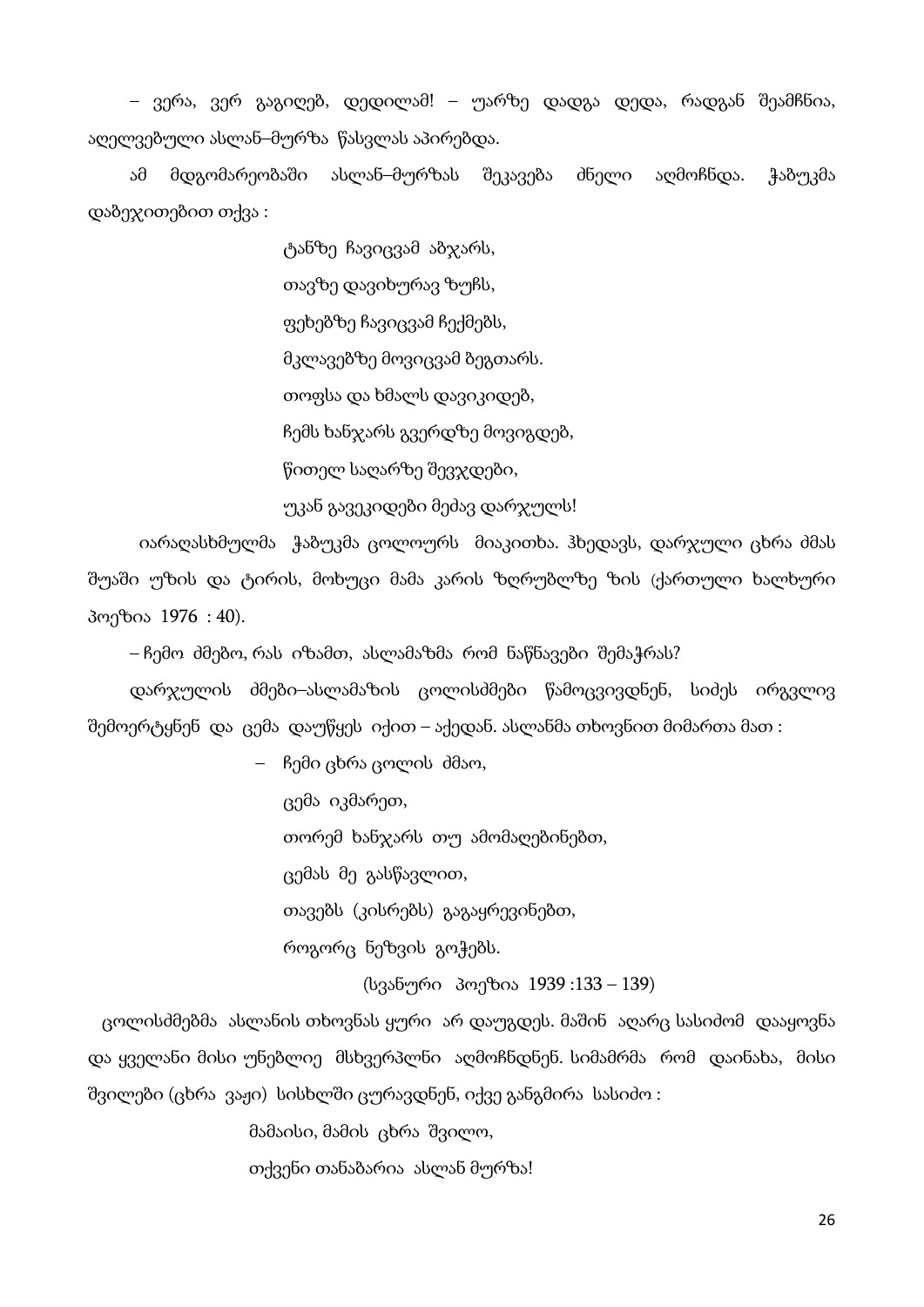– ვერა, ვერ გაგიღებ, დედილამ! – უარზე დადგა დედა, რადგან შეამჩნია, აღელვებული ასლან–მურზა წასვლას აპირებდა.

ამ მდგომარეობაში ასლან–მურზას შეკავება ძნელი აღმოჩნდა. ჭაბუკმა დაბეჯითებით თქვა :

ტანზე ჩავიცვამ აბჯარს,
თავზე დავიხურავ ზუჩს,
ფეხებზე ჩავიცვამ ჩექმებს,
მკლავებზე მოვიცვამ ზეგთარს.
თოფსა და ხმალს დავიკიდებ,
ჩემს ხანჯარს გვერდზე მოვიგდებ,
წითელ საღარზე შევჯდები,
უკან გავეკიდები მეძავ დარჯულს!

იარაღასხმულმა ჭაბუკმა ცოლოურს მიაკითხა. ჰხედავს, დარჯული ცხრა ძმას შუაში უზის და ტირის, მოხუცი მამა კარის ზღრუბლზე ზის (ქართული ხალხური პოეზია 1976 : 40).

– ჩემო ძმებო, რას იზამთ, ასლამაზმა რომ ნაწნავები შემაჭრას?

დარჯულის ძმები–ასლამაზის ცოლისძმები წამოცვივდნენ, სიძეს ირგვლივ შემოერტყნენ და ცემა დაუწყეს იქით – აქედან. ასლანმა თხოვნით მიმართა მათ :

– ჩემი ცხრა ცოლის ძმაო,
ცემა იკმარეთ,
თორემ ხანჯარს თუ ამომაღებინებთ,
ცემას მე გასწავლით,
თავებს (კისრებს) გაგაყრევინებთ,
როგორც ნეზვის გოჭებს.

(სვანური პოეზია 1939 :133 – 139)

ცოლისძმებმა ასლანის თხოვნას ყური არ დაუგდეს. მაშინ აღარც სასიძომ დააყოვნა და ყველანი მისი უნებლიე მსხვერპლნი აღმოჩნდნენ. სიმამრმა რომ დაინახა, მისი შვილები (ცხრა ვაჟი) სისხლში ცურავდნენ, იქვე განგმირა სასიძო :

მამაისი, მამის ცხრა შვილო,
თქვენი თანაზარია ასლან მურზა!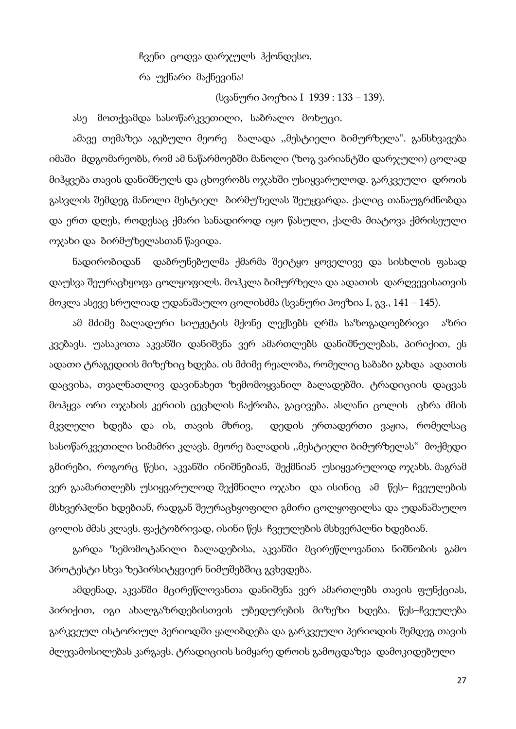ჩვენი ცოდვა დარჯულს ჰქონდესო,

რა უქნარი მაქნევინა!

(სვანური პოეზია I 1939 : 133 – 139).

ასე მოთქვამდა სასოწარკვეთილი, საბრალო მოხუცი.

ამავე თემაზეა აგებული მეორე ბალადა ,,მესტიელი ბიმურზელა“. განსხვავება იმაში მდგომარეობს, რომ ამ ნაწარმოებში მანოლი (ზოგ ვარიანტში დარჯული) ცოლად მიჰყვება თავის დანიშნულს და ცხოვრობს ოჯახში უსიყვარულოდ. გარკვეული დროის გასვლის შემდეგ მანოლი მესტიელ ბირმუზელას შეუყვარდა. ქალიც თანაუგრძნობდა და ერთ დღეს, როდესაც ქმარი სანადიროდ იყო წასული, ქალმა მიატოვა ქმრისეული ოჯახი და ბირმუზელასთან წავიდა.

ნადირობიდან დაბრუნებულმა ქმარმა შეიტყო ყოველივე და სისხლის ფასად დაუსვა შეურაცხყოფა ცოლყოფილს. მოჰკლა ბიმურზელა და ადათის დარღვევისათვის მოკლა ასევე სრულიად უდანაშაულო ცოლისძმა (სვანური პოეზია I, გვ., 141 – 145).

ამ მძიმე ბალადური სიუჟეტის მქონე ლექსებს ღრმა საზოგადოებრივი აზრი კვებავს. უასაკოთა აკვანში დანიშვნა ვერ ამართლებს დანიშნულებას, პირიქით, ეს ადათი ტრაგედიის მიზეზიც ხდება. ის მძიმე რეალობა, რომელიც საბაბი გახდა ადათის დაცვისა, თვალნათლივ დავინახეთ ზემომოყვანილ ბალადებში. ტრადიციის დაცვას მოჰყვა ორი ოჯახის კერიის ცეცხლის ჩაქრობა, გაცივება. ასლანი ცოლის ცხრა ძმის მკვლელი ხდება და ის, თავის მხრივ, დედის ერთადერთი ვაჟია, რომელსაც სასოწარკვეთილი სიმამრი კლავს. მეორე ბალადის ,,მესტიელი ბიმურზელას“ მოქმედი გმირები, როგორც წესი, აკვანში ინიშნებიან, შექმნიან უსიყვარულოდ ოჯახს. მაგრამ ვერ გაამართლებს უსიყვარულოდ შექმნილი ოჯახი და ისინიც ამ წეს– ჩვეულების მსხვერპლნი ხდებიან, რადგან შეურაცხყოფილი გმირი ცოლყოფილსა და უდანაშაულო ცოლის ძმას კლავს. ფაქტობრივად, ისინი წეს–ჩვეულების მსხვერპლნი ხდებიან.

გარდა ზემომოტანილი ბალადებისა, აკვანში მცირეწლოვანთა ნიშნობის გამო პროტესტი სხვა ზეპირსიტყვიერ ნიმუშებშიც გვხვდება.

ამდენად, აკვანში მცირეწლოვანთა დანიშვნა ვერ ამართლებს თავის ფუნქციას, პირიქით, იგი ახალგაზრდებისთვის უბედურების მიზეზი ხდება. წეს–ჩვეულება გარკვეულ ისტორიულ პერიოდში ყალიბდება და გარკვეული პერიოდის შემდეგ თავის ძლევამოსილებას კარგავს. ტრადიციის სიმყარე დროის გამოცდაზეა დამოკიდებული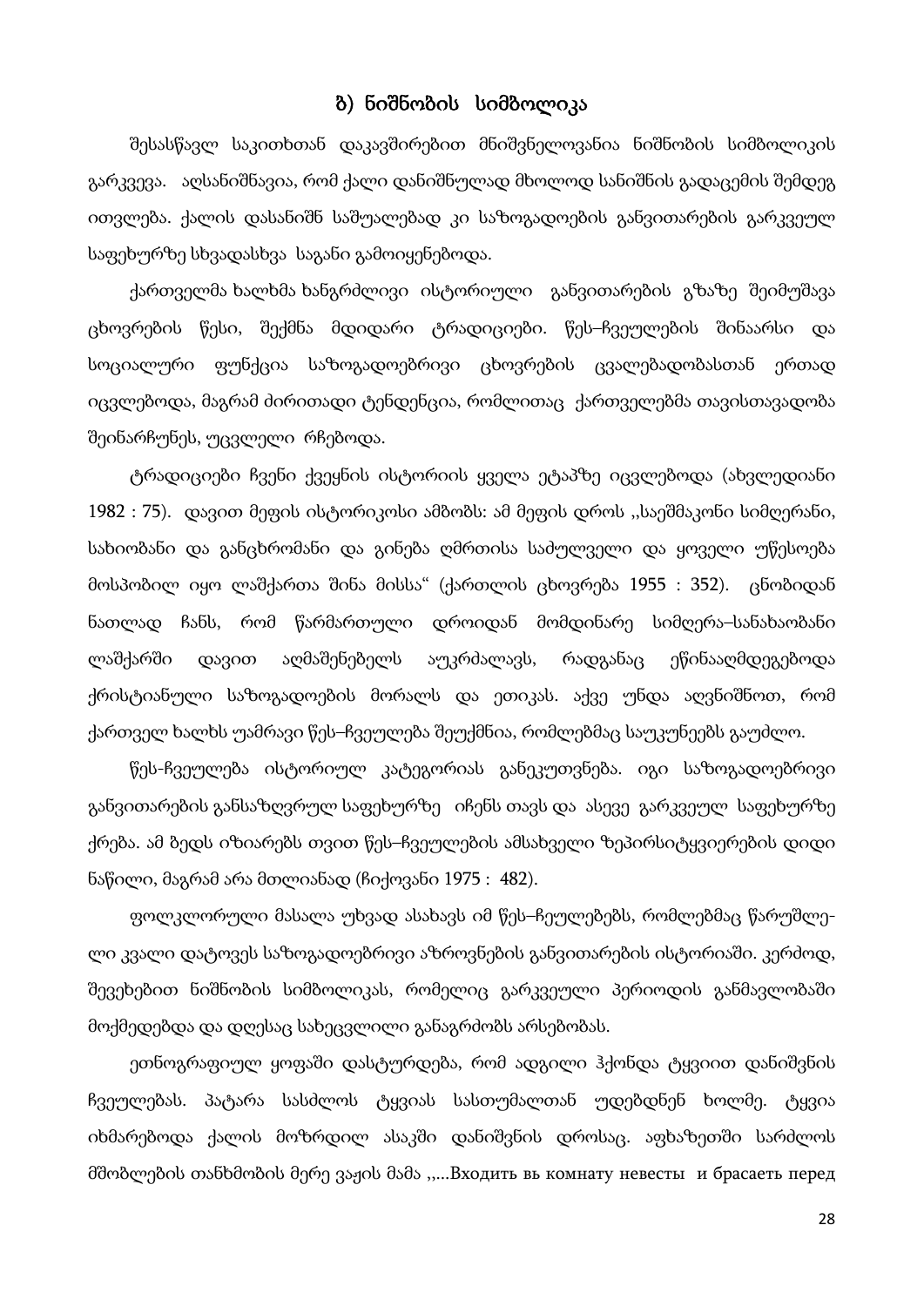## ზ) ნიშნობის სიმბოლიკა

შესასწავლ საკითხთან დაკავშირებით მნიშვნელოვანია ნიშნობის სიმბოლიკის გარკვევა. აღსანიშნავია, რომ ქალი დანიშნულად მხოლოდ სანიშნის გადაცემის შემდეგ ითვლება. ქალის დასანიშნ საშუალებად კი საზოგადოების განვითარების გარკვეულ საფეხურზე სხვადასხვა საგანი გამოიყენებოდა.

ქართველმა ხალხმა ხანგრძლივი ისტორიული განვითარების გზაზე შეიმუშავა ცხოვრების წესი, შექმნა მდიდარი ტრადიციები. წეს–ჩვეულების შინაარსი და სოციალური ფუნქცია საზოგადოებრივი ცხოვრების ცვალებადობასთან ერთად იცვლებოდა, მაგრამ ძირითადი ტენდენცია, რომლითაც ქართველებმა თავისთავადობა შეინარჩუნეს, უცვლელი რჩებოდა.

ტრადიციები ჩვენი ქვეყნის ისტორიის ყველა ეტაპზე იცვლებოდა (ახვლედიანი 1982 : 75). დავით მეფის ისტორიკოსი ამბობს: ამ მეფის დროს ,,საეშმაკონი სიმღერანი, სახიობანი და განცხრომანი და გინება ღმრთისა საძულველი და ყოველი უწესოება მოსპობილ იყო ლაშქართა შინა მისსა“ (ქართლის ცხოვრება 1955 : 352). ცნობიდან ნათლად ჩანს, რომ წარმართული დროიდან მომდინარე სიმღერა–სანახაობანი ლაშქარში დავით აღმაშენებელს აუკრძალავს, რადგანაც ეწინააღმდეგებოდა ქრისტიანული საზოგადოების მორალს და ეთიკას. აქვე უნდა აღვნიშნოთ, რომ ქართველ ხალხს უამრავი წეს–ჩვეულება შეუქმნია, რომლებმაც საუკუნეებს გაუძლო.

წეს-ჩვეულება ისტორიულ კატეგორიას განეკუთვნება. იგი საზოგადოებრივი განვითარების განსაზღვრულ საფეხურზე იჩენს თავს და ასევე გარკვეულ საფეხურზე ქრება. ამ ბედს იზიარებს თვით წეს–ჩვეულების ამსახველი ზეპირსიტყვიერების დიდი ნაწილი, მაგრამ არა მთლიანად (ჩიქოვანი 1975 : 482).

ფოლკლორული მასალა უხვად ასახავს იმ წეს–ჩეულებებს, რომლებმაც წარუშლელი კვალი დატოვეს საზოგადოებრივი აზროვნების განვითარების ისტორიაში. კერძოდ, შევეხებით ნიშნობის სიმბოლიკას, რომელიც გარკვეული პერიოდის განმავლობაში მოქმედებდა და დღესაც სახეცვლილი განაგრძობს არსებობას.

ეთნოგრაფიულ ყოფაში დასტურდება, რომ ადგილი ჰქონდა ტყვიით დანიშვნის ჩვეულებას. პატარა სასძლოს ტყვიას სასთუმალთან უდებდნენ ხოლმე. ტყვია იხმარებოდა ქალის მოზრდილ ასაკში დანიშვნის დროსაც. აფხაზეთში სარძლოს მშობლების თანხმობის მერე ვაჟის მამა ,,...Входить вь комнату невесты и брасаеть перед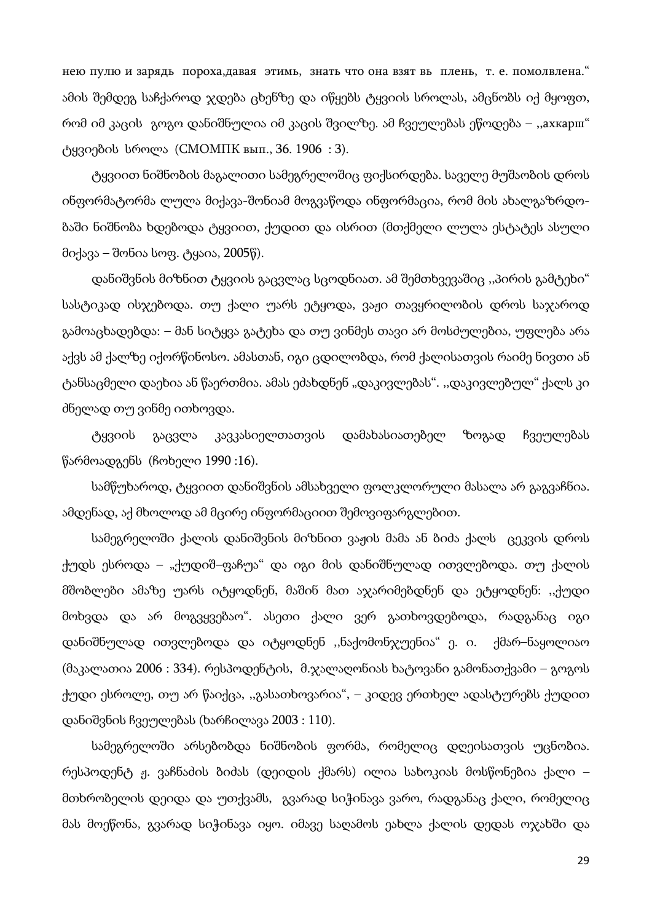нею пулю и зарядь пороха,давая этимь, знать что она взят вь плень, т. е. помолвлена.“ ამის შემდეგ საჩქაროდ ჯდება ცხენზე და იწყებს ტყვიის სროლას, ამცნობს იქ მყოფთ, რომ იმ კაცის გოგო დანიშნულია იმ კაცის შვილზე. ამ ჩვეულებას ეწოდება – ,,ахкарш“ ტყვიების სროლა (СМОМПК вып., 36. 1906 : 3).

ტყვიით ნიშნობის მაგალითი სამეგრელოშიც ფიქსირდება. საველე მუშაობის დროს ინფორმატორმა ლულა მიქავა-შონიამ მოგვაწოდა ინფორმაცია, რომ მის ახალგაზრდობაში ნიშნობა ხდებოდა ტყვიით, ქუდით და ისრით (მთქმელი ლულა ესტატეს ასული მიქავა – შონია სოფ. ტყაია, 2005წ).

დანიშვნის მიზნით ტყვიის გაცვლაც სცოდნიათ. ამ შემთხვევაშიც ,,პირის გამტეხი“ სასტიკად ისჯებოდა. თუ ქალი უარს ეტყოდა, ვაჟი თავყრილობის დროს საჯაროდ გამოაცხადებდა: – მან სიტყვა გატეხა და თუ ვინმეს თავი არ მოსძულებია, უფლება არა აქვს ამ ქალზე იქორწინოსო. ამასთან, იგი ცდილობდა, რომ ქალისათვის რაიმე ნივთი ან ტანსაცმელი დაეხია ან წაერთმია. ამას ეძახდნენ „დაკივლებას“. ,,დაკივლებულ“ ქალს კი ძნელად თუ ვინმე ითხოვდა.

ტყვიის გაცვლა კავკასიელთათვის დამახასიათებელ ზოგად ჩვეულებას წარმოადგენს (ჩოხელი 1990 :16).

სამწუხაროდ, ტყვიით დანიშვნის ამსახველი ფოლკლორული მასალა არ გაგვაჩნია. ამდენად, აქ მხოლოდ ამ მცირე ინფორმაციით შემოვიფარგლებით.

სამეგრელოში ქალის დანიშვნის მიზნით ვაჟის მამა ან ბიძა ქალს ცეკვის დროს ქუდს ესროდა – „ქუდიშ–ფაჩუა“ და იგი მის დანიშნულად ითვლებოდა. თუ ქალის მშობლები ამაზე უარს იტყოდნენ, მაშინ მათ აჯარიმებდნენ და ეტყოდნენ: ,,ქუდი მოხვდა და არ მოგვყვებაო“. ასეთი ქალი ვერ გათხოვდებოდა, რადგანაც იგი დანიშნულად ითვლებოდა და იტყოდნენ ,,ნაქომონჯუენია“ ე. ი. ქმარ–ნაყოლიაო (მაკალათია 2006 : 334). რესპოდენტის, მ.ჯალაღონიას ხატოვანი გამონათქვამი – გოგოს ქუდი ესროლე, თუ არ წაიქცა, ,,გასათხოვარია“, – კიდევ ერთხელ ადასტურებს ქუდით დანიშვნის ჩვეულებას (ხარჩილავა 2003 : 110).

სამეგრელოში არსებობდა ნიშნობის ფორმა, რომელიც დღეისათვის უცნობია. რესპოდენტ ჟ. ვაჩნაძის ბიძას (დეიდის ქმარს) ილია სახოკიას მოსწონებია ქალი – მთხრობელის დეიდა და უთქვამს, გვარად სიჭინავა ვარო, რადგანაც ქალი, რომელიც მას მოეწონა, გვარად სიჭინავა იყო. იმავე საღამოს ეახლა ქალის დედას ოჯახში და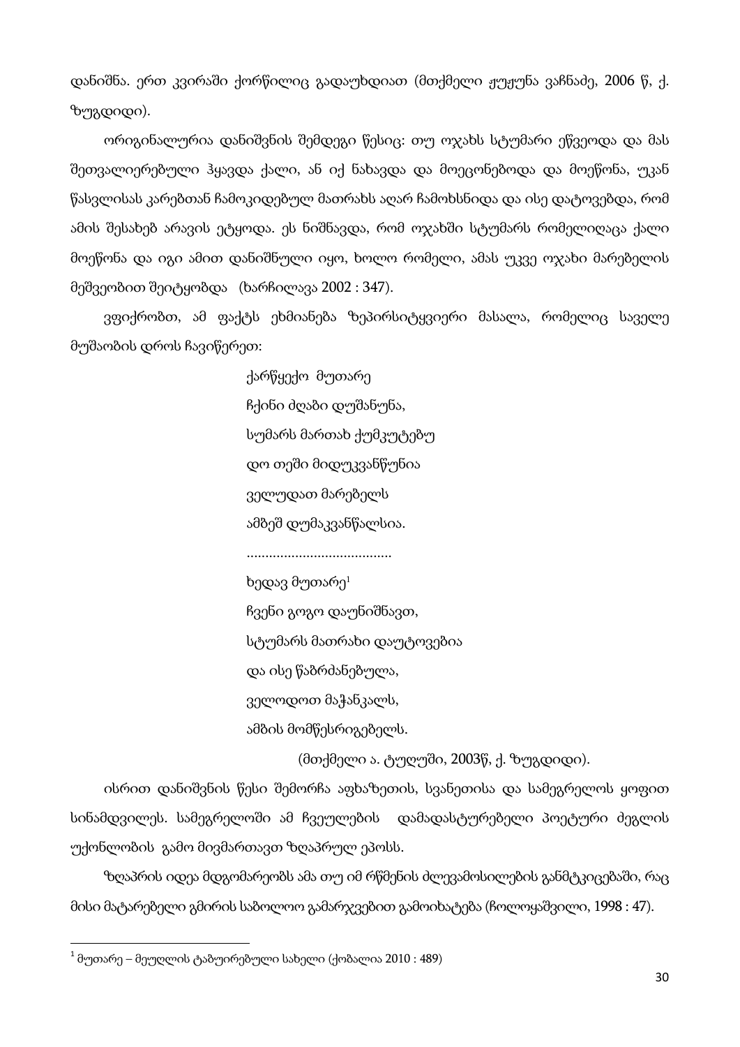დანიშნა. ერთ კვირაში ქორწილიც გადაუხდიათ (მთქმელი ჟუჟუნა ვაჩნაძე, 2006 წ, ქ. ზუგდიდი).

ორიგინალურია დანიშვნის შემდეგი წესიც: თუ ოჯახს სტუმარი ეწვეოდა და მას შეთვალიერებული ჰყავდა ქალი, ან იქ ნახავდა და მოეცონებოდა და მოეწონა, უკან წასვლისას კარებთან ჩამოკიდებულ მათრახს აღარ ჩამოხსნიდა და ისე დატოვებდა, რომ ამის შესახებ არავის ეტყოდა. ეს ნიშნავდა, რომ ოჯახში სტუმარს რომელიღაცა ქალი მოეწონა და იგი ამით დანიშნული იყო, ხოლო რომელი, ამას უკვე ოჯახი მარებელის მეშვეობით შეიტყობდა (ხარჩილავა 2002 : 347).

ვფიქრობთ, ამ ფაქტს ეხმიანება ზეპირსიტყვიერი მასალა, რომელიც საველე მუშაობის დროს ჩავიწერეთ:

ქარწყექო მუთარე
ჩქინი ძღაბი დუშანუნა,
სუმარს მართახ ქუმკუტებუ
დო თეში მიდუკვანწუნია
ველუდათ მარებელს
ამბეშ დუმაკვანწალსია.
.......................................
ხედავ მუთარე[1]
ჩვენი გოგო დაუნიშნავთ,
სტუმარს მათრახი დაუტოვებია
და ისე წაბრძანებულა,
ველოდოთ მაჭანკალს,
ამბის მომწესრიგებელს.

(მთქმელი ა. ტუღუში, 2003წ, ქ. ზუგდიდი).

ისრით დანიშვნის წესი შემორჩა აფხაზეთის, სვანეთისა და სამეგრელოს ყოფით სინამდვილეს. სამეგრელოში ამ ჩვეულების დამადასტურებელი პოეტური ძეგლის უქონლობის გამო მივმართავთ ზღაპრულ ეპოსს.

ზღაპრის იდეა მდგომარეობს ამა თუ იმ რწმენის ძლევამოსილების განმტკიცებაში, რაც მისი მატარებელი გმირის საბოლოო გამარჯვებით გამოიხატება (ჩოლოყაშვილი, 1998 : 47).

---

[1] მუთარე – მეუღლის ტაბუირებული სახელი (ქობალია 2010 : 489)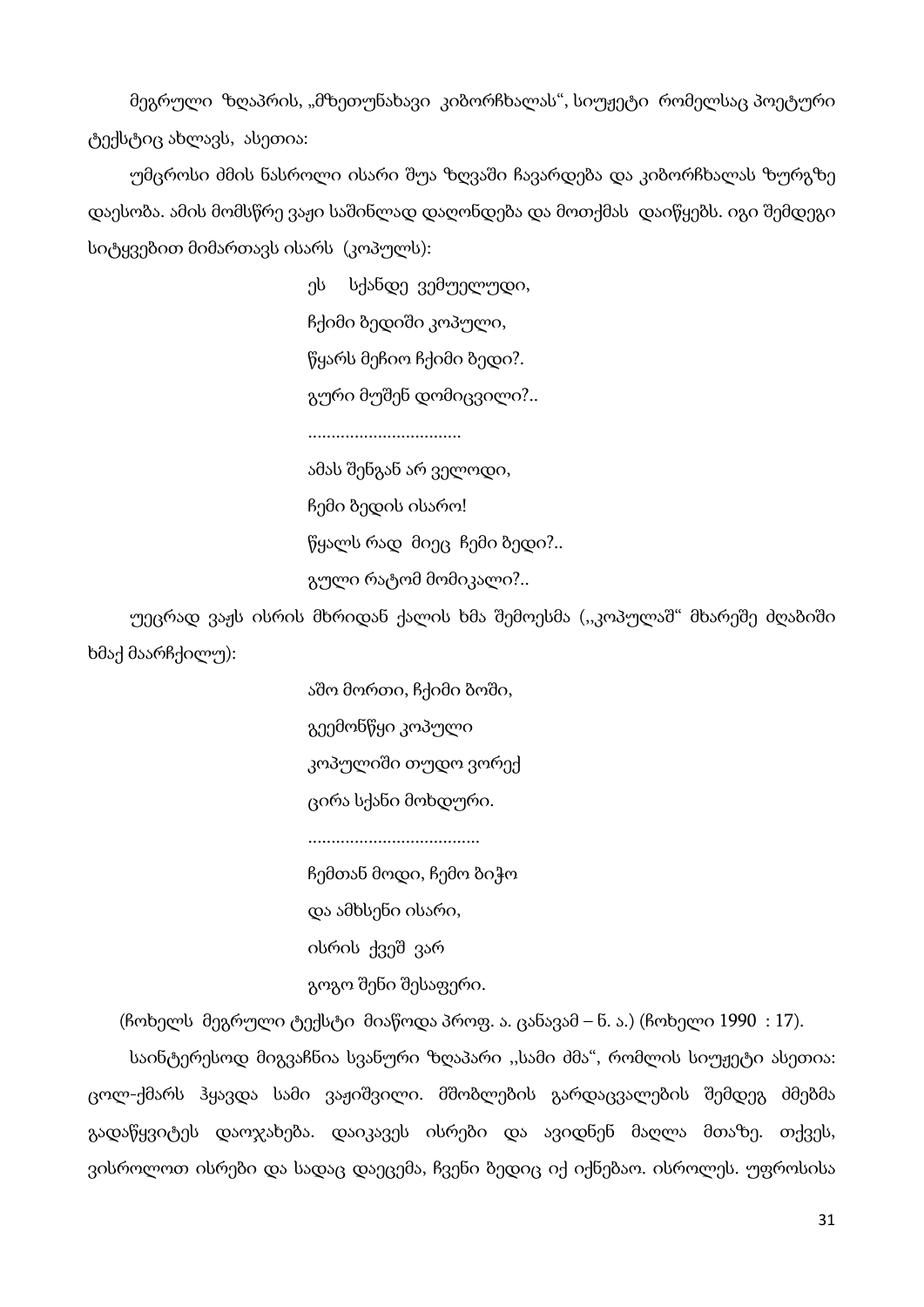მეგრული ზღაპრის, „მზეთუნახავი კიბორჩხალას“, სიუჟეტი რომელსაც პოეტური ტექსტიც ახლავს, ასეთია:

უმცროსი ძმის ნასროლი ისარი შუა ზღვაში ჩავარდება და კიბორჩხალას ზურგზე დაესობა. ამის მომსწრე ვაჟი საშინლად დაღონდება და მოთქმას დაიწყებს. იგი შემდეგი სიტყვებით მიმართავს ისარს (კოპულს):

ეს სქანდე ვემუელუდი,
ჩქიმი ბედიში კოპული,
წყარს მეჩიო ჩქიმი ბედი?.
გური მუშენ დომიცვილი?..
.................................
ამას შენგან არ ველოდი,
ჩემი ბედის ისარო!
წყალს რად მიეც ჩემი ბედი?..
გული რატომ მომიკალი?..

უეცრად ვაჟს ისრის მხრიდან ქალის ხმა შემოესმა (,,კოპულაშ“ მხარეშე ძღაბიში ხმაქ მაარჩქილუ):

აშო მორთი, ჩქიმი ბოში,
გეემონწყი კოპული
კოპულიში თუდო ვორექ
ცირა სქანი მოხდური.
.....................................
ჩემთან მოდი, ჩემო ბიჭო
და ამხსენი ისარი,
ისრის ქვეშ ვარ
გოგო შენი შესაფერი.

(ჩოხელს მეგრული ტექსტი მიაწოდა პროფ. ა. ცანავამ – ნ. ა.) (ჩოხელი 1990 : 17).

საინტერესოდ მიგვაჩნია სვანური ზღაპარი ,,სამი ძმა“, რომლის სიუჟეტი ასეთია: ცოლ-ქმარს ჰყავდა სამი ვაჟიშვილი. მშობლების გარდაცვალების შემდეგ ძმებმა გადაწყვიტეს დაოჯახება. დაიკავეს ისრები და ავიდნენ მაღლა მთაზე. თქვეს, ვისროლოთ ისრები და სადაც დაეცემა, ჩვენი ბედიც იქ იქნებაო. ისროლეს. უფროსისა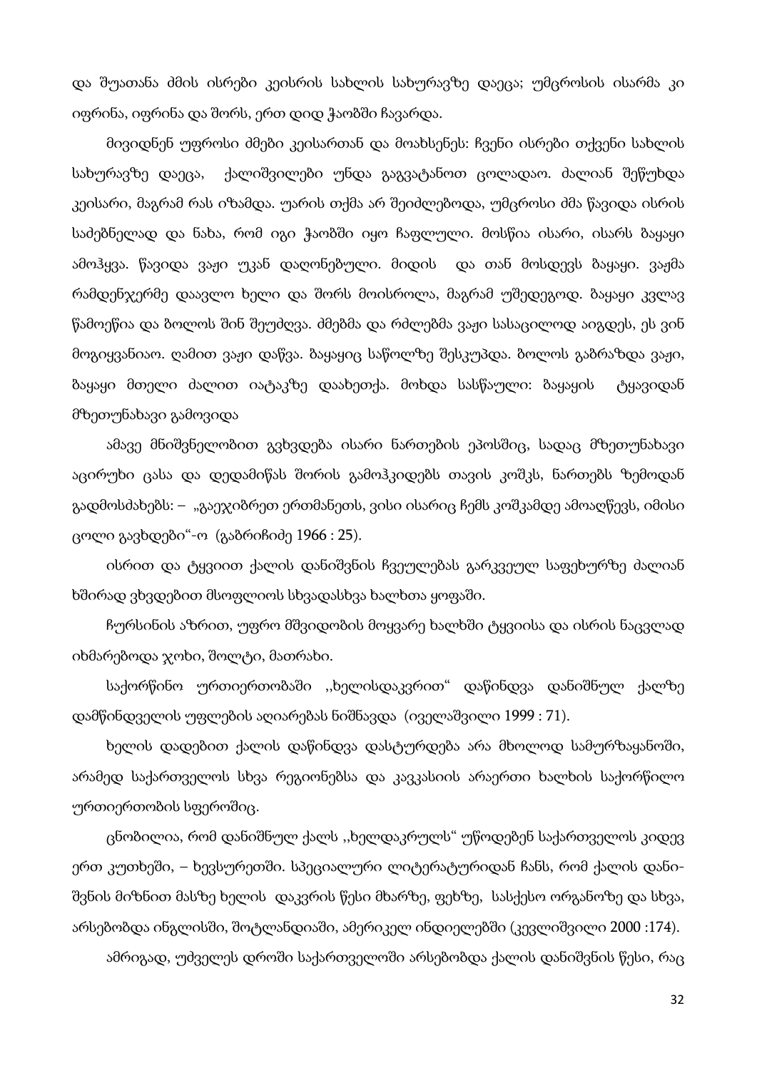და შუათანა ძმის ისრები კეისრის სახლის სახურავზე დაეცა; უმცროსის ისარმა კი იფრინა, იფრინა და შორს, ერთ დიდ ჭაობში ჩავარდა.

მივიდნენ უფროსი ძმები კეისართან და მოახსენეს: ჩვენი ისრები თქვენი სახლის სახურავზე დაეცა, ქალიშვილები უნდა გაგვატანოთ ცოლადაო. ძალიან შეწუხდა კეისარი, მაგრამ რას იზამდა. უარის თქმა არ შეიძლებოდა, უმცროსი ძმა წავიდა ისრის საძებნელად და ნახა, რომ იგი ჭაობში იყო ჩაფლული. მოსწია ისარი, ისარს ბაყაყი ამოჰყვა. წავიდა ვაჟი უკან დაღონებული. მიდის და თან მოსდევს ბაყაყი. ვაჟმა რამდენჯერმე დაავლო ხელი და შორს მოისროლა, მაგრამ უშედეგოდ. ბაყაყი კვლავ წამოეწია და ბოლოს შინ შეუძღვა. ძმებმა და რძლებმა ვაჟი სასაცილოდ აიგდეს, ეს ვინ მოგიყვანიაო. ღამით ვაჟი დაწვა. ბაყაყიც საწოლზე შესკუპდა. ბოლოს გაბრაზდა ვაჟი, ბაყაყი მთელი ძალით იატაკზე დაახეთქა. მოხდა სასწაული: ბაყაყის ტყავიდან მზეთუნახავი გამოვიდა

ამავე მნიშვნელობით გვხვდება ისარი ნართების ეპოსშიც, სადაც მზეთუნახავი აცირუხი ცასა და დედამიწას შორის გამოჰკიდებს თავის კოშკს, ნართებს ზემოდან გადმოსძახებს: – „გაეჯიბრეთ ერთმანეთს, ვისი ისარიც ჩემს კოშკამდე ამოაღწევს, იმისი ცოლი გავხდებიʺ-ო (გაბრიჩიძე 1966 : 25).

ისრით და ტყვიით ქალის დანიშვნის ჩვეულებას გარკვეულ საფეხურზე ძალიან ხშირად ვხვდებით მსოფლიოს სხვადასხვა ხალხთა ყოფაში.

ჩურსინის აზრით, უფრო მშვიდობის მოყვარე ხალხში ტყვიისა და ისრის ნაცვლად იხმარებოდა ჯოხი, შოლტი, მათრახი.

საქორწინო ურთიერთობაში ,,ხელისდაკვრითʺ დაწინდვა დანიშნულ ქალზე დამწინდველის უფლების აღიარებას ნიშნავდა (იველაშვილი 1999 : 71).

ხელის დადებით ქალის დაწინდვა დასტურდება არა მხოლოდ სამურზაყანოში, არამედ საქართველოს სხვა რეგიონებსა და კავკასიის არაერთი ხალხის საქორწილო ურთიერთობის სფეროშიც.

ცნობილია, რომ დანიშნულ ქალს ,,ხელდაკრულსʺ უწოდებენ საქართველოს კიდევ ერთ კუთხეში, – ხევსურეთში. სპეციალური ლიტერატურიდან ჩანს, რომ ქალის დანი-შვნის მიზნით მასზე ხელის დაკვრის წესი მხარზე, ფეხზე, სასქესო ორგანოზე და სხვა, არსებობდა ინგლისში, შოტლანდიაში, ამერიკელ ინდიელებში (კევლიშვილი 2000 :174).

ამრიგად, უძველეს დროში საქართველოში არსებობდა ქალის დანიშვნის წესი, რაც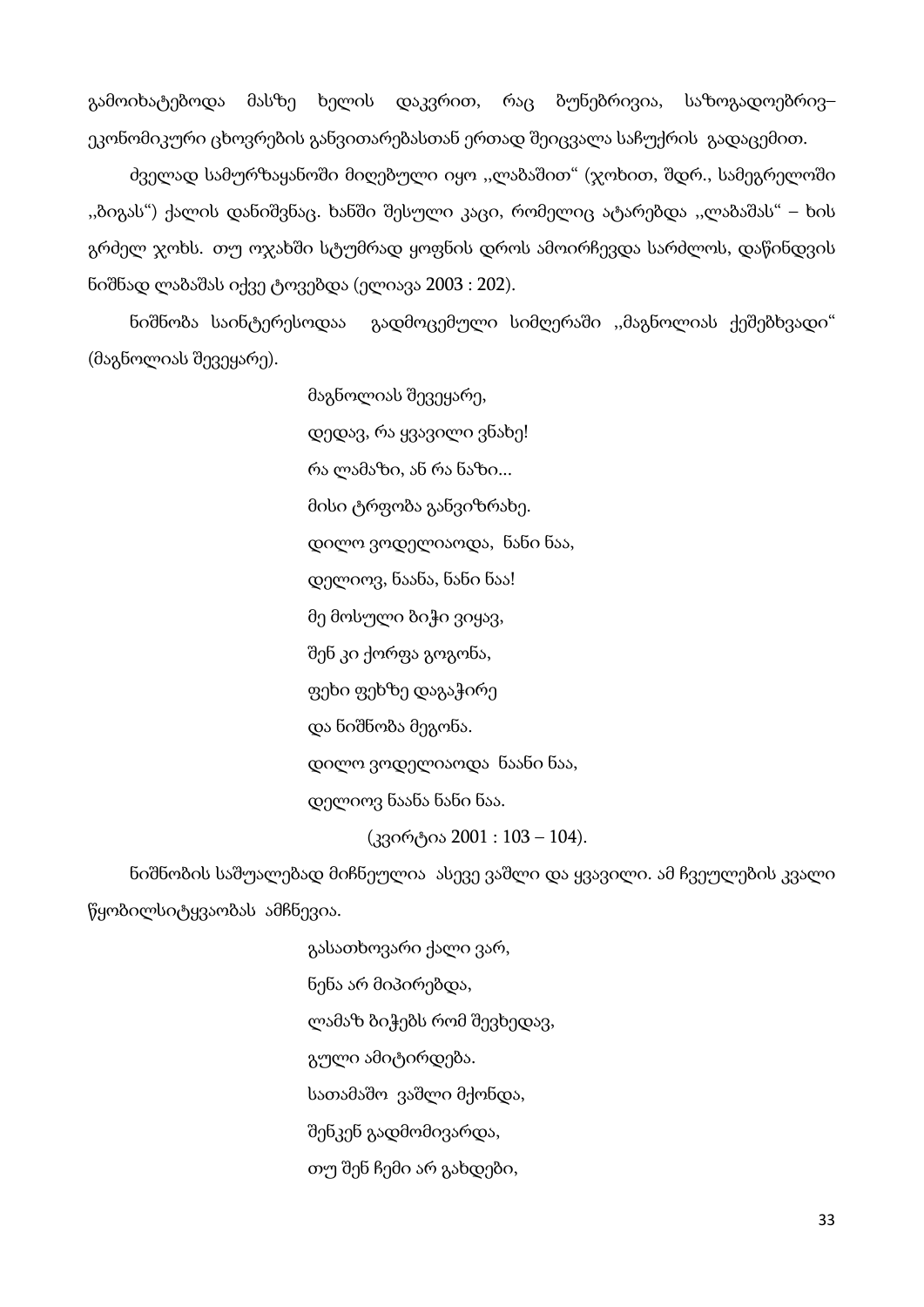გამოიხატებოდა მასზე ხელის დაკვრით, რაც ბუნებრივია, საზოგადოებრივ–ეკონომიკური ცხოვრების განვითარებასთან ერთად შეიცვალა საჩუქრის გადაცემით.

ძველად სამურზაყანოში მიღებული იყო ,,ლაბაშით“ (ჯოხით, შდრ., სამეგრელოში ,,ბიგას“) ქალის დანიშვნაც. ხანში შესული კაცი, რომელიც ატარებდა ,,ლაბაშას“ – ხის გრძელ ჯოხს. თუ ოჯახში სტუმრად ყოფნის დროს ამოირჩევდა სარძლოს, დაწინდვის ნიშნად ლაბაშას იქვე ტოვებდა (ელიავა 2003 : 202).

ნიშნობა საინტერესოდაა გადმოცემული სიმღერაში ,,მაგნოლიას ქეშებხვადი“ (მაგნოლიას შევეყარე).

მაგნოლიას შევეყარე,  
დედავ, რა ყვავილი ვნახე!  
რა ლამაზი, ან რა ნაზი...  
მისი ტრფობა განვიზრახე.  
დილო ვოდელიაოდა, ნანი ნაა,  
დელიოვ, ნაანა, ნანი ნაა!  
მე მოსული ბიჭი ვიყავ,  
შენ კი ქორფა გოგონა,  
ფეხი ფეხზე დაგაჭირე  
და ნიშნობა მეგონა.  
დილო ვოდელიაოდა ნაანი ნაა,  
დელიოვ ნაანა ნანი ნაა.

(კვირტია 2001 : 103 – 104).

ნიშნობის საშუალებად მიჩნეულია ასევე ვაშლი და ყვავილი. ამ ჩვეულების კვალი წყობილსიტყვაობას ამჩნევია.

გასათხოვარი ქალი ვარ,  
ნენა არ მიპირებდა,  
ლამაზ ბიჭებს რომ შევხედავ,  
გული ამიტირდება.  
სათამაშო ვაშლი მქონდა,  
შენკენ გადმომივარდა,  
თუ შენ ჩემი არ გახდები,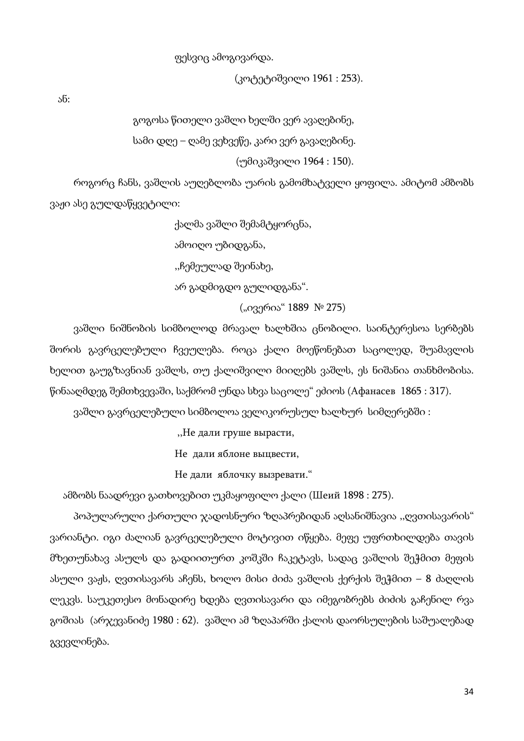ფესვიც ამოგივარდა.

(კოტეტიშვილი 1961 : 253).

ან:

გოგოსა წითელი ვაშლი ხელში ვერ ავაღებინე,

სამი დღე – ღამე ვეხვეწე, კარი ვერ გავაღებინე.

(უმიკაშვილი 1964 : 150).

როგორც ჩანს, ვაშლის აუღებლობა უარის გამომხატველი ყოფილა. ამიტომ ამბობს ვაჟი ასე გულდაწყვეტილი:

ქალმა ვაშლი შემამტყორცნა,

ამოიღო უბიდგანა,

,,ჩემეულად შეინახე,

არ გადმიგდო გულიდგანა“.

(„ივერია“ 1889 № 275)

ვაშლი ნიშნობის სიმბოლოდ მრავალ ხალხშია ცნობილი. საინტერესოა სერბებს შორის გავრცელებული ჩვეულება. როცა ქალი მოეწონებათ საცოლედ, შუამავლის ხელით გაუგზავნიან ვაშლს, თუ ქალიშვილი მიიღებს ვაშლს, ეს ნიშანია თანხმობისა. წინააღმდეგ შემთხვევაში, საქმრომ უნდა სხვა საცოლე“ ეძიოს (Афанасев 1865 : 317).

ვაშლი გავრცელებული სიმბოლოა ველიკორუსულ ხალხურ სიმღერებში :

,,Не дали груше вырасти,

Не дали яблоне выцвести,

Не дали яблочку вызревати.“

ამბობს ნაადრევი გათხოვებით უკმაყოფილო ქალი (Шеий 1898 : 275).

პოპულარული ქართული ჯადოსნური ზღაპრებიდან აღსანიშნავია ,,ღვთისავარის“ ვარიანტი. იგი ძალიან გავრცელებული მოტივით იწყება. მეფე უფრთხილდება თავის მზეთუნახავ ასულს და გადიითურთ კოშკში ჩაკეტავს, სადაც ვაშლის შეჭმით მეფის ასული ვაჟს, ღვთისავარს აჩენს, ხოლო მისი ძიძა ვაშლის ქერქის შეჭმით – 8 ძაღლის ლეკვს. საუკეთესო მონადირე ხდება ღვთისავარი და იმეგობრებს ძიძის გაჩენილ რვა გოშიას (არჯევანიძე 1980 : 62). ვაშლი ამ ზღაპარში ქალის დაორსულების საშუალებად გვევლინება.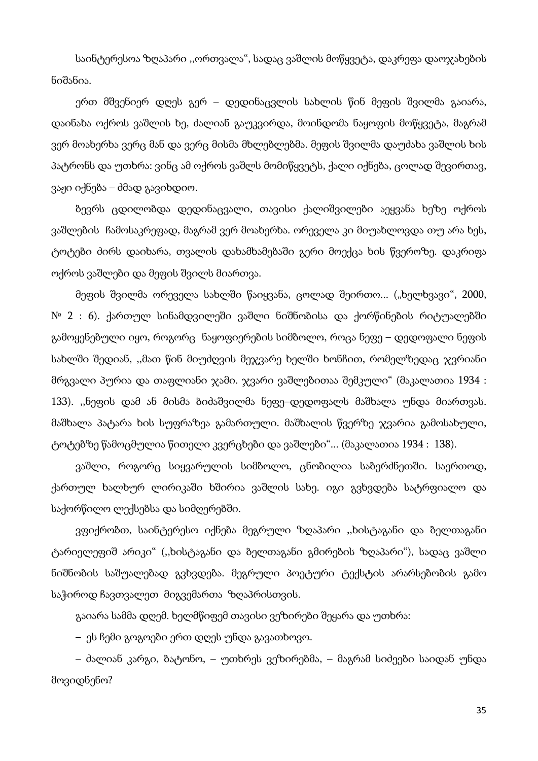საინტერესოა ზღაპარი ,,ორთვალა“, სადაც ვაშლის მოწყვეტა, დაკრეფა დაოჯახების ნიშანია.

ერთ მშვენიერ დღეს გერ – დედინაცვლის სახლის წინ მეფის შვილმა გაიარა, დაინახა ოქროს ვაშლის ხე, ძალიან გაუკვირდა, მოინდომა ნაყოფის მოწყვეტა, მაგრამ ვერ მოახერხა ვერც მან და ვერც მისმა მხლებლებმა. მეფის შვილმა დაუძახა ვაშლის ხის პატრონს და უთხრა: ვინც ამ ოქროს ვაშლს მომიწყვეტს, ქალი იქნება, ცოლად შევირთავ, ვაჟი იქნება – ძმად გავიხდიო.

ბევრს ცდილობდა დედინაცვალი, თავისი ქალიშვილები აეყვანა ხეზე ოქროს ვაშლების ჩამოსაკრეფად, მაგრამ ვერ მოახერხა. ორეველა კი მიუახლოვდა თუ არა ხეს, ტოტები ძირს დაიხარა, თვალის დახამხამებაში გერი მოექცა ხის წვეროზე. დაკრიფა ოქროს ვაშლები და მეფის შვილს მიართვა.

მეფის შვილმა ორეველა სახლში წაიყვანა, ცოლად შეირთო... („ხელხვავი“, 2000, № 2 : 6). ქართულ სინამდვილეში ვაშლი ნიშნობისა და ქორწინების რიტუალებში გამოყენებული იყო, როგორც ნაყოფიერების სიმბოლო, როცა ნეფე – დედოფალი ნეფის სახლში შედიან, ,,მათ წინ მიუძღვის მეჯვარე ხელში ხონჩით, რომელზედაც ჯვრიანი მრგვალი პურია და თაფლიანი ჯამი. ჯვარი ვაშლებითაა შემკული“ (მაკალათია 1934 : 133). ,,ნეფის დამ ან მისმა ბიძაშვილმა ნეფე–დედოფალს მაშხალა უნდა მიართვას. მაშხალა პატარა ხის სუფრაზეა გამართული. მაშხალის წვერზე ჯვარია გამოსახული, ტოტებზე წამოცმულია წითელი კვერცხები და ვაშლები“... (მაკალათია 1934 : 138).

ვაშლი, როგორც სიყვარულის სიმბოლო, ცნობილია საბერძნეთში. საერთოდ, ქართულ ხალხურ ლირიკაში ხშირია ვაშლის სახე. იგი გვხვდება სატრფიალო და საქორწილო ლექსებსა და სიმღერებში.

ვფიქრობთ, საინტერესო იქნება მეგრული ზღაპარი ,,ხისტაგანი და ბელთაგანი ტარიელეფიშ არიკი“ (,,ხისტაგანი და ბელთაგანი გმირების ზღაპარი“), სადაც ვაშლი ნიშნობის საშუალებად გვხვდება. მეგრული პოეტური ტექსტის არარსებობის გამო საჭიროდ ჩავთვალეთ მიგვემართა ზღაპრისთვის.

გაიარა სამმა დღემ. ხელმწიფემ თავისი ვეზირები შეყარა და უთხრა:

– ეს ჩემი გოგოები ერთ დღეს უნდა გავათხოვო.

– ძალიან კარგი, ბატონო, – უთხრეს ვეზირებმა, – მაგრამ სიძეები საიდან უნდა მოვიდნენო?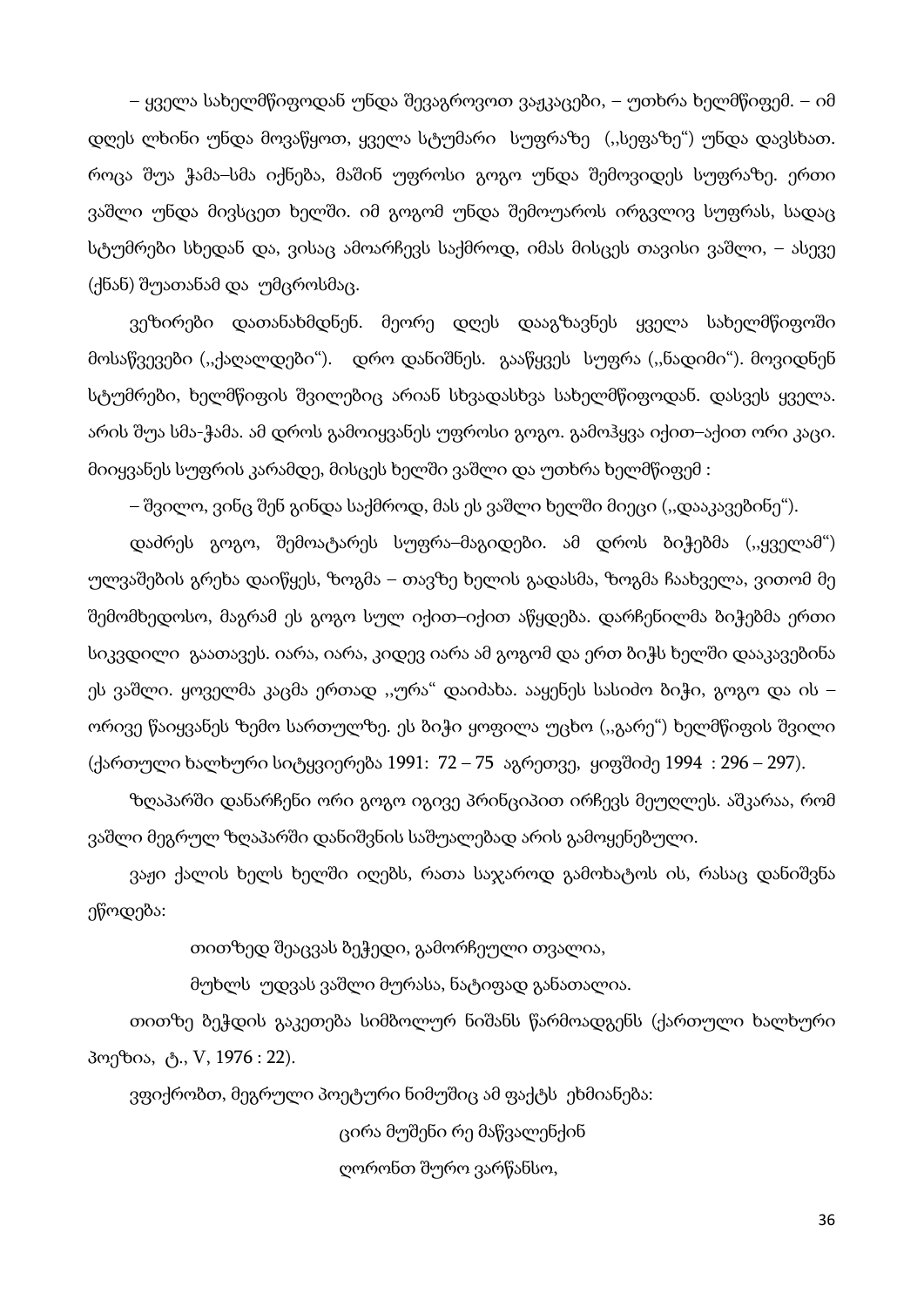– ყველა სახელმწიფოდან უნდა შევაგროვოთ ვაჟკაცები, – უთხრა ხელმწიფემ. – იმ დღეს ლხინი უნდა მოვაწყოთ, ყველა სტუმარი სუფრაზე (,,სეფაზე") უნდა დავსხათ. როცა შუა ჭამა–სმა იქნება, მაშინ უფროსი გოგო უნდა შემოვიდეს სუფრაზე. ერთი ვაშლი უნდა მივსცეთ ხელში. იმ გოგომ უნდა შემოუაროს ირგვლივ სუფრას, სადაც სტუმრები სხედან და, ვისაც ამოარჩევს საქმროდ, იმას მისცეს თავისი ვაშლი, – ასევე (ქნან) შუათანამ და უმცროსმაც.

ვეზირები დათანახმდნენ. მეორე დღეს დააგზავნეს ყველა სახელმწიფოში მოსაწვევები (,,ქაღალდები"). დრო დანიშნეს. გააწყვეს სუფრა (,,ნადიმი"). მოვიდნენ სტუმრები, ხელმწიფის შვილებიც არიან სხვადასხვა სახელმწიფოდან. დასვეს ყველა. არის შუა სმა-ჭამა. ამ დროს გამოიყვანეს უფროსი გოგო. გამოჰყვა იქით–აქით ორი კაცი. მიიყვანეს სუფრის კარამდე, მისცეს ხელში ვაშლი და უთხრა ხელმწიფემ :

– შვილო, ვინც შენ გინდა საქმროდ, მას ეს ვაშლი ხელში მიეცი (,,დააკავებინე").

დაძრეს გოგო, შემოატარეს სუფრა–მაგიდები. ამ დროს ბიჭებმა (,,ყველამ") ულვაშების გრეხა დაიწყეს, ზოგმა – თავზე ხელის გადასმა, ზოგმა ჩაახველა, ვითომ მე შემომხედოსო, მაგრამ ეს გოგო სულ იქით–იქით აწყდება. დარჩენილმა ბიჭებმა ერთი სიკვდილი გაათავეს. იარა, იარა, კიდევ იარა ამ გოგომ და ერთ ბიჭს ხელში დააკავებინა ეს ვაშლი. ყოველმა კაცმა ერთად ,,ურა" დაიძახა.ააყენეს სასიძო ბიჭი, გოგო და ის – ორივე წაიყვანეს ზემო სართულზე. ეს ბიჭი ყოფილა უცხო (,,გარე") ხელმწიფის შვილი (ქართული ხალხური სიტყვიერება 1991: 72 – 75 აგრეთვე, ყიფშიძე 1994 : 296 – 297).

ზღაპარში დანარჩენი ორი გოგო იგივე პრინციპით ირჩევს მეუღლეს. აშკარაა, რომ ვაშლი მეგრულ ზღაპარში დანიშვნის საშუალებად არის გამოყენებული.

ვაჟი ქალის ხელს ხელში იღებს, რათა საჯაროდ გამოხატოს ის, რასაც დანიშვნა ეწოდება:

> თითზედ შეაცვას ბეჭედი, გამორჩეული თვალია,
>
> მუხლს უდვას ვაშლი მურასა, ნატიფად განათალია.

თითზე ბეჭდის გაკეთება სიმბოლურ ნიშანს წარმოადგენს (ქართული ხალხური პოეზია, ტ., V, 1976 : 22).

ვფიქრობთ, მეგრული პოეტური ნიმუშიც ამ ფაქტს ეხმიანება:

> ცირა მუშენი რე მაწვალენქინ
>
> ღორონთ შურო ვარწანსო,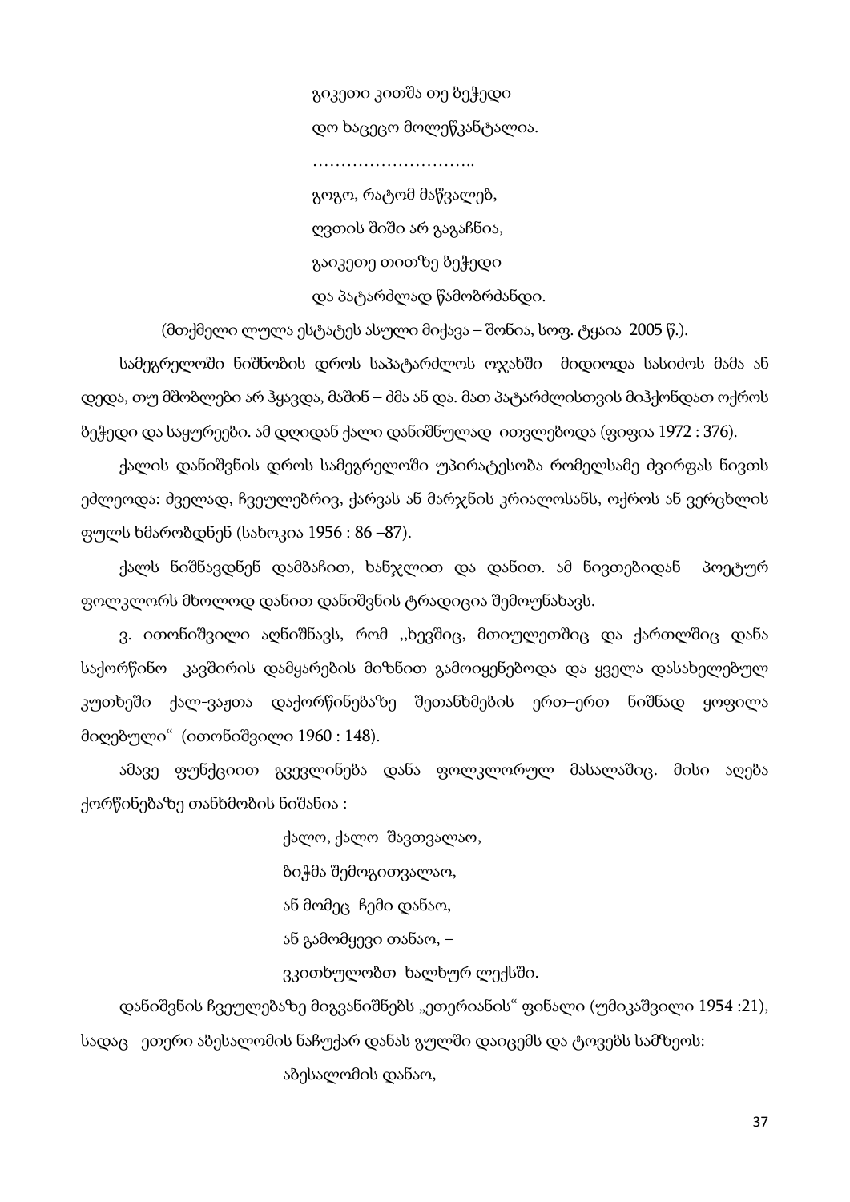გიკეთი კითშა თე ბეჭედი

დო ხაცეცო მოლეწკანტალია.

………………………..

გოგო, რატომ მაწვალებ,

ღვთის შიში არ გაგაჩნია,

გაიკეთე თითზე ბეჭედი

და პატარძლად წამობრძანდი.

(მთქმელი ლულა ესტატეს ასული მიქავა – შონია, სოფ. ტყაია 2005 წ.).

სამეგრელოში ნიშნობის დროს საპატარძლოს ოჯახში მიდიოდა სასიძოს მამა ან დედა, თუ მშობლები არ ჰყავდა, მაშინ – ძმა ან და. მათ პატარძლისთვის მიჰქონდათ ოქროს ბეჭედი და საყურეები. ამ დღიდან ქალი დანიშნულად ითვლებოდა (ფიფია 1972 : 376).

ქალის დანიშვნის დროს სამეგრელოში უპირატესობა რომელსამე ძვირფას ნივთს ეძლეოდა: ძველად, ჩვეულებრივ, ქარვას ან მარჯნის კრიალოსანს, ოქროს ან ვერცხლის ფულს ხმარობდნენ (სახოკია 1956 : 86 –87).

ქალს ნიშნავდნენ დამბაჩით, ხანჯლით და დანით. ამ ნივთებიდან პოეტურ ფოლკლორს მხოლოდ დანით დანიშვნის ტრადიცია შემოუნახავს.

ვ. ითონიშვილი აღნიშნავს, რომ ,,ხევშიც, მთიულეთშიც და ქართლშიც დანა საქორწინო კავშირის დამყარების მიზნით გამოიყენებოდა და ყველა დასახელებულ კუთხეში ქალ-ვაჟთა დაქორწინებაზე შეთანხმების ერთ–ერთ ნიშნად ყოფილა მიღებული“ (ითონიშვილი 1960 : 148).

ამავე ფუნქციით გვევლინება დანა ფოლკლორულ მასალაშიც. მისი აღება ქორწინებაზე თანხმობის ნიშანია :

ქალო, ქალო შავთვალაო,

ბიჭმა შემოგითვალაო,

ან მომეც ჩემი დანაო,

ან გამომყევი თანაო, –

ვკითხულობთ ხალხურ ლექსში.

დანიშვნის ჩვეულებაზე მიგვანიშნებს „ეთერიანის“ ფინალი (უმიკაშვილი 1954 :21), სადაც ეთერი აბესალომის ნაჩუქარ დანას გულში დაიცემს და ტოვებს სამზეოს:

აბესალომის დანაო,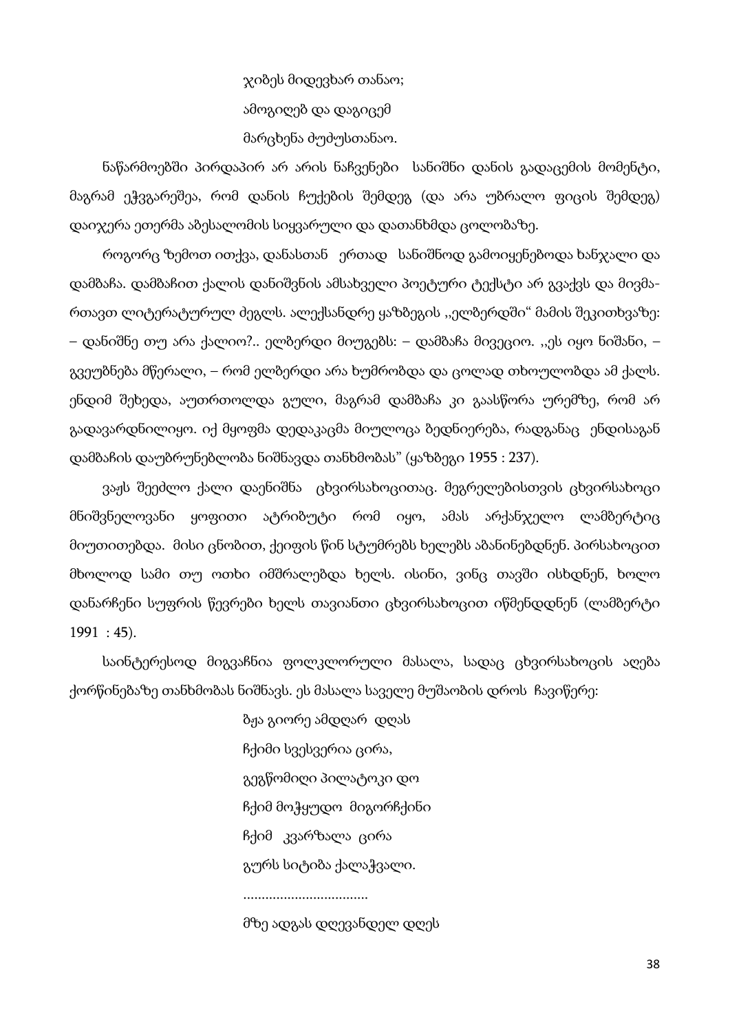ჯიბეს მიდევხარ თანაო;

ამოგიღებ და დაგიცემ

მარცხენა ძუძუსთანაო.

ნაწარმოებში პირდაპირ არ არის ნაჩვენები სანიშნი დანის გადაცემის მომენტი, მაგრამ ეჭვგარეშეა, რომ დანის ჩუქების შემდეგ (და არა უბრალო ფიცის შემდეგ) დაიჯერა ეთერმა აბესალომის სიყვარული და დათანხმდა ცოლობაზე.

როგორც ზემოთ ითქვა, დანასთან ერთად სანიშნოდ გამოიყენებოდა ხანჯალი და დამბაჩა. დამბაჩით ქალის დანიშვნის ამსახველი პოეტური ტექსტი არ გვაქვს და მივმართავთ ლიტერატურულ ძეგლს. ალექსანდრე ყაზბეგის ,,ელბერდში“ მამის შეკითხვაზე: – დანიშნე თუ არა ქალიო?.. ელბერდი მიუგებს: – დამბაჩა მივეციო. ,,ეს იყო ნიშანი, – გვეუბნება მწერალი, – რომ ელბერდი არა ხუმრობდა და ცოლად თხოულობდა ამ ქალს. ენდიმ შეხედა, აუთრთოლდა გული, მაგრამ დამბაჩა კი გაასწორა ურემზე, რომ არ გადავარდნილიყო. იქ მყოფმა დედაკაცმა მიულოცა ბედნიერება, რადგანაც ენდისაგან დამბაჩის დაუბრუნებლობა ნიშნავდა თანხმობას“ (ყაზბეგი 1955 : 237).

ვაჟს შეეძლო ქალი დაენიშნა ცხვირსახოცითაც. მეგრელებისთვის ცხვირსახოცი მნიშვნელოვანი ყოფითი ატრიბუტი რომ იყო, ამას არქანჯელო ლამბერტიც მიუთითებდა. მისი ცნობით, ქეიფის წინ სტუმრებს ხელებს აბანინებდნენ. პირსახოცით მხოლოდ სამი თუ ოთხი იმშრალებდა ხელს. ისინი, ვინც თავში ისხდნენ, ხოლო დანარჩენი სუფრის წევრები ხელს თავიანთი ცხვირსახოცით იწმენდდნენ (ლამბერტი 1991 : 45).

საინტერესოდ მიგვაჩნია ფოლკლორული მასალა, სადაც ცხვირსახოცის აღება ქორწინებაზე თანხმობას ნიშნავს. ეს მასალა საველე მუშაობის დროს ჩავიწერე:

ბჟა გიორე ამდღარ დღას

ჩქიმი სვესვერია ცირა,

გეგწომიღი პილატოკი დო

ჩქიმ მოჭყუდო მიგორჩქინი

ჩქიმ კვარზალა ცირა

გურს სიტიბა ქალაჭვალი.

.................................

მზე ადგას დღევანდელ დღეს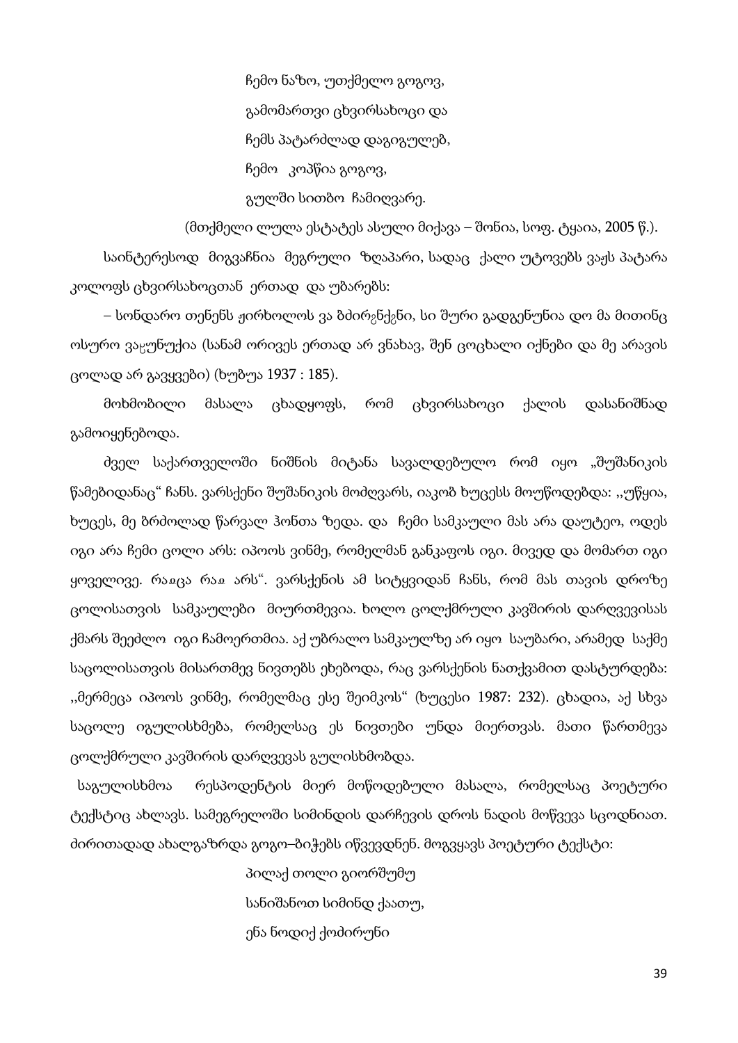ჩემო ნაზო, უთქმელო გოგოვ,

გამომართვი ცხვირსახოცი და

ჩემს პატარძლად დაგიგულებ,

ჩემო  კოპწია გოგოვ,

გულში სითბო  ჩამიღვარე.

(მთქმელი ლულა ესტატეს ასული მიქავა – შონია, სოფ. ტყაია, 2005 წ.).

საინტერესოდ  მიგვაჩნია  მეგრული  ზღაპარი, სადაც  ქალი უტოვებს ვაჟს პატარა კოლოფს ცხვირსახოცთან  ერთად  და უბარებს:

– სონდარო თენენს ჟირხოლოს ვა ბძირჷნქჷნი, სი შური გადგენუნია დო მა მითინც ოსურო ვაჸუნუქია (სანამ ორივეს ერთად არ ვნახავ, შენ ცოცხალი იქნები და მე არავის ცოლად არ გავყვები) (ხუბუა 1937 : 185).

მოხმობილი  მასალა  ცხადყოფს,  რომ  ცხვირსახოცი  ქალის  დასანიშნად გამოიყენებოდა.

ძველ  საქართველოში  ნიშნის  მიტანა  სავალდებულო  რომ  იყო  „შუშანიკის წამებიდანაც“ ჩანს. ვარსქენი შუშანიკის მოძღვარს, იაკობ ხუცესს მოუწოდებდა: ,,უწყია, ხუცეს, მე ბრძოლად წარვალ ჰონთა ზედა. და  ჩემი სამკაული მას არა დაუტეო, ოდეს იგი არა ჩემი ცოლი არს: იპოოს ვინმე, რომელმან განკაფოს იგი. მივედ და მომართ იგი ყოველივე. რაჲცა რაჲ არს“. ვარსქენის ამ სიტყვიდან ჩანს, რომ მას თავის დროზე ცოლისათვის  სამკაულები  მიურთმევია. ხოლო ცოლქმრული კავშირის დარღვევისას ქმარს შეეძლო  იგი ჩამოერთმია. აქ უბრალო სამკაულზე არ იყო  საუბარი, არამედ  საქმე საცოლისათვის მისართმევ ნივთებს ეხებოდა, რაც ვარსქენის ნათქვამით დასტურდება: ,,მერმეცა იპოოს ვინმე, რომელმაც ესე შეიმკოს“ (ხუცესი 1987: 232). ცხადია, აქ სხვა საცოლე იგულისხმება, რომელსაც ეს ნივთები უნდა მიერთვას. მათი წართმევა ცოლქმრული კავშირის დარღვევას გულისხმობდა.

საგულისხმოა  რესპოდენტის მიერ მოწოდებული მასალა, რომელსაც პოეტური ტექსტიც ახლავს. სამეგრელოში სიმინდის დარჩევის დროს ნადის მოწვევა სცოდნიათ. ძირითადად ახალგაზრდა გოგო–ბიჭებს იწვევდნენ. მოგვყავს პოეტური ტექსტი:

პილაქ თოლი გიორშუმუ

სანიშანოთ სიმინდ ქაათუ,

ენა ნოდიქ ქოძირუნი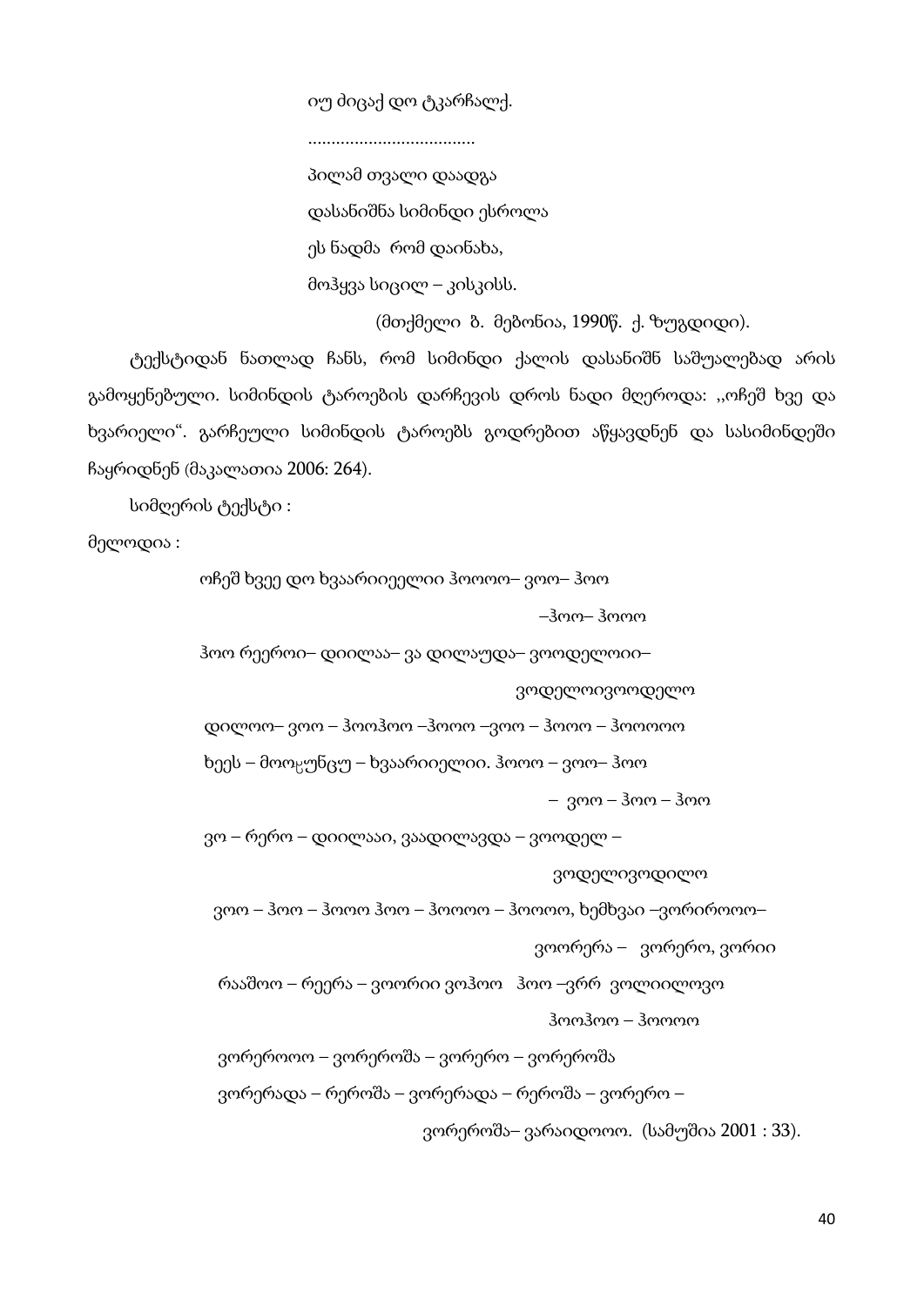იუ ძიცაქ დო ტკარჩალქ.

....................................

პილამ თვალი დაადგა

დასანიშნა სიმინდი ესროლა

ეს ნადმა რომ დაინახა,

მოჰყვა სიცილ – კისკისს.

(მთქმელი ზ. მებონია, 1990წ. ქ. ზუგდიდი).

ტექსტიდან ნათლად ჩანს, რომ სიმინდი ქალის დასანიშნ საშუალებად არის გამოყენებული. სიმინდის ტაროების დარჩევის დროს ნადი მღეროდა: ,,ოჩეშ ხვე და ხვარიელი“. გარჩეული სიმინდის ტაროებს გოდრებით აწყავდნენ და სასიმინდეში ჩაყრიდნენ (მაკალათია 2006: 264).

სიმღერის ტექსტი :

მელოდია :

ოჩეშ ხვეე დო ხვაარიიეელიი ჰოოოო– ვოო– ჰოო

–ჰოო– ჰოოო

ჰოო რეეროი– დიილაა– ვა დილაუდა– ვოოდელოიი–

ვოდელოივოოდელო

დილოო– ვოო – ჰოოჰოო –ჰოოო –ვოო – ჰოოო – ჰოოოოოო

ხეეს – მოოცუნცუ – ხვაარიიელიი. ჰოოო – ვოო– ჰოო

– ვოო – ჰოო – ჰოო

ვო – რერო – დიილააი, ვაადილავდა – ვოოდელ –

ვოდელივოდილო

ვოო – ჰოო – ჰოოო ჰოო – ჰოოოო – ჰოოოო, ხემხვაი –ვორიროოო–

ვოორერა – ვორერო, ვორიი

რააშოო – რეერა – ვოორიი ვოჰოო ჰოო –ვრრ ვოლიილოვო

ჰოოჰოო – ჰოოოო

ვორეროოო – ვორეროშა – ვორერო – ვორეროშა

ვორერადა – რეროშა – ვორერადა – რეროშა – ვორერო –

ვორეროშა– ვარაიდოოო. (სამუშია 2001 : 33).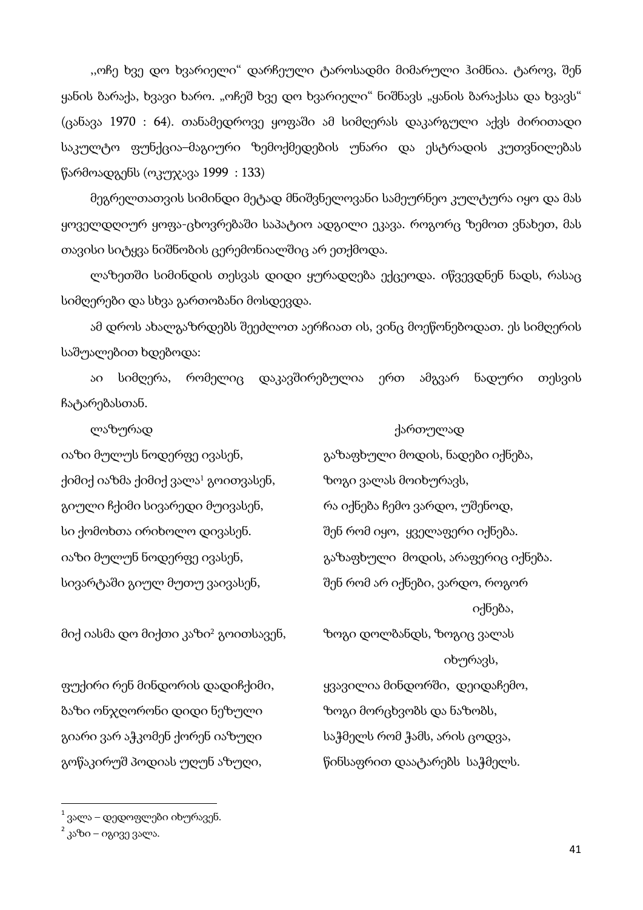„ოჩე ხვე დო ხვარიელი“ დარჩეული ტაროსადმი მიმართული ჰიმნია. ტაროვ, შენ ყანის ზარაქა, ხვავი ხარო. „ოჩეშ ხვე დო ხვარიელი“ ნიშნავს „ყანის ზარაქასა და ხვავს“ (ცანავა 1970 : 64). თანამედროვე ყოფაში ამ სიმღერას დაკარგული აქვს ძირითადი საკულტო ფუნქცია–მაგიური ზემოქმედების უნარი და ესტრადის კუთვნილებას წარმოადგენს (ოკუჯავა 1999 : 133)

მეგრელთათვის სიმინდი მეტად მნიშვნელოვანი სამეურნეო კულტურა იყო და მას ყოველდღიურ ყოფა-ცხოვრებაში საპატიო ადგილი ეკავა. როგორც ზემოთ ვნახეთ, მას თავისი სიტყვა ნიშნობის ცერემონიალშიც არ ეთქმოდა.

ლაზეთში სიმინდის თესვას დიდი ყურადღება ექცეოდა. იწვევდნენ ნადს, რასაც სიმღერები და სხვა გართობანი მოსდევდა.

ამ დროს ახალგაზრდებს შეეძლოთ აერჩიათ ის, ვინც მოეწონებოდათ. ეს სიმღერის საშუალებით ხდებოდა:

აი სიმღერა, რომელიც დაკავშირებულია ერთ ამგვარ ნადური თესვის ჩატარებასთან.

| ლაზურად | ქართულად |
| --- | --- |
| იაზი მულუს ნოდერფე ივასენ, | გაზაფხული მოდის, ნადები იქნება, |
| ქიმიქ იაზმა ქიმიქ ვალა[1] გოითვასენ, | ზოგი ვალას მოიხურავს, |
| გიული ჩქიმი სივარედი მუივასენ, | რა იქნება ჩემო ვარდო, უშენოდ, |
| სი ქომოხთა ირიხოლო დივასენ. | შენ რომ იყო, ყველაფერი იქნება. |
| იაზი მულუნ ნოდერფე ივასენ, | გაზაფხული მოდის, არაფერიც იქნება. |
| სივარტაში გიულ მუთუ ვაივასენ, | შენ რომ არ იქნები, ვარდო, როგორ იქნება, |
| მიქ იასმა დო მიქთი კაზი[2] გოითსავენ, | ზოგი დოლბანდს, ზოგიც ვალას იხურავს, |
| ფუქირი რენ მინდორის დადიჩქიმი, | ყვავილია მინდორში, დეიდაჩემო, |
| ბაზი ონჯღორონი დიდი ნეზული | ზოგი მორცხვობს და ნაზობს, |
| გიარი ვარ აჭკომენ ქორენ იაზული | საჭმელს რომ ჭამს, არის ცოდვა, |
| გოწაკირუშ პოდიას უღუნ აზუღი, | წინსაფრით დაატარებს საჭმელს. |

[1] ვალა – დედოფლები იხურავენ.

[2] კაზი – იგივე ვალა.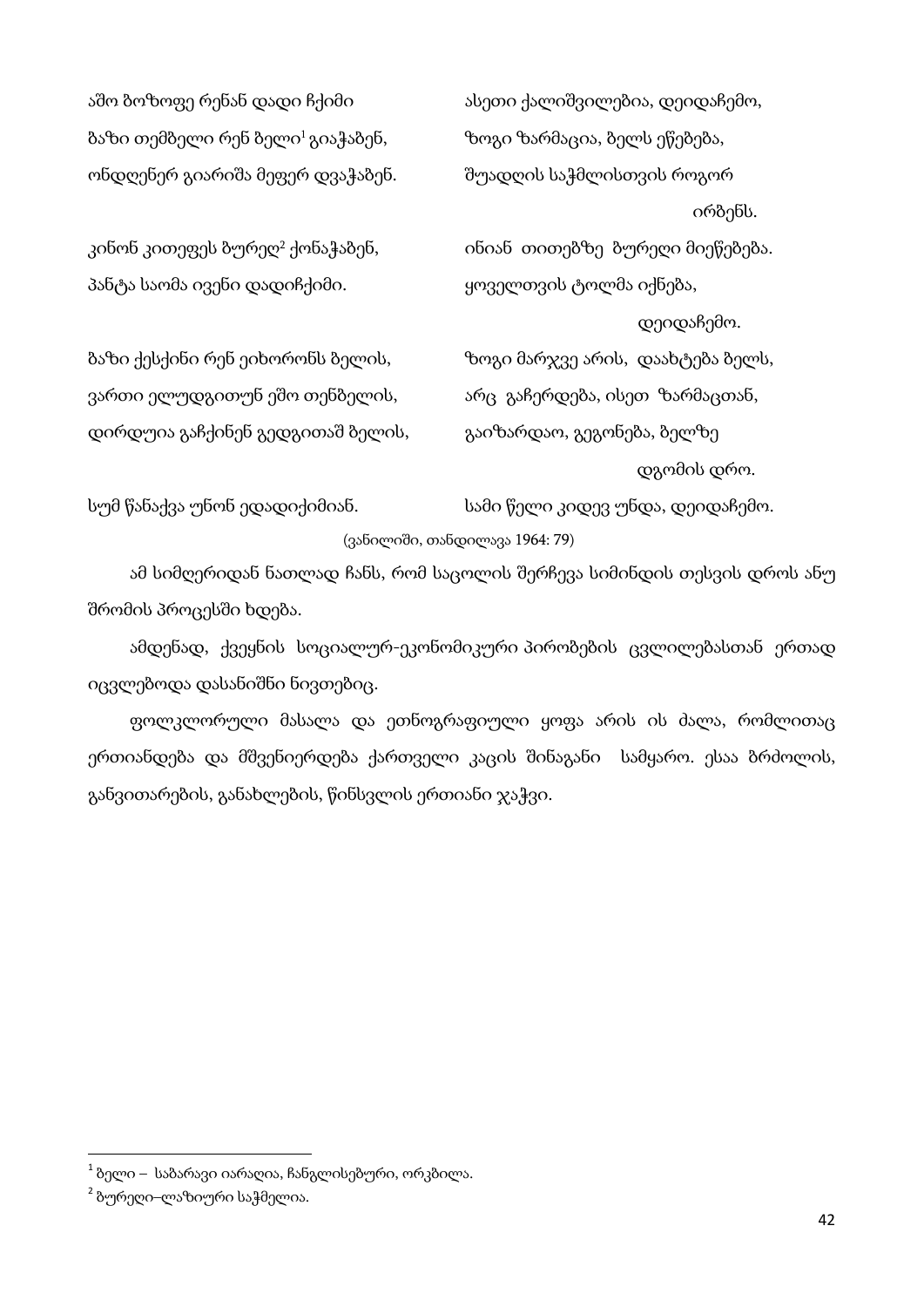| | |
|---|---|
| აშო ბოზოფე რენან დადი ჩქიმი | ასეთი ქალიშვილებია, დეიდაჩემო, |
| ბაზი თემბელი რენ ბელი[1] გიაჭაბენ, | ზოგი ზარმაცია, ბელს ეწებება, |
| ონდღენერ გიარიშა მეფერ დვაჭაბენ. | შუადღის საჭმლისთვის როგორ ირბენს. |
| კინონ კითეფეს ბურეღ[2] ქონაჭაბენ, | ინიან თითებზე ბურეღი მიეწებება. |
| პანტა საომა ივენი დადიჩქიმი. | ყოველთვის ტოლმა იქნება, დეიდაჩემო. |
| ბაზი ქესქინი რენ ეიხორონს ბელის, | ზოგი მარჯვე არის, დაახტება ბელს, |
| ვართი ელუდგითუნ ეშო თენბელის, | არც გაჩერდება, ისეთ ზარმაცთან, |
| დირდუია გაჩქინენ გედგითაშ ბელის, | გაიზარდაო, გეგონება, ბელზე დგომის დრო. |
| სუმ წანაქვა უნონ ედადიქიმიან. | სამი წელი კიდევ უნდა, დეიდაჩემო. |

(ვანილიში, თანდილავა 1964: 79)

ამ სიმღერიდან ნათლად ჩანს, რომ საცოლის შერჩევა სიმინდის თესვის დროს ანუ შრომის პროცესში ხდება.

ამდენად, ქვეყნის სოციალურ-ეკონომიკური პირობების ცვლილებასთან ერთად იცვლებოდა დასანიშნი ნივთებიც.

ფოლკლორული მასალა და ეთნოგრაფიული ყოფა არის ის ძალა, რომლითაც ერთიანდება და მშვენიერდება ქართველი კაცის შინაგანი სამყარო. ესაა ბრძოლის, განვითარების, განახლების, წინსვლის ერთიანი ჯაჭვი.

---

[1] ბელი – საბარავი იარაღია, ჩანგლისებური, ორკბილა.

[2] ბურეღი–ლაზიური საჭმელია.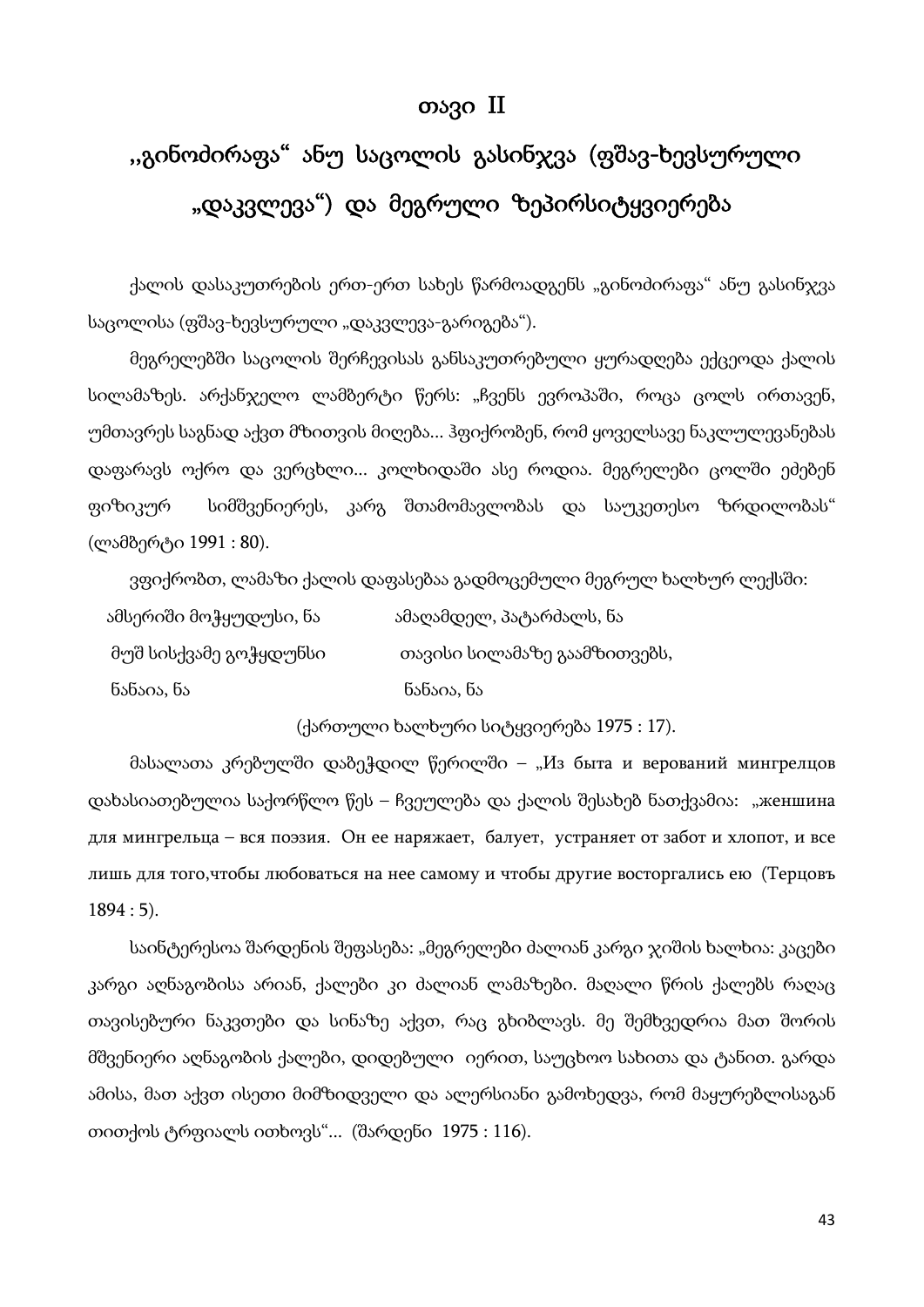# თავი II

## ,,გინოძირაფა“ ანუ საცოლის გასინჯვა (ფშავ-ხევსურული „დაკვლევა“) და მეგრული ზეპირსიტყვიერება

ქალის დასაკუთრების ერთ-ერთ სახეს წარმოადგენს „გინოძირაფა“ ანუ გასინჯვა საცოლისა (ფშავ-ხევსურული „დაკვლევა-გარიგება“).

მეგრელებში საცოლის შერჩევისას განსაკუთრებული ყურადღება ექცეოდა ქალის სილამაზეს. არქანჯელო ლამბერტი წერს: „ჩვენს ევროპაში, როცა ცოლს ირთავენ, უმთავრეს საგნად აქვთ მზითვის მიღება... ჰფიქრობენ, რომ ყოველსავე ნაკლულევანებას დაფარავს ოქრო და ვერცხლი... კოლხიდაში ასე როდია. მეგრელები ცოლში ეძებენ ფიზიკურ სიმშვენიერეს, კარგ შთამომავლობას და საუკეთესო ზრდილობას“ (ლამბერტი 1991 : 80).

ვფიქრობთ, ლამაზი ქალის დაფასებაა გადმოცემული მეგრულ ხალხურ ლექსში:

| | |
|---|---|
| ამსერიში მოჭყუდუსი, ნა | ამაღამდელ, პატარძალს, ნა |
| მუშ სისქვამე გოჭყდუნსი | თავისი სილამაზე გაამზითვებს, |
| ნანაია, ნა | ნანაია, ნა |

(ქართული ხალხური სიტყვიერება 1975 : 17).

მასალათა კრებულში დაბეჭდილ წერილში – „Из быта и верований мингрелцов დახასიათებულია საქორწლო წეს – ჩვეულება და ქალის შესახებ ნათქვამია: „женшина для мингрельца – вся поэзия. Он ее наряжает, балует, устраняет от забот и хлопот, и все лишь для того,чтобы любоваться на нее самому и чтобы другие восторгались ею (Терцовъ 1894 : 5).

საინტერესოა შარდენის შეფასება: „მეგრელები ძალიან კარგი ჯიშის ხალხია: კაცები კარგი აღნაგობისა არიან, ქალები კი ძალიან ლამაზები. მაღალი წრის ქალებს რაღაც თავისებური ნაკვთები და სინაზე აქვთ, რაც გხიბლავს. მე შემხვედრია მათ შორის მშვენიერი აღნაგობის ქალები, დიდებული იერით, საუცხოო სახითა და ტანით. გარდა ამისა, მათ აქვთ ისეთი მიმზიდველი და ალერსიანი გამოხედვა, რომ მაყურებლისაგან თითქოს ტრფიალს ითხოვს“... (შარდენი 1975 : 116).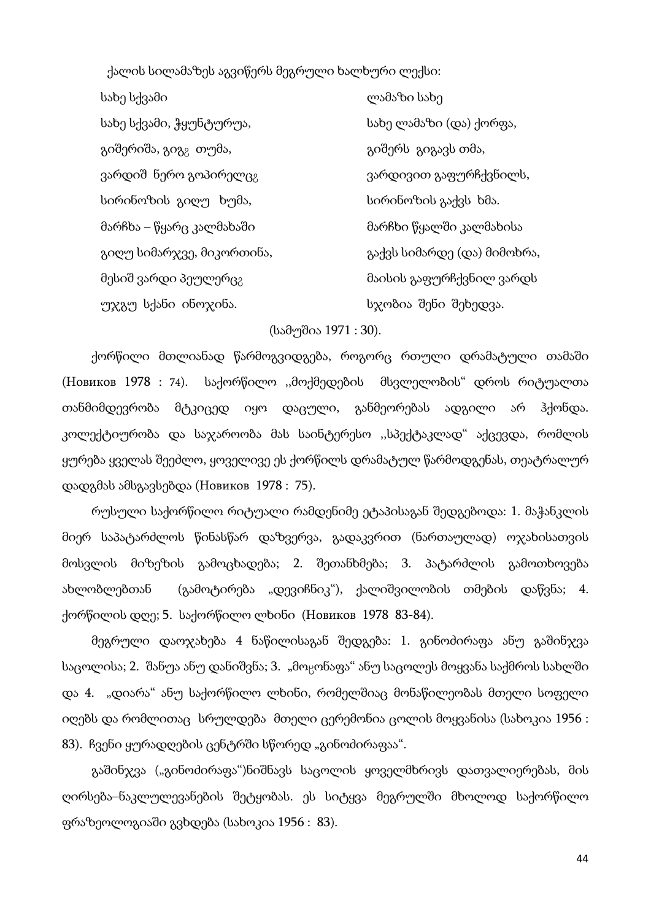ქალის სილამაზეს აგვიწერს მეგრული ხალხური ლექსი:

| | |
|---|---|
| სახე სქვამი | ლამაზი სახე |
| სახე სქვამი, ჭყუნტურუა, | სახე ლამაზი (და) ქორფა, |
| გიშერიშა, გიგ₂ თუმა, | გიშერს გიგავს თმა, |
| ვარდიშ ნერო გოპირელც₂ | ვარდივით გაფურჩქვნილს, |
| სირინოზის გიღუ ხუმა, | სირინოზის გაქვს ხმა. |
| მარჩხა – წყარც კალმახაში | მარჩხი წყალში კალმახისა |
| გიღუ სიმარჯვე, მიკორთინა, | გაქვს სიმარდე (და) მიმოხრა, |
| მესიშ ვარდი პეულერც₂ | მაისის გაფურჩქვნილ ვარდს |
| უჯგუ სქანი ინოჯინა. | სჯობია შენი შეხედვა. |

(სამუშია 1971 : 30).

ქორწილი მთლიანად წარმოგვიდგება, როგორც რთული დრამატული თამაში (Новиков 1978 : 74). საქორწილო ,,მოქმედების მსვლელობის" დროს რიტუალთა თანმიმდევრობა მტკიცედ იყო დაცული, განმეორებას ადგილი არ ჰქონდა. კოლექტიურობა და საჯაროობა მას საინტერესო ,,სპექტაკლად" აქცევდა, რომლის ყურება ყველას შეეძლო, ყოველივე ეს ქორწილს დრამატულ წარმოდგენას, თეატრალურ დადგმას ამსგავსებდა (Новиков 1978 : 75).

რუსული საქორწილო რიტუალი რამდენიმე ეტაპისაგან შედგებოდა: 1. მაჭანკლის მიერ საპატარძლოს წინასწარ დაზვერვა, გადაკვრით (ნართაულად) ოჯახისათვის მოსვლის მიზეზის გამოცხადება; 2. შეთანხმება; 3. პატარძლის გამოთხოვება ახლობლებთან (გამოტირება „დევიჩნიკ"), ქალიშვილობის თმების დაწვნა; 4. ქორწილის დღე; 5. საქორწილო ლხინი (Новиков 1978 83-84).

მეგრული დაოჯახება 4 ნაწილისაგან შედგება: 1. გინოძირაფა ანუ გაშინჯვა საცოლისა; 2. შანუა ანუ დანიშვნა; 3. „მოჸონაფა" ანუ საცოლეს მოყვანა საქმროს სახლში და 4. „დიარა" ანუ საქორწილო ლხინი, რომელშიაც მონაწილეობას მთელი სოფელი იღებს და რომლითაც სრულდება მთელი ცერემონია ცოლის მოყვანისა (სახოკია 1956 : 83). ჩვენი ყურადღების ცენტრში სწორედ „გინოძირაფაა".

გაშინჯვა („გინოძირაფა")ნიშნავს საცოლის ყოველმხრივს დათვალიერებას, მის ღირსება–ნაკლულევანების შეტყობას. ეს სიტყვა მეგრულში მხოლოდ საქორწილო ფრაზეოლოგიაში გვხდება (სახოკია 1956 : 83).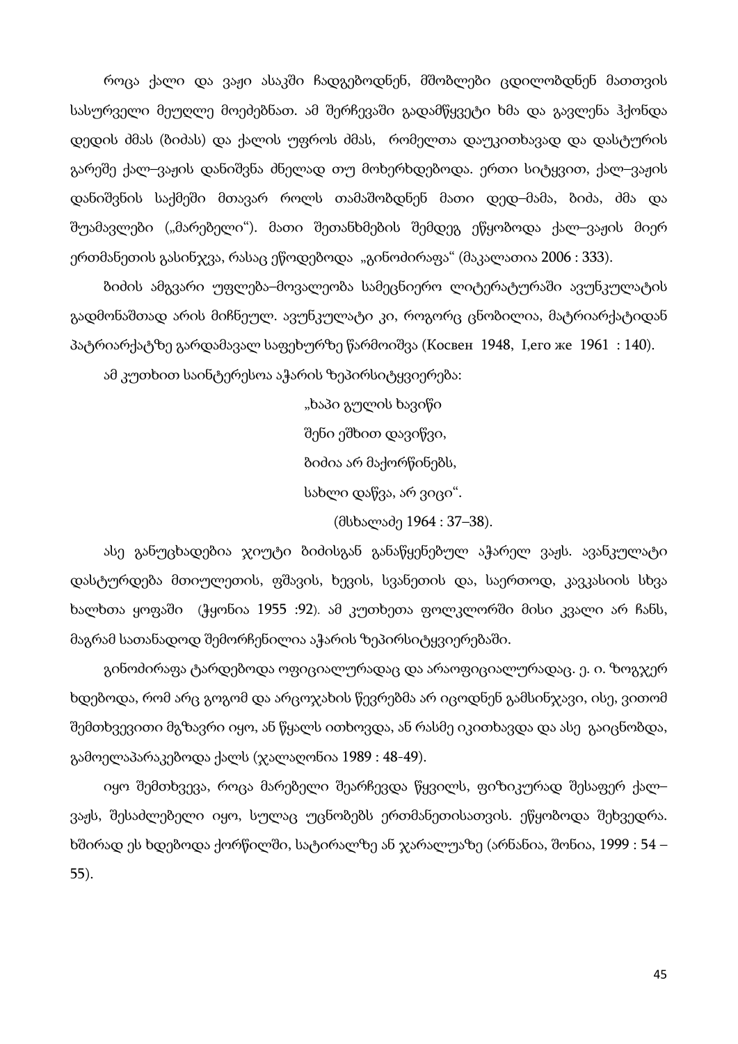როცა ქალი და ვაჟი ასაკში ჩადგებოდნენ, მშობლები ცდილობდნენ მათთვის სასურველი მეუღლე მოეძებნათ. ამ შერჩევაში გადამწყვეტი ხმა და გავლენა ჰქონდა დედის ძმას (ბიძას) და ქალის უფროს ძმას, რომელთა დაუკითხავად და დასტურის გარეშე ქალ–ვაჟის დანიშვნა ძნელად თუ მოხერხდებოდა. ერთი სიტყვით, ქალ–ვაჟის დანიშვნის საქმეში მთავარ როლს თამაშობდნენ მათი დედ–მამა, ბიძა, ძმა და შუამავლები („მარებელი"). მათი შეთანხმების შემდეგ ეწყობოდა ქალ–ვაჟის მიერ ერთმანეთის გასინჯვა, რასაც ეწოდებოდა „გინოძირაფა" (მაკალათია 2006 : 333).

ბიძის ამგვარი უფლება–მოვალეობა სამეცნიერო ლიტერატურაში ავუნკულატის გადმონაშთად არის მიჩნეულ. ავუნკულატი კი, როგორც ცნობილია, მატრიარქატიდან პატრიარქატზე გარდამავალ საფეხურზე წარმოიშვა (Косвен 1948, I,его же 1961 : 140).

ამ კუთხით საინტერესოა აჭარის ზეპირსიტყვიერება:

„ხაპი გულის ხავიწი
შენი ეშხით დავიწვი,
ბიძია არ მაქორწინებს,
სახლი დაწვა, არ ვიცი".
(მსხალაძე 1964 : 37–38).

ასე განუცხადებია ჯიუტი ბიძისგან განაწყენებულ აჭარელ ვაჟს. ავანკულატი დასტურდება მთიულეთის, ფშავის, ხევის, სვანეთის და, საერთოდ, კავკასიის სხვა ხალხთა ყოფაში (ჭყონია 1955 :92). ამ კუთხეთა ფოლკლორში მისი კვალი არ ჩანს, მაგრამ სათანადოდ შემორჩენილია აჭარის ზეპირსიტყვიერებაში.

გინოძირაფა ტარდებოდა ოფიციალურადაც და არაოფიციალურადაც. ე. ი. ზოგჯერ ხდებოდა, რომ არც გოგომ და არცოჯახის წევრებმა არ იცოდნენ გამსინჯავი, ისე, ვითომ შემთხვევითი მგზავრი იყო, ან წყალს ითხოვდა, ან რასმე იკითხავდა და ასე გაიცნობდა, გამოელაპარაკებოდა ქალს (ჯალაღონია 1989 : 48-49).

იყო შემთხვევა, როცა მარებელი შეარჩევდა წყვილს, ფიზიკურად შესაფერ ქალ–ვაჟს, შესაძლებელი იყო, სულაც უცნობებს ერთმანეთისათვის. ეწყობოდა შეხვედრა. ხშირად ეს ხდებოდა ქორწილში, სატირალზე ან ჯარალუაზე (არნანია, შონია, 1999 : 54 – 55).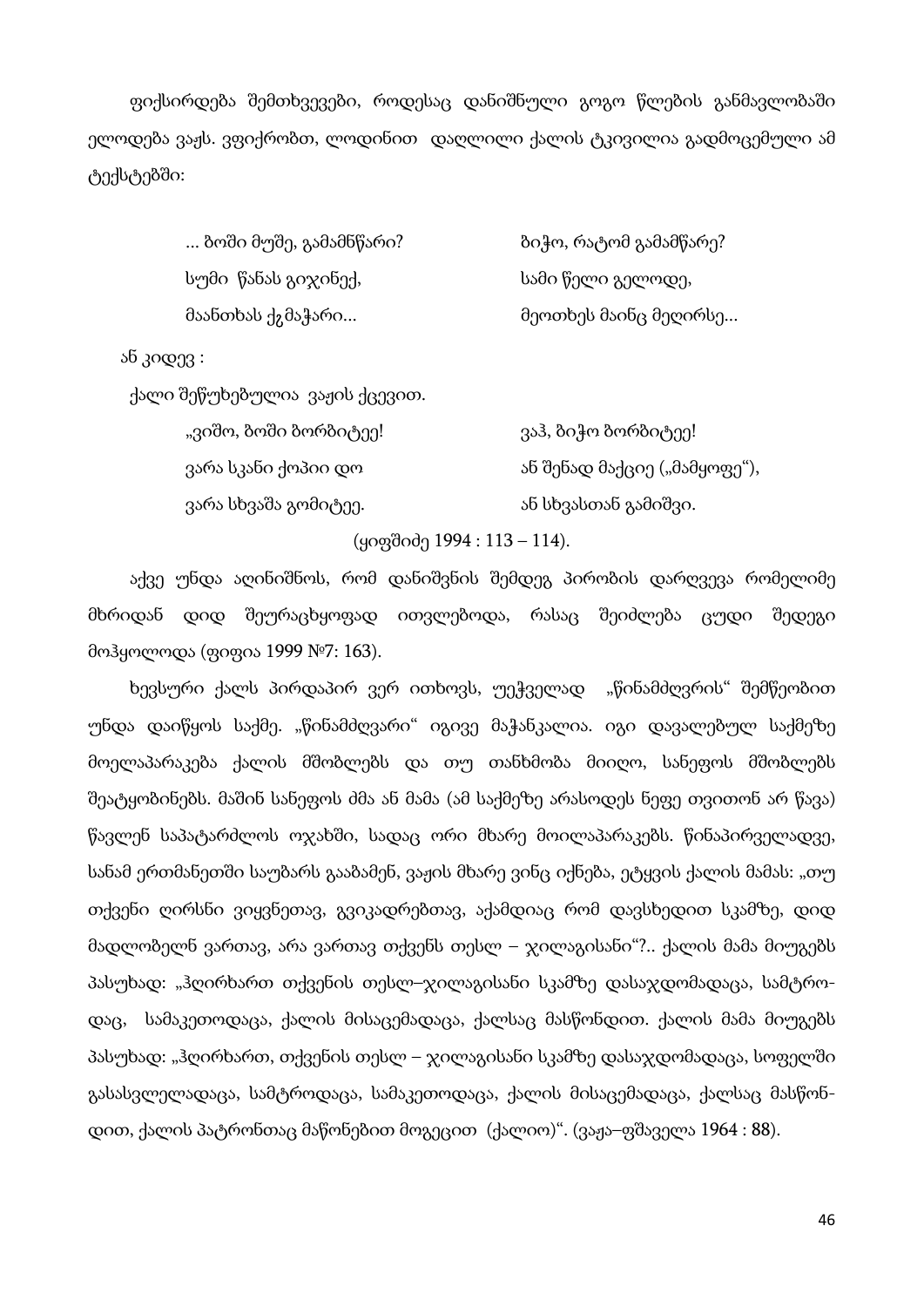ფიქსირდება შემთხვევები, როდესაც დანიშნული გოგო წლების განმავლობაში ელოდება ვაჟს. ვფიქრობთ, ლოდინით დაღლილი ქალის ტკივილია გადმოცემული ამ ტექსტებში:

| | |
|---|---|
| ... ბოში მუშე, გამამნწარი? | ბიჭო, რატომ გამამწარე? |
| სუმი წანას გიჯინექ, | სამი წელი გელოდე, |
| მაანთხას ქგ მაჭარი... | მეოთხეს მაინც მეღირსე... |

ან კიდევ :

ქალი შეწუხებულია ვაჟის ქცევით.

| | |
|---|---|
| „ვიშო, ბოში ბორბიტეე! | ვაჰ, ბიჭო ბორბიტეე! |
| ვარა სკანი ქოპიი დო | ან შენად მაქციე („მამყოფე“), |
| ვარა სხვაშა გომიტეე. | ან სხვასთან გამიშვი. |

(ყიფშიძე 1994 : 113 – 114).

აქვე უნდა აღინიშნოს, რომ დანიშვნის შემდეგ პირობის დარღვევა რომელიმე მხრიდან დიდ შეურაცხყოფად ითვლებოდა, რასაც შეიძლება ცუდი შედეგი მოჰყოლოდა (ფიფია 1999 №7: 163).

ხევსური ქალს პირდაპირ ვერ ითხოვს, უეჭველად „წინამძღვრის“ შემწეობით უნდა დაიწყოს საქმე. „წინამძღვარი“ იგივე მაჭანკალია. იგი დავალებულ საქმეზე მოელაპარაკება ქალის მშობლებს და თუ თანხმობა მიიღო, სანეფოს მშობლებს შეატყობინებს. მაშინ სანეფოს ძმა ან მამა (ამ საქმეზე არასოდეს ნეფე თვითონ არ წავა) წავლენ საპატარძლოს ოჯახში, სადაც ორი მხარე მოილაპარაკებს. წინაპირველადვე, სანამ ერთმანეთში საუბარს გააბამენ, ვაჟის მხარე ვინც იქნება, ეტყვის ქალის მამას: „თუ თქვენი ღირსნი ვიყვნეთავ, გვიკადრებთავ, აქამდიაც რომ დავსხედით სკამზე, დიდ მადლობელნ ვართავ, არა ვართავ თქვენს თესლ – ჯილაგისანი“?.. ქალის მამა მიუგებს პასუხად: „ჰღირხართ თქვენის თესლ–ჯილაგისანი სკამზე დასაჯდომადაცა, სამტრო-დაც, სამაკეთოდაცა, ქალის მისაცემადაცა, ქალსაც მასწონდით. ქალის მამა მიუგებს პასუხად: „ჰღირხართ, თქვენის თესლ – ჯილაგისანი სკამზე დასაჯდომადაცა, სოფელში გასასვლელადაცა, სამტროდაცა, სამაკეთოდაცა, ქალის მისაცემადაცა, ქალსაც მასწონ-დით, ქალის პატრონთაც მაწონებით მოგეცით (ქალიო)“. (ვაჟა–ფშაველა 1964 : 88).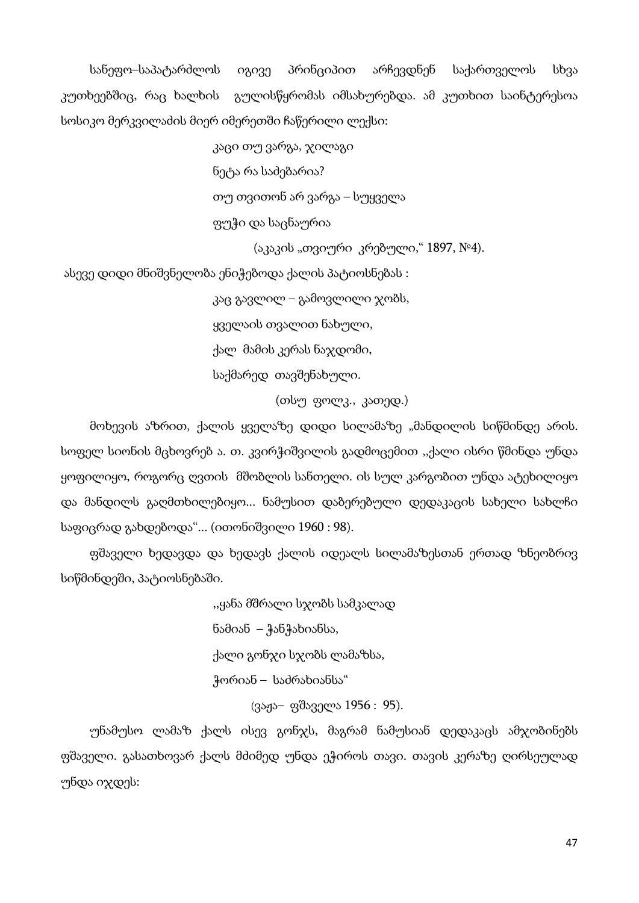სანეფო–საპატარძლოს იგივე პრინციპით არჩევდნენ საქართველოს სხვა კუთხეებშიც, რაც ხალხის გულისწყრომას იმსახურებდა. ამ კუთხით საინტერესოა სოსიკო მერკვილაძის მიერ იმერეთში ჩაწერილი ლექსი:

> კაცი თუ ვარგა, ჯილაგი
>
> ნეტა რა საძებარია?
>
> თუ თვითონ არ ვარგა – სუყველა
>
> ფუჭი და საცნაურია
>
> (აკაკის „თვიური კრებული," 1897, №4).

ასევე დიდი მნიშვნელობა ენიჭებოდა ქალის პატიოსნებას :

> კაც გავლილ – გამოვლილი ჯობს,
>
> ყველაის თვალით ნახული,
>
> ქალ მამის კერას ნაჯდომი,
>
> საქმარედ თავშენახული.
>
> (თსუ ფოლკ., კათედ.)

მოხევის აზრით, ქალის ყველაზე დიდი სილამაზე „მანდილის სიწმინდე არის. სოფელ სიონის მცხოვრებ ა. თ. კვირჭიშვილის გადმოცემით ,,ქალი ისრი წმინდა უნდა ყოფილიყო, როგორც ღვთის მშობლის სანთელი. ის სულ კარგობით უნდა ატეხილიყო და მანდილს გაღმთხილებიყო... ნამუსით დაზერებული დედაკაცის სახელი სახლჩი საფიცრად გახდებოდა"... (ითონიშვილი 1960 : 98).

ფშაველი ხედავდა და ხედავს ქალის იდეალს სილამაზესთან ერთად ზნეობრივ სიწმინდეში, პატიოსნებაში.

> ,,ყანა მშრალი სჯობს სამკალად
>
> ნამიან – ჭანჭახიანსა,
>
> ქალი გონჯი სჯობს ლამაზსა,
>
> ჭორიან – საძრახიანსა"
>
> (ვაჟა– ფშაველა 1956 : 95).

უნამუსო ლამაზ ქალს ისევ გონჯს, მაგრამ ნამუსიან დედაკაცს ამჯობინებს ფშაველი. გასათხოვარ ქალს მძიმედ უნდა ეჭიროს თავი. თავის კერაზე ღირსეულად უნდა იჯდეს: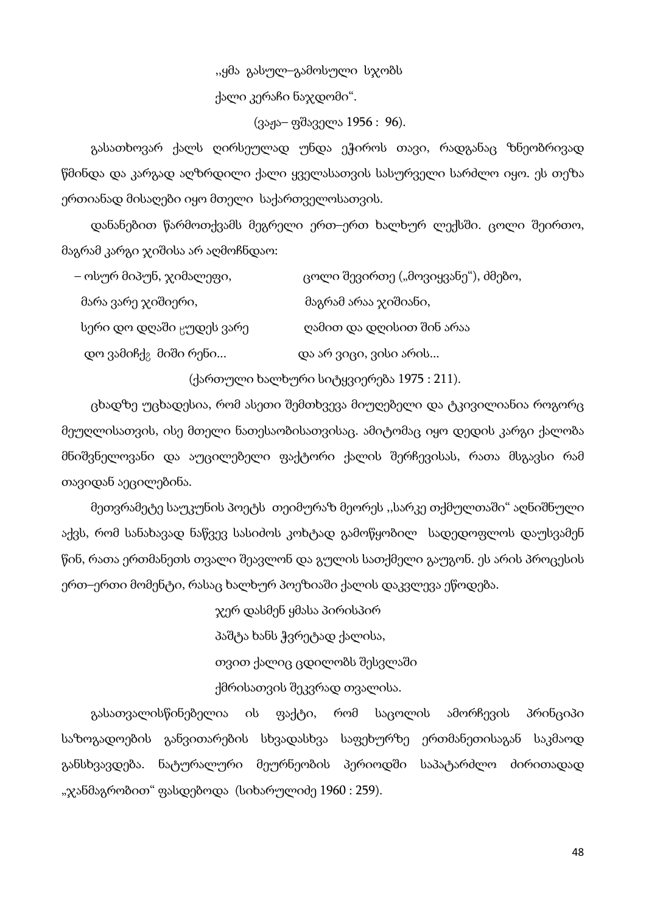,,ყმა გასულ–გამოსული სჯობს

ქალი კერაჩი ნაჯდომი“.

(ვაჟა– ფშაველა 1956 : 96).

გასათხოვარ ქალს ღირსეულად უნდა ეჭიროს თავი, რადგანაც ზნეობრივად წმინდა და კარგად აღზრდილი ქალი ყველასათვის სასურველი სარძლო იყო. ეს თეზა ერთიანად მისაღები იყო მთელი საქართველოსათვის.

დანანებით წარმოთქვამს მეგრელი ერთ–ერთ ხალხურ ლექსში. ცოლი შეირთო, მაგრამ კარგი ჯიშისა არ აღმოჩნდაო:

| | |
|---|---|
| – ოსურ მიპუნ, ჯიმალეფი, | ცოლი შევირთე („მოვიყვანე“), ძმებო, |
| მარა ვარე ჯიშიერი, | მაგრამ არაა ჯიშიანი, |
| სერი დო დღაში ჷუდეს ვარე | ღამით და დღისით შინ არაა |
| დო ვამიჩქჷ მიში რენი... | და არ ვიცი, ვისი არის... |

(ქართული ხალხური სიტყვიერება 1975 : 211).

ცხადზე უცხადესია, რომ ასეთი შემთხვევა მიუღებელი და ტკივილიანია როგორც მეუღლისათვის, ისე მთელი ნათესაობისათვისაც. ამიტომაც იყო დედის კარგი ქალობა მნიშვნელოვანი და აუცილებელი ფაქტორი ქალის შერჩევისას, რათა მსგავსი რამ თავიდან აეცილებინა.

მეთვრამეტე საუკუნის პოეტს თეიმურაზ მეორეს ,,სარკე თქმულთაში“ აღნიშნული აქვს, რომ სანახავად ნაწვევ სასიძოს კოხტად გამოწყობილ სადედოფლოს დაუსვამენ წინ, რათა ერთმანეთს თვალი შეავლონ და გულის სათქმელი გაუგონ. ეს არის პროცესის ერთ–ერთი მომენტი, რასაც ხალხურ პოეზიაში ქალის დაკვლევა ეწოდება.

ჯერ დასმენ ყმასა პირისპირ

პაშტა ხანს ჭვრეტად ქალისა,

თვით ქალიც ცდილობს შესვლაში

ქმრისათვის შეკვრად თვალისა.

გასათვალისწინებელია ის ფაქტი, რომ საცოლის ამორჩევის პრინციპი საზოგადოების განვითარების სხვადასხვა საფეხურზე ერთმანეთისაგან საკმაოდ განსხვავდება. ნატურალური მეურნეობის პერიოდში საპატარძლო ძირითადად „ჯანმაგრობით“ ფასდებოდა (სიხარულიძე 1960 : 259).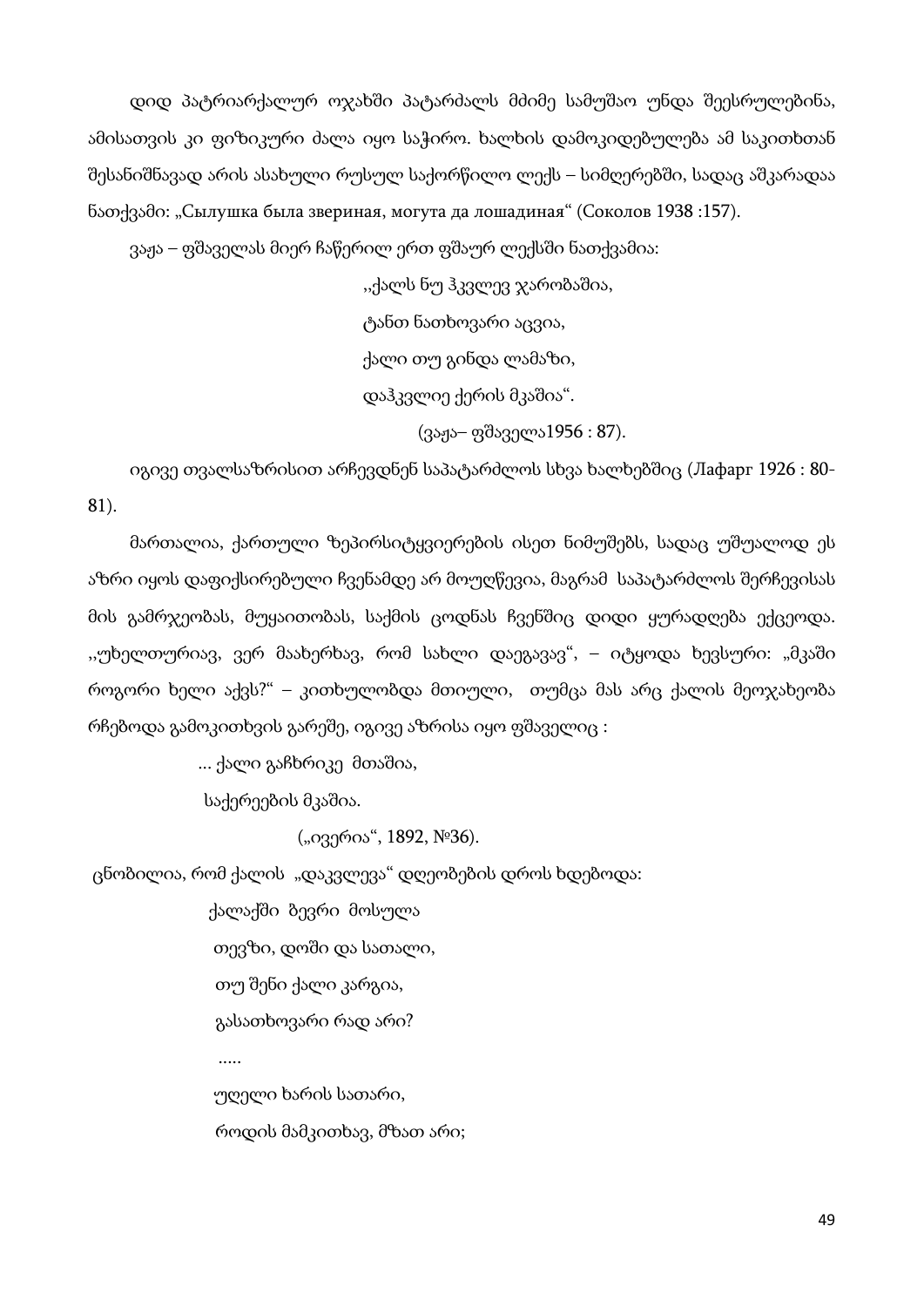დიდ პატრიარქალურ ოჯახში პატარძალს მძიმე სამუშაო უნდა შეესრულებინა, ამისათვის კი ფიზიკური ძალა იყო საჭირო. ხალხის დამოკიდებულება ამ საკითხთან შესანიშნავად არის ასახული რუსულ საქორწილო ლექს – სიმღერებში, სადაც აშკარადაა ნათქვამი: „Сылушка была звериная, могута да лошадиная“ (Соколов 1938 :157).

ვაჟა – ფშაველას მიერ ჩაწერილ ერთ ფშაურ ლექსში ნათქვამია:

,,ქალს ნუ ჰკვლევ ჯარობაშია,
ტანთ ნათხოვარი აცვია,
ქალი თუ გინდა ლამაზი,
დაჰკვლიე ქერის მკაშია“.

(ვაჟა– ფშაველა1956 : 87).

იგივე თვალსაზრისით არჩევდნენ საპატარძლოს სხვა ხალხებშიც (Лафарг 1926 : 80-81).

მართალია, ქართული ზეპირსიტყვიერების ისეთ ნიმუშებს, სადაც უშუალოდ ეს აზრი იყოს დაფიქსირებული ჩვენამდე არ მოუღწევია, მაგრამ საპატარძლოს შერჩევისას მის გამრჯეობას, მუყაითობას, საქმის ცოდნას ჩვენშიც დიდი ყურადღება ექცეოდა. ,,უხელთურიავ, ვერ მაახერხავ, რომ სახლი დაეგავავ“, – იტყოდა ხევსური: „მკაში როგორი ხელი აქვს?“ – კითხულობდა მთიული, თუმცა მას არც ქალის მეოჯახეობა რჩებოდა გამოკითხვის გარეშე, იგივე აზრისა იყო ფშაველიც :

... ქალი გაჩხრიკე მთაშია,
საქერეების მკაშია.

(„ივერია“, 1892, №36).

ცნობილია, რომ ქალის „დაკვლევა“ დღეობების დროს ხდებოდა:

ქალაქში ბევრი მოსულა
თევზი, დოში და სათალი,
თუ შენი ქალი კარგია,
გასათხოვარი რად არი?
.....
უღელი ხარის სათარი,
როდის მამკითხავ, მზათ არი;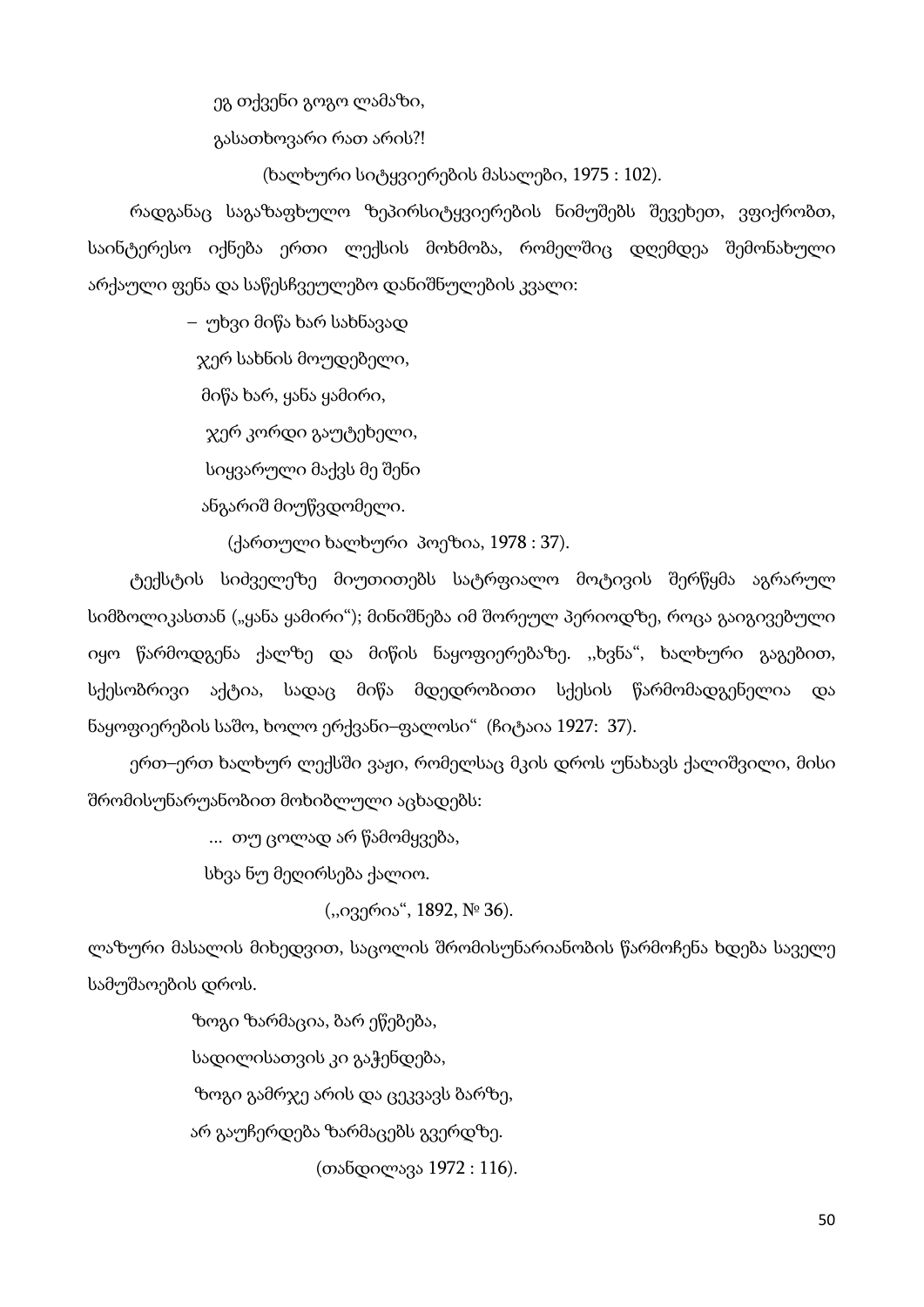ეგ თქვენი გოგო ლამაზი,

გასათხოვარი რათ არის?!

(ხალხური სიტყვიერების მასალები, 1975 : 102).

რადგანაც საგაზაფხულო ზეპირსიტყვიერების ნიმუშებს შევეხეთ, ვფიქრობთ, საინტერესო იქნება ერთი ლექსის მოხმობა, რომელშიც დღემდეა შემონახული არქაული ფენა და საწესჩვეულებო დანიშნულების კვალი:

– უხვი მიწა ხარ სახნავად

ჯერ სახნის მოუდებელი,

მიწა ხარ, ყანა ყამირი,

ჯერ კორდი გაუტეხელი,

სიყვარული მაქვს მე შენი

ანგარიშ მიუწვდომელი.

(ქართული ხალხური პოეზია, 1978 : 37).

ტექსტის სიძველეზე მიუთითებს სატრფიალო მოტივის შერწყმა აგრარულ სიმბოლიკასთან („ყანა ყამირი"); მინიშნება იმ შორეულ პერიოდზე, როცა გაიგივებული იყო წარმოდგენა ქალზე და მიწის ნაყოფიერებაზე. ,,ხვნა", ხალხური გაგებით, სქესობრივი აქტია, სადაც მიწა მდედრობითი სქესის წარმომადგენელია და ნაყოფიერების საშო, ხოლო ერქვანი–ფალოსი" (ჩიტაია 1927: 37).

ერთ–ერთ ხალხურ ლექსში ვაჟი, რომელსაც მკის დროს უნახავს ქალიშვილი, მისი შრომისუნარუანობით მოხიბლული აცხადებს:

... თუ ცოლად არ წამომყვება,

სხვა ნუ მეღირსება ქალიო.

(,,ივერია", 1892, № 36).

ლაზური მასალის მიხედვით, საცოლის შრომისუნარიანობის წარმოჩენა ხდება საველე სამუშაოების დროს.

ზოგი ზარმაცია, ბარ ეწებება,

სადილისათვის კი გაჭენდება,

ზოგი გამრჯე არის და ცეკვავს ბარზე,

არ გაუჩერდება ზარმაცებს გვერდზე.

(თანდილავა 1972 : 116).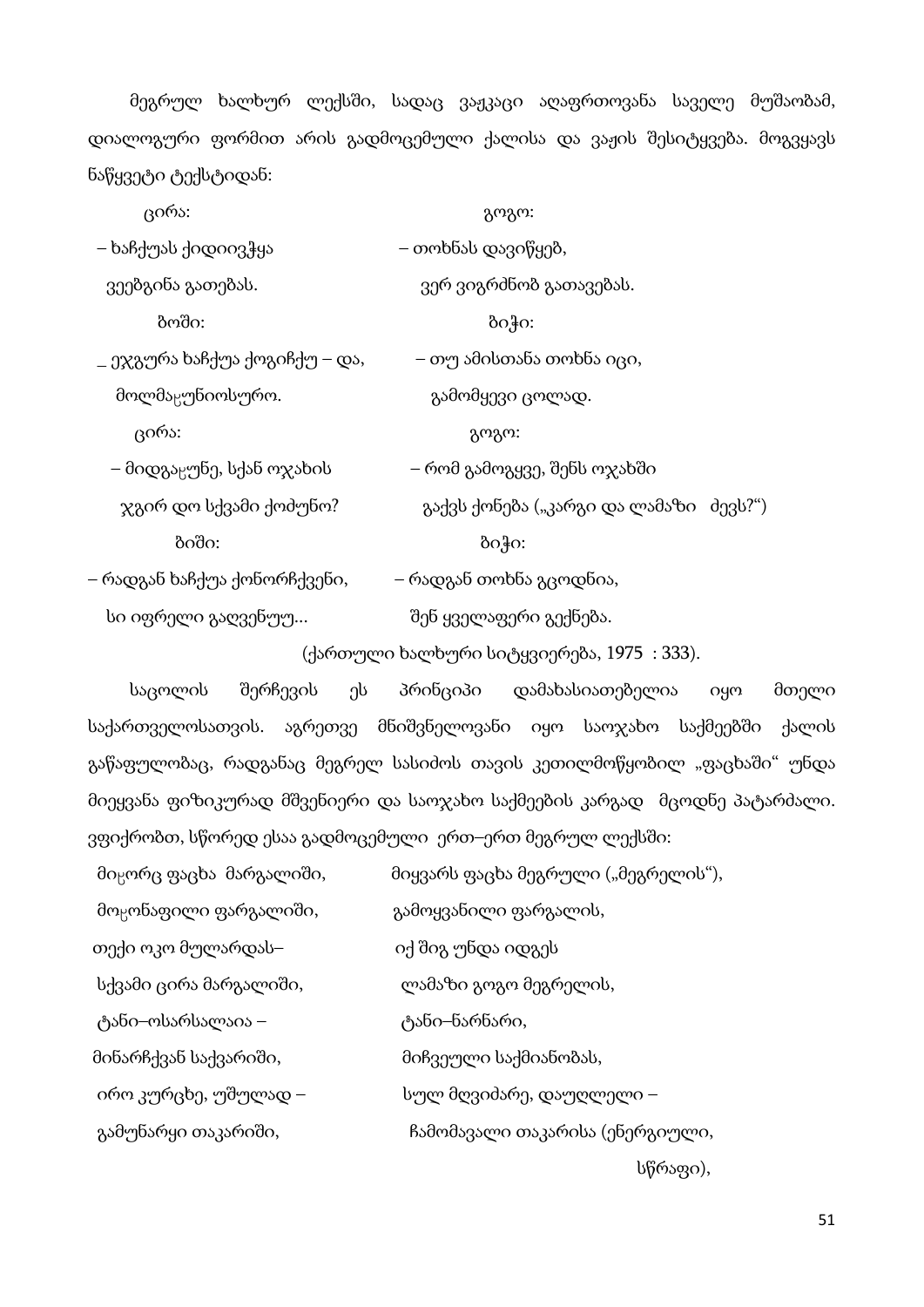მეგრულ ხალხურ ლექსში, სადაც ვაჟკაცი აღაფრთოვანა საველე მუშაობამ, დიალოგური ფორმით არის გადმოცემული ქალისა და ვაჟის შესიტყვება. მოგვყავს ნაწყვეტი ტექსტიდან:

| ცირა: | გოგო: |
|---|---|
| – ხაჩქუას ქიდიივჯჲა | – თოხნას დავიწყებ, |
| ვეებგინა გათებას. | ვერ ვიგრძნობ გათავებას. |
| ბოში: | ბიჭი: |
| _ ეჯგურა ხაჩქუა ქოგიჩქუ – და, | – თუ ამისთანა თოხნა იცი, |
| მოლმაჸუნიოსურო. | გამომყევი ცოლად. |
| ცირა: | გოგო: |
| – მიდგაჸუნე, სქან ოჯახის | – რომ გამოგყვე, შენს ოჯახში |
| ჯგირ დო სქვამი ქომუნო? | გაქვს ქონება („კარგი და ლამაზი ძევს?") |
| ბიში: | ბიჭი: |
| – რადგან ხაჩქუა ქონორჩქვენი, | – რადგან თოხნა გცოდნია, |
| სი იფრელი გაღვენუუ... | შენ ყველაფერი გექნება. |

(ქართული ხალხური სიტყვიერება, 1975 : 333).

საცოლის შერჩევის ეს პრინციპი დამახასიათებელია იყო მთელი საქართველოსათვის. აგრეთვე მნიშვნელოვანი იყო საოჯახო საქმეებში ქალის გაწაფულობაც, რადგანაც მეგრელ სასიძოს თავის კეთილმოწყობილ „ფაცხაში" უნდა მიეყვანა ფიზიკურად მშვენიერი და საოჯახო საქმეების კარგად მცოდნე პატარძალი. ვფიქრობთ, სწორედ ესაა გადმოცემული ერთ–ერთ მეგრულ ლექსში:

| | |
|---|---|
| მიჸორც ფაცხა მარგალიში, | მიყვარს ფაცხა მეგრული („მეგრელის"), |
| მოჸონაფილი ფარგალიში, | გამოყვანილი ფარგალის, |
| თექი ოკო მულარდას– | იქ შიგ უნდა იდგეს |
| სქვამი ცირა მარგალიში, | ლამაზი გოგო მეგრელის, |
| ტანი–ოსარსალაია – | ტანი–ნარნარი, |
| მინარჩქვან საქვარიში, | მიჩვეული საქმიანობას, |
| ირო კურცხე, უშულად – | სულ მღვიძარე, დაუღლელი – |
| გამუნარყი თაკარიში, | ჩამომავალი თაკარისა (ენერგიული, სწრაფი), |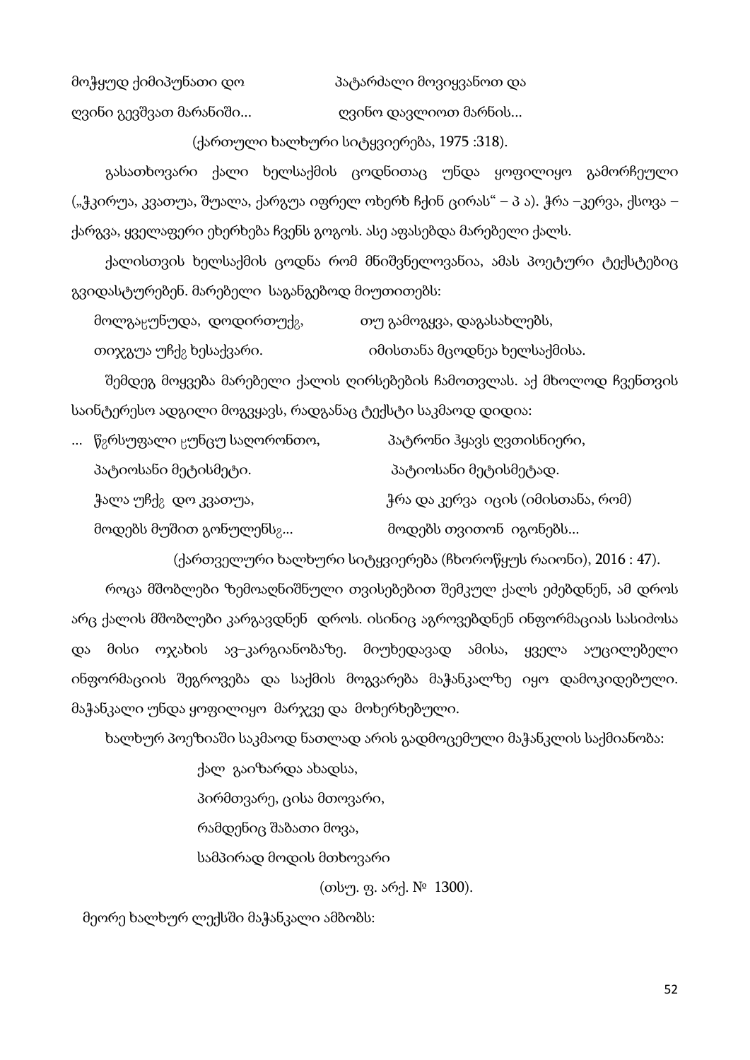მოჭყუდ ქიმიპუნათი დო პატარძალი მოვიყვანოთ და

ღვინი გევშვათ მარანიში... ღვინო დავლიოთ მარნის...

(ქართული ხალხური სიტყვიერება, 1975 :318).

გასათხოვარი ქალი ხელსაქმის ცოდნითაც უნდა ყოფილიყო გამორჩეული („ჭკირუა, კვათუა, შუალა, ქარგუა იფრელ ოხერხ ჩქინ ცირას" – პ ა). ჭრა –კერვა, ქსოვა – ქარგვა, ყველაფერი ეხერხება ჩვენს გოგოს. ასე აფასებდა მარებელი ქალს.

ქალისთვის ხელსაქმის ცოდნა რომ მნიშვნელოვანია, ამას პოეტური ტექსტებიც გვიდასტურებენ. მარებელი საგანგებოდ მიუთითებს:

მოლგაჷუნუდა, დოდირთუქ₈, თუ გამოგყვა, დაგასახლებს,

თიჯგუა უჩქ₈ ხესაქვარი. იმისთანა მცოდნეა ხელსაქმისა.

შემდეგ მოყვება მარებელი ქალის ღირსებების ჩამოთვლას. აქ მხოლოდ ჩვენთვის საინტერესო ადგილი მოგვყავს, რადგანაც ტექსტი საკმაოდ დიდია:

... წ₈რსუფალი ჷუნცუ საღორონთო, პატრონი ჰყავს ღვთისნიერი,

პატიოსანი მეტისმეტი. პატიოსანი მეტისმეტად.

ჭალა უჩქ₈ დო კვათუა, ჭრა და კერვა იცის (იმისთანა, რომ)

მოდებს მუშით გონულენს₈... მოდებს თვითონ იგონებს...

(ქართველური ხალხური სიტყვიერება (ჩხოროწყუს რაიონი), 2016 : 47).

როცა მშობლები ზემოაღნიშნული თვისებებით შემკულ ქალს ეძებდნენ, ამ დროს არც ქალის მშობლები კარგავდნენ დროს. ისინიც აგროვებდნენ ინფორმაციას სასიძოსა და მისი ოჯახის ავ–კარგიანობაზე. მიუხედავად ამისა, ყველა აუცილებელი ინფორმაციის შეგროვება და საქმის მოგვარება მაჭანკალზე იყო დამოკიდებული. მაჭანკალი უნდა ყოფილიყო მარჯვე და მოხერხებული.

ხალხურ პოეზიაში საკმაოდ ნათლად არის გადმოცემული მაჭანკლის საქმიანობა:

ქალ გაიზარდა ახადსა,
პირმთვარე, ცისა მთოვარი,
რამდენიც შაბათი მოვა,
სამპირად მოდის მთხოვარი

(თსუ. ფ. არქ. № 1300).

მეორე ხალხურ ლექსში მაჭანკალი ამბობს: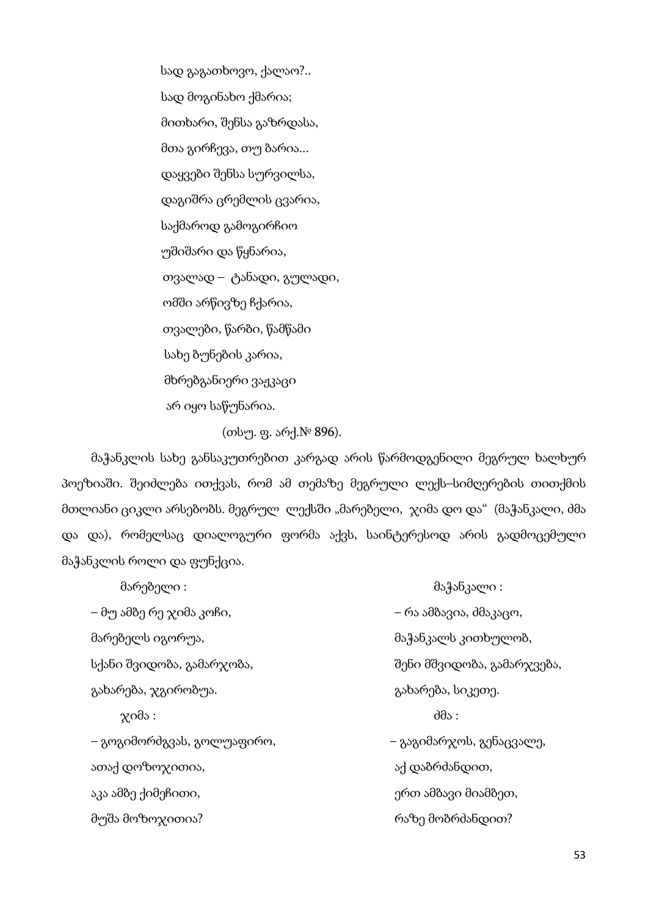სად გაგათხოვო, ქალაო?..

სად მოგინახო ქმარია;

მითხარი, შენსა გაზრდასა,

მთა გირჩევა, თუ ბარია...

დაყვები შენსა სურვილსა,

დაგიშრა ცრემლის ცვარია,

საქმაროდ გამოგირჩიო

უშიშარი და წყნარია,

თვალად – ტანადი, გულადი,

ომში არწივზე ჩქარია,

თვალები, წარბი, წამწამი

სახე ბუნების კარია,

მხრებგანიერი ვაჟკაცი

არ იყო საწუნარია.

(თსუ. ფ. არქ.№ 896).

მაჭანკლის სახე განსაკუთრებით კარგად არის წარმოდგენილი მეგრულ ხალხურ პოეზიაში. შეიძლება ითქვას, რომ ამ თემაზე მეგრული ლექს–სიმღერების თითქმის მთლიანი ციკლი არსებობს. მეგრულ ლექსში „მარებელი, ჯიმა დო და“ (მაჭანკალი, ძმა და და), რომელსაც დიალოგური ფორმა აქვს, საინტერესოდ არის გადმოცემული მაჭანკლის როლი და ფუნქცია.

| | |
|---|---|
| მარებელი : | მაჭანკალი : |
| – მუ ამბე რე ჯიმა კოჩი, | – რა ამბავია, ძმაკაცო, |
| მარებელს იგორუა, | მაჭანკალს კითხულობ, |
| სქანი შვიდობა, გამარჯობა, | შენი მშვიდობა, გამარჯვება, |
| გახარება, ჯგირობუა. | გახარება, სიკეთე. |
| ჯიმა : | ძმა : |
| – გოგიმორძგვას, გოლუაფირო, | – გაგიმარჯოს, გენაცვალე, |
| ათაქ დოზოჯითია, | აქ დაბრძანდით, |
| აკა ამბე ქიმეჩითი, | ერთ ამბავი მიამბეთ, |
| მუშა მოზოჯითია? | რაზე მობრძანდით? |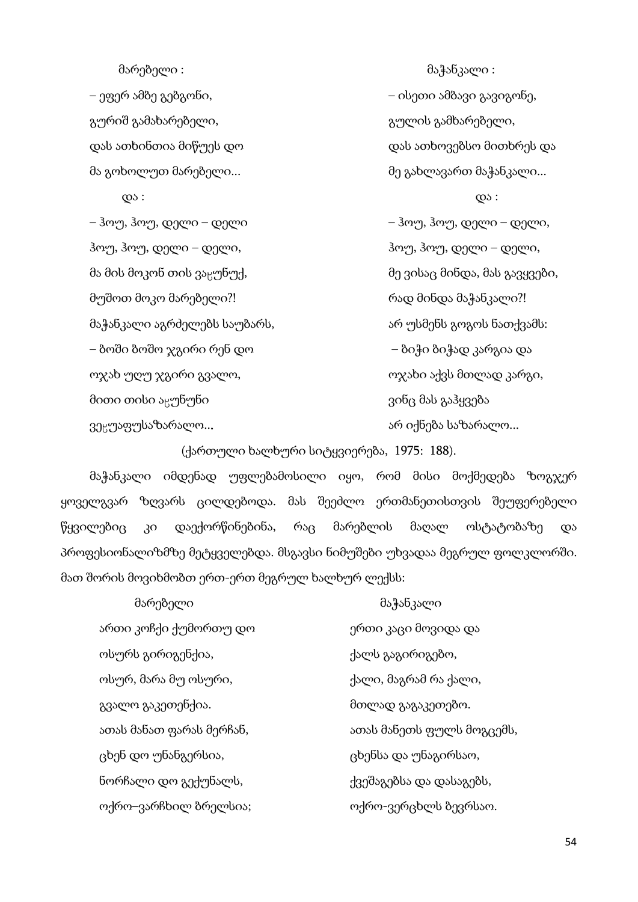| მარებელი : | მაჭანკალი : |
|---|---|
| – ეფერ ამბე გებგონი, | – ისეთი ამბავი გავიგონე, |
| გურიშ გამახარებელი, | გულის გამხარებელი, |
| დას ათხინთია მიწუეს დო | დას ათხოვებსო მითხრეს და |
| მა გოხოლუთ მარებელი... | მე გახლავართ მაჭანკალი... |
| და : | და : |
| – ჰოუ, ჰოუ, დელი – დელი | – ჰოუ, ჰოუ, დელი – დელი, |
| ჰოუ, ჰოუ, დელი – დელი, | ჰოუ, ჰოუ, დელი – დელი, |
| მა მის მოკონ თის ვაჲუნუქ, | მე ვისაც მინდა, მას გავყვები, |
| მუშოთ მოკო მარებელი?! | რად მინდა მაჭანკალი?! |
| მაჭანკალი აგრძელებს საუბარს, | არ უსმენს გოგოს ნათქვამს: |
| – ბოში ბოშო ჯგირი რენ დო | – ბიჭი ბიჭად კარგია და |
| ოჯახ უღუ ჯგირი გვალო, | ოჯახი აქვს მთლად კარგი, |
| მითი თისი აჲუნუნი | ვინც მას გაჰყვება |
| ვეჲუაფუსაზარალო... | არ იქნება საზარალო... |

(ქართული ხალხური სიტყვიერება, 1975: 188).

მაჭანკალი იმდენად უფლებამოსილი იყო, რომ მისი მოქმედება ზოგჯერ ყოველგვარ ზღვარს ცილდებოდა. მას შეეძლო ერთმანეთისთვის შეუფერებელი წყვილებიც კი დაექორწინებინა, რაც მარებლის მაღალ ოსტატობაზე და პროფესიონალიზმზე მეტყველებდა. მსგავსი ნიმუშები უხვადაა მეგრულ ფოლკლორში. მათ შორის მოვიხმობთ ერთ-ერთ მეგრულ ხალხურ ლექსს:

| მარებელი | მაჭანკალი |
|---|---|
| ართი კოჩქი ქუმორთუ დო | ერთი კაცი მოვიდა და |
| ოსურს გირიგენქია, | ქალს გაგირიგებო, |
| ოსურ, მარა მუ ოსური, | ქალი, მაგრამ რა ქალი, |
| გვალო გაკეთენქია. | მთლად გაგაკეთებო. |
| ათას მანათ ფარას მერჩან, | ათას მანეთს ფულს მოგცემს, |
| ცხენ დო უნანგერსია, | ცხენსა და უნაგირსაო, |
| ნორჩალი დო გექუნალს, | ქვეშაგებსა და დასაგებს, |
| ოქრო–ვარჩხილ ბრელსია; | ოქრო-ვერცხლს ბევრსაო. |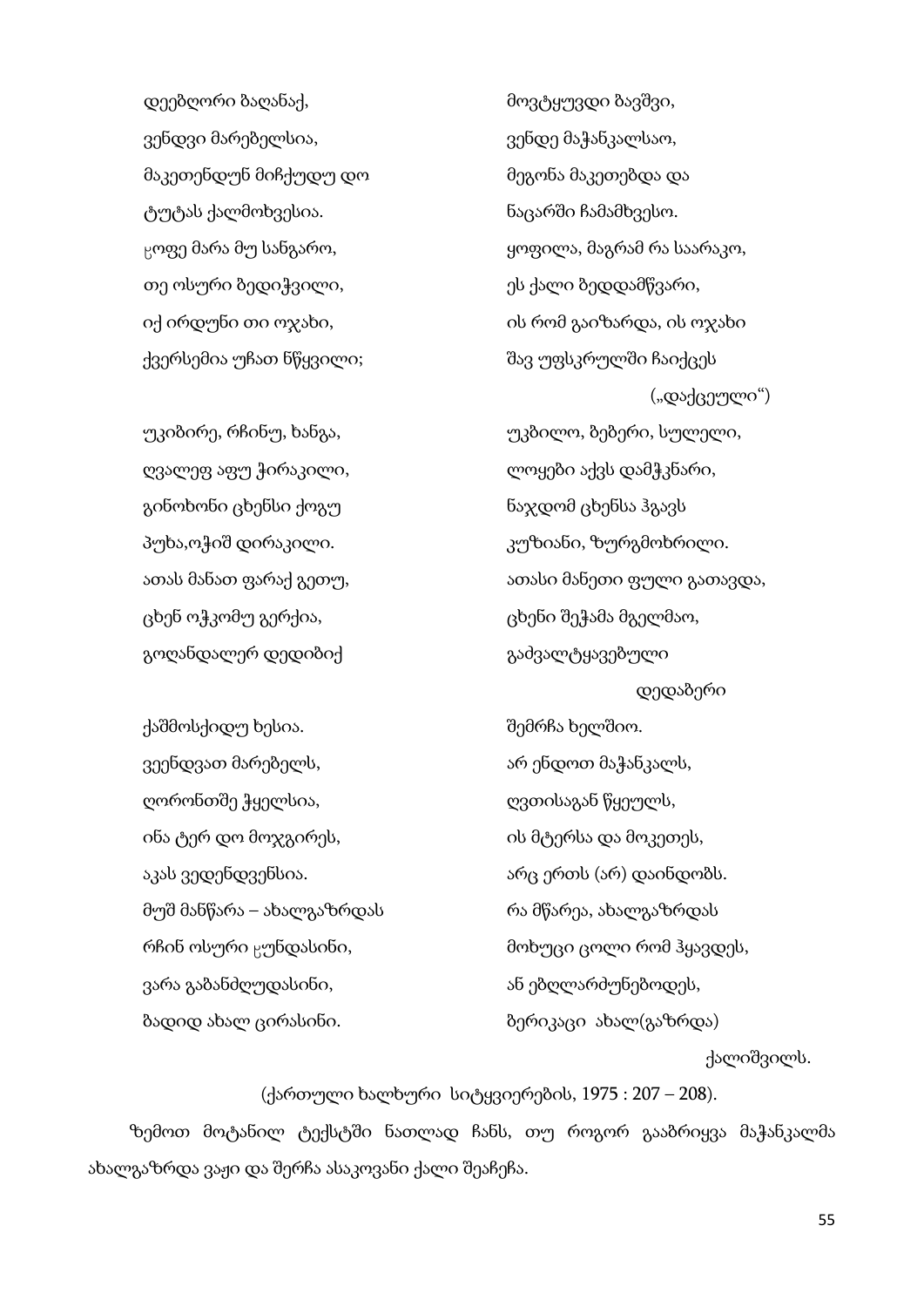| | |
|---|---|
| დეებღორი ზაღანაქ, | მოვტყუვდი ბავშვი, |
| ვენდვი მარებელსია, | ვენდე მაჭანკალსაო, |
| მაკეთენდუნ მიჩქუდუ დო | მეგონა მაკეთებდა და |
| ტუტას ქალმოხვესია. | ნაცარში ჩამამხვესო. |
| ჸოფე მარა მუ სანგარო, | ყოფილა, მაგრამ რა საარაკო, |
| თე ოსური ბედიჭვილი, | ეს ქალი ბედდამწვარი, |
| იქ ირდუნი თი ოჯახი, | ის რომ გაიზარდა, ის ოჯახი |
| ქვერსემია უჩათ ნწყვილი; | შავ უფსკრულში ჩაიქცეს („დაქცეული“) |
| | |
| უკიბირე, რჩინუ, ხანგა, | უკბილო, ბებერი, სულელი, |
| ღვალეფ აფუ ჭირაკილი, | ლოყები აქვს დამჭკნარი, |
| გინოხონი ცხენსი ქოგუ | ნაჯდომ ცხენსა ჰგავს |
| პუხა,ოჭიშ დირაკილი. | კუზიანი, ზურგმოხრილი. |
| ათას მანათ ფარაქ გეთუ, | ათასი მანეთი ფული გათავდა, |
| ცხენ ოჭკომუ გერქია, | ცხენი შეჭამა მგელმაო, |
| გოღანდალერ დედიბიქ | გაძვალტყავებული დედაბერი |
| | |
| ქაშმოსქიდუ ხესია. | შემრჩა ხელშიო. |
| ვეენდვათ მარებელს, | არ ენდოთ მაჭანკალს, |
| ღორონთშე ჭყელსია, | ღვთისაგან წყეულს, |
| ინა ტერ დო მოჯგირეს, | ის მტერსა და მოკეთეს, |
| აკას ვედენდვენსია. | არც ერთს (არ) დაინდობს. |
| მუშ მანწარა – ახალგაზრდას | რა მწარეა, ახალგაზრდას |
| რჩინ ოსური ჸუნდასინი, | მოხუცი ცოლი რომ ჰყავდეს, |
| ვარა გაბანძღუდასინი, | ან ებღლარძუნებოდეს, |
| ბადიდ ახალ ცირასინი. | ბერიკაცი ახალ(გაზრდა) ქალიშვილს. |

(ქართული ხალხური სიტყვიერების, 1975 : 207 – 208).

ზემოთ მოტანილ ტექსტში ნათლად ჩანს, თუ როგორ გააბრიყვა მაჭანკალმა ახალგაზრდა ვაჟი და შერჩა ასაკოვანი ქალი შეაჩეჩა.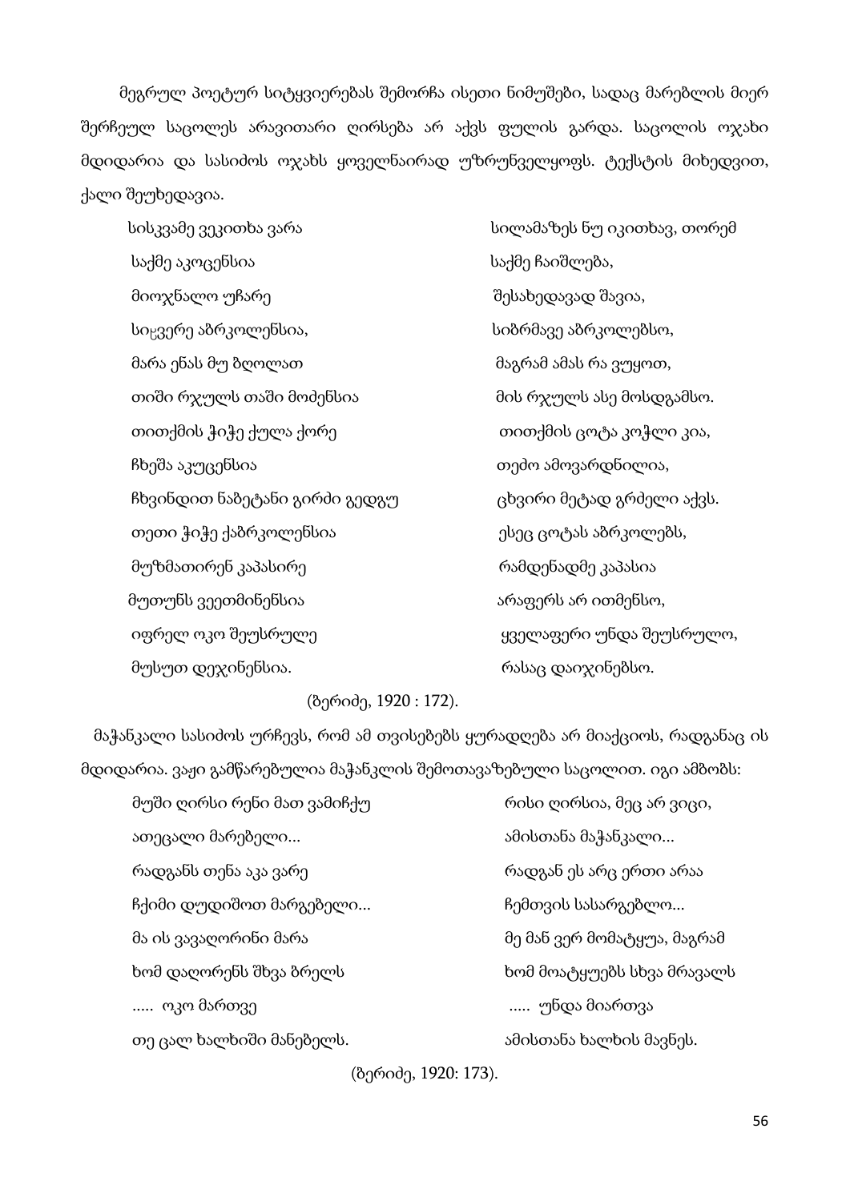მეგრულ პოეტურ სიტყვიერებას შემორჩა ისეთი ნიმუშები, სადაც მარებლის მიერ შერჩეულ საცოლეს არავითარი ღირსება არ აქვს ფულის გარდა. საცოლის ოჯახი მდიდარია და სასიძოს ოჯახს ყოველნაირად უზრუნველყოფს. ტექსტის მიხედვით, ქალი შეუხედავია.

| | |
|---|---|
| სისკვამე ვეკითხა ვარა | სილამაზეს ნუ იკითხავ, თორემ |
| საქმე აკოცენსია | საქმე ჩაიშლება, |
| მიოჯნალო უჩარე | შესახედავად შავია, |
| სიჸვერე აბრკოლენსია, | სიბრმავე აბრკოლებსო, |
| მარა ენას მუ ბღოლათ | მაგრამ ამას რა ვუყოთ, |
| თიში რჯულს თაში მოძენსია | მის რჯულს ასე მოსდგამსო. |
| თითქმის ჭიჭე ქულა ქორე | თითქმის ცოტა კოჭლი კია, |
| ჩხეშა აკუცენსია | თეძო ამოვარდნილია, |
| ჩხვინდით ნაზეტანი გირძი გედგუ | ცხვირი მეტად გრძელი აქვს. |
| თეთი ჭიჭე ქაბრკოლენსია | ესეც ცოტას აბრკოლებს, |
| მუზმათირენ კაპასირე | რამდენადმე კაპასია |
| მუთუნს ვეეთმინენსია | არაფერს არ ითმენსო, |
| იფრელ ოკო შეუსრულე | ყველაფერი უნდა შეუსრულო, |
| მუსუთ დეჯინენსია. | რასაც დაიჯინებსო. |

(ზერიძე, 1920 : 172).

მაჭანკალი სასიძოს ურჩევს, რომ ამ თვისებებს ყურადღება არ მიაქციოს, რადგანაც ის მდიდარია. ვაჟი გამწარებულია მაჭანკლის შემოთავაზებული საცოლით. იგი ამბობს:

| | |
|---|---|
| მუში ღირსი რენი მათ ვამიჩქუ | რისი ღირსია, მეც არ ვიცი, |
| ათეცალი მარებელი... | ამისთანა მაჭანკალი... |
| რადგანს თენა აკა ვარე | რადგან ეს არც ერთი არაა |
| ჩქიმი დუდიშოთ მარგებელი... | ჩემთვის სასარგებლო... |
| მა ის ვავაღორინი მარა | მე მან ვერ მომატყუა, მაგრამ |
| ხომ დაღორენს შხვა ბრელს | ხომ მოატყუებს სხვა მრავალს |
| ..... ოკო მართვე | ..... უნდა მიართვა |
| თე ცალ ხალხიში მანებელს. | ამისთანა ხალხის მავნეს. |

(ზერიძე, 1920: 173).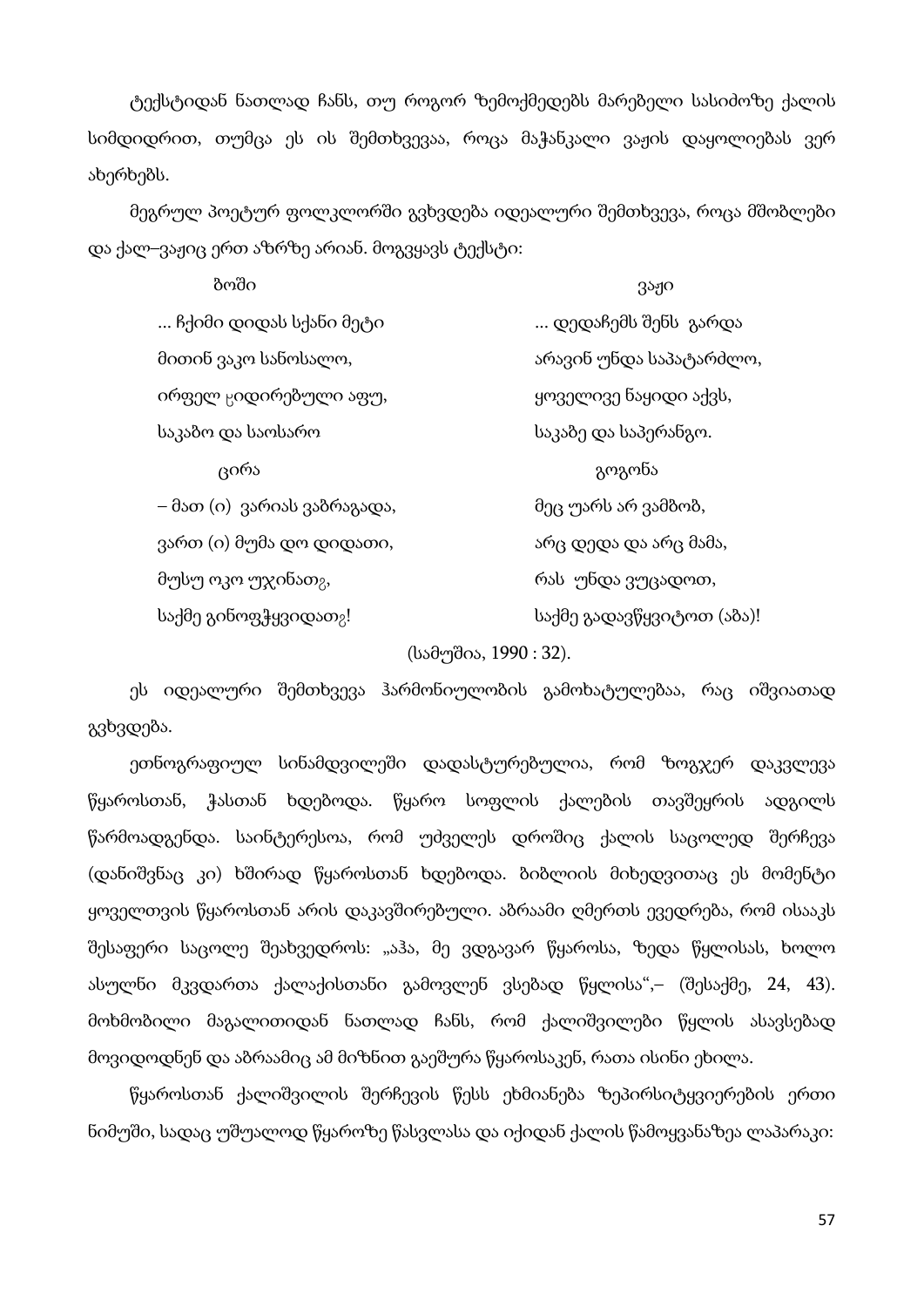ტექსტიდან ნათლად ჩანს, თუ როგორ ზემოქმედებს მარებელი სასიძოზე ქალის სიმდიდრით, თუმცა ეს ის შემთხვევაა, როცა მაჭანკალი ვაჟის დაყოლიებას ვერ ახერხებს.

მეგრულ პოეტურ ფოლკლორში გვხვდება იდეალური შემთხვევა, როცა მშობლები და ქალ–ვაჟიც ერთ აზრზე არიან. მოგვყავს ტექსტი:

| ბოში | ვაჟი |
|---|---|
| ... ჩქიმი დიდას სქანი მეტი | ... დედაჩემს შენს გარდა |
| მითინ ვაკო სანოსალო, | არავინ უნდა საპატარძლო, |
| ირფელ ჸიდირებული აფუ, | ყოველივე ნაყიდი აქვს, |
| საკაბო და საოსარო | საკაბე და საპერანგე. |
| ცირა | გოგონა |
| – მათ (ი) ვარიას ვაბრაგადა, | მეც უარს არ ვამბობ, |
| ვართ (ი) მუმა დო დიდათი, | არც დედა და არც მამა, |
| მუსუ ოკო უჯინათჷ, | რას უნდა ვუცადოთ, |
| საქმე გინოფჭყვიდათჷ! | საქმე გადავწყვიტოთ (აბა)! |

(სამუშია, 1990 : 32).

ეს იდეალური შემთხვევა ჰარმონიულობის გამოხატულებაა, რაც იშვიათად გვხვდება.

ეთნოგრაფიულ სინამდვილეში დადასტურებულია, რომ ზოგჯერ დაკვლევა წყაროსთან, ჭასთან ხდებოდა. წყარო სოფლის ქალების თავშეყრის ადგილს წარმოადგენდა. საინტერესოა, რომ უძველეს დროშიც ქალის საცოლედ შერჩევა (დანიშვნაც კი) ხშირად წყაროსთან ხდებოდა. ბიბლიის მიხედვითაც ეს მომენტი ყოველთვის წყაროსთან არის დაკავშირებული. აბრაამი ღმერთს ევედრება, რომ ისააკს შესაფერი საცოლე შეახვედროს: „აჰა, მე ვდგავარ წყაროსა, ზედა წყლისას, ხოლო ასულნი მკვდართა ქალაქისთანი გამოვლენ ვსებად წყლისა",– (შესაქმე, 24, 43). მოხმობილი მაგალითიდან ნათლად ჩანს, რომ ქალიშვილები წყლის ასავსებად მოვიდოდნენ და აბრაამიც ამ მიზნით გაეშურა წყაროსაკენ, რათა ისინი ეხილა.

წყაროსთან ქალიშვილის შერჩევის წესს ეხმიანება ზეპირსიტყვიერების ერთი ნიმუში, სადაც უშუალოდ წყაროზე წასვლასა და იქიდან ქალის წამოყვანაზეა ლაპარაკი: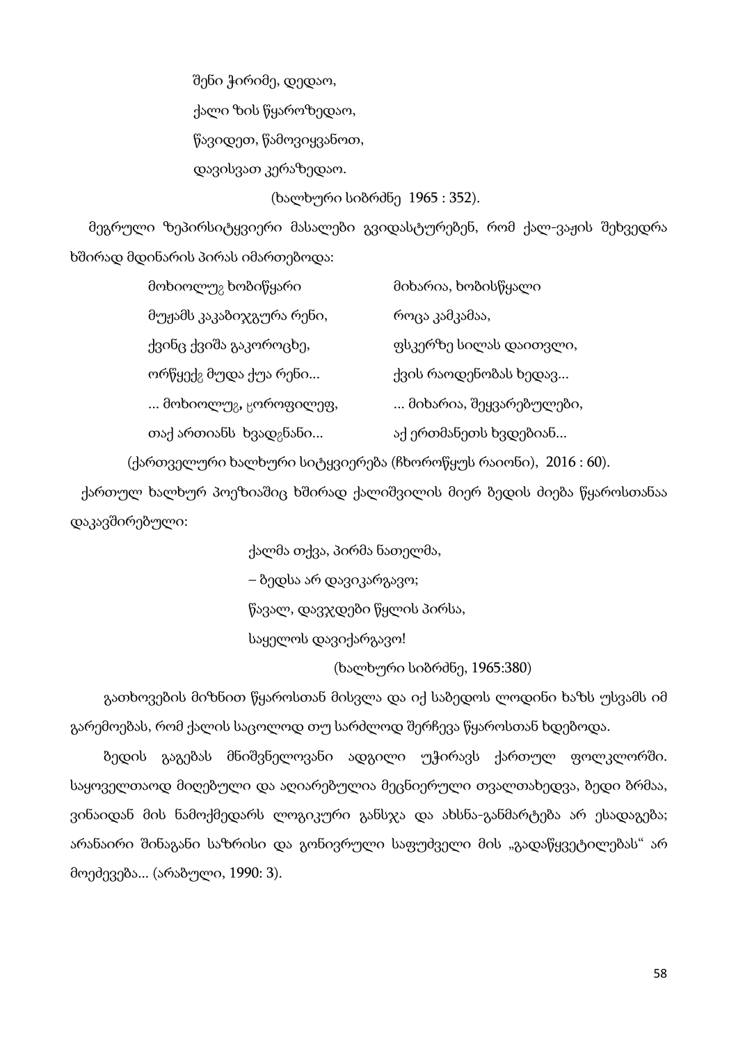შენი ჭირიმე, დედაო,
ქალი ზის წყაროზედაო,
წავიდეთ, წამოვიყვანოთ,
დავისვათ კერაზედაო.

(ხალხური სიბრძნე 1965 : 352).

მეგრული ზეპირსიტყვიერი მასალები გვიდასტურებენ, რომ ქალ-ვაჟის შეხვედრა ხშირად მდინარის პირას იმართებოდა:

| | |
|---|---|
| მოხიოლუ̂ ხობიწყარი | მიხარია, ხობისწყალი |
| მუჟამს კაკაბიჯგურა რენი, | როცა კამკამაა, |
| ქვინც ქვიშა გაკოროცხე, | ფსკერზე სილას დაითვლი, |
| ორწყექ̂ მუდა ქუა რენი... | ქვის რაოდენობას ხედავ... |
| ... მოხიოლუ̂, ჸოროფილეფ, | ... მიხარია, შეყვარებულები, |
| თაქ ართიანს ხვად̂ნანი... | აქ ერთმანეთს ხვდებიან... |

(ქართველური ხალხური სიტყვიერება (ჩხოროწყუს რაიონი), 2016 : 60).

ქართულ ხალხურ პოეზიაშიც ხშირად ქალიშვილის მიერ ბედის ძიება წყაროსთანაა დაკავშირებული:

ქალმა თქვა, პირმა ნათელმა,
– ბედსა არ დავიკარგავო;
წავალ, დავჯდები წყლის პირსა,
საყელოს დავიქარგავო!

(ხალხური სიბრძნე, 1965:380)

გათხოვების მიზნით წყაროსთან მისვლა და იქ საბედოს ლოდინი ხაზს უსვამს იმ გარემოებას, რომ ქალის საცოლოდ თუ სარძლოდ შერჩევა წყაროსთან ხდებოდა.

ბედის გაგებას მნიშვნელოვანი ადგილი უჭირავს ქართულ ფოლკლორში. საყოველთაოდ მიღებული და აღიარებულია მეცნიერული თვალთახედვა, ბედი ბრმაა, ვინაიდან მის ნამოქმედარს ლოგიკური განსჯა და ახსნა-განმარტება არ ესადაგება; არანაირი შინაგანი საზრისი და გონივრული საფუძველი მის „გადაწყვეტილებას" არ მოეძებება... (არაბული, 1990: 3).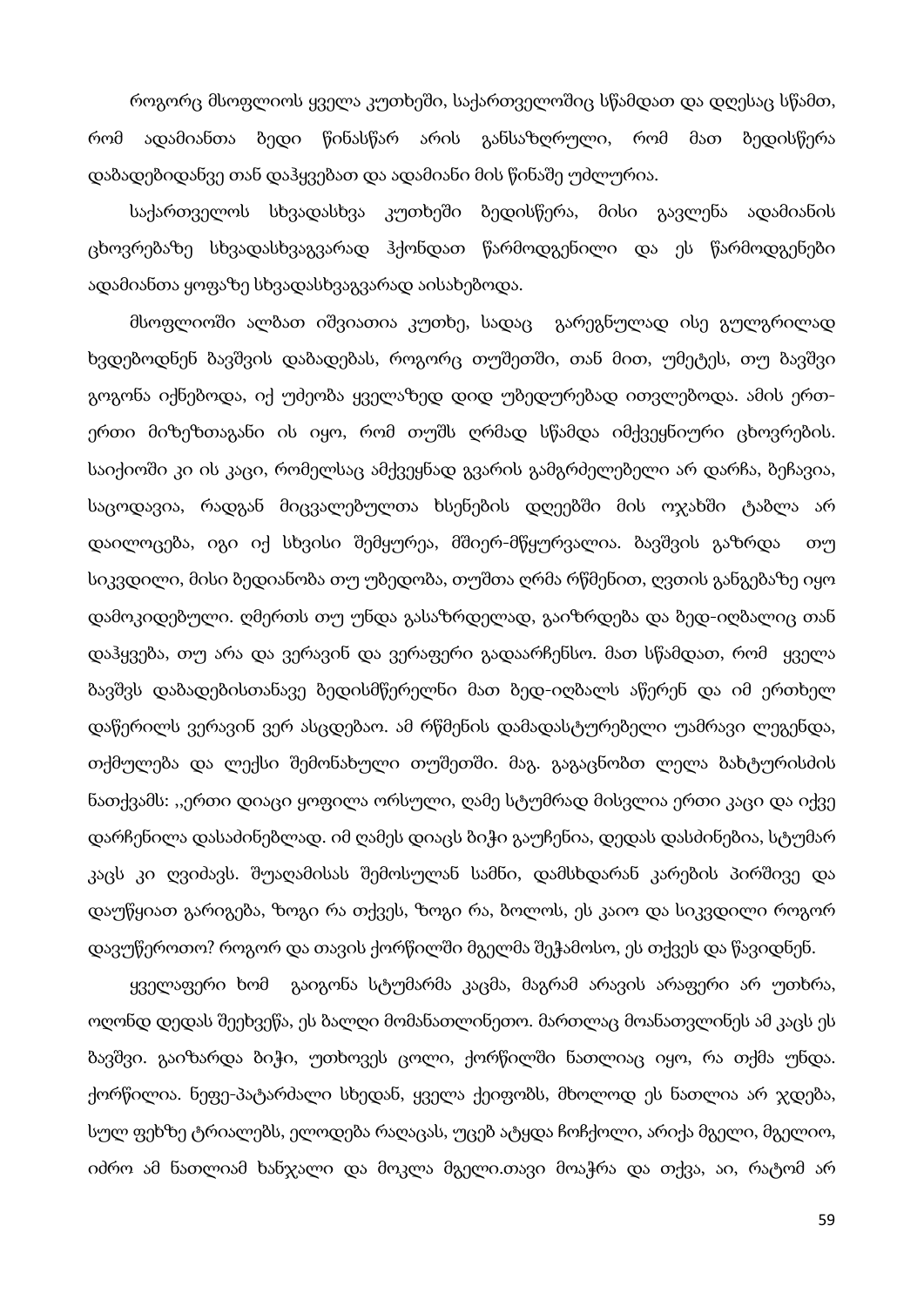როგორც მსოფლიოს ყველა კუთხეში, საქართველოშიც სწამდათ და დღესაც სწამთ, რომ ადამიანთა ბედი წინასწარ არის განსაზღრული, რომ მათ ბედისწერა დაბადებიდანვე თან დაჰყვებათ და ადამიანი მის წინაშე უძლურია.

საქართველოს სხვადასხვა კუთხეში ბედისწერა, მისი გავლენა ადამიანის ცხოვრებაზე სხვადასხვაგვარად ჰქონდათ წარმოდგენილი და ეს წარმოდგენები ადამიანთა ყოფაზე სხვადასხვაგვარად აისახებოდა.

მსოფლიოში ალბათ იშვიათია კუთხე, სადაც გარეგნულად ისე გულგრილად ხვდებოდნენ ბავშვის დაბადებას, როგორც თუშეთში, თან მით, უმეტეს, თუ ბავშვი გოგონა იქნებოდა, იქ უძეობა ყველაზედ დიდ უბედურებად ითვლებოდა. ამის ერთ-ერთი მიზეზთაგანი ის იყო, რომ თუშს ღრმად სწამდა იმქვეყნიური ცხოვრების. საიქიოში კი ის კაცი, რომელსაც ამქვეყნად გვარის გამგრძელებელი არ დარჩა, ბეჩავია, საცოდავია, რადგან მიცვალებულთა ხსენების დღეებში მის ოჯახში ტაბლა არ დაილოცება, იგი იქ სხვისი შემყურეა, მშიერ-მწყურვალია. ბავშვის გაზრდა თუ სიკვდილი, მისი ბედიანობა თუ უბედობა, თუშთა ღრმა რწმენით, ღვთის განგებაზე იყო დამოკიდებული. ღმერთს თუ უნდა გასაზრდელად, გაიზრდება და ბედ-იღბალიც თან დაჰყვება, თუ არა და ვერავინ და ვერაფერი გადაარჩენსო. მათ სწამდათ, რომ ყველა ბავშვს დაბადებისთანავე ბედისმწერელნი მათ ბედ-იღბალს აწერენ და იმ ერთხელ დაწერილს ვერავინ ვერ ასცდებაო. ამ რწმენის დამადასტურებელი უამრავი ლეგენდა, თქმულება და ლექსი შემონახული თუშეთში. მაგ. გაგაცნობთ ლელა ბახტურისძის ნათქვამს: ,,ერთი დიაცი ყოფილა ორსული, ღამე სტუმრად მისვლია ერთი კაცი და იქვე დარჩენილა დასაძინებლად. იმ ღამეს დიაცს ბიჭი გაუჩენია, დედას დასძინებია, სტუმარ კაცს კი ღვიძავს. შუაღამისას შემოსულან სამნი, დამსხდარან კარების პირშივე და დაუწყიათ გარიგება, ზოგი რა თქვეს, ზოგი რა, ბოლოს, ეს კაიო და სიკვდილი როგორ დავუწეროთო? როგორ და თავის ქორწილში მგელმა შეჭამოსო, ეს თქვეს და წავიდნენ.

ყველაფერი ხომ გაიგონა სტუმარმა კაცმა, მაგრამ არავის არაფერი არ უთხრა, ოღონდ დედას შეეხვეწა, ეს ბალღი მომანათლინეთო. მართლაც მონათვლინეს ამ კაცს ეს ბავშვი. გაიზარდა ბიჭი, უთხოვეს ცოლი, ქორწილში ნათლიაც იყო, რა თქმა უნდა. ქორწილია. ნეფე-პატარძალი სხედან, ყველა ქეიფობს, მხოლოდ ეს ნათლია არ ჯდება, სულ ფეხზე ტრიალებს, ელოდება რაღაცას, უცებ ატყდა ჩოჩქოლი, არიქა მგელი, მგელიო, იძრო ამ ნათლიამ ხანჯალი და მოკლა მგელი.თავი მოაჭრა და თქვა, აი, რატომ არ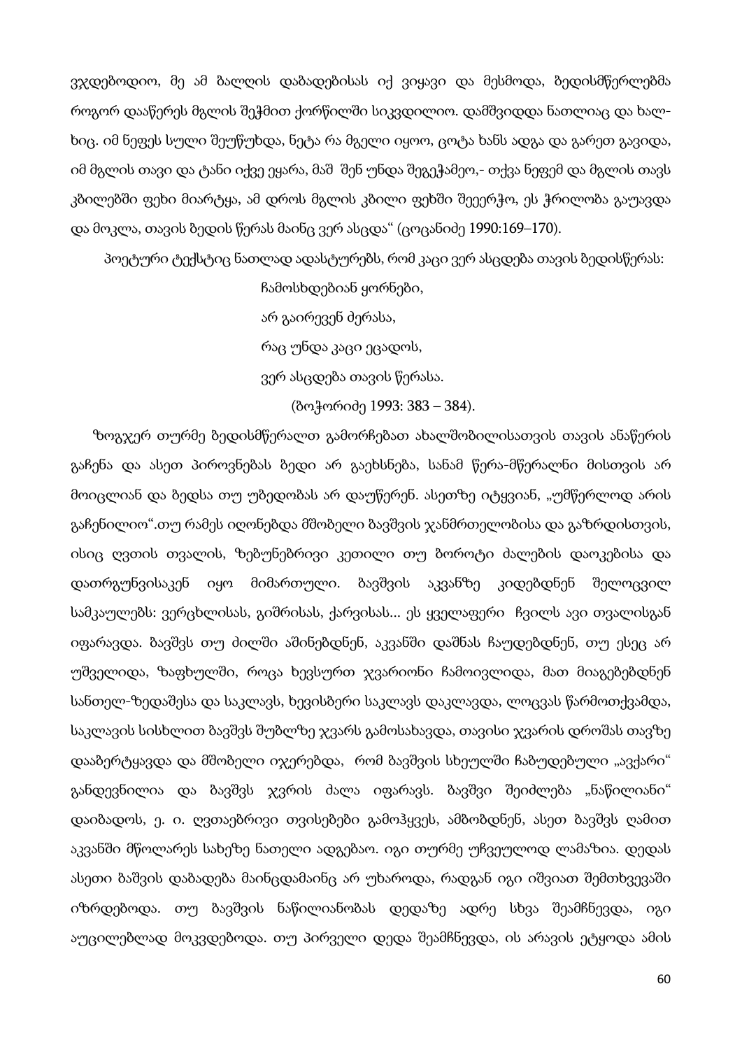ვჯდებოდიო, მე ამ ბალღის დაბადებისას იქ ვიყავი და მესმოდა, ბედისმწერლებმა როგორ დააწერეს მგლის შეჭმით ქორწილში სიკვდილიო. დამშვიდდა ნათლიაც და ხალხიც. იმ ნეფეს სული შეუწუხდა, ნეტა რა მგელი იყოო, ცოტა ხანს ადგა და გარეთ გავიდა, იმ მგლის თავი და ტანი იქვე ეყარა, მაშ შენ უნდა შეგეჭამეო,- თქვა ნეფემ და მგლის თავს კბილებში ფეხი მიარტყა, ამ დროს მგლის კბილი ფეხში შეეერჭო, ეს ჭრილობა გაუავდა და მოკლა, თავის ბედის წერას მაინც ვერ ასცდა" (ცოცანიძე 1990:169–170).

პოეტური ტექსტიც ნათლად ადასტურებს, რომ კაცი ვერ ასცდება თავის ბედისწერას:

> ჩამოსხდებიან ყორნები,
> არ გაირევენ ძერასა,
> რაც უნდა კაცი ეცადოს,
> ვერ ასცდება თავის წერასა.
> (ბოჭორიძე 1993: 383 – 384).

ზოგჯერ თურმე ბედისმწერალთ გამორჩებათ ახალშობილისათვის თავის ანაწერის გაჩენა და ასეთ პიროვნებას ბედი არ გაეხსნება, სანამ წერა-მწერალნი მისთვის არ მოიცლიან და ბედსა თუ უბედობას არ დაუწერენ. ასეთზე იტყვიან, „უმწერლოდ არის გაჩენილიო".თუ რამეს იღონებდა მშობელი ბავშვის ჯანმრთელობისა და გაზრდისთვის, ისიც ღვთის თვალის, ზებუნებრივი კეთილი თუ ბოროტი ძალების დაოკებისა და დათრგუნვისაკენ იყო მიმართული. ბავშვის აკვანზე კიდებდნენ შელოცვილ სამკაულებს: ვერცხლისას, გიშრისას, ქარვისას... ეს ყველაფერი ჩვილს ავი თვალისგან იფარავდა. ბავშვს თუ ძილში აშინებდნენ, აკვანში დაშნას ჩაუდებდნენ, თუ ესეც არ უშველიდა, ზაფხულში, როცა ხევსურთ ჯვარიონი ჩამოივლიდა, მათ მიაგებებდნენ სანთელ-ზედაშესა და საკლავს, ხევისბერი საკლავს დაკლავდა, ლოცვას წარმოთქვამდა, საკლავის სისხლით ბავშვს შუბლზე ჯვარს გამოსახავდა, თავისი ჯვარის დროშას თავზე დააბერტყავდა და მშობელი იჯერებდა, რომ ბავშვის სხეულში ჩაბუდებული „ავქარი" განდევნილია და ბავშვს ჯვრის ძალა იფარავს. ბავშვი შეიძლება „ნაწილიანი" დაიბადოს, ე. ი. ღვთაებრივი თვისებები გამოჰყვეს, ამბობდნენ, ასეთ ბავშვს ღამით აკვანში მწოლარეს სახეზე ნათელი ადგებაო. იგი თურმე უჩვეულოდ ლამაზია. დედას ასეთი ბაშვის დაბადება მაინცდამაინც არ უხაროდა, რადგან იგი იშვიათ შემთხვევაში იზრდებოდა. თუ ბავშვის ნაწილიანობას დედაზე ადრე სხვა შეამჩნევდა, იგი აუცილებლად მოკვდებოდა. თუ პირველი დედა შეამჩნევდა, ის არავის ეტყოდა ამის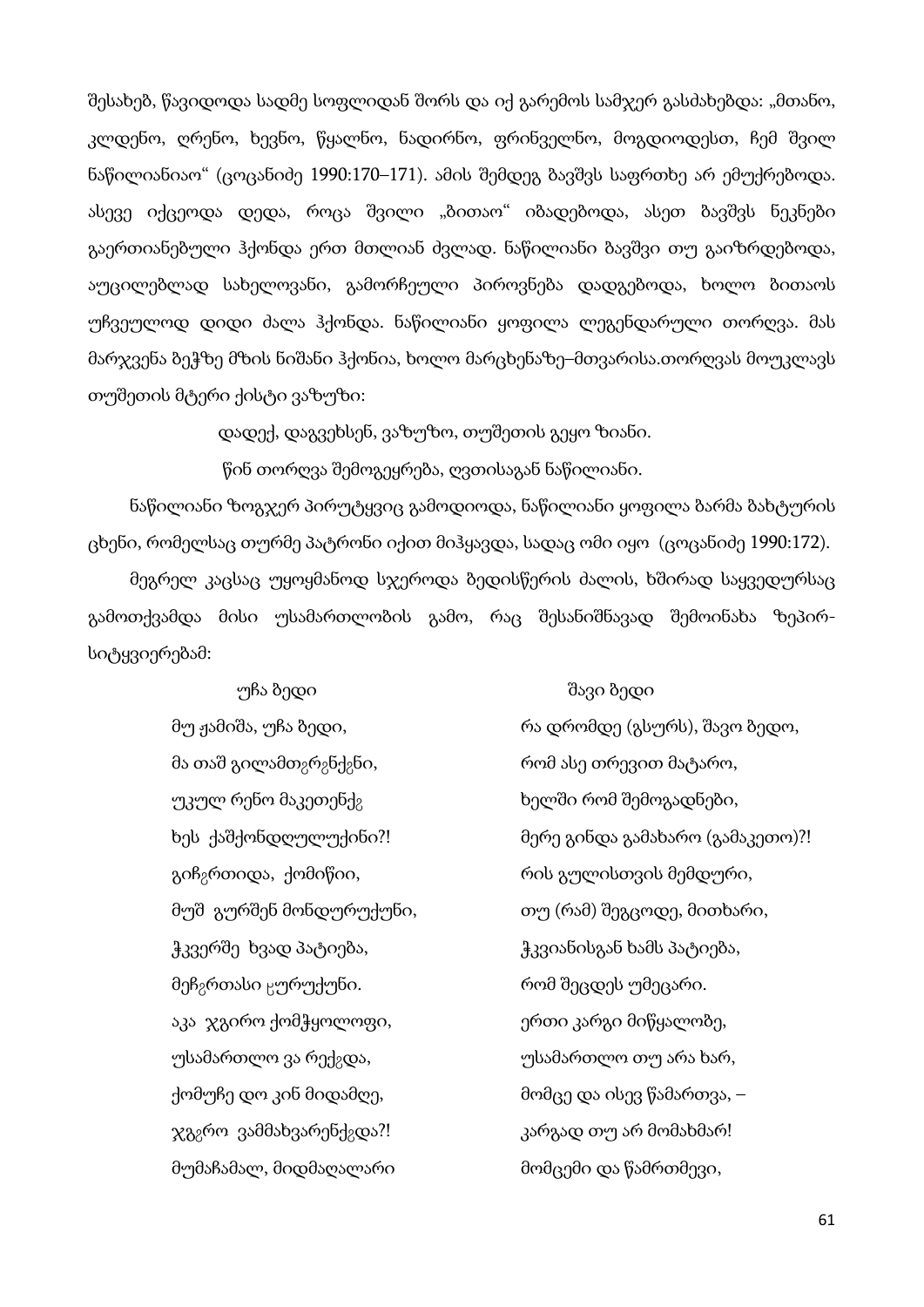შესახებ, წავიდოდა სადმე სოფლიდან შორს და იქ გარემოს სამჯერ გასძახებდა: „მთანო, კლდენო, ღრენო, ხევნო, წყალნო, ნადირნო, ფრინველნო, მოგდიოდესთ, ჩემ შვილ ნაწილიანიაო“ (ცოცანიძე 1990:170–171). ამის შემდეგ ბავშვს საფრთხე არ ემუქრებოდა. ასევე იქცეოდა დედა, როცა შვილი „ბითაო“ იბადებოდა, ასეთ ბავშვს ნეკნები გაერთიანებული ჰქონდა ერთ მთლიან ძვლად. ნაწილიანი ბავშვი თუ გაიზრდებოდა, აუცილებლად სახელოვანი, გამორჩეული პიროვნება დადგებოდა, ხოლო ბითაოს უჩვეულოდ დიდი ძალა ჰქონდა. ნაწილიანი ყოფილა ლეგენდარული თორღვა. მას მარჯვენა ბეჭზე მზის ნიშანი ჰქონია, ხოლო მარცხენაზე–მთვარისა.თორღვას მოუკლავს თუშეთის მტერი ქისტი ვაზუზი:

დადექ, დაგვეხსენ, ვაზუზო, თუშეთის გეყო ზიანი.

წინ თორღვა შემოგეყრება, ღვთისაგან ნაწილიანი.

ნაწილიანი ზოგჯერ პირუტყვიც გამოდიოდა, ნაწილიანი ყოფილა ბარმა ბახტურის ცხენი, რომელსაც თურმე პატრონი იქით მიჰყავდა, სადაც ომი იყო (ცოცანიძე 1990:172).

მეგრელ კაცსაც უყოყმანოდ სჯეროდა ბედისწერის ძალის, ხშირად საყვედურსაც გამოთქვამდა მისი უსამართლობის გამო, რაც შესანიშნავად შემოინახა ზეპირ-სიტყვიერებამ:

| უჩა ბედი | შავი ბედი |
|---|---|
| მუ ჟამიშა, უჩა ბედი, | რა დრომდე (გსურს), შავო ბედო, |
| მა თაშ გილამთჵრჵნქჵნი, | რომ ასე თრევით მატარო, |
| უკულ რენო მაკეთენქჵ | ხელში რომ შემოგადნები, |
| ხეს ქაშქონდღულუქინი?! | მერე გინდა გამახარო (გამაკეთო)?! |
| გიჩჵრთიდა, ქომიწიი, | რის გულისთვის მემდური, |
| მუშ გურშენ მონდურუქუნი, | თუ (რამ) შეგცოდე, მითხარი, |
| ჭკვერშე ხვად პატიება, | ჭკვიანისგან ხამს პატიება, |
| მეჩჵრთასი ჸურუქუნი. | რომ შეცდეს უმეცარი. |
| აკა ჯგირო ქომჭყოლოფი, | ერთი კარგი მიწყალობე, |
| უსამართლო ვა რექჵდა, | უსამართლო თუ არა ხარ, |
| ქომუჩე დო კინ მიდამღე, | მომცე და ისევ წამართვა, – |
| ჯგჵრო ვამმახვარენქჵდა?! | კარგად თუ არ მომახმარ! |
| მუმაჩამალ, მიდმაღალარი | მომცემი და წამრთმევი, |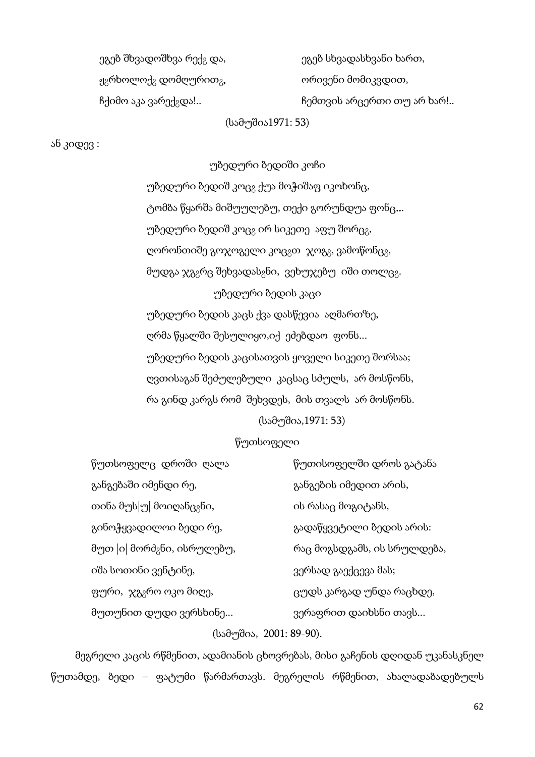| | |
|---|---|
| ეგებ შხვადოშხვა რექ̆ დ, | ეგებ სხვადასხვანი ხართ, |
| ჟ̆რხოლოქ̆ დომღურით̆, | ორივენი მომიკვდით, |
| ჩქიმო აკა ვარექ̆და!.. | ჩემთვის არცერთი თუ არ ხარ!.. |

(სამუშია1971: 53)

ან კიდევ :

უბედური ბედიში კოჩი

უბედური ბედიშ კოც̆ ქუა მოჭიშაფ იკოხონც,
ტომბა წყარშა მიშუულებუ, თექი გორუნდუა ფონც...
უბედური ბედიშ კოც̆ ირ სიკეთე აფუ შორც̆,
ღორონთიშე გოჯოგელი კოც̆თ ჯოგ̆, ვამოწონც̆,
მუდგა ჯგ̆რც შეხვადას̆ნი, ვეხუჯებუ იში თოლც̆.

უბედური ბედის კაცი

უბედური ბედის კაცს ქვა დასწევია აღმართზე,
ღრმა წყალში შესულიყო,იქ ეძებდაო ფონს...
უბედური ბედის კაცისათვის ყოველი სიკეთე შორსაა;
ღვთისაგან შეძულებული კაცსაც სძულს, არ მოსწონს,
რა გინდ კარგს რომ შეხვდეს, მის თვალს არ მოსწონს.

(სამუშია,1971: 53)

წუთსოფელი

| | |
|---|---|
| წუთსოფელც დროში ღალა | წუთისოფელში დროს გატანა |
| განგებაში იმენდი რე, | განგების იმედით არის, |
| თინა მუს\|უ\| მოიღანც̆ნი, | ის რასაც მოგიტანს, |
| გინოჭყვადილოი ბედი რე, | გადაწყვეტილი ბედის არის: |
| მუთ \|ი\| მორძ̆ნი, ისრულებუ, | რაც მოგსდგამს, ის სრულდება, |
| იშა სოთინი ვენტინე, | ვერსად გაექცევა მას; |
| ფური, ჯგ̆რო ოკო მიღე, | ცუდს კარგად უნდა რაცხდე, |
| მუთუნით დუდი ვერსხინე... | ვერაფრით დაიხსნი თავს... |

(სამუშია, 2001: 89-90).

მეგრელი კაცის რწმენით, ადამიანის ცხოვრებას, მისი გაჩენის დღიდან უკანასკნელ წუთამდე, ბედი – ფატუმი წარმართავს. მეგრელის რწმენით, ახალადაბადებულს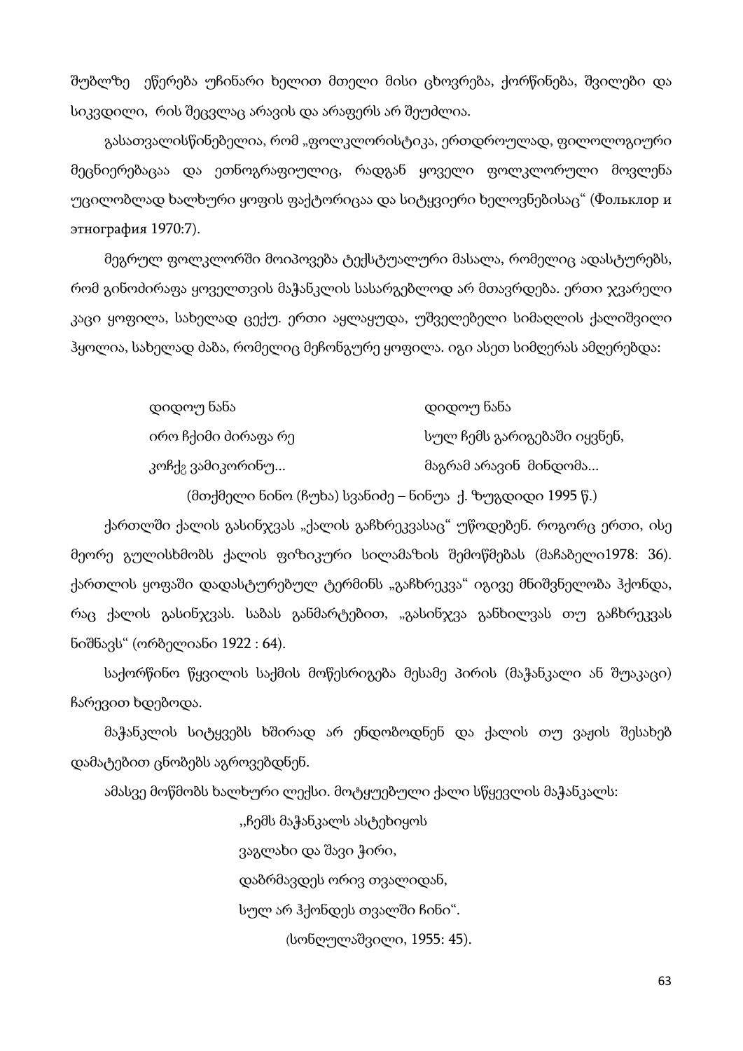შუბლზე ეწერება უჩინარი ხელით მთელი მისი ცხოვრება, ქორწინება, შვილები და სიკვდილი, რის შეცვლაც არავის და არაფერს არ შეუძლია.

გასათვალისწინებელია, რომ „ფოლკლორისტიკა, ერთდროულად, ფილოლოგიური მეცნიერებაცაა და ეთნოგრაფიულიც, რადგან ყოველი ფოლკლორული მოვლენა უცილობლად ხალხური ყოფის ფაქტორიცაა და სიტყვიერი ხელოვნებისაც" (Фольклор и этнография 1970:7).

მეგრულ ფოლკლორში მოიპოვება ტექსტუალური მასალა, რომელიც ადასტურებს, რომ გინოძირაფა ყოველთვის მაჭანკლის სასარგებლოდ არ მთავრდება. ერთი ჯვარელი კაცი ყოფილა, სახელად ცექუ. ერთი აყლაყუდა, უშველებელი სიმაღლის ქალიშვილი ჰყოლია, სახელად ძაბა, რომელიც მეჩონგურე ყოფილა. იგი ასეთ სიმღერას ამღერებდა:

| | |
|---|---|
| დიდოუ ნანა | დიდოუ ნანა |
| ირო ჩქიმი ძირაფა რე | სულ ჩემს გარიგებაში იყვნენ, |
| კოჩქჷ ვამიკორინუ... | მაგრამ არავინ მინდომა... |

(მთქმელი ნინო (ჩუხა) სვანიძე – ნინუა ქ. ზუგდიდი 1995 წ.)

ქართლში ქალის გასინჯვას „ქალის გაჩხრეკვასაც" უწოდებენ. როგორც ერთი, ისე მეორე გულისხმობს ქალის ფიზიკური სილამაზის შემოწმებას (მაჩაბელი1978: 36). ქართლის ყოფაში დადასტურებულ ტერმინს „გაჩხრეკვა" იგივე მნიშვნელობა ჰქონდა, რაც ქალის გასინჯვას. საბას განმარტებით, „გასინჯვა განხილვას თუ გაჩხრეკვას ნიშნავს" (ორბელიანი 1922 : 64).

საქორწინო წყვილის საქმის მოწესრიგება მესამე პირის (მაჭანკალი ან შუაკაცი) ჩარევით ხდებოდა.

მაჭანკლის სიტყვებს ხშირად არ ენდობოდნენ და ქალის თუ ვაჟის შესახებ დამატებით ცნობებს აგროვებდნენ.

ამასვე მოწმობს ხალხური ლექსი. მოტყუებული ქალი სწყევლის მაჭანკალს:

„ჩემს მაჭანკალს ასტეხიყოს  
ვაგლახი და შავი ჭირი,  
დაბრმავდეს ორივ თვალიდან,  
სულ არ ჰქონდეს თვალში ჩინი".

(სონღულაშვილი, 1955: 45).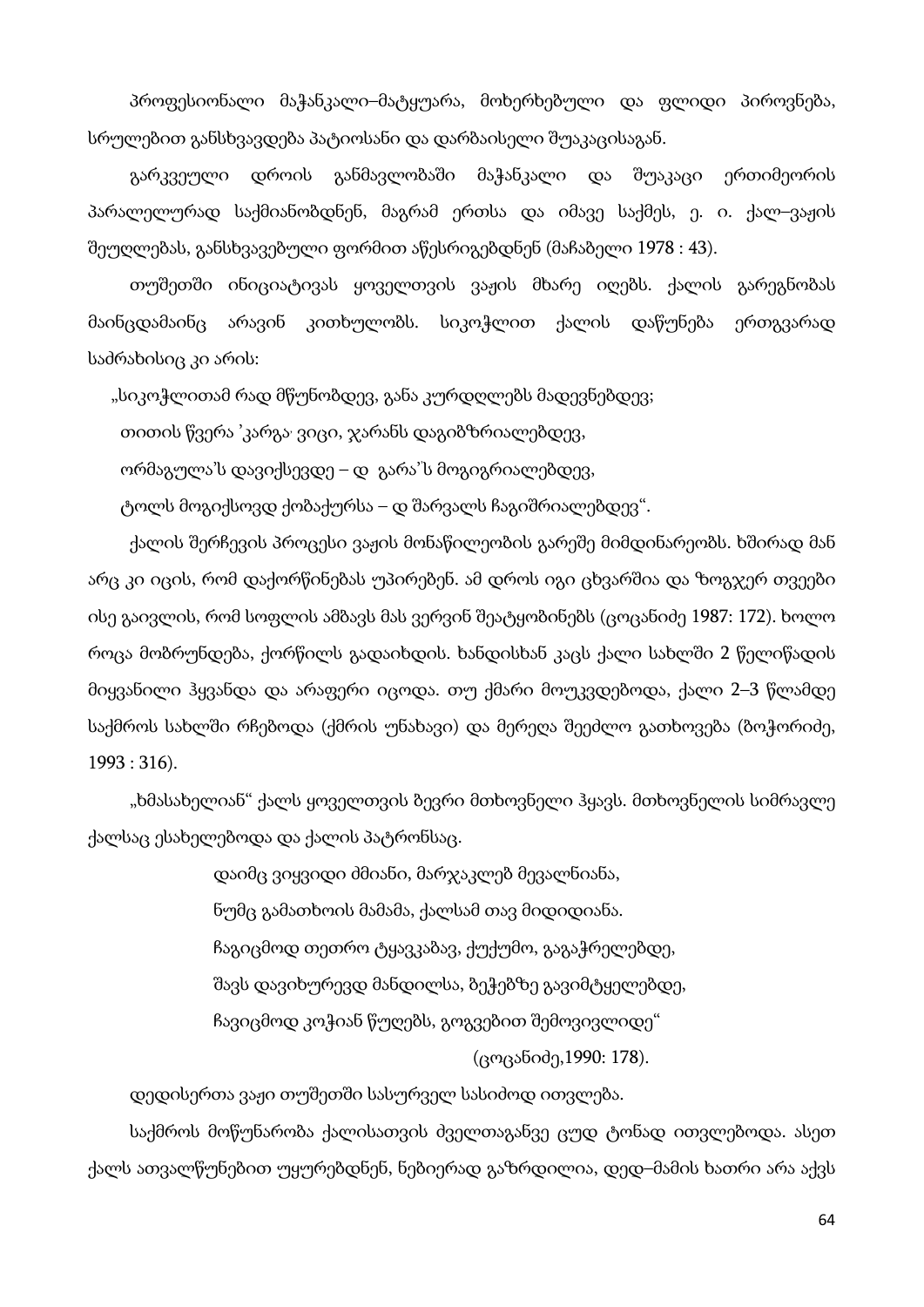პროფესიონალი მაჭანკალი–მატყუარა, მოხერხებული და ფლიდი პიროვნება, სრულებით განსხვავდება პატიოსანი და დარბაისელი შუაკაცისაგან.

გარკვეული დროის განმავლობაში მაჭანკალი და შუაკაცი ერთიმეორის პარალელურად საქმიანობდნენ, მაგრამ ერთსა და იმავე საქმეს, ე. ი. ქალ–ვაჟის შეუღლებას, განსხვავებული ფორმით აწესრიგებდნენ (მაჩაბელი 1978 : 43).

თუშეთში ინიციატივას ყოველთვის ვაჟის მხარე იღებს. ქალის გარეგნობას მაინცდამაინც არავინ კითხულობს. სიკოჭლით ქალის დაწუნება ერთგვარად საძრახისიც კი არის:

„სიკოჭლითამ რად მწუნობდევ, განა კურდღლებს მადევნებდევ;

თითის წვერა 'კარგა' ვიცი, ჯარანს დაგიბზრიალებდევ,

ორმაგულა'ს დავიქსევდე – დ გარა'ს მოგიგრიალებდევ,

ტოლს მოგიქსოვდ ქობაქურსა – დ შარვალს ჩაგიშრიალებდევ".

ქალის შერჩევის პროცესი ვაჟის მონაწილეობის გარეშე მიმდინარეობს. ხშირად მან არც კი იცის, რომ დაქორწინებას უპირებენ. ამ დროს იგი ცხვარშია და ზოგჯერ თვეები ისე გაივლის, რომ სოფლის ამბავს მას ვერვინ შეატყობინებს (ცოცანიძე 1987: 172). ხოლო როცა მობრუნდება, ქორწილს გადაიხდის. ხანდისხან კაცს ქალი სახლში 2 წელიწადის მიყვანილი ჰყავნდა და არაფერი იცოდა. თუ ქმარი მოუკვდებოდა, ქალი 2–3 წლამდე საქმროს სახლში რჩებოდა (ქმრის უნახავი) და მერეღა შეეძლო გათხოვება (ბოჭორიძე, 1993 : 316).

„ხმასახელიან" ქალს ყოველთვის ბევრი მთხოვნელი ჰყავს. მთხოვნელის სიმრავლე ქალსაც ესახელებოდა და ქალის პატრონსაც.

> დაიმც ვიყვიდი ძმიანი, მარჯაკლებ მევალნიანა,
>
> ნუმც გამათხოის მამამა, ქალსამ თავ მიდიდიანა.
>
> ჩაგიცმოდ თეთრო ტყავკაბავ, ქუქუმო, გაგაჭრელებდე,
>
> შავს დავიხურევდ მანდილსა, ბეჭებზე გავიმტყელებდე,
>
> ჩავიცმოდ კოჭიან წუღებს, გოგვებით შემოვივლიდე"
>
> (ცოცანიძე,1990: 178).

დედისერთა ვაჟი თუშეთში სასურველ სასიძოდ ითვლება.

საქმროს მოწუნარობა ქალისათვის ძველთაგანვე ცუდ ტონად ითვლებოდა. ასეთ ქალს ათვალწუნებით უყურებდნენ, ნებიერად გაზრდილია, დედ–მამის ხათრი არა აქვს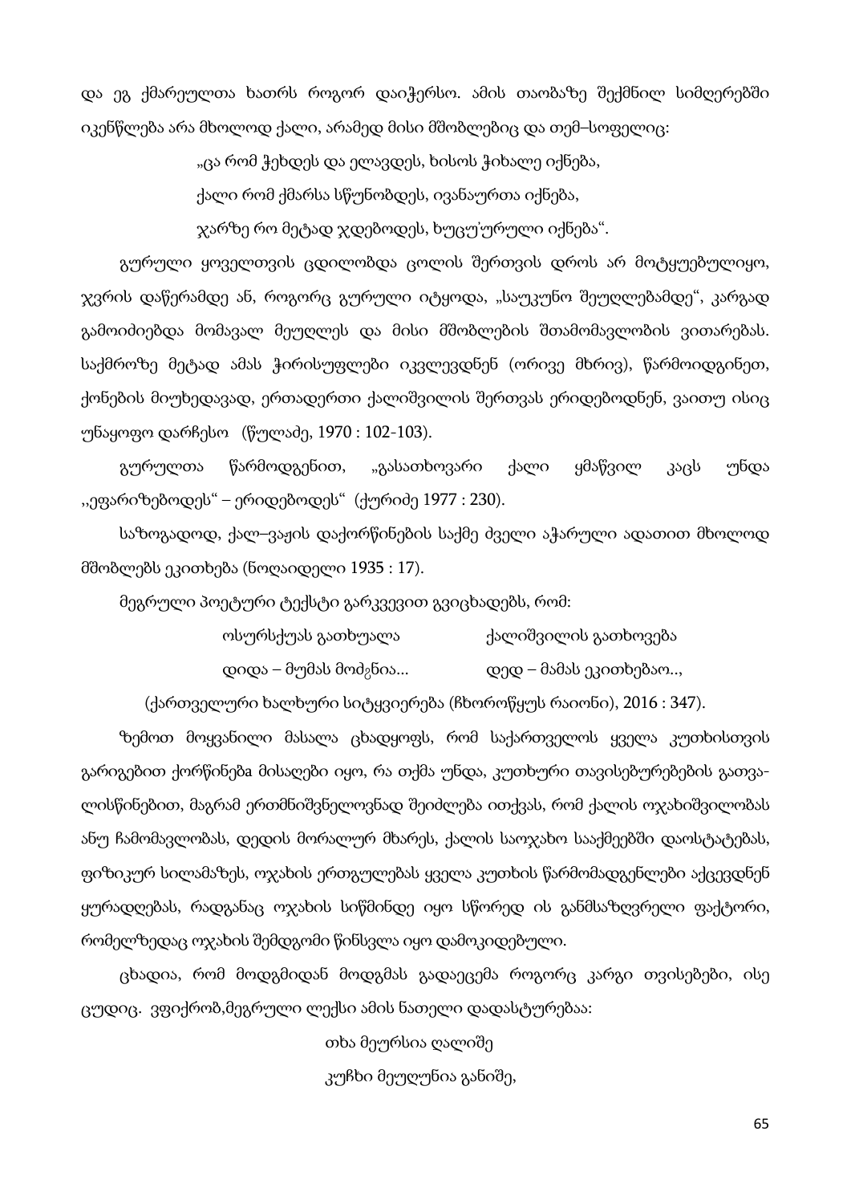და ეგ ქმარეულთა ხათრს როგორ დაიჭერსო. ამის თაობაზე შექმნილ სიმღერებში იკენწლება არა მხოლოდ ქალი, არამედ მისი მშობლებიც და თემ–სოფელიც:

„ცა რომ ჭეხდეს და ელავდეს, ხისოს ჭიხალე იქნება,

ქალი რომ ქმარსა სწუნობდეს, ივანაურთა იქნება,

ჯარზე რო მეტად ჯდებოდეს, ხუცუ'ურული იქნება“.

გურული ყოველთვის ცდილობდა ცოლის შერთვის დროს არ მოტყუებულიყო, ჯვრის დაწერამდე ან, როგორც გურული იტყოდა, „საუკუნო შეუღლებამდე“, კარგად გამოიძიებდა მომავალ მეუღლეს და მისი მშობლების შთამომავლობის ვითარებას. საქმროზე მეტად ამას ჭირისუფლები იკვლევდნენ (ორივე მხრივ), წარმოიდგინეთ, ქონების მიუხედავად, ერთადერთი ქალიშვილის შერთვას ერიდებოდნენ, ვაითუ ისიც უნაყოფო დარჩესო (წულაძე, 1970 : 102-103).

გურულთა წარმოდგენით, „გასათხოვარი ქალი ყმაწვილ კაცს უნდა ,,ეფარიზებოდეს“ – ერიდებოდეს“ (ქურიძე 1977 : 230).

საზოგადოდ, ქალ–ვაჟის დაქორწინების საქმე ძველი აჭარული ადათით მხოლოდ მშობლებს ეკითხება (ნოღაიდელი 1935 : 17).

მეგრული პოეტური ტექსტი გარკვევით გვიცხადებს, რომ:

| | |
|---|---|
| ოსურსქუას გათხუალა | ქალიშვილის გათხოვება |
| დიდა – მუმას მოძ<sub>გ</sub>ნია... | დედ – მამას ეკითხებაო.., |

(ქართველური ხალხური სიტყვიერება (ჩხოროწყუს რაიონი), 2016 : 347).

ზემოთ მოყვანილი მასალა ცხადყოფს, რომ საქართველოს ყველა კუთხისთვის გარიგებით ქორწინება მისაღები იყო, რა თქმა უნდა, კუთხური თავისებურებების გათვალისწინებით, მაგრამ ერთმნიშვნელოვნად შეიძლება ითქვას, რომ ქალის ოჯახიშვილობას ანუ ჩამომავლობას, დედის მორალურ მხარეს, ქალის საოჯახო სააქმეებში დაოსტატებას, ფიზიკურ სილამაზეს, ოჯახის ერთგულებას ყველა კუთხის წარმომადგენლები აქცევდნენ ყურადღებას, რადგანაც ოჯახის სიწმინდე იყო სწორედ ის განმსაზღვრელი ფაქტორი, რომელზედაც ოჯახის შემდგომი წინსვლა იყო დამოკიდებული.

ცხადია, რომ მოდგმიდან მოდგმას გადაეცემა როგორც კარგი თვისებები, ისე ცუდიც. ვფიქრობ,მეგრული ლექსი ამის ნათელი დადასტურებაა:

თხა მეურსია ღალიშე

კუჩხი მეუღუნია განიშე,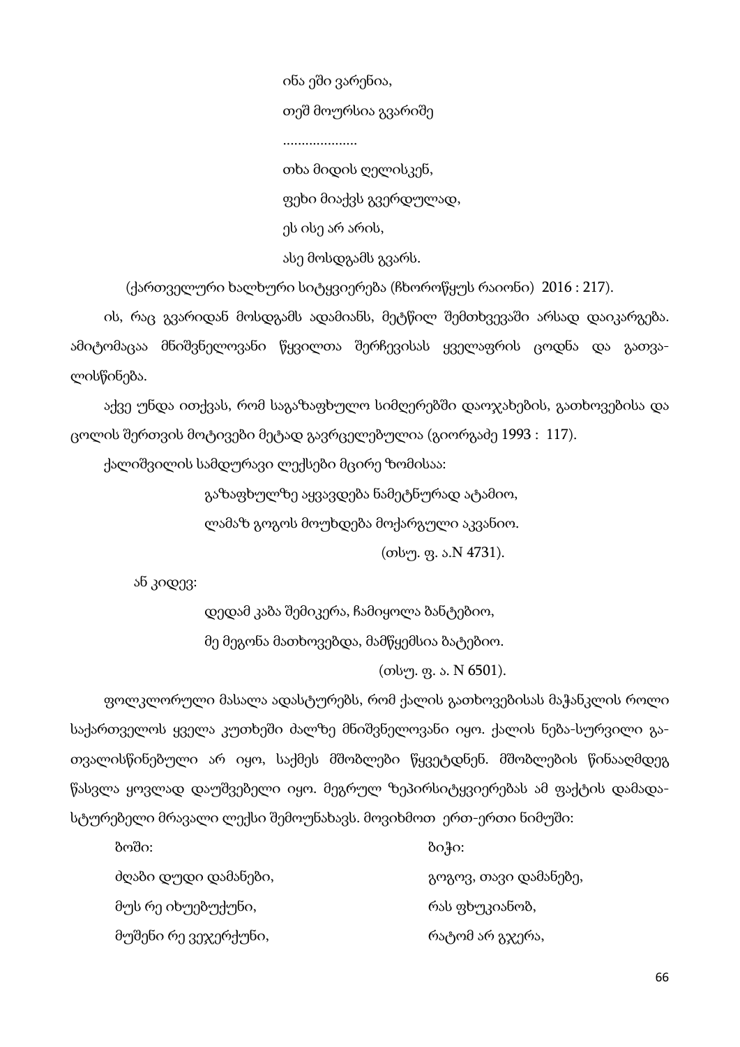ინა ეში ვარენია,

თეშ მოურსია გვარიშე

....................

თხა მიდის ღელისკენ,

ფეხი მიაქვს გვერდულად,

ეს ისე არ არის,

ასე მოსდგამს გვარს.

(ქართველური ხალხური სიტყვიერება (ჩხოროწყუს რაიონი) 2016 : 217).

ის, რაც გვარიდან მოსდგამს ადამიანს, მეტწილ შემთხვევაში არსად დაიკარგება. ამიტომაცაა მნიშვნელოვანი წყვილთა შერჩევისას ყველაფრის ცოდნა და გათვალისწინება.

აქვე უნდა ითქვას, რომ საგაზაფხულო სიმღერებში დაოჯახების, გათხოვებისა და ცოლის შერთვის მოტივები მეტად გავრცელებულია (გიორგაძე 1993 : 117).

ქალიშვილის სამდურავი ლექსები მცირე ზომისაა:

გაზაფხულზე აყვავდება ნამეტნურად ატამიო,

ლამაზ გოგოს მოუხდება მოქარგული აკვანიო.

(თსუ. ფ. ა.N 4731).

ან კიდევ:

დედამ კაბა შემიკერა, ჩამიყოლა ბანტებიო,

მე მეგონა მათხოვებდა, მამწყემსია ბატებიო.

(თსუ. ფ. ა. N 6501).

ფოლკლორული მასალა ადასტურებს, რომ ქალის გათხოვებისას მაჭანკლის როლი საქართველოს ყველა კუთხეში ძალზე მნიშვნელოვანი იყო. ქალის ნება-სურვილი გათვალისწინებული არ იყო, საქმეს მშობლები წყვეტდნენ. მშობლების წინააღმდეგ წასვლა ყოვლად დაუშვებელი იყო. მეგრულ ზეპირსიტყვიერებას ამ ფაქტის დამადასტურებელი მრავალი ლექსი შემოუნახავს. მოვიხმოთ ერთ-ერთი ნიმუში:

| ბოში: | ბიჭი: |
|---|---|
| ძღაბი დუდი დამანები, | გოგოვ, თავი დამანებე, |
| მუს რე იხუებუქუნი, | რას ფხუკიანობ, |
| მუშენი რე ვეჯერქუნი, | რატომ არ გჯერა, |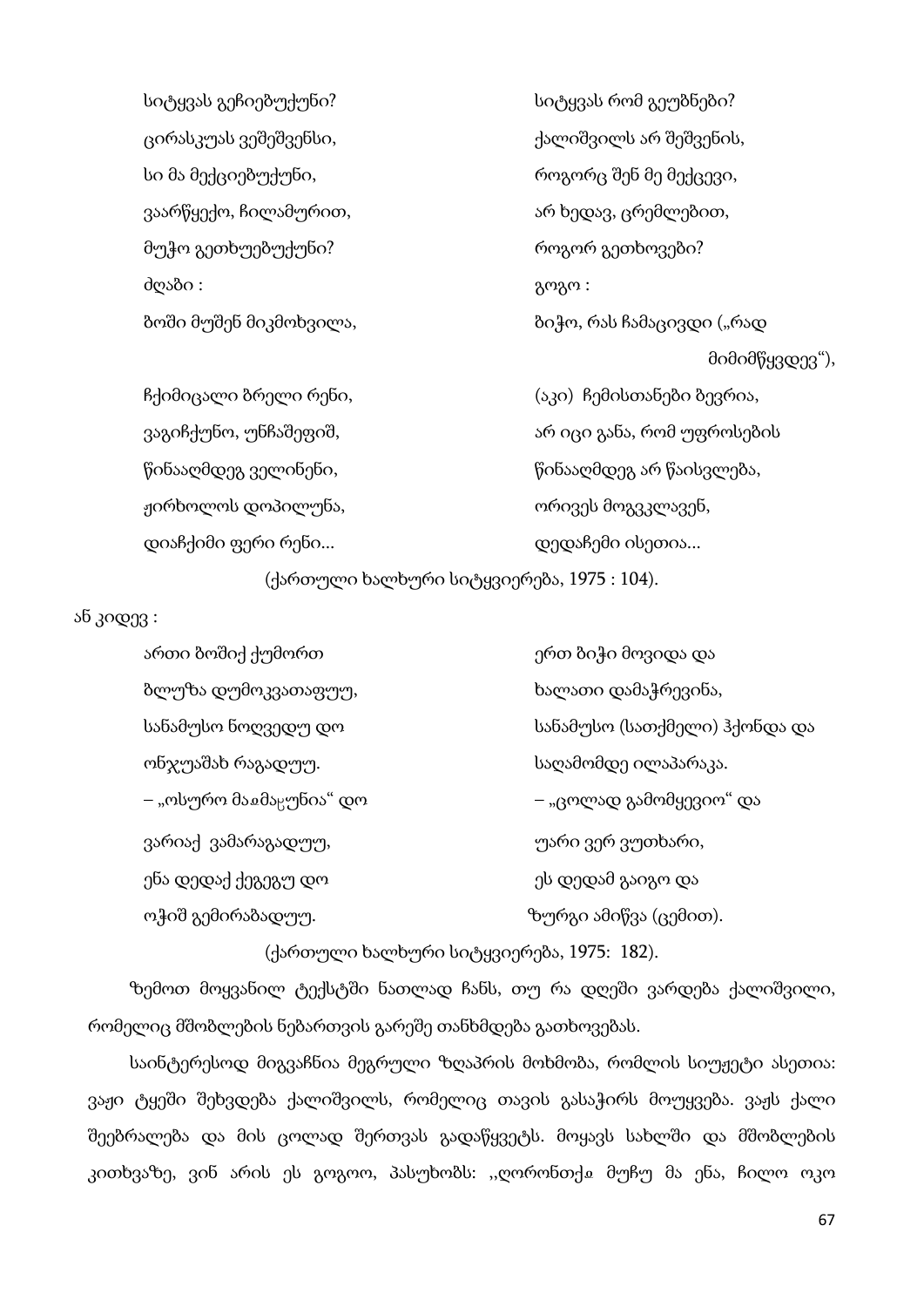| | |
|---|---|
| სიტყვას გეჩიებუქუნი? | სიტყვას რომ გეუბნები? |
| ცირასკუას ვეშეშვენსი, | ქალიშვილს არ შეშვენის, |
| სი მა მექციებუქუნი, | როგორც შენ მე მექცევი, |
| ვაარწყექო, ჩილამურით, | არ ხედავ, ცრემლებით, |
| მუჭო გეთხუებუქუნი? | როგორ გეთხოვები? |
| ძღაბი : | გოგო : |
| ბოში მუშენ მიკმოხვილა, | ბიჭო, რას ჩამაცივდი („რად მიმიმწყვდევ"), |
| ჩქიმიცალი ბრელი რენი, | (აკი) ჩემისთანები ბევრია, |
| ვაგიჩქუნო, უნჩაშეფიშ, | არ იცი განა, რომ უფროსების |
| წინააღმდეგ ველინენი, | წინააღმდეგ არ წაისვლება, |
| ჟირხოლოს დოპილუნა, | ორივეს მოგვკლავენ, |
| დიაჩქიმი ფერი რენი... | დედაჩემი ისეთია... |

(ქართული ხალხური სიტყვიერება, 1975 : 104).

ან კიდევ :

| | |
|---|---|
| ართი ბოშიქ ქუმორთ | ერთ ბიჭი მოვიდა და |
| ბლუზა დუმოკვათაფუუ, | ხალათი დამაჭრევინა, |
| სანამუსო ნოღვედუ დო | სანამუსო (სათქმელი) ჰქონდა და |
| ონჯუაშახ რაგადუუ. | საღამომდე ილაპარაკა. |
| – „ოსურო მაჶმაკუნია" დო | – „ცოლად გამომყევიო" და |
| ვარიაქ ვამარაგადუუ, | უარი ვერ ვუთხარი, |
| ენა დედაქ ქეგეგუ დო | ეს დედამ გაიგო და |
| ოჭიშ გემირაბადუუ. | ზურგი ამიწვა (ცემით). |

(ქართული ხალხური სიტყვიერება, 1975: 182).

ზემოთ მოყვანილ ტექსტში ნათლად ჩანს, თუ რა დღეში ვარდება ქალიშვილი, რომელიც მშობლების ნებართვის გარეშე თანხმდება გათხოვებას.

საინტერესოდ მიგვაჩნია მეგრული ზღაპრის მოხმობა, რომლის სიუჟეტი ასეთია: ვაჟი ტყეში შეხვდება ქალიშვილს, რომელიც თავის გასაჭირს მოუყვება. ვაჟს ქალი შეებრალება და მის ცოლად შერთვას გადაწყვეტს. მოყავს სახლში და მშობლების კითხვაზე, ვინ არის ეს გოგოო, პასუხობს: ,,ღორონთქჷ მუჩუ მა ენა, ჩილო ოკო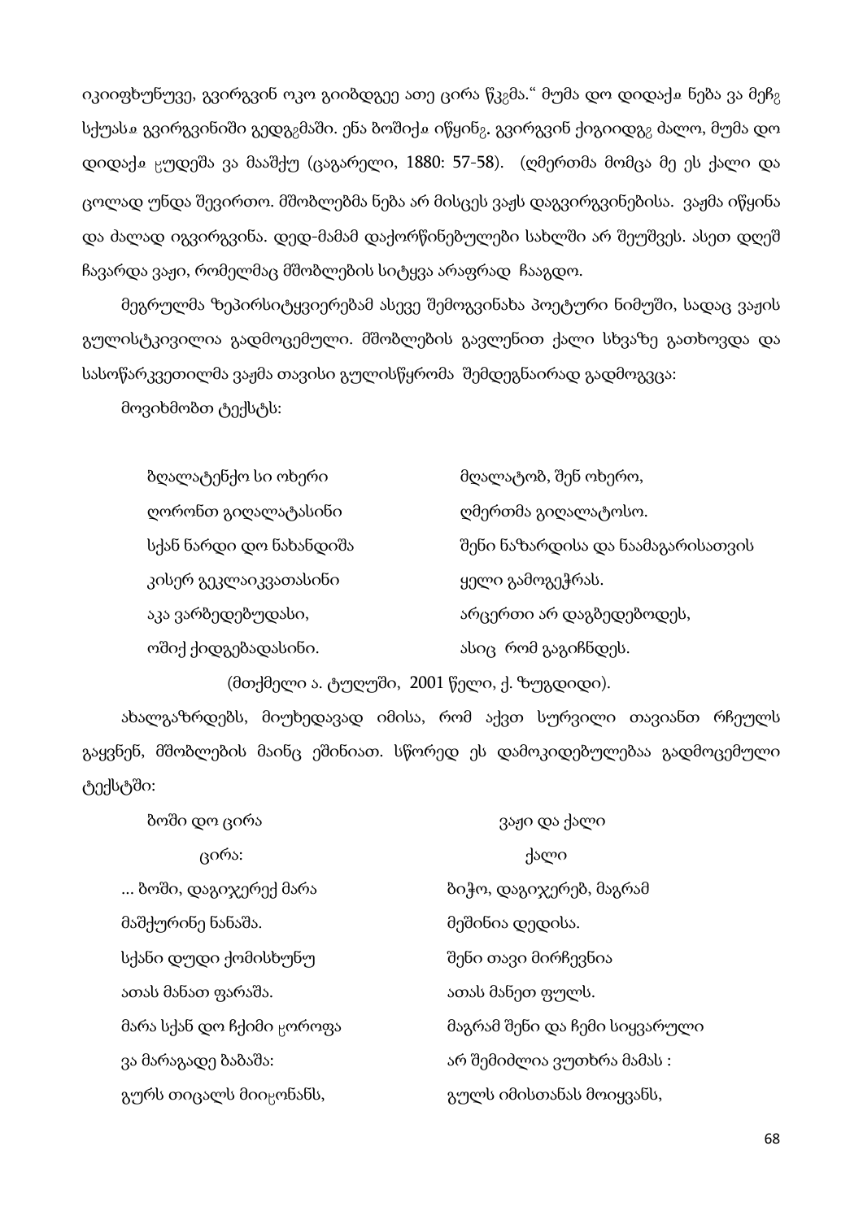იკიიფხუნუვე, გვირგვინ ოკო გიიბდგეე ათე ცირა წჸგმა.“ მუმა დო დიდაქჷ ნება ვა მეჩჷ სქუასჷ გვირგვინიში გედგჷმაში. ენა ბოშიქჷ იწყინჷ. გვირგვინ ქიგიიდგჷ ძალო, მუმა დო დიდაქჷ ჸუდეშა ვა მააშქუ (ცაგარელი, 1880: 57-58). (ღმერთმა მომცა მე ეს ქალი და ცოლად უნდა შევირთო. მშობლებმა ნება არ მისცეს ვაჟს დაგვირგვინებისა. ვაჟმა იწყინა და ძალად იგვირგვინა. დედ-მამამ დაქორწინებულები სახლში არ შეუშვეს. ასეთ დღეშ ჩავარდა ვაჟი, რომელმაც მშობლების სიტყვა არაფრად ჩააგდო.

მეგრულმა ზეპირსიტყვიერებამ ასევე შემოგვინახა პოეტური ნიმუში, სადაც ვაჟის გულისტკივილია გადმოცემული. მშობლების გავლენით ქალი სხვაზე გათხოვდა და სასოწარკვეთილმა ვაჟმა თავისი გულისწყრომა შემდეგნაირად გადმოგვცა:

მოვიხმობთ ტექსტს:

| | |
|---|---|
| ბღალატენქო სი ოხერი | მღალატობ, შენ ოხერო, |
| ღორონთ გიღალატასინი | ღმერთმა გიღალატოსო. |
| სქან ნარდი დო ნახანდიშა | შენი ნაზარდისა და ნაამაგარისათვის |
| კისერ გეკლაიკვათასინი | ყელი გამოგეჭრას. |
| აკა ვარბედებუდასი, | არცერთი არ დაგბედებოდეს, |
| ოშიქ ქიდგებადასინი. | ასიც რომ გაგიჩნდეს. |

(მთქმელი ა. ტუღუში, 2001 წელი, ქ. ზუგდიდი).

ახალგაზრდებს, მიუხედავად იმისა, რომ აქვთ სურვილი თავიანთ რჩეულს გაყვნენ, მშობლების მაინც ეშინიათ. სწორედ ეს დამოკიდებულებაა გადმოცემული ტექსტში:

| ბოში დო ცირა | ვაჟი და ქალი |
|---|---|
| ცირა: | ქალი |
| ... ბოში, დაგიჯერექ მარა | ბიჭო, დაგიჯერებ, მაგრამ |
| მაშქურინე ნანაშა. | მეშინია დედისა. |
| სქანი დუდი ქომისხუნუ | შენი თავი მირჩევნია |
| ათას მანათ ფარაშა. | ათას მანეთ ფულს. |
| მარა სქან დო ჩქიმი ჸოროფა | მაგრამ შენი და ჩემი სიყვარული |
| ვა მარაგადე ბაბაშა: | არ შემიძლია ვუთხრა მამას : |
| გურს თიცალს მიიჸონანს, | გულს იმისთანას მოიყვანს, |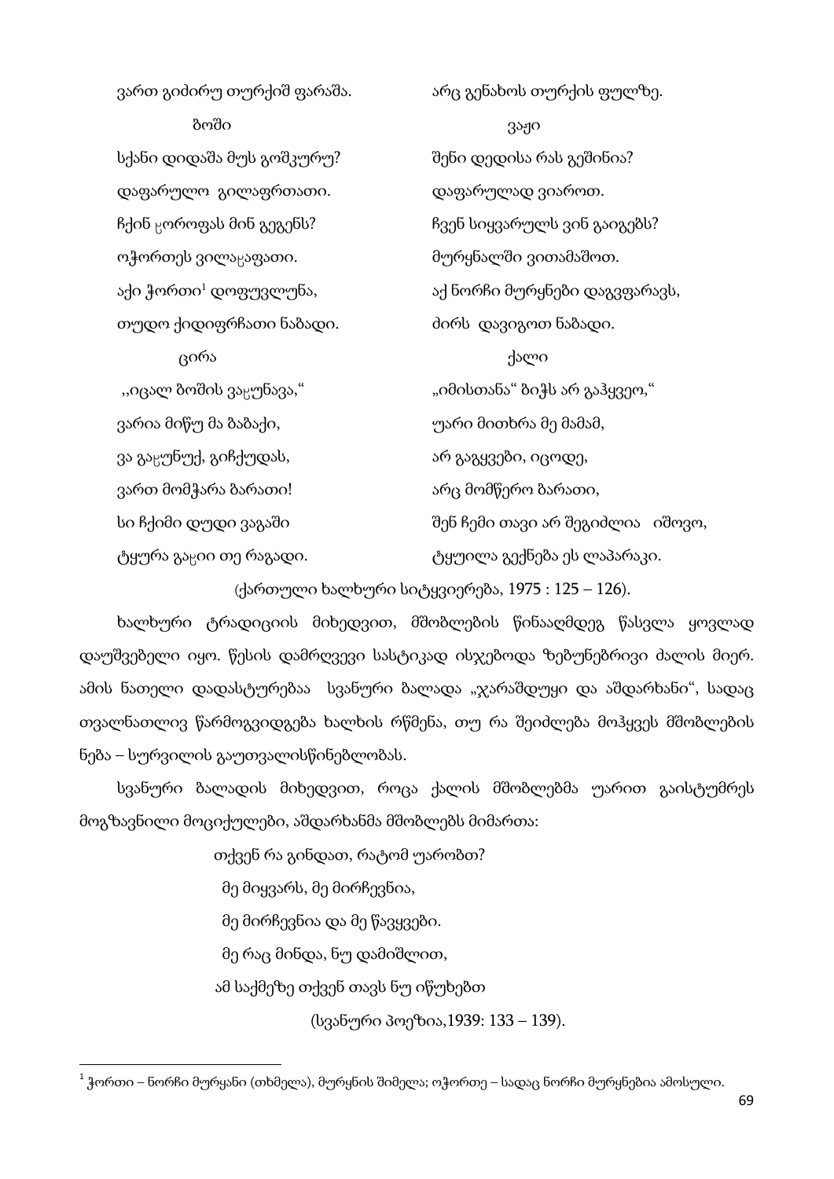| | |
|---|---|
| ვართ გიძირუ თურქიშ ფარაშა. | არც გენახოს თურქის ფულზე. |
| ბოში | ვაჟი |
| სქანი დიდაშა მუს გოშკურუ? | შენი დედისა რას გეშინია? |
| დაფარულო გილაფრთათი. | დაფარულად ვიაროთ. |
| ჩქინ ჸოროფას მინ გეგენს? | ჩვენ სიყვარულს ვინ გაიგებს? |
| ოჭორთეს ვილაჸაფათი. | მურყნალში ვითამაშოთ. |
| აქი ჭორთი[1] დოფუვლუნა, | აქ ნორჩი მურყნები დაგვფარავს, |
| თუდო ქიდიფრჩათი ნაბადი. | ძირს დავიგოთ ნაბადი. |
| ცირა | ქალი |
| ,,იცალ ბოშის ვაჸუნავა," | „იმისთანა" ბიჭს არ გაჰყვეო," |
| ვარია მიწუ მა ბაბაქი, | უარი მითხრა მე მამამ, |
| ვა გაჸუნუქ, გიჩქუდას, | არ გაგყვები, იცოდე, |
| ვართ მომჭარა ბარათი! | არც მომწერო ბარათი, |
| სი ჩქიმი დუდი ვაგაში | შენ ჩემი თავი არ შეგიძლია იშოვო, |
| ტყურა გაჸიი თე რაგადი. | ტყუილა გექნება ეს ლაპარაკი. |

(ქართული ხალხური სიტყვიერება, 1975 : 125 – 126).

ხალხური ტრადიციის მიხედვით, მშობლების წინააღმდეგ წასვლა ყოვლად დაუშვებელი იყო. წესის დამრღვევი სასტიკად ისჯებოდა ზებუნებრივი ძალის მიერ. ამის ნათელი დადასტურებაა სვანური ბალადა „ჯარაშდუყი და აშდარხანი", სადაც თვალნათლივ წარმოგვიდგება ხალხის რწმენა, თუ რა შეიძლება მოჰყვეს მშობლების ნება – სურვილის გაუთვალისწინებლობას.

სვანური ბალადის მიხედვით, როცა ქალის მშობლებმა უარით გაისტუმრეს მოგზავნილი მოციქულები, აშდარხანმა მშობლებს მიმართა:

თქვენ რა გინდათ, რატომ უარობთ?
მე მიყვარს, მე მირჩევნია,
მე მირჩევნია და მე წავყვები.
მე რაც მინდა, ნუ დამიშლით,
ამ საქმეზე თქვენ თავს ნუ იწუხებთ

(სვანური პოეზია,1939: 133 – 139).

---

[1] ჭორთი – ნორჩი მურყანი (თხმელა), მურყნის შიმელა; ოჭორთე – სადაც ნორჩი მურყნებია ამოსული.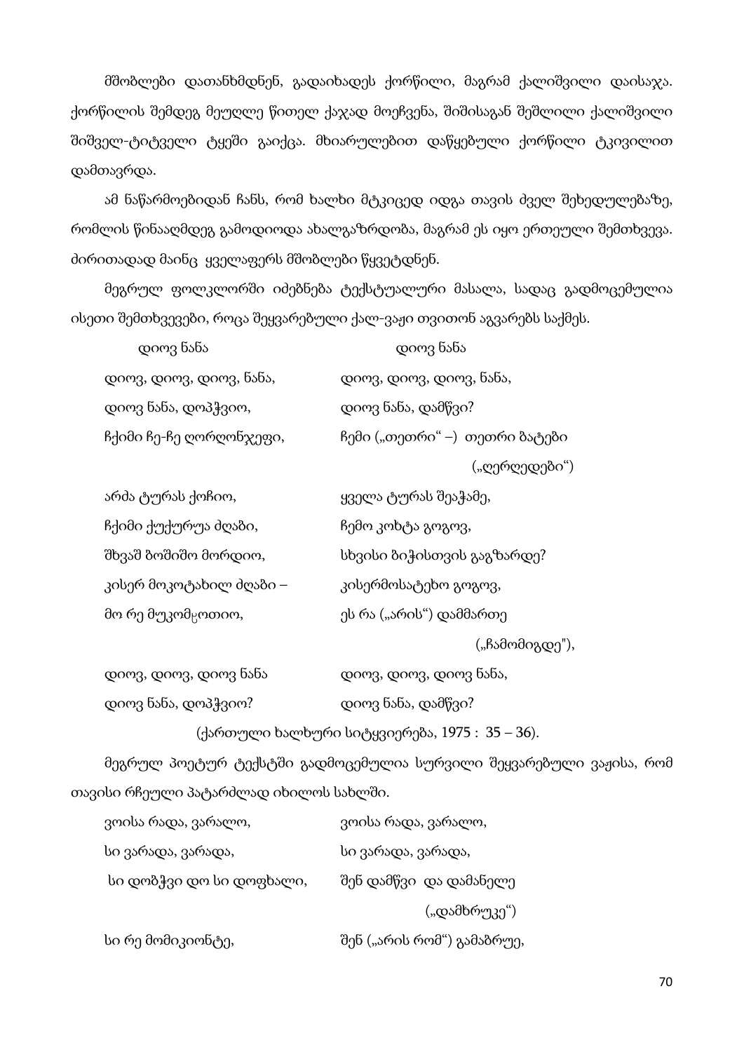მშობლები დათანხმდნენ, გადაიხადეს ქორწილი, მაგრამ ქალიშვილი დაისაჯა. ქორწილის შემდეგ მეუღლე წითელ ქაჯად მოეჩვენა, შიშისაგან შეშლილი ქალიშვილი შიშველ-ტიტველი ტყეში გაიქცა. მხიარულებით დაწყებული ქორწილი ტკივილით დამთავრდა.

ამ ნაწარმოებიდან ჩანს, რომ ხალხი მტკიცედ იდგა თავის ძველ შეხედულებაზე, რომლის წინააღმდეგ გამოდიოდა ახალგაზრდობა, მაგრამ ეს იყო ერთეული შემთხვევა. ძირითადად მაინც ყველაფერს მშობლები წყვეტდნენ.

მეგრულ ფოლკლორში იძებნება ტექსტუალური მასალა, სადაც გადმოცემულია ისეთი შემთხვევები, როცა შეყვარებული ქალ-ვაჟი თვითონ აგვარებს საქმეს.

| | |
|---|---|
| დიოვ ნანა | დიოვ ნანა |
| დიოვ, დიოვ, დიოვ, ნანა, | დიოვ, დიოვ, დიოვ, ნანა, |
| დიოვ ნანა, დოპჭვიო, | დიოვ ნანა, დამწვი? |
| ჩქიმი ჩე-ჩე ღორღონჯეფი, | ჩემი („თეთრი“ –) თეთრი ბატები („ღერღედები“) |
| არძა ტურას ქოჩიო, | ყველა ტურას შეაჭამე, |
| ჩქიმი ქუქურუა ძღაბი, | ჩემო კოხტა გოგოვ, |
| შხვაშ ბოშიშო მორდიო, | სხვისი ბიჭისთვის გაგზარდე? |
| კისერ მოკოტახილ ძღაბი – | კისერმოსატეხო გოგოვ, |
| მო რე მუკომჸოთიო, | ეს რა („არის“) დამმართე („ჩამომიგდე"), |
| დიოვ, დიოვ, დიოვ ნანა | დიოვ, დიოვ, დიოვ ნანა, |
| დიოვ ნანა, დოპჭვიო? | დიოვ ნანა, დამწვი? |

(ქართული ხალხური სიტყვიერება, 1975 : 35 – 36).

მეგრულ პოეტურ ტექსტში გადმოცემულია სურვილი შეყვარებული ვაჟისა, რომ თავისი რჩეული პატარძლად იხილოს სახლში.

| | |
|---|---|
| ვოისა რადა, ვარალო, | ვოისა რადა, ვარალო, |
| სი ვარადა, ვარადა, | სი ვარადა, ვარადა, |
| სი დობჭვი დო სი დოფხალი, | შენ დამწვი და დამანელე („დამხრუკე“) |
| სი რე მომიკიონტე, | შენ („არის რომ“) გამაბრუე, |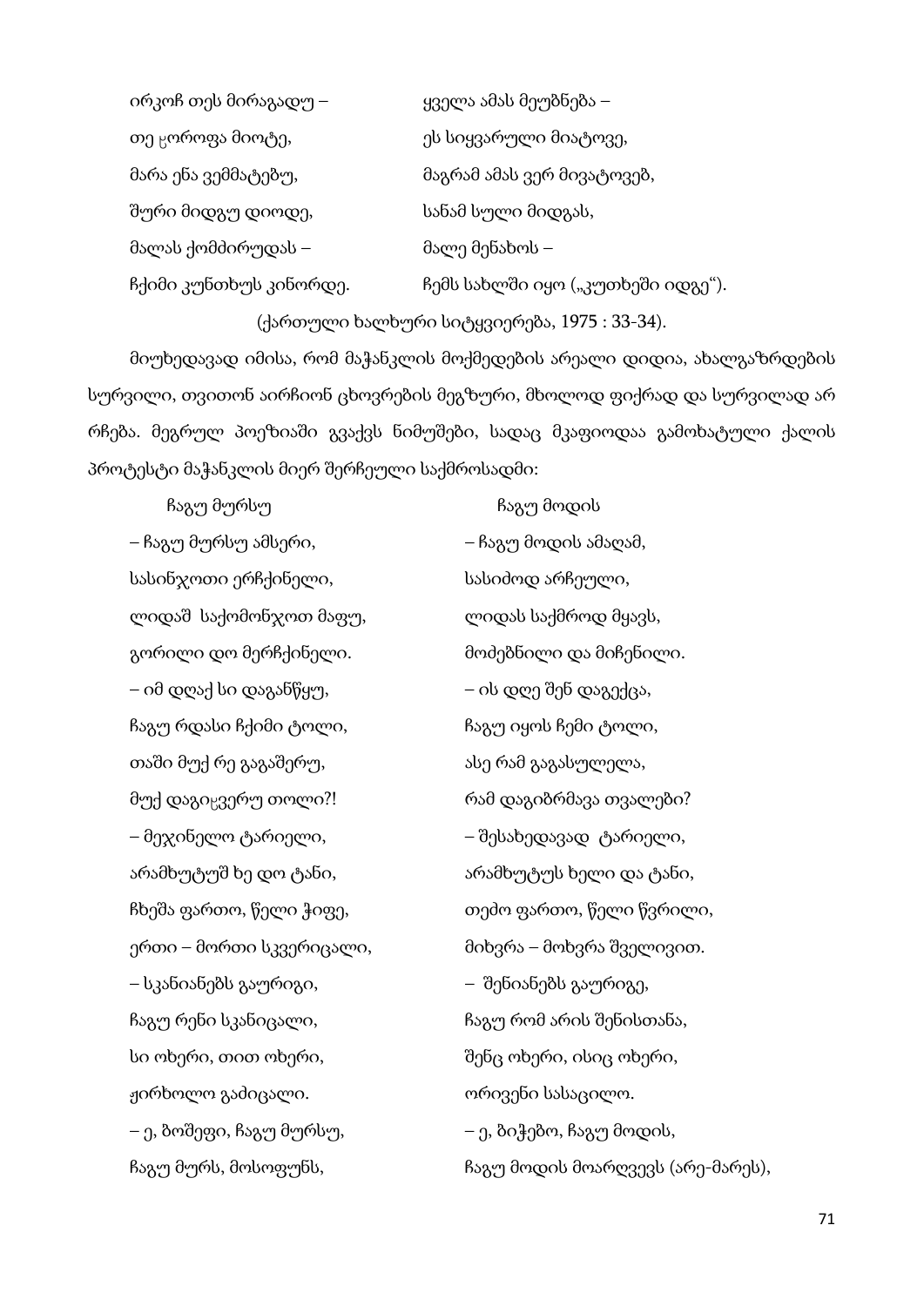| | |
|---|---|
| ირკოჩ თეს მირაგადუ – | ყველა ამას მეუბნება – |
| თე ცოროფა მიოტე, | ეს სიყვარული მიატოვე, |
| მარა ენა ვემმატებუ, | მაგრამ ამას ვერ მივატოვებ, |
| შური მიდგუ დიოდე, | სანამ სული მიდგას, |
| მალას ქომძირუდას – | მალე მენახოს – |
| ჩქიმი კუნთხუს კინორდე. | ჩემს სახლში იყო („კუთხეში იდგე“). |

(ქართული ხალხური სიტყვიერება, 1975 : 33-34).

მიუხედავად იმისა, რომ მაჭანკლის მოქმედების არეალი დიდია, ახალგაზრდების სურვილი, თვითონ აირჩიონ ცხოვრების მეგზური, მხოლოდ ფიქრად და სურვილად არ რჩება. მეგრულ პოეზიაში გვაქვს ნიმუშები, სადაც მკაფიოდაა გამოხატული ქალის პროტესტი მაჭანკლის მიერ შერჩეული საქმროსადმი:

| ჩაგუ მურსუ | ჩაგუ მოდის |
|---|---|
| – ჩაგუ მურსუ ამსერი, | – ჩაგუ მოდის ამაღამ, |
| სასინჯოთი ერჩქინელი, | სასიძოდ არჩეული, |
| ლიდაშ საქომონჯოთ მაფუ, | ლიდას საქმროდ მყავს, |
| გორილი დო მერჩქინელი. | მოძებნილი და მიჩენილი. |
| – იმ დღაქ სი დაგანწყუ, | – ის დღე შენ დაგექცა, |
| ჩაგუ რდასი ჩქიმი ტოლი, | ჩაგუ იყოს ჩემი ტოლი, |
| თაში მუქ რე გაგაშერუ, | ასე რამ გაგასულელა, |
| მუქ დაგიცვერუ თოლი?! | რამ დაგიბრმავა თვალები? |
| – მეჯინელო ტარიელი, | – შესახედავად ტარიელი, |
| არამხუტუშ ხე დო ტანი, | არამხუტუს ხელი და ტანი, |
| ჩხეშა ფართო, წელი ჭიფე, | თეძო ფართო, წელი წვრილი, |
| ერთი – მორთი სკვერიცალი, | მიხვრა – მოხვრა შველივით. |
| – სკანიანებს გაურიგი, | – შენიანებს გაურიგე, |
| ჩაგუ რენი სკანიცალი, | ჩაგუ რომ არის შენისთანა, |
| სი ოხერი, თით ოხერი, | შენც ოხერი, ისიც ოხერი, |
| ჟირხოლო გაძიცალი. | ორივენი სასაცილო. |
| – ე, ბოშეფი, ჩაგუ მურსუ, | – ე, ბიჭებო, ჩაგუ მოდის, |
| ჩაგუ მურს, მოსოფუნს, | ჩაგუ მოდის მოარღვევს (არე-მარეს), |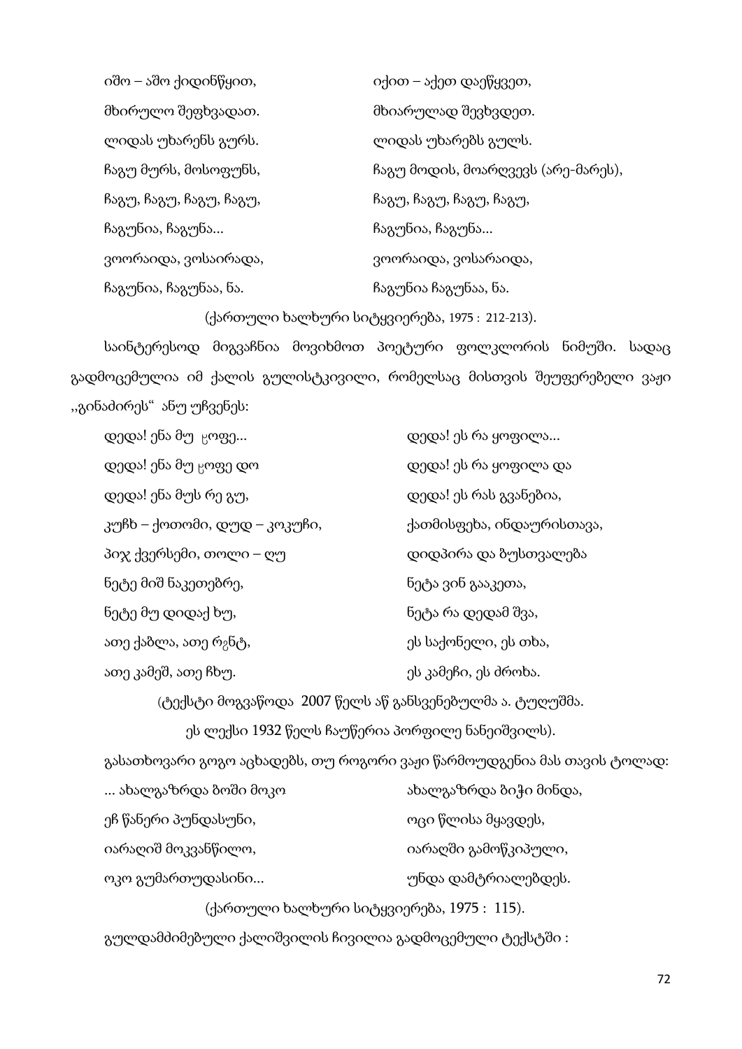| | |
|---|---|
| იშო – აშო ქიდინწყით, | იქით – აქეთ დაეწყვეთ, |
| მხირულო შეფხვადათ. | მხიარულად შევხვდეთ. |
| ლიდას უხარენს გურს. | ლიდას უხარებს გულს. |
| ჩაგუ მურს, მოსოფუნს, | ჩაგუ მოდის, მოარღვევს (არე-მარეს), |
| ჩაგუ, ჩაგუ, ჩაგუ, ჩაგუ, | ჩაგუ, ჩაგუ, ჩაგუ, ჩაგუ, |
| ჩაგუნია, ჩაგუნა... | ჩაგუნია, ჩაგუნა... |
| ვოორაიდა, ვოსაირადა, | ვოორაიდა, ვოსარაიდა, |
| ჩაგუნია, ჩაგუნაა, ნა. | ჩაგუნია ჩაგუნაა, ნა. |

(ქართული ხალხური სიტყვიერება, 1975 : 212-213).

საინტერესოდ მიგვაჩნია მოვიხმოთ პოეტური ფოლკლორის ნიმუში. სადაც გადმოცემულია იმ ქალის გულისტკივილი, რომელსაც მისთვის შეუფერებელი ვაჟი ,,გინაძირეს" ანუ უჩვენეს:

| | |
|---|---|
| დიდა! ენა მუ ჸოფე... | დედა! ეს რა ყოფილა... |
| დიდა! ენა მუ ჸოფე დო | დედა! ეს რა ყოფილა და |
| დიდა! ენა მუს რე გუ, | დედა! ეს რას გვანებია, |
| კუჩხ – ქოთომი, დუდ – კოკუჩი, | ქათმისფეხა, ინდაურისთავა, |
| პიჯ ქვერსემი, თოლი – ღუ | დიდპირა და ბუსთვალება |
| ნეტე მიშ ნაკეთებრე, | ნეტა ვინ გააკეთა, |
| ნეტე მუ დიდაქ ხუ, | ნეტა რა დედამ შვა, |
| ათე ქაზლა, ათე რჷნტ, | ეს საქონელი, ეს თხა, |
| ათე კამეშ, ათე ჩხუ. | ეს კამეჩი, ეს ძროხა. |

(ტექსტი მოგვაწოდა 2007 წელს აწ განსვენებულმა ა. ტუღუშმა.

ეს ლექსი 1932 წელს ჩაუწერია პორფილე ნანეიშვილს).

გასათხოვარი გოგო აცხადებს, თუ როგორი ვაჟი წარმოუდგენია მას თავის ტოლად:

| | |
|---|---|
| ... ახალგაზრდა ბოში მოკო | ახალგაზრდა ბიჭი მინდა, |
| ეჩ წანერი პუნდასუნი, | ოცი წლისა მყავდეს, |
| იარაღიშ მოკვანწილო, | იარაღში გამოწკიპული, |
| ოკო გუმართუდასინი... | უნდა დამტრიალებდეს. |

(ქართული ხალხური სიტყვიერება, 1975 : 115).

გულდამძიმებული ქალიშვილის ჩივილია გადმოცემული ტექსტში :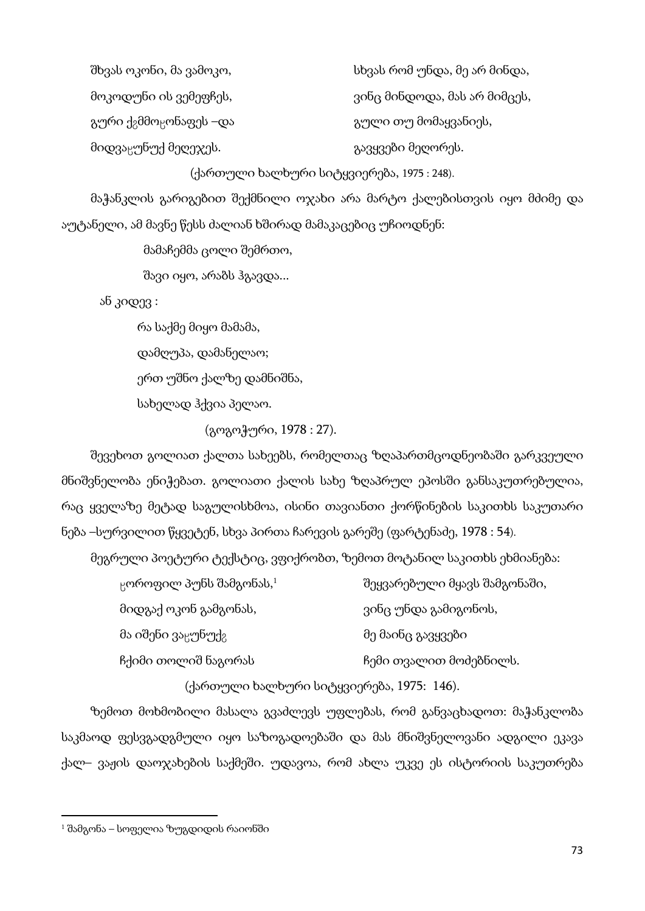| | |
|---|---|
| შხვას ოკონი, მა ვამოკო, | სხვას რომ უნდა, მე არ მინდა, |
| მოკოდუნი ის ვემეფჩეს, | ვინც მინდოდა, მას არ მიმცეს, |
| გური ქგმმოჸონაფეს –და | გული თუ მომაყვანიეს, |
| მიდვაჸუნუქ მეღეჯეს. | გავყვები მეღორეს. |

(ქართული ხალხური სიტყვიერება, 1975 : 248).

მაჭანკლის გარიგებით შექმნილი ოჯახი არა მარტო ქალებისთვის იყო მძიმე და აუტანელი, ამ მავნე წესს ძალიან ხშირად მამაკაცებიც უჩიოდნენ:

მამაჩემმა ცოლი შემრთო,
შავი იყო, არაბს ჰგავდა...

ან კიდევ :

რა საქმე მიყო მამამა,
დამღუპა, დამანელაო;
ერთ უშნო ქალზე დამნიშნა,
სახელად ჰქვია პელაო.

(გოგოჭური, 1978 : 27).

შევეხოთ გოლიათ ქალთა სახეებს, რომელთაც ზღაპართმცოდნეობაში გარკვეული მნიშვნელობა ენიჭებათ. გოლიათი ქალის სახე ზღაპრულ ეპოსში განსაკუთრებულია, რაც ყველაზე მეტად საგულისხმოა, ისინი თავიანთი ქორწინების საკითხს საკუთარი ნება –სურვილით წყვეტენ, სხვა პირთა ჩარევის გარეშე (ფარტენაძე, 1978 : 54).

მეგრული პოეტური ტექსტიც, ვფიქრობთ, ზემოთ მოტანილ საკითხს ეხმიანება:

| | |
|---|---|
| ჸოროფილ პუნს შამგონას,[1] | შეყვარებული მყავს შამგონაში, |
| მიდგაქ ოკონ გამგონას, | ვინც უნდა გამიგონოს, |
| მა იშენი ვაჸუნუქგ | მე მაინც გავყვები |
| ჩქიმი თოლიშ ნაგორას | ჩემი თვალით მოძებნილს. |

(ქართული ხალხური სიტყვიერება, 1975: 146).

ზემოთ მოხმობილი მასალა გვაძლევს უფლებას, რომ განვაცხადოთ: მაჭანკლობა საკმაოდ ფესვგადგმული იყო საზოგადოებაში და მას მნიშვნელოვანი ადგილი ეკავა ქალ– ვაჟის დაოჯახების საქმეში. უდავოა, რომ ახლა უკვე ეს ისტორიის საკუთრება

[1] შამგონა – სოფელია ზუგდიდის რაიონში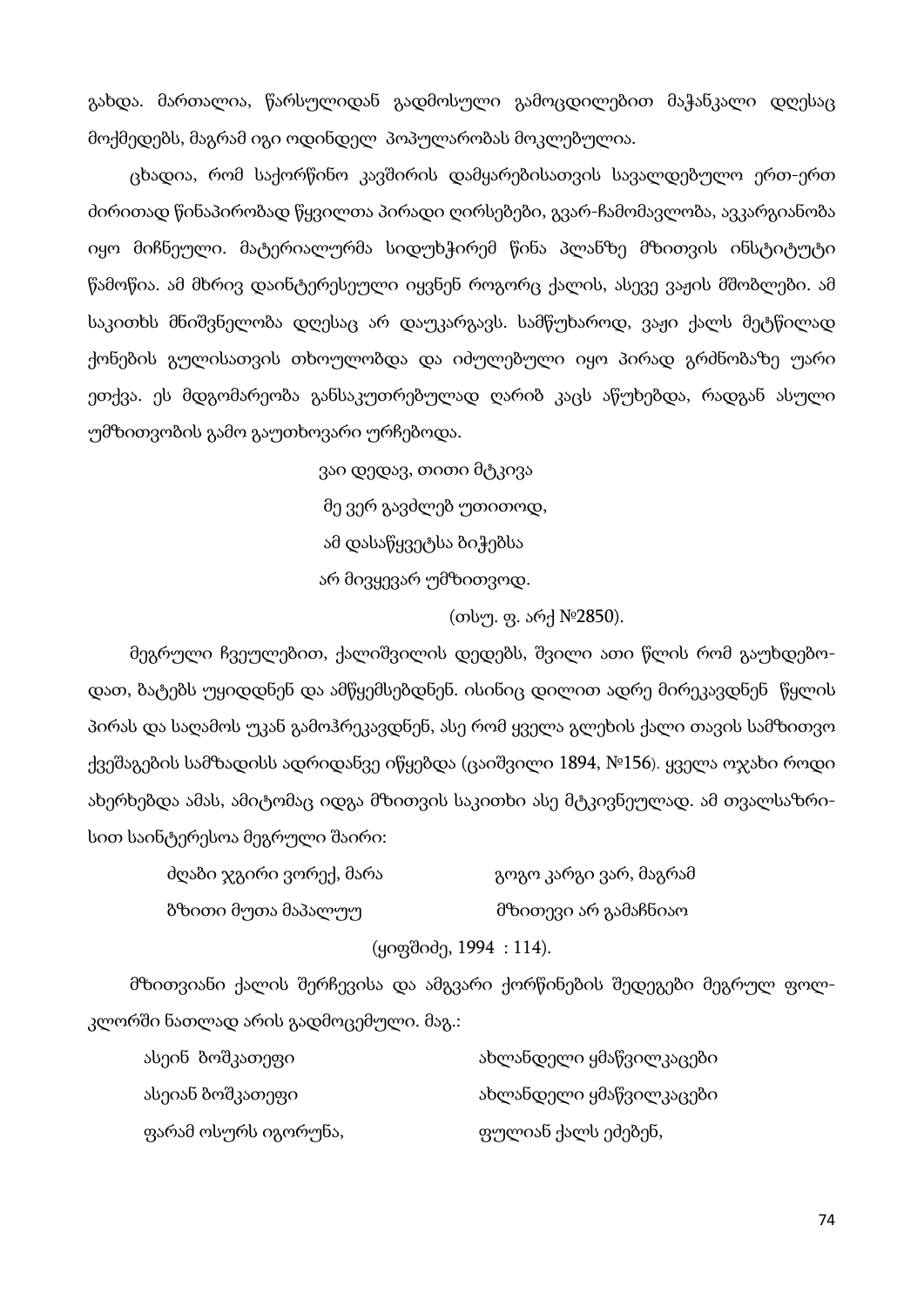გახდა. მართალია, წარსულიდან გადმოსული გამოცდილებით მაჭანკალი დღესაც მოქმედებს, მაგრამ იგი ოდინდელ პოპულარობას მოკლებულია.

ცხადია, რომ საქორწინო კავშირის დამყარებისათვის სავალდებულო ერთ-ერთ ძირითად წინაპირობად წყვილთა პირადი ღირსებები, გვარ-ჩამომავლობა, ავკარგიანობა იყო მიჩნეული. მატერიალურმა სიდუხჭირემ წინა პლანზე მზითვის ინსტიტუტი წამოწია. ამ მხრივ დაინტერესეული იყვნენ როგორც ქალის, ასევე ვაჟის მშობლები. ამ საკითხს მნიშვნელობა დღესაც არ დაუკარგავს. სამწუხაროდ, ვაჟი ქალს მეტწილად ქონების გულისათვის თხოულობდა და იძულებული იყო პირად გრძნობაზე უარი ეთქვა. ეს მდგომარეობა განსაკუთრებულად ღარიბ კაცს აწუხებდა, რადგან ასული უმზითვობის გამო გაუთხოვარი ურჩებოდა.

> ვაი დედავ, თითი მტკივა
> მე ვერ გავძლებ უთითოდ,
> ამ დასაწყვეტსა ბიჭებსა
> არ მივყევარ უმზითვოდ.
>
> (თსუ. ფ. არქ №2850).

მეგრული ჩვეულებით, ქალიშვილის დედებს, შვილი ათი წლის რომ გაუხდებოდათ, ბატებს უყიდდნენ და ამწყემსებდნენ. ისინიც დილით ადრე მირეკავდნენ წყლის პირას და საღამოს უკან გამოჰრეკავდნენ, ასე რომ ყველა გლეხის ქალი თავის სამზითვო ქვეშაგების სამზადისს ადრიდანვე იწყებდა (ცაიშვილი 1894, №156). ყველა ოჯახი როდი ახერხებდა ამას, ამიტომაც იდგა მზითვის საკითხი ასე მტკივნეულად. ამ თვალსაზრისით საინტერესოა მეგრული შაირი:

| | |
|---|---|
| ძღაბი ჯგირი ვორექ, მარა | გოგო კარგი ვარ, მაგრამ |
| ზზითი მუთა მაპალუუ | მზითევი არ გამაჩნიაო |

(ყიფშიძე, 1994 : 114).

მზითვიანი ქალის შერჩევისა და ამგვარი ქორწინების შედეგები მეგრულ ფოლკლორში ნათლად არის გადმოცემული. მაგ.:

| | |
|---|---|
| ასეინ ბოშკათეფი | ახლანდელი ყმაწვილკაცები |
| ასეიან ბოშკათეფი | ახლანდელი ყმაწვილკაცები |
| ფარამ ოსურს იგორუნა, | ფულიან ქალს ეძებენ, |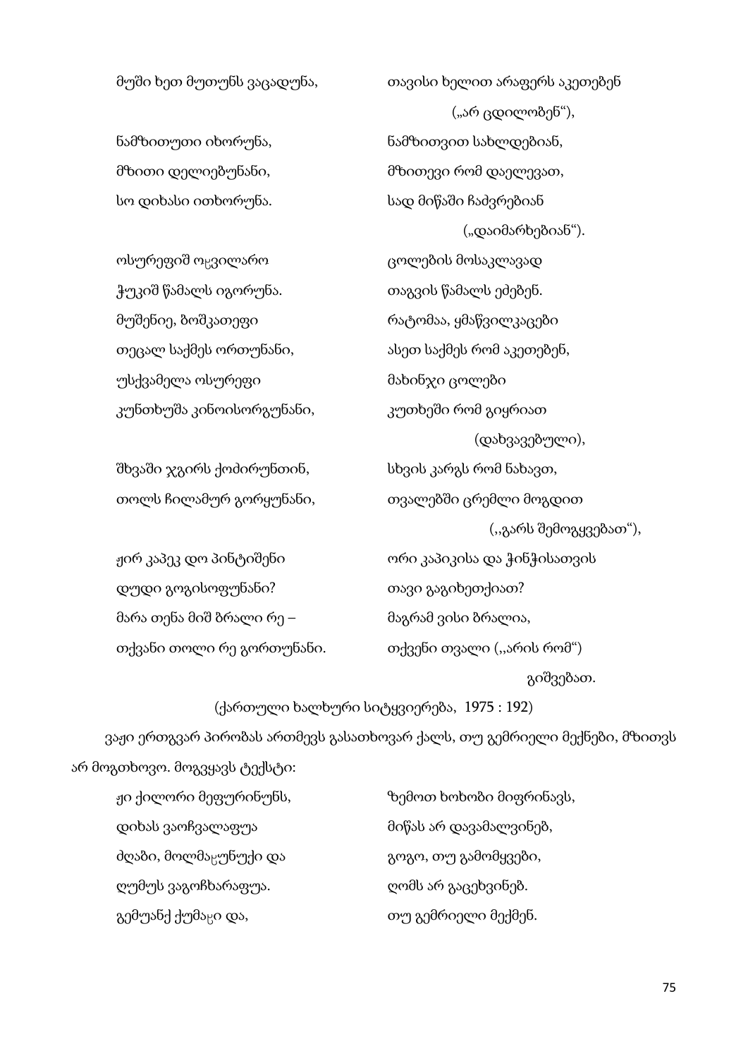| | |
|---|---|
| მუში ხეთ მუთუნს ვაცადუნა, | თავისი ხელით არაფერს აკეთებენ |
| | („არ ცდილობენ“), |
| ნამზითუთი იხორუნა, | ნამზითვით სახლდებიან, |
| მზითი დელიებუნანი, | მზითევი რომ დაელევათ, |
| სო დიხასი ითხორუნა. | სად მიწაში ჩაძვრებიან |
| | („დაიმარხებიან“). |
| ოსურეფიშ ოჸვილარო | ცოლების მოსაკლავად |
| ჭუკიშ წამალს იგორუნა. | თაგვის წამალს ეძებენ. |
| მუშენიე, ბოშკათეფი | რატომაა, ყმაწვილკაცები |
| თეცალ საქმეს ორთუნანი, | ასეთ საქმეს რომ აკეთებენ, |
| უსქვამელა ოსურეფი | მახინჯი ცოლები |
| კუნთხუშა კინოისორგუნანი, | კუთხეში რომ გიყრიათ |
| | (დახვავებული), |
| შხვაში ჯგირს ქოძირუნთინ, | სხვის კარგს რომ ნახავთ, |
| თოლს ჩილამურ გორყუნანი, | თვალებში ცრემლი მოგდით |
| | („გარს შემოგყვებათ“), |
| ჟირ კაპეკ დო პინტიშენი | ორი კაპიკისა და ჭინჭისათვის |
| დუდი გოგისოფუნანი? | თავი გაგიხეთქიათ? |
| მარა თენა მიშ ბრალი რე – | მაგრამ ვისი ბრალია, |
| თქვანი თოლი რე გორთუნანი. | თქვენი თვალი („არის რომ“) |
| | გიშვებათ. |

(ქართული ხალხური სიტყვიერება, 1975 : 192)

ვაჟი ერთგვარ პირობას ართმევს გასათხოვარ ქალს, თუ გემრიელი მექნები, მზითვს არ მოგთხოვო. მოგვყავს ტექსტი:

| | |
|---|---|
| ჟი ქილორი მეფურინუნს, | ზემოთ ხოხობი მიფრინავს, |
| დიხას ვაოჩვალაფუა | მიწას არ დავამალვინებ, |
| ძღაბი, მოლმაჸუნუქი და | გოგო, თუ გამომყვები, |
| ღუმუს ვაგოჩხარაფუა. | ღომს არ გაცეხვინებ. |
| გემუანქ ქუმაჸი და, | თუ გემრიელი მექმენ. |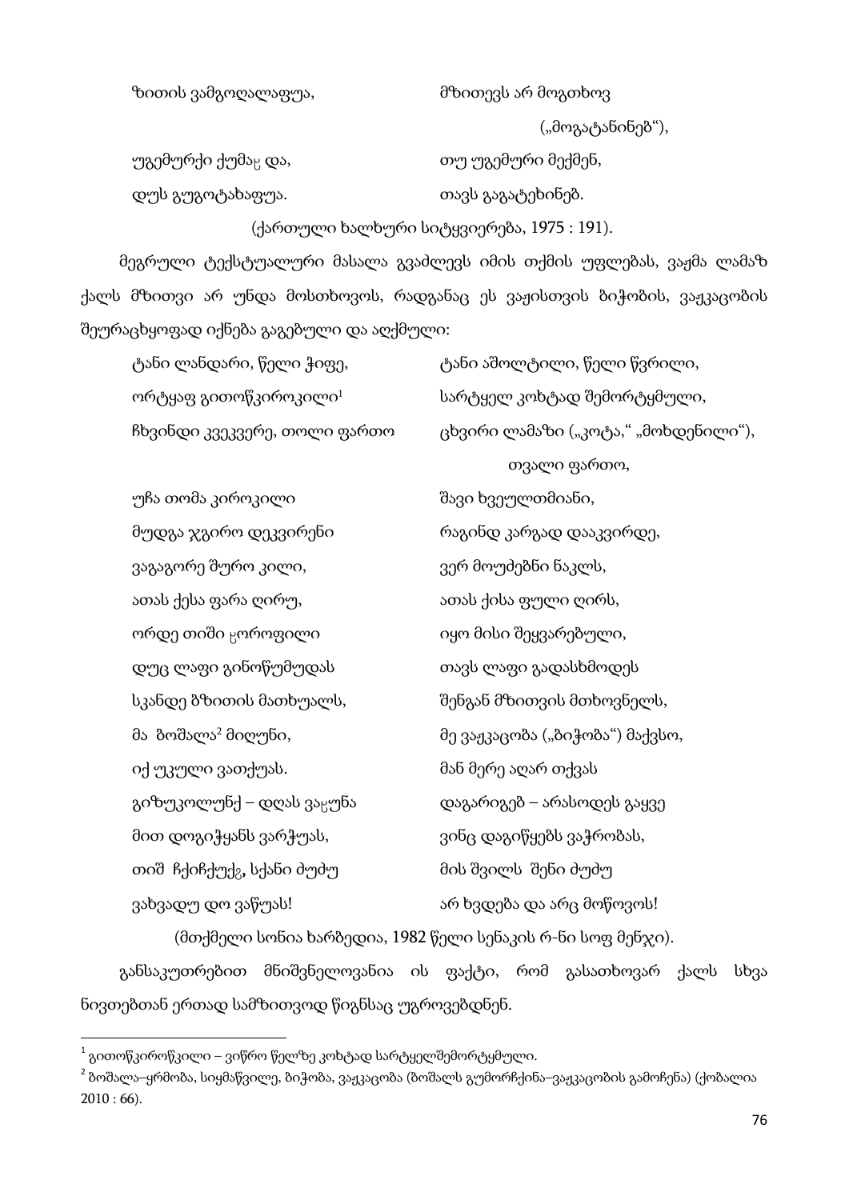| | |
|---|---|
| ზითის ვამგოღალაფუა, | მზითევს არ მოგთხოვ („მოგატანინებ"), |
| უგემურქი ქუმაჸ და, | თუ უგემური მექმენ, |
| დუს გუგოტახაფუა. | თავს გაგატეხინებ. |

(ქართული ხალხური სიტყვიერება, 1975 : 191).

მეგრული ტექსტუალური მასალა გვაძლევს იმის თქმის უფლებას, ვაჟმა ლამაზ ქალს მზითვი არ უნდა მოსთხოვოს, რადგანაც ეს ვაჟისთვის ბიჭობის, ვაჟკაცობის შეურაცხყოფად იქნება გაგებული და აღქმული:

| | |
|---|---|
| ტანი ლანდარი, წელი ჭიფე, | ტანი აშოლტილი, წელი წვრილი, |
| ორტყაფ გითოწკიროკილი[1] | სარტყელ კოხტად შემორტყმული, |
| ჩხვინდი კვეკვერე, თოლი ფართო | ცხვირი ლამაზი („კოტა," „მოხდენილი"), თვალი ფართო, |
| უჩა თომა კიროკილი | შავი ხვეულთმიანი, |
| მუდგა ჯგირო დეკვირენი | რაგინდ კარგად დააკვირდე, |
| ვაგაგორე შურო კილი, | ვერ მოუძებნი ნაკლს, |
| ათას ქესა ფარა ღირუ, | ათას ქისა ფული ღირს, |
| ორდე თიში ჸოროფილი | იყო მისი შეყვარებული, |
| დუც ლაფი გინოწუმუდას | თავს ლაფი გადასხმოდეს |
| სკანდე ზზითის მათხუალს, | შენგან მზითვის მთხოვნელს, |
| მა ბოშალა[2] მიღუნი, | მე ვაჟკაცობა („ბიჭობა") მაქვსო, |
| იქ უკული ვათქუას. | მან მერე აღარ თქვას |
| გიზუკოლუნქ – დღას ვაჸუნა | დაგარიგებ – არასოდეს გაყვე |
| მით დოგიჭყანს ვარჭუას, | ვინც დაგიწყებს ვაჭრობას, |
| თიშ ჩქიჩქუქვ, სქანი ძუძუ | მის შვილს შენი ძუძუ |
| ვახვადუ დო ვაწუას! | არ ხვდება და არც მოწოვოს! |

(მთქმელი სონია ხარბედია, 1982 წელი სენაკის რ-ნი სოფ მენჯი).

განსაკუთრებით მნიშვნელოვანია ის ფაქტი, რომ გასათხოვარ ქალს სხვა ნივთებთან ერთად სამზითვოდ წიგნსაც უგროვებდნენ.

---

[1] გითოწკიროწკილი – ვიწრო წელზე კოხტად სარტყელშემორტყმული.

[2] ბოშალა–ყრმობა, სიყმაწვილე, ბიჭობა, ვაჟკაცობა (ბოშალს გუმორჩქინა–ვაჟკაცობის გამოჩენა) (ქობალია 2010 : 66).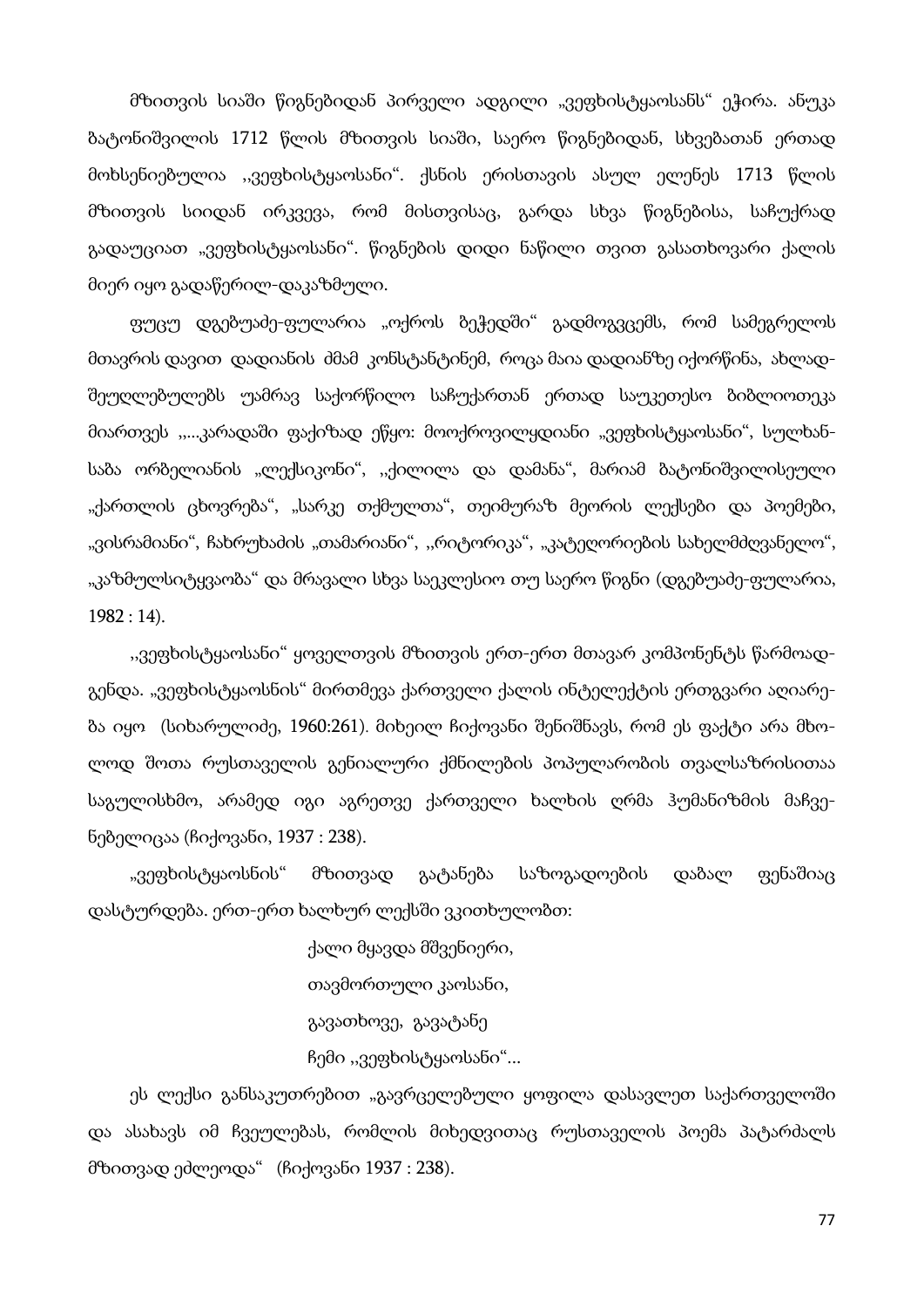მზითვის სიაში წიგნებიდან პირველი ადგილი „ვეფხისტყაოსანს" ეჭირა. ანუკა ბატონიშვილის 1712 წლის მზითვის სიაში, საერო წიგნებიდან, სხვებათან ერთად მოხსენიებულია ,,ვეფხისტყაოსანი". ქსნის ერისთავის ასულ ელენეს 1713 წლის მზითვის სიიდან ირკვევა, რომ მისთვისაც, გარდა სხვა წიგნებისა, საჩუქრად გადაუციათ „ვეფხისტყაოსანი". წიგნების დიდი ნაწილი თვით გასათხოვარი ქალის მიერ იყო გადაწერილ-დაკაზმული.

ფუცუ დგებუაძე-ფულარია „ოქროს ბეჭედში" გადმოგვცემს, რომ სამეგრელოს მთავრის დავით დადიანის ძმამ კონსტანტინემ, როცა მაია დადიანზე იქორწინა, ახლად-შეუღლებულებს უამრავ საქორწილო საჩუქართან ერთად საუკეთესო ბიბლიოთეკა მიართვეს ,,...კარადაში ფაქიზად ეწყო: მოოქროვილყდიანი „ვეფხისტყაოსანი", სულხან-საბა ორბელიანის „ლექსიკონი", ,,ქილილა და დამანა", მარიამ ბატონიშვილისეული „ქართლის ცხოვრება", „სარკე თქმულთა", თეიმურაზ მეორის ლექსები და პოემები, „ვისრამიანი", ჩახრუხაძის „თამარიანი", ,,რიტორიკა", „კატეღორიების სახელმძღვანელო", „კაზმულსიტყვაობა" და მრავალი სხვა საეკლესიო თუ საერო წიგნი (დგებუაძე-ფულარია, 1982 : 14).

,,ვეფხისტყაოსანი" ყოველთვის მზითვის ერთ-ერთ მთავარ კომპონენტს წარმოად-გენდა. „ვეფხისტყაოსნის" მირთმევა ქართველი ქალის ინტელექტის ერთგვარი აღიარე-ბა იყო (სიხარულიძე, 1960:261). მიხეილ ჩიქოვანი შენიშნავს, რომ ეს ფაქტი არა მხო-ლოდ შოთა რუსთაველის გენიალური ქმნილების პოპულარობის თვალსაზრისითაა საგულისხმო, არამედ იგი აგრეთვე ქართველი ხალხის ღრმა ჰუმანიზმის მაჩვე-ნებელიცაა (ჩიქოვანი, 1937 : 238).

„ვეფხისტყაოსნის" მზითვად გატანება საზოგადოების დაბალ ფენაშიაც დასტურდება. ერთ-ერთ ხალხურ ლექსში ვკითხულობთ:

ქალი მყავდა მშვენიერი,
თავმორთული კაოსანი,
გავათხოვე, გავატანე
ჩემი ,,ვეფხისტყაოსანი"...

ეს ლექსი განსაკუთრებით „გავრცელებული ყოფილა დასავლეთ საქართველოში და ასახავს იმ ჩვეულებას, რომლის მიხედვითაც რუსთაველის პოემა პატარძალს მზითვად ეძლეოდა" (ჩიქოვანი 1937 : 238).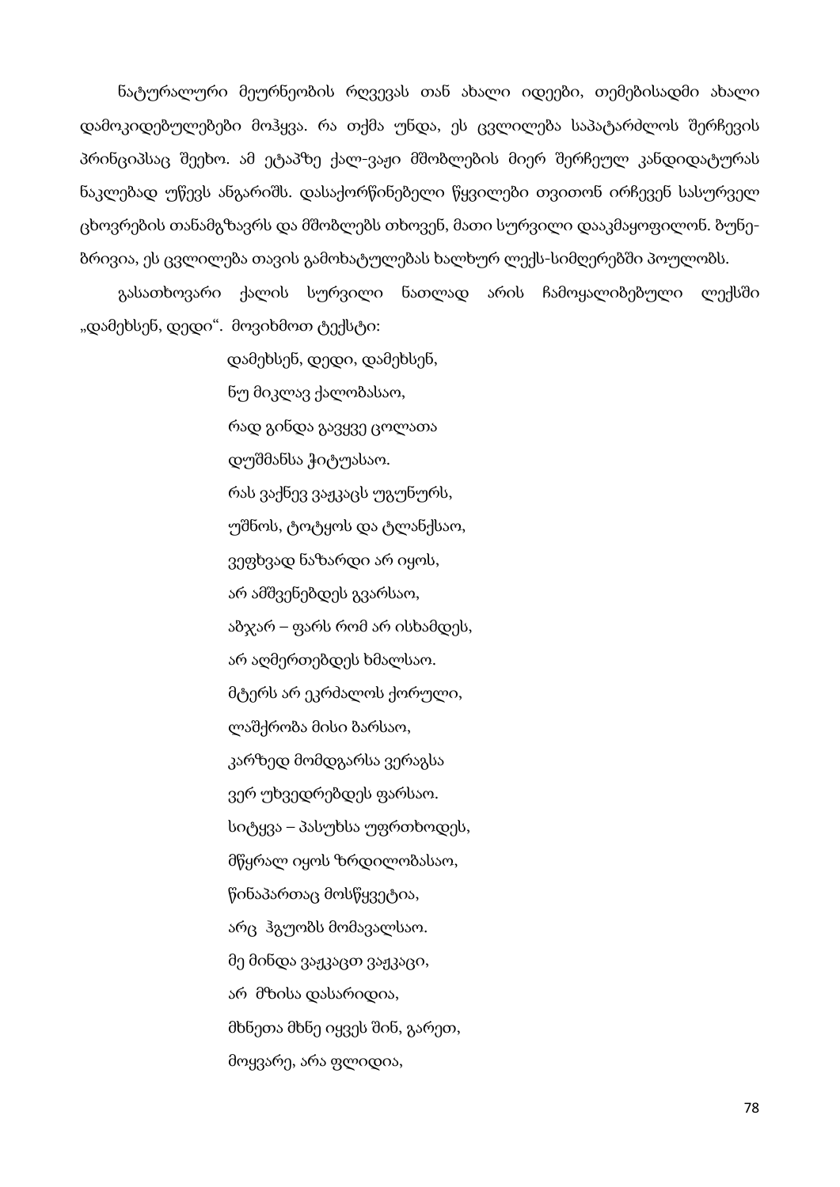ნატურალური მეურნეობის რღვევას თან ახალი იდეები, თემებისადმი ახალი დამოკიდებულებები მოჰყვა. რა თქმა უნდა, ეს ცვლილება საპატარძლოს შერჩევის პრინციპსაც შეეხო. ამ ეტაპზე ქალ-ვაჟი მშობლების მიერ შერჩეულ კანდიდატურას ნაკლებად უწევს ანგარიშს. დასაქორწინებელი წყვილები თვითონ ირჩევენ სასურველ ცხოვრების თანამგზავრს და მშობლებს თხოვენ, მათი სურვილი დააკმაყოფილონ. ბუნებრივია, ეს ცვლილება თავის გამოხატულებას ხალხურ ლექს-სიმღერებში პოულობს.

გასათხოვარი ქალის სურვილი ნათლად არის ჩამოყალიბებული ლექსში „დამეხსენ, დედი“. მოვიხმოთ ტექსტი:

დამეხსენ, დედი, დამეხსენ,
ნუ მიკლავ ქალობასაო,
რად გინდა გავყვე ცოლათა
დუშმანსა ჭიტუასაო.
რას ვაქნევ ვაჟკაცს უგუნურს,
უშნოს, ტოტყოს და ტლანქსაო,
ვეფხვად ნაზარდი არ იყოს,
არ ამშვენებდეს გვარსაო,
აბჯარ – ფარს რომ არ ისხამდეს,
არ აღმერთებდეს ხმალსაო.
მტერს არ ეკრძალოს ქორული,
ლაშქრობა მისი ბარსაო,
კარზედ მომდგარსა ვერაგსა
ვერ უხვედრებდეს ფარსაო.
სიტყვა – პასუხსა უფრთხოდეს,
მწყრალ იყოს ზრდილობასაო,
წინაპართაც მოსწყვეტია,
არც ჰგუობს მომავალსაო.
მე მინდა ვაჟკაცთ ვაჟკაცი,
არ მზისა დასარიდია,
მხნეთა მხნე იყვეს შინ, გარეთ,
მოყვარე, არა ფლიდია,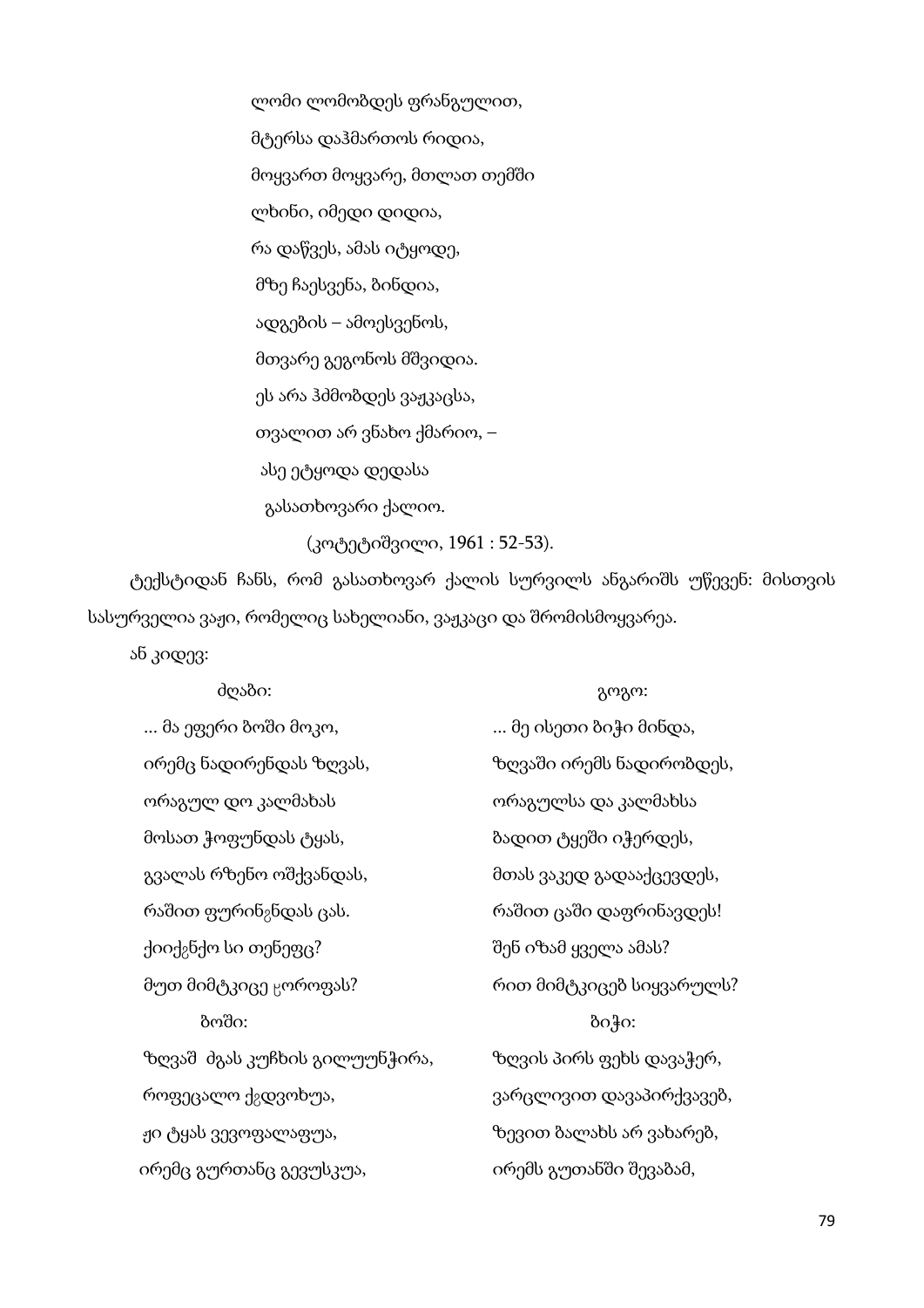ლომი ლომობდეს ფრანგულით,
მტერსა დაჰმართოს რიდია,
მოყვართ მოყვარე, მთლათ თემში
ლხინი, იმედი დიდია,
რა დაწვეს, ამას იტყოდე,
მზე ჩაესვენა, ბინდია,
ადგების – ამოესვენოს,
მთვარე გეგონოს მშვიდია.
ეს არა ჰმმობდეს ვაჟკაცსა,
თვალით არ ვნახო ქმარიო, –
ასე ეტყოდა დედასა
გასათხოვარი ქალიო.
(კოტეტიშვილი, 1961 : 52-53).

ტექსტიდან ჩანს, რომ გასათხოვარ ქალის სურვილს ანგარიშს უწევენ: მისთვის სასურველია ვაჟი, რომელიც სახელიანი, ვაჟკაცი და შრომისმოყვარეა.

ან კიდევ:

| ძღაბი: | გოგო: |
|---|---|
| ... მა ეფერი ბოში მოკო, | ... მე ისეთი ბიჭი მინდა, |
| ირემც ნადირენდას ზღვას, | ზღვაში ირემს ნადირობდეს, |
| ორაგულ დო კალმახას | ორაგულსა და კალმახსა |
| მოსათ ჭოფუნდას ტყას, | ბადით ტყეში იჭერდეს, |
| გვალას რზენო ოშქვანდას, | მთას ვაკედ გადააქცევდეს, |
| რაშით ფურინჷნდას ცას. | რაშით ცაში დაფრინავდეს! |
| ქიიქჷნქო სი თენეფც? | შენ იზამ ყველა ამას? |
| მუთ მიმტკიცე ჸოროფას? | რით მიმტკიცებ სიყვარულს? |
| ბოში: | ბიჭი: |
| ზღვაშ ძგას კუჩხის გილუუნჭირა, | ზღვის პირს ფეხს დავაჭერ, |
| როფეცალო ქჷდვოხუა, | ვარცლივით დავაპირქვავებ, |
| ჟი ტყას ვევოფალაფუა, | ზევით ბალახს არ ვახარებ, |
| ირემც გურთანც გევუსკუა, | ირემს გუთანში შევაბამ, |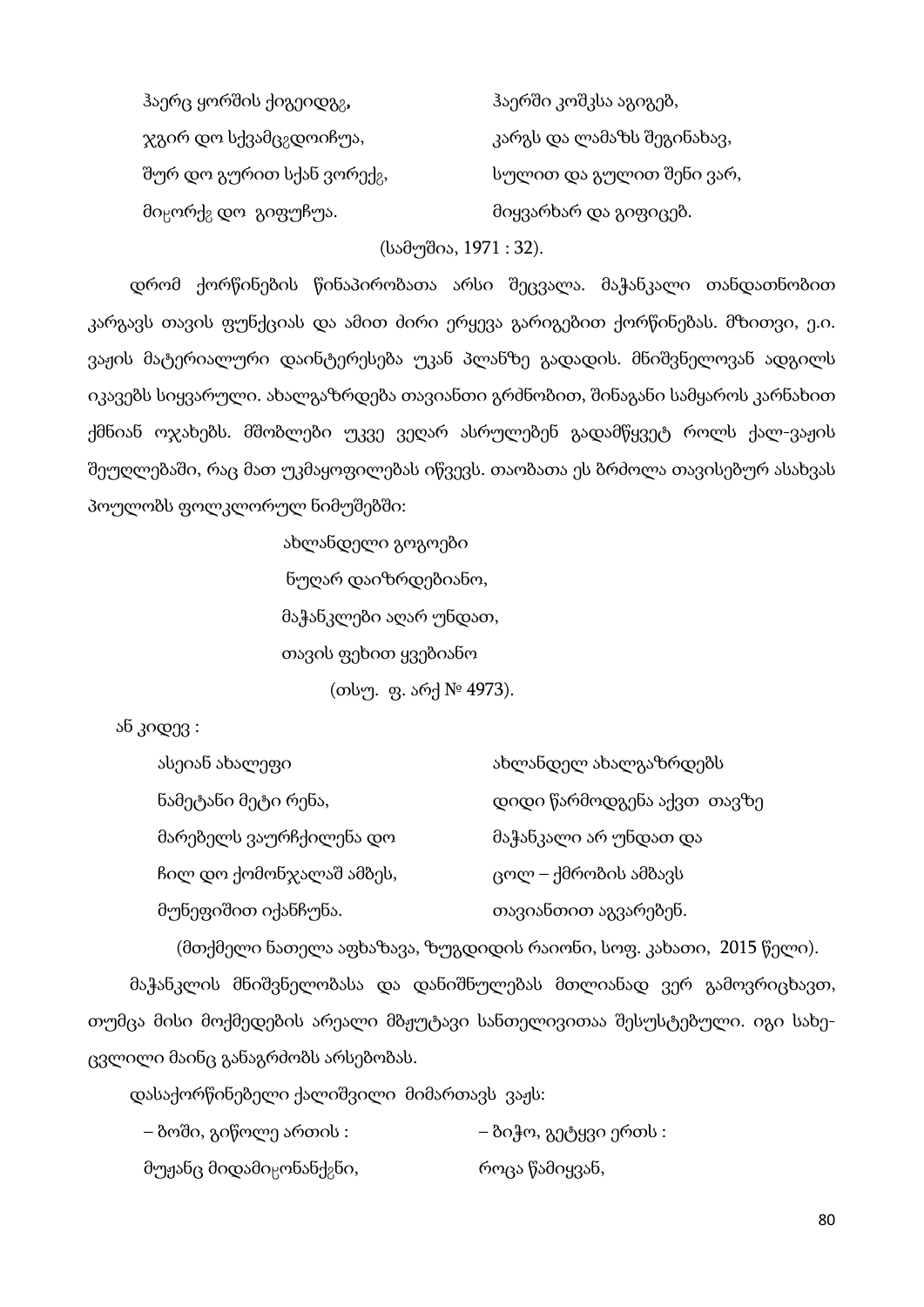| | |
|---|---|
| ჰაერც ყორშის ქიგეიდგ, | ჰაერში კოშკსა აგიგებ, |
| ჯგირ დო სქვამცჷდოიჩუა, | კარგს და ლამაზს შეგინახავ, |
| შურ დო გურით სქან ვორექჷ, | სულით და გულით შენი ვარ, |
| მიჸორქჷ დო გიფუჩუა. | მიყვარხარ და გიფიცებ. |

(სამუშია, 1971 : 32).

დრომ ქორწინების წინაპირობათა არსი შეცვალა. მაჭანკალი თანდათნობით კარგავს თავის ფუნქციას და ამით ძირი ერყევა გარიგებით ქორწინებას. მზითვი, ე.ი. ვაჟის მატერიალური დაინტერესება უკან პლანზე გადადის. მნიშვნელოვან ადგილს იკავებს სიყვარული. ახალგაზრდება თავიანთი გრძნობით, შინაგანი სამყაროს კარნახით ქმნიან ოჯახებს. მშობლები უკვე ვეღარ ასრულებენ გადამწყვეტ როლს ქალ-ვაჟის შეუღლებაში, რაც მათ უკმაყოფილებას იწვევს. თაობათა ეს ბრძოლა თავისებურ ასახვას პოულობს ფოლკლორულ ნიმუშებში:

ახლანდელი გოგოები  
ნუღარ დაიზრდებიანო,  
მაჭანკლები აღარ უნდათ,  
თავის ფეხით ყვებიანო

(თსუ. ფ. არქ № 4973).

ან კიდევ :

| | |
|---|---|
| ასეიან ახალეფი | ახლანდელ ახალგაზრდებს |
| ნამეტანი მეტი რენა, | დიდი წარმოდგენა აქვთ თავზე |
| მარებელს ვაურჩქილენა დო | მაჭანკალი არ უნდათ და |
| ჩილ დო ქომონჯალაშ ამბეს, | ცოლ – ქმრობის ამბავს |
| მუნეფიშით იქანჩუნა. | თავიანთით აგვარებენ. |

(მთქმელი ნათელა აფხაზავა, ზუგდიდის რაიონი, სოფ. კახათი, 2015 წელი).

მაჭანკლის მნიშვნელობასა და დანიშნულებას მთლიანად ვერ გამოვრიცხავთ, თუმცა მისი მოქმედების არეალი მზჟუტავი სანთელივითაა შესუსტებული. იგი სახე-ცვლილი მაინც განაგრძობს არსებობას.

დასაქორწინებელი ქალიშვილი მიმართავს ვაჟს:

| | |
|---|---|
| – ბოში, გიწოლე ართის : | – ბიჭო, გეტყვი ერთს : |
| მუჟანც მიდამიჸონანქჷნი, | როცა წამიყვან, |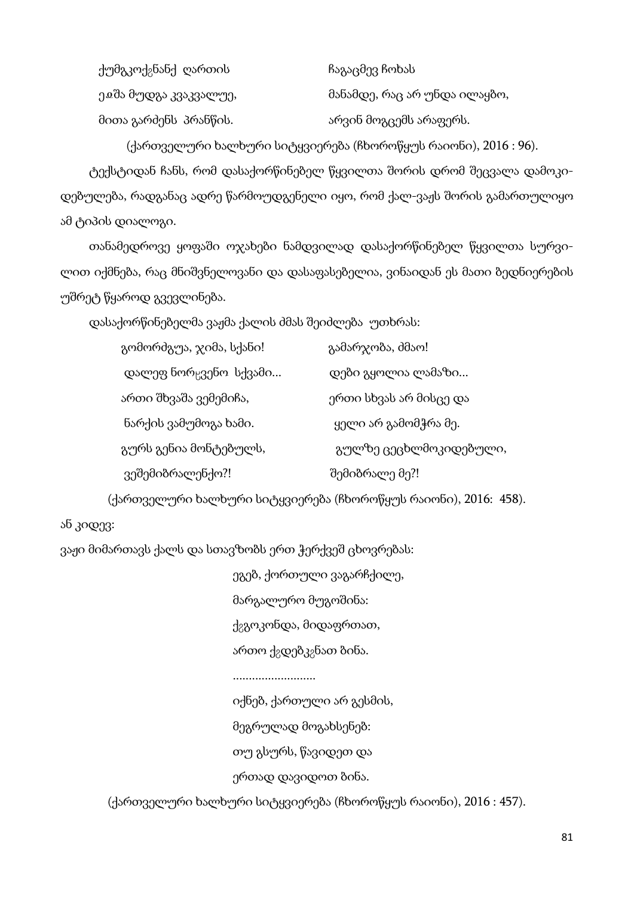| | |
|---|---|
| ქუმგკოქგნანქ ღართის | ჩაგაცმევ ჩოხას |
| ეჲშა მუდგა კვაკვალუე, | მანამდე, რაც არ უნდა ილაყბო, |
| მითა გარძენს პრანწის. | არვინ მოგცემს არაფერს. |

(ქართველური ხალხური სიტყვიერება (ჩხოროწყუს რაიონი), 2016 : 96).

ტექსტიდან ჩანს, რომ დასაქორწინებელ წყვილთა შორის დრომ შეცვალა დამოკიდებულება, რადგანაც ადრე წარმოუდგენელი იყო, რომ ქალ-ვაჟს შორის გამართულიყო ამ ტიპის დიალოგი.

თანამედროვე ყოფაში ოჯახები ნამდვილად დასაქორწინებელ წყვილთა სურვილით იქმნება, რაც მნიშვნელოვანი და დასაფასებელია, ვინაიდან ეს მათი ბედნიერების უშრეტ წყაროდ გვევლინება.

დასაქორწინებელმა ვაჟმა ქალის ძმას შეიძლება უთხრას:

| | |
|---|---|
| გომორძგუა, ჯიმა, სქანი! | გამარჯობა, ძმაო! |
| დალეფ ნორჸვენო სქვამი... | დები გყოლია ლამაზი... |
| ართი შხვაშა ვემემიჩა, | ერთი სხვას არ მისცე და |
| ნარქის ვამუმოგა ხამი. | ყელი არ გამომჭრა მე. |
| გურს გენია მონტებულს, | გულზე ცეცხლმოკიდებული, |
| ვეშემიბრალენქო?! | შემიბრალე მე?! |

(ქართველური ხალხური სიტყვიერება (ჩხოროწყუს რაიონი), 2016: 458).

ან კიდევ:

ვაჟი მიმართავს ქალს და სთავაზობს ერთ ჭერქვეშ ცხოვრებას:

ეგებ, ქორთული ვაგარჩქილე,
მარგალურო მუგოშინა:
ქგგოკონდა, მიდაფრთათ,
ართო ქგდებკგნათ ბინა.
..........................
იქნებ, ქართული არ გესმის,
მეგრულად მოგახსენებ:
თუ გსურს, წავიდეთ და
ერთად დავიდოთ ბინა.

(ქართველური ხალხური სიტყვიერება (ჩხოროწყუს რაიონი), 2016 : 457).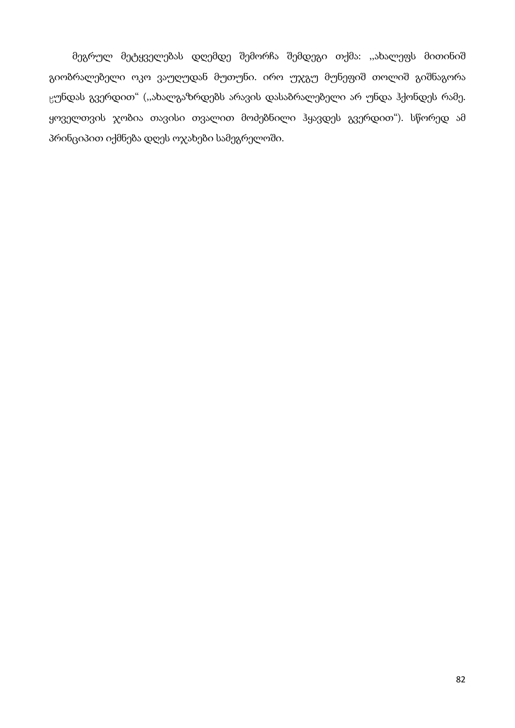მეგრულ მეტყველებას დღემდე შემორჩა შემდეგი თქმა: ,,ახალეფს მითინიშ გიობრალებელი ოკო ვაუღუდან მუთუნი. ირო უჯგუ მუნეფიშ თოლიშ გიშნაგორა ცუნდას გვერდით“ (,,ახალგაზრდებს არავის დასაბრალებელი არ უნდა ჰქონდეს რამე. ყოველთვის ჯობია თავისი თვალით მოძებნილი ჰყავდეს გვერდით“). სწორედ ამ პრინციპით იქმნება დღეს ოჯახები სამეგრელოში.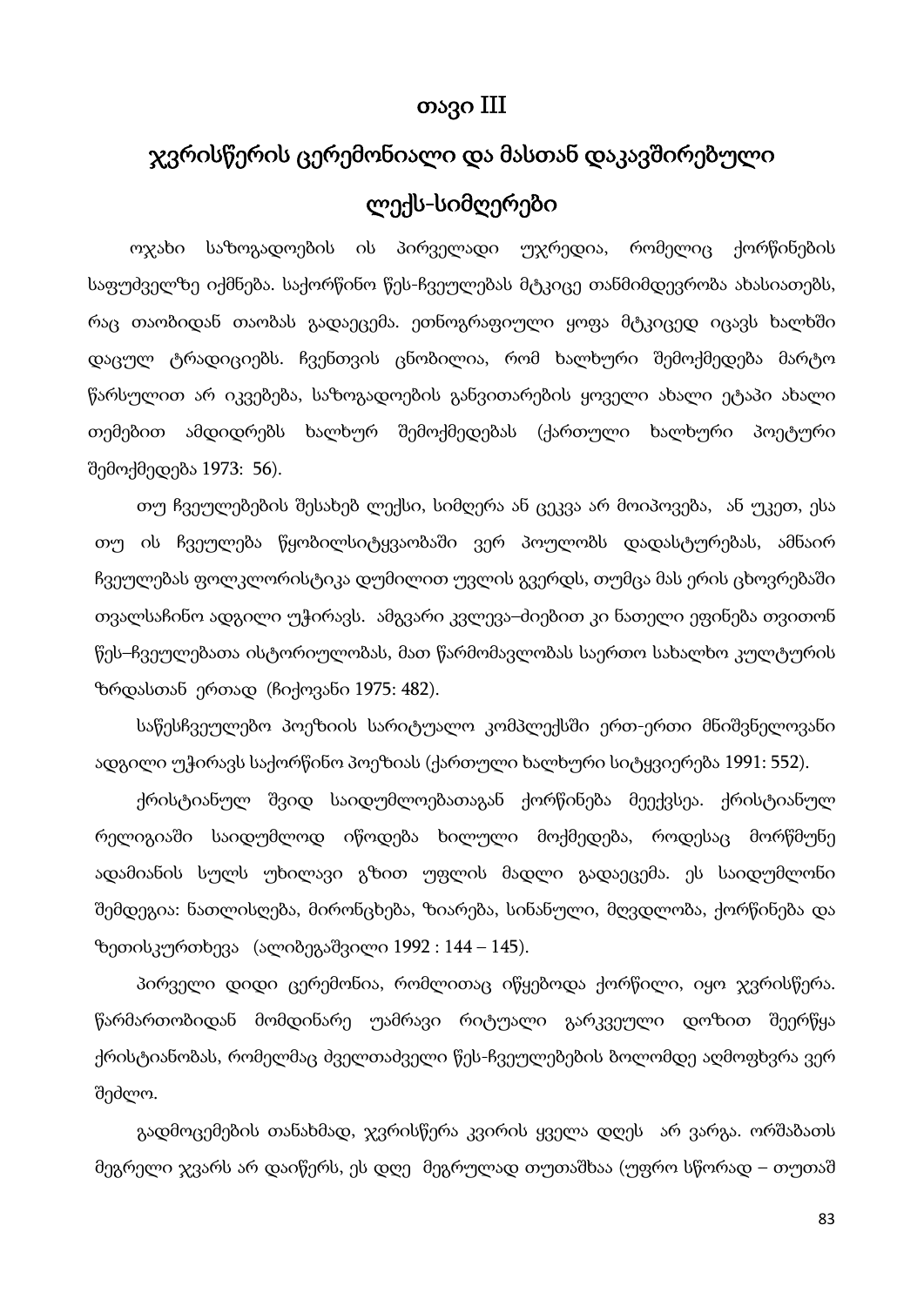# თავი III

## ჯვრისწერის ცერემონიალი და მასთან დაკავშირებული ლექს-სიმღერები

ოჯახი საზოგადოების ის პირველადი უჯრედია, რომელიც ქორწინების საფუძველზე იქმნება. საქორწინო წეს-ჩვეულებას მტკიცე თანმიმდევრობა ახასიათებს, რაც თაობიდან თაობას გადაეცემა. ეთნოგრაფიული ყოფა მტკიცედ იცავს ხალხში დაცულ ტრადიციებს. ჩვენთვის ცნობილია, რომ ხალხური შემოქმედება მარტო წარსულით არ იკვებება, საზოგადოების განვითარების ყოველი ახალი ეტაპი ახალი თემებით ამდიდრებს ხალხურ შემოქმედებას (ქართული ხალხური პოეტური შემოქმედება 1973: 56).

თუ ჩვეულებების შესახებ ლექსი, სიმღერა ან ცეკვა არ მოიპოვება, ან უკეთ, ესა თუ ის ჩვეულება წყობილსიტყვაობაში ვერ პოულობს დადასტურებას, ამნაირ ჩვეულებას ფოლკლორისტიკა დუმილით უვლის გვერდს, თუმცა მას ერის ცხოვრებაში თვალსაჩინო ადგილი უჭირავს. ამგვარი კვლევა–ძიებით კი ნათელი ეფინება თვითონ წეს–ჩვეულებათა ისტორიულობას, მათ წარმომავლობას საერთო სახალხო კულტურის ზრდასთან ერთად (ჩიქოვანი 1975: 482).

საწესჩვეულებო პოეზიის სარიტუალო კომპლექსში ერთ-ერთი მნიშვნელოვანი ადგილი უჭირავს საქორწინო პოეზიას (ქართული ხალხური სიტყვიერება 1991: 552).

ქრისტიანულ შვიდ საიდუმლოებათაგან ქორწინება მეექვსეა. ქრისტიანულ რელიგიაში საიდუმლოდ იწოდება ხილული მოქმედება, როდესაც მორწმუნე ადამიანის სულს უხილავი გზით უფლის მადლი გადაეცემა. ეს საიდუმლონი შემდეგია: ნათლისღება, მირონცხება, ზიარება, სინანული, მღვდლობა, ქორწინება და ზეთისკურთხევა (ალიბეგაშვილი 1992 : 144 – 145).

პირველი დიდი ცერემონია, რომლითაც იწყებოდა ქორწილი, იყო ჯვრისწერა. წარმართობიდან მომდინარე უამრავი რიტუალი გარკვეული დოზით შეერწყა ქრისტიანობას, რომელმაც ძველთაძველი წეს-ჩვეულებების ბოლომდე აღმოფხვრა ვერ შეძლო.

გადმოცემების თანახმად, ჯვრისწერა კვირის ყველა დღეს არ ვარგა. ორშაბათს მეგრელი ჯვარს არ დაიწერს, ეს დღე მეგრულად თუთაშხაა (უფრო სწორად – თუთაშ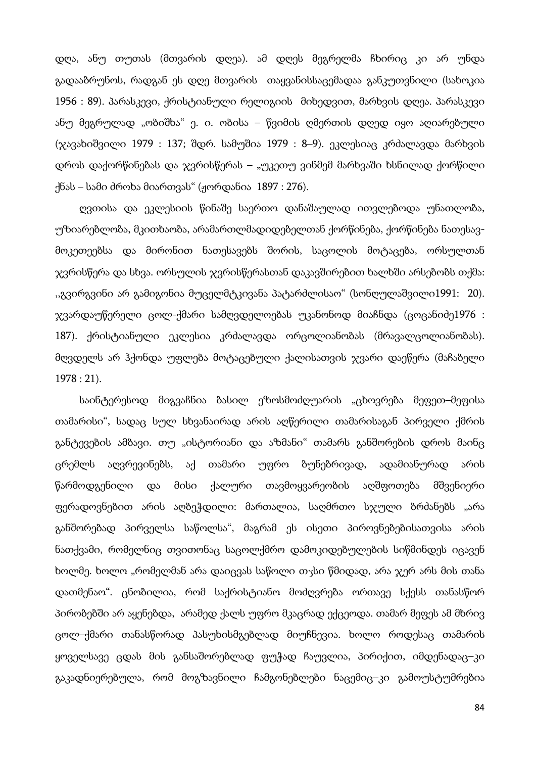დღა, ანუ თუთას (მთვარის დღეა). ამ დღეს მეგრელმა ჩხირიც კი არ უნდა გადააბრუნოს, რადგან ეს დღე მთვარის თაყვანისსაცემადაა განკუთვნილი (სახოკია 1956 : 89). პარასკევი, ქრისტიანული რელიგიის მიხედვით, მარხვის დღეა. პარასკევი ანუ მეგრულად „ობიშხა" ე. ი. ობისა – წვიმის ღმერთის დღედ იყო აღიარებული (ჯავახიშვილი 1979 : 137; შდრ. სამუშია 1979 : 8–9). ეკლესიაც კრძალავდა მარხვის დროს დაქორწინებას და ჯვრისწერას – „უკეთუ ვინმემ მარხვაში ხსნილად ქორწილი ქნას – სამი ძროხა მიართვას" (ჟორდანია 1897 : 276).

ღვთისა და ეკლესიის წინაშე საერთო დანაშაულად ითვლებოდა უნათლობა, უზიარებლობა, მკითხაობა, არამართლმადიდებელთან ქორწინება, ქორწინება ნათესავ-მოკეთეებსა და მირონით ნათესავებს შორის, საცოლის მოტაცება, ორსულთან ჯვრისწერა და სხვა. ორსულის ჯვრისწერასთან დაკავშირებით ხალხში არსებობს თქმა: „გვირგვინი არ გამიგონია მუცელმტკივანა პატარძლისაო" (სონღულაშვილი1991: 20). ჯვარდაუწერელი ცოლ-ქმარი სამღვდელოებას უკანონოდ მიაჩნდა (ცოცანიძე1976 : 187). ქრისტიანული ეკლესია კრძალავდა ორცოლიანობას (მრავალცოლიანობას). მღვდელს არ ჰქონდა უფლება მოტაცებული ქალისათვის ჯვარი დაეწერა (მაჩაბელი 1978 : 21).

საინტერესოდ მიგვაჩნია ბასილ ეზოსმოძღუარის „ცხოვრება მეფეთ–მეფისა თამარისი", სადაც სულ სხვანაირად არის აღწერილი თამარისაგან პირველი ქმრის განტევების ამბავი. თუ „ისტორიანი და აზმანი" თამარს განშორების დროს მაინც ცრემლს აღვრევინებს, აქ თამარი უფრო ბუნებრივად, ადამიანურად არის წარმოდგენილი და მისი ქალური თავმოყვარეობის აღშფოთება მშვენიერი ფერადოვნებით არის აღბეჭდილი: მართალია, საღმრთო სჯული ბრძანებს „არა განშორებად პირველსა საწოლსა", მაგრამ ეს ისეთი პიროვნებებისათვისა არის ნათქვამი, რომელნიც თვითონაც საცოლქმრო დამოკიდებულების სიწმინდეს იცავენ ხოლმე. ხოლო „რომელმან არა დაიცვას საწოლი თჳსი წმიდად, არა ჯერ არს მის თანა დათმენაო". ცნობილია, რომ საქრისტიანო მოძღვრება ორთავე სქესს თანასწორ პირობებში არ აყენებდა, არამედ ქალს უფრო მკაცრად ექცეოდა. თამარ მეფეს ამ მხრივ ცოლ–ქმარი თანასწორად პასუხისმგებლად მიუჩნევია. ხოლო როდესაც თამარის ყოველსავე ცდას მის განსაშორებლად ფუჭად ჩაუვლია, პირიქით, იმდენადაც–კი გაკადნიერებულა, რომ მოგზავნილი ჩამგონებლები ნაცემიც–კი გამოუსტუმრებია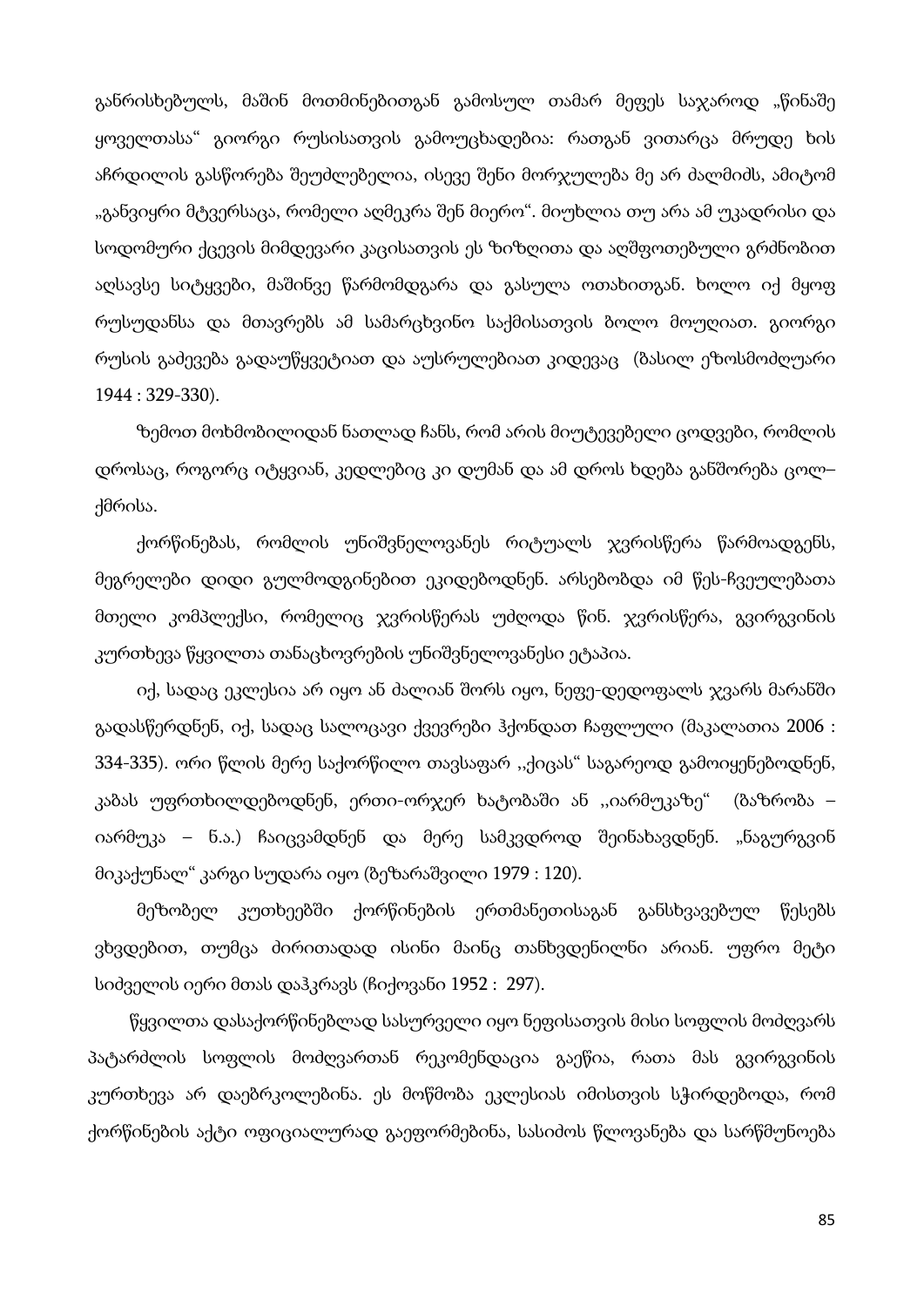განრისხებულს, მაშინ მოთმინებითგან გამოსულ თამარ მეფეს საჯაროდ „წინაშე ყოველთასა“ გიორგი რუსისათვის გამოუცხადებია: რათგან ვითარცა მრუდე ხის აჩრდილის გასწორება შეუძლებელია, ისევე შენი მორჯულება მე არ ძალმიძს, ამიტომ „განვიყრი მტვერსაცა, რომელი აღმეკრა შენ მიერო“. მიუხლია თუ არა ამ უკადრისი და სოდომური ქცევის მიმდევარი კაცისათვის ეს ზიზღითა და აღშფოთებული გრძნობით აღსავსე სიტყვები, მაშინვე წარმომდგარა და გასულა ოთახითგან. ხოლო იქ მყოფ რუსუდანსა და მთავრებს ამ სამარცხვინო საქმისათვის ბოლო მოუღიათ. გიორგი რუსის გაძევება გადაუწყვეტიათ და აუსრულებიათ კიდევაც (ბასილ ეზოსმოძღუარი 1944 : 329-330).

ზემოთ მოხმობილიდან ნათლად ჩანს, რომ არის მიუტევებელი ცოდვები, რომლის დროსაც, როგორც იტყვიან, კედლებიც კი დუმან და ამ დროს ხდება განშორება ცოლ–ქმრისა.

ქორწინებას, რომლის უნიშვნელოვანეს რიტუალს ჯვრისწერა წარმოადგენს, მეგრელები დიდი გულმოდგინებით ეკიდებოდნენ. არსებობდა იმ წეს-ჩვეულებათა მთელი კომპლექსი, რომელიც ჯვრისწერას უძღოდა წინ. ჯვრისწერა, გვირგვინის კურთხევა წყვილთა თანაცხოვრების უნიშვნელოვანესი ეტაპია.

იქ, სადაც ეკლესია არ იყო ან ძალიან შორს იყო, ნეფე-დედოფალს ჯვარს მარანში გადასწერდნენ, იქ, სადაც სალოცავი ქვევრები ჰქონდათ ჩაფლული (მაკალათია 2006 : 334-335). ორი წლის მერე საქორწილო თავსაფარ ,,ქიცას“ საგარეოდ გამოიყენებოდნენ, კაბას უფრთხილდებოდნენ, ერთი-ორჯერ ხატობაში ან ,,იარმუკაზე“ (ბაზრობა – იარმუკა – ნ.ა.) ჩაიცვამდნენ და მერე სამკვდროდ შეინახავდნენ. „ნაგურგვინ მიკაქუნალ“ კარგი სუდარა იყო (ბეზარაშვილი 1979 : 120).

მეზობელ კუთხეებში ქორწინების ერთმანეთისაგან განსხვავებულ წესებს ვხვდებით, თუმცა ძირითადად ისინი მაინც თანხვდენილნი არიან. უფრო მეტი სიძველის იერი მთას დაჰკრავს (ჩიქოვანი 1952 : 297).

წყვილთა დასაქორწინებლად სასურველი იყო ნეფისათვის მისი სოფლის მოძღვარს პატარძლის სოფლის მოძღვართან რეკომენდაცია გაეწია, რათა მას გვირგვინის კურთხევა არ დაებრკოლებინა. ეს მოწმობა ეკლესიას იმისთვის სჭირდებოდა, რომ ქორწინების აქტი ოფიციალურად გაეფორმებინა, სასიძოს წლოვანება და სარწმუნოება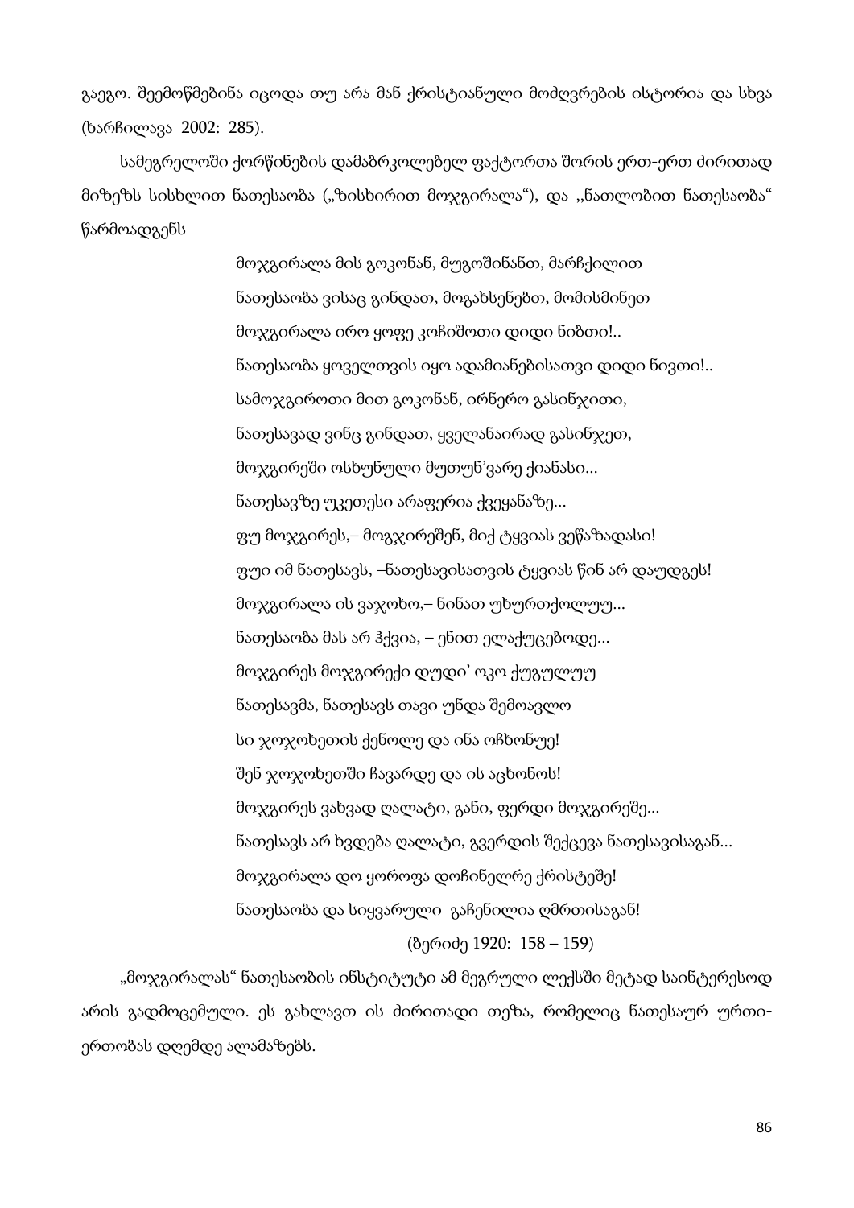გაეგო. შეემოწმებინა იცოდა თუ არა მან ქრისტიანული მოძღვრების ისტორია და სხვა (ხარჩილავა 2002: 285).

სამეგრელოში ქორწინების დამაბრკოლებელ ფაქტორთა შორის ერთ-ერთ ძირითად მიზეზს სისხლით ნათესაობა („ზისხირით მოჯგირალა“), და ,,ნათლობით ნათესაობა“ წარმოადგენს

მოჯგირალა მის გოკონან, მუგოშინანთ, მარჩქილით
ნათესაობა ვისაც გინდათ, მოგახსენებთ, მომისმინეთ
მოჯგირალა ირო ყოფე კოჩიშოთი დიდი ნიზთი!..
ნათესაობა ყოველთვის იყო ადამიანებისათვი დიდი ნივთი!..
სამოჯგიროთი მით გოკონან, ირნერო გასინჯითი,
ნათესავად ვინც გინდათ, ყველანაირად გასინჯეთ,
მოჯგირეში ოსხუნული მუთუნ'ვარე ქიანასი...
ნათესავზე უკეთესი არაფერია ქვეყანაზე...
ფუ მოჯგირეს,– მოგჯირეშენ, მიქ ტყვიას ვეწაზადასი!
ფუი იმ ნათესავს, –ნათესავისათვის ტყვიას წინ არ დაუდგეს!
მოჯგირალა ის ვაჯოხო,– ნინათ უხურთქოლუუ...
ნათესაობა მას არ ჰქვია, – ენით ელაქუცებოდე...
მოჯგირეს მოჯგირექი დუდი' ოკო ქუგულუუ
ნათესავმა, ნათესავს თავი უნდა შემოავლო
სი ჯოჯოხეთის ქენოლე და ინა ოჩხონუე!
შენ ჯოჯოხეთში ჩავარდე და ის აცხონოს!
მოჯგირეს ვახვად ღალატი, განი, ფერდი მოჯგირეშე...
ნათესავს არ ხვდება ღალატი, გვერდის შექცევა ნათესავისაგან...
მოჯგირალა დო ყოროფა დოჩინელრე ქრისტეშე!
ნათესაობა და სიყვარული გაჩენილია ღმრთისაგან!
(ბერიძე 1920: 158 – 159)

„მოჯგირალას“ ნათესაობის ინსტიტუტი ამ მეგრული ლექსში მეტად საინტერესოდ არის გადმოცემული. ეს გახლავთ ის ძირითადი თეზა, რომელიც ნათესაურ ურთიერთობას დღემდე ალამაზებს.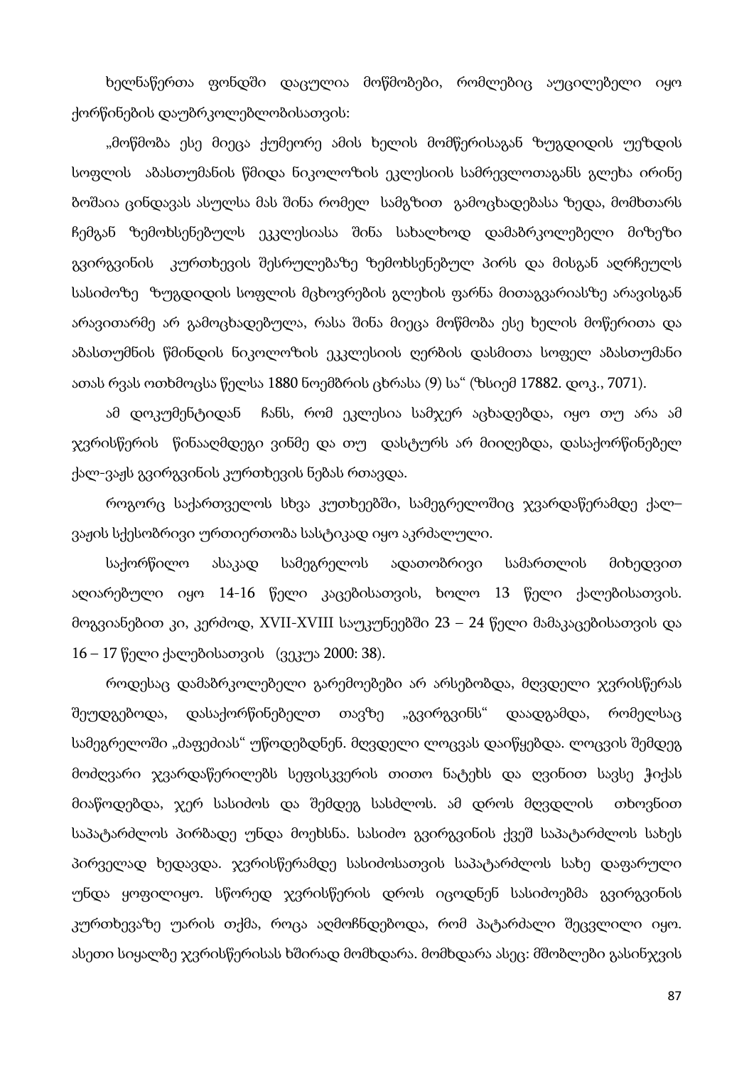ხელნაწერთა ფონდში დაცულია მოწმობები, რომლებიც აუცილებელი იყო ქორწინების დაუბრკოლებლობისათვის:

„მოწმობა ესე მიეცა ქუმეორე ამის ხელის მომწერისაგან ზუგდიდის უეზდის სოფლის აბასთუმანის წმიდა ნიკოლოზის ეკლესიის სამრევლოთაგანს გლეხა ირინე ბოშაია ცინდავას ასულსა მას შინა რომელ სამგზით გამოცხადებასა ზედა, მომხთარს ჩემგან ზემოხსენებულს ეკკლესიასა შინა სახალხოდ დამაბრკოლებელი მიზეზი გვირგვინის კურთხევის შესრულებაზე ზემოხსენებულ პირს და მისგან აღრჩეულს სასიძოზე ზუგდიდის სოფლის მცხოვრების გლეხის ფარნა მითაგვარიასზე არავისგან არავითარმე არ გამოცხადებულა, რასა შინა მიეცა მოწმობა ესე ხელის მოწერითა და აბასთუმნის წმინდის ნიკოლოზის ეკკლესიის ღერბის დასმითა სოფელ აბასთუმანი ათას რვას ოთხმოცსა წელსა 1880 ნოემბრის ცხრასა (9) სა“ (ზსიემ 17882. დოკ., 7071).

ამ დოკუმენტიდან ჩანს, რომ ეკლესია სამჯერ აცხადებდა, იყო თუ არა ამ ჯვრისწერის წინააღმდეგი ვინმე და თუ დასტურს არ მიიღებდა, დასაქორწინებელ ქალ-ვაჟს გვირგვინის კურთხევის ნებას რთავდა.

როგორც საქართველოს სხვა კუთხეებში, სამეგრელოშიც ჯვარდაწერამდე ქალ–ვაჟის სქესობრივი ურთიერთობა სასტიკად იყო აკრძალული.

საქორწილო ასაკად სამეგრელოს ადათობრივი სამართლის მიხედვით აღიარებული იყო 14-16 წელი კაცებისათვის, ხოლო 13 წელი ქალებისათვის. მოგვიანებით კი, კერძოდ, XVII-XVIII საუკუნეებში 23 – 24 წელი მამაკაცებისათვის და 16 – 17 წელი ქალებისათვის (ვეკუა 2000: 38).

როდესაც დამაბრკოლებელი გარემოებები არ არსებობდა, მღვდელი ჯვრისწერას შეუდგებოდა, დასაქორწინებელთ თავზე „გვირგვინს“ დაადგამდა, რომელსაც სამეგრელოში „ძაფეძიას“ უწოდებდნენ. მღვდელი ლოცვას დაიწყებდა. ლოცვის შემდეგ მოძღვარი ჯვარდაწერილებს სეფისკვერის თითო ნატეხს და ღვინით სავსე ჭიქას მიაწოდებდა, ჯერ სასიძოს და შემდეგ სასძლოს. ამ დროს მღვდლის თხოვნით საპატარძლოს პირბადე უნდა მოეხსნა. სასიძო გვირგვინის ქვეშ საპატარძლოს სახეს პირველად ხედავდა. ჯვრისწერამდე სასიძოსათვის საპატარძლოს სახე დაფარული უნდა ყოფილიყო. სწორედ ჯვრისწერის დროს იცოდნენ სასიძოებმა გვირგვინის კურთხევაზე უარის თქმა, როცა აღმოჩნდებოდა, რომ პატარძალი შეცვლილი იყო. ასეთი სიყალბე ჯვრისწერისას ხშირად მომხდარა. მომხდარა ასეც: მშობლები გასინჯვის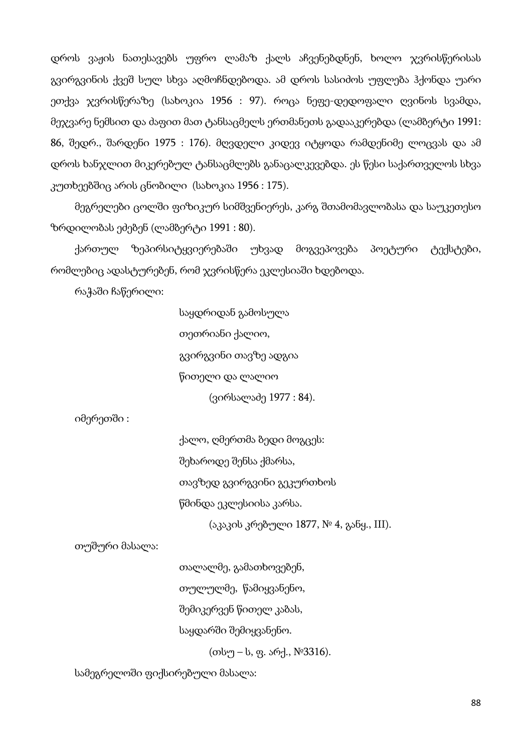დროს ვაჟის ნათესავებს უფრო ლამაზ ქალს აჩვენებდნენ, ხოლო ჯვრისწერისას გვირგვინის ქვეშ სულ სხვა აღმოჩნდებოდა. ამ დროს სასიძოს უფლება ჰქონდა უარი ეთქვა ჯვრისწერაზე (სახოკია 1956 : 97). როცა ნეფე-დედოფალი ღვინოს სვამდა, მეჯვარე ნემსით და ძაფით მათ ტანსაცმელს ერთმანეთს გადააკერებდა (ლამბერტი 1991: 86, შედრ., შარდენი 1975 : 176). მღვდელი კიდევ იტყოდა რამდენიმე ლოცვას და ამ დროს ხანჯლით მიკერებულ ტანსაცმლებს განაცალკევებდა. ეს წესი საქართველოს სხვა კუთხეებშიც არის ცნობილი (სახოკია 1956 : 175).

მეგრელები ცოლში ფიზიკურ სიმშვენიერეს, კარგ შთამომავლობასა და საუკეთესო ზრდილობას ეძებენ (ლამბერტი 1991 : 80).

ქართულ ზეპირსიტყვიერებაში უხვად მოგვეპოვება პოეტური ტექსტები, რომლებიც ადასტურებენ, რომ ჯვრისწერა ეკლესიაში ხდებოდა.

რაჭაში ჩაწერილი:

> საყდრიდან გამოსულა
> თეთრიანი ქალიო,
> გვირგვინი თავზე ადგია
> წითელი და ლალიო
>
> (ვირსალაძე 1977 : 84).

იმერეთში :

> ქალო, ღმერთმა ბედი მოგცეს:
> შეხაროდე შენსა ქმარსა,
> თავზედ გვირგვინი გეკურთხოს
> წმინდა ეკლესიისა კარსა.
>
> (აკაკის კრებული 1877, № 4, განყ., III).

თუშური მასალა:

> თალალმე, გამათხოვებენ,
> თულულმე, წამიყვანენო,
> შემიკერვენ წითელ კაბას,
> საყდარში შემიყვანენო.
>
> (თსუ – ს, ფ. არქ., №3316).

სამეგრელოში ფიქსირებული მასალა: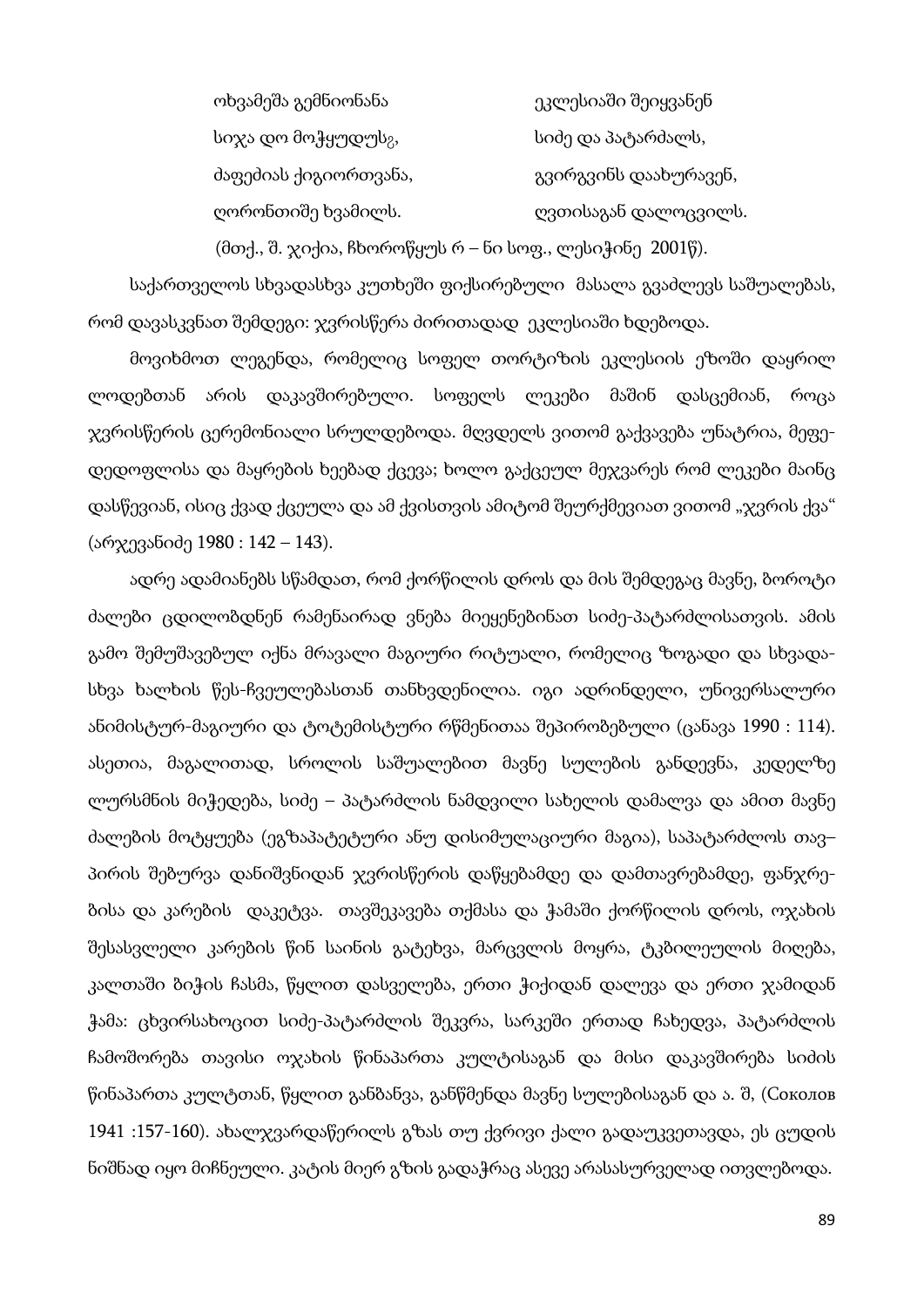| | |
|---|---|
| ოხვამეშა გემნიონანა | ეკლესიაში შეიყვანენ |
| სიჯა დო მოჭყუდუსც, | სიძე და პატარძალს, |
| ძაფეძიას ქიგიორთვანა, | გვირგვინს დაახურავენ, |
| ღორონთიშე ხვამილს. | ღვთისაგან დალოცვილს. |

(მთქ., შ. ჯიქია, ჩხოროწყუს რ – ნი სოფ., ლესიჭინე 2001წ).

საქართველოს სხვადასხვა კუთხეში ფიქსირებული მასალა გვაძლევს საშუალებას, რომ დავასკვნათ შემდეგი: ჯვრისწერა ძირითადად ეკლესიაში ხდებოდა.

მოვიხმოთ ლეგენდა, რომელიც სოფელ თორტიზის ეკლესიის ეზოში დაყრილ ლოდებთან არის დაკავშირებული. სოფელს ლეკები მაშინ დასცემიან, როცა ჯვრისწერის ცერემონიალი სრულდებოდა. მღვდელს ვითომ გაქვავება უნატრია, მეფე-დედოფლისა და მაყრების ხეებად ქცევა; ხოლო გაქცეულ მეჯვარეს რომ ლეკები მაინც დასწევიან, ისიც ქვად ქცეულა და ამ ქვისთვის ამიტომ შეურქმევიათ ვითომ „ჯვრის ქვა" (არჯევანიძე 1980 : 142 – 143).

ადრე ადამიანებს სწამდათ, რომ ქორწილის დროს და მის შემდეგაც მავნე, ბოროტი ძალები ცდილობდნენ რამენაირად ვნება მიეყენებინათ სიძე-პატარძლისათვის. ამის გამო შემუშავებულ იქნა მრავალი მაგიური რიტუალი, რომელიც ზოგადი და სხვადა-სხვა ხალხის წეს-ჩვეულებასთან თანხვდენილია. იგი ადრინდელი, უნივერსალური ანიმისტურ-მაგიური და ტოტემისტური რწმენითაა შეპირობებული (ცანავა 1990 : 114). ასეთია, მაგალითად, სროლის საშუალებით მავნე სულების განდევნა, კედელზე ლურსმნის მიჭედება, სიძე – პატარძლის ნამდვილი სახელის დამალვა და ამით მავნე ძალების მოტყუება (ეგზაპატეტური ანუ დისიმულაციური მაგია), საპატარძლოს თავ–პირის შებურვა დანიშვნიდან ჯვრისწერის დაწყებამდე და დამთავრებამდე, ფანჯრე-ბისა და კარების დაკეტვა. თავშეკავება თქმასა და ჭამაში ქორწილის დროს, ოჯახის შესასვლელი კარების წინ საინის გატეხვა, მარცვლის მოყრა, ტკბილეულის მიღება, კალთაში ბიჭის ჩასმა, წყლით დასველება, ერთი ჭიქიდან დალევა და ერთი ჯამიდან ჭამა: ცხვირსახოცით სიძე-პატარძლის შეკვრა, სარკეში ერთად ჩახედვა, პატარძლის ჩამოშორება თავისი ოჯახის წინაპართა კულტისაგან და მისი დაკავშირება სიძის წინაპართა კულტთან, წყლით განბანვა, განწმენდა მავნე სულებისაგან და ა. შ, (Соколов 1941 :157-160). ახალჯვარდაწერილს გზას თუ ქვრივი ქალი გადაუკვეთავდა, ეს ცუდის ნიშნად იყო მიჩნეული. კატის მიერ გზის გადაჭრაც ასევე არასასურველად ითვლებოდა.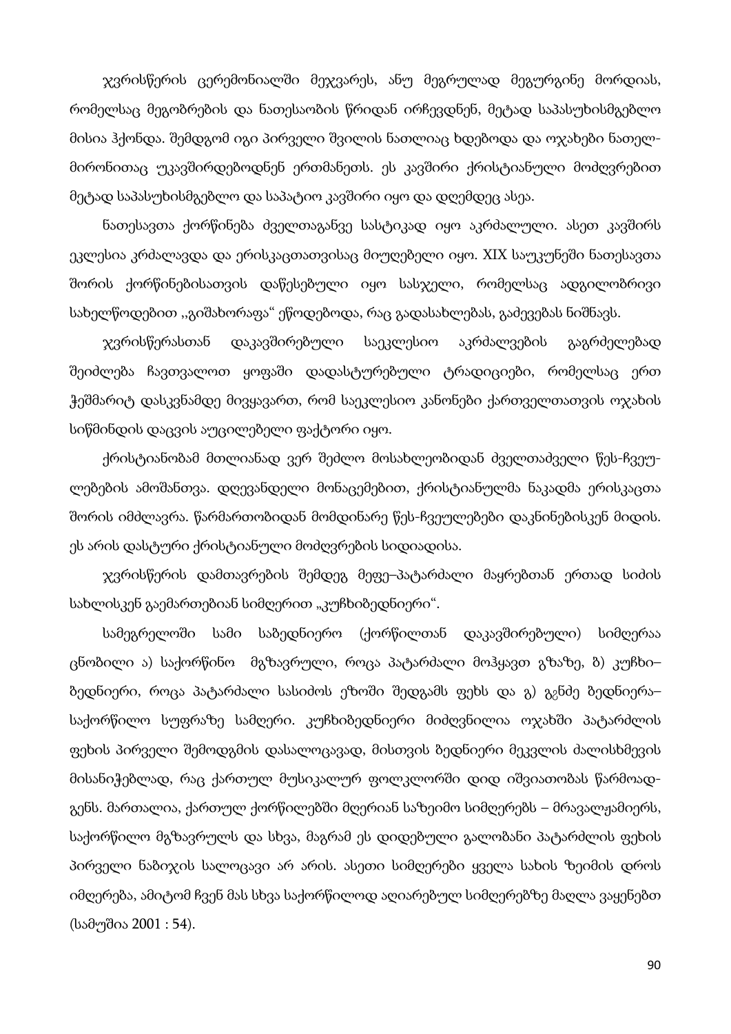ჯვრისწერის ცერემონიალში მეჯვარეს, ანუ მეგრულად მეგურგინე მორდიას, რომელსაც მეგობრების და ნათესაობის წრიდან ირჩევდნენ, მეტად საპასუხისმგებლო მისია ჰქონდა. შემდგომ იგი პირველი შვილის ნათლიაც ხდებოდა და ოჯახები ნათელ-მირონითაც უკავშირდებოდნენ ერთმანეთს. ეს კავშირი ქრისტიანული მოძღვრებით მეტად საპასუხისმგებლო და საპატიო კავშირი იყო და დღემდეც ასეა.

ნათესავთა ქორწინება ძველთაგანვე სასტიკად იყო აკრძალული. ასეთ კავშირს ეკლესია კრძალავდა და ერისკაცთათვისაც მიუღებელი იყო. XIX საუკუნეში ნათესავთა შორის ქორწინებისათვის დაწესებული იყო სასჯელი, რომელსაც ადგილობრივი სახელწოდებით ,,გიშახორაფა" ეწოდებოდა, რაც გადასახლებას, გაძევებას ნიშნავს.

ჯვრისწერასთან დაკავშირებული საეკლესიო აკრძალვების გაგრძელებად შეიძლება ჩავთვალოთ ყოფაში დადასტურებული ტრადიციები, რომელსაც ერთ ჭეშმარიტ დასკვნამდე მივყავართ, რომ საეკლესიო კანონები ქართველთათვის ოჯახის სიწმინდის დაცვის აუცილებელი ფაქტორი იყო.

ქრისტიანობამ მთლიანად ვერ შეძლო მოსახლეობიდან ძველთაძველი წეს-ჩვეულებების ამოშანთვა. დღევანდელი მონაცემებით, ქრისტიანულმა ნაკადმა ერისკაცთა შორის იმძლავრა. წარმართობიდან მომდინარე წეს-ჩვეულებები დაკნინებისკენ მიდის. ეს არის დასტური ქრისტიანული მოძღვრების სიდიადისა.

ჯვრისწერის დამთავრების შემდეგ მეფე–პატარძალი მაყრებთან ერთად სიძის სახლისკენ გაემართებიან სიმღერით „კუჩხიბედნიერი".

სამეგრელოში სამი საბედნიერო (ქორწილთან დაკავშირებული) სიმღერაა ცნობილი ა) საქორწინო მგზავრული, როცა პატარძალი მოჰყავთ გზაზე, ბ) კუჩხი–ბედნიერი, როცა პატარძალი სასიძოს ეზოში შედგამს ფეხს და გ) გჷნძე ბედნიერა–საქორწილო სუფრაზე სამღერი. კუჩხიბედნიერი მიძღვნილია ოჯახში პატარძლის ფეხის პირველი შემოდგმის დასალოცავად, მისთვის ბედნიერი მეკვლის ძალისხმევის მისანიჭებლად, რაც ქართულ მუსიკალურ ფოლკლორში დიდ იშვიათობას წარმოადგენს. მართალია, ქართულ ქორწილებში მღერიან საზეიმო სიმღერებს – მრავალჟამიერს, საქორწილო მგზავრულს და სხვა, მაგრამ ეს დიდებული გალობანი პატარძლის ფეხის პირველი ნაბიჯის სალოცავი არ არის. ასეთი სიმღერები ყველა სახის ზეიმის დროს იმღერება, ამიტომ ჩვენ მას სხვა საქორწილოდ აღიარებულ სიმღერებზე მაღლა ვაყენებთ (სამუშია 2001 : 54).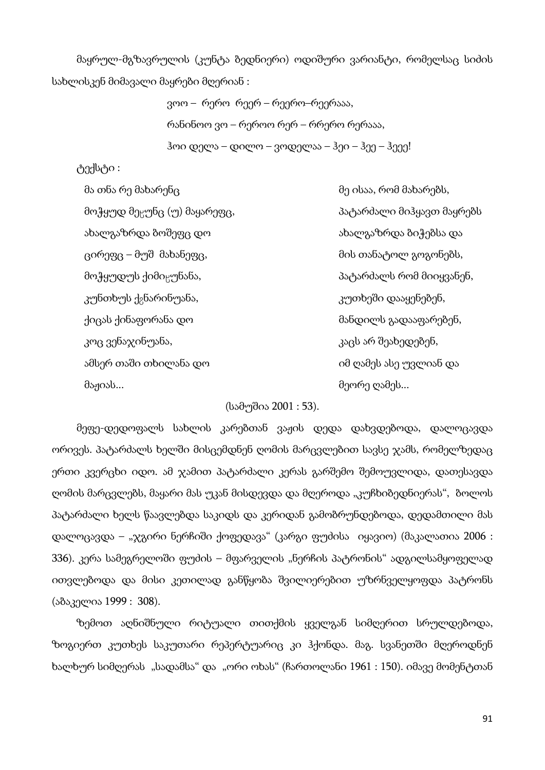მაყრულ-მგზავრულის (კუნტა ბედნიერი) ოდიშური ვარიანტი, რომელსაც სიძის სახლისკენ მიმავალი მაყრები მღერიან :

ვოო – რერო რეერ – რეერო–რეერააა,

რანინოო ვო – რეროო რერ – რრერო რერააა,

ჰოი დელა – დილო – ვოდელაა – ჰეი – ჰეე – ჰეეე!

ტექსტი :

| | |
|---|---|
| მა თნა რე მახარენც | მე ისაა, რომ მახარებს, |
| მოჭყუდ მეჸუნც (უ) მაყარეფც, | პატარძალი მიჰყავთ მაყრებს |
| ახალგაზრდა ბოშეფც დო | ახალგაზრდა ბიჭებსა და |
| ცირეფც – მუშ მახანეფც, | მის თანატოლ გოგონებს, |
| მოჭყუდუს ქიმიჸუნანა, | პატარძალს რომ მიიყვანენ, |
| კუნთხუს ქჷნარინუანა, | კუთხეში დააყენებენ, |
| ქიცას ქინაფორანა დო | მანდილს გადააფარებენ, |
| კოც ვენაჯინუანა, | კაცს არ შეახედებენ, |
| ამსერ თაში თხილანა დო | იმ ღამეს ასე უვლიან და |
| მაჟიას... | მეორე ღამეს... |

(სამუშია 2001 : 53).

მეფე-დედოფალს სახლის კარებთან ვაჟის დედა დახვდებოდა, დალოცავდა ორივეს. პატარძალს ხელში მისცემდნენ ღომის მარცვლებით სავსე ჯამს, რომელზედაც ერთი კვერცხი იდო. ამ ჯამით პატარძალი კერას გარშემო შემოუვლიდა, დათესავდა ღომის მარცვლებს, მაყარი მას უკან მისდევდა და მღეროდა „კუჩხიბედნიერას", ბოლოს პატარძალი ხელს წაავლებდა საკიდს და კერიდან გამობრუნდებოდა, დედამთილი მას დალოცავდა – „ჯგირი ნერჩიში ქოფედავა" (კარგი ფუძისა იყავიო) (მაკალათია 2006 : 336). კერა სამეგრელოში ფუძის – მფარველის „ნერჩის პატრონის" ადგილსამყოფელად ითვლებოდა და მისი კეთილად განწყობა შვილიერებით უზრნველყოფდა პატრონს (აბაკელია 1999 : 308).

ზემოთ აღნიშნული რიტუალი თითქმის ყველგან სიმღერით სრულდებოდა, ზოგიერთ კუთხეს საკუთარი რეპერტუარიც კი ჰქონდა. მაგ. სვანეთში მღეროდნენ ხალხურ სიმღერას „სადამსა" და „ორი ოხას" (ჩართოლანი 1961 : 150). იმავე მომენტთან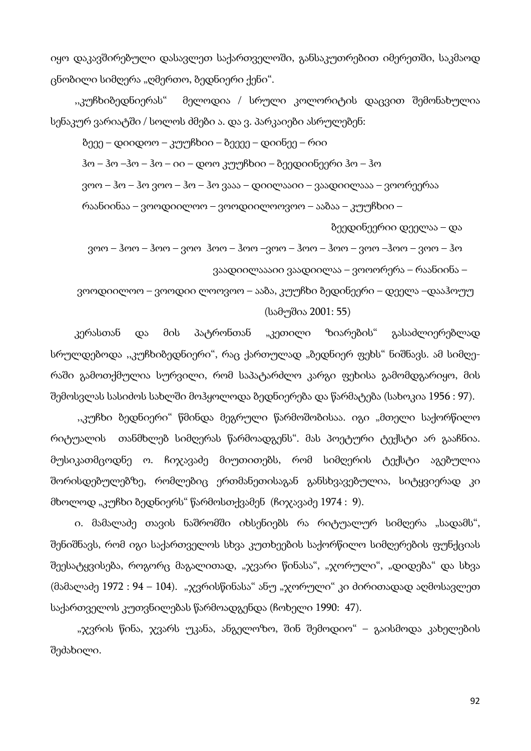იყო დაკავშირებული დასავლეთ საქართველოში, განსაკუთრებით იმერეთში, საკმაოდ ცნობილი სიმღერა „ღმერთო, ბედნიერი ქენი“.

,,კუჩხიბედნიერას“ მელოდია / სრული კოლორიტის დაცვით შემონახულია სენაკურ ვარიატში / სოლოს ძმები ა. და ვ. პარკაიები ასრულებენ:

ბეეე – დიიდოო – კუუჩხიი – ბეეეე – დიინეე – რიი

ჰო – ჰო –ჰო – ჰო – იი – დოო კუუჩხიი – ბეედიინეერი ჰო – ჰო

ვოო – ჰო – ჰო ვოო – ჰო – ჰო ვააა – დიილააიი – ვაადიილააა – ვოორეერაა

რაანიინაა – ვოოდიილოო – ვოოდიილოოვოო – ააბაა – კუუჩხიი –

ბეედინეერიი დეელაა – და

ვოო – ჰოო – ჰოო – ვოო ჰოო – ჰოო –ვოო – ჰოო – ჰოო – ვოო –ჰოო – ვოო – ჰო

ვაადიილააaიი ვაადიილაა – ვოოორერა – რაანიინა –

ვოოდიილოო – ვოოდიი ლოოვოო – ააბა, კუუჩხი ბედინეერი – დეელა –დააჰოუუ

(სამუშია 2001: 55)

კერასთან და მის პატრონთან „კეთილი ზიარების“ გასაძლიერებლად სრულდებოდა ,,კუჩხიბედნიერი“, რაც ქართულად „ბედნიერ ფეხს“ ნიშნავს. ამ სიმღერაში გამოთქმულია სურვილი, რომ საპატარძლო კარგი ფეხისა გამომდგარიყო, მის შემოსვლას სასიძოს სახლში მოჰყოლოდა ბედნიერება და წარმატება (სახოკია 1956 : 97).

,,კუჩხი ბედნიერი“ წმინდა მეგრული წარმოშობისაა. იგი „მთელი საქორწილო რიტუალის თანმხლებ სიმღერას წარმოადგენს“. მას პოეტური ტექსტი არ გააჩნია. მუსიკათმცოდნე ო. ჩიჯავაძე მიუთითებს, რომ სიმღერის ტექსტი აგებულია შორისდებულებზე, რომლებიც ერთმანეთისაგან განსხვავებულია, სიტყვიერად კი მხოლოდ „კუჩხი ბედნიერს“ წარმოსთქვამენ (ჩიჯავაძე 1974 : 9).

ი. მამალაძე თავის ნაშრომში იხსენიებს რა რიტუალურ სიმღერა „სადამს“, შენიშნავს, რომ იგი საქართველოს სხვა კუთხეების საქორწილო სიმღერების ფუნქციას შეესატყვისება, როგორც მაგალითად, „ჯვარი წინასა“, „ჯორული“, „დიდება“ და სხვა (მამალაძე 1972 : 94 – 104). „ჯვრისწინასა“ ანუ „ჯორული“ კი ძირითადად აღმოსავლეთ საქართველოს კუთვნილებას წარმოადგენდა (ჩოხელი 1990: 47).

„ჯვრის წინა, ჯვარს უკანა, ანგელოზო, შინ შემოდიო“ – გაისმოდა კახელების შეძახილი.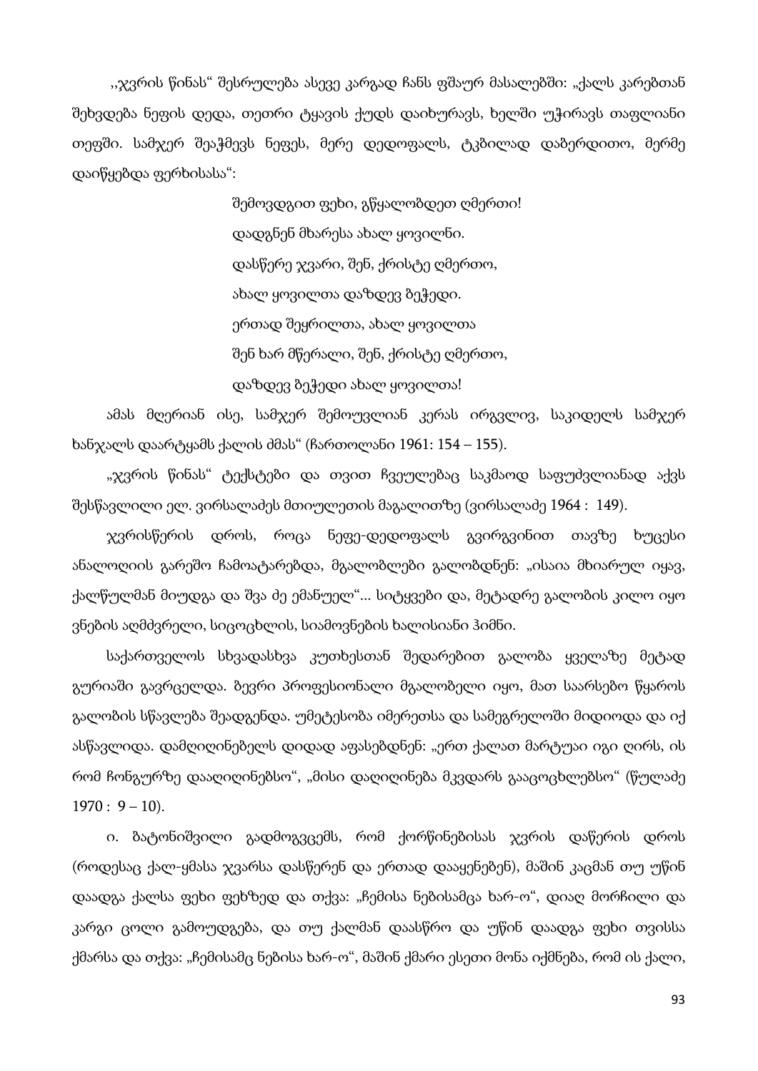,,ჯვრის წინას“ შესრულება ასევე კარგად ჩანს ფშაურ მასალებში: „ქალს კარებთან შეხვდება ნეფის დედა, თეთრი ტყავის ქუდს დაიხურავს, ხელში უჭირავს თაფლიანი თეფში. სამჯერ შეაჭმევს ნეფეს, მერე დედოფალს, ტკბილად დაბერდითო, მერმე დაიწყებდა ფერხისასა“:

> შემოვდგით ფეხი, გწყალობდეთ ღმერთი!
> დადგნენ მხარესა ახალ ყოვილნი.
> დასწერე ჯვარი, შენ, ქრისტე ღმერთო,
> ახალ ყოვილთა დაზდევ ბეჭედი.
> ერთად შეყრილთა, ახალ ყოვილთა
> შენ ხარ მწერალი, შენ, ქრისტე ღმერთო,
> დაზდევ ბეჭედი ახალ ყოვილთა!

ამას მღერიან ისე, სამჯერ შემოუვლიან კერას ირგვლივ, საკიდელს სამჯერ ხანჯალს დაარტყამს ქალის ძმას“ (ჩართოლანი 1961: 154 – 155).

„ჯვრის წინას“ ტექსტები და თვით ჩვეულებაც საკმაოდ საფუძვლიანად აქვს შესწავლილი ელ. ვირსალაძეს მთიულეთის მაგალითზე (ვირსალაძე 1964 : 149).

ჯვრისწერის დროს, როცა ნეფე-დედოფალს გვირგვინით თავზე ხუცესი ანალოღიის გარეშო ჩამოატარებდა, მგალობლები გალობდნენ: „ისაია მხიარულ იყავ, ქალწულმან მიუდგა და შვა ძე ემანუელ“... სიტყვები და, მეტადრე გალობის კილო იყო ვნების აღმძვრელი, სიცოცხლის, სიამოვნების ხალისიანი ჰიმნი.

საქართველოს სხვადასხვა კუთხესთან შედარებით გალობა ყველაზე მეტად გურიაში გავრცელდა. ბევრი პროფესიონალი მგალობელი იყო, მათ საარსებო წყაროს გალობის სწავლება შეადგენდა. უმეტესობა იმერეთსა და სამეგრელოში მიდიოდა და იქ ასწავლიდა. დამღიღინებელს დიდად აფასებდნენ: „ერთ ქალათ მარტუაი იგი ღირს, ის რომ ჩონგურზე დააღიღინებსო“, „მისი დაღიღინება მკვდარს გააცოცხლებსო“ (წულაძე 1970 : 9 – 10).

ი. ბატონიშვილი გადმოგვცემს, რომ ქორწინებისას ჯვრის დაწერის დროს (როდესაც ქალ-ყმასა ჯვარსა დასწერენ და ერთად დააყენებენ), მაშინ კაცმან თუ უწინ დაადგა ქალსა ფეხი ფეხზედ და თქვა: „ჩემისა ნებისამცა ხარ-ო“, დიაღ მორჩილი და კარგი ცოლი გამოუდგება, და თუ ქალმან დაასწრო და უწინ დაადგა ფეხი თვისსა ქმარსა და თქვა: „ჩემისამც ნებისა ხარ-ო“, მაშინ ქმარი ესეთი მონა იქმნება, რომ ის ქალი,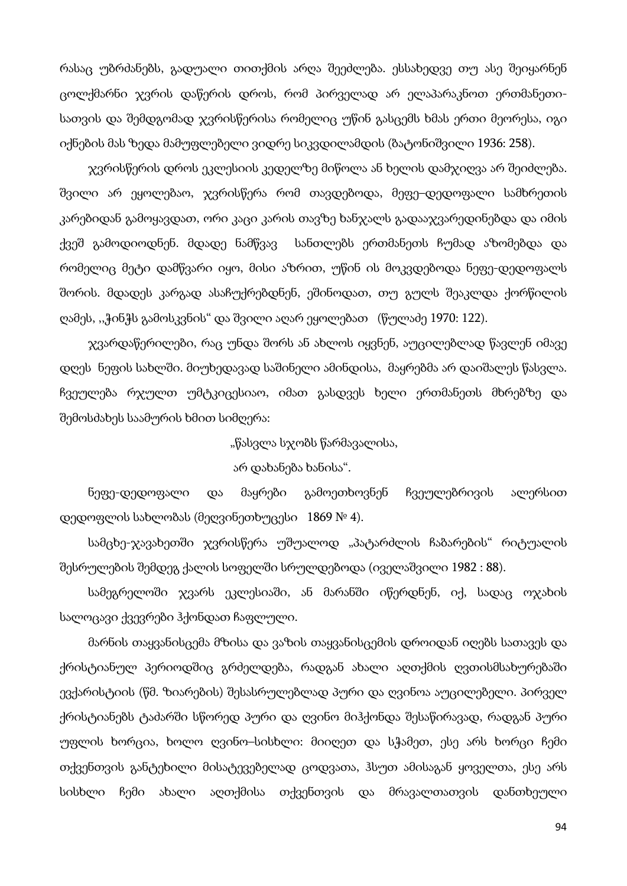რასაც უბრძანებს, გადუალი თითქმის არღა შეეძლება. ესსახედვე თუ ასე შეიყარნენ ცოლქმარნი ჯვრის დაწერის დროს, რომ პირველად არ ელაპარაკნოთ ერთმანეთი-სათვის და შემდგომად ჯვრისწერისა რომელიც უწინ გასცემს ხმას ერთი მეორესა, იგი იქნების მას ზედა მამუფლებელი ვიდრე სიკვდილამდის (ბატონიშვილი 1936: 258).

ჯვრისწერის დროს ეკლესიის კედელზე მიწოლა ან ხელის დამჯიღვა არ შეიძლება. შვილი არ ეყოლებაო, ჯვრისწერა რომ თავდებოდა, მეფე–დედოფალი სამხრეთის კარებიდან გამოყავდათ, ორი კაცი კარის თავზე ხანჯალს გადააჯვარედინებდა და იმის ქვეშ გამოდიოდნენ. მდადე ნამწვავ სანთლებს ერთმანეთს ჩუმად აზომებდა და რომელიც მეტი დამწვარი იყო, მისი აზრით, უწინ ის მოკვდებოდა ნეფე-დედოფალს შორის. მდადეს კარგად ასაჩუქრებდნენ, ეშინოდათ, თუ გულს შეაკლდა ქორწილის ღამეს, ,,ჭინჭს გამოსკვნის" და შვილი აღარ ეყოლებათ (წულაძე 1970: 122).

ჯვარდაწერილები, რაც უნდა შორს ან ახლოს იყვნენ, აუცილებლად წავლენ იმავე დღეს ნეფის სახლში. მიუხედავად საშინელი ამინდისა, მაყრებმა არ დაიშალეს წასვლა. ჩვეულება რჯულთ უმტკიცესიაო, იმათ გასდვეს ხელი ერთმანეთს მხრებზე და შემოსძახეს საამურის ხმით სიმღერა:

„წასვლა სჯობს წარმავალისა,

არ დახანება ხანისა".

ნეფე-დედოფალი და მაყრები გამოეთხოვნენ ჩვეულებრივის ალერსით დედოფლის სახლობას (მეღვინეთხუცესი 1869 № 4).

სამცხე-ჯავახეთში ჯვრისწერა უშუალოდ „პატარძლის ჩაბარების" რიტუალის შესრულების შემდეგ ქალის სოფელში სრულდებოდა (იველაშვილი 1982 : 88).

სამეგრელოში ჯვარს ეკლესიაში, ან მარანში იწერდნენ, იქ, სადაც ოჯახის სალოცავი ქვევრები ჰქონდათ ჩაფლული.

მარნის თაყვანისცემა მზისა და ვაზის თაყვანისცემის დროიდან იღებს სათავეს და ქრისტიანულ პერიოდშიც გრძელდება, რადგან ახალი აღთქმის ღვთისმსახურებაში ევქარისტიის (წმ. ზიარების) შესასრულებლად პური და ღვინო აუცილებელი. პირველ ქრისტიანებს ტაძარში სწორედ პური და ღვინო მიჰქონდა შესაწირავად, რადგან პური უფლის ხორცია, ხოლო ღვინო–სისხლი: მიიღეთ და სჭამეთ, ესე არს ხორცი ჩემი თქვენთვის განტეხილი მისატევებელად ცოდვათა, ჰსუთ ამისაგან ყოველთა, ესე არს სისხლი ჩემი ახალი აღთქმისა თქვენთვის და მრავალთათვის დანთხეული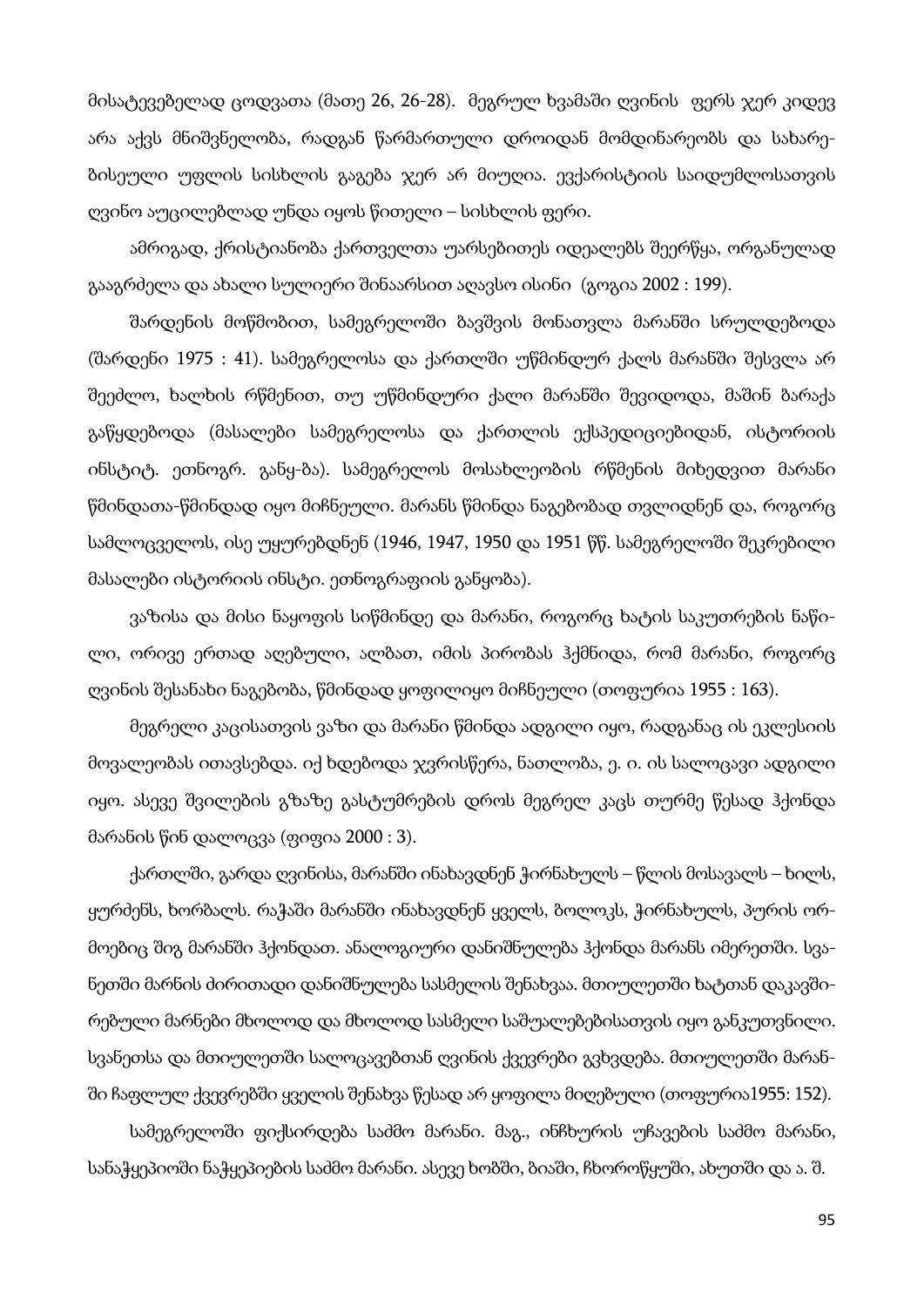მისატევებელად ცოდვათა (მათე 26, 26-28). მეგრულ ხვამაში ღვინის ფერს ჯერ კიდევ არა აქვს მნიშვნელობა, რადგან წარმართული დროიდან მომდინარეობს და სახარებისეული უფლის სისხლის გაგება ჯერ არ მიუღია. ევქარისტიის საიდუმლოსათვის ღვინო აუცილებლად უნდა იყოს წითელი – სისხლის ფერი.

ამრიგად, ქრისტიანობა ქართველთა უარსებითეს იდეალებს შეერწყა, ორგანულად გააგრძელა და ახალი სულიერი შინაარსით აღავსო ისინი (გოგია 2002 : 199).

შარდენის მოწმობით, სამეგრელოში ბავშვის მონათვლა მარანში სრულდებოდა (შარდენი 1975 : 41). სამეგრელოსა და ქართლში უწმინდურ ქალს მარანში შესვლა არ შეეძლო, ხალხის რწმენით, თუ უწმინდური ქალი მარანში შევიდოდა, მაშინ ბარაქა გაწყდებოდა (მასალები სამეგრელოსა და ქართლის ექსპედიციებიდან, ისტორიის ინსტიტ. ეთნოგრ. განყ-ბა). სამეგრელოს მოსახლეობის რწმენის მიხედვით მარანი წმინდათა-წმინდად იყო მიჩნეული. მარანს წმინდა ნაგებობად თვლიდნენ და, როგორც სამლოცველოს, ისე უყურებდნენ (1946, 1947, 1950 და 1951 წწ. სამეგრელოში შეკრებილი მასალები ისტორიის ინსტი. ეთნოგრაფიის განყობა).

ვაზისა და მისი ნაყოფის სიწმინდე და მარანი, როგორც ხატის საკუთრების ნაწილი, ორივე ერთად აღებული, ალბათ, იმის პირობას ჰქმნიდა, რომ მარანი, როგორც ღვინის შესანახი ნაგებობა, წმინდად ყოფილიყო მიჩნეული (თოფურია 1955 : 163).

მეგრელი კაცისათვის ვაზი და მარანი წმინდა ადგილი იყო, რადგანაც ის ეკლესიის მოვალეობას ითავსებდა. იქ ხდებოდა ჯვრისწერა, ნათლობა, ე. ი. ის სალოცავი ადგილი იყო. ასევე შვილების გზაზე გასტუმრების დროს მეგრელ კაცს თურმე წესად ჰქონდა მარანის წინ დალოცვა (ფიფია 2000 : 3).

ქართლში, გარდა ღვინისა, მარანში ინახავდნენ ჭირნახულს – წლის მოსავალს – ხილს, ყურძენს, ხორბალს. რაჭაში მარანში ინახავდნენ ყველს, ბოლოკს, ჭირნახულს, პურის ორმოებიც შიგ მარანში ჰქონდათ. ანალოგიური დანიშნულება ჰქონდა მარანს იმერეთში. სვანეთში მარნის ძირითადი დანიშნულება სასმელის შენახვაა. მთიულეთში ხატთან დაკავშირებული მარნები მხოლოდ და მხოლოდ სასმელი საშუალებებისათვის იყო განკუთვნილი. სვანეთსა და მთიულეთში სალოცავებთან ღვინის ქვევრები გვხვდება. მთიულეთში მარანში ჩაფლულ ქვევრებში ყველის შენახვა წესად არ ყოფილა მიღებული (თოფურია1955: 152).

სამეგრელოში ფიქსირდება საძმო მარანი. მაგ., ინჩხურის უჩავების საძმო მარანი, სანაჭყეპიოში ნაჭყეპიების საძმო მარანი. ასევე ხობში, ბიაში, ჩხოროწყუში, ახუთში და ა. შ.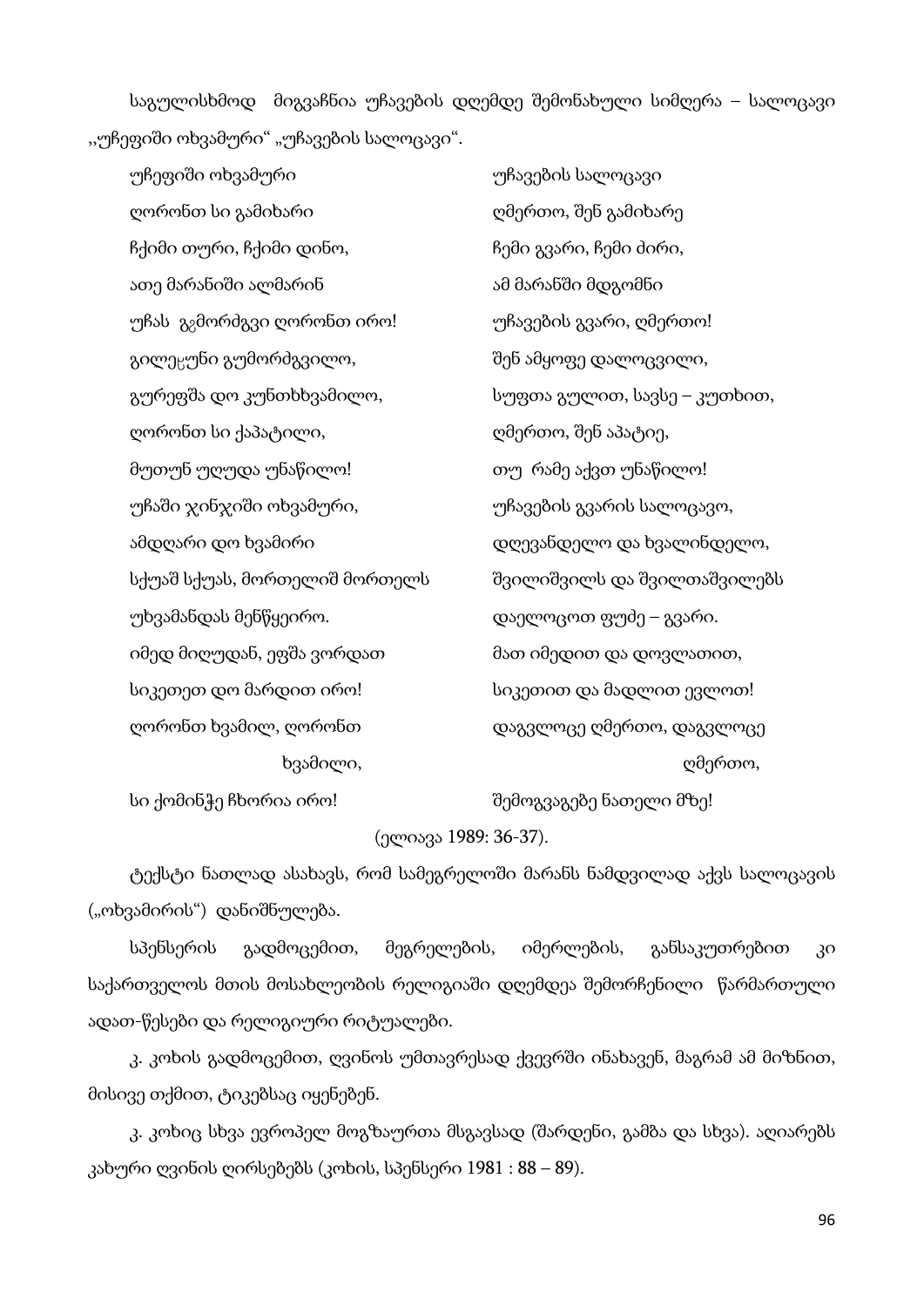საგულისხმოდ მიგვაჩნია უჩავების დღემდე შემონახული სიმღერა – სალოცავი ,,უჩეფიში ოხვამური" „უჩავების სალოცავი".

| უჩეფიში ოხვამური | უჩავების სალოცავი |
|---|---|
| ღორონთ სი გამიხარი | ღმერთო, შენ გამიხარე |
| ჩქიმი თური, ჩქიმი დინო, | ჩემი გვარი, ჩემი ძირი, |
| ათე მარანიში ალმარინ | ამ მარანში მდგომნი |
| უჩას გჷმორძგვი ღორონთ ირო! | უჩავების გვარი, ღმერთო! |
| გილეჸუნი გუმორძგვილო, | შენ ამყოფე დალოცვილი, |
| გურეფშა დო კუნთხხვამილო, | სუფთა გულით, სავსე – კუთხით, |
| ღორონთ სი ქაპატილი, | ღმერთო, შენ აპატიე, |
| მუთუნ უღუდა უნაწილო! | თუ რამე აქვთ უნაწილო! |
| უჩაში ჯინჯიში ოხვამური, | უჩავების გვარის სალოცავო, |
| ამდღარი დო ხვამირი | დღევანდელო და ხვალინდელო, |
| სქუაშ სქუას, მორთელიშ მორთელს | შვილიშვილს და შვილთაშვილებს |
| უხვამანდას მენწყეირო. | დაელოცოთ ფუძე – გვარი. |
| იმედ მიღუდან, ეფშა ვორდათ | მათ იმედით და დოვლათით, |
| სიკეთეთ დო მარდით ირო! | სიკეთით და მადლით ევლოთ! |
| ღორონთ ხვამილ, ღორონთ ხვამილი, | დაგვლოცე ღმერთო, დაგვლოცე ღმერთო, |
| სი ქომინჭე ჩხორია ირო! | შემოგვაგებე ნათელი მზე! |

(ელიავა 1989: 36-37).

ტექსტი ნათლად ასახავს, რომ სამეგრელოში მარანს ნამდვილად აქვს სალოცავის („ოხვამირის") დანიშნულება.

სპენსერის გადმოცემით, მეგრელების, იმერლების, განსაკუთრებით კი საქართველოს მთის მოსახლეობის რელიგიაში დღემდეა შემორჩენილი წარმართული ადათ-წესები და რელიგიური რიტუალები.

კ. კოხის გადმოცემით, ღვინოს უმთავრესად ქვევრში ინახავენ, მაგრამ ამ მიზნით, მისივე თქმით, ტიკებსაც იყენებენ.

კ. კოხიც სხვა ევროპელ მოგზაურთა მსგავსად (შარდენი, გამბა და სხვა). აღიარებს კახური ღვინის ღირსებებს (კოხის, სპენსერი 1981 : 88 – 89).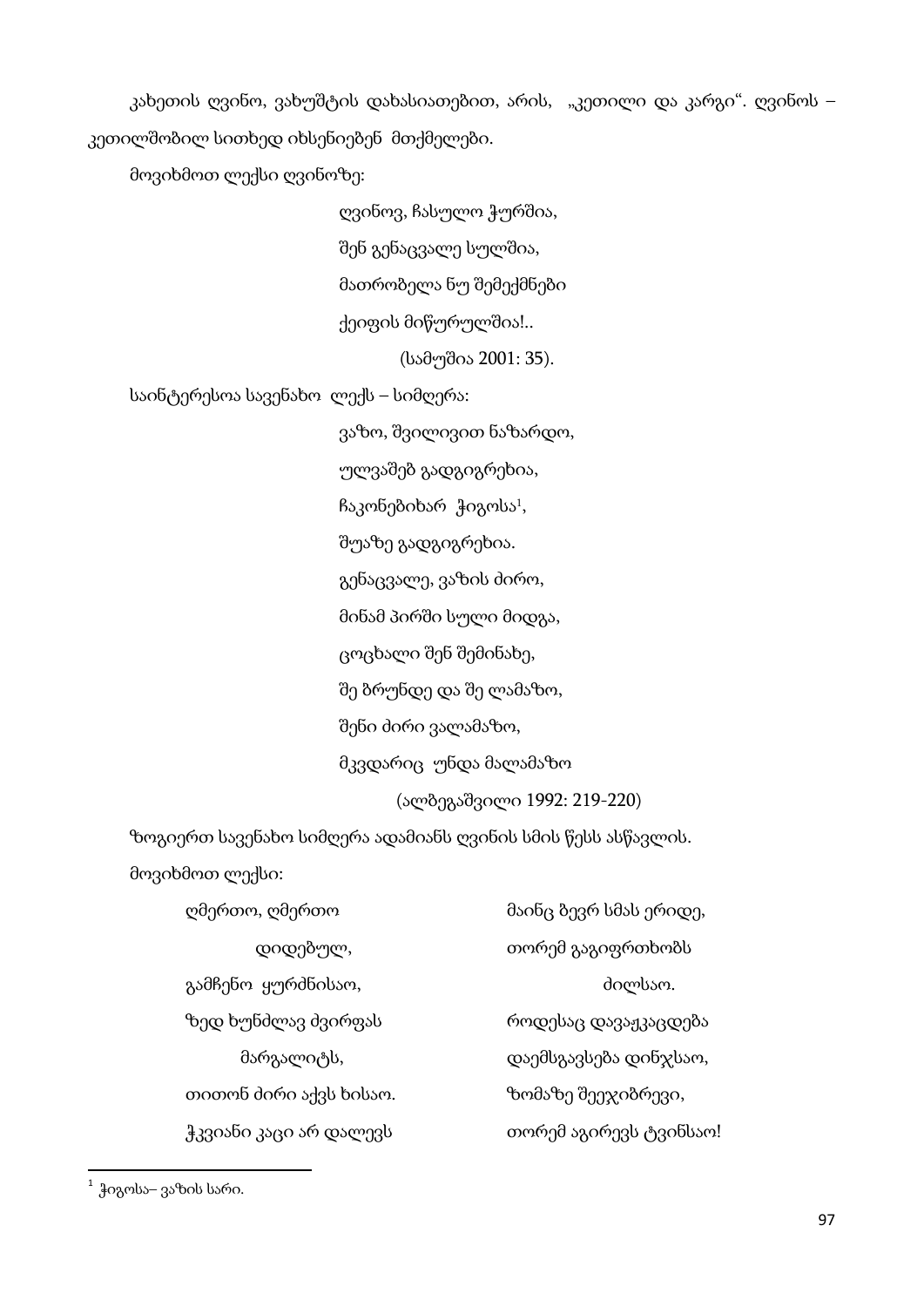კახეთის ღვინო, ვახუშტის დახასიათებით, არის, „კეთილი და კარგი“. ღვინოს – კეთილშობილ სითხედ იხსენიებენ მთქმელები.

მოვიხმოთ ლექსი ღვინოზე:

> ღვინოვ, ჩასულო ჭურშია,
> შენ გენაცვალე სულშია,
> მათრობელა ნუ შემექმნები
> ქეიფის მიწურულშია!..
>
> (სამუშია 2001: 35).

საინტერესოა სავენახო ლექს – სიმღერა:

> ვაზო, შვილივით ნაზარდო,
> ულვაშებ გადგიგრეხია,
> ჩაკონებიხარ ჭიგოსა[1],
> შუაზე გადგიგრეხია.
> გენაცვალე, ვაზის ძირო,
> მინამ პირში სული მიდგა,
> ცოცხალი შენ შემინახე,
> შე ბრუნდე და შე ლამაზო,
> შენი ძირი ვალამაზო,
> მკვდარიც უნდა მალამაზო
>
> (ალბეგაშვილი 1992: 219-220)

ზოგიერთ სავენახო სიმღერა ადამიანს ღვინის სმის წესს ასწავლის.

მოვიხმოთ ლექსი:

> ღმერთო, ღმერთო
> დიდებულ,
> გამჩენო ყურძნისაო,
> ზედ ხუნძლავ ძვირფას
> მარგალიტს,
> თითონ ძირი აქვს ხისაო.
> ჭკვიანი კაცი არ დალევს
> მაინც ბევრ სმას ერიდე,
> თორემ გაგიფრთხობს
> ძილსაო.
> როდესაც დავაჟკაცდება
> დაემსგავსება დინჯსაო,
> ზომაზე შეეჯიბრევი,
> თორემ აგირევს ტვინსაო!

---

[1] ჭიგოსა– ვაზის სარი.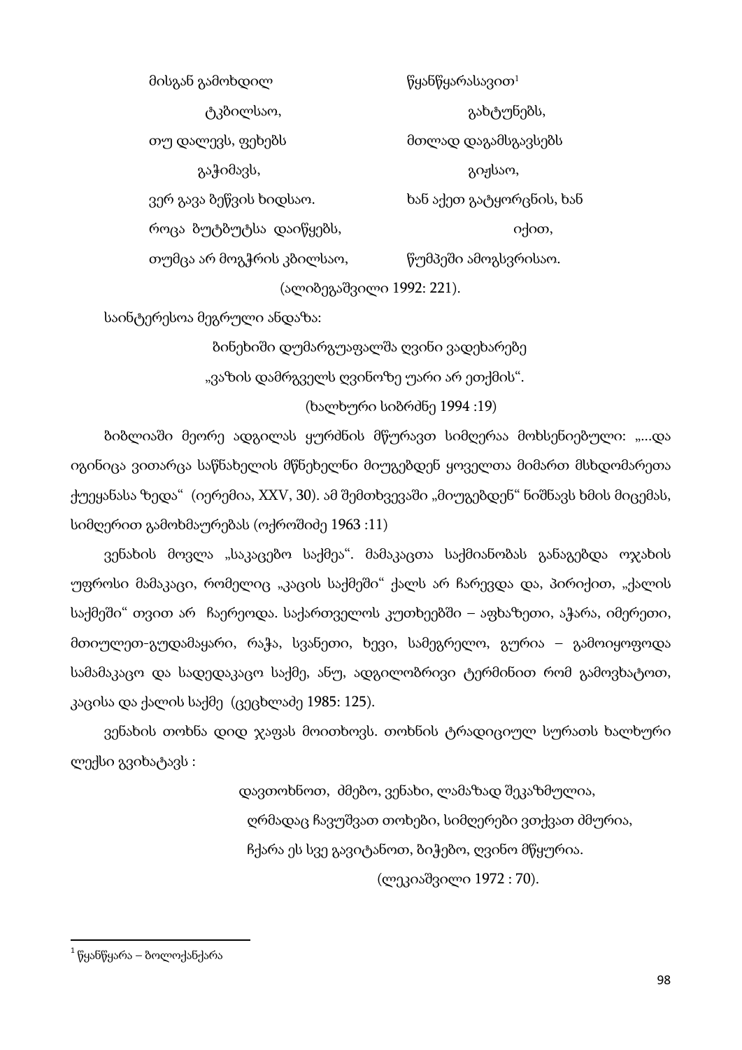მისგან გამოხდილ
ტკბილსაო,
თუ დალევს, ფეხებს
გაჭიმავს,
ვერ გავა ბეწვის ხიდსაო.
როცა ბუტბუტსა დაიწყებს,
თუმცა არ მოგჭრის კბილსაო,

წყანწყარასავით[1]
გახტუნებს,
მთლად დაგამსგავსებს
გიჟსაო,
ხან აქეთ გატყორცნის, ხან
იქით,
წუმპეში ამოგსვრისაო.

(ალიბეგაშვილი 1992: 221).

საინტერესოა მეგრული ანდაზა:

ბინეხიში დუმარგუაფალშა ღვინი ვადეხარებე
„ვაზის დამრგველს ღვინოზე უარი არ ეთქმის“.
(ხალხური სიბრძნე 1994 :19)

ბიბლიაში მეორე ადგილას ყურძნის მწურავთ სიმღერაა მოხსენიებული: „...და იგინიცა ვითარცა საწნახელის მწნეხელნი მიუგებდენ ყოველთა მიმართ მსხდომარეთა ქუეყანასა ზედა“ (იერემია, XXV, 30). ამ შემთხვევაში „მიუგებდენ“ ნიშნავს ხმის მიცემას, სიმღერით გამოხმაურებას (ოქროშიძე 1963 :11)

ვენახის მოვლა „საკაცებო საქმეა“. მამაკაცთა საქმიანობას განაგებდა ოჯახის უფროსი მამაკაცი, რომელიც „კაცის საქმეში“ ქალს არ ჩარევდა და, პირიქით, „ქალის საქმეში“ თვით არ ჩაერეოდა. საქართველოს კუთხეებში – აფხაზეთი, აჭარა, იმერეთი, მთიულეთ-გუდამაყარი, რაჭა, სვანეთი, ხევი, სამეგრელო, გურია – გამოიყოფოდა სამამაკაცო და სადედაკაცო საქმე, ანუ, ადგილობრივი ტერმინით რომ გამოვხატოთ, კაცისა და ქალის საქმე (ცეცხლაძე 1985: 125).

ვენახის თოხნა დიდ ჯაფას მოითხოვს. თოხნის ტრადიციულ სურათს ხალხური ლექსი გვიხატავს :

დავთოხნოთ, ძმებო, ვენახი, ლამაზად შეკაზმულია,
ღრმადაც ჩავუშვათ თოხები, სიმღერები ვთქვათ ძმურია,
ჩქარა ეს სვე გავიტანოთ, ბიჭებო, ღვინო მწყურია.
(ლეკიაშვილი 1972 : 70).

[1] წყანწყარა – ბოლოქანქარა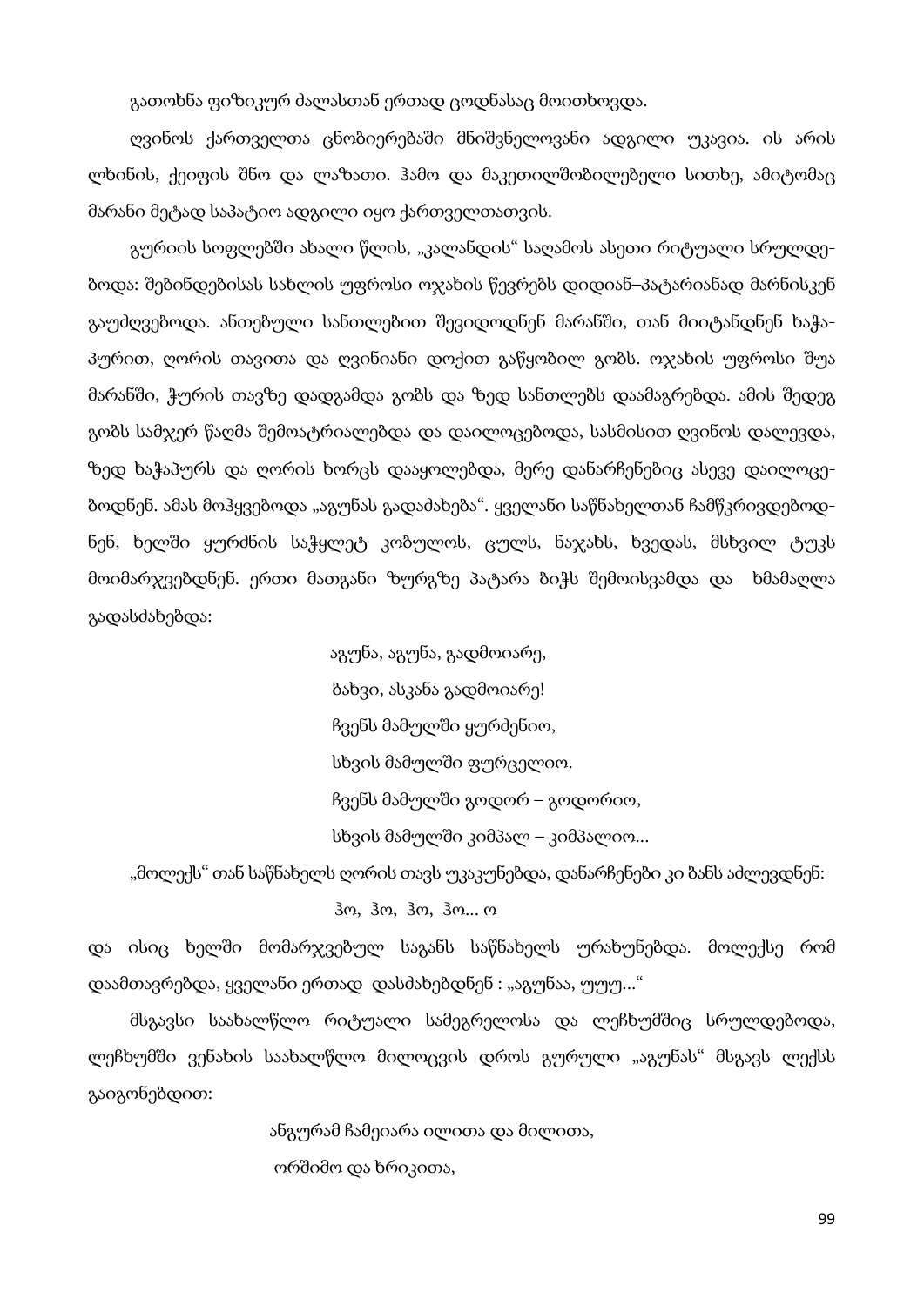გათოხნა ფიზიკურ ძალასთან ერთად ცოდნასაც მოითხოვდა.

ღვინოს ქართველთა ცნობიერებაში მნიშვნელოვანი ადგილი უკავია. ის არის ლხინის, ქეიფის შნო და ლაზათი. ჰამო და მაკეთილშობილებელი სითხე, ამიტომაც მარანი მეტად საპატიო ადგილი იყო ქართველთათვის.

გურიის სოფლებში ახალი წლის, „კალანდის" საღამოს ასეთი რიტუალი სრულდებოდა: შებინდებისას სახლის უფროსი ოჯახის წევრებს დიდიან–პატარიანად მარნისკენ გაუძღვებოდა. ანთებული სანთლებით შევიდოდნენ მარანში, თან მიიტანდნენ ხაჭაპურით, ღორის თავითა და ღვინიანი დოქით გაწყობილ გობს. ოჯახის უფროსი შუა მარანში, ჭურის თავზე დადგამდა გობს და ზედ სანთლებს დაამაგრებდა. ამის შედეგ გობს სამჯერ წაღმა შემოატრიალებდა და დაილოცებოდა, სასმისით ღვინოს დალევდა, ზედ ხაჭაპურს და ღორის ხორცს დააყოლებდა, მერე დანარჩენებიც ასევე დაილოცებოდნენ. ამას მოჰყვებოდა „აგუნას გადაძახება". ყველანი საწნახელთან ჩამწკრივდებოდნენ, ხელში ყურძნის საჭყლეტ კობულოს, ცულს, ნაჯახს, ხვედას, მსხვილ ტუკს მოიმარჯვებდნენ. ერთი მათგანი ზურგზე პატარა ბიჭს შემოისვამდა და ხმამაღლა გადასძახებდა:

> აგუნა, აგუნა, გადმოიარე,
> ბახვი, ასკანა გადმოიარე!
> ჩვენს მამულში ყურძენიო,
> სხვის მამულში ფურცელიო.
> ჩვენს მამულში გოდორ – გოდორიო,
> სხვის მამულში კიმპალ – კიმპალიო...

„მოლექს" თან საწნახელს ღორის თავს უკაკუნებდა, დანარჩენები კი ბანს აძლევდნენ:

> ჰო, ჰო, ჰო, ჰო... ო

და ისიც ხელში მომარჯვებულ საგანს საწნახელს ურახუნებდა. მოლექსე რომ დაამთავრებდა, ყველანი ერთად დასძახებდნენ : „აგუნაა, უუუ..."

მსგავსი საახალწლო რიტუალი სამეგრელოსა და ლეჩხუმშიც სრულდებოდა, ლეჩხუმში ვენახის საახალწლო მილოცვის დროს გურული „აგუნას" მსგავს ლექსს გაიგონებდით:

> ანგურამ ჩამეიარა ილითა და მილითა,
> ორშიმო და ხრიკითა,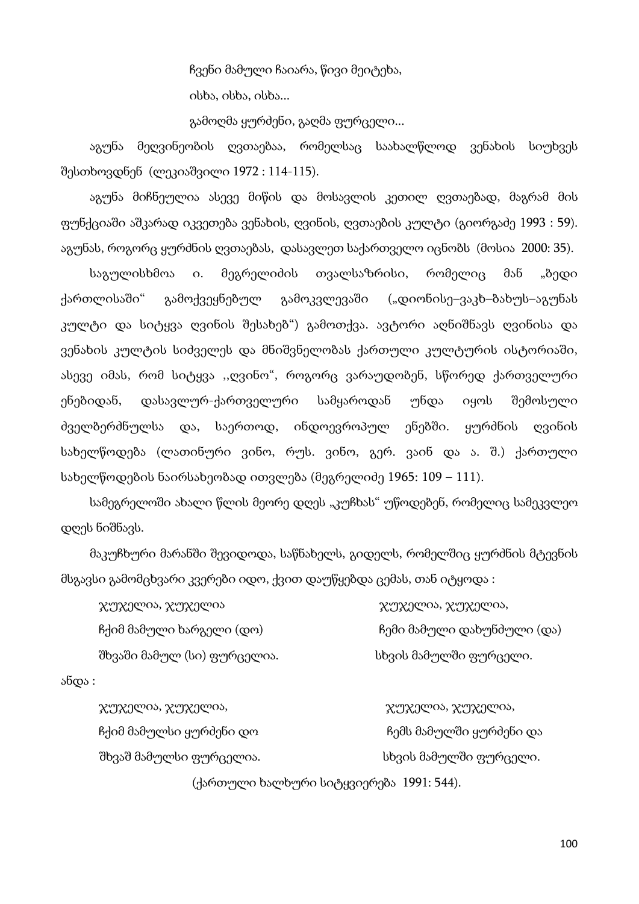ჩვენი მამული ჩაიარა, წივი მეიტეხა,

ისხა, ისხა, ისხა...

გამოღმა ყურძენი, გაღმა ფურცელი...

აგუნა მეღვინეობის ღვთაებაა, რომელსაც საახალწლოდ ვენახის სიუხვეს შესთხოვდნენ (ლეკიაშვილი 1972 : 114-115).

აგუნა მიჩნეულია ასევე მიწის და მოსავლის კეთილ ღვთაებად, მაგრამ მის ფუნქციაში აშკარად იკვეთება ვენახის, ღვინის, ღვთაების კულტი (გიორგაძე 1993 : 59). აგუნას, როგორც ყურძნის ღვთაებას, დასავლეთ საქართველო იცნობს (მოსია 2000: 35).

საგულისხმოა ი. მეგრელიძის თვალსაზრისი, რომელიც მან „ზედი ქართლისაში" გამოქვეყნებულ გამოკვლევაში („დიონისე–ვაკხ–ბახუს–აგუნას კულტი და სიტყვა ღვინის შესახებ") გამოთქვა. ავტორი აღნიშნავს ღვინისა და ვენახის კულტის სიძველეს და მნიშვნელობას ქართული კულტურის ისტორიაში, ასევე იმას, რომ სიტყვა ,,ღვინო", როგორც ვარაუდობენ, სწორედ ქართველური ენებიდან, დასავლურ-ქართველური სამყაროდან უნდა იყოს შემოსული ძველბერძნულსა და, საერთოდ, ინდოევროპულ ენებში. ყურძნის ღვინის სახელწოდება (ლათინური ვინო, რუს. ვინო, გერ. ვაინ და ა. შ.) ქართული სახელწოდების ნაირსახეობად ითვლება (მეგრელიძე 1965: 109 – 111).

სამეგრელოში ახალი წლის მეორე დღეს „კუჩხას" უწოდებენ, რომელიც სამეკვლეო დღეს ნიშნავს.

მაკუჩხური მარანში შევიდოდა, საწნახელს, გიდელს, რომელშიც ყურძნის მტევნის მსგავსი გამომცხვარი კვერები იდო, ქვით დაუწყებდა ცემას, თან იტყოდა :

| | |
|---|---|
| ჯუჯელია, ჯუჯელია | ჯუჯელია, ჯუჯელია, |
| ჩქიმ მამული ხარგელი (დო) | ჩემი მამული დახუნძული (და) |
| შხვაში მამულ (სი) ფურცელია. | სხვის მამულში ფურცელი. |

ანდა :

| | |
|---|---|
| ჯუჯელია, ჯუჯელია, | ჯუჯელია, ჯუჯელია, |
| ჩქიმ მამულსი ყურძენი დო | ჩემს მამულში ყურძენი და |
| შხვაშ მამულსი ფურცელია. | სხვის მამულში ფურცელი. |

(ქართული ხალხური სიტყვიერება 1991: 544).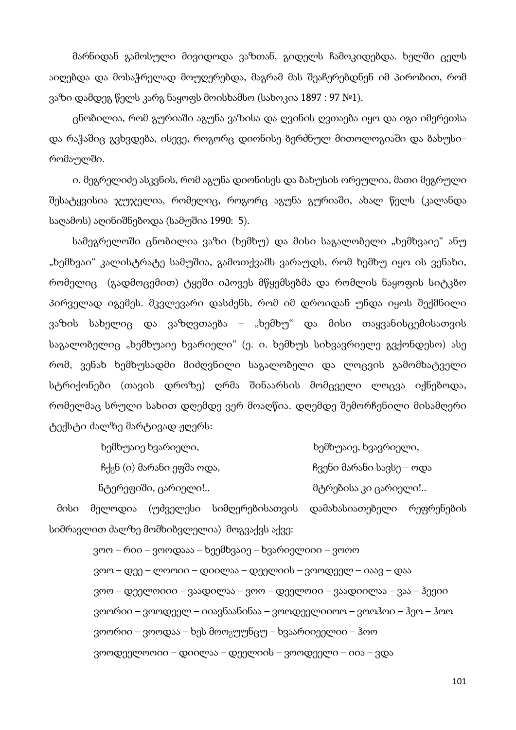მარნიდან გამოსული მივიდოდა ვაზთან, გიდელს ჩამოკიდებდა. ხელში ცელს აიღებდა და მოსაჭრელად მოუღერებდა, მაგრამ მას შეაჩერებდნენ იმ პირობით, რომ ვაზი დამდეგ წელს კარგ ნაყოფს მოისხამსო (სახოკია 1897 : 97 №1).

ცნობილია, რომ გურიაში აგუნა ვაზისა და ღვინის ღვთაება იყო და იგი იმერეთსა და რაჭაშიც გვხვდება, ისევე, როგორც დიონისე ბერძნულ მითოლოგიაში და ბახუსი– რომაულში.

ი. მეგრელიძე ასკვნის, რომ აგუნა დიონისეს და ბახუსის ორეულია, მათი მეგრული შესატყვისია ჯუჯელია, რომელიც, როგორც აგუნა გურიაში, ახალ წელს (კალანდა საღამოს) აღინიშნებოდა (სამუშია 1990: 5).

სამეგრელოში ცნობილია ვაზი (ხემხუ) და მისი საგალობელი „ხემხვაიე" ანუ „ხემხვაი" კალისტრატე სამუშია, გამოთქვამს ვარაუდს, რომ ხემხუ იყო ის ვენახი, რომელიც (გადმოცემით) ტყეში იპოვეს მწყემსებმა და რომლის ნაყოფის სიტკბო პირველად იგემეს. მკვლევარი დასძენს, რომ იმ დროიდან უნდა იყოს შექმნილი ვაზის სახელიც და ვაზღვთაება – „ხემხუ" და მისი თაყვანისცემისათვის საგალობელიც „ხემხუაიე ხვარიელი" (ე. ი. ხემხუს სიხვავრიელე გვქონდესო) ასე რომ, ვენახ ხემხუსადმი მიძღვნილი საგალობელი და ლოცვის გამომხატველი სტრიქონები (თავის დროზე) ღრმა შინაარსის მომცველი ლოცვა იქნებოდა, რომელმაც სრული სახით დღემდე ვერ მოაღწია. დღემდე შემორჩენილი მისამღერი ტექსტი ძალზე მარტივად ჟღერს:

| | |
|---|---|
| ხემხუაიე ხვარიელი, | ხემხუაიე, ხვავრიელი, |
| ჩქჷნ (ი) მარანი ეფშა ოდა, | ჩვენი მარანი სავსე – ოდა |
| ნტერეფიში, ცარიელი!.. | მტრებისა კი ცარიელი!.. |

მისი მელოდია (უძველესი სიმღერებისათვის დამახასიათებელი რეფრენების სიმრავლით ძალზე მომხიბვლელია) მოგვაქვს აქვე:

ვოო – რიი – ვოოდააა – ხეემხვაიე – ხვარიელიიი – ვოოო
ვოო – დეე – ლოოოიი – დიილაა – დეელიის – ვოოდეელ – იაავ – დაა
ვოო – დეელოიიი – ვაადილაა – ვოო – დეელოიი – ვაადიილაა – ვაა – ჰეეიი
ვოორიი – ვოოდეელ – იიავნაანინაა – ვოოდეელიიოო – ვოოჰოი – ჰეო – ჰოო
ვოორიი – ვოოდაა – ხეს მოოგუუნცუ – ხვაარიიეელიი – ჰოო
ვოოდეელოოიი – დიილაა – დეელიის – ვოოდეელი – იია – ვდა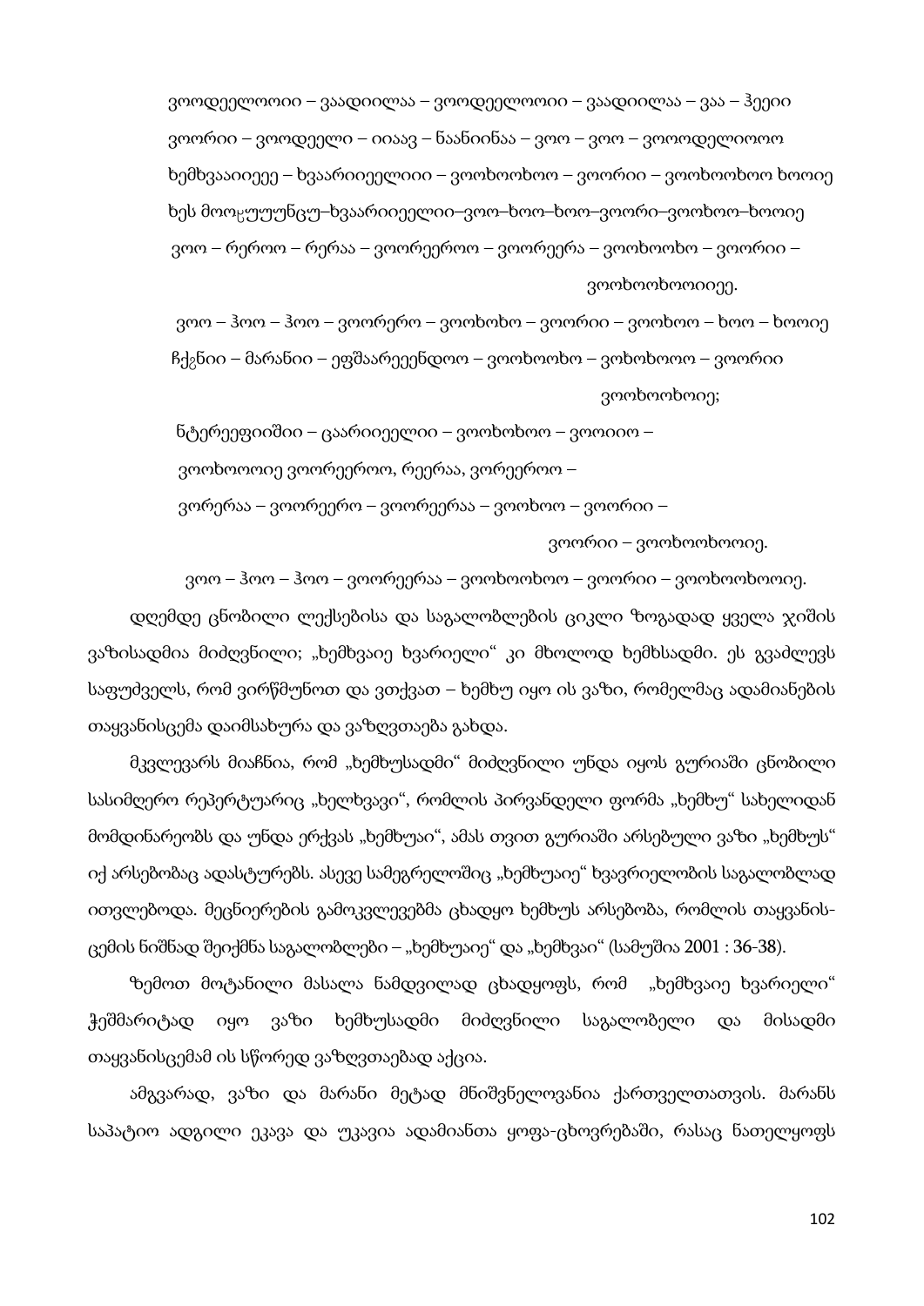ვოოდეელოოიი – ვაადიილაა – ვოოდეელოოიი – ვაადიილაა – ვაა – ჰეეიი
ვოორიი – ვოოდეელი – იიაავ – ნაანიინაა – ვოო – ვოო – ვოოოდელიოოო
ხემხვააიიეეე – ხვაარიიეელიიი – ვოოხოოხოო – ვოორიი – ვოოხოოხოო ხოოიე
ხეს მოოჸუუუნცუ–ხვაარიიეელიი–ვოო–ხოო–ხოო–ვოორი–ვოოხოო–ხოოიე
ვოო – რეროო – რერაა – ვოორეეროო – ვოორეერა – ვოოხოოხო – ვოორიი –
ვოოხოოხოოიიეე.

ვოო – ჰოო – ჰოო – ვოორერო – ვოოხოხო – ვოორიი – ვოოხოო – ხოო – ხოოიე
ჩქჵნიი – მარანიი – ეფშაარეეენდოოო – ვოოხოოხო – ვოხოხოოო – ვოორიი
ვოოხოოხოოიე;

ნტერეეფიიშიი – ცაარიიეელიი – ვოოხოხოო – ვოოიიოო –
ვოოხოოოიე ვოორეეროო, რეერაა, ვორეეროო –
ვორერაა – ვოორეერო – ვოორეერაა – ვოოხოო – ვოორიი –
ვოორიი – ვოოხოოხოოიე.

ვოო – ჰოო – ჰოო – ვოორეერაა – ვოოხოოხოო – ვოორიი – ვოოხოოხოოიე.

დღემდე ცნობილი ლექსებისა და საგალობლების ციკლი ზოგადად ყველა ჯიშის ვაზისადმია მიძღვნილი; „ხემხვაიე ხვარიელი" კი მხოლოდ ხემხსადმი. ეს გვაძლევს საფუძველს, რომ ვირწმუნოთ და ვთქვათ – ხემხუ იყო ის ვაზი, რომელმაც ადამიანების თაყვანისცემა დაიმსახურა და ვაზღვთაება გახდა.

მკვლევარს მიაჩნია, რომ „ხემხუსადმი" მიძღვნილი უნდა იყოს გურიაში ცნობილი სასიმღერო რეპერტუარიც „ხელხვავი", რომლის პირვანდელი ფორმა „ხემხუ" სახელიდან მომდინარეობს და უნდა ერქვას „ხემხუაი", ამას თვით გურიაში არსებული ვაზი „ხემხუს" იქ არსებობაც ადასტურებს. ასევე სამეგრელოშიც „ხემხუაიე" ხვავრიელობის საგალობლად ითვლებოდა. მეცნიერების გამოკვლევებმა ცხადყო ხემხუს არსებობა, რომლის თაყვანის-ცემის ნიშნად შეიქმნა საგალობლები – „ხემხუაიე" და „ხემხვაი" (სამუშია 2001 : 36-38).

ზემოთ მოტანილი მასალა ნამდვილად ცხადყოფს, რომ „ხემხვაიე ხვარიელი" ჭეშმარიტად იყო ვაზი ხემხუსადმი მიძღვნილი საგალობელი და მისადმი თაყვანისცემამ ის სწორედ ვაზღვთაებად აქცია.

ამგვარად, ვაზი და მარანი მეტად მნიშვნელოვანია ქართველთათვის. მარანს საპატიო ადგილი ეკავა და უკავია ადამიანთა ყოფა-ცხოვრებაში, რასაც ნათელყოფს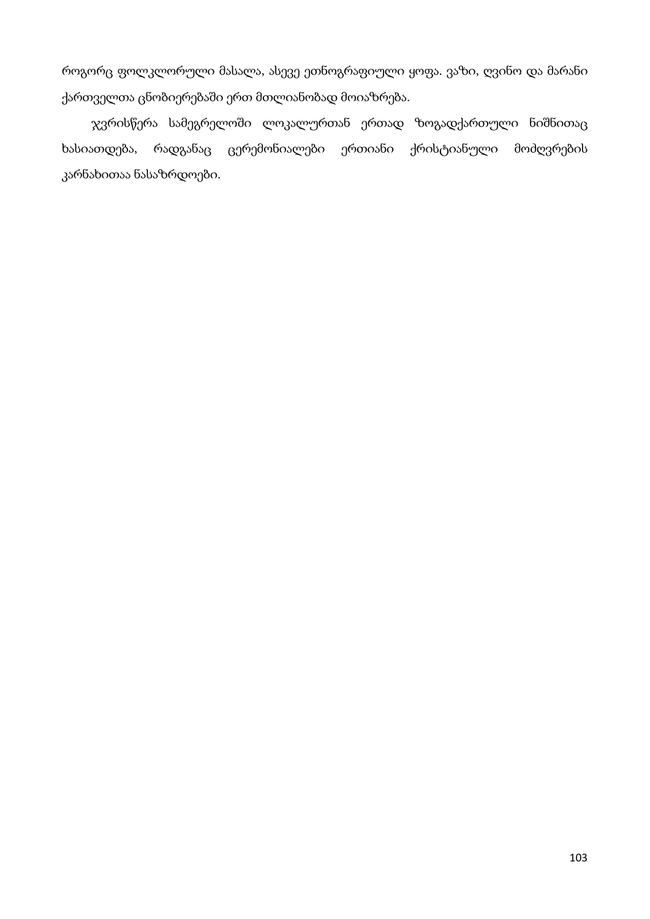როგორც ფოლკლორული მასალა, ასევე ეთნოგრაფიული ყოფა. ვაზი, ღვინო და მარანი ქართველთა ცნობიერებაში ერთ მთლიანობად მოიაზრება.

ჯვრისწერა სამეგრელოში ლოკალურთან ერთად ზოგადქართული ნიშნითაც ხასიათდება, რადგანაც ცერემონიალები ერთიანი ქრისტიანული მოძღვრების კარნახითაა ნასაზრდოები.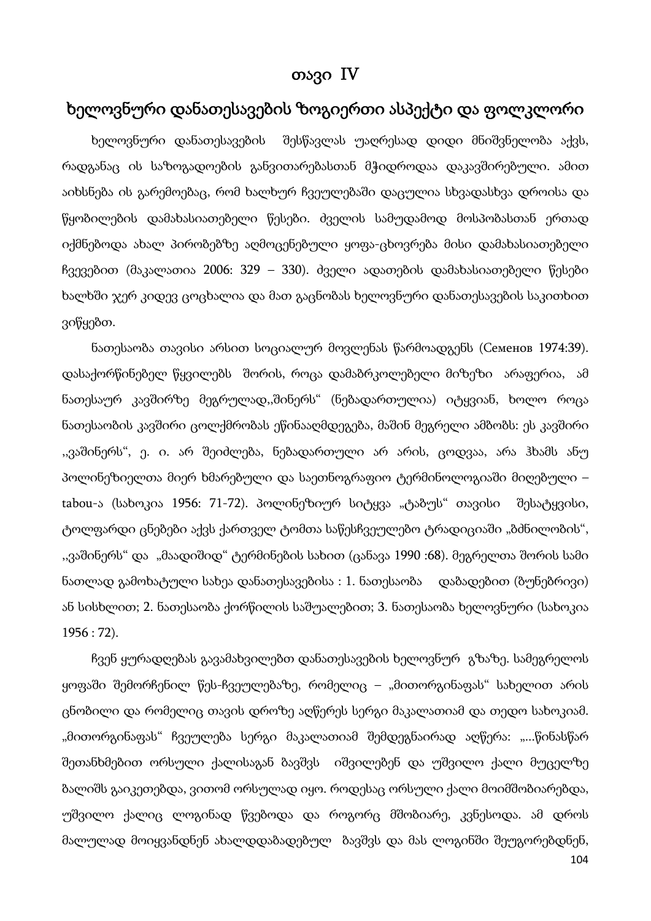# თავი IV

## ხელოვნური დანათესავების ზოგიერთი ასპექტი და ფოლკლორი

ხელოვნური დანათესავების შესწავლას უაღრესად დიდი მნიშვნელობა აქვს, რადგანაც ის საზოგადოების განვითარებასთან მჭიდროდაა დაკავშირებული. ამით აიხსნება ის გარემოებაც, რომ ხალხურ ჩვეულებაში დაცულია სხვადასხვა დროისა და წყობილების დამახასიათებელი წესები. ძველის სამუდამოდ მოსპობასთან ერთად იქმნებოდა ახალ პირობებზე აღმოცენებული ყოფა-ცხოვრება მისი დამახასიათებელი ჩვევებით (მაკალათია 2006: 329 – 330). ძველი ადათების დამახასიათებელი წესები ხალხში ჯერ კიდევ ცოცხალია და მათ გაცნობას ხელოვნური დანათესავების საკითხით ვიწყებთ.

ნათესაობა თავისი არსით სოციალურ მოვლენას წარმოადგენს (Семенов 1974:39). დასაქორწინებელ წყვილებს შორის, როცა დამაბრკოლებელი მიზეზი არაფერია, ამ ნათესაურ კავშირზე მეგრულად,,შინერს“ (ნებადართულია) იტყვიან, ხოლო როცა ნათესაობის კავშირი ცოლქმრობას ეწინააღმდეგება, მაშინ მეგრელი ამბობს: ეს კავშირი ,,ვაშინერს“, ე. ი. არ შეიძლება, ნებადართული არ არის, ცოდვაა, არა ჰხამს ანუ პოლინეზიელთა მიერ ხმარებული და საეთნოგრაფიო ტერმინოლოგიაში მიღებული – tabou-ა (სახოკია 1956: 71-72). პოლინეზიურ სიტყვა „ტაბუს“ თავისი შესატყვისი, ტოლფარდი ცნებები აქვს ქართველ ტომთა საწესჩვეულებო ტრადიციაში „ბძნილობის“, ,,ვაშინერს“ და „მაადიშიდ“ ტერმინების სახით (ცანავა 1990 :68). მეგრელთა შორის სამი ნათლად გამოხატული სახეა დანათესავებისა : 1. ნათესაობა დაბადებით (ბუნებრივი) ან სისხლით; 2. ნათესაობა ქორწილის საშუალებით; 3. ნათესაობა ხელოვნური (სახოკია 1956 : 72).

ჩვენ ყურადღებას გავამახვილებთ დანათესავების ხელოვნურ გზაზე. სამეგრელოს ყოფაში შემორჩენილ წეს-ჩვეულებაზე, რომელიც – „მითორგინაფას“ სახელით არის ცნობილი და რომელიც თავის დროზე აღწერეს სერგი მაკალათიამ და თედო სახოკიამ. „მითორგინაფას“ ჩვეულება სერგი მაკალათიამ შემდეგნაირად აღწერა: „...წინასწარ შეთანხმებით ორსული ქალისაგან ბავშვს იშვილებენ და უშვილო ქალი მუცელზე ბალიშს გაიკეთებდა, ვითომ ორსულად იყო. როდესაც ორსული ქალი მოიმშობიარებდა, უშვილო ქალიც ლოგინად წვებოდა და როგორც მშობიარე, კვნესოდა. ამ დროს მალულად მოიყვანდნენ ახალდაბადებულ ბავშვს და მას ლოგინში შეუგორებდნენ,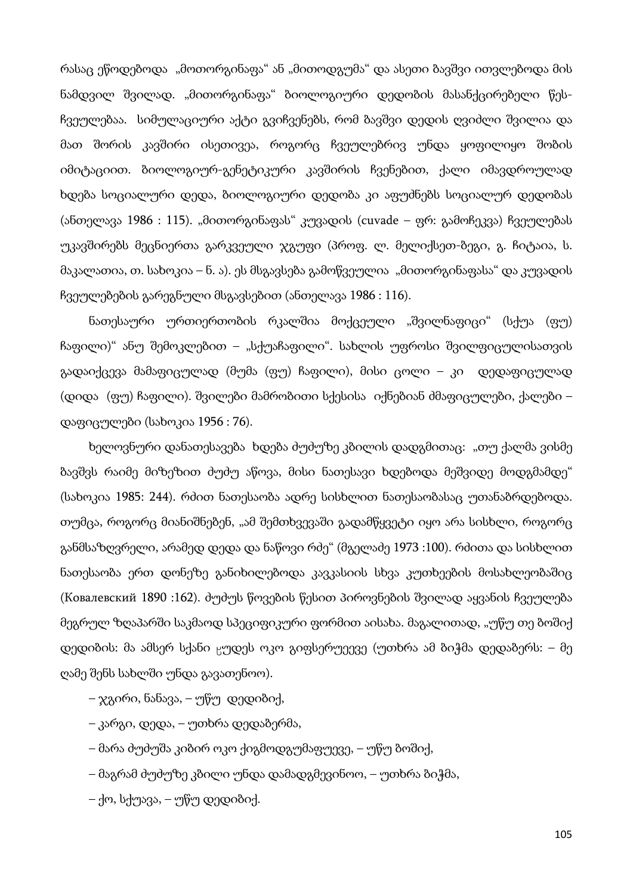რასაც ეწოდებოდა „მოთორგინაფა“ ან „მითოდგუმა“ და ასეთი ბავშვი ითვლებოდა მის ნამდვილ შვილად. „მითორგინაფა“ ბიოლოგიური დედობის მასანქცირებელი წეს-ჩვეულებაა. სიმულაციური აქტი გვიჩვენებს, რომ ბავშვი დედის ღვიძლი შვილია და მათ შორის კავშირი ისეთივეა, როგორც ჩვეულებრივ უნდა ყოფილიყო შობის იმიტაციით. ბიოლოგიურ-გენეტიკური კავშირის ჩვენებით, ქალი იმავდროულად ხდება სოციალური დედა, ბიოლოგიური დედობა კი აფუძნებს სოციალურ დედობას (ანთელავა 1986 : 115). „მითორგინაფას“ კუვადის (cuvade – ფრ: გამოჩეკვა) ჩვეულებას უკავშირებს მეცნიერთა გარკვეული ჯგუფი (პროფ. ლ. მელიქსეთ-ბეგი, გ. ჩიტაია, ს. მაკალათია, თ. სახოკია – ნ. ა). ეს მსგავსება გამოწვეულია „მითორგინაფასა“ და კუვადის ჩვეულებების გარეგნული მსგავსებით (ანთელავა 1986 : 116).

ნათესაური ურთიერთობის რკალშია მოქცეული „შვილნაფიცი“ (სქუა (ფუ) ჩაფილი)“ ანუ შემოკლებით – „სქუაჩაფილი“. სახლის უფროსი შვილფიცულისათვის გადაიქცევა მამაფიცულად (მუმა (ფუ) ჩაფილი), მისი ცოლი – კი დედაფიცულად (დიდა (ფუ) ჩაფილი). შვილები მამრობითი სქესისა იქნებიან ძმაფიცულები, ქალები – დაფიცულები (სახოკია 1956 : 76).

ხელოვნური დანათესავება ხდება ძუძუზე კბილის დადგმითაც: „თუ ქალმა ვისმე ბავშვს რაიმე მიზეზით ძუძუ აწოვა, მისი ნათესავი ხდებოდა მეშვიდე მოდგმამდე“ (სახოკია 1985: 244). რძით ნათესაობა ადრე სისხლით ნათესაობასაც უთანაბრდებოდა. თუმცა, როგორც მიანიშნებენ, „ამ შემთხვევაში გადამწყვეტი იყო არა სისხლი, როგორც განმსაზღვრელი, არამედ დედა და ნაწოვი რძე“ (მგელაძე 1973 :100). რძითა და სისხლით ნათესაობა ერთ დონეზე განიხილებოდა კავკასიის სხვა კუთხეების მოსახლეობაშიც (Ковалевский 1890 :162). ძუძუს წოვების წესით პიროვნების შვილად აყვანის ჩვეულება მეგრულ ზღაპარში საკმაოდ სპეციფიკური ფორმით აისახა. მაგალითად, „უწუ თე ბოშიქ დედიბის: მა ამსერ სქანი ცუდეს ოკო გიფსერუეევე (უთხრა ამ ბიჭმა დედაბერს: – მე ღამე შენს სახლში უნდა გავათენოო).

– ჯგირი, ნანავა, – უწუ დედიბიქ,

– კარგი, დედა, – უთხრა დედაბერმა,

– მარა ძუძუშა კიბირ ოკო ქიგმოდგუმაფუევე, – უწუ ბოშიქ,

– მაგრამ ძუძუზე კბილი უნდა დამადგმევინოო, – უთხრა ბიჭმა,

– ქო, სქუავა, – უწუ დედიბიქ.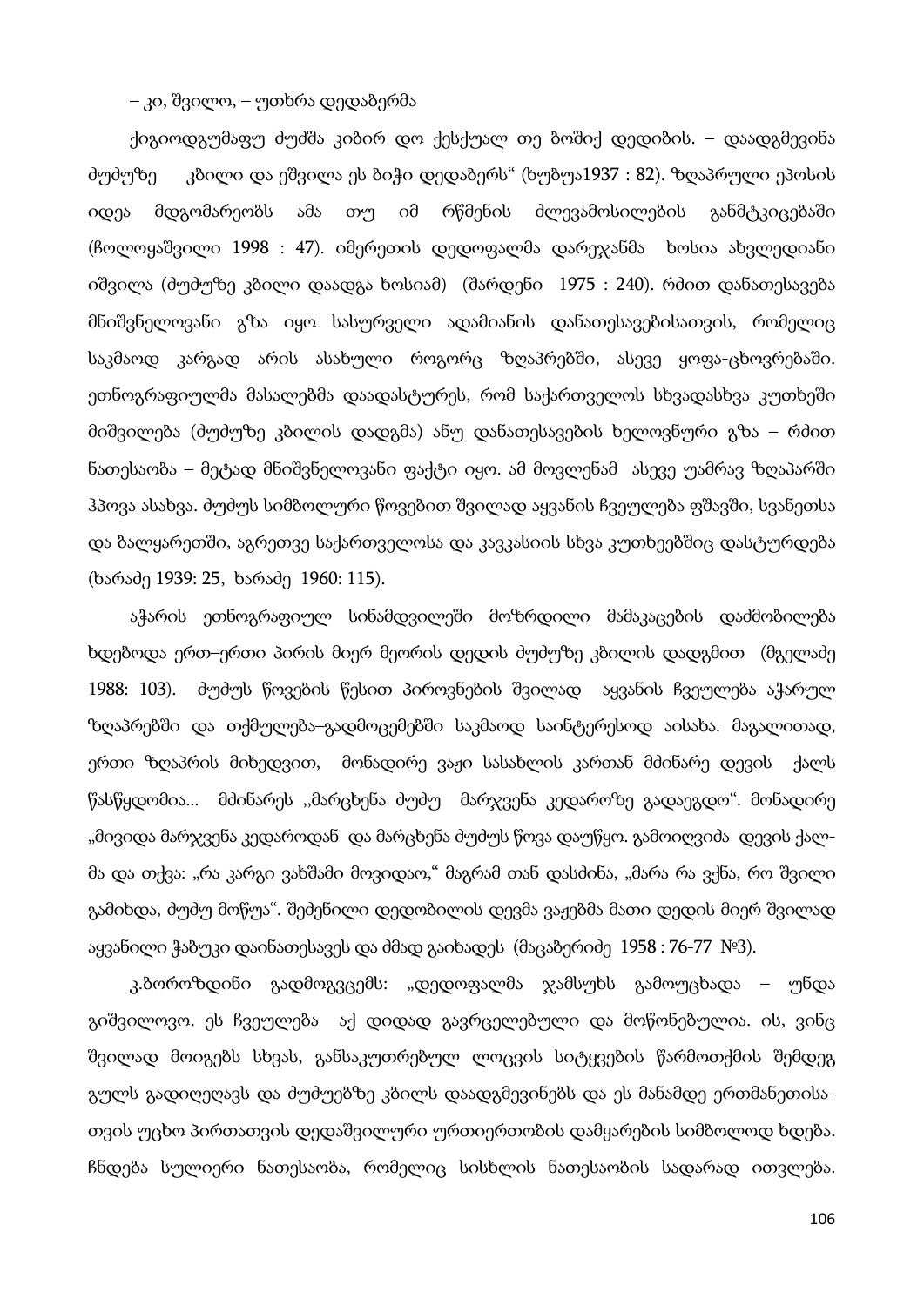– კი, შვილო, – უთხრა დედაბერმა

ქიგიოდგუმაფუ ძუძშა კიბირ დო ქესქუალ თე ბოშიქ დედიბის. – დაადგმევინა ძუძუზე კბილი და ეშვილა ეს ბიჭი დედაბერს" (ხუბუა1937 : 82). ზღაპრული ეპოსის იდეა მდგომარეობს ამა თუ იმ რწმენის ძლევამოსილების განმტკიცებაში (ჩოლოყაშვილი 1998 : 47). იმერეთის დედოფალმა დარეჯანმა ხოსია ახვლედიანი იშვილა (ძუძუზე კბილი დაადგა ხოსიამ) (შარდენი 1975 : 240). რძით დანათესავება მნიშვნელოვანი გზა იყო სასურველი ადამიანის დანათესავებისათვის, რომელიც საკმაოდ კარგად არის ასახული როგორც ზღაპრებში, ასევე ყოფა-ცხოვრებაში. ეთნოგრაფიულმა მასალებმა დაადასტურეს, რომ საქართველოს სხვადასხვა კუთხეში მიშვილება (ძუძუზე კბილის დადგმა) ანუ დანათესავების ხელოვნური გზა – რძით ნათესაობა – მეტად მნიშვნელოვანი ფაქტი იყო. ამ მოვლენამ ასევე უამრავ ზღაპარში ჰპოვა ასახვა. ძუძუს სიმბოლური წოვებით შვილად აყვანის ჩვეულება ფშავში, სვანეთსა და ბალყარეთში, აგრეთვე საქართველოსა და კავკასიის სხვა კუთხეებშიც დასტურდება (ხარაძე 1939: 25, ხარაძე 1960: 115).

აჭარის ეთნოგრაფიულ სინამდვილეში მოზრდილი მამაკაცების დაძმობილება ხდებოდა ერთ–ერთი პირის მიერ მეორის დედის ძუძუზე კბილის დადგმით (მგელაძე 1988: 103). ძუძუს წოვების წესით პიროვნების შვილად აყვანის ჩვეულება აჭარულ ზღაპრებში და თქმულება–გადმოცემებში საკმაოდ საინტერესოდ აისახა. მაგალითად, ერთი ზღაპრის მიხედვით, მონადირე ვაჟი სასახლის კართან მძინარე დევის ქალს წასწყდომია... მძინარეს ,,მარცხენა ძუძუ მარჯვენა კედაროზე გადაეგდო". მონადირე „მივიდა მარჯვენა კედაროდან და მარცხენა ძუძუს წოვა დაუწყო. გამოიღვიძა დევის ქალ-მა და თქვა: „რა კარგი ვახშამი მოვიდაო," მაგრამ თან დასძინა, „მარა რა ვქნა, რო შვილი გამიხდა, ძუძუ მოწუა". შეძენილი დედობილის დევმა ვაჟებმა მათი დედის მიერ შვილად აყვანილი ჭაბუკი დაინათესავეს და ძმად გაიხადეს (მაცაბერიძე 1958 : 76-77 №3).

კ.ბოროზდინი გადმოგვცემს: „დედოფალმა ჯამსუხს გამოუცხადა – უნდა გიშვილოვო. ეს ჩვეულება აქ დიდად გავრცელებული და მოწონებულია. ის, ვინც შვილად მოიგებს სხვას, განსაკუთრებულ ლოცვის სიტყვების წარმოთქმის შემდეგ გულს გადიღეღავს და ძუძუებზე კბილს დაადგმევინებს და ეს მანამდე ერთმანეთისა-თვის უცხო პირთათვის დედაშვილური ურთიერთობის დამყარების სიმბოლოდ ხდება. ჩნდება სულიერი ნათესაობა, რომელიც სისხლის ნათესაობის სადარად ითვლება.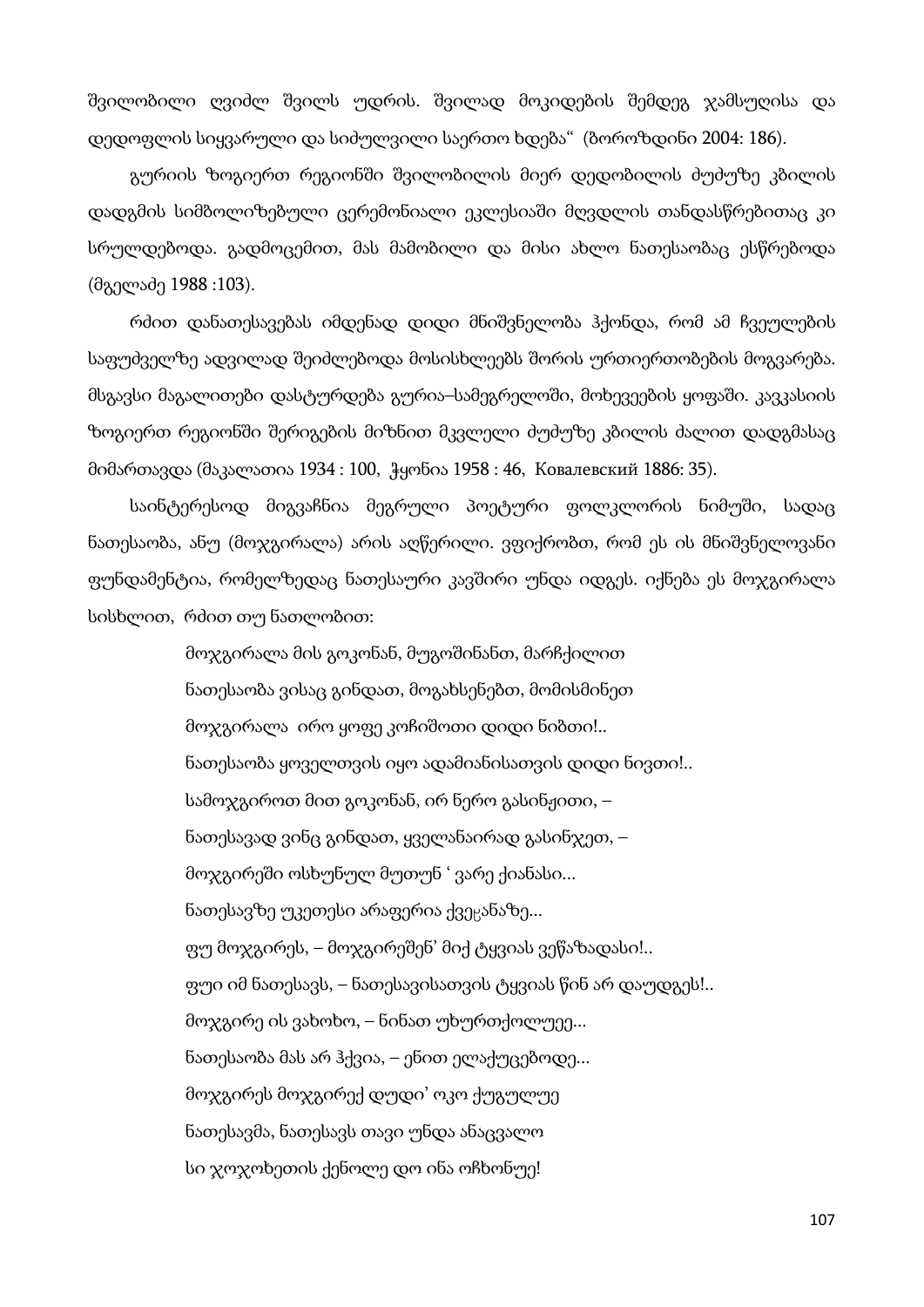შვილობილი ღვიძლ შვილს უდრის. შვილად მოკიდების შემდეგ ჯამსუღისა და დედოფლის სიყვარული და სიძულვილი საერთო ხდება“ (ბოროზდინი 2004: 186).

გურიის ზოგიერთ რეგიონში შვილობილის მიერ დედობილის ძუძუზე კბილის დადგმის სიმბოლიზებული ცერემონიალი ეკლესიაში მღვდლის თანდასწრებითაც კი სრულდებოდა. გადმოცემით, მას მამობილი და მისი ახლო ნათესაობაც ესწრებოდა (მგელაძე 1988 :103).

რძით დანათესავებას იმდენად დიდი მნიშვნელობა ჰქონდა, რომ ამ ჩვეულების საფუძველზე ადვილად შეიძლებოდა მოსისხლეებს შორის ურთიერთობების მოგვარება. მსგავსი მაგალითები დასტურდება გურია–სამეგრელოში, მოხევეების ყოფაში. კავკასიის ზოგიერთ რეგიონში შერიგების მიზნით მკვლელი ძუძუზე კბილის ძალით დადგმასაც მიმართავდა (მაკალათია 1934 : 100, ჭყონია 1958 : 46, Ковалевский 1886: 35).

საინტერესოდ მიგვაჩნია მეგრული პოეტური ფოლკლორის ნიმუში, სადაც ნათესაობა, ანუ (მოჯგირალა) არის აღწერილი. ვფიქრობთ, რომ ეს ის მნიშვნელოვანი ფუნდამენტია, რომელზედაც ნათესაური კავშირი უნდა იდგეს. იქნება ეს მოჯგირალა სისხლით, რძით თუ ნათლობით:

მოჯგირალა მის გოკონან, მუგოშინანთ, მარჩქილით  
ნათესაობა ვისაც გინდათ, მოგახსენებთ, მომისმინეთ  
მოჯგირალა ირო ყოფე კოჩიშოთი დიდი ნიბთი!..  
ნათესაობა ყოველთვის იყო ადამიანისათვის დიდი ნივთი!..  
სამოჯგიროთ მით გოკონან, ირ ნერო გასინჭითი, –  
ნათესავად ვინც გინდათ, ყველანაირად გასინჯეთ, –  
მოჯგირეში ოსხუნულ მუთუნ ‘ ვარე ქიანასი...  
ნათესავზე უკეთესი არაფერია ქვეყანაზე...  
ფუ მოჯგირეს, – მოჯგირეშენ’ მიქ ტყვიას ვეწაზადასი!..  
ფუი იმ ნათესავს, – ნათესავისათვის ტყვიას წინ არ დაუდგეს!..  
მოჯგირე ის ვახოხო, – ნინათ უხურთქოლუეე...  
ნათესაობა მას არ ჰქვია, – ენით ელაქუცებოდე...  
მოჯგირეს მოჯგირექ დუდი’ ოკო ქუგულუე  
ნათესავმა, ნათესავს თავი უნდა ანაცვალო  
სი ჯოჯოხეთის ქენოლე დო ინა ოჩხონუე!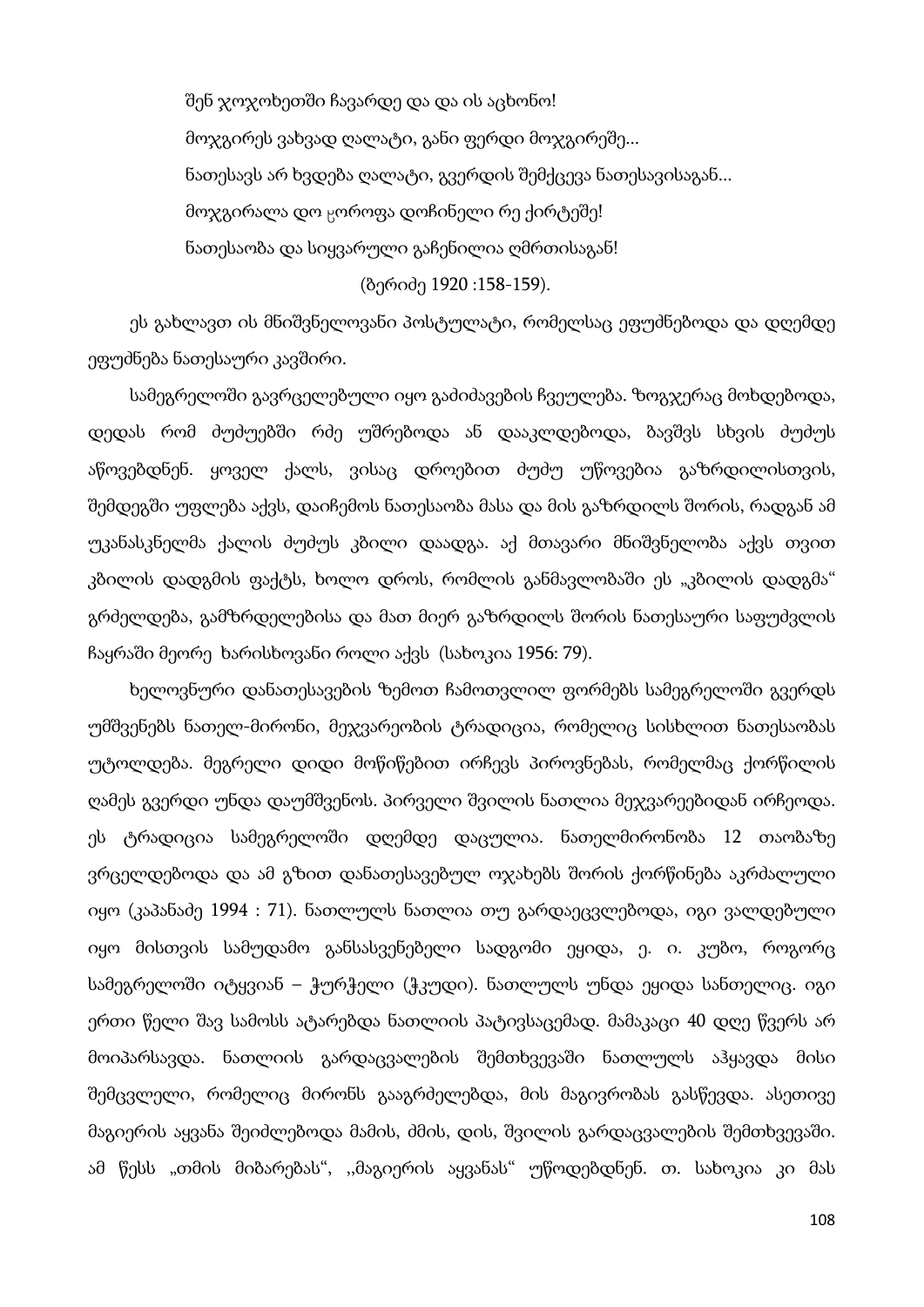შენ ჯოჯოხეთში ჩავარდე და და ის აცხონო!

მოჯგირეს ვახვად ღალატი, განი ფერდი მოჯგირეშე...

ნათესავს არ ხვდება ღალატი, გვერდის შემქცევა ნათესავისაგან...

მოჯგირალა დო ჸოროფა დოჩინელი რე ქირტეშე!

ნათესაობა და სიყვარული გაჩენილია ღმრთისაგან!

(ზერიძე 1920 :158-159).

ეს გახლავთ ის მნიშვნელოვანი პოსტულატი, რომელსაც ეფუძნებოდა და დღემდე ეფუძნება ნათესაური კავშირი.

სამეგრელოში გავრცელებული იყო გაძიძავების ჩვეულება. ზოგჯერაც მოხდებოდა, დედას რომ ძუძუებში რძე უშრებოდა ან დააკლდებოდა, ბავშვს სხვის ძუძუს აწოვებდნენ. ყოველ ქალს, ვისაც დროებით ძუძუ უწოვებია გაზრდილისთვის, შემდეგში უფლება აქვს, დაიჩემოს ნათესაობა მასა და მის გაზრდილს შორის, რადგან ამ უკანასკნელმა ქალის ძუძუს კბილი დაადგა. აქ მთავარი მნიშვნელობა აქვს თვით კბილის დადგმის ფაქტს, ხოლო დროს, რომლის განმავლობაში ეს „კბილის დადგმა" გრძელდება, გამზრდელებისა და მათ მიერ გაზრდილს შორის ნათესაური საფუძვლის ჩაყრაში მეორე ხარისხოვანი როლი აქვს (სახოკია 1956: 79).

ხელოვნური დანათესავების ზემოთ ჩამოთვლილ ფორმებს სამეგრელოში გვერდს უმშვენებს ნათელ-მირონი, მეჯვარეობის ტრადიცია, რომელიც სისხლით ნათესაობას უტოლდება. მეგრელი დიდი მოწიწებით ირჩევს პიროვნებას, რომელმაც ქორწილის ღამეს გვერდი უნდა დაუმშვენოს. პირველი შვილის ნათლია მეჯვარეებიდან ირჩეოდა. ეს ტრადიცია სამეგრელოში დღემდე დაცულია. ნათელმირონობა 12 თაობაზე ვრცელდებოდა და ამ გზით დანათესავებულ ოჯახებს შორის ქორწინება აკრძალული იყო (კაპანაძე 1994 : 71). ნათლულს ნათლია თუ გარდაეცვლებოდა, იგი ვალდებული იყო მისთვის სამუდამო განსასვენებელი სადგომი ეყიდა, ე. ი. კუბო, როგორც სამეგრელოში იტყვიან – ჭურჭელი (ჭკუდი). ნათლულს უნდა ეყიდა სანთელიც. იგი ერთი წელი შავ სამოსს ატარებდა ნათლიის პატივსაცემად. მამაკაცი 40 დღე წვერს არ მოიპარსავდა. ნათლიის გარდაცვალების შემთხვევაში ნათლულს აჰყავდა მისი შემცვლელი, რომელიც მირონს გააგრძელებდა, მის მაგივრობას გასწევდა. ასეთივე მაგიერის აყვანა შეიძლებოდა მამის, ძმის, დის, შვილის გარდაცვალების შემთხვევაში. ამ წესს „თმის მიზარებას", ,,მაგიერის აყვანას" უწოდებდნენ. თ. სახოკია კი მას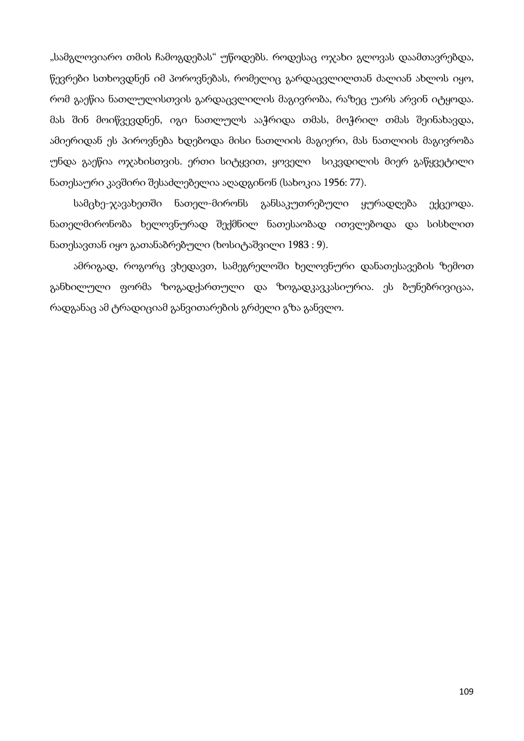„სამგლოვიარო თმის ჩამოგდებას" უწოდებს. როდესაც ოჯახი გლოვას დაამთავრებდა, წევრები სთხოვდნენ იმ პიროვნებას, რომელიც გარდაცვლილთან ძალიან ახლოს იყო, რომ გაეწია ნათლულისთვის გარდაცვლილის მაგივრობა, რაზეც უარს არვინ იტყოდა. მას შინ მოიწვევდნენ, იგი ნათლულს ააჭრიდა თმას, მოჭრილ თმას შეინახავდა, ამიერიდან ეს პიროვნება ხდებოდა მისი ნათლიის მაგიერი, მას ნათლიის მაგივრობა უნდა გაეწია ოჯახისთვის. ერთი სიტყვით, ყოველი სიკვდილის მიერ გაწყვეტილი ნათესაური კავშირი შესაძლებელია აღადგინონ (სახოკია 1956: 77).

სამცხე-ჯავახეთში ნათელ-მირონს განსაკუთრებული ყურადღება ექცეოდა. ნათელმირონობა ხელოვნურად შექმნილ ნათესაობად ითვლებოდა და სისხლით ნათესავთან იყო გათანაბრებული (ხოსიტაშვილი 1983 : 9).

ამრიგად, როგორც ვხედავთ, სამეგრელოში ხელოვნური დანათესავების ზემოთ განხილული ფორმა ზოგადქართული და ზოგადკავკასიურია. ეს ბუნებრივიცაა, რადგანაც ამ ტრადიციამ განვითარების გრძელი გზა განვლო.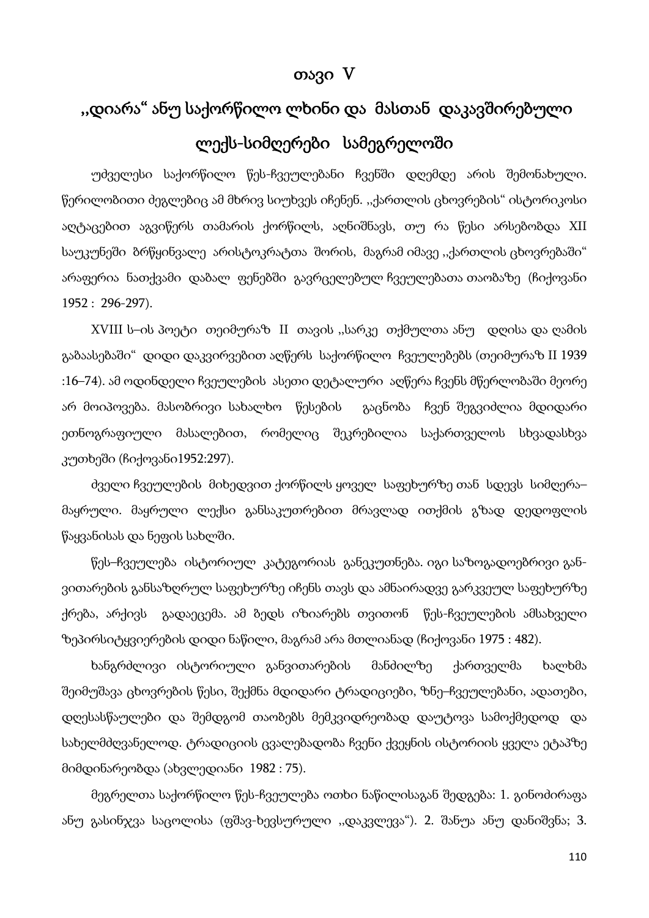# თავი V

## ,,დიარა" ანუ საქორწილო ლხინი და მასთან დაკავშირებული ლექს-სიმღერები სამეგრელოში

უძველესი საქორწილო წეს-ჩვეულებანი ჩვენში დღემდე არის შემონახული. წერილობითი ძეგლებიც ამ მხრივ სიუხვეს იჩენენ. ,,ქართლის ცხოვრების" ისტორიკოსი აღტაცებით აგვიწერს თამარის ქორწილს, აღნიშნავს, თუ რა წესი არსებობდა XII საუკუნეში ბრწყინვალე არისტოკრატთა შორის, მაგრამ იმავე ,,ქართლის ცხოვრებაში" არაფერია ნათქვამი დაბალ ფენებში გავრცელებულ ჩვეულებათა თაობაზე (ჩიქოვანი 1952 : 296-297).

XVIII ს–ის პოეტი თეიმურაზ II თავის ,,სარკე თქმულთა ანუ დღისა და ღამის გაბაასებაში" დიდი დაკვირვებით აღწერს საქორწილო ჩვეულებებს (თეიმურაზ II 1939 :16–74). ამ ოდინდელი ჩვეულების ასეთი დეტალური აღწერა ჩვენს მწერლობაში მეორე არ მოიპოვება. მასობრივი სახალხო წესების გაცნობა ჩვენ შეგვიძლია მდიდარი ეთნოგრაფიული მასალებით, რომელიც შეკრებილია საქართველოს სხვადასხვა კუთხეში (ჩიქოვანი1952:297).

ძველი ჩვეულების მიხედვით ქორწილს ყოველ საფეხურზე თან სდევს სიმღერა–მაყრული. მაყრული ლექსი განსაკუთრებით მრავლად ითქმის გზად დედოფლის წაყვანისას და ნეფის სახლში.

წეს–ჩვეულება ისტორიულ კატეგორიას განეკუთნება. იგი საზოგადოებრივი განვითარების განსაზღრულ საფეხურზე იჩენს თავს და ამნაირადვე გარკვეულ საფეხურზე ქრება, არქივს გადაეცემა. ამ ბედს იზიარებს თვითონ წეს-ჩვეულების ამსახველი ზეპირსიტყვიერების დიდი ნაწილი, მაგრამ არა მთლიანად (ჩიქოვანი 1975 : 482).

ხანგრძლივი ისტორიული განვითარების მანძილზე ქართველმა ხალხმა შეიმუშავა ცხოვრების წესი, შექმნა მდიდარი ტრადიციები, ზნე–ჩვეულებანი, ადათები, დღესასწაულები და შემდგომ თაობებს მემკვიდრეობად დაუტოვა სამოქმედოდ და სახელმძღვანელოდ. ტრადიციის ცვალებადობა ჩვენი ქვეყნის ისტორიის ყველა ეტაპზე მიმდინარეობდა (ახვლედიანი 1982 : 75).

მეგრელთა საქორწილო წეს-ჩვეულება ოთხი ნაწილისაგან შედგება: 1. გინოძირაფა ანუ გასინჯვა საცოლისა (ფშავ-ხევსურული ,,დაკვლევა"). 2. შანუა ანუ დანიშვნა; 3.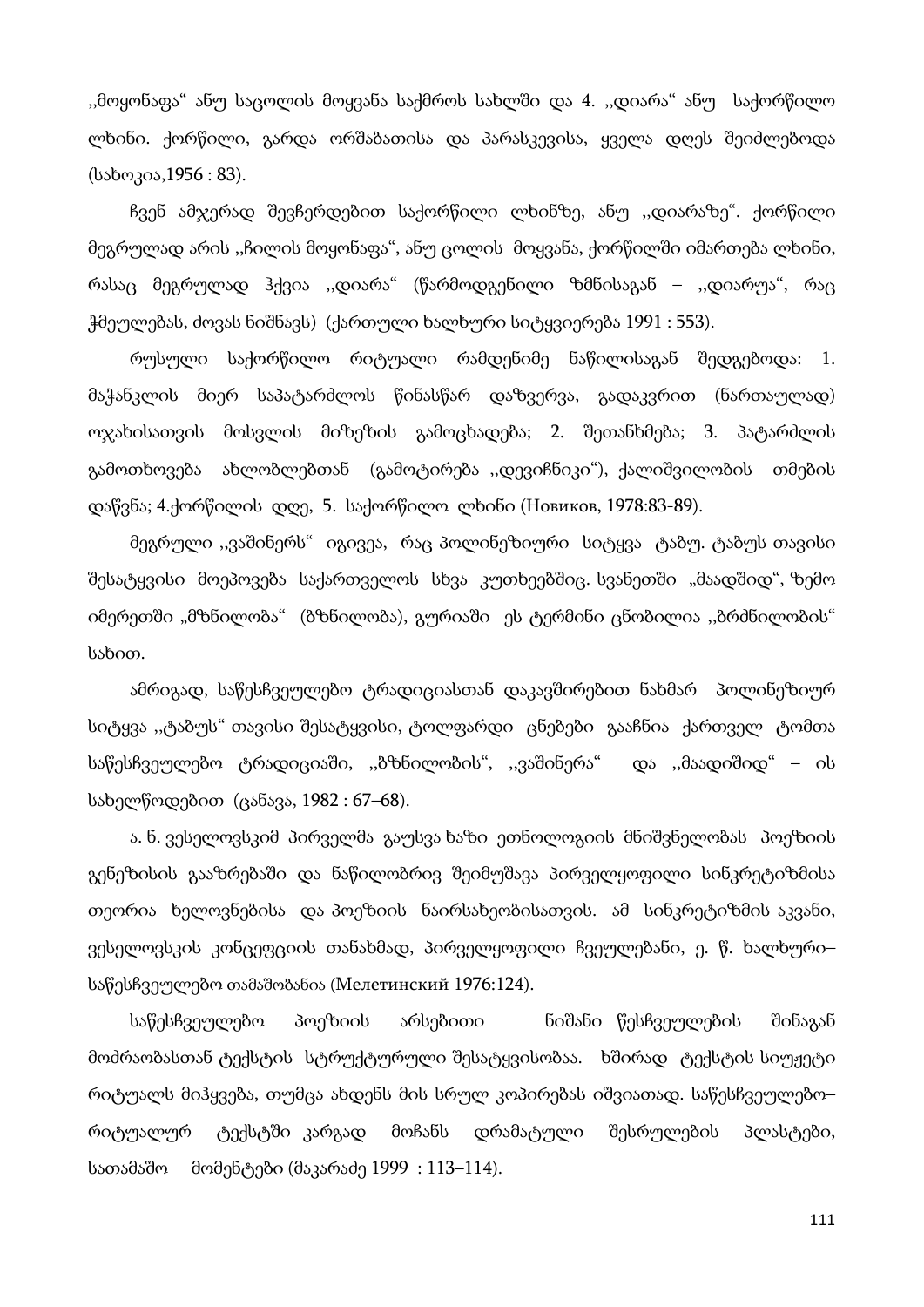,,მოყონაფა“ ანუ საცოლის მოყვანა საქმროს სახლში და 4. ,,დიარა“ ანუ საქორწილო ლხინი. ქორწილი, გარდა ორშაბათისა და პარასკევისა, ყველა დღეს შეიძლებოდა (სახოკია,1956 : 83).

ჩვენ ამჯერად შევჩერდებით საქორწილი ლხინზე, ანუ ,,დიარაზე“. ქორწილი მეგრულად არის ,,ჩილის მოყონაფა“, ანუ ცოლის მოყვანა, ქორწილში იმართება ლხინი, რასაც მეგრულად ჰქვია ,,დიარა“ (წარმოდგენილი ზმნისაგან – ,,დიარუა“, რაც ჭმეულებას, ძოვას ნიშნავს) (ქართული ხალხური სიტყვიერება 1991 : 553).

რუსული საქორწილო რიტუალი რამდენიმე ნაწილისაგან შედგებოდა: 1. მაჭანკლის მიერ საპატარძლოს წინასწარ დაზვერვა, გადაკვრით (ნართაულად) ოჯახისათვის მოსვლის მიზეზის გამოცხადება; 2. შეთანხმება; 3. პატარძლის გამოთხოვება ახლობლებთან (გამოტირება ,,დევიჩნიკი“), ქალიშვილობის თმების დაწვნა; 4.ქორწილის დღე, 5. საქორწილო ლხინი (Новиков, 1978:83-89).

მეგრული ,,ვაშინერს“ იგივეა, რაც პოლინეზიური სიტყვა ტაბუ. ტაბუს თავისი შესატყვისი მოეპოვება საქართველოს სხვა კუთხეებშიც. სვანეთში „მაადშიდ“, ზემო იმერეთში „მზნილობა“ (ბზნილობა), გურიაში ეს ტერმინი ცნობილია ,,ბრძნილობის“ სახით.

ამრიგად, საწესჩვეულებო ტრადიციასთან დაკავშირებით ნახმარ პოლინეზიურ სიტყვა ,,ტაბუს“ თავისი შესატყვისი, ტოლფარდი ცნებები გააჩნია ქართველ ტომთა საწესჩვეულებო ტრადიციაში, ,,ბზნილობის“, ,,ვაშინერა“ და ,,მაადიშიდ“ – ის სახელწოდებით (ცანავა, 1982 : 67–68).

ა. ნ. ვესელოვსკიმ პირველმა გაუსვა ხაზი ეთნოლოგიის მნიშვნელობას პოეზიის გენეზისის გააზრებაში და ნაწილობრივ შეიმუშავა პირველყოფილი სინკრეტიზმისა თეორია ხელოვნებისა და პოეზიის ნაირსახეობისათვის. ამ სინკრეტიზმის აკვანი, ვესელოვსკის კონცეფციის თანახმად, პირველყოფილი ჩვეულებანი, ე. წ. ხალხური–საწესჩვეულებო თამაშობანია (Мелетинский 1976:124).

საწესჩვეულებო პოეზიის არსებითი ნიშანი წესჩვეულების შინაგან მოძრაობასთან ტექსტის სტრუქტურული შესატყვისობაა. ხშირად ტექსტის სიუჟეტი რიტუალს მიჰყვება, თუმცა ახდენს მის სრულ კოპირებას იშვიათად. საწესჩვეულებო–რიტუალურ ტექსტში კარგად მოჩანს დრამატული შესრულების პლასტები, სათამაშო მომენტები (მაკარაძე 1999 : 113–114).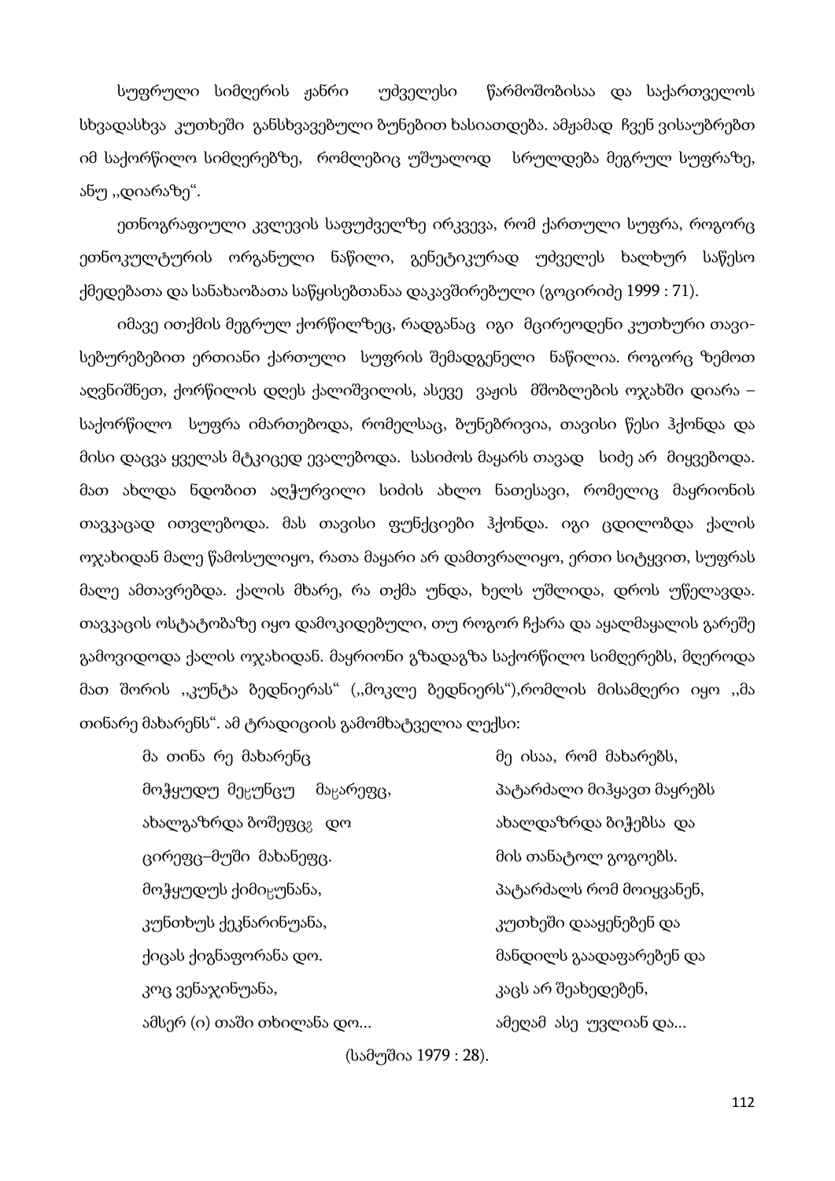სუფრული სიმღერის ჟანრი უძველესი წარმოშობისაა და საქართველოს სხვადასხვა კუთხეში განსხვავებული ბუნებით ხასიათდება. ამჟამად ჩვენ ვისაუბრებთ იმ საქორწილო სიმღერებზე, რომლებიც უშუალოდ სრულდება მეგრულ სუფრაზე, ანუ ,,დიარაზე“.

ეთნოგრაფიული კვლევის საფუძველზე ირკვევა, რომ ქართული სუფრა, როგორც ეთნოკულტურის ორგანული ნაწილი, გენეტიკურად უძველეს ხალხურ საწესო ქმედებათა და სანახაობათა საწყისებთანაა დაკავშირებული (გოცირიძე 1999 : 71).

იმავე ითქმის მეგრულ ქორწილზეც, რადგანაც იგი მცირეოდენი კუთხური თავისებურებებით ერთიანი ქართული სუფრის შემადგენელი ნაწილია. როგორც ზემოთ აღვნიშნეთ, ქორწილის დღეს ქალიშვილის, ასევე ვაჟის მშობლების ოჯახში დიარა – საქორწილო სუფრა იმართებოდა, რომელსაც, ბუნებრივია, თავისი წესი ჰქონდა და მისი დაცვა ყველას მტკიცედ ევალებოდა. სასიძოს მაყარს თავად სიძე არ მიყვებოდა. მათ ახლდა ნდობით აღჭურვილი სიძის ახლო ნათესავი, რომელიც მაყრიონის თავკაცად ითვლებოდა. მას თავისი ფუნქციები ჰქონდა. იგი ცდილობდა ქალის ოჯახიდან მალე წამოსულიყო, რათა მაყარი არ დამთვრალიყო, ერთი სიტყვით, სუფრას მალე ამთავრებდა. ქალის მხარე, რა თქმა უნდა, ხელს უშლიდა, დროს უწელავდა. თავკაცის ოსტატობაზე იყო დამოკიდებული, თუ როგორ ჩქარა და აყალმაყალის გარეშე გამოვიდოდა ქალის ოჯახიდან. მაყრიონი გზადაგზა საქორწილო სიმღერებს, მღეროდა მათ შორის ,,კუნტა ბედნიერას“ (,,მოკლე ბედნიერს“),რომლის მისამღერი იყო ,,მა თინარე მახარენს“. ამ ტრადიციის გამომხატველია ლექსი:

| | |
|---|---|
| მა თინა რე მახარენც | მე ისაა, რომ მახარებს, |
| მოჭყუდუ მეჸუნცუ მაჸარეფც, | პატარძალი მიჰყავთ მაყრებს |
| ახალგაზრდა ბოშეფცჷ დო | ახალდაზრდა ბიჭებსა და |
| ცირეფც–მუში მახანეფც. | მის თანატოლ გოგოებს. |
| მოჭყუდუს ქიმიჸუნანა, | პატარძალს რომ მოიყვანენ, |
| კუნთხუს ქეკნარინუანა, | კუთხეში დააყენებენ და |
| ქიცას ქიგნაფორანა დო. | მანდილს გაადაფარებენ და |
| კოც ვენაჯინუანა, | კაცს არ შეახედებენ, |
| ამსერ (ი) თაში თხილანა დო... | ამეღამ ასე უვლიან და... |

(სამუშია 1979 : 28).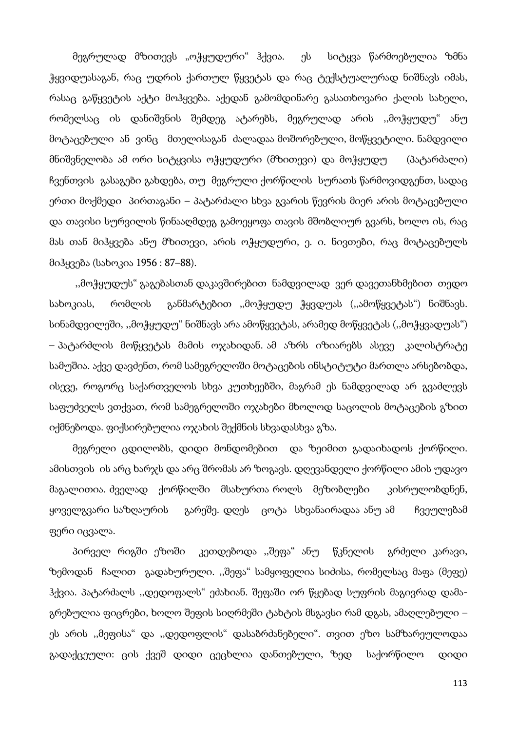მეგრულად მზითევს „ოჭყუდური" ჰქვია. ეს სიტყვა წარმოებულია ზმნა ჭყვიდუასაგან, რაც უდრის ქართულ წყვეტას და რაც ტექსტუალურად ნიშნავს იმას, რასაც გაწყვეტის აქტი მოჰყვება. აქედან გამომდინარე გასათხოვარი ქალის სახელი, რომელსაც ის დანიშვნის შემდეგ ატარებს, მეგრულად არის ,,მოჭყუდუ" ანუ მოტაცებული ან ვინც მთელისაგან ძალადაა მოშორებული, მოწყვეტილი. ნამდვილი მნიშვნელობა ამ ორი სიტყვისა ოჭყუდური (მზითევი) და მოჭყუდუ (პატარძალი) ჩვენთვის გასაგები გახდება, თუ მეგრული ქორწილის სურათს წარმოვიდგენთ, სადაც ერთი მოქმედი პირთაგანი – პატარძალი სხვა გვარის წევრის მიერ არის მოტაცებული და თავისი სურვილის წინააღმდეგ გამოეყოფა თავის მშობლიურ გვარს, ხოლო ის, რაც მას თან მიჰყვება ანუ მზითევი, არის ოჭყუდური, ე. ი. ნივთები, რაც მოტაცებულს მიჰყვება (სახოკია 1956 : 87–88).

,,მოჭყუდუს" გაგებასთან დაკავშირებით ნამდვილად ვერ დავეთანხმებით თედო სახოკიას, რომლის განმარტებით ,,მოჭყუდუ ჭყვდუას (,,ამოწყვეტას") ნიშნავს. სინამდვილეში, ,,მოჭყუდუ" ნიშნავს არა ამოწყვეტას, არამედ მოწყვეტას (,,მოჭყვადუას") – პატარძლის მოწყვეტას მამის ოჯახიდან. ამ აზრს იზიარებს ასევე კალისტრატე სამუშია. აქვე დავძენთ, რომ სამეგრელოში მოტაცების ინსტიტუტი მართლა არსებობდა, ისევე, როგორც საქართველოს სხვა კუთხეებში, მაგრამ ეს ნამდვილად არ გვაძლევს საფუძველს ვთქვათ, რომ სამეგრელოში ოჯახები მხოლოდ საცოლის მოტაცების გზით იქმნებოდა. ფიქსირებულია ოჯახის შექმნის სხვადასხვა გზა.

მეგრელი ცდილობს, დიდი მონდომებით და ზეიმით გადაიხადოს ქორწილი. ამისთვის ის არც ხარჯს და არც შრომას არ ზოგავს. დღევანდელი ქორწილი ამის უდავო მაგალითია. ძველად ქორწილში მსახურთა როლს მეზობლები კისრულობდნენ, ყოველგვარი საზღაურის გარეშე. დღეს ცოტა სხვანაირადაა ანუ ამ ჩვეულებამ ფერი იცვალა.

პირველ რიგში ეზოში კეთდებოდა ,,შეფა" ანუ წკნელის გრძელი კარავი, ზემოდან ჩალით გადახურული. ,,შეფა" სამყოფელია სიძისა, რომელსაც მაფა (მეფე) ჰქვია. პატარძალს ,,დედოფალს" ეძახიან. შეფაში ორ წყებად სუფრის მაგივრად დამა-გრებულია ფიცრები, ხოლო შეფის სიღრმეში ტახტის მსგავსი რამ დგას, ამაღლებული – ეს არის ,,მეფისა" და ,,დედოფლის" დასაბრძანებელი". თვით ეზო სამზარეულოდაა გადაქცეული: ცის ქვეშ დიდი ცეცხლია დანთებული, ზედ საქორწილო დიდი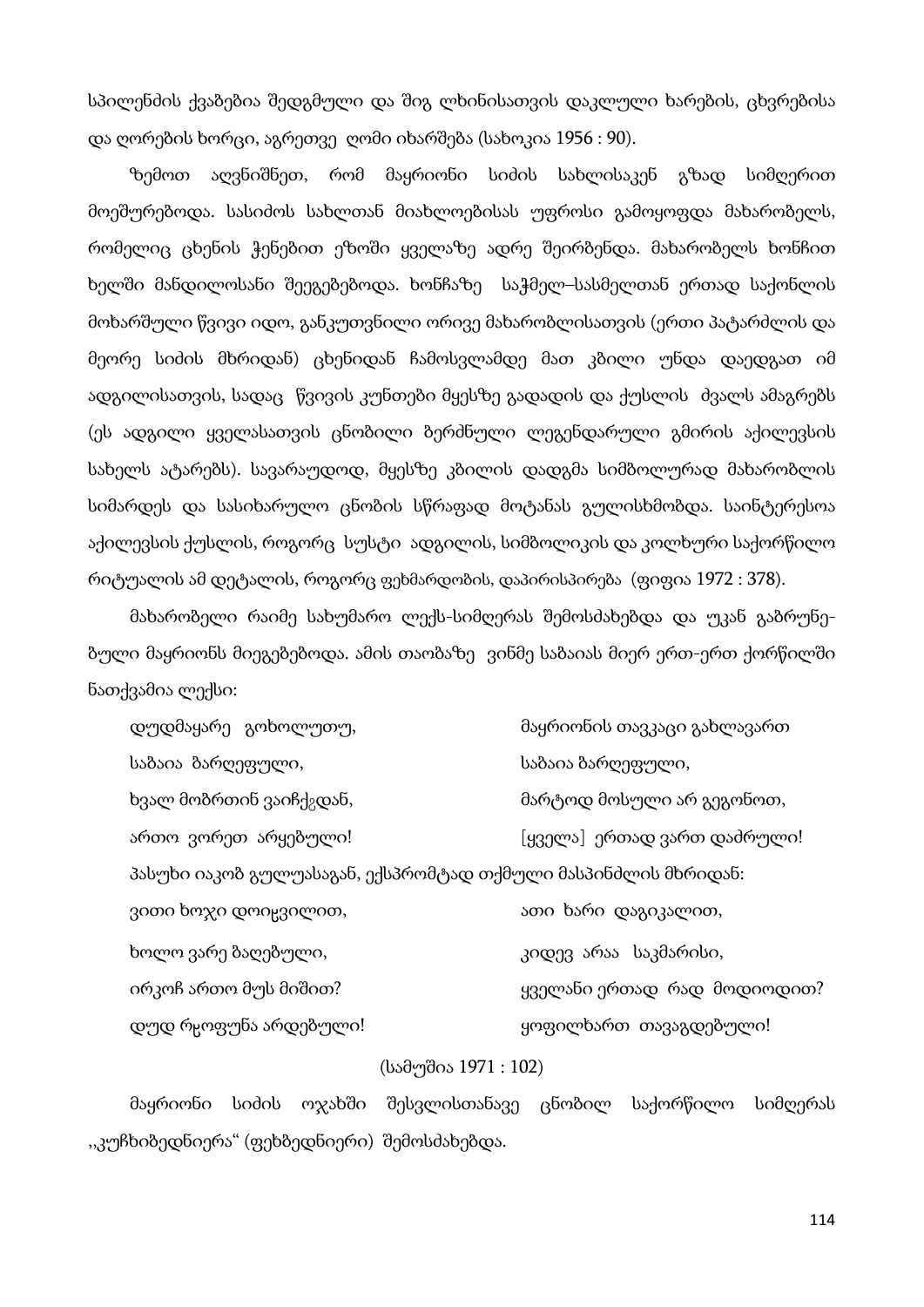სპილენძის ქვაბებია შედგმული და შიგ ლხინისათვის დაკლული ხარების, ცხვრებისა და ღორების ხორცი, აგრეთვე ღომი იხარშება (სახოკია 1956 : 90).

ზემოთ აღვნიშნეთ, რომ მაყრიონი სიძის სახლისაკენ გზად სიმღერით მოეშურებოდა. სასიძოს სახლთან მიახლოებისას უფროსი გამოყოფდა მახარობელს, რომელიც ცხენის ჭენებით ეზოში ყველაზე ადრე შეირბენდა. მახარობელს ხონჩით ხელში მანდილოსანი შეეგებებოდა. ხონჩაზე საჭმელ–სასმელთან ერთად საქონლის მოხარშული წვივი იდო, განკუთვნილი ორივე მახარობლისათვის (ერთი პატარძლის და მეორე სიძის მხრიდან) ცხენიდან ჩამოსვლამდე მათ კბილი უნდა დაედგათ იმ ადგილისათვის, სადაც წვივის კუნთები მყესზე გადადის და ქუსლის ძვალს ამაგრებს (ეს ადგილი ყველასათვის ცნობილი ბერძნული ლეგენდარული გმირის აქილევსის სახელს ატარებს). სავარაუდოდ, მყესზე კბილის დადგმა სიმბოლურად მახარობლის სიმარდეს და სასიხარულო ცნობის სწრაფად მოტანას გულისხმობდა. საინტერესოა აქილევსის ქუსლის, როგორც სუსტი ადგილის, სიმბოლიკის და კოლხური საქორწილო რიტუალის ამ დეტალის, როგორც ფეხმარდობის, დაპირისპირება (ფიფია 1972 : 378).

მახარობელი რაიმე სახუმარო ლექს-სიმღერას შემოსძახებდა და უკან გაბრუნე-ბული მაყრიონს მიეგებებოდა. ამის თაობაზე ვინმე საბაიას მიერ ერთ-ერთ ქორწილში ნათქვამია ლექსი:

| | |
|---|---|
| დუდმაყარე გოხოლუთუ, | მაყრიონის თავკაცი გახლავართ |
| საბაია ბარღეფული, | საბაია ბარღეფული, |
| ხვალ მობრთინ ვაიჩქჷდან, | მარტოდ მოსული არ გეგონოთ, |
| ართო ვორეთ არყებული! | [ყველა] ერთად ვართ დაძრული! |

პასუხი იაკობ გულუასაგან, ექსპრომტად თქმული მასპინძლის მხრიდან:

| | |
|---|---|
| ვითი ხოჯი დოიჯვილით, | ათი ხარი დაგიკალით, |
| ხოლო ვარე ბაღებული, | კიდევ არაა საკმარისი, |
| ირკოჩ ართო მუს მიშით? | ყველანი ერთად რად მოდიოდით? |
| დუდ რჯოფუნა არდებული! | ყოფილხართ თავაგდებული! |

(სამუშია 1971 : 102)

მაყრიონი სიძის ოჯახში შესვლისთანავე ცნობილ საქორწილო სიმღერას ,,კუჩხიბედნიერა“ (ფეხბედნიერი) შემოსძახებდა.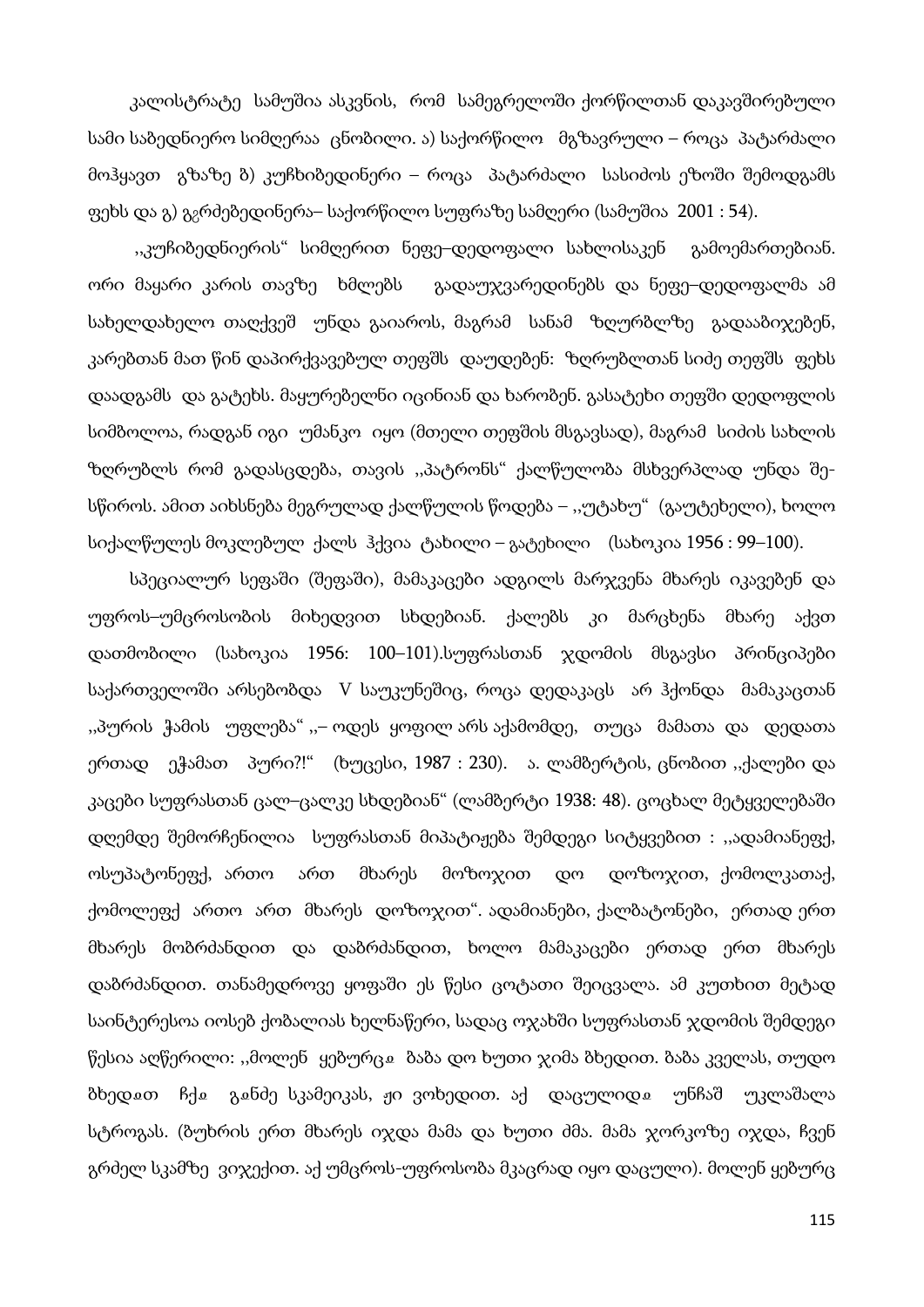კალისტრატე სამუშია ასკვნის, რომ სამეგრელოში ქორწილთან დაკავშირებული სამი საბედნიერო სიმღერაა ცნობილი. ა) საქორწილო მგზავრული – როცა პატარძალი მოჰყავთ გზაზე ბ) კუჩხიბედინერი – როცა პატარძალი სასიძოს ეზოში შემოდგამს ფეხს და გ) გვრძებედინერა– საქორწილო სუფრაზე სამღერი (სამუშია 2001 : 54).

,,კუჩიბედნიერის" სიმღერით ნეფე–დედოფალი სახლისაკენ გამოემართებიან. ორი მაყარი კარის თავზე ხმლებს გადაუჯვარედინებს და ნეფე–დედოფალმა ამ სახელდახელო თაღქვეშ უნდა გაიაროს, მაგრამ სანამ ზღურბლზე გადააბიჯებენ, კარებთან მათ წინ დაპირქვავებულ თეფშს დაუდებენ: ზღრუბლთან სიძე თეფშს ფეხს დაადგამს და გატეხს. მაყურებელნი იცინიან და ხარობენ. გასატეხი თეფში დედოფლის სიმბოლოა, რადგან იგი უმანკო იყო (მთელი თეფშის მსგავსად), მაგრამ სიძის სახლის ზღრუბლს რომ გადასცდება, თავის ,,პატრონს" ქალწულობა მსხვერპლად უნდა შე-სწიროს. ამით აიხსნება მეგრულად ქალწულის წოდება – ,,უტახუ" (გაუტეხელი), ხოლო სიქალწულეს მოკლებულ ქალს ჰქვია ტახილი – გატეხილი (სახოკია 1956 : 99–100).

სპეციალურ სეფაში (შეფაში), მამაკაცები ადგილს მარჯვენა მხარეს იკავებენ და უფროს–უმცროსობის მიხედვით სხდებიან. ქალებს კი მარცხენა მხარე აქვთ დათმობილი (სახოკია 1956: 100–101).სუფრასთან ჯდომის მსგავსი პრინციპები საქართველოში არსებობდა V საუკუნეშიც, როცა დედაკაცს არ ჰქონდა მამაკაცთან ,,პურის ჭამის უფლება" ,,– ოდეს ყოფილ არს აქამომდე, თუცა მამათა და დედათა ერთად ეჭამათ პური?!" (ხუცესი, 1987 : 230). ა. ლამბერტის, ცნობით ,,ქალები და კაცები სუფრასთან ცალ–ცალკე სხდებიან" (ლამბერტი 1938: 48). ცოცხალ მეტყველებაში დღემდე შემორჩენილია სუფრასთან მიპატიჟება შემდეგი სიტყვებით : ,,ადამიანეფქ, ოსუპატონეფქ, ართო ართ მხარეს მოზოჯით დო დოზოჯით, ქომოლკათაქ, ქომოლეფქ ართო ართ მხარეს დოზოჯით". ადამიანები, ქალბატონები, ერთად ერთ მხარეს მობრძანდით და დაბრძანდით, ხოლო მამაკაცები ერთად ერთ მხარეს დაბრძანდით. თანამედროვე ყოფაში ეს წესი ცოტათი შეიცვალა. ამ კუთხით მეტად საინტერესოა იოსებ ქობალიას ხელნაწერი, სადაც ოჯახში სუფრასთან ჯდომის შემდეგი წესია აღწერილი: ,,მოლენ ყებურცჷ ბაბა დო ხუთი ჯიმა ზხედით. ბაბა კველას, თუდო ზხედჷთ ჩქჷ გჷნძე სკამეიკას, ჟი ვოხედით. აქ დაცულიდჷ უნჩაშ უკლაშალა სტროგას. (ბუხრის ერთ მხარეს იჯდა მამა და ხუთი ძმა. მამა ჯორკოზე იჯდა, ჩვენ გრძელ სკამზე ვიჯექით. აქ უმცროს-უფროსობა მკაცრად იყო დაცული). მოლენ ყებურც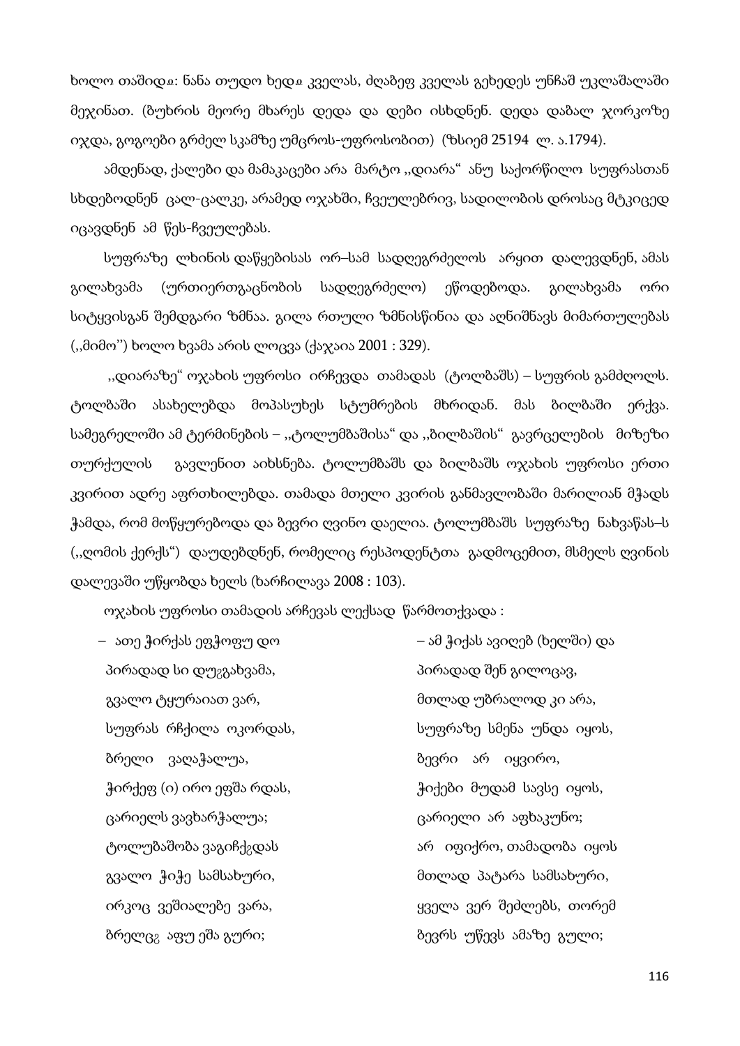ხოლო თაშიდǝ: ნანა თუდო ხედǝ კველას, ძღაბეფ კველას გეხედეს უნჩაშ უკლაშალაში მეჯინათ. (ბუხრის მეორე მხარეს დედა და დები ისხდნენ. დედა დაბალ ჯორკოზე იჯდა, გოგოები გრძელ სკამზე უმცროს-უფროსობით) (ზსიემ 25194 ლ. ა.1794).

ამდენად, ქალები და მამაკაცები არა მარტო ,,დიარა" ანუ საქორწილო სუფრასთან სხდებოდნენ ცალ-ცალკე, არამედ ოჯახში, ჩვეულებრივ, სადილობის დროსაც მტკიცედ იცავდნენ ამ წეს-ჩვეულებას.

სუფრაზე ლხინის დაწყებისას ორ–სამ სადღეგრძელოს არყით დალევდნენ, ამას გილახვამა (ურთიერთგაცნობის სადღეგრძელო) ეწოდებოდა. გილახვამა ორი სიტყვისგან შემდგარი ზმნაა. გილა რთული ზმნისწინია და აღნიშნავს მიმართულებას (,,მიმო'') ხოლო ხვამა არის ლოცვა (ქაჯაია 2001 : 329).

,,დიარაზე" ოჯახის უფროსი ირჩევდა თამადას (ტოლბაშს) – სუფრის გამძღოლს. ტოლბაში ასახელებდა მოპასუხეს სტუმრების მხრიდან. მას ბილბაში ერქვა. სამეგრელოში ამ ტერმინების – ,,ტოლუმბაშისა" და ,,ბილბაშის" გავრცელების მიზეზი თურქულის გავლენით აიხსნება. ტოლუმბაშს და ბილბაშს ოჯახის უფროსი ერთი კვირით ადრე აფრთხილებდა. თამადა მთელი კვირის განმავლობაში მარილიან მჭადს ჭამდა, რომ მოწყურებოდა და ბევრი ღვინო დაელია. ტოლუმბაშს სუფრაზე ნახვაწას–ს (,,ღომის ქერქს") დაუდებდნენ, რომელიც რესპოდენტთა გადმოცემით, მსმელს ღვინის დალევაში უწყობდა ხელს (ხარჩილავა 2008 : 103).

ოჯახის უფროსი თამადის არჩევას ლექსად წარმოთქვადა :

| | |
|---|---|
| – ათე ჭირქას ეფჭოფუ დო | – ამ ჭიქას ავიღებ (ხელში) და |
| პირადად სი დუგგახვამა, | პირადად შენ გილოცავ, |
| გვალო ტყურაიათ ვარ, | მთლად უბრალოდ კი არა, |
| სუფრას რჩქილა ოკორდას, | სუფრაზე სმენა უნდა იყოს, |
| ბრელი ვაღაჭალუა, | ბევრი არ იყვირო, |
| ჭირქეფ (ი) ირო ეფშა რდას, | ჭიქები მუდამ სავსე იყოს, |
| ცარიელს ვავხარჭალუა; | ცარიელი არ აფხაკუნო; |
| ტოლუბაშობა ვაგიჩქგდას | არ იფიქრო, თამადობა იყოს |
| გვალო ჭიჭე სამსახური, | მთლად პატარა სამსახური, |
| ირკოც ვეშიალებე ვარა, | ყველა ვერ შეძლებს, თორემ |
| ბრელცგ აფუ ეშა გური; | ბევრს უწევს ამაზე გული; |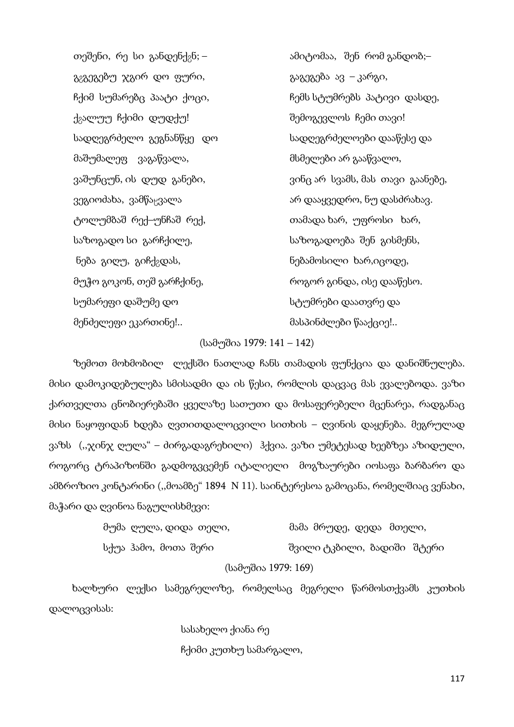| | |
|---|---|
| თეშენი, რე სი განდენქ₈ნ; – | ამიტომაა, შენ რომ განდობ;– |
| გ₈გეგებუ ჯგირ დო ფური, | გაგეგება ავ – კარგი, |
| ჩქიმ სუმარებც პაატი ქოცი, | ჩემს სტუმრებს პატივი დასდე, |
| ქ₈ალუუ ჩქიმი დუდქუ! | შემოგევლოს ჩემი თავი! |
| სადღეგრძელო გეგნანწყე დო | სადღეგრძელოები დააწესე და |
| მაშუმალეფ ვაგაწვალა, | მსმელები არ გააწვალო, |
| ვაშუნცუნ, ის დუდ განები, | ვინც არ სვამს, მას თავი გაანებე, |
| ვეგიოძახა, ვამწა₈ვალა | არ დააყვედრო, ნუ დასძრახავ. |
| ტოლუმბაშ რექ–უნჩაშ რექ, | თამადა ხარ, უფროსი ხარ, |
| საზოგადო სი გარჩქილე, | საზოგადოება შენ გისმენს, |
| ნება გიღუ, გიჩქ₈დას, | ნებამოსილი ხარ,იცოდე, |
| მუჭო გოკონ, თეშ გარჩქინე, | როგორ გინდა, ისე დააწესო. |
| სუმარეფი დაშუმე დო | სტუმრები დაათვრე და |
| მენძელეფი ეკართინე!.. | მასპინძლები წააქციე!.. |

(სამუშია 1979: 141 – 142)

ზემოთ მოხმობილ ლექსში ნათლად ჩანს თამადის ფუნქცია და დანიშნულება. მისი დამოკიდებულება სმისადმი და ის წესი, რომლის დაცვაც მას ევალებოდა. ვაზი ქართველთა ცნობიერებაში ყველაზე სათუთი და მოსაფერებელი მცენარეა, რადგანაც მისი ნაყოფიდან ხდება ღვთითდალოცვილი სითხის – ღვინის დაყენება. მეგრულად ვაზს (,,ჯინჯ ღულა" – ძირგადაგრეხილი) ჰქვია. ვაზი უმეტესად ხეებზეა აზიდული, როგორც ტრაპიზონში გადმოგვცემენ იტალიელი მოგზაურები იოსაფა ბარბარო და ამბროზიო კონტარინი (,,მოამბე" 1894 N 11). საინტერესოა გამოცანა, რომელშიაც ვენახი, მაჭარი და ღვინოა ნაგულისხმევი:

| | |
|---|---|
| მუმა ღულა, დიდა თელი, | მამა მრუდე, დედა მთელი, |
| სქუა ჰამო, მოთა შერი | შვილი ტკბილი, ბადიში შტერი |

(სამუშია 1979: 169)

ხალხური ლექსი სამეგრელოზე, რომელსაც მეგრელი წარმოსთქვამს კუთხის დალოცვისას:

სასახელო ქიანა რე
ჩქიმი კუთხუ სამარგალო,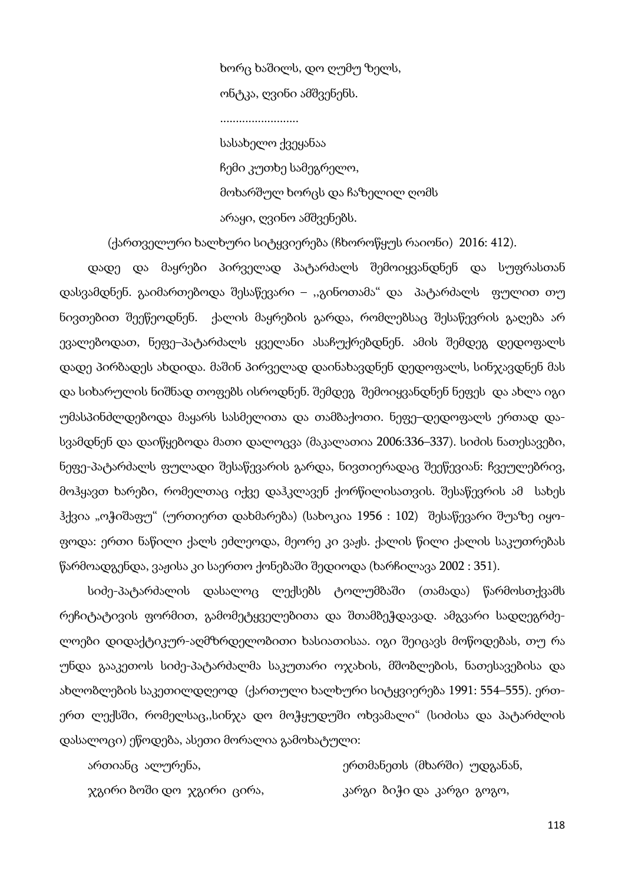ხორც ხაშილს, დო ღუმუ ზელს,

ონტკა, ღვინი ამშვენენს.

.........................

სასახელო ქვეყანაა

ჩემი კუთხე სამეგრელო,

მოხარშულ ხორცს და ჩაზელილ ღომს

არაყი, ღვინო ამშვენებს.

(ქართველური ხალხური სიტყვიერება (ჩხოროწყუს რაიონი) 2016: 412).

დადე და მაყრები პირველად პატარძალს შემოიყვანდნენ და სუფრასთან დასვამდნენ. გაიმართებოდა შესაწევარი – ,,გინოთამა“ და პატარძალს ფულით თუ ნივთებით შეეწეოდნენ. ქალის მაყრების გარდა, რომლებსაც შესაწევრის გაღება არ ევალებოდათ, ნეფე–პატარძალს ყველანი ასაჩუქრებდნენ. ამის შემდეგ დედოფალს დადე პირბადეს ახდიდა. მაშინ პირველად დაინახავდნენ დედოფალს, სინჯავდნენ მას და სიხარულის ნიშნად თოფებს ისროდნენ. შემდეგ შემოიყვანდნენ ნეფეს და ახლა იგი უმასპინძლდებოდა მაყარს სასმელითა და თამბაქოთი. ნეფე–დედოფალს ერთად დასვამდნენ და დაიწყებოდა მათი დალოცვა (მაკალათია 2006:336–337). სიძის ნათესავები, ნეფე-პატარძალს ფულადი შესაწევარის გარდა, ნივთიერადაც შეეწევიან: ჩვეულებრივ, მოჰყავთ ხარები, რომელთაც იქვე დაჰკლავენ ქორწილისათვის. შესაწევრის ამ სახეს ჰქვია „ოჭიშაფუ“ (ურთიერთ დახმარება) (სახოკია 1956 : 102) შესაწევარი შუაზე იყოფოდა: ერთი ნაწილი ქალს ეძლეოდა, მეორე კი ვაჟს. ქალის წილი ქალის საკუთრებას წარმოადგენდა, ვაჟისა კი საერთო ქონებაში შედიოდა (ხარჩილავა 2002 : 351).

სიძე-პატარძალის დასალოც ლექსებს ტოლუმბაში (თამადა) წარმოსთქვამს რეჩიტატივის ფორმით, გამომეტყველებითა და შთამბეჭდავად. ამგვარი სადღეგრძელოები დიდაქტიკურ-აღმზრდელობითი ხასიათისაა. იგი შეიცავს მოწოდებას, თუ რა უნდა გააკეთოს სიძე-პატარძალმა საკუთარი ოჯახის, მშობლების, ნათესავებისა და ახლობლების საკეთილდღეოდ (ქართული ხალხური სიტყვიერება 1991: 554–555). ერთ-ერთ ლექსში, რომელსაც,,სინჯა დო მოჭყუდუში ოხვამალი“ (სიძისა და პატარძლის დასალოცი) ეწოდება, ასეთი მორალია გამოხატული:

| | |
|---|---|
| ართიანც ალურენა, | ერთმანეთს (მხარში) უდგანან, |
| ჯგირი ბოში დო ჯგირი ცირა, | კარგი ბიჭი და კარგი გოგო, |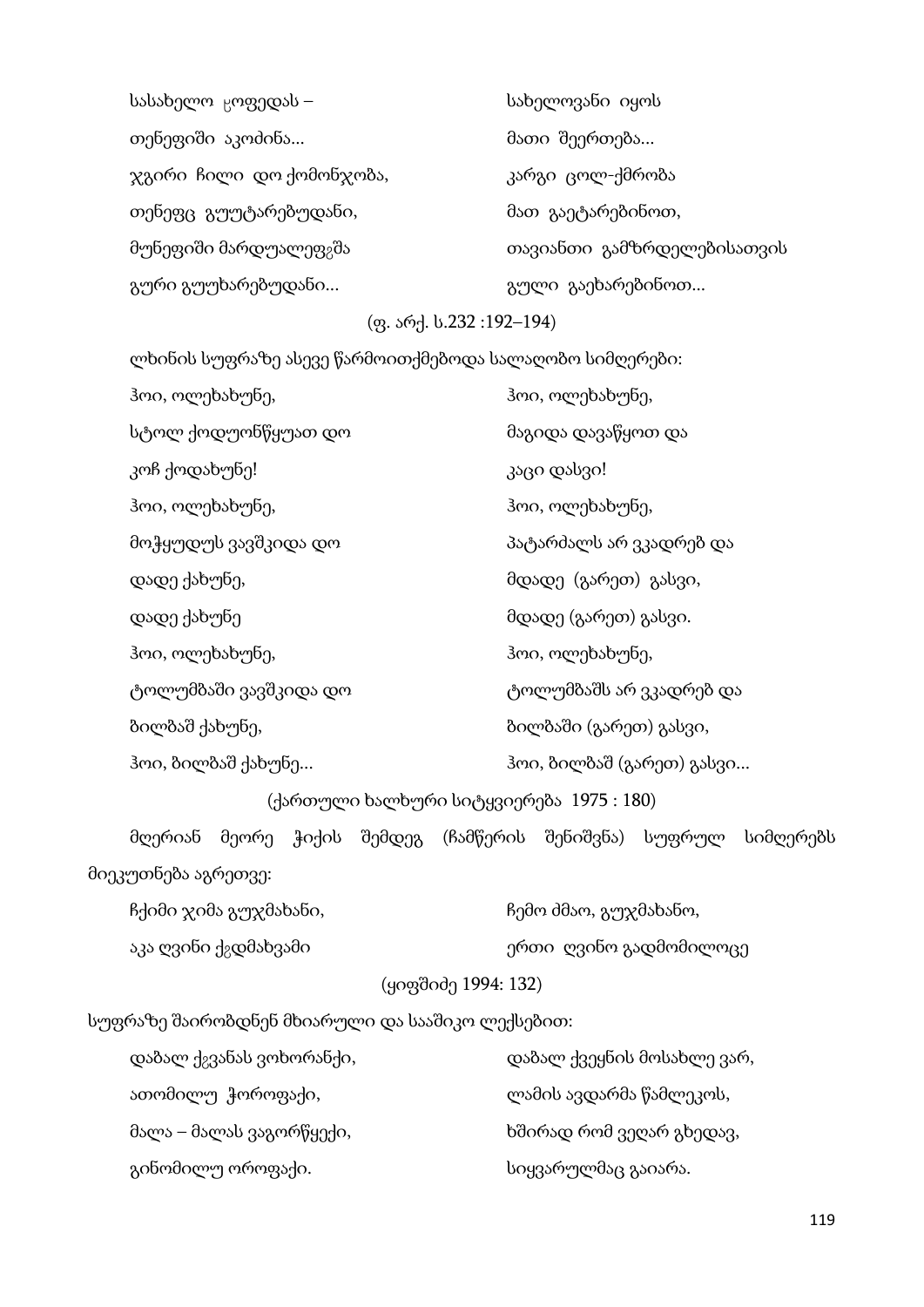| | |
|---|---|
| სასახელო ცოფედას – | სახელოვანი იყოს |
| თენეფიში აკოძინა... | მათი შეერთება... |
| ჯგირი ჩილი დო ქომონჯობა, | კარგი ცოლ-ქმრობა |
| თენეფც გუუტარებუდანი, | მათ გაეტარებინოთ, |
| მუნეფიში მარდუალეფეშა | თავიანთი გამზრდელებისათვის |
| გური გუუხარებუდანი... | გული გაეხარებინოთ... |

(ფ. არქ. ს.232 :192–194)

ლხინის სუფრაზე ასევე წარმოითქმებოდა სალაღობო სიმღერები:

| | |
|---|---|
| ჰოი, ოლეხახუნე, | ჰოი, ოლეხახუნე, |
| სტოლ ქოდუონწყუათ დო | მაგიდა დავაწყოთ და |
| კოჩ ქოდახუნე! | კაცი დასვი! |
| ჰოი, ოლეხახუნე, | ჰოი, ოლეხახუნე, |
| მოჭყუდუს ვავშკიდა დო | პატარძალს არ ვკადრებ და |
| დადე ქახუნე, | მდადე (გარეთ) გასვი, |
| დადე ქახუნე | მდადე (გარეთ) გასვი. |
| ჰოი, ოლეხახუნე, | ჰოი, ოლეხახუნე, |
| ტოლუმბაში ვავშკიდა დო | ტოლუმბაშს არ ვკადრებ და |
| ბილბაშ ქახუნე, | ბილბაში (გარეთ) გასვი, |
| ჰოი, ბილბაშ ქახუნე... | ჰოი, ბილბაშ (გარეთ) გასვი... |

(ქართული ხალხური სიტყვიერება 1975 : 180)

მღერიან მეორე ჭიქის შემდეგ (ჩამწერის შენიშვნა) სუფრულ სიმღერებს მიეკუთნება აგრეთვე:

| | |
|---|---|
| ჩქიმი ჯიმა გუჯმახანი, | ჩემო ძმაო, გუჯმახანო, |
| აკა ღვინი ქგდმახვამი | ერთი ღვინო გადმომილოცე |

(ყიფშიძე 1994: 132)

სუფრაზე შაირობდნენ მხიარული და სააშიკო ლექსებით:

| | |
|---|---|
| დაბალ ქგვანას ვოხორანქი, | დაბალ ქვეყნის მოსახლე ვარ, |
| ათომილუ ჭოროფაქი, | ლამის ავდარმა წამლეკოს, |
| მალა – მალას ვაგორწყექი, | ხშირად რომ ვეღარ გხედავ, |
| გინომილუ ოროფაქი. | სიყვარულმაც გაიარა. |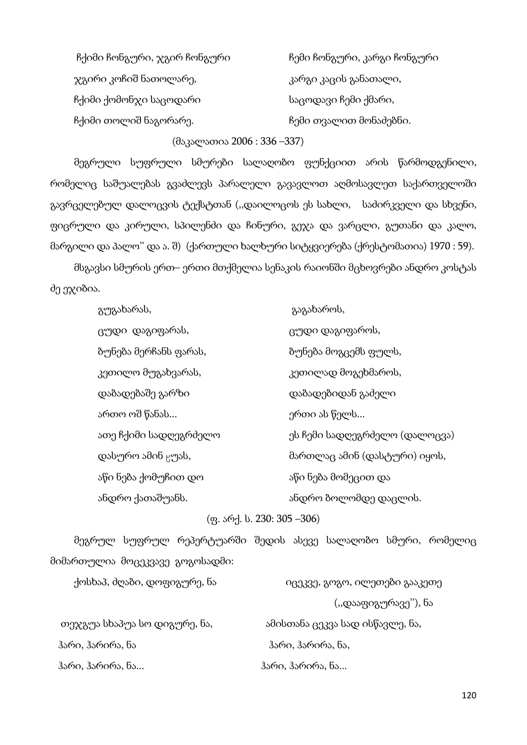| | |
|---|---|
| ჩქიმი ჩონგური, ჯგირ ჩონგური | ჩემი ჩონგური, კარგი ჩონგური |
| ჯგირი კოჩიშ ნათოლარე, | კარგი კაცის განათალი, |
| ჩქიმი ქომონჯი საცოდარი | საცოდავი ჩემი ქმარი, |
| ჩქიმი თოლიშ ნაგორარე. | ჩემი თვალით მონაძებნი. |

(მაკალათია 2006 : 336 –337)

მეგრული სუფრული სმურები სალაღობო ფუნქციით არის წარმოდგენილი, რომელიც საშუალებას გვაძლევს პარალელი გავავლოთ აღმოსავლეთ საქართველოში გავრცელებულ დალოცვის ტექსტთან (,,დაილოცოს ეს სახლი, საძირკველი და სხვენი, ფიცრული და კირული, სპილენძი და ჩინური, გეჯა და ვარცლი, გუთანი და კალო, მარგილი და პალო'' და ა. შ) (ქართული ხალხური სიტყვიერება (ქრესტომათია) 1970 : 59).

მსგავსი სმურის ერთ– ერთი მთქმელია სენაკის რაიონში მცხოვრები ანდრო კოსტას ძე ეჯიბია.

| | |
|---|---|
| გუგახარას, | გაგახაროს, |
| ცუდი დაგიფარას, | ცუდი დაგიფაროს, |
| ბუნება მერჩანს ფარას, | ბუნება მოგცემს ფულს, |
| კეთილო მუგახვარას, | კეთილად მოგეხმაროს, |
| დაბადებაშე გარზი | დაბადებიდან გაძელი |
| ართო ოშ წანას... | ერთი ას წელს... |
| ათე ჩქიმი სადღეგრძელო | ეს ჩემი სადღეგრძელო (დალოცვა) |
| დასურო ამინ ჸუას, | მართლაც ამინ (დასტური) იყოს, |
| აწი ნება ქომუჩით დო | აწი ნება მომეცით და |
| ანდრო ქათაშუანს. | ანდრო ბოლომდე დაცლის. |

(ფ. არქ. ს. 230: 305 –306)

მეგრულ სუფრულ რეპერტუარში შედის ასევე სალაღობო სმური, რომელიც მიმართულია მოცეკვავე გოგოსადმი:

| | |
|---|---|
| ქოსხაპ, ძღაბი, დოფიგურე, ნა | იცეკვე, გოგო, ილეთები გააკეთე (,,დააფიგურავე''), ნა |
| თეჯგუა სხაპუა სო დიგურე, ნა, | ამისთანა ცეკვა სად ისწავლე, ნა, |
| ჰარი, ჰარირა, ნა | ჰარი, ჰარირა, ნა, |
| ჰარი, ჰარირა, ნა... | ჰარი, ჰარირა, ნა... |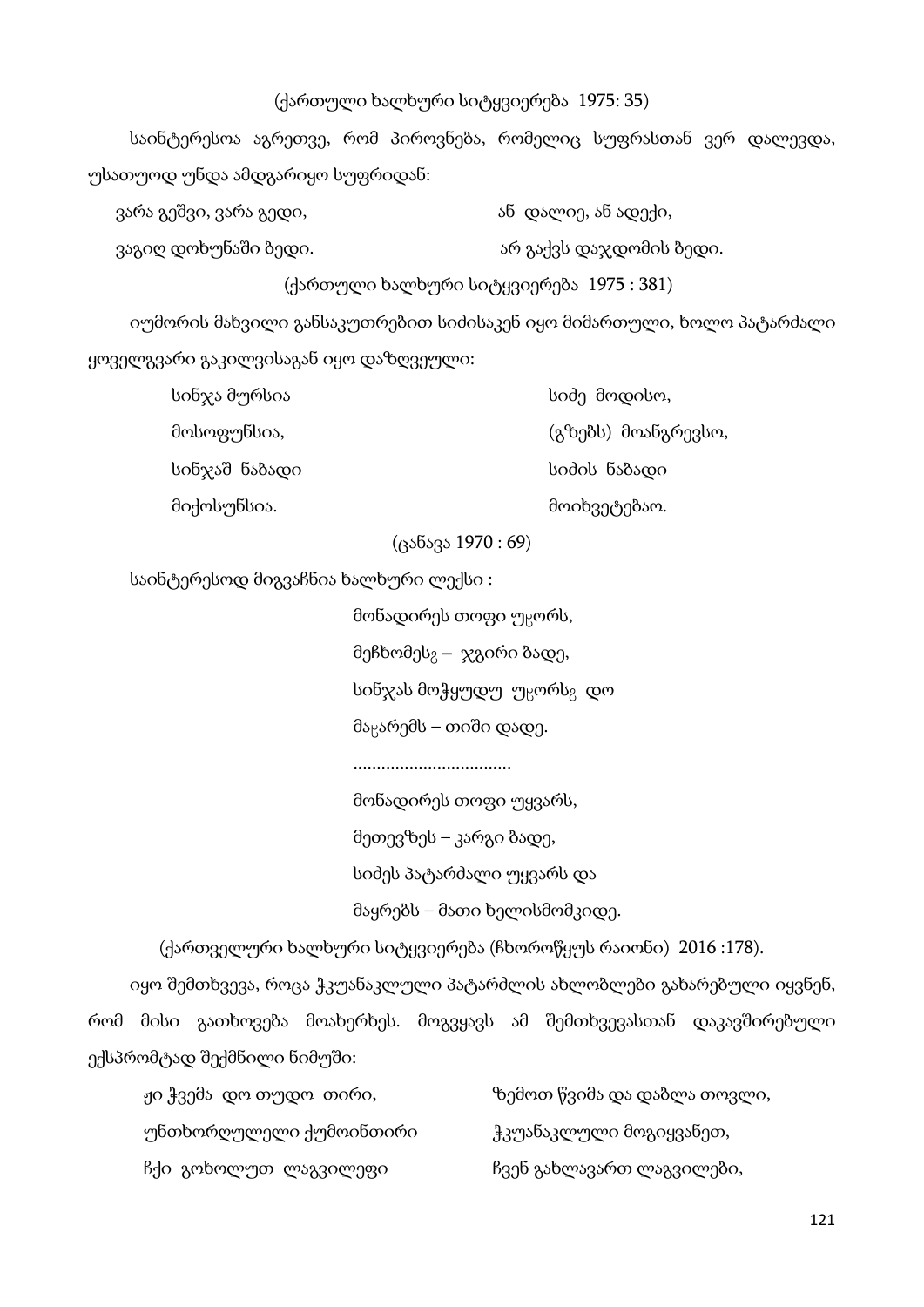(ქართული ხალხური სიტყვიერება  1975: 35)

საინტერესოა აგრეთვე, რომ პიროვნება, რომელიც სუფრასთან ვერ დალევდა, უსათუოდ უნდა ამდგარიყო სუფრიდან:

| | |
|---|---|
| ვარა გეშვი, ვარა გედი, | ან  დალიე, ან ადექი, |
| ვაგიღ დოხუნაში ზედი. | არ გაქვს დაჯდომის ზედი. |

(ქართული ხალხური სიტყვიერება  1975 : 381)

იუმორის მახვილი განსაკუთრებით სიძისაკენ იყო მიმართული, ხოლო პატარძალი ყოველგვარი გაკილვისაგან იყო დაზღვეული:

| | |
|---|---|
| სინჯა მურსია | სიძე  მოდისო, |
| მოსოფუნსია, | (გზებს)  მოანგრევსო, |
| სინჯაშ  ნაბადი | სიძის  ნაბადი |
| მიქოსუნსია. | მოიხვეტებაო. |

(ცანავა 1970 : 69)

საინტერესოდ მიგვაჩნია ხალხური ლექსი :

მონადირეს თოფი უ<sub>ჸ</sub>ორს,
მეჩხომეს<sub>გ</sub> –  ჯგირი ბადე,
სინჯას მოჭყუდუ  უ<sub>ჸ</sub>ორს<sub>გ</sub>  დო
მა<sub>ჸ</sub>არემს – თიში დადე.
..................................
მონადირეს თოფი უყვარს,
მეთევზეს – კარგი ბადე,
სიძეს პატარძალი უყვარს და
მაყრებს – მათი ხელისმომკიდე.

(ქართველური ხალხური სიტყვიერება (ჩხოროწყუს რაიონი)  2016 :178).

იყო შემთხვევა, როცა ჭკუანაკლული პატარძლის ახლობლები გახარებული იყვნენ, რომ მისი გათხოვება მოახერხეს. მოგვყავს ამ შემთხვევასთან დაკავშირებული ექსპრომტად შექმნილი ნიმუში:

| | |
|---|---|
| ჟი ჭვემა  დო თუდო  თირი, | ზემოთ წვიმა და დაბლა თოვლი, |
| უნთხორღულელი ქუმოინთირი | ჭკუანაკლული მოგიყვანეთ, |
| ჩქი  გოხოლუთ  ლაგვილეფი | ჩვენ გახლავართ ლაგვილები, |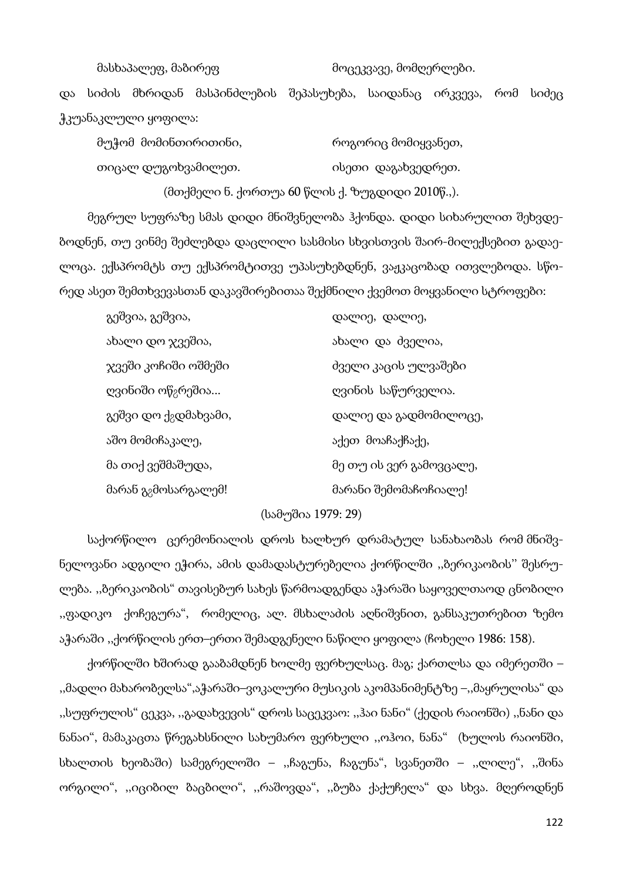| | |
|---|---|
| მასხაპალეფ, მაზირეფ | მოცეკვავე, მომღერლები. |

და სიძის მხრიდან მასპინძლების შეპასუხება, საიდანაც ირკვევა, რომ სიძეც ჭკუანაკლული ყოფილა:

| | |
|---|---|
| მუჭომ მომინთირითინი, | როგორიც მომიყვანეთ, |
| თიცალ დუგოხვამილეთ. | ისეთი დაგახვედრეთ. |

(მთქმელი ნ. ქორთუა 60 წლის ქ. ზუგდიდი 2010წ.,).

მეგრულ სუფრაზე სმას დიდი მნიშვნელობა ჰქონდა. დიდი სიხარულით შეხვდეზოდნენ, თუ ვინმე შეძლებდა დაცლილი სასმისი სხვისთვის შაირ-მილექსებით გადაელოცა. ექსპრომტს თუ ექსპრომტითვე უპასუხებდნენ, ვაჟკაცობად ითვლებოდა. სწორედ ასეთ შემთხვევასთან დაკავშირებითაა შექმნილი ქვემოთ მოყვანილი სტროფები:

| | |
|---|---|
| გეშვია, გეშვია, | დალიე, დალიე, |
| ახალი დო ჯვეშია, | ახალი და ძველია, |
| ჯვეში კოჩიში ოშმეში | ძველი კაცის ულვაშები |
| ღვინიში ოწ̂ვრეშია... | ღვინის საწურველია. |
| გეშვი დო ქ̂გდმახვამი, | დალიე და გადმომილოცე, |
| აშო მომიჩაკალე, | აქეთ მოაჩაქჩაქე, |
| მა თიქ ვეშმაშუდა, | მე თუ ის ვერ გამოვცალე, |
| მარან გ̂გმოსარგალემ! | მარანი შემომაჩოჩიალე! |

(სამუშია 1979: 29)

საქორწილო ცერემონიალის დროს ხალხურ დრამატულ სანახაობას რომ მნიშვნელოვანი ადგილი ეჭირა, ამის დამადასტურებელია ქორწილში ,,ბერიკაობის'' შესრულება. ,,ბერიკაობის" თავისებურ სახეს წარმოადგენდა აჭარაში საყოველთაოდ ცნობილი ,,ფადიკო ქოჩეგურა", რომელიც, ალ. მსხალაძის აღნიშვნით, განსაკუთრებით ზემო აჭარაში ,,ქორწილის ერთ–ერთი შემადგენელი ნაწილი ყოფილა (ჩოხელი 1986: 158).

ქორწილში ხშირად გააბამდნენ ხოლმე ფერხულსაც. მაგ; ქართლსა და იმერეთში – ,,მადლი მახარობელსა",აჭარაში–ვოკალური მუსიკის აკომპანიმენტზე –,,მაყრულისა" და ,,სუფრულის" ცეკვა, ,,გადახვევის" დროს საცეკვაო: ,,ჰაი ნანი" (ქედის რაიონში) ,,ნანი და ნანაი", მამაკაცთა წრეგახსნილი სახუმარო ფერხული ,,ოჰოი, ნანა" (ხულოს რაიონში, სხალთის ხეობაში) სამეგრელოში – ,,ჩაგუნა, ჩაგუნა", სვანეთში – ,,ლილე", ,,შინა ორგილი", ,,იციბილ ბაცბილი", ,,რაშოვდა", ,,ბუბა ქაქუჩელა" და სხვა. მღეროდნენ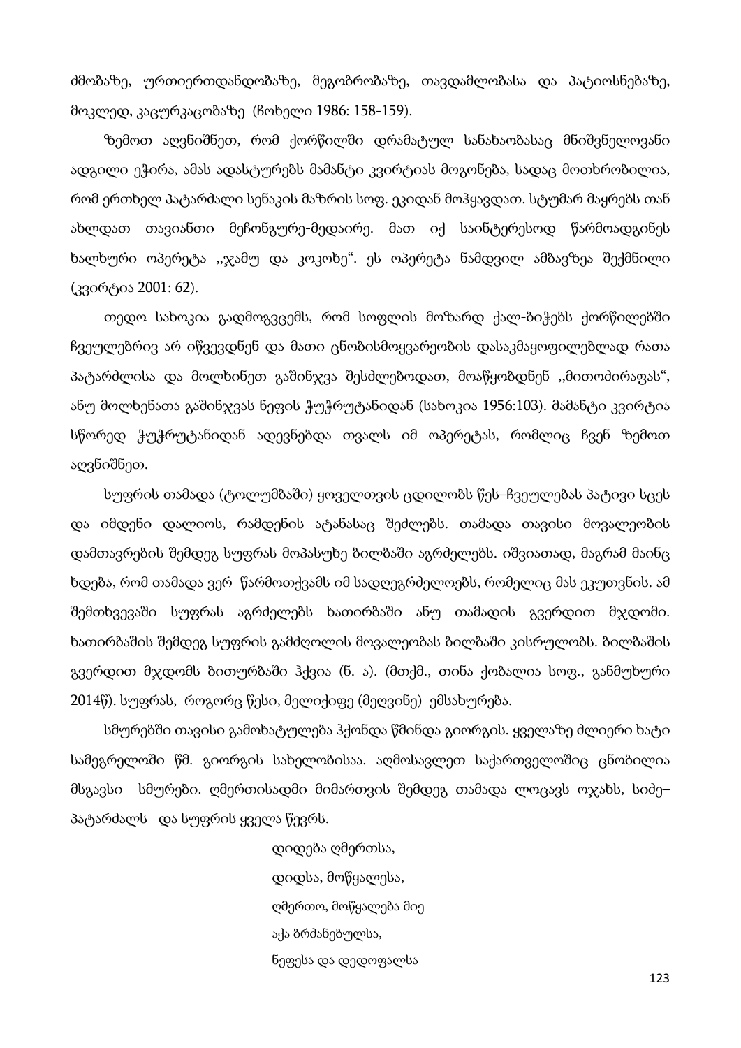ძმობაზე, ურთიერთდანდობაზე, მეგობრობაზე, თავდამლობასა და პატიოსნებაზე, მოკლედ, კაცურკაცობაზე (ჩოხელი 1986: 158-159).

ზემოთ აღვნიშნეთ, რომ ქორწილში დრამატულ სანახაობასაც მნიშვნელოვანი ადგილი ეჭირა, ამას ადასტურებს მამანტი კვირტიას მოგონება, სადაც მოთხრობილია, რომ ერთხელ პატარძალი სენაკის მაზრის სოფ. ეკიდან მოჰყავდათ. სტუმარ მაყრებს თან ახლდათ თავიანთი მეჩონგურე-მედაირე. მათ იქ საინტერესოდ წარმოადგინეს ხალხური ოპერეტა ,,ჯამუ და კოკოხე". ეს ოპერეტა ნამდვილ ამბავზეა შექმნილი (კვირტია 2001: 62).

თედო სახოკია გადმოგვცემს, რომ სოფლის მოზარდ ქალ-ბიჭებს ქორწილებში ჩვეულებრივ არ იწვევდნენ და მათი ცნობისმოყვარეობის დასაკმაყოფილებლად რათა პატარძლისა და მოლხინეთ გაშინჯვა შესძლებოდათ, მოაწყობდნენ ,,მითოძირაფას", ანუ მოლხენათა გაშინჯვას ნეფის ჭუჭრუტანიდან (სახოკია 1956:103). მამანტი კვირტია სწორედ ჭუჭრუტანიდან ადევნებდა თვალს იმ ოპერეტას, რომლიც ჩვენ ზემოთ აღვნიშნეთ.

სუფრის თამადა (ტოლუმბაში) ყოველთვის ცდილობს წეს–ჩვეულებას პატივი სცეს და იმდენი დალიოს, რამდენის ატანასაც შეძლებს. თამადა თავისი მოვალეობის დამთავრების შემდეგ სუფრას მოპასუხე ბილბაში აგრძელებს. იშვიათად, მაგრამ მაინც ხდება, რომ თამადა ვერ წარმოთქვამს იმ სადღეგრძელოებს, რომელიც მას ეკუთვნის. ამ შემთხვევაში სუფრას აგრძელებს ხათირბაში ანუ თამადის გვერდით მჯდომი. ხათირბაშის შემდეგ სუფრის გამძღოლის მოვალეობას ბილბაში კისრულობს. ბილბაშის გვერდით მჯდომს ბითურბაში ჰქვია (ნ. ა). (მთქმ., თინა ქობალია სოფ., განმუხური 2014წ). სუფრას, როგორც წესი, მელიქიფე (მეღვინე) ემსახურება.

სმურებში თავისი გამოხატულება ჰქონდა წმინდა გიორგის. ყველაზე ძლიერი ხატი სამეგრელოში წმ. გიორგის სახელობისაა. აღმოსავლეთ საქართველოშიც ცნობილია მსგავსი სმურები. ღმერთისადმი მიმართვის შემდეგ თამადა ლოცავს ოჯახს, სიძე–პატარძალს და სუფრის ყველა წევრს.

დიდება ღმერთსა,  
დიდსა, მოწყალესა,  
ღმერთო, მოწყალება მიე  
აქა ბრძანებულსა,  
ნეფესა და დედოფალსა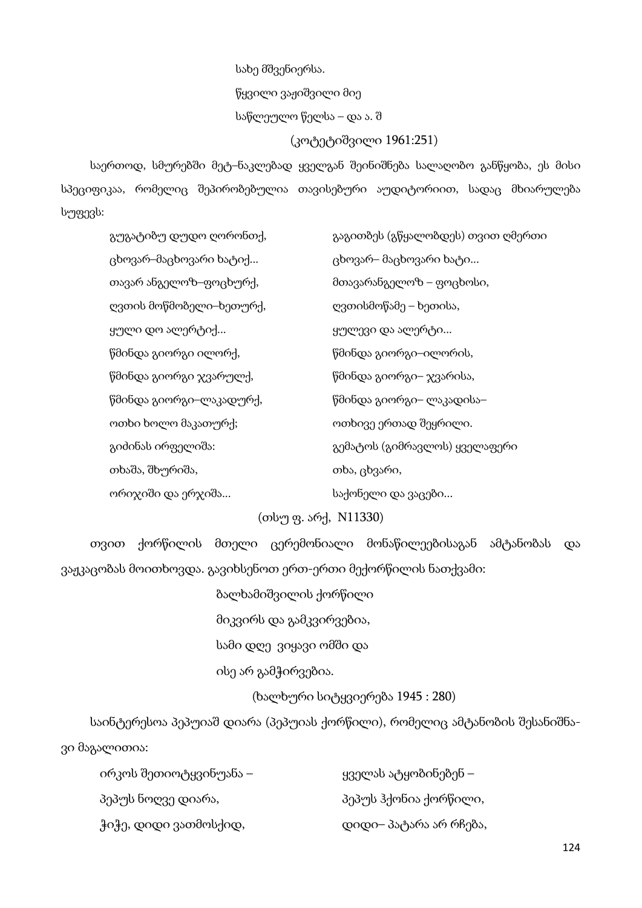სახე მშვენიერსა.

წყვილი ვაჟიშვილი მიე

საწლეულო წელსა – და ა. შ

(კოტეტიშვილი 1961:251)

საერთოდ, სმურებში მეტ–ნაკლებად ყველგან შეინიშნება სალაღობო განწყობა, ეს მისი სპეციფიკაა, რომელიც შეპირობებულია თავისებური აუდიტორიით, სადაც მხიარულება სუფევს:

| | |
|---|---|
| გუგატიზუ დუდო ღორონთქ, | გაგითზეს (გწყალობდეს) თვით ღმერთი |
| ცხოვარ–მაცხოვარი ხატიქ... | ცხოვარ– მაცხოვარი ხატი... |
| თავარ ანგელოზ–ფოცხურქ, | მთავარანგელოზ – ფოცხოსი, |
| ღვთის მოწმობელი–ხეთურქ, | ღვთისმოწამე – ხეთისა, |
| ყული დო ალერტიქ... | ყულევი და ალერტი... |
| წმინდა გიორგი ილორქ, | წმინდა გიორგი–ილორის, |
| წმინდა გიორგი ჯვარულქ, | წმინდა გიორგი– ჯვარისა, |
| წმინდა გიორგი–ლაკადურქ, | წმინდა გიორგი– ლაკადისა– |
| ოთხი ხოლო მაკათურქ; | ოთხივე ერთად შეყრილი. |
| გიძინას ირფელიშა: | გემატოს (გიმრავლოს) ყველაფერი |
| თხაშა, შხურიშა, | თხა, ცხვარი, |
| ორიჯიში და ერჯიშა... | საქონელი და ვაცები... |

(თსუ ფ. არქ, N11330)

თვით ქორწილის მთელი ცერემონიალი მონაწილეებისაგან ამტანობას და ვაჟკაცობას მოითხოვდა. გავიხსენოთ ერთ-ერთი მექორწილის ნათქვამი:

ბალხამიშვილის ქორწილი

მიკვირს და გამკვირვებია,

სამი დღე ვიყავი ომში და

ისე არ გამჭირვებია.

(ხალხური სიტყვიერება 1945 : 280)

საინტერესოა პეპუიაშ დიარა (პეპუიას ქორწილი), რომელიც ამტანობის შესანიშნავი მაგალითია:

| | |
|---|---|
| ირკოს შეთიოტყვინუანა – | ყველას ატყობინებენ – |
| პეპუს ნოღვე დიარა, | პეპუს ჰქონია ქორწილი, |
| ჭიჭე, დიდი ვათმოსქიდ, | დიდი– პატარა არ რჩება, |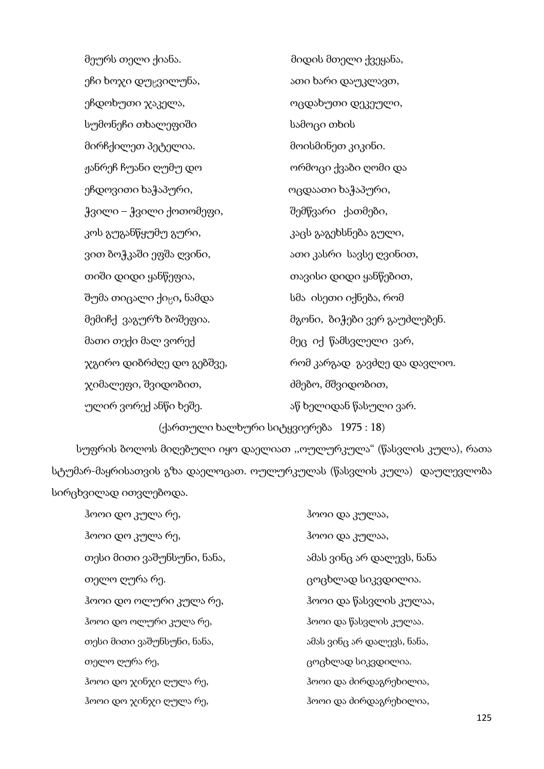| | |
|---|---|
| მეურს თელი ქიანა. | მიდის მთელი ქვეყანა, |
| ეჩი ხოჯი დუჸვილუნა, | ათი ხარი დაუკლავთ, |
| ეჩდოხუთი ჯაკელა, | ოცდახუთი დეკეული, |
| სუმონეჩი თხალეფიში | სამოცი თხის |
| მირჩქილეთ პეტელია. | მოისმინეთ კიკინი. |
| ჟანრეჩ ჩუანი ღუმუ დო | ორმოცი ქვაბი ღომი და |
| ეჩდოვითი ხაჭაპური, | ოცდაათი ხაჭაპური, |
| ჭვილი – ჭვილი ქოთომეფი, | შემწვარი ქათმები, |
| კოს გუგანწყუმუ გური, | კაცს გაგეხსნება გული, |
| ვით ბოჭკაში ეფშა ღვინი, | ათი კასრი სავსე ღვინით, |
| თიში დიდი ყანწეფია, | თავისი დიდი ყანწებით, |
| შუმა თიცალი ქიჸი, ნამდა | სმა ისეთი იქნება, რომ |
| მემიჩქ ვაგურზ ბოშეფია. | მგონი, ბიჭები ვერ გაუძლებენ. |
| მათი თექი მალ ვორექ | მეც იქ წამსვლელი ვარ, |
| ჯგირო დიბრძღე დო გებშვე, | რომ კარგად გავძღე და დავლიო. |
| ჯიმალეფი, შვიდობით, | ძმებო, მშვიდობით, |
| ულირ ვორექ აწწი ხეშე. | აწ ხელიდან წასული ვარ. |

(ქართული ხალხური სიტყვიერება 1975 : 18)

სუფრის ბოლოს მიღებული იყო დაელიათ ,,ოულურკულა" (წასვლის კულა), რათა სტუმარ-მაყრისათვის გზა დაელოცათ. ოულურკულას (წასვლის კულა) დაულევლობა სირცხვილად ითვლებოდა.

| | |
|---|---|
| ჰოოი დო კულა რე, | ჰოოი და კულაა, |
| ჰოოი დო კულა რე, | ჰოოი და კულაა, |
| თესი მითი ვაშუნსუნი, ნანა, | ამას ვინც არ დალევს, ნანა |
| თელო ღურა რე. | ცოცხლად სიკვდილია. |
| ჰოოი დო ოლური კულა რე, | ჰოოი და წასვლის კულაა, |
| ჰოოი დო ოლური კულა რე, | ჰოოი და წასვლის კულაა. |
| თესი მითი ვაშუნსუნი, ნანა, | ამას ვინც არ დალევს, ნანა, |
| თელო ღურა რე, | ცოცხლად სიკვდილია. |
| ჰოოი დო ჯინჯი ღულა რე, | ჰოოი და ძირდაგრეხილია, |
| ჰოოი დო ჯინჯი ღულა რე, | ჰოოი და ძირდაგრეხილია, |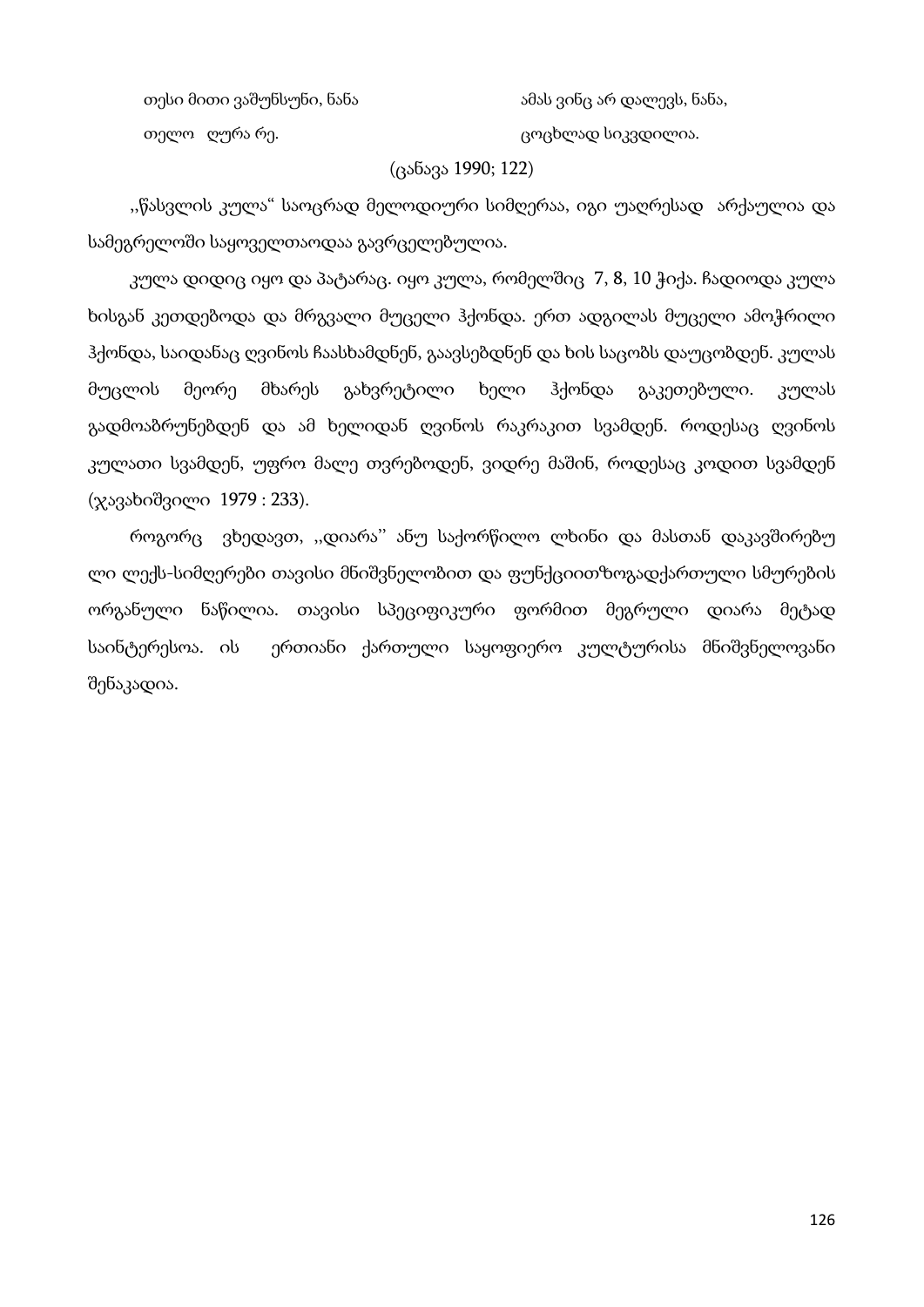თესი მითი ვაშუნსუნი, ნანა
თელო ღურა რე.

ამას ვინც არ დალევს, ნანა,
ცოცხლად სიკვდილია.

(ცანავა 1990; 122)

,,წასვლის კულა“ საოცრად მელოდიური სიმღერაა, იგი უაღრესად არქაულია და სამეგრელოში საყოველთაოდაა გავრცელებულია.

კულა დიდიც იყო და პატარაც. იყო კულა, რომელშიც 7, 8, 10 ჭიქა. ჩადიოდა კულა ხისგან კეთდებოდა და მრგვალი მუცელი ჰქონდა. ერთ ადგილას მუცელი ამოჭრილი ჰქონდა, საიდანაც ღვინოს ჩაასხამდნენ, გაავსებდნენ და ხის საცობს დაუცობდენ. კულას მუცლის მეორე მხარეს გახვრეტილი ხელი ჰქონდა გაკეთებული. კულას გადმოაბრუნებდენ და ამ ხელიდან ღვინოს რაკრაკით სვამდენ. როდესაც ღვინოს კულათი სვამდენ, უფრო მალე თვრებოდენ, ვიდრე მაშინ, როდესაც კოდით სვამდენ (ჯავახიშვილი 1979 : 233).

როგორც ვხედავთ, ,,დიარა’’ ანუ საქორწილო ლხინი და მასთან დაკავშირებუ ლი ლექს-სიმღერები თავისი მნიშვნელობით და ფუნქციითზოგადქართული სმურების ორგანული ნაწილია. თავისი სპეციფიკური ფორმით მეგრული დიარა მეტად საინტერესოა. ის ერთიანი ქართული საყოფიერო კულტურისა მნიშვნელოვანი შენაკადია.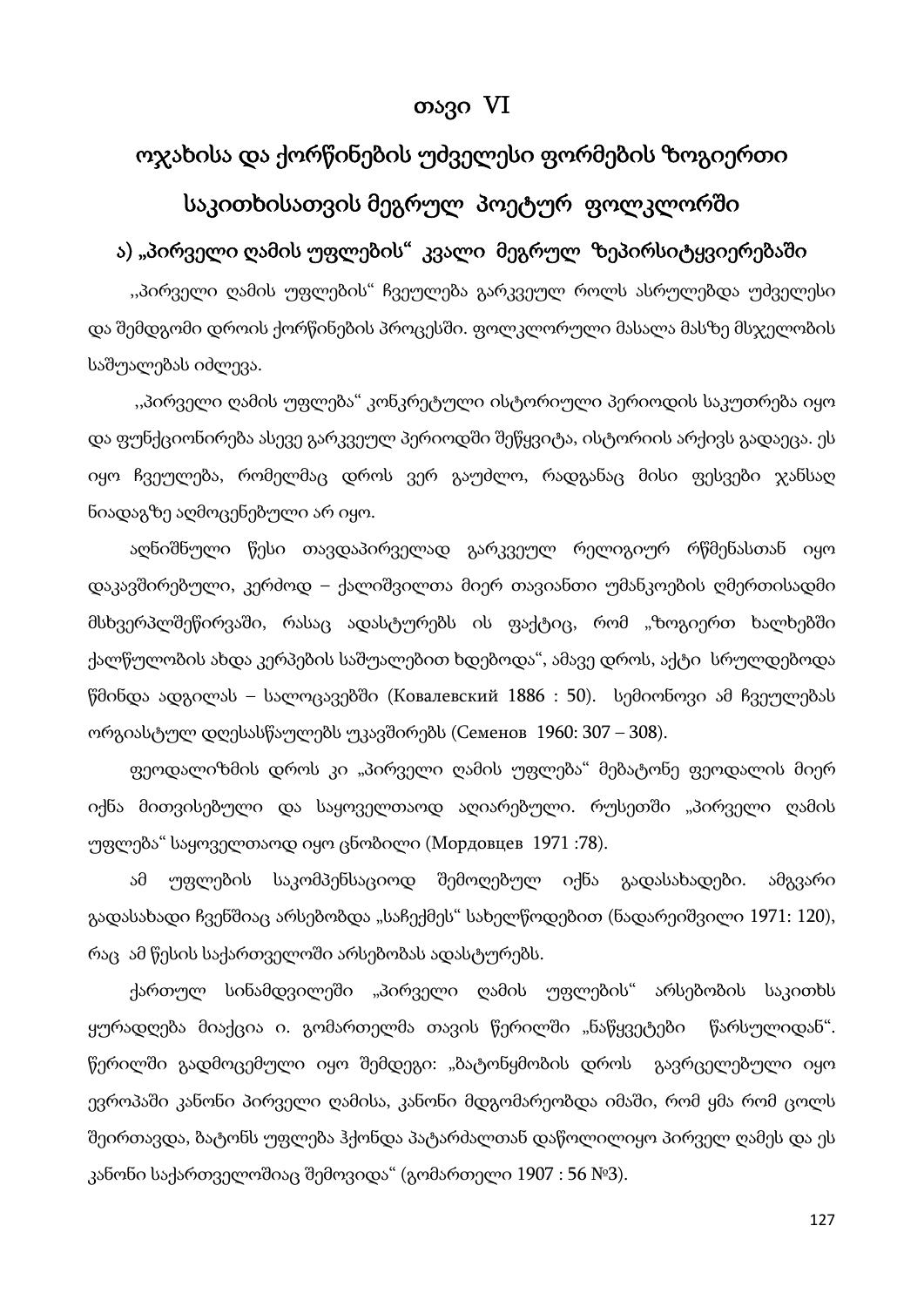# თავი VI

## ოჯახისა და ქორწინების უძველესი ფორმების ზოგიერთი საკითხისათვის მეგრულ პოეტურ ფოლკლორში

### ა) „პირველი ღამის უფლების“ კვალი მეგრულ ზეპირსიტყვიერებაში

,,პირველი ღამის უფლების“ ჩვეულება გარკვეულ როლს ასრულებდა უძველესი და შემდგომი დროის ქორწინების პროცესში. ფოლკლორული მასალა მასზე მსჯელობის საშუალებას იძლევა.

,,პირველი ღამის უფლება“ კონკრეტული ისტორიული პერიოდის საკუთრება იყო და ფუნქციონირება ასევე გარკვეულ პერიოდში შეწყვიტა, ისტორიის არქივს გადაეცა. ეს იყო ჩვეულება, რომელმაც დროს ვერ გაუძლო, რადგანაც მისი ფესვები ჯანსაღ ნიადაგზე აღმოცენებული არ იყო.

აღნიშნული წესი თავდაპირველად გარკვეულ რელიგიურ რწმენასთან იყო დაკავშირებული, კერძოდ – ქალიშვილთა მიერ თავიანთი უმანკოების ღმერთისადმი მსხვერპლშეწირვაში, რასაც ადასტურებს ის ფაქტიც, რომ „ზოგიერთ ხალხებში ქალწულობის ახდა კერპების საშუალებით ხდებოდა“, ამავე დროს, აქტი სრულდებოდა წმინდა ადგილას – სალოცავებში (Ковалевский 1886 : 50). სემიონოვი ამ ჩვეულებას ორგიასტულ დღესასწაულებს უკავშირებს (Семенов 1960: 307 – 308).

ფეოდალიზმის დროს კი „პირველი ღამის უფლება“ მებატონე ფეოდალის მიერ იქნა მითვისებული და საყოველთაოდ აღიარებული. რუსეთში „პირველი ღამის უფლება“ საყოველთაოდ იყო ცნობილი (Мордовцев 1971 :78).

ამ უფლების საკომპენსაციოდ შემოღებულ იქნა გადასახადები. ამგვარი გადასახადი ჩვენშიაც არსებობდა „საჩექმეს“ სახელწოდებით (ნადარეიშვილი 1971: 120), რაც ამ წესის საქართველოში არსებობას ადასტურებს.

ქართულ სინამდვილეში „პირველი ღამის უფლების“ არსებობის საკითხს ყურადღება მიაქცია ი. გომართელმა თავის წერილში „ნაწყვეტები წარსულიდან“. წერილში გადმოცემული იყო შემდეგი: „ბატონყმობის დროს გავრცელებული იყო ევროპაში კანონი პირველი ღამისა, კანონი მდგომარეობდა იმაში, რომ ყმა რომ ცოლს შეირთავდა, ბატონს უფლება ჰქონდა პატარძალთან დაწოლილიყო პირველ ღამეს და ეს კანონი საქართველოშიაც შემოვიდა“ (გომართელი 1907 : 56 №3).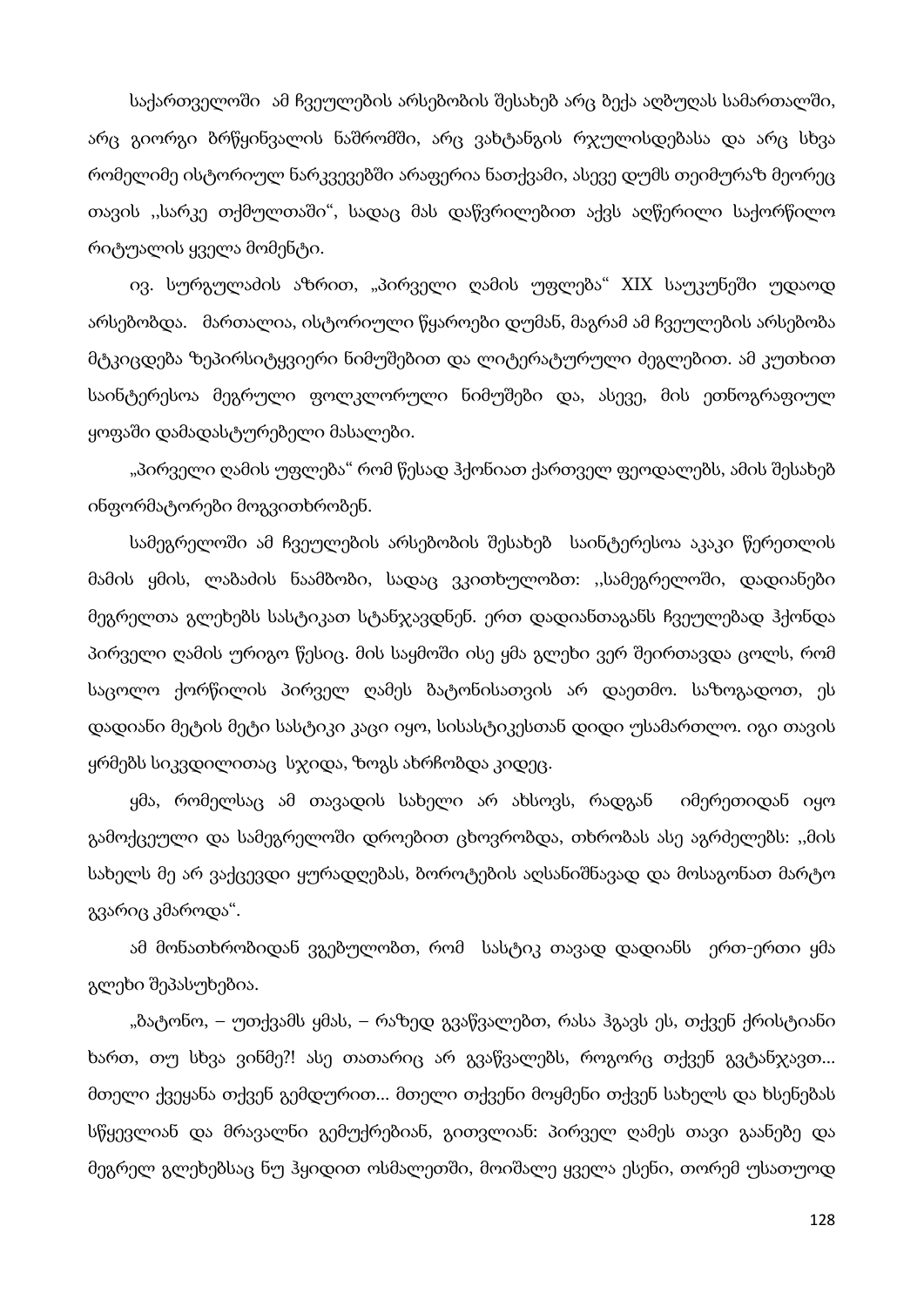საქართველოში ამ ჩვეულების არსებობის შესახებ არც ბექა აღბუღას სამართალში, არც გიორგი ბრწყინვალის ნაშრომში, არც ვახტანგის რჯულისდებასა და არც სხვა რომელიმე ისტორიულ ნარკვევებში არაფერია ნათქვამი, ასევე დუმს თეიმურაზ მეორეც თავის ,,სარკე თქმულთაში", სადაც მას დაწვრილებით აქვს აღწერილი საქორწილო რიტუალის ყველა მომენტი.

ივ. სურგულაძის აზრით, „პირველი ღამის უფლება" XIX საუკუნეში უდაოდ არსებობდა. მართალია, ისტორიული წყაროები დუმან, მაგრამ ამ ჩვეულების არსებობა მტკიცდება ზეპირსიტყვიერი ნიმუშებით და ლიტერატურული ძეგლებით. ამ კუთხით საინტერესოა მეგრული ფოლკლორული ნიმუშები და, ასევე, მის ეთნოგრაფიულ ყოფაში დამადასტურებელი მასალები.

„პირველი ღამის უფლება" რომ წესად ჰქონიათ ქართველ ფეოდალებს, ამის შესახებ ინფორმატორები მოგვითხრობენ.

სამეგრელოში ამ ჩვეულების არსებობის შესახებ საინტერესოა აკაკი წერეთლის მამის ყმის, ლაბაძის ნაამბობი, სადაც ვკითხულობთ: ,,სამეგრელოში, დადიანები მეგრელთა გლეხებს სასტიკათ სტანჯავდნენ. ერთ დადიანთაგანს ჩვეულებად ჰქონდა პირველი ღამის ურიგო წესიც. მის საყმოში ისე ყმა გლეხი ვერ შეირთავდა ცოლს, რომ საცოლო ქორწილის პირველ ღამეს ბატონისათვის არ დაეთმო. საზოგადოთ, ეს დადიანი მეტის მეტი სასტიკი კაცი იყო, სისასტიკესთან დიდი უსამართლო. იგი თავის ყრმებს სიკვდილითაც სჯიდა, ზოგს ახრჩობდა კიდეც.

ყმა, რომელსაც ამ თავადის სახელი არ ახსოვს, რადგან იმერეთიდან იყო გამოქცეული და სამეგრელოში დროებით ცხოვრობდა, თხრობას ასე აგრძელებს: ,,მის სახელს მე არ ვაქცევდი ყურადღებას, ბოროტების აღსანიშნავად და მოსაგონათ მარტო გვარიც კმაროდა".

ამ მონათხრობიდან ვგებულობთ, რომ სასტიკ თავად დადიანს ერთ-ერთი ყმა გლეხი შეპასუხებია.

„ბატონო, – უთქვამს ყმას, – რაზედ გვაწვალებთ, რასა ჰგავს ეს, თქვენ ქრისტიანი ხართ, თუ სხვა ვინმე?! ასე თათარიც არ გვაწვალებს, როგორც თქვენ გვტანჯავთ... მთელი ქვეყანა თქვენ გემდურით... მთელი თქვენი მოყმენი თქვენ სახელს და ხსენებას სწყევლიან და მრავალნი გემუქრებიან, გითვლიან: პირველ ღამეს თავი გაანებე და მეგრელ გლეხებსაც ნუ ჰყიდით ოსმალეთში, მოიშალე ყველა ესენი, თორემ უსათუოდ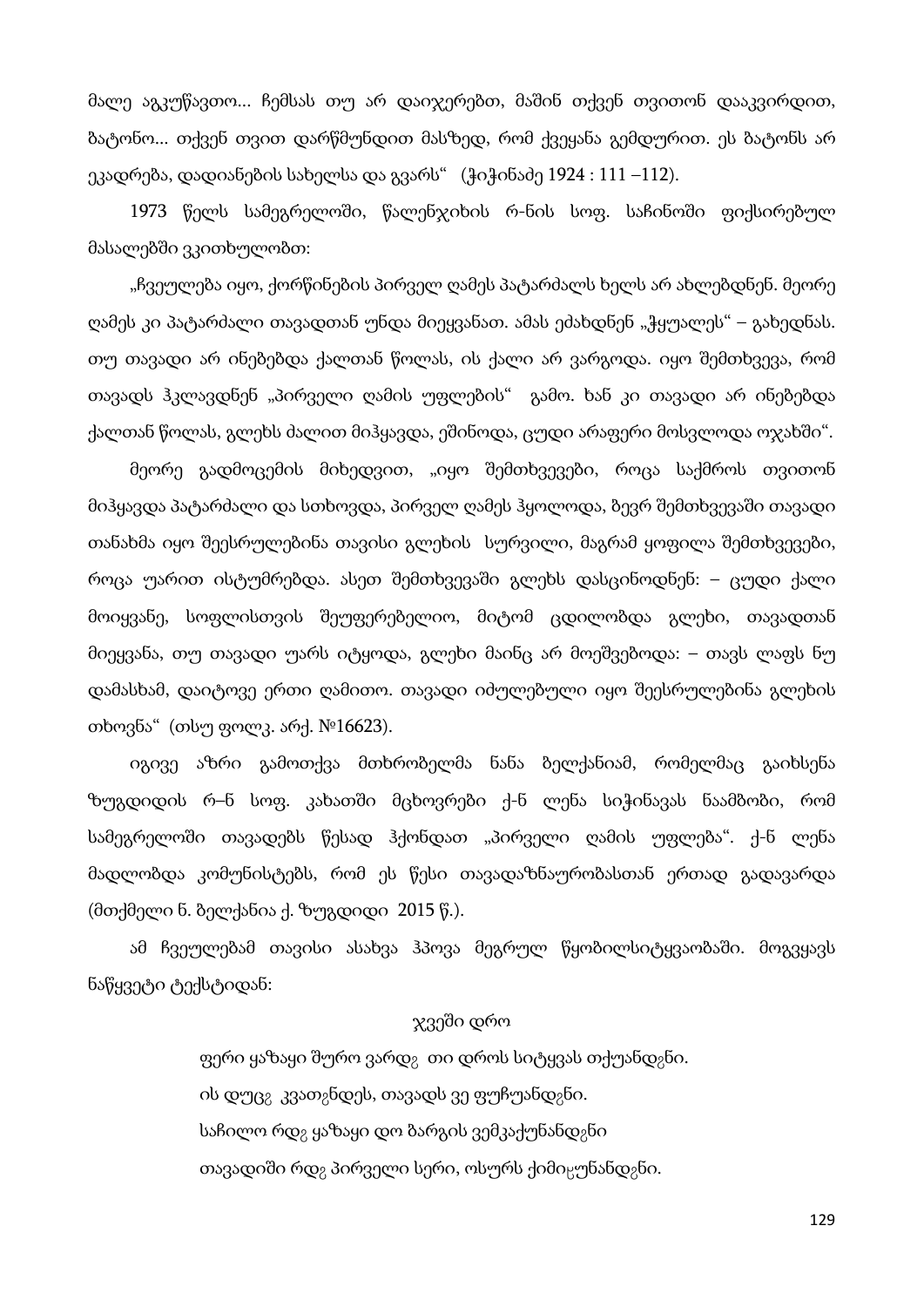მალე აგკუწავთო... ჩემსას თუ არ დაიჯერებთ, მაშინ თქვენ თვითონ დააკვირდით, ბატონო... თქვენ თვით დარწმუნდით მასზედ, რომ ქვეყანა გემდურით. ეს ბატონს არ ეკადრება, დადიანების სახელსა და გვარს" (ჭიჭინაძე 1924 : 111 –112).

1973 წელს სამეგრელოში, წალენჯიხის რ-ნის სოფ. საჩინოში ფიქსირებულ მასალებში ვკითხულობთ:

„ჩვეულება იყო, ქორწინების პირველ ღამეს პატარძალს ხელს არ ახლებდნენ. მეორე ღამეს კი პატარძალი თავადთან უნდა მიეყვანათ. ამას ეძახდნენ „ჭყუალეს" – გახედნას. თუ თავადი არ ინებებდა ქალთან წოლას, ის ქალი არ ვარგოდა. იყო შემთხვევა, რომ თავადს ჰკლავდნენ „პირველი ღამის უფლების" გამო. ხან კი თავადი არ ინებებდა ქალთან წოლას, გლეხს ძალით მიჰყავდა, ეშინოდა, ცუდი არაფერი მოსვლოდა ოჯახში".

მეორე გადმოცემის მიხედვით, „იყო შემთხვევები, როცა საქმროს თვითონ მიჰყავდა პატარძალი და სთხოვდა, პირველ ღამეს ჰყოლოდა, ბევრ შემთხვევაში თავადი თანახმა იყო შეესრულებინა თავისი გლეხის სურვილი, მაგრამ ყოფილა შემთხვევები, როცა უარით ისტუმრებდა. ასეთ შემთხვევაში გლეხს დასცინოდნენ: – ცუდი ქალი მოიყვანე, სოფლისთვის შეუფერებელიო, მიტომ ცდილობდა გლეხი, თავადთან მიეყვანა, თუ თავადი უარს იტყოდა, გლეხი მაინც არ მოეშვებოდა: – თავს ლაფს ნუ დამასხამ, დაიტოვე ერთი ღამითო. თავადი იძულებული იყო შეესრულებინა გლეხის თხოვნა" (თსუ ფოლკ. არქ. №16623).

იგივე აზრი გამოთქვა მთხრობელმა ნანა ბელქანიამ, რომელმაც გაიხსენა ზუგდიდის რ–ნ სოფ. კახათში მცხოვრები ქ-ნ ლენა სიჭინავას ნაამბობი, რომ სამეგრელოში თავადებს წესად ჰქონდათ „პირველი ღამის უფლება". ქ-ნ ლენა მადლობდა კომუნისტებს, რომ ეს წესი თავადაზნაურობასთან ერთად გადავარდა (მთქმელი ნ. ბელქანია ქ. ზუგდიდი 2015 წ.).

ამ ჩვეულებამ თავისი ასახვა ჰპოვა მეგრულ წყობილსიტყვაობაში. მოგვყავს ნაწყვეტი ტექსტიდან:

ჯვეში დრო

ფერი ყაზაყი შურო ვარდჷ თი დროს სიტყვას თქუანდჷნი.
ის დუცჷ კვათჷნდეს, თავადს ვე ფუჩუანდჷნი.
საჩილო რდჷ ყაზაყი დო ბარგის ვემკაქუნანდჷნი
თავადიში რდჷ პირველი სერი, ოსურს ქიმიჸუნანდჷნი.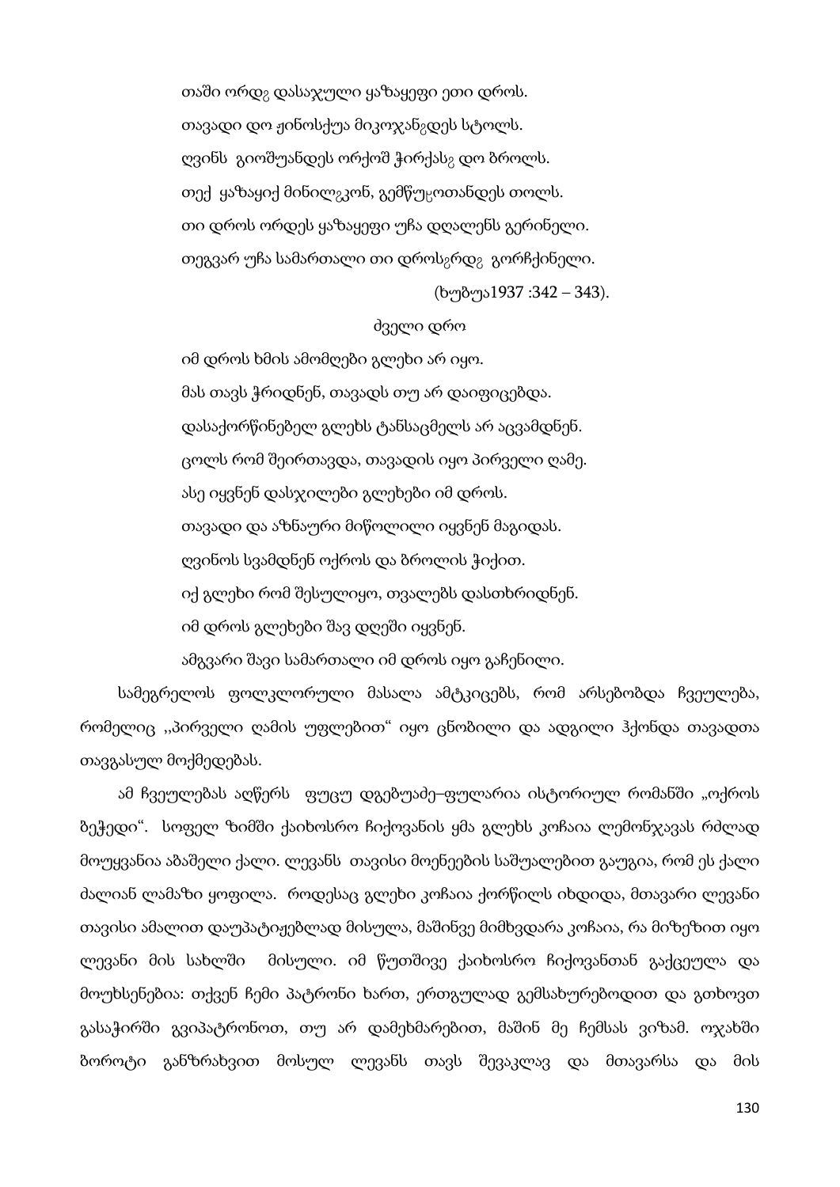თაში ორდჷ დასაჯული ყაზაყეფი ეთი დროს.

თავადი დო ჟინოსქუა მიკოჯანჷდეს სტოლს.

ღვინს  გიოშუანდეს ორქოშ ჭირქასჷ დო ბროლს.

თექ  ყაზაყიქ მინილჷკონ, გემწუჸოთანდეს თოლს.

თი დროს ორდეს ყაზაყეფი უჩა დღალენს გერინელი.

თეგვარ უჩა სამართალი თი დროსჷრდჷ  გორჩქინელი.

(ხუბუა1937 :342 – 343).

ძველი დრო

იმ დროს ხმის ამომღები გლეხი არ იყო.

მას თავს ჭრიდნენ, თავადს თუ არ დაიფიცებდა.

დასაქორწინებელ გლეხს ტანსაცმელს არ აცვამდნენ.

ცოლს რომ შეირთავდა, თავადის იყო პირველი ღამე.

ასე იყვნენ დასჯილები გლეხები იმ დროს.

თავადი და აზნაური მიწოლილი იყვნენ მაგიდას.

ღვინოს სვამდნენ ოქროს და ბროლის ჭიქით.

იქ გლეხი რომ შესულიყო, თვალებს დასთხრიდნენ.

იმ დროს გლეხები შავ დღეში იყვნენ.

ამგვარი შავი სამართალი იმ დროს იყო გაჩენილი.

სამეგრელოს ფოლკლორული მასალა ამტკიცებს, რომ არსებობდა ჩვეულება, რომელიც ,,პირველი ღამის უფლებით“ იყო ცნობილი და ადგილი ჰქონდა თავადთა თავგასულ მოქმედებას.

ამ ჩვეულებას აღწერს  ფუცუ დგებუაძე–ფულარია ისტორიულ რომანში „ოქროს ბეჭედი“.  სოფელ ზიმში ქაიხოსრო ჩიქოვანის ყმა გლეხს კოჩაია ლემონჯავას რძლად მოუყვანია აბაშელი ქალი. ლევანს  თავისი მოენეების საშუალებით გაუგია, რომ ეს ქალი ძალიან ლამაზი ყოფილა.  როდესაც გლეხი კოჩაია ქორწილს იხდიდა, მთავარი ლევანი თავისი ამალით დაუპატიჟებლად მისულა, მაშინვე მიმხვდარა კოჩაია, რა მიზეზით იყო ლევანი მის სახლში  მისული. იმ წუთშივე ქაიხოსრო ჩიქოვანთან გაქცეულა და მოუხსენებია: თქვენ ჩემი პატრონი ხართ, ერთგულად გემსახურებოდით და გთხოვთ გასაჭირში გვიპატრონოთ, თუ არ დამეხმარებით, მაშინ მე ჩემსას ვიზამ. ოჯახში ბოროტი განზრახვით მოსულ ლევანს თავს შევაკლავ და მთავარსა და მის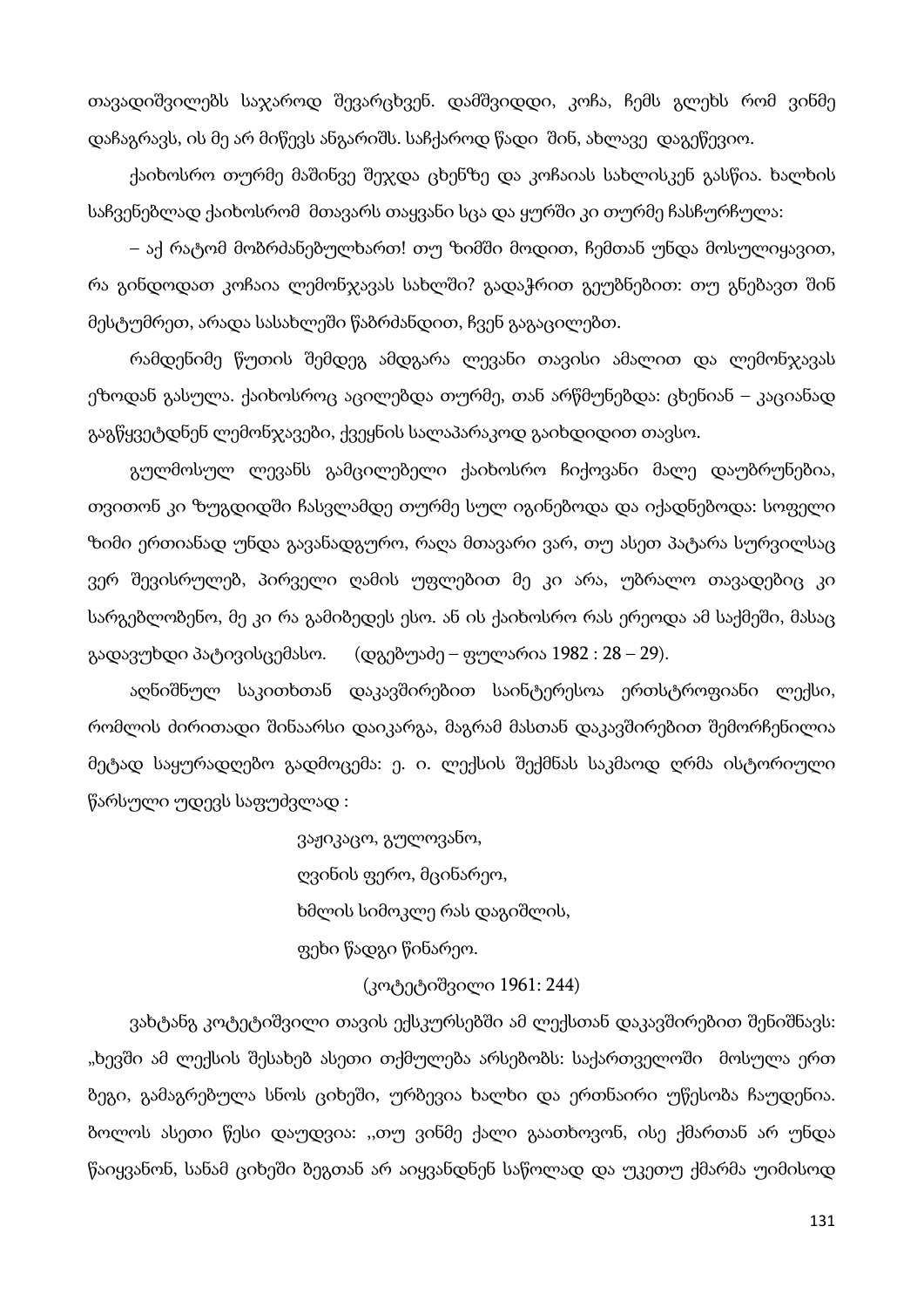თავადიშვილებს საჯაროდ შევარცხვენ. დამშვიდდი, კოჩა, ჩემს გლეხს რომ ვინმე დაჩაგრავს, ის მე არ მიწევს ანგარიშს. საჩქაროდ წადი შინ, ახლავე დაგეწევიო.

ქაიხოსრო თურმე მაშინვე შეჯდა ცხენზე და კოჩაიას სახლისკენ გასწია. ხალხის საჩვენებლად ქაიხოსრომ მთავარს თაყვანი სცა და ყურში კი თურმე ჩასჩურჩულა:

– აქ რატომ მობრძანებულხართ! თუ ზიმში მოდით, ჩემთან უნდა მოსულიყავით, რა გინდოდათ კოჩაია ლემონჯავას სახლში? გადაჭრით გეუბნებით: თუ გნებავთ შინ მესტუმრეთ, არადა სასახლეში წაბრძანდით, ჩვენ გაგაცილებთ.

რამდენიმე წუთის შემდეგ ამდგარა ლევანი თავისი ამალით და ლემონჯავას ეზოდან გასულა. ქაიხოსროც აცილებდა თურმე, თან არწმუნებდა: ცხენიან – კაციანად გაგწყვეტდნენ ლემონჯავები, ქვეყნის სალაპარაკოდ გაიხდიდით თავსო.

გულმოსულ ლევანს გამცილებელი ქაიხოსრო ჩიქოვანი მალე დაუბრუნებია, თვითონ კი ზუგდიდში ჩასვლამდე თურმე სულ იგინებოდა და იქადნებოდა: სოფელი ზიმი ერთიანად უნდა გავანადგურო, რაღა მთავარი ვარ, თუ ასეთ პატარა სურვილსაც ვერ შევისრულებ, პირველი ღამის უფლებით მე კი არა, უბრალო თავადებიც კი სარგებლობენო, მე კი რა გამიბედეს ესო. ან ის ქაიხოსრო რას ერეოდა ამ საქმეში, მასაც გადავუხდი პატივისცემასო.     (დგებუაძე – ფულარია 1982 : 28 – 29).

აღნიშნულ საკითხთან დაკავშირებით საინტერესოა ერთსტროფიანი ლექსი, რომლის ძირითადი შინაარსი დაიკარგა, მაგრამ მასთან დაკავშირებით შემორჩენილია მეტად საყურადღებო გადმოცემა: ე. ი. ლექსის შექმნას საკმაოდ ღრმა ისტორიული წარსული უდევს საფუძვლად :

> ვაჟიკაცო, გულოვანო,
> ღვინის ფერო, მცინარეო,
> ხმლის სიმოკლე რას დაგიშლის,
> ფეხი წადგი წინარეო.
>
> (კოტეტიშვილი 1961: 244)

ვახტანგ კოტეტიშვილი თავის ექსკურსებში ამ ლექსთან დაკავშირებით შენიშნავს: „ხევში ამ ლექსის შესახებ ასეთი თქმულება არსებობს: საქართველოში მოსულა ერთ ბეგი, გამაგრებულა სნოს ციხეში, ურბევია ხალხი და ერთნაირი უწესობა ჩაუდენია. ბოლოს ასეთი წესი დაუდვია: ,,თუ ვინმე ქალი გაათხოვონ, ისე ქმართან არ უნდა წაიყვანონ, სანამ ციხეში ბეგთან არ აიყვანდნენ საწოლად და უკეთუ ქმარმა უიმისოდ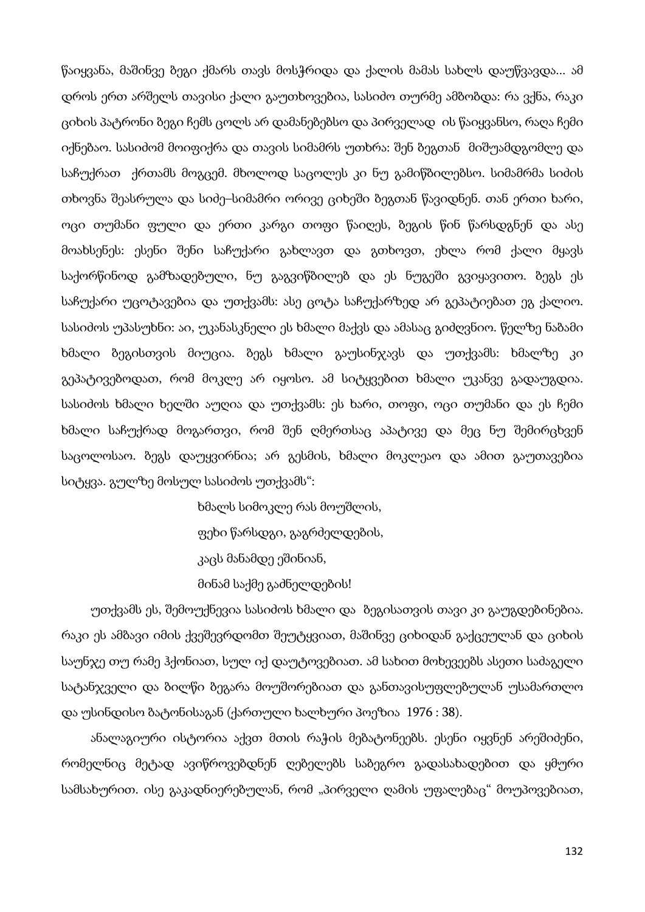წაიყვანა, მაშინვე ბეგი ქმარს თავს მოსჭრიდა და ქალის მამას სახლს დაუწვავდა... ამ დროს ერთ არშელს თავისი ქალი გაუთხოვებია, სასიძო თურმე ამბობდა: რა ვქნა, რაკი ციხის პატრონი ბეგი ჩემს ცოლს არ დამანებებსო და პირველად ის წაიყვანსო, რაღა ჩემი იქნებაო. სასიძომ მოიფიქრა და თავის სიმამრს უთხრა: შენ ბეგთან მიშუამდგომლე და საჩუქრათ ქრთამს მოგცემ. მხოლოდ საცოლეს კი ნუ გამიწბილებსო. სიმამრმა სიძის თხოვნა შეასრულა და სიძე–სიმამრი ორივე ციხეში ბეგთან წავიდნენ. თან ერთი ხარი, ოცი თუმანი ფული და ერთი კარგი თოფი წაიღეს, ბეგის წინ წარსდგნენ და ასე მოახსენეს: ესენი შენი საჩუქარი გახლავთ და გთხოვთ, ეხლა რომ ქალი მყავს საქორწინოდ გამზადებული, ნუ გაგვიწბილებ და ეს ნუგეში გვიყავითო. ბეგს ეს საჩუქარი უცოტავებია და უთქვამს: ასე ცოტა საჩუქარზედ არ გეპატიებათ ეგ ქალიო. სასიძოს უპასუხნი: აი, უკანასკნელი ეს ხმალი მაქვს და ამასაც გიძღვნიო. წელზე ნაბამი ხმალი ბეგისთვის მიუცია. ბეგს ხმალი გაუსინჯავს და უთქვამს: ხმალზე კი გეპატივებოდათ, რომ მოკლე არ იყოსო. ამ სიტყვებით ხმალი უკანვე გადაუგდია. სასიძოს ხმალი ხელში აუღია და უთქვამს: ეს ხარი, თოფი, ოცი თუმანი და ეს ჩემი ხმალი საჩუქრად მოგართვი, რომ შენ ღმერთსაც აპატივე და მეც ნუ შემირცხვენ საცოლოსაო. ბეგს დაუყვირნია; არ გესმის, ხმალი მოკლეაო და ამით გაუთავებია სიტყვა. გულზე მოსულ სასიძოს უთქვამს“:

> ხმალს სიმოკლე რას მოუშლის,
> ფეხი წარსდგი, გაგრძელდების,
> კაცს მანამდე ეშინიან,
> მინამ საქმე გამნელდების!

უთქვამს ეს, შემოუქნევია სასიძოს ხმალი და ბეგისათვის თავი კი გაუგდებინებია. რაკი ეს ამბავი იმის ქვეშევრდომთ შეუტყვიათ, მაშინვე ციხიდან გაქცეულან და ციხის საუნჯე თუ რამე ჰქონიათ, სულ იქ დაუტოვებიათ. ამ სახით მოხევეებს ასეთი საძაგელი სატანჯველი და ბილწი ბეგარა მოუშორებიათ და განთავისუფლებულან უსამართლო და უსინდისო ბატონისაგან (ქართული ხალხური პოეზია 1976 : 38).

ანალაგიური ისტორია აქვთ მთის რაჭის მებატონეებს. ესენი იყვნენ არეშიძენი, რომელნიც მეტად ავიწროვებდნენ ღებელებს საბეგრო გადასახადებით და ყმური სამსახურით. ისე გაკადნიერებულან, რომ „პირველი ღამის უფალებაც“ მოუპოვებიათ,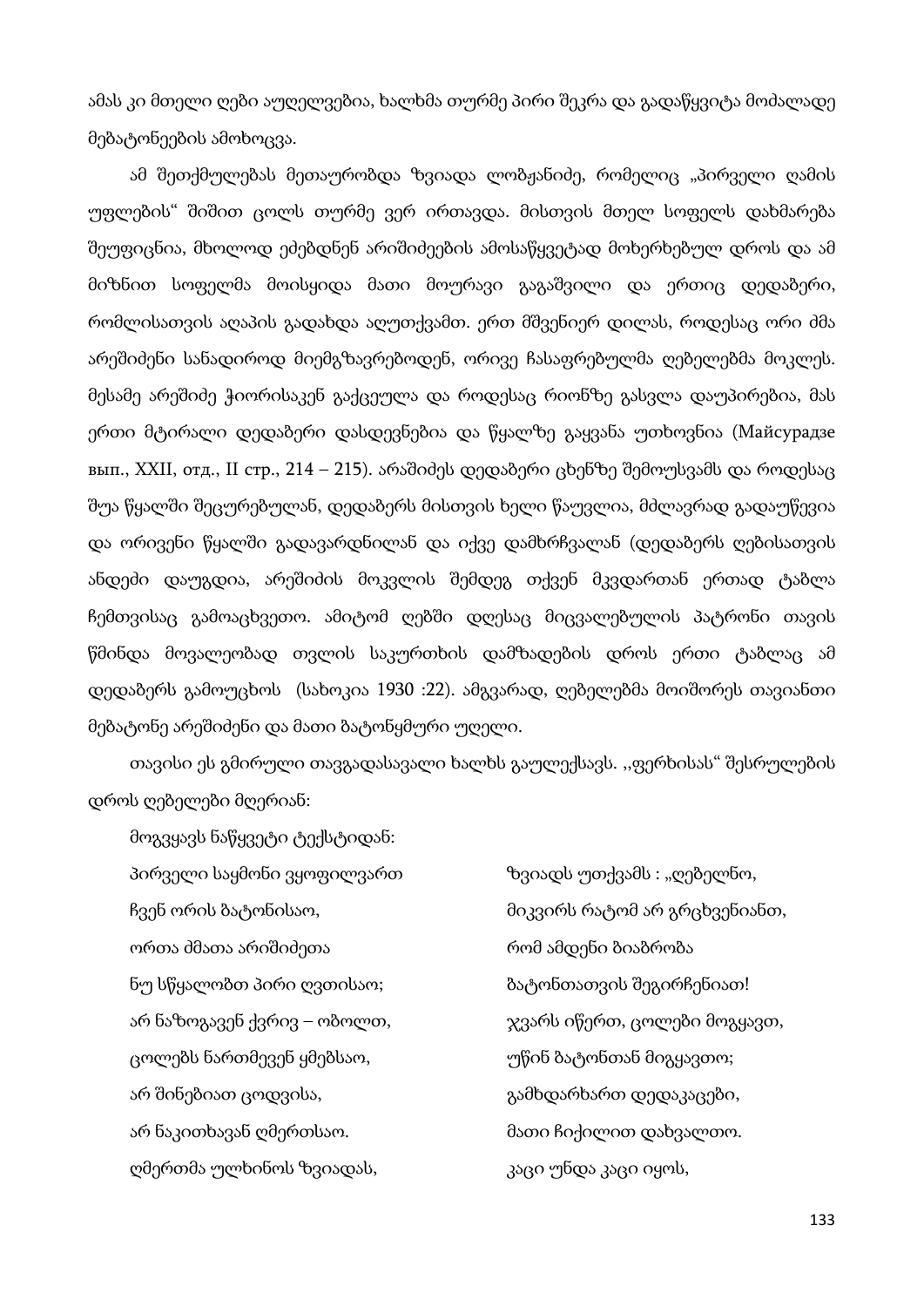ამას კი მთელი ღები აუღელვებია, ხალხმა თურმე პირი შეკრა და გადაწყვიტა მოძალადე მებატონეების ამოხოცვა.

ამ შეთქმულებას მეთაურობდა ზვიადა ლობჟანიძე, რომელიც „პირველი ღამის უფლების" შიშით ცოლს თურმე ვერ ირთავდა. მისთვის მთელ სოფელს დახმარება შეუფიცნია, მხოლოდ ეძებდნენ არიშიძეების ამოსაწყვეტად მოხერხებულ დროს და ამ მიზნით სოფელმა მოისყიდა მათი მოურავი გაგაშვილი და ერთიც დედაბერი, რომლისათვის აღაპის გადახდა აღუთქვამთ. ერთ მშვენიერ დილას, როდესაც ორი ძმა არეშიძენი სანადიროდ მიემგზავრებოდენ, ორივე ჩასაფრებულმა ღებელებმა მოკლეს. მესამე არეშიძე ჭიორისაკენ გაქცეულა და როდესაც რიონზე გასვლა დაუპირებია, მას ერთი მტირალი დედაბერი დასდევნებია და წყალზე გაყვანა უთხოვნია (Майсурадзе вып., XXII, отд., II стр., 214 – 215). არაშიძეს დედაბერი ცხენზე შემოუსვამს და როდესაც შუა წყალში შეცურებულან, დედაბერს მისთვის ხელი წაუვლია, მძლავრად გადაუწევია და ორივენი წყალში გადავარდნილან და იქვე დამხრჩვალან (დედაბერს ღებისათვის ანდეძი დაუგდია, არეშიძის მოკვლის შემდეგ თქვენ მკვდართან ერთად ტაბლა ჩემთვისაც გამოაცხვეთო. ამიტომ ღებში დღესაც მიცვალებულის პატრონი თავის წმინდა მოვალეობად თვლის საკურთხის დამზადების დროს ერთი ტაბლაც ამ დედაბერს გამოუცხოს (სახოკია 1930 :22). ამგვარად, ღებელებმა მოიშორეს თავიანთი მებატონე არეშიძენი და მათი ბატონყმური უღელი.

თავისი ეს გმირული თავგადასავალი ხალხს გაულექსავს. ,,ფერხისას" შესრულების დროს ღებელები მღერიან:

მოგვყავს ნაწყვეტი ტექსტიდან:

პირველი საყმონი ვყოფილვართ
ჩვენ ორის ბატონისაო,
ორთა ძმათა არიშიძეთა
ნუ სწყალობთ პირი ღვთისაო;
არ ნაზოგავენ ქვრივ – ობოლთ,
ცოლებს ნართმევენ ყმებსაო,
არ შინებიათ ცოდვისა,
არ ნაკითხავან ღმერთსაო.
ღმერთმა ულხინოს ზვიადას,

ზვიადს უთქვამს : „ღებელნო,
მიკვირს რატომ არ გრცხვენიანთ,
რომ ამდენი ბიაბრობა
ბატონთათვის შეგირჩენიათ!
ჯვარს იწერთ, ცოლები მოგყავთ,
უწინ ბატონთან მიგყავთო;
გამხდარხართ დედაკაცები,
მათი ჩიქილით დახვალთო.
კაცი უნდა კაცი იყოს,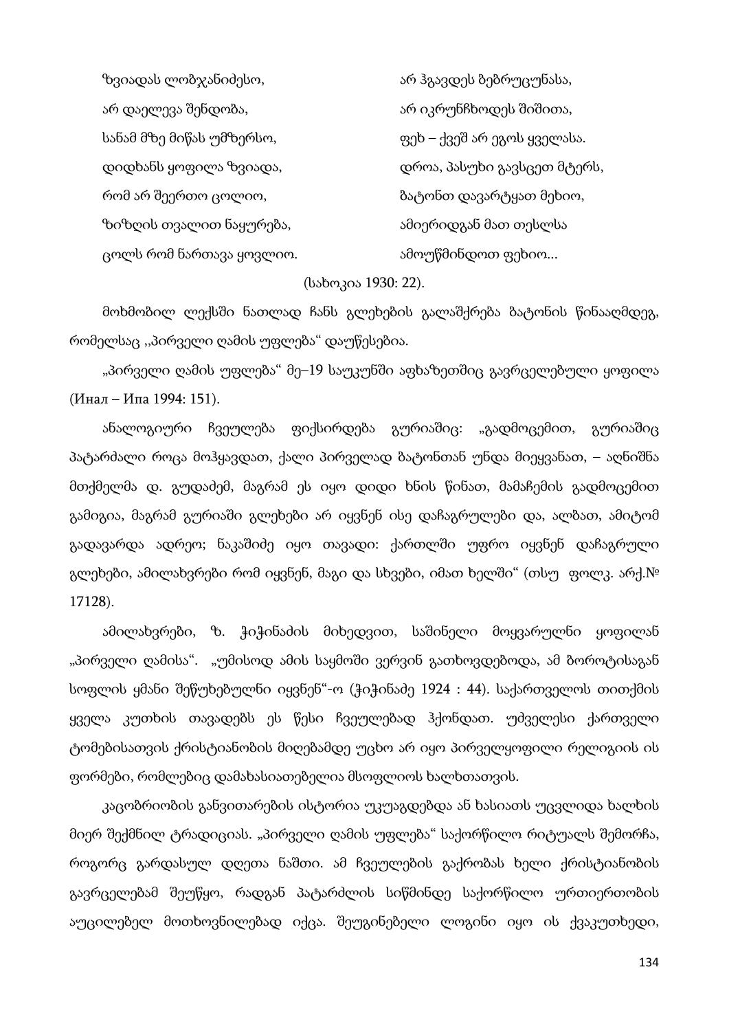ზვიადას ლობჯანიძესო,
არ დაელევა შენდობა,
სანამ მზე მიწას უმზერსო,
დიდხანს ყოფილა ზვიადა,
რომ არ შეერთო ცოლიო,
ზიზღის თვალით ნაყურება,
ცოლს რომ ნართავა ყოვლიო.

არ ჰგავდეს ბებრუცუნასა,
არ იკრუნჩხოდეს შიშითა,
ფეხ – ქვეშ არ ეგოს ყველასა.
დროა, პასუხი გავსცეთ მტერს,
ბატონთ დავარტყათ მეხიო,
ამიერიდგან მათ თესლსა
ამოუწმინდოთ ფეხიო...

(სახოკია 1930: 22).

მოხმობილ ლექსში ნათლად ჩანს გლეხების გალაშქრება ბატონის წინააღმდეგ, რომელსაც ,,პირველი ღამის უფლება" დაუწესებია.

„პირველი ღამის უფლება" მე–19 საუკუნში აფხაზეთშიც გავრცელებული ყოფილა (Инал – Ипа 1994: 151).

ანალოგიური ჩვეულება ფიქსირდება გურიაშიც: „გადმოცემით, გურიაშიც პატარძალი როცა მოჰყავდათ, ქალი პირველად ბატონთან უნდა მიეყვანათ, – აღნიშნა მთქმელმა დ. გუდაძემ, მაგრამ ეს იყო დიდი ხნის წინათ, მამაჩემის გადმოცემით გამიგია, მაგრამ გურიაში გლეხები არ იყვნენ ისე დაჩაგრულები და, ალბათ, ამიტომ გადავარდა ადრეო; ნაკაშიძე იყო თავადი: ქართლში უფრო იყვნენ დაჩაგრული გლეხები, ამილახვრები რომ იყვნენ, მაგი და სხვები, იმათ ხელში" (თსუ ფოლკ. არქ.№ 17128).

ამილახვრები, ზ. ჭიჭინაძის მიხედვით, საშინელი მოყვარულნი ყოფილან „პირველი ღამისა". „უმისოდ ამის საყმოში ვერვინ გათხოვდებოდა, ამ ბოროტისაგან სოფლის ყმანი შეწუხებულნი იყვნენ"-ო (ჭიჭინაძე 1924 : 44). საქართველოს თითქმის ყველა კუთხის თავადებს ეს წესი ჩვეულებად ჰქონდათ. უძველესი ქართველი ტომებისათვის ქრისტიანობის მიღებამდე უცხო არ იყო პირველყოფილი რელიგიის ის ფორმები, რომლებიც დამახასიათებელია მსოფლიოს ხალხთათვის.

კაცობრიობის განვითარების ისტორია უკუაგდებდა ან ხასიათს უცვლიდა ხალხის მიერ შექმნილ ტრადიციას. „პირველი ღამის უფლება" საქორწილო რიტუალს შემორჩა, როგორც გარდასულ დღეთა ნაშთი. ამ ჩვეულების გაქრობას ხელი ქრისტიანობის გავრცელებამ შეუწყო, რადგან პატარძლის სიწმინდე საქორწილო ურთიერთობის აუცილებელ მოთხოვნილებად იქცა. შეუგინებელი ლოგინი იყო ის ქვაკუთხედი,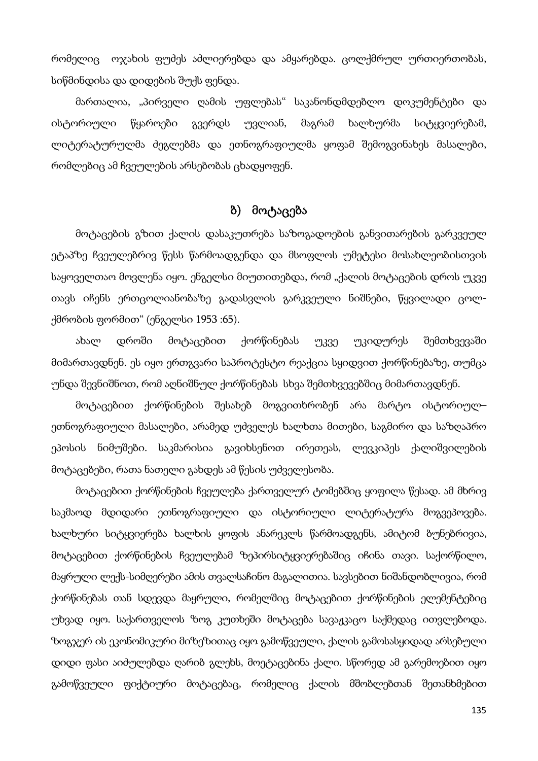რომელიც ოჯახის ფუძეს აძლიერებდა და ამყარებდა. ცოლქმრულ ურთიერთობას, სიწმინდისა და დიდების შუქს ფენდა.

მართალია, „პირველი ღამის უფლებას“ საკანონდმდებლო დოკუმენტები და ისტორიული წყაროები გვერდს უვლიან, მაგრამ ხალხურმა სიტყვიერებამ, ლიტერატურულმა ძეგლებმა და ეთნოგრაფიულმა ყოფამ შემოგვინახეს მასალები, რომლებიც ამ ჩვეულების არსებობას ცხადყოფენ.

## ბ) მოტაცება

მოტაცების გზით ქალის დასაკუთრება საზოგადოების განვითარების გარკვეულ ეტაპზე ჩვეულებრივ წესს წარმოადგენდა და მსოფლოს უმეტესი მოსახლეობისთვის საყოველთაო მოვლენა იყო. ენგელსი მიუთითებდა, რომ „ქალის მოტაცების დროს უკვე თავს იჩენს ერთცოლიანობაზე გადასვლის გარკვეული ნიშნები, წყვილადი ცოლ-ქმრობის ფორმით“ (ენგელსი 1953 :65).

ახალ დროში მოტაცებით ქორწინებას უკვე უკიდურეს შემთხვევაში მიმართავდნენ. ეს იყო ერთგვარი საპროტესტო რეაქცია სყიდვით ქორწინებაზე, თუმცა უნდა შევნიშნოთ, რომ აღნიშნულ ქორწინებას სხვა შემთხვევებშიც მიმართავდნენ.

მოტაცებით ქორწინების შესახებ მოგვითხრობენ არა მარტო ისტორიულ–ეთნოგრაფიული მასალები, არამედ უძველეს ხალხთა მითები, საგმირო და საზღაპრო ეპოსის ნიმუშები. საკმარისია გავიხსენოთ ირეთეას, ლევკიპეს ქალიშვილების მოტაცებები, რათა ნათელი გახდეს ამ წესის უძველესობა.

მოტაცებით ქორწინების ჩვეულება ქართველურ ტომებშიც ყოფილა წესად. ამ მხრივ საკმაოდ მდიდარი ეთნოგრაფიული და ისტორიული ლიტერატურა მოგვეპოვება. ხალხური სიტყვიერება ხალხის ყოფის ანარეკლს წარმოადგენს, ამიტომ ბუნებრივია, მოტაცებით ქორწინების ჩვეულებამ ზეპირსიტყვიერებაშიც იჩინა თავი. საქორწილო, მაყრული ლექს-სიმღერები ამის თვალსაჩინო მაგალითია. სავსებით ნიშანდობლივია, რომ ქორწინებას თან სდევდა მაყრული, რომელშიც მოტაცებით ქორწინების ელემენტებიც უხვად იყო. საქართველოს ზოგ კუთხეში მოტაცება სავაჟკაცო საქმედაც ითვლებოდა. ზოგჯერ ის ეკონომიკური მიზეზითაც იყო გამოწვეული, ქალის გამოსასყიდად არსებული დიდი ფასი აიძულებდა ღარიბ გლეხს, მოეტაცებინა ქალი. სწორედ ამ გარემოებით იყო გამოწვეული ფიქტიური მოტაცებაც, რომელიც ქალის მშობლებთან შეთანხმებით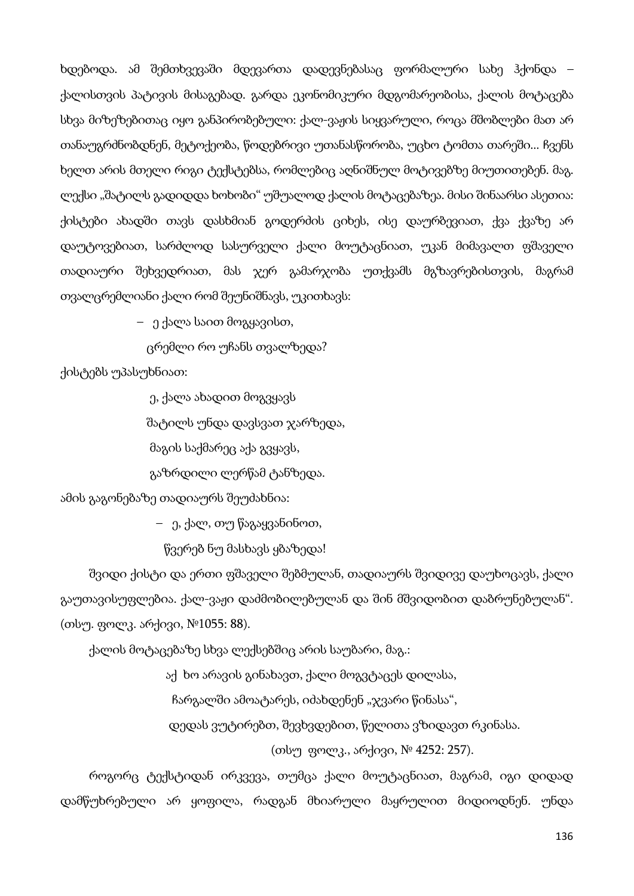ხდებოდა. ამ შემთხვევაში მდევართა დადევნებასაც ფორმალური სახე ჰქონდა – ქალისთვის პატივის მისაგებად. გარდა ეკონომიკური მდგომარეობისა, ქალის მოტაცება სხვა მიზეზებითაც იყო განპირობებული: ქალ-ვაჟის სიყვარული, როცა მშობლები მათ არ თანაუგრძნობდნენ, მეტოქეობა, წოდებრივი უთანასწორობა, უცხო ტომთა თარეში... ჩვენს ხელთ არის მთელი რიგი ტექსტებსა, რომლებიც აღნიშნულ მოტივებზე მიუთითებენ. მაგ. ლექსი „შატილს გადიდდა ხოხობი" უშუალოდ ქალის მოტაცებაზეა. მისი შინაარსი ასეთია: ქისტები ახადში თავს დასხმიან გოდერძის ციხეს, ისე დაურბევიათ, ქვა ქვაზე არ დაუტოვებიათ, სარძლოდ სასურველი ქალი მოუტაცნიათ, უკან მიმავალთ ფშაველი თადიაური შეხვედრიათ, მას ჯერ გამარჯობა უთქვამს მგზავრებისთვის, მაგრამ თვალცრემლიანი ქალი რომ შეუნიშნავს, უკითხავს:

– ე ქალა საით მოგყავისთ,
ცრემლი რო უჩანს თვალზედა?

ქისტებს უპასუხნიათ:

ე, ქალა ახადით მოგვყავს
შატილს უნდა დავსვათ ჯარზედა,
მაგის საქმარეც აქა გვყავს,
გაზრდილი ლერწამ ტანზედა.

ამის გაგონებაზე თადიაურს შეუძახნია:

– ე, ქალ, თუ წაგაყვანინოთ,
წვერებ ნუ მასხავს ყბაზედა!

შვიდი ქისტი და ერთი ფშაველი შებმულან, თადიაურს შვიდივე დაუხოცავს, ქალი გაუთავისუფლებია. ქალ-ვაჟი დამმობილებულან და შინ მშვიდობით დაბრუნებულან". (თსუ. ფოლკ. არქივი, №1055: 88).

ქალის მოტაცებაზე სხვა ლექსებშიც არის საუბარი, მაგ.:

აქ ხო არავის გინახავთ, ქალი მოგვტაცეს დილასა,
ჩარგალში ამოატარეს, იძახდენენ „ჯვარი წინასა",
დედას ვუტირებთ, შევხვდებით, წელითა ვზიდავთ რკინასა.

(თსუ ფოლკ., არქივი, № 4252: 257).

როგორც ტექსტიდან ირკვევა, თუმცა ქალი მოუტაცნიათ, მაგრამ, იგი დიდად დამწუხრებული არ ყოფილა, რადგან მხიარული მაყრულით მიდიოდნენ. უნდა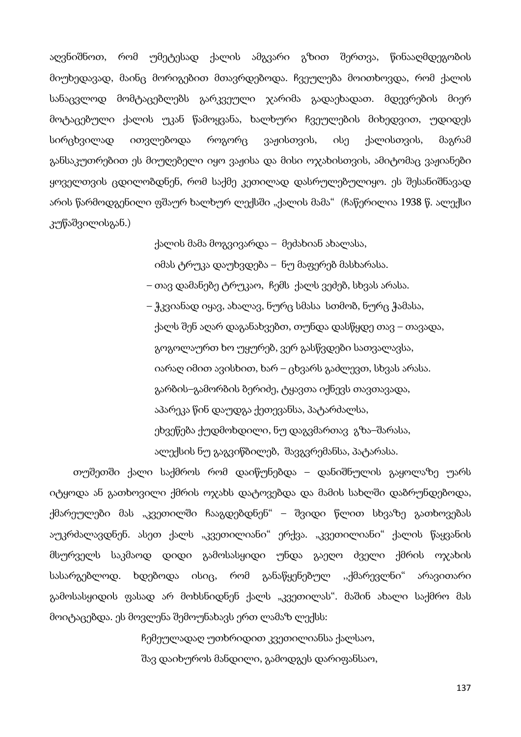აღვნიშნოთ, რომ უმეტესად ქალის ამგვარი გზით შერთვა, წინააღმდეგობის მიუხედავად, მაინც მორიგებით მთავრდებოდა. ჩვეულება მოითხოვდა, რომ ქალის სანაცვლოდ მომტაცებლებს გარკვეული ჯარიმა გადაეხადათ. მდევრების მიერ მოტაცებული ქალის უკან წამოყვანა, ხალხური ჩვეულების მიხედვით, უდიდეს სირცხვილად ითვლებოდა როგორც ვაჟისთვის, ისე ქალისთვის, მაგრამ განსაკუთრებით ეს მიუღებელი იყო ვაჟისა და მისი ოჯახისთვის, ამიტომაც ვაჟიანები ყოველთვის ცდილობდნენ, რომ საქმე კეთილად დასრულებულიყო. ეს შესანიშნავად არის წარმოდგენილი ფშაურ ხალხურ ლექსში „ქალის მამა" (ჩაწერილია 1938 წ. ალექსი კუწაშვილისგან.)

ქალის მამა მოგვივარდა – მეძახიან ახალასა,
იმას ტრუკა დაუხვდება – ნუ მაფერებ მასხარასა.
– თავ დამანებე ტრუკაო, ჩემს ქალს ვეძებ, სხვას არასა.
– ჭკვიანად იყავ, ახალავ, ნურც სმასა სთმობ, ნურც ჭამასა,
ქალს შენ აღარ დაგანახვებთ, თუნდა დასწყდე თავ – თავადა,
გოგოლაურთ ხო უყურებ, ვერ გასწვდები სათვალავსა,
იარაღ იმით ავისხით, ხარ – ცხვარს გამლევთ, სხვას არასა.
გარბის–გამორბის ბერიძე, ტყავთა იქნევს თავთავადა,
აპარეკა წინ დაუდგა ქეთევანსა, პატარძალსა,
ეხვეწება ქუდმოხდილი, ნუ დაგვმართავ გზა–შარასა,
ალექსის ნუ გაგვიწბილებ, შავგვრემანსა, პატარასა.

თუშეთში ქალი საქმროს რომ დაიწუნებდა – დანიშნულის გაყოლაზე უარს იტყოდა ან გათხოვილი ქმრის ოჯახს დატოვებდა და მამის სახლში დაბრუნდებოდა, ქმარეულები მას „კვეთილში ჩააგდებდნენ" – შვიდი წლით სხვაზე გათხოვებას აუკრძალავდნენ. ასეთ ქალს „კვეთილიანი" ერქვა. „კვეთილიანი" ქალის წაყვანის მსურველს საკმაოდ დიდი გამოსასყიდი უნდა გაეღო ძველი ქმრის ოჯახის სასარგებლოდ. ხდებოდა ისიც, რომ განაწყენებულ „ქმარევლნი" არავითარი გამოსასყიდის ფასად არ მოხსნიდნენ ქალს „კვეთილას". მაშინ ახალი საქმრო მას მოიტაცებდა. ეს მოვლენა შემოუნახავს ერთ ლამაზ ლექსს:

ჩემეულადაღ უთხრიდით კვეთილიანსა ქალსაო,
შავ დაიხუროს მანდილი, გამოდგეს დარიფანსაო,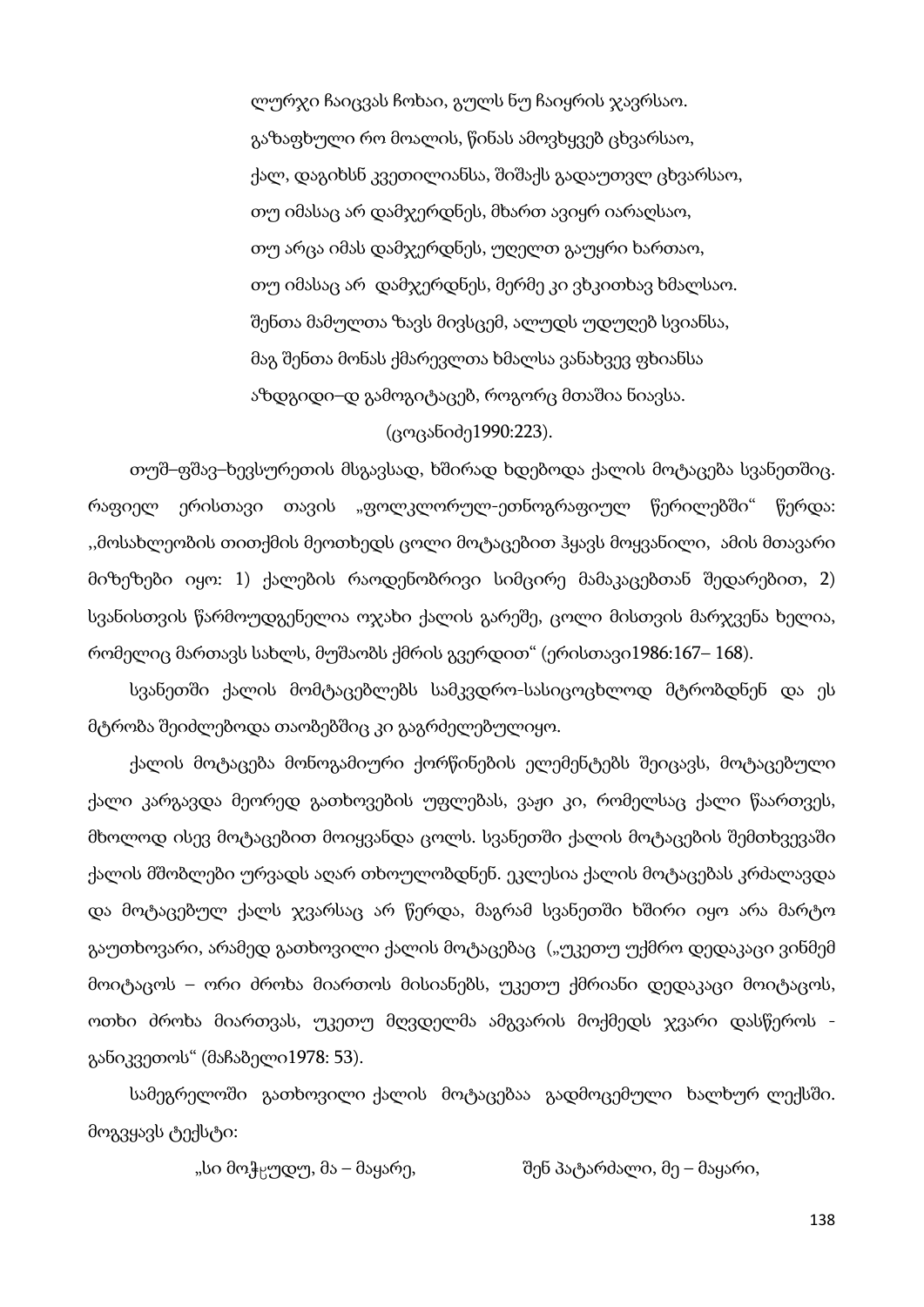ლურჯი ჩაიცვას ჩოხაი, გულს ნუ ჩაიყრის ჯავრსაო.  
გაზაფხული რო მოალის, წინას ამოვხყვებ ცხვარსაო,  
ქალ, დაგიხსნ კვეთილიანსა, შიშაქს გადაუთვლ ცხვარსაო,  
თუ იმასაც არ დამჯერდნეს, მხართ ავიყრ იარაღსაო,  
თუ არცა იმას დამჯერდნეს, უღელთ გაუყრი ხართაო,  
თუ იმასაც არ დამჯერდნეს, მერმე კი ვხკითხავ ხმალსაო.  
შენთა მამულთა ზავს მივსცემ, ალუდს უდუღებ სვიანსა,  
მაგ შენთა მონას ქმარევლთა ხმალსა ვანახვევ ფხიანსა  
აზდგიდი–დ გამოგიტაცებ, როგორც მთაშია ნიავსა.  
(ცოცანიძე1990:223).

თუშ–ფშავ–ხევსურეთის მსგავსად, ხშირად ხდებოდა ქალის მოტაცება სვანეთშიც. რაფიელ ერისთავი თავის „ფოლკლორულ-ეთნოგრაფიულ წერილებში“ წერდა: ,,მოსახლეობის თითქმის მეოთხედს ცოლი მოტაცებით ჰყავს მოყვანილი, ამის მთავარი მიზეზები იყო: 1) ქალების რაოდენობრივი სიმცირე მამაკაცებთან შედარებით, 2) სვანისთვის წარმოუდგენელია ოჯახი ქალის გარეშე, ცოლი მისთვის მარჯვენა ხელია, რომელიც მართავს სახლს, მუშაობს ქმრის გვერდით“ (ერისთავი1986:167– 168).

სვანეთში ქალის მომტაცებლებს სამკვდრო-სასიცოცხლოდ მტრობდნენ და ეს მტრობა შეიძლებოდა თაობებშიც კი გაგრძელებულიყო.

ქალის მოტაცება მონოგამიური ქორწინების ელემენტებს შეიცავს, მოტაცებული ქალი კარგავდა მეორედ გათხოვების უფლებას, ვაჟი კი, რომელსაც ქალი წაართვეს, მხოლოდ ისევ მოტაცებით მოიყვანდა ცოლს. სვანეთში ქალის მოტაცების შემთხვევაში ქალის მშობლები ურვადს აღარ თხოულობდნენ. ეკლესია ქალის მოტაცებას კრძალავდა და მოტაცებულ ქალს ჯვარსაც არ წერდა, მაგრამ სვანეთში ხშირი იყო არა მარტო გაუთხოვარი, არამედ გათხოვილი ქალის მოტაცებაც („უკეთუ უქმრო დედაკაცი ვინმემ მოიტაცოს – ორი ძროხა მიართოს მისიანებს, უკეთუ ქმრიანი დედაკაცი მოიტაცოს, ოთხი ძროხა მიართვას, უკეთუ მღვდელმა ამგვარის მოქმედს ჯვარი დასწეროს - განიკვეთოს“ (მაჩაბელი1978: 53).

სამეგრელოში გათხოვილი ქალის მოტაცებაა გადმოცემული ხალხურ ლექსში. მოგვყავს ტექსტი:

„სი მოჭყუდუ, მა – მაყარე,                    შენ პატარძალი, მე – მაყარი,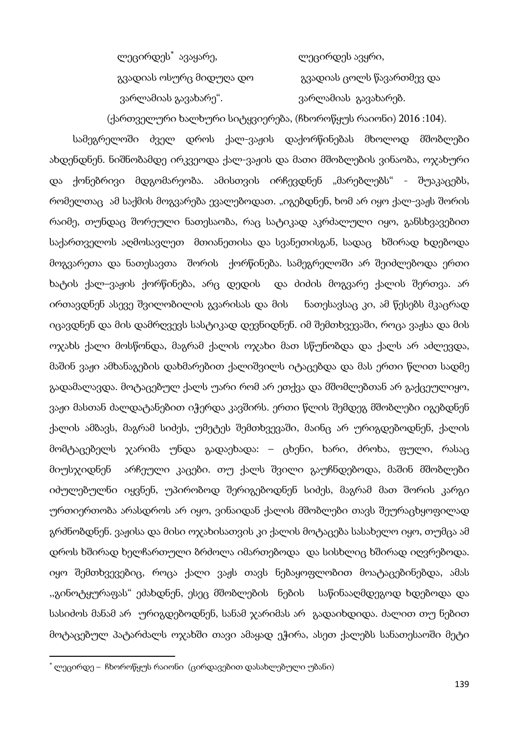| | |
|---|---|
| ლეცირდეს* ავაყარე, | ლეცირდეს ავყრი, |
| გვადიას ოსურც მიდუღა დო | გვადიას ცოლს წავართმევ და |
| ვარლამიას გავახარე“. | ვარლამიას გავახარებ. |

(ქართველური ხალხური სიტყვიერება, (ჩხოროწყუს რაიონი) 2016 :104).

სამეგრელოში ძველ დროს ქალ-ვაჟის დაქორწინებას მხოლოდ მშობლები ახდენდნენ. ნიშნობამდე ირკვეოდა ქალ-ვაჟის და მათი მშობლების ვინაობა, ოჯახური და ქონებრივი მდგომარეობა. ამისთვის ირჩევდნენ „მარებლებს“ - შუაკაცებს, რომელთაც ამ საქმის მოგვარება ევალებოდათ. „იგებდნენ, ხომ არ იყო ქალ-ვაჟს შორის რაიმე, თუნდაც შორეული ნათესაობა, რაც სატიკად აკრძალული იყო, განსხვავებით საქართველოს აღმოსავლეთ მთიანეთისა და სვანეთისგან, სადაც ხშირად ხდებოდა მოგვარეთა და ნათესავთა შორის ქორწინება. სამეგრელოში არ შეიძლებოდა ერთი ხატის ქალ–ვაჟის ქორწინება, არც დედის და ძიძის მოგვარე ქალის შერთვა. არ ირთავდნენ ასევე შვილობილის გვარისას და მის ნათესავსაც კი, ამ წესებს მკაცრად იცავდნენ და მის დამრღვევს სასტიკად დევნიდნენ. იმ შემთხვევაში, როცა ვაჟსა და მის ოჯახს ქალი მოსწონდა, მაგრამ ქალის ოჯახი მათ სწუნობდა და ქალს არ აძლევდა, მაშინ ვაჟი ამხანაგების დახმარებით ქალიშვილს იტაცებდა და მას ერთი წლით სადმე გადამალავდა. მოტაცებულ ქალს უარი რომ არ ეთქვა და მშომლებთან არ გაქცეულიყო, ვაჟი მასთან ძალდატანებით იჭერდა კავშირს. ერთი წლის შემდეგ მშობლები იგებდნენ ქალის ამბავს, მაგრამ სიძეს, უმეტეს შემთხვევაში, მაინც არ ურიგდებოდნენ, ქალის მომტაცებელს ჯარიმა უნდა გადაეხადა: – ცხენი, ხარი, ძროხა, ფული, რასაც მიუსჯიდნენ არჩეული კაცები. თუ ქალს შვილი გაუჩნდებოდა, მაშინ მშობლები იძულებულნი იყვნენ, უპირობოდ შერიგებოდნენ სიძეს, მაგრამ მათ შორის კარგი ურთიერთობა არასდროს არ იყო, ვინაიდან ქალის მშობლები თავს შეურაცხყოფილად გრძნობდნენ. ვაჟისა და მისი ოჯახისათვის კი ქალის მოტაცება სასახელო იყო, თუმცა ამ დროს ხშირად ხელჩართული ბრძოლა იმართებოდა და სისხლიც ხშირად იღვრებოდა. იყო შემთხვევებიც, როცა ქალი ვაჟს თავს ნებაყოფლობით მოატაცებინებდა, ამას ,,გინოტყურაფას“ ეძახდნენ, ესეც მშობლების ნების საწინააღმდეგოდ ხდებოდა და სასიძოს მანამ არ ურიგდებოდნენ, სანამ ჯარიმას არ გადაიხდიდა. ძალით თუ ნებით მოტაცებულ პატარძალს ოჯახში თავი ამაყად ეჭირა, ასეთ ქალებს სანათესაოში მეტი

---

* ლეცირდე – ჩხოროწყუს რაიონი (ცირდავებით დასახლებული უბანი)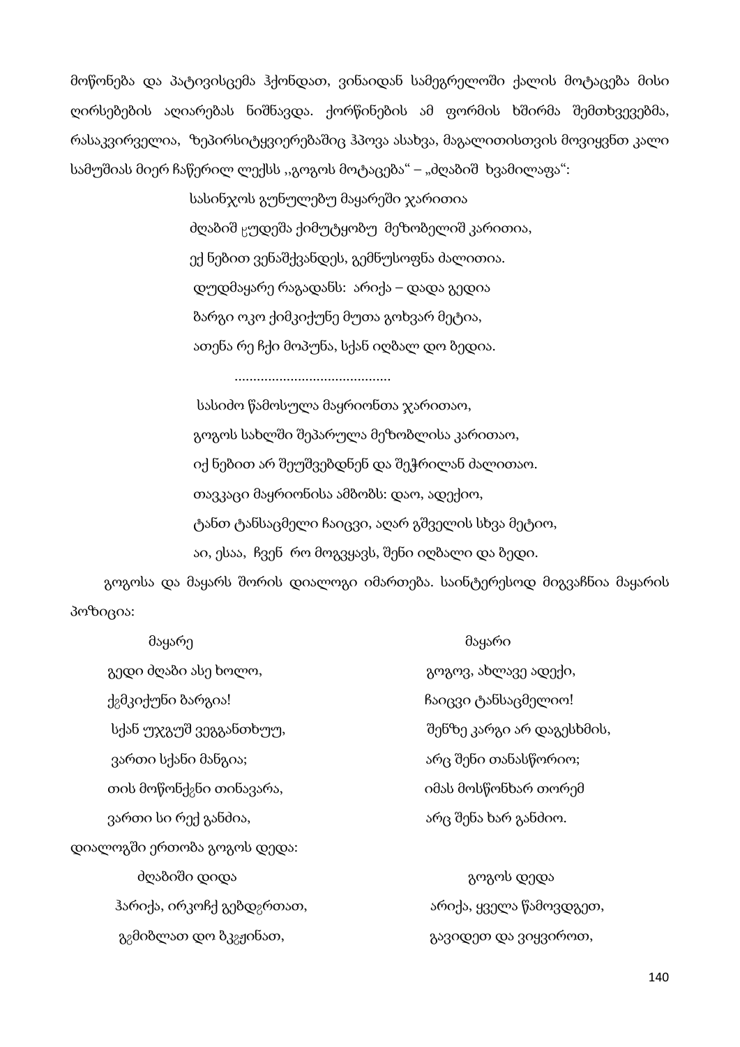მოწონება და პატივისცემა ჰქონდათ, ვინაიდან სამეგრელოში ქალის მოტაცება მისი ღირსებების აღიარებას ნიშნავდა. ქორწინების ამ ფორმის ხშირმა შემთხვევებმა, რასაკვირველია, ზეპირსიტყვიერებაშიც ჰპოვა ასახვა, მაგალითისთვის მოვიყვნთ კალი სამუშიას მიერ ჩაწერილ ლექსს ,,გოგოს მოტაცება" – „ძღაბიშ ხვამილაფა":

სასინჯოს გუნულებუ მაყარეში ჯარითია
ძღაბიშ ცუდეშა ქიმუტყობუ მეზობელიშ კარითია,
ექ ნებით ვენაშქვანდეს, გემნუსოფნა ძალითია.
დუდმაყარე რაგადანს: არიქა – დადა გედია
ბარგი ოკო ქიმკიქუნე მუთა გოხვარ მეტია,
ათენა რე ჩქი მოპუნა, სქან იღბალ დო ზედია.

.........................................

სასიძო წამოსულა მაყრიონთა ჯარითაო,
გოგოს სახლში შეპარულა მეზობლისა კარითაო,
იქ ნებით არ შეუშვებდნენ და შეჭრილან ძალითაო.
თავკაცი მაყრიონისა ამბობს: დაო, ადექიო,
ტანთ ტანსაცმელი ჩაიცვი, აღარ გშველის სხვა მეტიო,
აი, ესაა, ჩვენ რო მოგვყავს, შენი იღბალი და ზედი.

გოგოსა და მაყარს შორის დიალოგი იმართება. საინტერესოდ მიგვაჩნია მაყარის პოზიცია:

| მაყარე | მაყარი |
|---|---|
| გედი ძღაბი ასე ხოლო, | გოგოვ, ახლავე ადექი, |
| ქჷმკიქუნი ბარგია! | ჩაიცვი ტანსაცმელიო! |
| სქან უჯგუშ ვეგგანთხუუ, | შენზე კარგი არ დაგესხმის, |
| ვართი სქანი მანგია; | არც შენი თანასწორიო; |
| თის მოწონქჷნი თინავარა, | იმას მოსწონხარ თორემ |
| ვართი სი რექ განძია, | არც შენა ხარ განძიო. |

დიალოგში ერთობა გოგოს დედა:

| ძღაბიში დიდა | გოგოს დედა |
|---|---|
| ჰარიქა, ირკოჩქ გებდჷრთათ, | არიქა, ყველა წამოვდგეთ, |
| გჷმიბლათ დო ბკჷჟინათ, | გავიდეთ და ვიყვიროთ, |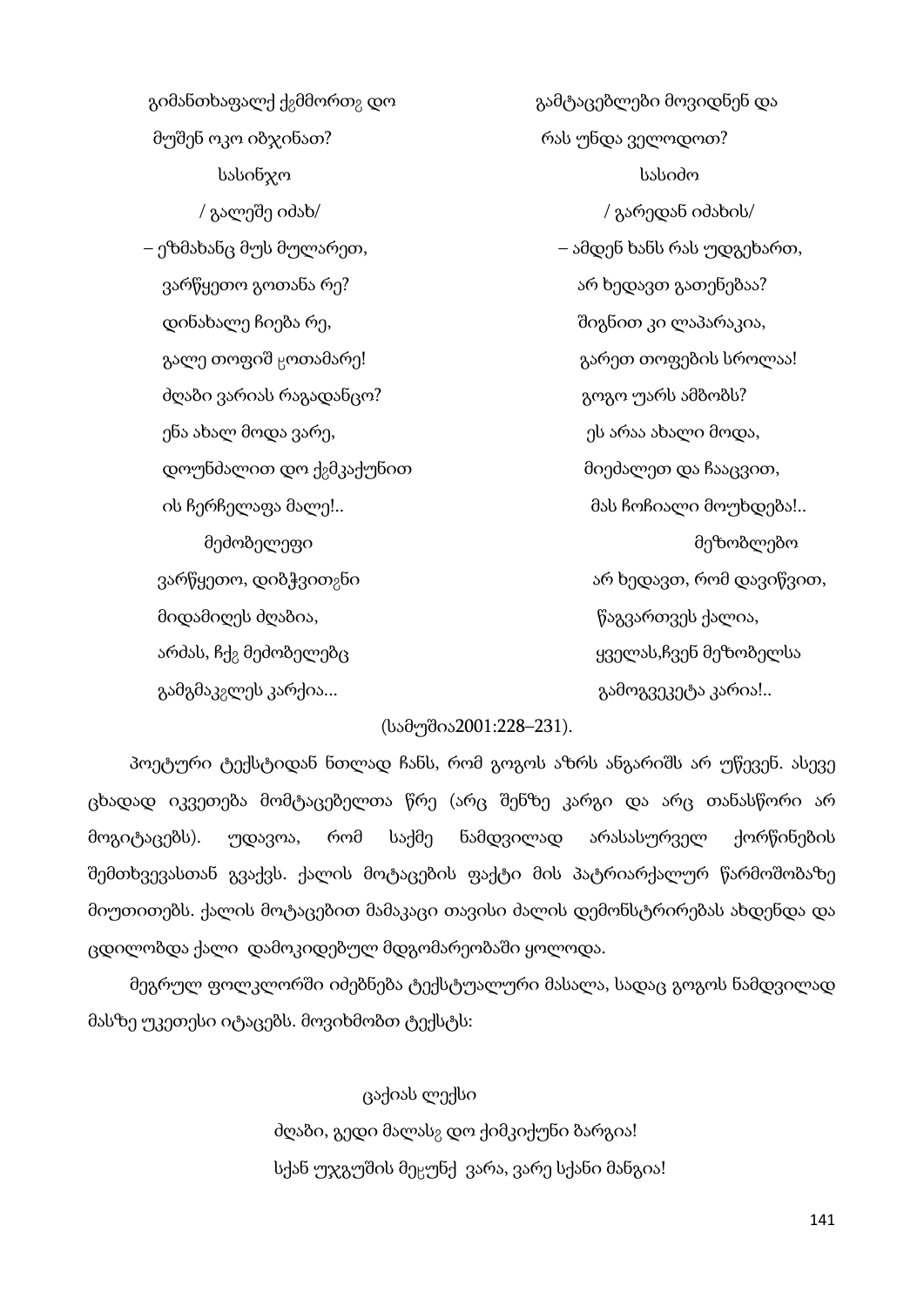| | |
|---|---|
| გიმანთხაფალქ ქჷმმორთჷ დო | გამტაცებლები მოვიდნენ და |
| მუშენ ოკო იბჯინათ? | რას უნდა ველოდოთ? |
| სასინჯო | სასიძო |
| / გალეშე იძახ/ | / გარედან იძახის/ |
| – ეზმახანც მუს მულარეთ, | – ამდენ ხანს რას უდგეხართ, |
| ვარწყეთო გოთანა რე? | არ ხედავთ გათენებაა? |
| დინახალე ჩიება რე, | შიგნით კი ლაპარაკია, |
| გალე თოფიშ ӡოთამარე! | გარეთ თოფების სროლაა! |
| ძღაბი ვარიას რაგადანცო? | გოგო უარს ამბობს? |
| ენა ახალ მოდა ვარე, | ეს არაა ახალი მოდა, |
| დოუნძალით დო ქჷმკაქუნით | მიეძალეთ და ჩააცვით, |
| ის ჩერჩელაფა მალე!.. | მას ჩოჩიალი მოუხდება!.. |
| მეძობელეფი | მეზობლებო |
| ვარწყეთო, დიბჭვითჷნი | არ ხედავთ, რომ დავიწვით, |
| მიდამიღეს ძღაბია, | წაგვართვეს ქალია, |
| არძას, ჩქჷ მეძობელებც | ყველას,ჩვენ მეზობელსა |
| გამგმაკჷლეს კარქია... | გამოგვეკეტა კარია!.. |

(სამუშია2001:228–231).

პოეტური ტექსტიდან ნთლად ჩანს, რომ გოგოს აზრს ანგარიშს არ უწევენ. ასევე ცხადად იკვეთება მომტაცებელთა წრე (არც შენზე კარგი და არც თანასწორი არ მოგიტაცებს). უდავოა, რომ საქმე ნამდვილად არასასურველ ქორწინების შემთხვევასთან გვაქვს. ქალის მოტაცების ფაქტი მის პატრიარქალურ წარმოშობაზე მიუთითებს. ქალის მოტაცებით მამაკაცი თავისი ძალის დემონსტრირებას ახდენდა და ცდილობდა ქალი დამოკიდებულ მდგომარეობაში ყოლოდა.

მეგრულ ფოლკლორში იძებნება ტექსტუალური მასალა, სადაც გოგოს ნამდვილად მასზე უკეთესი იტაცებს. მოვიხმობთ ტექსტს:

ცაქიას ლექსი

ძღაბი, გედი მალასჷ დო ქიმკიქუნი ბარგია!

სქან უჯგუშის მეӡუნქ ვარა, ვარე სქანი მანგია!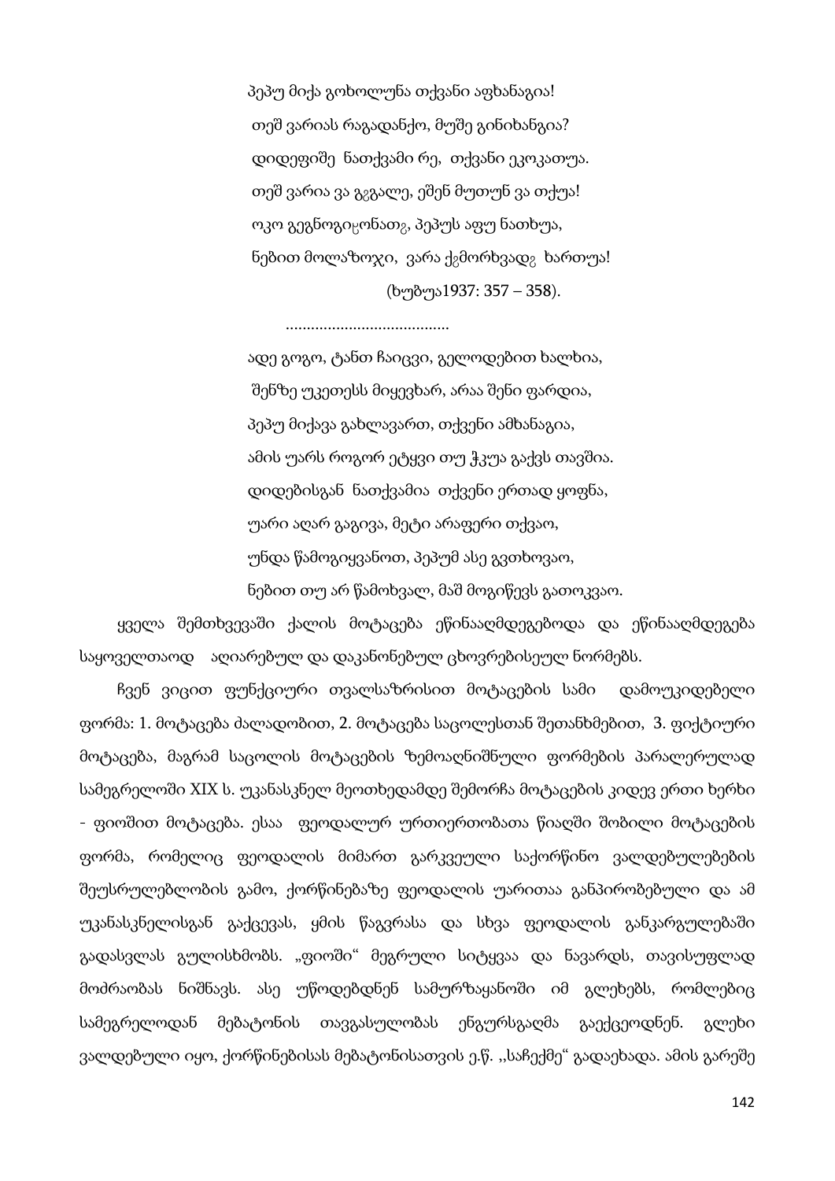პეპუ მიქა გოხოლუნა თქვანი აფხანაგია!

თეშ ვარიას რაგადანქო, მუშე გინიხანგია?

დიდეფიშე ნათქვამი რე, თქვანი ეკოკათუა.

თეშ ვარია ვა გჷგალე, ეშენ მუთუნ ვა თქუა!

ოკო გეგნოგიჸონათჷ, პეპუს აფუ ნათხუა,

ნებით მოლაზოჯი, ვარა ქჷმორხვადჷ ხართუა!

(ხუბუა1937: 357 – 358).

.......................................

ადე გოგო, ტანთ ჩაიცვი, გელოდებით ხალხია,

შენზე უკეთესს მიყევხარ, არაა შენი ფარდია,

პეპუ მიქავა გახლავართ, თქვენი ამხანაგია,

ამის უარს როგორ ეტყვი თუ ჭკუა გაქვს თავშია.

დიდებისგან ნათქვამია თქვენი ერთად ყოფნა,

უარი აღარ გაგივა, მეტი არაფერი თქვაო,

უნდა წამოგიყვანოთ, პეპუმ ასე გვთხოვაო,

ნებით თუ არ წამოხვალ, მაშ მოგიწევს გათოკვაო.

ყველა შემთხვევაში ქალის მოტაცება ეწინააღმდეგებოდა და ეწინააღმდეგება საყოველთაოდ აღიარებულ და დაკანონებულ ცხოვრებისეულ ნორმებს.

ჩვენ ვიცით ფუნქციური თვალსაზრისით მოტაცების სამი დამოუკიდებელი ფორმა: 1. მოტაცება ძალადობით, 2. მოტაცება საცოლესთან შეთანხმებით, 3. ფიქტიური მოტაცება, მაგრამ საცოლის მოტაცების ზემოაღნიშნული ფორმების პარალერულად სამეგრელოში XIX ს. უკანასკნელ მეოთხედამდე შემორჩა მოტაცების კიდევ ერთი ხერხი - ფიოშით მოტაცება. ესაა ფეოდალურ ურთიერთობათა წიაღში შობილი მოტაცების ფორმა, რომელიც ფეოდალის მიმართ გარკვეული საქორწინო ვალდებულებების შეუსრულებლობის გამო, ქორწინებაზე ფეოდალის უარითაა განპირობებული და ამ უკანასკნელისგან გაქცევას, ყმის წაგვრასა და სხვა ფეოდალის განკარგულებაში გადასვლას გულისხმობს. „ფიოში" მეგრული სიტყვაა და ნავარდს, თავისუფლად მოძრაობას ნიშნავს. ასე უწოდებდნენ სამურზაყანოში იმ გლეხებს, რომლებიც სამეგრელოდან მებატონის თავგასულობას ენგურსგაღმა გაექცეოდნენ. გლეხი ვალდებული იყო, ქორწინებისას მებატონისათვის ე.წ. ,,საჩექმე" გადაეხადა. ამის გარეშე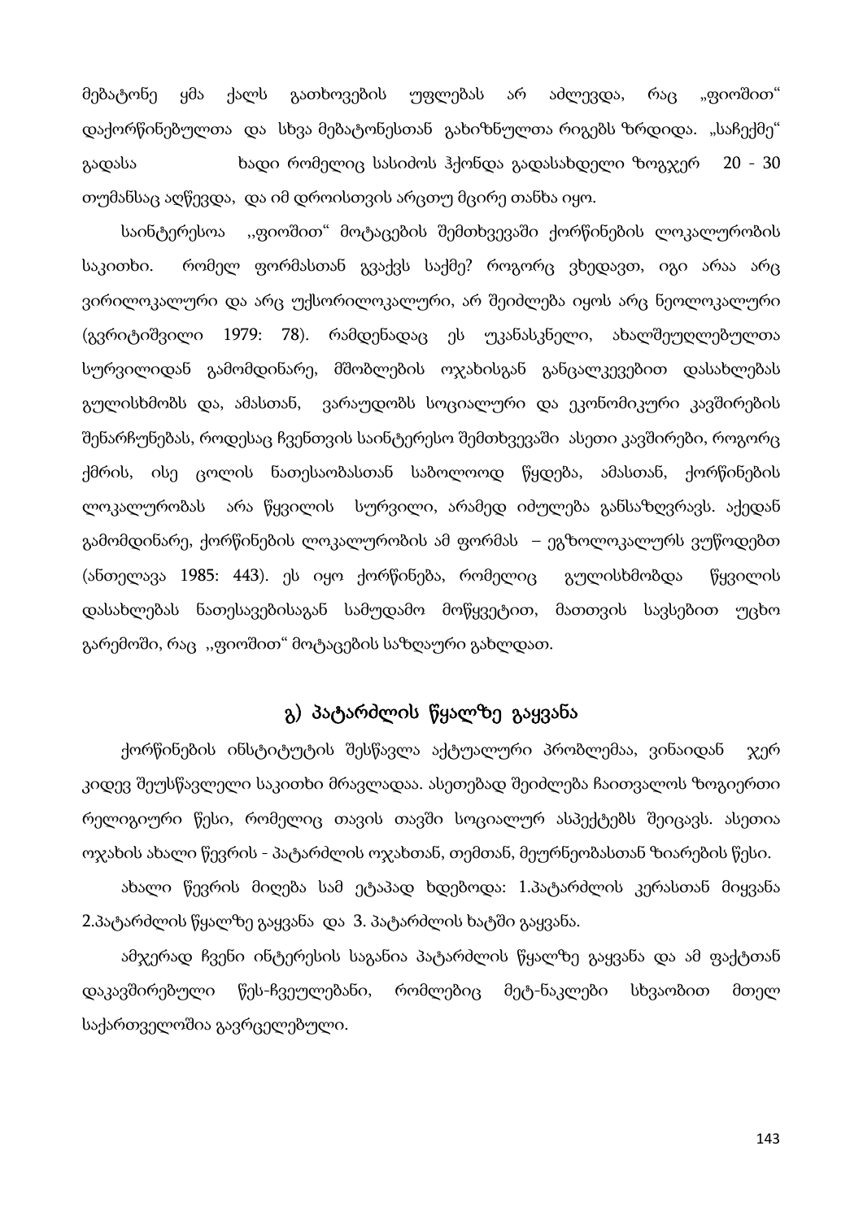მებატონე ყმა ქალს გათხოვების უფლებას არ აძლევდა, რაც „ფიოშით“ დაქორწინებულთა და სხვა მებატონესთან გახიზნულთა რიგებს ზრდიდა. „საჩეჭმე“ გადასა ხადი რომელიც სასიძოს ჰქონდა გადასახდელი ზოგჯერ 20 - 30 თუმანსაც აღწევდა, და იმ დროისთვის არცთუ მცირე თანხა იყო.

საინტერესოა ,,ფიოშით“ მოტაცების შემთხვევაში ქორწინების ლოკალურობის საკითხი. რომელ ფორმასთან გვაქვს საქმე? როგორც ვხედავთ, იგი არაა არც ვირილოკალური და არც უქსორილოკალური, არ შეიძლება იყოს არც ნეოლოკალური (გვრიტიშვილი 1979: 78). რამდენადაც ეს უკანასკნელი, ახალშეუღლებულთა სურვილიდან გამომდინარე, მშობლების ოჯახისგან განცალკევებით დასახლებას გულისხმობს და, ამასთან, ვარაუდობს სოციალური და ეკონომიკური კავშირების შენარჩუნებას, როდესაც ჩვენთვის საინტერესო შემთხვევაში ასეთი კავშირები, როგორც ქმრის, ისე ცოლის ნათესაობასთან საბოლოოდ წყდება, ამასთან, ქორწინების ლოკალურობას არა წყვილის სურვილი, არამედ იძულება განსაზღვრავს. აქედან გამომდინარე, ქორწინების ლოკალურობის ამ ფორმას – ეგზოლოკალურს ვუწოდებთ (ანთელავა 1985: 443). ეს იყო ქორწინება, რომელიც გულისხმობდა წყვილის დასახლებას ნათესავებისაგან სამუდამო მოწყვეტით, მათთვის სავსებით უცხო გარემოში, რაც ,,ფიოშით“ მოტაცების საზღაური გახლდათ.

## გ) პატარძლის წყალზე გაყვანა

ქორწინების ინსტიტუტის შესწავლა აქტუალური პრობლემაა, ვინაიდან ჯერ კიდევ შეუსწავლელი საკითხი მრავლადაა. ასეთებად შეიძლება ჩაითვალოს ზოგიერთი რელიგიური წესი, რომელიც თავის თავში სოციალურ ასპექტებს შეიცავს. ასეთია ოჯახის ახალი წევრის - პატარძლის ოჯახთან, თემთან, მეურნეობასთან ზიარების წესი.

ახალი წევრის მიღება სამ ეტაპად ხდებოდა: 1.პატარძლის კერასთან მიყვანა 2.პატარძლის წყალზე გაყვანა და 3. პატარძლის ხატში გაყვანა.

ამჯერად ჩვენი ინტერესის საგანია პატარძლის წყალზე გაყვანა და ამ ფაქტთან დაკავშირებული წეს-ჩვეულებანი, რომლებიც მეტ-ნაკლები სხვაობით მთელ საქართველოშია გავრცელებული.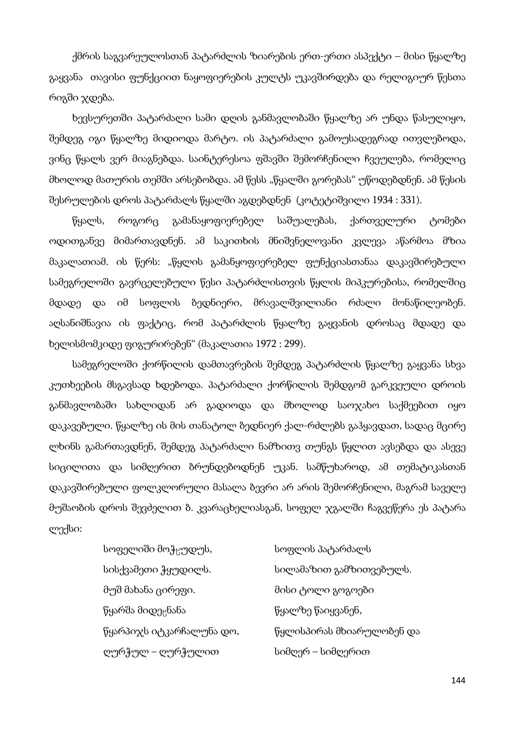ქმრის საგვარეულოსთან პატარძლის ზიარების ერთ-ერთი ასპექტი – მისი წყალზე გაყვანა თავისი ფუნქციით ნაყოფიერების კულტს უკავშირდება და რელიგიურ წესთა რიგში ჯდება.

ხევსურეთში პატარძალი სამი დღის განმავლობაში წყალზე არ უნდა წასულიყო, შემდეგ იგი წყალზე მიდიოდა მარტო. ის პატარძალი გამოუსადეგრად ითვლებოდა, ვინც წყალს ვერ მიაგნებდა. საინტერესოა ფშავში შემორჩენილი ჩვეულება, რომელიც მხოლოდ მათურის თემში არსებობდა. ამ წესს „წყალში გორებას" უწოდებდნენ. ამ წესის შესრულების დროს პატარძალს წყალში აგდებდნენ (კოტეტიშვილი 1934 : 331).

წყალს, როგორც გამანაყოფიერებელ საშუალებას, ქართველური ტომები ოდითგანვე მიმართავდნენ. ამ საკითხის მნიშვნელოვანი კვლევა აწარმოა მზია მაკალათიამ. ის წერს: „წყლის გამანყოფიერებელ ფუნქციასთანაა დაკავშირებული სამეგრელოში გავრცელებული წესი პატარძლისთვის წყლის მიპკურებისა, რომელშიც მდადე და იმ სოფლის ბედნიერი, მრავალშვილიანი რძალი მონაწილეობენ. აღსანიშნავია ის ფაქტიც, რომ პატარძლის წყალზე გაყვანის დროსაც მდადე და ხელისმომკიდე ფიგურირებენ" (მაკალათია 1972 : 299).

სამეგრელოში ქორწილის დამთავრების შემდეგ პატარძლის წყალზე გაყვანა სხვა კუთხეების მსგავსად ხდებოდა. პატარძალი ქორწილის შემდგომ გარკვეული დროის განმავლობაში სახლიდან არ გადიოდა და მხოლოდ საოჯახო საქმეებით იყო დაკავებული. წყალზე ის მის თანატოლ ბედნიერ ქალ-რძლებს გაჰყავდათ, სადაც მცირე ლხინს გამართავდნენ, შემდეგ პატარძალი ნამზითვ თუნგს წყლით ავსებდა და ასევე სიცილითა და სიმღერით ბრუნდებოდნენ უკან. სამწუხაროდ, ამ თემატიკასთან დაკავშირებული ფოლკლორული მასალა ბევრი არ არის შემორჩენილი, მაგრამ საველე მუშაობის დროს შევძელით ზ. კვარაცხელიასგან, სოფელ ჯგალში ჩაგვეწერა ეს პატარა ლექსი:

| | |
|---|---|
| სოფელიში მოჭყუდუს, | სოფლის პატარძალს |
| სისქვამეთი ჭყუდილს. | სილამაზით გამზითვებულს. |
| მუშ მახანა ცირეფი. | მისი ტოლი გოგოები |
| წყარშა მიდეჸნანა | წყალზე წაიყვანენ, |
| წყარპიჯს იტკარჩალუნა დო, | წყლისპირას მხიარულობენ და |
| ღურჭულ – ღურჭულით | სიმღერ – სიმღერით |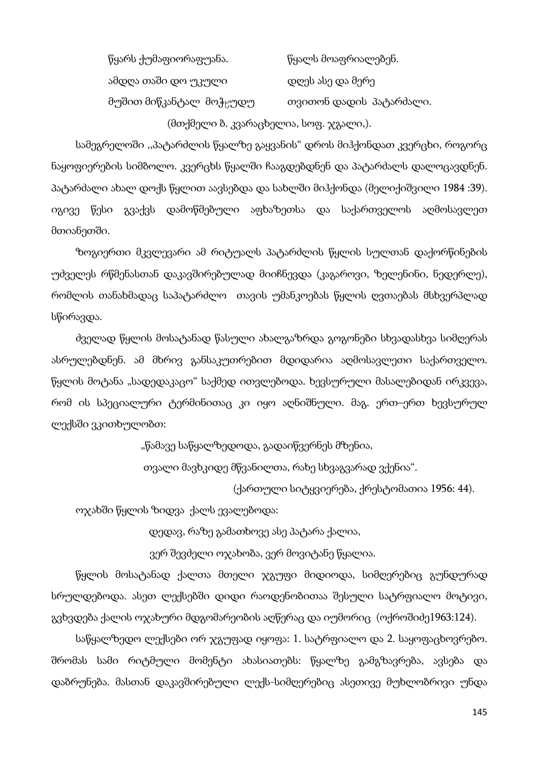წყარს ქუმაფიორაფუანა. წყალს მოაფრიალებენ.

ამდღა თაში დო უკული დღეს ასე და მერე

მუშით მიწკანტალ მოჭუ͏ უდუ თვითონ დადის პატარძალი.

(მთქმელი ზ. კვარაცხელია, სოფ. ჯგალი,).

სამეგრელოში ,,პატარძლის წყალზე გაყვანის“ დროს მიჰქონდათ კვერცხი, როგორც ნაყოფიერების სიმბოლო. კვერცხს წყალში ჩააგდებდნენ და პატარძალს დალოცავდნენ. პატარძალი ახალ დოქს წყლით აავსებდა და სახლში მიჰქონდა (მელიქიშვილი 1984 :39). იგივე წესი გვაქვს დამოწმებული აფხაზეთსა და საქართველოს აღმოსავლეთ მთიანეთში.

ზოგიერთი მკვლევარი ამ რიტუალს პატარძლის წყლის სულთან დაქორწინების უძველეს რწმენასთან დაკავშირებულად მიიჩნევდა (კაგაროვი, ზელენინი, ნედერლე), რომლის თანახმადაც საპატარძლო თავის უმანკოებას წყლის ღვთაებას მსხვერპლად სწირავდა.

ძველად წყლის მოსატანად წასული ახალგაზრდა გოგონები სხვადასხვა სიმღერას ასრულებდნენ. ამ მხრივ განსაკუთრებით მდიდარია აღმოსავლეთი საქართველო. წყლის მოტანა „სადედაკაცო“ საქმედ ითვლებოდა. ხევსურული მასალებიდან ირკვევა, რომ ის სპეციალური ტერმინითაც კი იყო აღნიშნული. მაგ. ერთ–ერთ ხევსურულ ლექსში ვკითხულობთ:

„წამავე საწყალზედოდა, გადაიწვერნეს მზენია,

თვალი მავხკიდე მწვანილთა, რახე სხვაგვარად ვქენია“.

(ქართული სიტყვიერება, ქრესტომათია 1956: 44).

ოჯახში წყლის ზიდვა ქალს ევალებოდა:

დედავ, რაზე გამათხოვე ასე პატარა ქალია,

ვერ შევძელი ოჯახობა, ვერ მოვიტანე წყალია.

წყლის მოსატანად ქალთა მთელი ჯგუფი მიდიოდა, სიმღერებიც გუნდურად სრულდებოდა. ასეთ ლექსებში დიდი რაოდენობითაა შესული სატრფიალო მოტივი, გვხვდება ქალის ოჯახური მდგომარეობის აღწერაც და იუმორიც (ოქროშიძე1963:124).

საწყალზედო ლექსები ორ ჯგუფად იყოფა: 1. სატრფიალო და 2. საყოფაცხოვრებო. შრომას სამი რიტმული მომენტი ახასიათებს: წყალზე გამგზავრება, ავსება და დაბრუნება. მასთან დაკავშირებული ლექს-სიმღერებიც ასეთივე მუხლობრივი უნდა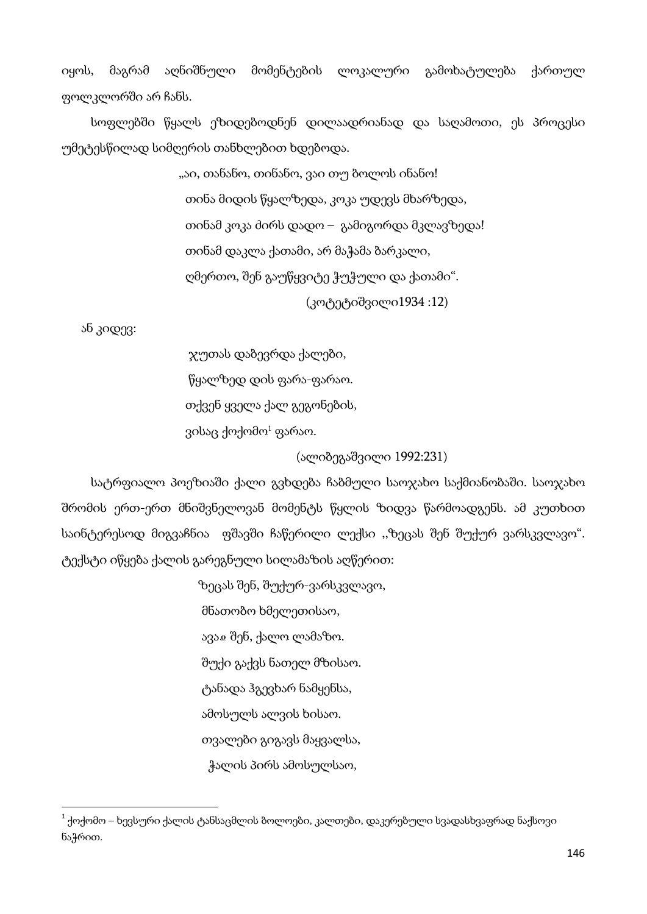იყოს, მაგრამ აღნიშნული მომენტების ლოკალური გამოხატულება ქართულ ფოლკლორში არ ჩანს.

სოფლებში წყალს ეზიდებოდნენ დილაადრიანად და საღამოთი, ეს პროცესი უმეტესწილად სიმღერის თანხლებით ხდებოდა.

„აი, თანანო, თინანო, ვაი თუ ბოლოს ინანო!
თინა მიდის წყალზედა, კოკა უდევს მხარზედა,
თინამ კოკა ძირს დადო – გამიგორდა მკლავზედა!
თინამ დაკლა ქათამი, არ მაჭამა ბარკალი,
ღმერთო, შენ გაუწყვიტე ჭუჭული და ქათამი“.

(კოტეტიშვილი1934 :12)

ან კიდევ:

ჯუთას დაბევრდა ქალები,
წყალზედ დის ფარა-ფარაო.
თქვენ ყველა ქალ გეგონების,
ვისაც ქოქომო[1] ფარაო.

(ალიბეგაშვილი 1992:231)

სატრფიალო პოეზიაში ქალი გვხდება ჩაბმული საოჯახო საქმიანობაში. საოჯახო შრომის ერთ-ერთ მნიშვნელოვან მომენტს წყლის ზიდვა წარმოადგენს. ამ კუთხით საინტერესოდ მიგვაჩნია ფშავში ჩაწერილი ლექსი ,,ზეცას შენ შუქურ ვარსკვლავო“. ტექსტი იწყება ქალის გარეგნული სილამაზის აღწერით:

ზეცას შენ, შუქურ-ვარსკვლავო,
მნათობო ხმელეთისაო,
ავაჲ შენ, ქალო ლამაზო.
შუქი გაქვს ნათელ მზისაო.
ტანადა ჰგევხარ ნამყენსა,
ამოსულს ალვის ხისაო.
თვალები გიგავს მაყვალსა,
ჭალის პირს ამოსულსაო,

---

[1] ქოქომო – ხევსური ქალის ტანსაცმლის ბოლოები, კალთები, დაკერებული სვადასხვაფრად ნაქსოვი ნაჭრით.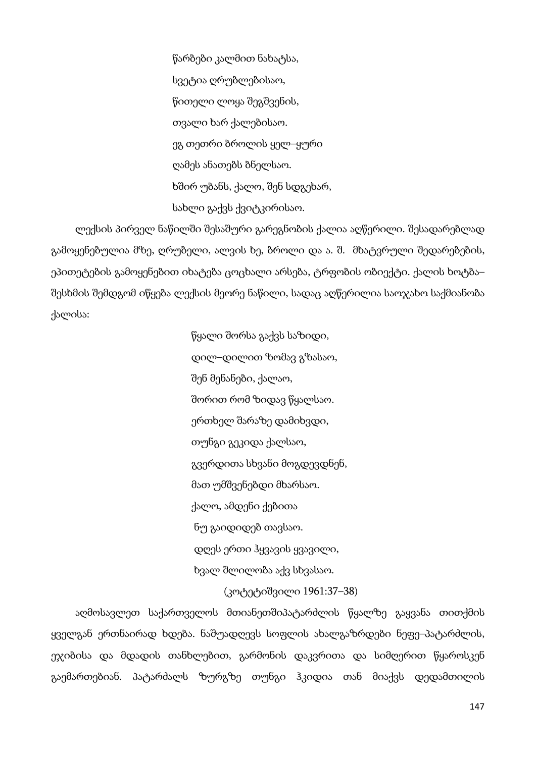წარბები კალმით ნახატსა,

სვეტია ღრუბლებისაო,

წითელი ლოყა შეგშვენის,

თვალი ხარ ქალებისაო.

ეგ თეთრი ბროლის ყელ–ყური

ღამეს ანათებს ბნელსაო.

ხშირ უბანს, ქალო, შენ სდგეხარ,

სახლი გაქვს ქვიტკირისაო.

ლექსის პირველ ნაწილში შესაშური გარეგნობის ქალია აღწერილი. შესადარებლად გამოყენებულია მზე, ღრუბელი, ალვის ხე, ბროლი და ა. შ. მხატვრული შედარებების, ეპითეტების გამოყენებით იხატება ცოცხალი არსება, ტრფობის ობიექტი. ქალის ხოტბა–შესხმის შემდგომ იწყება ლექსის მეორე ნაწილი, სადაც აღწერილია საოჯახო საქმიანობა ქალისა:

წყალი შორსა გაქვს საზიდი,

დილ–დილით ზომავ გზასაო,

შენ მენანები, ქალაო,

შორით რომ ზიდავ წყალსაო.

ერთხელ შარაზე დამიხვდი,

თუნგი გეკიდა ქალსაო,

გვერდითა სხვანი მოგდევდნენ,

მათ უმშვენებდი მხარსაო.

ქალო, ამდენი ქებითა

ნუ გაიდიდებ თავსაო.

დღეს ერთი ჰყვავის ყვავილი,

ხვალ შლილობა აქვ სხვასაო.

(კოტეტიშვილი 1961:37–38)

აღმოსავლეთ საქართველოს მთიანეთშიპატარძლის წყალზე გაყვანა თითქმის ყველგან ერთნაირად ხდება. ნაშუადღევს სოფლის ახალგაზრდები ნეფე–პატარძლის, ეჯიბისა და მდადის თანხლებით, გარმონის დაკვრითა და სიმღერით წყაროსკენ გაემართებიან. პატარძალს ზურგზე თუნგი ჰკიდია თან მიაქვს დედამთილის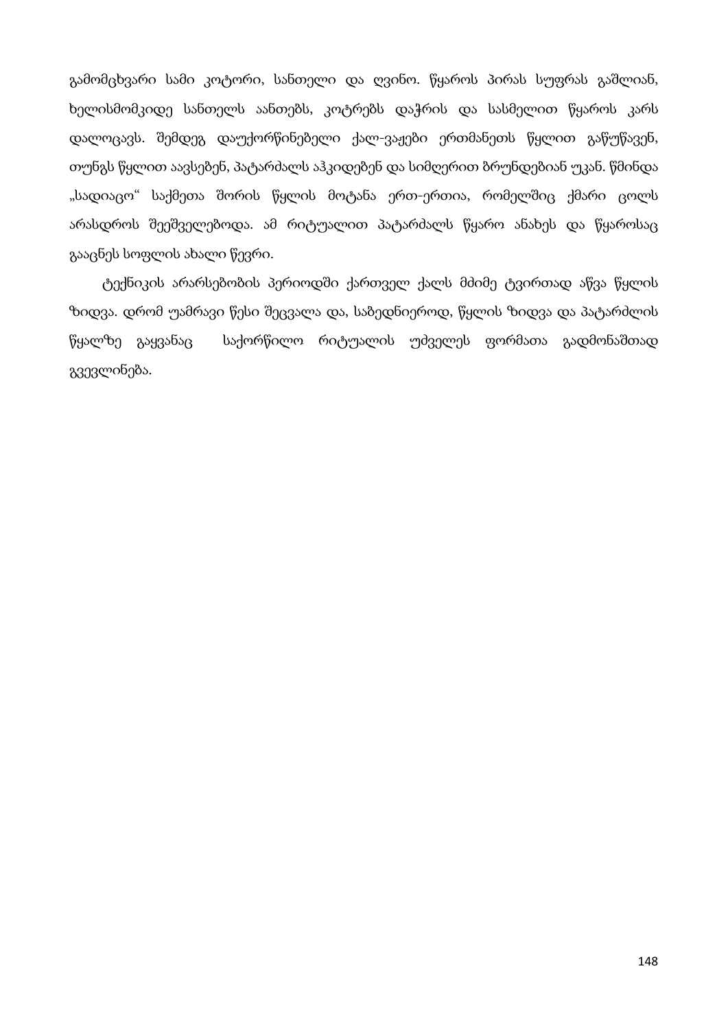გამომცხვარი სამი კოტორი, სანთელი და ღვინო. წყაროს პირას სუფრას გაშლიან, ხელისმომკიდე სანთელს აანთებს, კოტრებს დაჭრის და სასმელით წყაროს კარს დალოცავს. შემდეგ დაუქორწინებელი ქალ-ვაჟები ერთმანეთს წყლით გაწუწავენ, თუნგს წყლით აავსებენ, პატარძალს აჰკიდებენ და სიმღერით ბრუნდებიან უკან. წმინდა „სადიაცო" საქმეთა შორის წყლის მოტანა ერთ-ერთია, რომელშიც ქმარი ცოლს არასდროს შეეშველებოდა. ამ რიტუალით პატარძალს წყარო ანახეს და წყაროსაც გააცნეს სოფლის ახალი წევრი.

ტექნიკის არარსებობის პერიოდში ქართველ ქალს მძიმე ტვირთად აწვა წყლის ზიდვა. დრომ უამრავი წესი შეცვალა და, საბედნიეროდ, წყლის ზიდვა და პატარძლის წყალზე გაყვანაც საქორწილო რიტუალის უძველეს ფორმათა გადმონაშთად გვევლინება.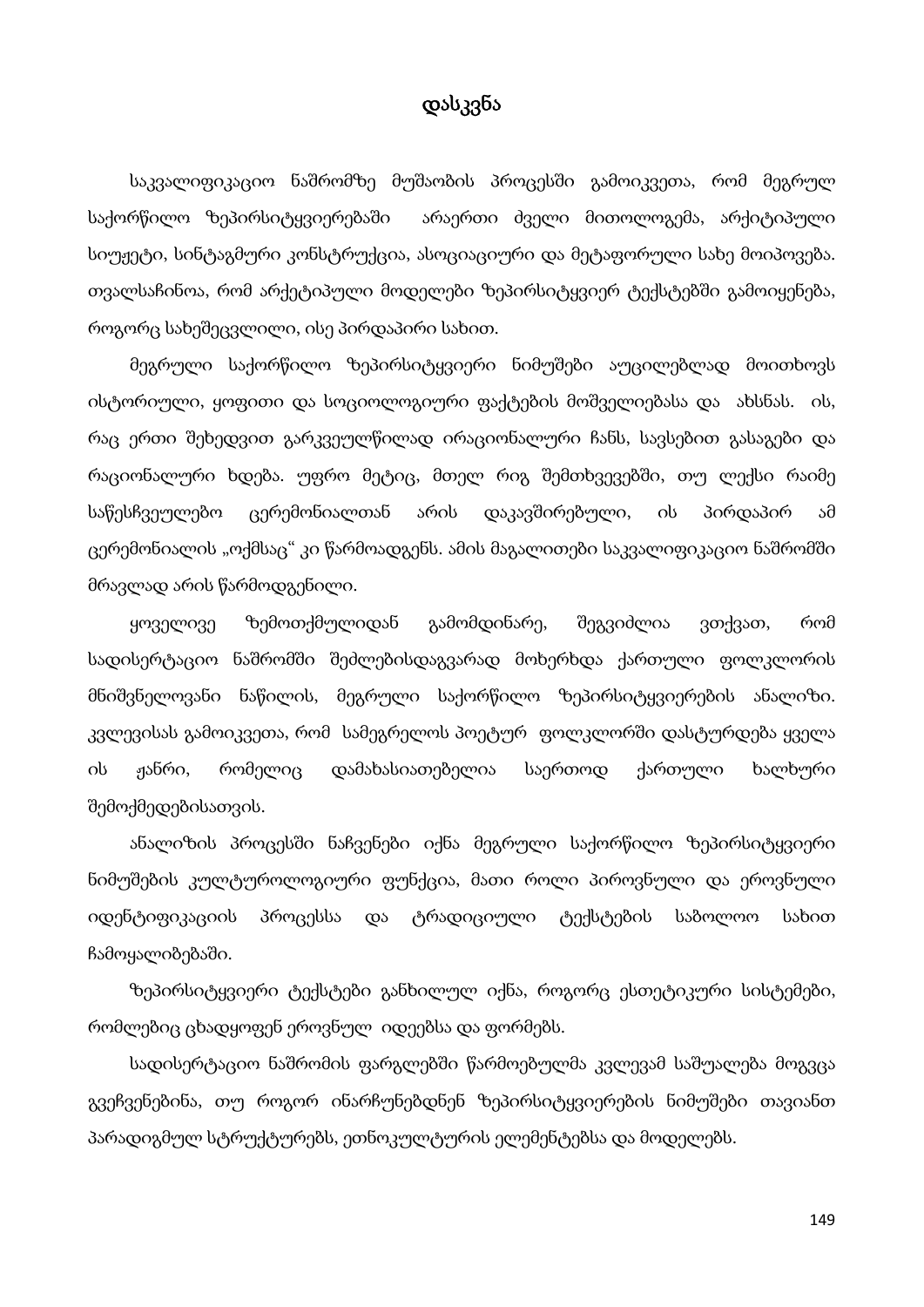# დასკვნა

საკვალიფიკაციო ნაშრომზე მუშაობის პროცესში გამოიკვეთა, რომ მეგრულ საქორწილო ზეპირსიტყვიერებაში არაერთი ძველი მითოლოგემა, არქიტიპული სიუჟეტი, სინტაგმური კონსტრუქცია, ასოციაციური და მეტაფორული სახე მოიპოვება. თვალსაჩინოა, რომ არქეტიპული მოდელები ზეპირსიტყვიერ ტექსტებში გამოიყენება, როგორც სახეშეცვლილი, ისე პირდაპირი სახით.

მეგრული საქორწილო ზეპირსიტყვიერი ნიმუშები აუცილებლად მოითხოვს ისტორიული, ყოფითი და სოციოლოგიური ფაქტების მოშველიებასა და ახსნას. ის, რაც ერთი შეხედვით გარკვეულწილად ირაციონალური ჩანს, სავსებით გასაგები და რაციონალური ხდება. უფრო მეტიც, მთელ რიგ შემთხვევებში, თუ ლექსი რაიმე საწესჩვეულებო ცერემონიალთან არის დაკავშირებული, ის პირდაპირ ამ ცერემონიალის „ოქმსაც“ კი წარმოადგენს. ამის მაგალითები საკვალიფიკაციო ნაშრომში მრავლად არის წარმოდგენილი.

ყოველივე ზემოთქმულიდან გამომდინარე, შეგვიძლია ვთქვათ, რომ სადისერტაციო ნაშრომში შეძლებისდაგვარად მოხერხდა ქართული ფოლკლორის მნიშვნელოვანი ნაწილის, მეგრული საქორწილო ზეპირსიტყვიერების ანალიზი. კვლევისას გამოიკვეთა, რომ სამეგრელოს პოეტურ ფოლკლორში დასტურდება ყველა ის ჟანრი, რომელიც დამახასიათებელია საერთოდ ქართული ხალხური შემოქმედებისათვის.

ანალიზის პროცესში ნაჩვენები იქნა მეგრული საქორწილო ზეპირსიტყვიერი ნიმუშების კულტუროლოგიური ფუნქცია, მათი როლი პიროვნული და ეროვნული იდენტიფიკაციის პროცესსა და ტრადიციული ტექსტების საბოლოო სახით ჩამოყალიბებაში.

ზეპირსიტყვიერი ტექსტები განხილულ იქნა, როგორც ესთეტიკური სისტემები, რომლებიც ცხადყოფენ ეროვნულ იდეებსა და ფორმებს.

სადისერტაციო ნაშრომის ფარგლებში წარმოებულმა კვლევამ საშუალება მოგვცა გვეჩვენებინა, თუ როგორ ინარჩუნებდნენ ზეპირსიტყვიერების ნიმუშები თავიანთ პარადიგმულ სტრუქტურებს, ეთნოკულტურის ელემენტებსა და მოდელებს.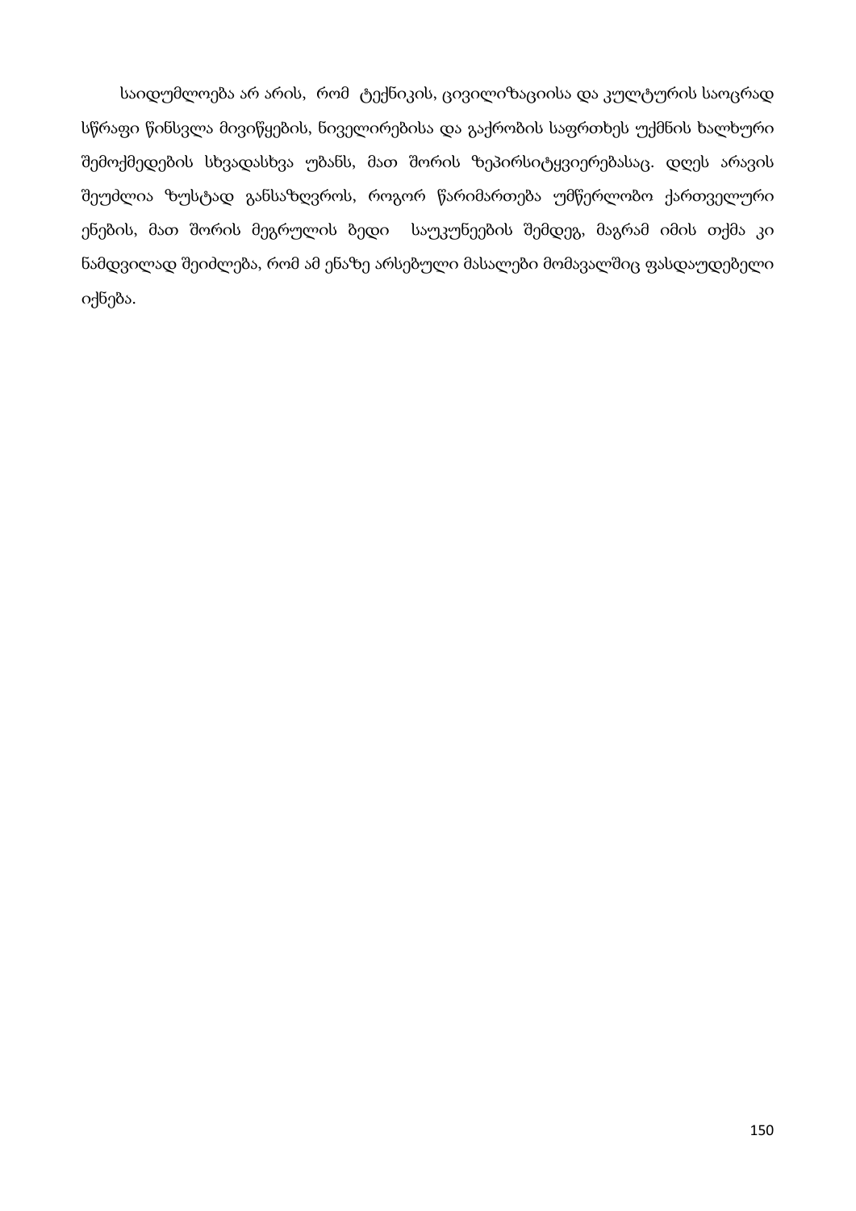საიდუმლოება არ არის, რომ ტექნიკის, ცივილიზაციისა და კულტურის საოცრად სწრაფი წინსვლა მივიწყების, ნიველირებისა და გაქრობის საფრთხეს უქმნის ხალხური შემოქმედების სხვადასხვა უბანს, მათ შორის ზეპირსიტყვიერებასაც. დღეს არავის შეუძლია ზუსტად განსაზღვროს, როგორ წარიმართება უმწერლობო ქართველური ენების, მათ შორის მეგრულის ბედი საუკუნეების შემდეგ, მაგრამ იმის თქმა კი ნამდვილად შეიძლება, რომ ამ ენაზე არსებული მასალები მომავალშიც ფასდაუდებელი იქნება.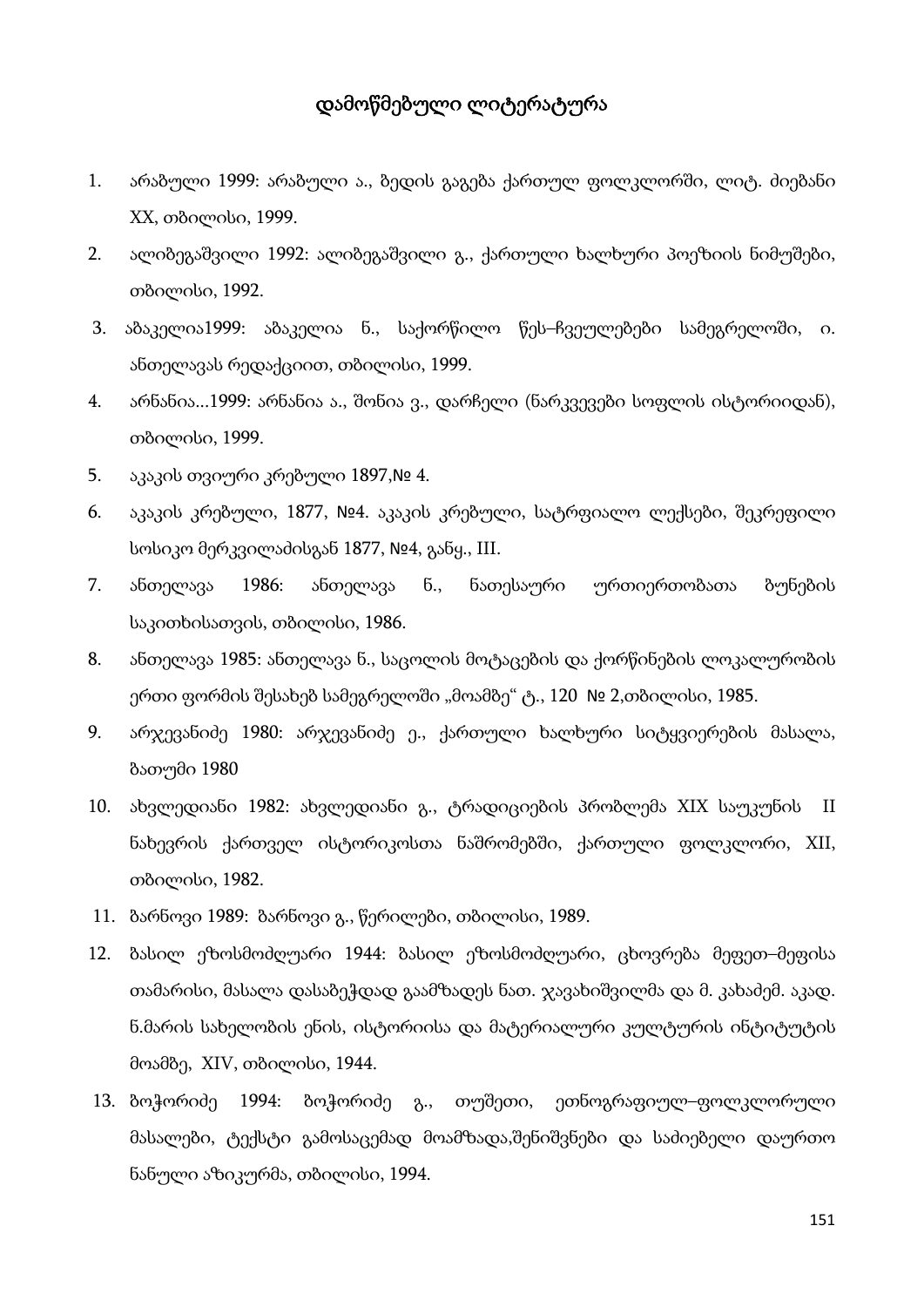## დამოწმებული ლიტერატურა

1. არაბული 1999: არაბული ა., ბედის გაგება ქართულ ფოლკლორში, ლიტ. ძიებანი XX, თბილისი, 1999.
2. ალიბეგაშვილი 1992: ალიბეგაშვილი გ., ქართული ხალხური პოეზიის ნიმუშები, თბილისი, 1992.
3. აბაკელია1999: აბაკელია ნ., საქორწილო წეს–ჩვეულებები სამეგრელოში, ი. ანთელავას რედაქციით, თბილისი, 1999.
4. არნანია...1999: არნანია ა., შონია ვ., დარჩელი (ნარკვევები სოფლის ისტორიიდან), თბილისი, 1999.
5. აკაკის თვიური კრებული 1897,№ 4.
6. აკაკის კრებული, 1877, №4. აკაკის კრებული, სატრფიალო ლექსები, შეკრეფილი სოსიკო მერკვილაძისგან 1877, №4, განყ., III.
7. ანთელავა 1986: ანთელავა ნ., ნათესაური ურთიერთობათა ბუნების საკითხისათვის, თბილისი, 1986.
8. ანთელავა 1985: ანთელავა ნ., საცოლის მოტაცების და ქორწინების ლოკალურობის ერთი ფორმის შესახებ სამეგრელოში „მოამბე" ტ., 120 № 2,თბილისი, 1985.
9. არჯევანიძე 1980: არჯევანიძე ე., ქართული ხალხური სიტყვიერების მასალა, ბათუმი 1980
10. ახვლედიანი 1982: ახვლედიანი გ., ტრადიციების პრობლემა XIX საუკუნის II ნახევრის ქართველ ისტორიკოსთა ნაშრომებში, ქართული ფოლკლორი, XII, თბილისი, 1982.
11. ბარნოვი 1989: ბარნოვი გ., წერილები, თბილისი, 1989.
12. ბასილ ეზოსმოძღუარი 1944: ბასილ ეზოსმოძღუარი, ცხოვრება მეფეთ–მეფისა თამარისი, მასალა დასაბეჭდად გაამზადეს ნათ. ჯავახიშვილმა და მ. კახაძემ. აკად. ნ.მარის სახელობის ენის, ისტორიისა და მატერიალური კულტურის ინტიტუტის მოამბე, XIV, თბილისი, 1944.
13. ბოჭორიძე 1994: ბოჭორიძე გ., თუშეთი, ეთნოგრაფიულ–ფოლკლორული მასალები, ტექსტი გამოსაცემად მოამზადა,შენიშვნები და საძიებელი დაურთო ნანული აზიკურმა, თბილისი, 1994.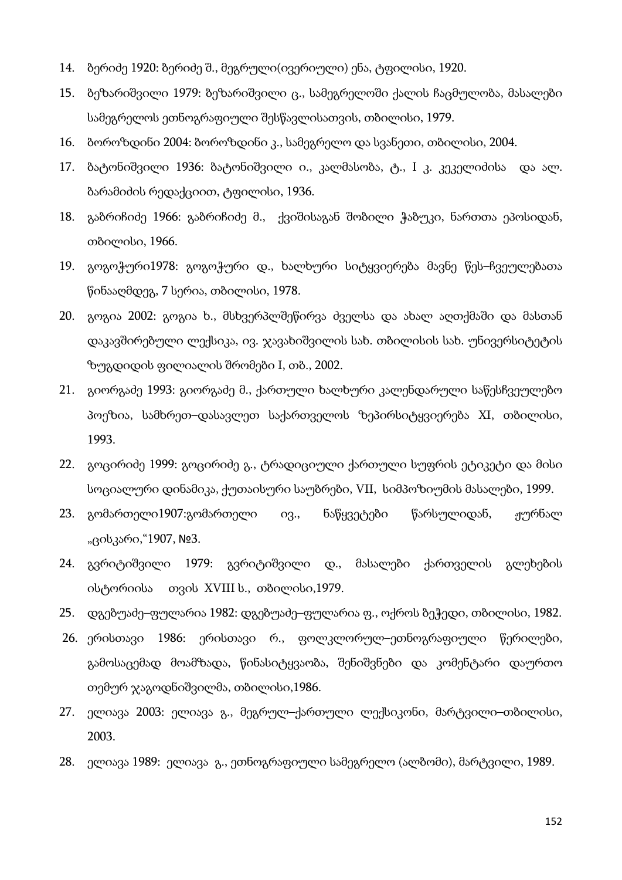14. ბერიძე 1920: ბერიძე შ., მეგრული(ივერიული) ენა, ტფილისი, 1920.
15. ბეზარიშვილი 1979: ბეზარიშვილი ც., სამეგრელოში ქალის ჩაცმულობა, მასალები სამეგრელოს ეთნოგრაფიული შესწავლისათვის, თბილისი, 1979.
16. ბოროზდინი 2004: ბოროზდინი კ., სამეგრელო და სვანეთი, თბილისი, 2004.
17. ბატონიშვილი 1936: ბატონიშვილი ი., კალმასობა, ტ., I კ. კეკელიძისა და ალ. ბარამიძის რედაქციით, ტფილისი, 1936.
18. გაბრიჩიძე 1966: გაბრიჩიძე მ., ქვიშისაგან შობილი ჭაბუკი, ნართთა ეპოსიდან, თბილისი, 1966.
19. გოგოჭური1978: გოგოჭური დ., ხალხური სიტყვიერება მავნე წეს–ჩვეულებათა წინააღმდეგ, 7 სერია, თბილისი, 1978.
20. გოგია 2002: გოგია ხ., მსხვერპლშეწირვა ძველსა და ახალ აღთქმაში და მასთან დაკავშირებული ლექსიკა, ივ. ჯავახიშვილის სახ. თბილისის სახ. უნივერსიტეტის ზუგდიდის ფილიალის შრომები I, თბ., 2002.
21. გიორგაძე 1993: გიორგაძე მ., ქართული ხალხური კალენდარული საწესჩვეულებო პოეზია, სამხრეთ–დასავლეთ საქართველოს ზეპირსიტყვიერება XI, თბილისი, 1993.
22. გოცირიძე 1999: გოცირიძე გ., ტრადიციული ქართული სუფრის ეტიკეტი და მისი სოციალური დინამიკა, ქუთაისური საუბრები, VII, სიმპოზიუმის მასალები, 1999.
23. გომართელი1907:გომართელი ივ., ნაწყვეტები წარსულიდან, ჟურნალ „ცისკარი,“1907, №3.
24. გვრიტიშვილი 1979: გვრიტიშვილი დ., მასალები ქართველის გლეხების ისტორიისა თვის XVIII ს., თბილისი,1979.
25. დგებუაძე–ფულარია 1982: დგებუაძე–ფულარია ფ., ოქროს ბეჭედი, თბილისი, 1982.
26. ერისთავი 1986: ერისთავი რ., ფოლკლორულ–ეთნოგრაფიული წერილები, გამოსაცემად მოამზადა, წინასიტყვაობა, შენიშვნები და კომენტარი დაურთო თემურ ჯაგოდნიშვილმა, თბილისი,1986.
27. ელიავა 2003: ელიავა გ., მეგრულ–ქართული ლექსიკონი, მარტვილი–თბილისი, 2003.
28. ელიავა 1989: ელიავა გ., ეთნოგრაფიული სამეგრელო (ალბომი), მარტვილი, 1989.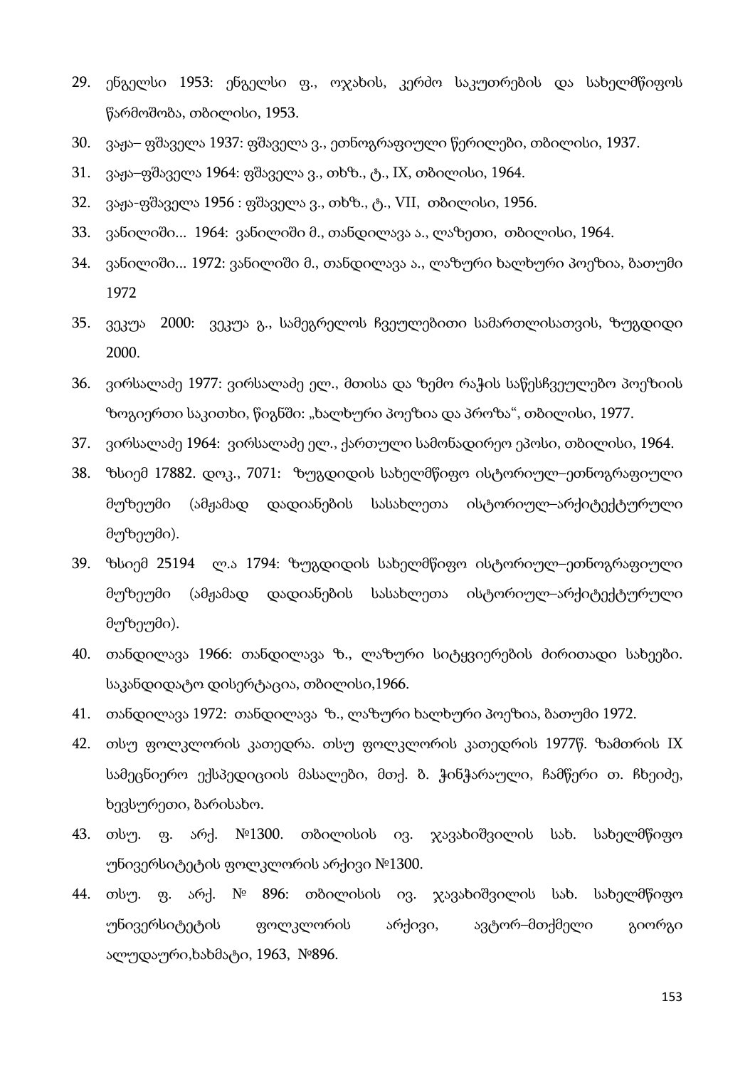29. ენგელსი 1953: ენგელსი ფ., ოჯახის, კერძო საკუთრების და სახელმწიფოს წარმოშობა, თბილისი, 1953.
30. ვაჟა– ფშაველა 1937: ფშაველა ვ., ეთნოგრაფიული წერილები, თბილისი, 1937.
31. ვაჟა–ფშაველა 1964: ფშაველა ვ., თხზ., ტ., IX, თბილისი, 1964.
32. ვაჟა-ფშაველა 1956 : ფშაველა ვ., თხზ., ტ., VII, თბილისი, 1956.
33. ვანილიში... 1964: ვანილიში მ., თანდილავა ა., ლაზეთი, თბილისი, 1964.
34. ვანილიში... 1972: ვანილიში მ., თანდილავა ა., ლაზური ხალხური პოეზია, ბათუმი 1972
35. ვეკუა 2000: ვეკუა გ., სამეგრელოს ჩვეულებითი სამართლისათვის, ზუგდიდი 2000.
36. ვირსალაძე 1977: ვირსალაძე ელ., მთისა და ზემო რაჭის საწესჩვეულებო პოეზიის ზოგიერთი საკითხი, წიგნში: „ხალხური პოეზია და პროზა", თბილისი, 1977.
37. ვირსალაძე 1964: ვირსალაძე ელ., ქართული სამონადირეო ეპოსი, თბილისი, 1964.
38. ზსიემ 17882. დოკ., 7071: ზუგდიდის სახელმწიფო ისტორიულ–ეთნოგრაფიული მუზეუმი (ამჟამად დადიანების სასახლეთა ისტორიულ–არქიტექტურული მუზეუმი).
39. ზსიემ 25194 ლ.ა 1794: ზუგდიდის სახელმწიფო ისტორიულ–ეთნოგრაფიული მუზეუმი (ამჟამად დადიანების სასახლეთა ისტორიულ–არქიტექტურული მუზეუმი).
40. თანდილავა 1966: თანდილავა ზ., ლაზური სიტყვიერების ძირითადი სახეები. საკანდიდატო დისერტაცია, თბილისი,1966.
41. თანდილავა 1972: თანდილავა ზ., ლაზური ხალხური პოეზია, ბათუმი 1972.
42. თსუ ფოლკლორის კათედრა. თსუ ფოლკლორის კათედრის 1977წ. ზამთრის IX სამეცნიერო ექსპედიციის მასალები, მთქ. ზ. ჭინჭარაული, ჩამწერი თ. ჩხეიძე, ხევსურეთი, ბარისახო.
43. თსუ. ფ. არქ. №1300. თბილისის ივ. ჯავახიშვილის სახ. სახელმწიფო უნივერსიტეტის ფოლკლორის არქივი №1300.
44. თსუ. ფ. არქ. № 896: თბილისის ივ. ჯავახიშვილის სახ. სახელმწიფო უნივერსიტეტის ფოლკლორის არქივი, ავტორ–მთქმელი გიორგი ალუდაური,ხახმატი, 1963, №896.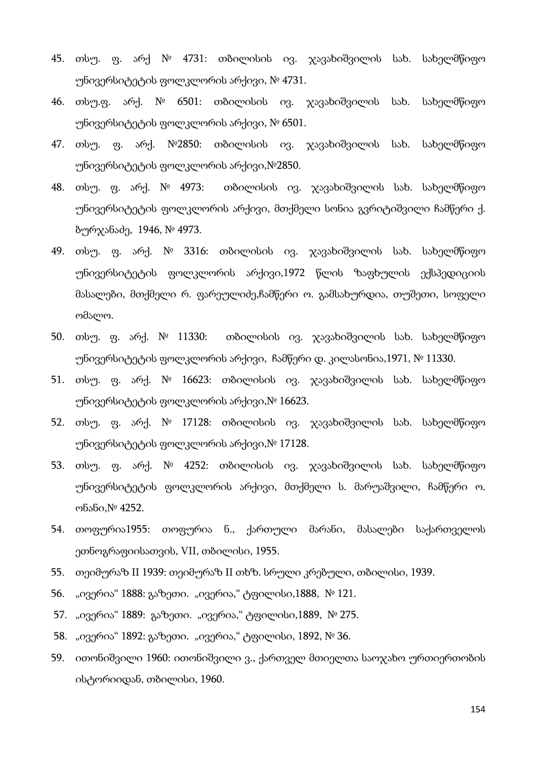45. თსუ. ფ. არქ № 4731: თბილისის ივ. ჯავახიშვილის სახ. სახელმწიფო უნივერსიტეტის ფოლკლორის არქივი, № 4731.
46. თსუ.ფ. არქ. № 6501: თბილისის ივ. ჯავახიშვილის სახ. სახელმწიფო უნივერსიტეტის ფოლკლორის არქივი, № 6501.
47. თსუ. ფ. არქ. №2850: თბილისის ივ. ჯავახიშვილის სახ. სახელმწიფო უნივერსიტეტის ფოლკლორის არქივი,№2850.
48. თსუ. ფ. არქ. № 4973: თბილისის ივ. ჯავახიშვილის სახ. სახელმწიფო უნივერსიტეტის ფოლკლორის არქივი, მთქმელი სონია გვრიტიშვილი ჩამწერი ქ. ბურჯანაძე, 1946, № 4973.
49. თსუ. ფ. არქ. № 3316: თბილისის ივ. ჯავახიშვილის სახ. სახელმწიფო უნივერსიტეტის ფოლკლორის არქივი,1972 წლის ზაფხულის ექსპედიციის მასალები, მთქმელი რ. ფარეულიძე,ჩამწერი ო. გამსახურდია, თუშეთი, სოფელი ომალო.
50. თსუ. ფ. არქ. № 11330: თბილისის ივ. ჯავახიშვილის სახ. სახელმწიფო უნივერსიტეტის ფოლკლორის არქივი, ჩამწერი დ. კილასონია,1971, № 11330.
51. თსუ. ფ. არქ. № 16623: თბილისის ივ. ჯავახიშვილის სახ. სახელმწიფო უნივერსიტეტის ფოლკლორის არქივი,№ 16623.
52. თსუ. ფ. არქ. № 17128: თბილისის ივ. ჯავახიშვილის სახ. სახელმწიფო უნივერსიტეტის ფოლკლორის არქივი,№ 17128.
53. თსუ. ფ. არქ. № 4252: თბილისის ივ. ჯავახიშვილის სახ. სახელმწიფო უნივერსიტეტის ფოლკლორის არქივი, მთქმელი ს. მარუაშვილი, ჩამწერი ო. ონანი,№ 4252.
54. თოფურია1955: თოფურია ნ., ქართული მარანი, მასალები საქართველოს ეთნოგრაფიისათვის, VII, თბილისი, 1955.
55. თეიმურაზ II 1939: თეიმურაზ II თხზ. სრული კრებული, თბილისი, 1939.
56. „ივერია“ 1888: გაზეთი. „ივერია,“ ტფილისი,1888, № 121.
57. „ივერია“ 1889: გაზეთი. „ივერია,“ ტფილისი,1889, № 275.
58. „ივერია“ 1892: გაზეთი. „ივერია,“ ტფილისი, 1892, № 36.
59. ითონიშვილი 1960: ითონიშვილი ვ., ქართველ მთიელთა საოჯახო ურთიერთობის ისტორიიდან, თბილისი, 1960.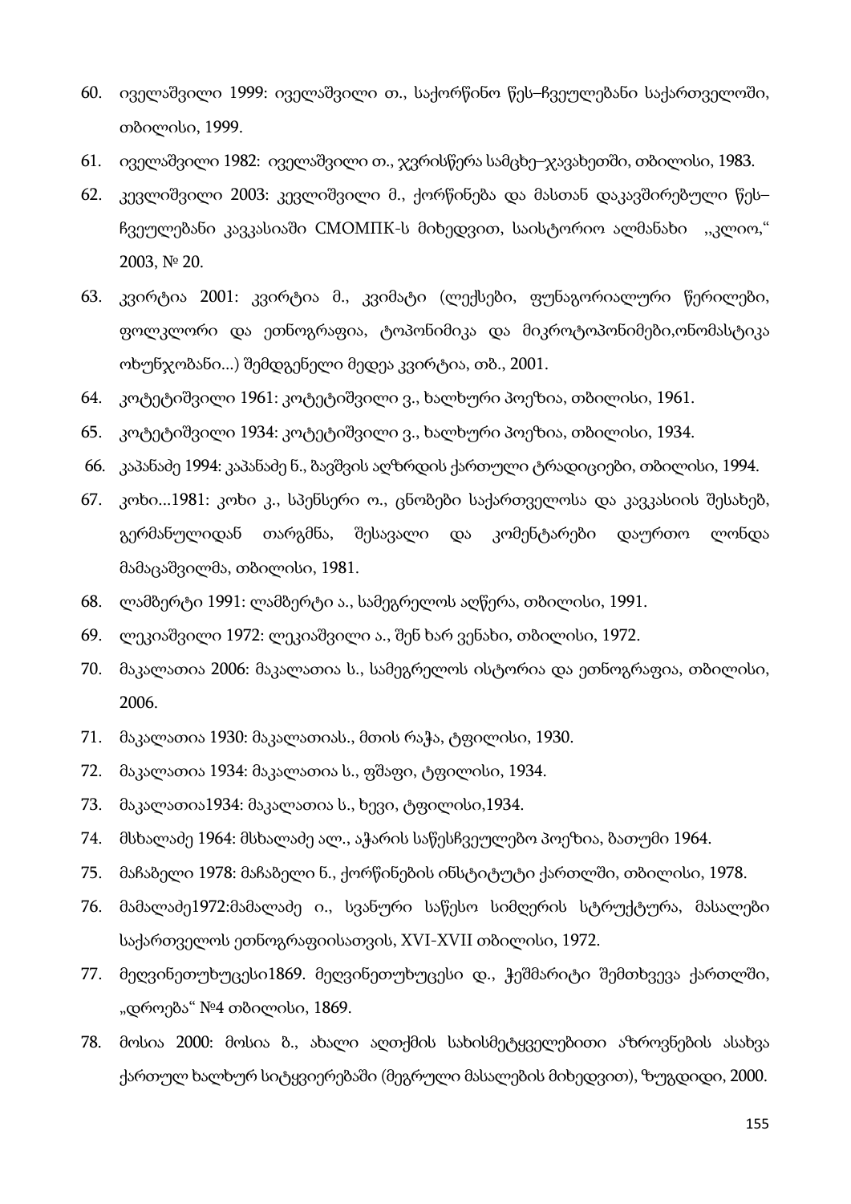60. იველაშვილი 1999: იველაშვილი თ., საქორწინო წეს–ჩვეულებანი საქართველოში, თბილისი, 1999.
61. იველაშვილი 1982: იველაშვილი თ., ჯვრისწერა სამცხე–ჯავახეთში, თბილისი, 1983.
62. კევლიშვილი 2003: კევლიშვილი მ., ქორწინება და მასთან დაკავშირებული წეს–ჩვეულებანი კავკასიაში СМОМПК-ს მიხედვით, საისტორიო ალმანახი ,,კლიო,“ 2003, № 20.
63. კვირტია 2001: კვირტია მ., კვიმატი (ლექსები, ფუნაგორიალური წერილები, ფოლკლორი და ეთნოგრაფია, ტოპონიმიკა და მიკროტოპონიმები,ონომასტიკა ოხუნჯობანი...) შემდგენელი მედეა კვირტია, თბ., 2001.
64. კოტეტიშვილი 1961: კოტეტიშვილი ვ., ხალხური პოეზია, თბილისი, 1961.
65. კოტეტიშვილი 1934: კოტეტიშვილი ვ., ხალხური პოეზია, თბილისი, 1934.
66. კაპანაძე 1994: კაპანაძე ნ., ბავშვის აღზრდის ქართული ტრადიციები, თბილისი, 1994.
67. კოხი...1981: კოხი კ., სპენსერი ო., ცნობები საქართველოსა და კავკასიის შესახებ, გერმანულიდან თარგმნა, შესავალი და კომენტარები დაურთო ლონდა მამაცაშვილმა, თბილისი, 1981.
68. ლამბერტი 1991: ლამბერტი ა., სამეგრელოს აღწერა, თბილისი, 1991.
69. ლეკიაშვილი 1972: ლეკიაშვილი ა., შენ ხარ ვენახი, თბილისი, 1972.
70. მაკალათია 2006: მაკალათია ს., სამეგრელოს ისტორია და ეთნოგრაფია, თბილისი, 2006.
71. მაკალათია 1930: მაკალათიას., მთის რაჭა, ტფილისი, 1930.
72. მაკალათია 1934: მაკალათია ს., ფშაფი, ტფილისი, 1934.
73. მაკალათია1934: მაკალათია ს., ხევი, ტფილისი,1934.
74. მსხალაძე 1964: მსხალაძე ალ., აჭარის საწესჩვეულებო პოეზია, ბათუმი 1964.
75. მაჩაბელი 1978: მაჩაბელი ნ., ქორწინების ინსტიტუტი ქართლში, თბილისი, 1978.
76. მამალაძე1972:მამალაძე ი., სვანური საწესო სიმღერის სტრუქტურა, მასალები საქართველოს ეთნოგრაფიისათვის, XVI-XVII თბილისი, 1972.
77. მეღვინეთუხუცესი1869. მეღვინეთუხუცესი დ., ჭეშმარიტი შემთხვევა ქართლში, „დროება“ №4 თბილისი, 1869.
78. მოსია 2000: მოსია ბ., ახალი აღთქმის სახისმეტყველებითი აზროვნების ასახვა ქართულ ხალხურ სიტყვიერებაში (მეგრული მასალების მიხედვით), ზუგდიდი, 2000.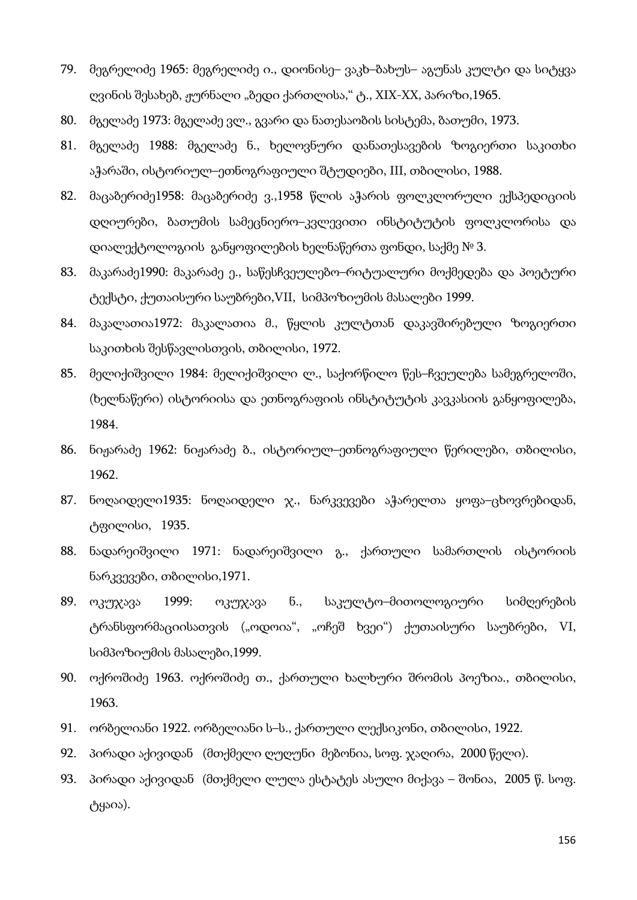79. მეგრელიძე 1965: მეგრელიძე ი., დიონისე– ვაკხ–ბახუს– აგუნას კულტი და სიტყვა ღვინის შესახებ, ჟურნალი „ბედი ქართლისა,“ ტ., XIX-XX, პარიზი,1965.
80. მგელაძე 1973: მგელაძე ვლ., გვარი და ნათესაობის სისტემა, ბათუმი, 1973.
81. მგელაძე 1988: მგელაძე ნ., ხელოვნური დანათესავების ზოგიერთი საკითხი აჭარაში, ისტორიულ–ეთნოგრაფიული შტუდიები, III, თბილისი, 1988.
82. მაცაბერიძე1958: მაცაბერიძე ვ.,1958 წლის აჭარის ფოლკლორული ექსპედიციის დღიურები, ბათუმის სამეცნიერო–კვლევითი ინსტიტუტის ფოლკლორისა და დიალექტოლოგიის განყოფილების ხელნაწერთა ფონდი, საქმე № 3.
83. მაკარაძე1990: მაკარაძე ე., საწესჩვეულებო–რიტუალური მოქმედება და პოეტური ტექსტი, ქუთაისური საუბრები,VII, სიმპოზიუმის მასალები 1999.
84. მაკალათია1972: მაკალათია მ., წყლის კულტთან დაკავშირებული ზოგიერთი საკითხის შესწავლისთვის, თბილისი, 1972.
85. მელიქიშვილი 1984: მელიქიშვილი ლ., საქორწილო წეს–ჩვეულება სამეგრელოში, (ხელნაწერი) ისტორიისა და ეთნოგრაფიის ინსტიტუტის კავკასიის განყოფილება, 1984.
86. ნიჟარაძე 1962: ნიჟარაძე ბ., ისტორიულ–ეთნოგრაფიული წერილები, თბილისი, 1962.
87. ნოღაიდელი1935: ნოღაიდელი ჯ., ნარკვევები აჭარელთა ყოფა–ცხოვრებიდან, ტფილისი, 1935.
88. ნადარეიშვილი 1971: ნადარეიშვილი გ., ქართული სამართლის ისტორიის ნარკვევები, თბილისი,1971.
89. ოკუჯავა 1999: ოკუჯავა ნ., საკულტო–მითოლოგიური სიმღერების ტრანსფორმაციისათვის („ოდოია“, „ოჩეშ ხვეი“) ქუთაისური საუბრები, VI, სიმპოზიუმის მასალები,1999.
90. ოქროშიძე 1963. ოქროშიძე თ., ქართული ხალხური შრომის პოეზია., თბილისი, 1963.
91. ორბელიანი 1922. ორბელიანი ს–ს., ქართული ლექსიკონი, თბილისი, 1922.
92. პირადი აქივიდან (მთქმელი ღუღუნი მებონია, სოფ. ჯაღირა, 2000 წელი).
93. პირადი აქივიდან (მთქმელი ლულა ესტატეს ასული მიქავა – შონია, 2005 წ. სოფ. ტყაია).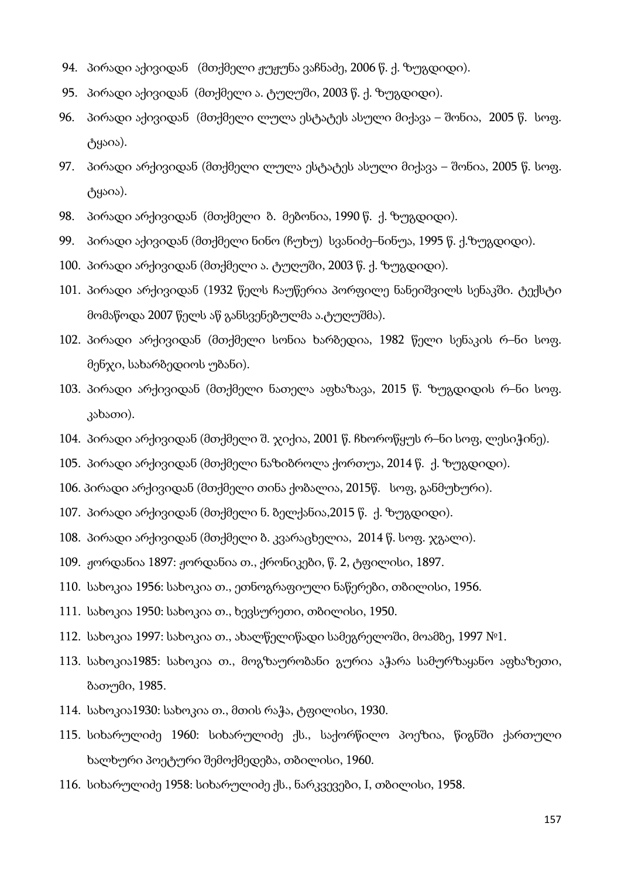94. პირადი აქივიდან (მთქმელი ჟუჟუნა ვაჩნაძე, 2006 წ. ქ. ზუგდიდი).
95. პირადი აქივიდან (მთქმელი ა. ტუღუში, 2003 წ. ქ. ზუგდიდი).
96. პირადი აქივიდან (მთქმელი ლულა ესტატეს ასული მიქავა – შონია, 2005 წ. სოფ. ტყაია).
97. პირადი არქივიდან (მთქმელი ლულა ესტატეს ასული მიქავა – შონია, 2005 წ. სოფ. ტყაია).
98. პირადი არქივიდან (მთქმელი ზ. მებონია, 1990 წ. ქ. ზუგდიდი).
99. პირადი აქივიდან (მთქმელი ნინო (ჩუხუ) სვანიძე–ნინუა, 1995 წ. ქ.ზუგდიდი).
100. პირადი არქივიდან (მთქმელი ა. ტუღუში, 2003 წ. ქ. ზუგდიდი).
101. პირადი არქივიდან (1932 წელს ჩაუწერია პორფილე ნანეიშვილს სენაკში. ტექსტი მომაწოდა 2007 წელს აწ განსვენებულმა ა.ტუღუშმა).
102. პირადი არქივიდან (მთქმელი სონია ხარბედია, 1982 წელი სენაკის რ–ნი სოფ. მენჯი, სახარბედიოს უბანი).
103. პირადი არქივიდან (მთქმელი ნათელა აფხაზავა, 2015 წ. ზუგდიდის რ–ნი სოფ. კახათი).
104. პირადი არქივიდან (მთქმელი შ. ჯიქია, 2001 წ. ჩხოროწყუს რ–ნი სოფ, ლესიჭინე).
105. პირადი არქივიდან (მთქმელი ნაზიბროლა ქორთუა, 2014 წ. ქ. ზუგდიდი).
106. პირადი არქივიდან (მთქმელი თინა ქობალია, 2015წ. სოფ, განმუხური).
107. პირადი არქივიდან (მთქმელი ნ. ბელქანია,2015 წ. ქ. ზუგდიდი).
108. პირადი არქივიდან (მთქმელი ბ. კვარაცხელია, 2014 წ. სოფ. ჯგალი).
109. ჟორდანია 1897: ჟორდანია თ., ქრონიკები, წ. 2, ტფილისი, 1897.
110. სახოკია 1956: სახოკია თ., ეთნოგრაფიული ნაწერები, თბილისი, 1956.
111. სახოკია 1950: სახოკია თ., ხევსურეთი, თბილისი, 1950.
112. სახოკია 1997: სახოკია თ., ახალწელიწადი სამეგრელოში, მოამბე, 1997 №1.
113. სახოკია1985: სახოკია თ., მოგზაურობანი გურია აჭარა სამურზაყანო აფხაზეთი, ბათუმი, 1985.
114. სახოკია1930: სახოკია თ., მთის რაჭა, ტფილისი, 1930.
115. სიხარულიძე 1960: სიხარულიძე ქს., საქორწილო პოეზია, წიგნში ქართული ხალხური პოეტური შემოქმედება, თბილისი, 1960.
116. სიხარულიძე 1958: სიხარულიძე ქს., ნარკვევები, I, თბილისი, 1958.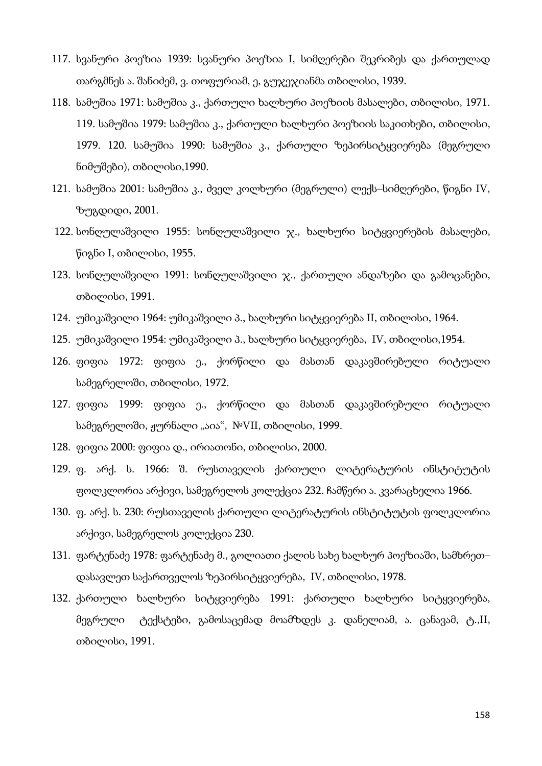117. სვანური პოეზია 1939: სვანური პოეზია I, სიმღერები შეკრიბეს და ქართულად თარგმნეს ა. შანიძემ, ვ. თოფურიამ, ე, გუჯეჯიანმა თბილისი, 1939.
118. სამუშია 1971: სამუშია კ., ქართული ხალხური პოეზიის მასალები, თბილისი, 1971. 119. სამუშია 1979: სამუშია კ., ქართული ხალხური პოეზიის საკითხები, თბილისი, 1979. 120. სამუშია 1990: სამუშია კ., ქართული ზეპირსიტყვიერება (მეგრული ნიმუშები), თბილისი,1990.
121. სამუშია 2001: სამუშია კ., ძველ კოლხური (მეგრული) ლექს–სიმღერები, წიგნი IV, ზუგდიდი, 2001.
122. სონღულაშვილი 1955: სონღულაშვილი ჯ., ხალხური სიტყვიერების მასალები, წიგნი I, თბილისი, 1955.
123. სონღულაშვილი 1991: სონღულაშვილი ჯ., ქართული ანდაზები და გამოცანები, თბილისი, 1991.
124. უმიკაშვილი 1964: უმიკაშვილი პ., ხალხური სიტყვიერება II, თბილისი, 1964.
125. უმიკაშვილი 1954: უმიკაშვილი პ., ხალხური სიტყვიერება, IV, თბილისი,1954.
126. ფიფია 1972: ფიფია ე., ქორწილი და მასთან დაკავშირებული რიტუალი სამეგრელოში, თბილისი, 1972.
127. ფიფია 1999: ფიფია ე., ქორწილი და მასთან დაკავშირებული რიტუალი სამეგრელოში, ჟურნალი „აია“, №VII, თბილისი, 1999.
128. ფიფია 2000: ფიფია დ., ირიათონი, თბილისი, 2000.
129. ფ. არქ. ს. 1966: შ. რუსთაველის ქართული ლიტერატურის ინსტიტუტის ფოლკლორია არქივი, სამეგრელოს კოლექცია 232. ჩამწერი ა. კვარაცხელია 1966.
130. ფ. არქ. ს. 230: რუსთაველის ქართული ლიტერატურის ინსტიტუტის ფოლკლორია არქივი, სამეგრელოს კოლექცია 230.
131. ფარტენაძე 1978: ფარტენაძე მ., გოლიათი ქალის სახე ხალხურ პოეზიაში, სამხრეთ–დასავლეთ საქართველოს ზეპირსიტყვიერება, IV, თბილისი, 1978.
132. ქართული ხალხური სიტყვიერება 1991: ქართული ხალხური სიტყვიერება, მეგრული ტექსტები, გამოსაცემად მოამზდეს კ. დანელიამ, ა. ცანავამ, ტ.,II, თბილისი, 1991.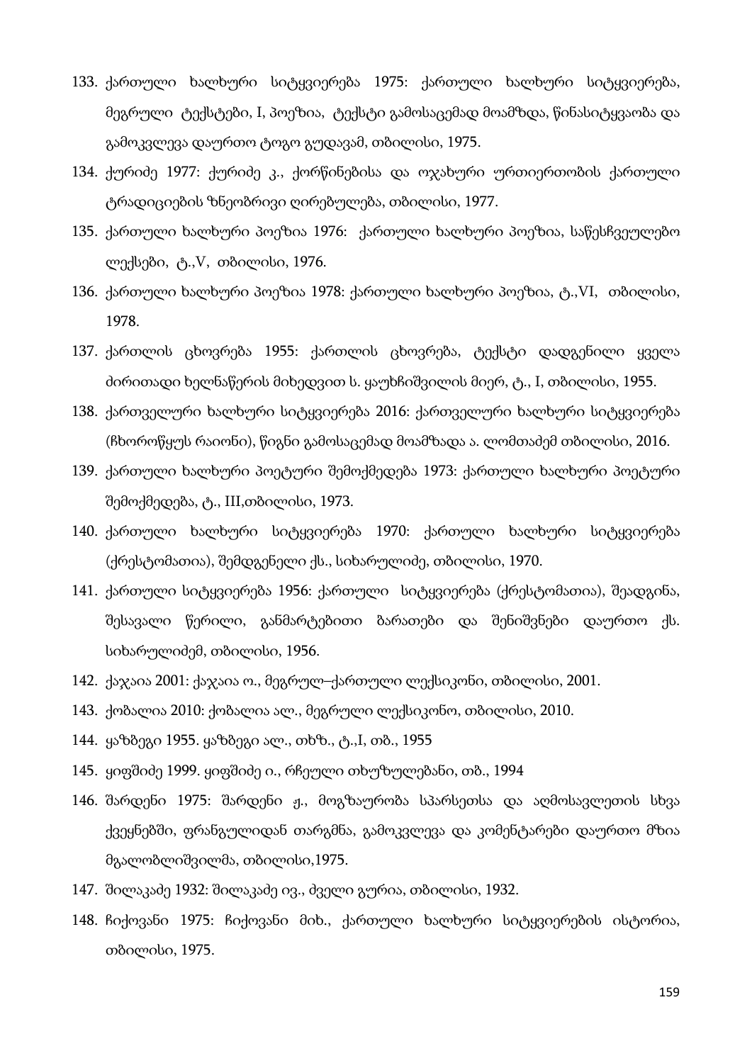133. ქართული ხალხური სიტყვიერება 1975: ქართული ხალხური სიტყვიერება, მეგრული ტექსტები, I, პოეზია, ტექსტი გამოსაცემად მოამზდა, წინასიტყვაობა და გამოკვლევა დაურთო ტოგო გუდავამ, თბილისი, 1975.
134. ქურიძე 1977: ქურიძე კ., ქორწინებისა და ოჯახური ურთიერთობის ქართული ტრადიციების ზნეობრივი ღირებულება, თბილისი, 1977.
135. ქართული ხალხური პოეზია 1976: ქართული ხალხური პოეზია, საწესჩვეულებო ლექსები, ტ.,V, თბილისი, 1976.
136. ქართული ხალხური პოეზია 1978: ქართული ხალხური პოეზია, ტ.,VI, თბილისი, 1978.
137. ქართლის ცხოვრება 1955: ქართლის ცხოვრება, ტექსტი დადგენილი ყველა ძირითადი ხელნაწერის მიხედვით ს. ყაუხჩიშვილის მიერ, ტ., I, თბილისი, 1955.
138. ქართველური ხალხური სიტყვიერება 2016: ქართველური ხალხური სიტყვიერება (ჩხოროწყუს რაიონი), წიგნი გამოსაცემად მოამზადა ა. ლომთაძემ თბილისი, 2016.
139. ქართული ხალხური პოეტური შემოქმედება 1973: ქართული ხალხური პოეტური შემოქმედება, ტ., III,თბილისი, 1973.
140. ქართული ხალხური სიტყვიერება 1970: ქართული ხალხური სიტყვიერება (ქრესტომათია), შემდგენელი ქს., სიხარულიძე, თბილისი, 1970.
141. ქართული სიტყვიერება 1956: ქართული სიტყვიერება (ქრესტომათია), შეადგინა, შესავალი წერილი, განმარტებითი ბარათები და შენიშვნები დაურთო ქს. სიხარულიძემ, თბილისი, 1956.
142. ქაჯაია 2001: ქაჯაია ო., მეგრულ–ქართული ლექსიკონი, თბილისი, 2001.
143. ქობალია 2010: ქობალია ალ., მეგრული ლექსიკონო, თბილისი, 2010.
144. ყაზბეგი 1955. ყაზბეგი ალ., თხზ., ტ.,I, თბ., 1955
145. ყიფშიძე 1999. ყიფშიძე ი., რჩეული თხუზულებანი, თბ., 1994
146. შარდენი 1975: შარდენი ჟ., მოგზაურობა სპარსეთსა და აღმოსავლეთის სხვა ქვეყნებში, ფრანგულიდან თარგმნა, გამოკვლევა და კომენტარები დაურთო მზია მგალობლიშვილმა, თბილისი,1975.
147. შილაკაძე 1932: შილაკაძე ივ., ძველი გურია, თბილისი, 1932.
148. ჩიქოვანი 1975: ჩიქოვანი მიხ., ქართული ხალხური სიტყვიერების ისტორია, თბილისი, 1975.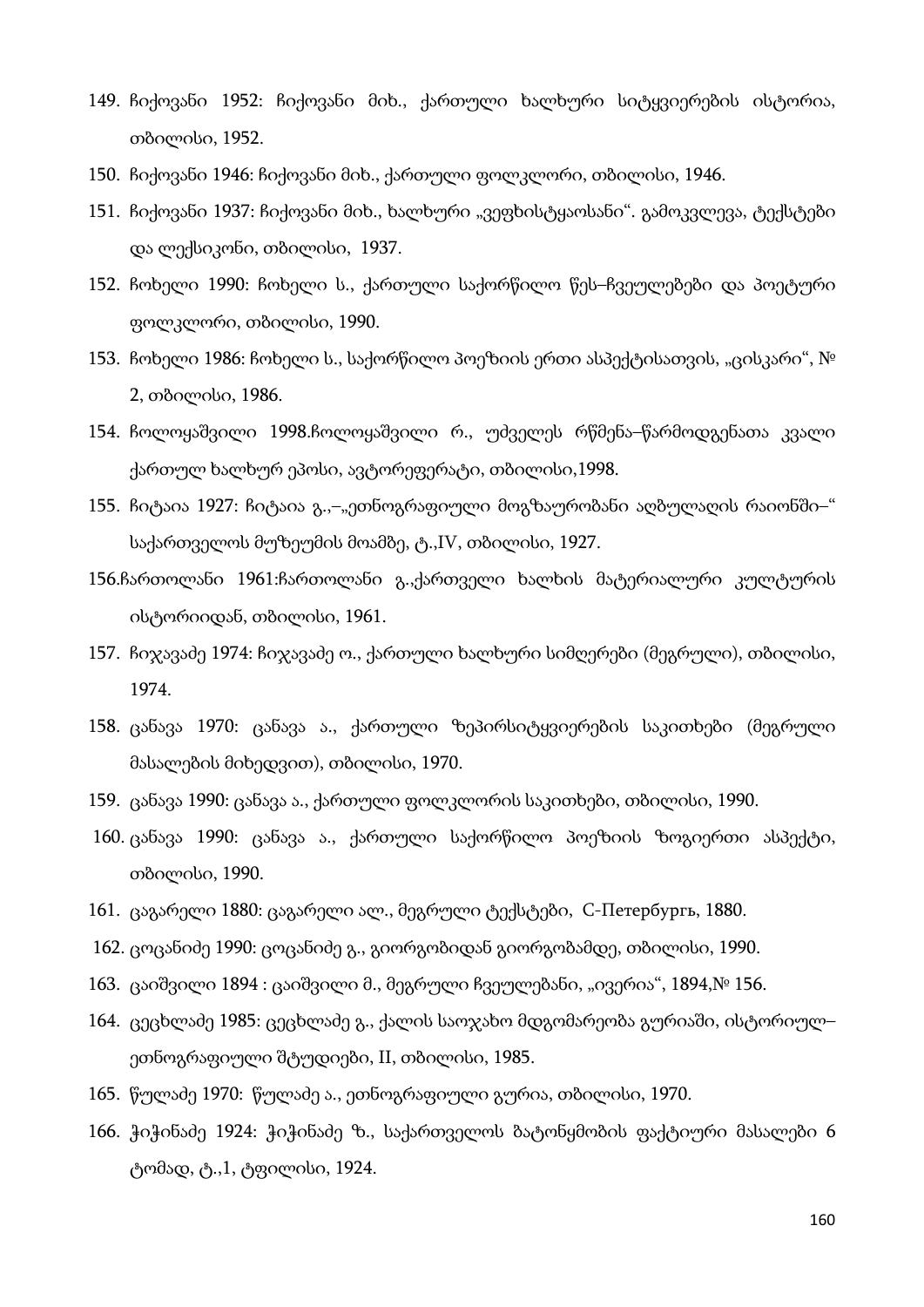149. ჩიქოვანი 1952: ჩიქოვანი მიხ., ქართული ხალხური სიტყვიერების ისტორია, თბილისი, 1952.
150. ჩიქოვანი 1946: ჩიქოვანი მიხ., ქართული ფოლკლორი, თბილისი, 1946.
151. ჩიქოვანი 1937: ჩიქოვანი მიხ., ხალხური „ვეფხისტყაოსანი“. გამოკვლევა, ტექსტები და ლექსიკონი, თბილისი, 1937.
152. ჩოხელი 1990: ჩოხელი ს., ქართული საქორწილო წეს–ჩვეულებები და პოეტური ფოლკლორი, თბილისი, 1990.
153. ჩოხელი 1986: ჩოხელი ს., საქორწილო პოეზიის ერთი ასპექტისათვის, „ცისკარი“, № 2, თბილისი, 1986.
154. ჩოლოყაშვილი 1998.ჩოლოყაშვილი რ., უძველეს რწმენა–წარმოდგენათა კვალი ქართულ ხალხურ ეპოსი, ავტორეფერატი, თბილისი,1998.
155. ჩიტაია 1927: ჩიტაია გ.,–„ეთნოგრაფიული მოგზაურობანი აღბულაღის რაიონში–“ საქართველოს მუზეუმის მოამბე, ტ.,IV, თბილისი, 1927.
156.ჩართოლანი 1961:ჩართოლანი გ.,ქართველი ხალხის მატერიალური კულტურის ისტორიიდან, თბილისი, 1961.
157. ჩიჯავაძე 1974: ჩიჯავაძე ო., ქართული ხალხური სიმღერები (მეგრული), თბილისი, 1974.
158. ცანავა 1970: ცანავა ა., ქართული ზეპირსიტყვიერების საკითხები (მეგრული მასალების მიხედვით), თბილისი, 1970.
159. ცანავა 1990: ცანავა ა., ქართული ფოლკლორის საკითხები, თბილისი, 1990.
160. ცანავა 1990: ცანავა ა., ქართული საქორწილო პოეზიის ზოგიერთი ასპექტი, თბილისი, 1990.
161. ცაგარელი 1880: ცაგარელი ალ., მეგრული ტექსტები, С-Петербургь, 1880.
162. ცოცანიძე 1990: ცოცანიძე გ., გიორგობიდან გიორგობამდე, თბილისი, 1990.
163. ცაიშვილი 1894 : ცაიშვილი მ., მეგრული ჩვეულებანი, „ივერია“, 1894,№ 156.
164. ცეცხლაძე 1985: ცეცხლაძე გ., ქალის საოჯახო მდგომარეობა გურიაში, ისტორიულ–ეთნოგრაფიული შტუდიები, II, თბილისი, 1985.
165. წულაძე 1970: წულაძე ა., ეთნოგრაფიული გურია, თბილისი, 1970.
166. ჭიჭინაძე 1924: ჭიჭინაძე ზ., საქართველოს ბატონყმობის ფაქტიური მასალები 6 ტომად, ტ.,1, ტფილისი, 1924.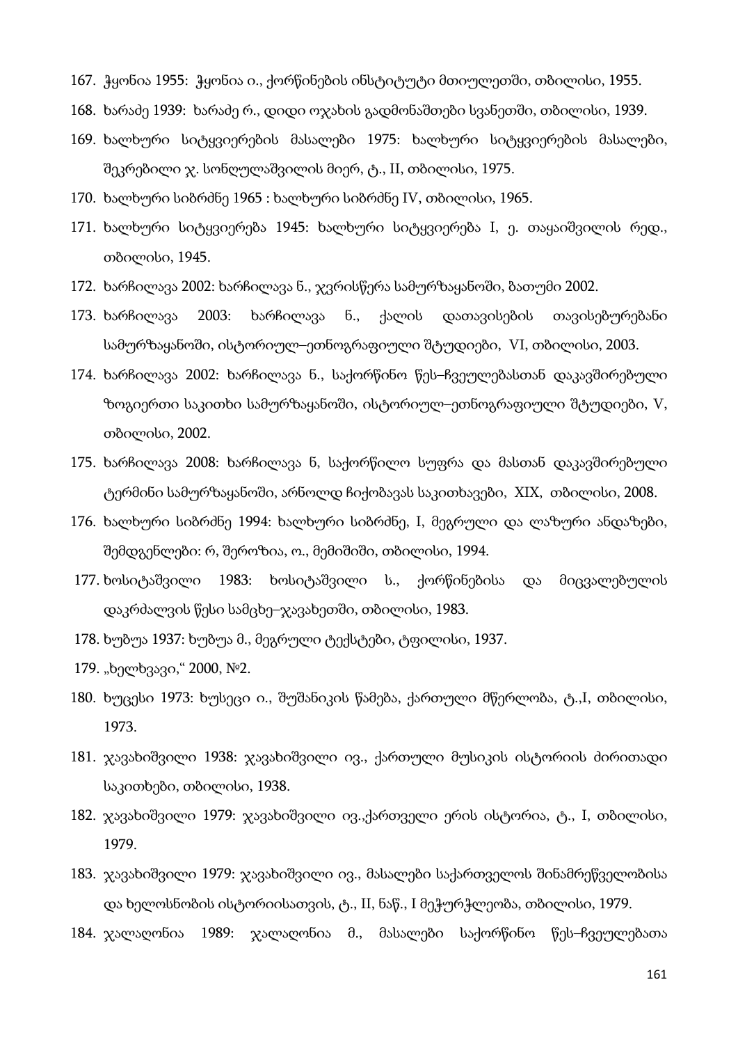167. ჭყონია 1955: ჭყონია ი., ქორწინების ინსტიტუტი მთიულეთში, თბილისი, 1955.
168. ხარაძე 1939: ხარაძე რ., დიდი ოჯახის გადმონაშთები სვანეთში, თბილისი, 1939.
169. ხალხური სიტყვიერების მასალები 1975: ხალხური სიტყვიერების მასალები, შეკრებილი ჯ. სონღულაშვილის მიერ, ტ., II, თბილისი, 1975.
170. ხალხური სიბრძნე 1965 : ხალხური სიბრძნე IV, თბილისი, 1965.
171. ხალხური სიტყვიერება 1945: ხალხური სიტყვიერება I, ე. თაყაიშვილის რედ., თბილისი, 1945.
172. ხარჩილავა 2002: ხარჩილავა ნ., ჯვრისწერა სამურზაყანოში, ბათუმი 2002.
173. ხარჩილავა 2003: ხარჩილავა ნ., ქალის დათავისების თავისებურებანი სამურზაყანოში, ისტორიულ–ეთნოგრაფიული შტუდიები, VI, თბილისი, 2003.
174. ხარჩილავა 2002: ხარჩილავა ნ., საქორწინო წეს–ჩვეულებასთან დაკავშირებული ზოგიერთი საკითხი სამურზაყანოში, ისტორიულ–ეთნოგრაფიული შტუდიები, V, თბილისი, 2002.
175. ხარჩილავა 2008: ხარჩილავა ნ, საქორწილო სუფრა და მასთან დაკავშირებული ტერმინი სამურზაყანოში, არნოლდ ჩიქობავას საკითხავები, XIX, თბილისი, 2008.
176. ხალხური სიბრძნე 1994: ხალხური სიბრძნე, I, მეგრული და ლაზური ანდაზები, შემდგენლები: რ, შეროზია, ო., მემიშიში, თბილისი, 1994.
177. ხოსიტაშვილი 1983: ხოსიტაშვილი ს., ქორწინებისა და მიცვალებულის დაკრძალვის წესი სამცხე–ჯავახეთში, თბილისი, 1983.
178. ხუბუა 1937: ხუბუა მ., მეგრული ტექსტები, ტფილისი, 1937.
179. „ხელხვავი," 2000, №2.
180. ხუცესი 1973: ხუსეცი ი., შუშანიკის წამება, ქართული მწერლობა, ტ.,I, თბილისი, 1973.
181. ჯავახიშვილი 1938: ჯავახიშვილი ივ., ქართული მუსიკის ისტორიის ძირითადი საკითხები, თბილისი, 1938.
182. ჯავახიშვილი 1979: ჯავახიშვილი ივ.,ქართველი ერის ისტორია, ტ., I, თბილისი, 1979.
183. ჯავახიშვილი 1979: ჯავახიშვილი ივ., მასალები საქართველოს შინამრეწველობისა და ხელოსნობის ისტორიისათვის, ტ., II, ნაწ., I მეჭურჭლეობა, თბილისი, 1979.
184. ჯალაღონია 1989: ჯალაღონია მ., მასალები საქორწინო წეს–ჩვეულებათა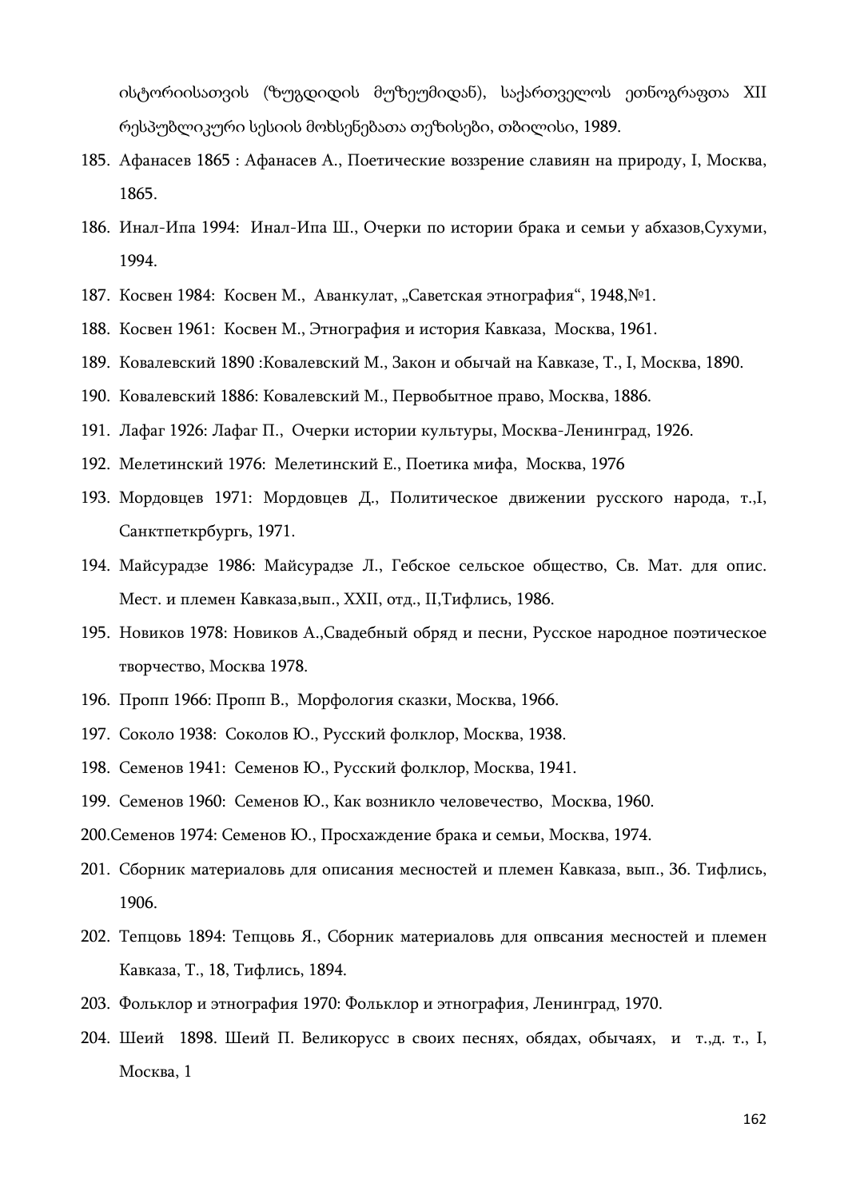ისტორიისათვის (ზუგდიდის მუზეუმიდან), საქართველოს ეთნოგრაფთა XII რესპუბლიკური სესიის მოხსენებათა თეზისები, თბილისი, 1989.

185. Афанасев 1865 : Афанасев А., Поэтические воззрение славиян на природу, I, Москва, 1865.
186. Инал-Ипа 1994:  Инал-Ипа Ш., Очерки по истории брака и семьи у абхазов,Сухуми, 1994.
187. Косвен 1984:  Косвен М.,  Аванкулат, „Саветская этнография“, 1948,№1.
188. Косвен 1961:  Косвен М., Этнография и история Кавказа,  Москва, 1961.
189. Ковалевский 1890 :Ковалевский М., Закон и обычай на Кавказе, Т., I, Москва, 1890.
190. Ковалевский 1886: Ковалевский М., Первобытное право, Москва, 1886.
191. Лафаг 1926: Лафаг П.,  Очерки истории культуры, Москва-Ленинград, 1926.
192. Мелетинский 1976:  Мелетинский Е., Поэтика мифа,  Москва, 1976
193. Мордовцев 1971: Мордовцев Д., Политическое движении русского народа, т.,I, Санктпеткрбургь, 1971.
194. Майсурадзе 1986: Майсурадзе Л., Гебское сельское общество, Св. Мат. для опис. Мест. и племен Кавказа,вып., XXII, отд., II,Тифлись, 1986.
195. Новиков 1978: Новиков А.,Свадебный обряд и песни, Русское народное поэтическое творчество, Москва 1978.
196. Пропп 1966: Пропп В.,  Морфология сказки, Москва, 1966.
197. Соколо 1938:  Соколов Ю., Русский фолклор, Москва, 1938.
198. Семенов 1941:  Семенов Ю., Русский фолклор, Москва, 1941.
199. Семенов 1960:  Семенов Ю., Как возникло человечество,  Москва, 1960.
200. Семенов 1974: Семенов Ю., Просхаждение брака и семьи, Москва, 1974.
201. Сборник материаловь для описания месностей и племен Кавказа, вып., 36. Тифлись, 1906.
202. Тепцовь 1894: Тепцовь Я., Сборник материаловь для опвсания месностей и племен Кавказа, Т., 18, Тифлись, 1894.
203. Фольклор и этнография 1970: Фольклор и этнография, Ленинград, 1970.
204. Шеий  1898. Шеий П. Великорусс в своих песнях, обядах, обычаях,  и  т.,д. т., I, Москва, 1